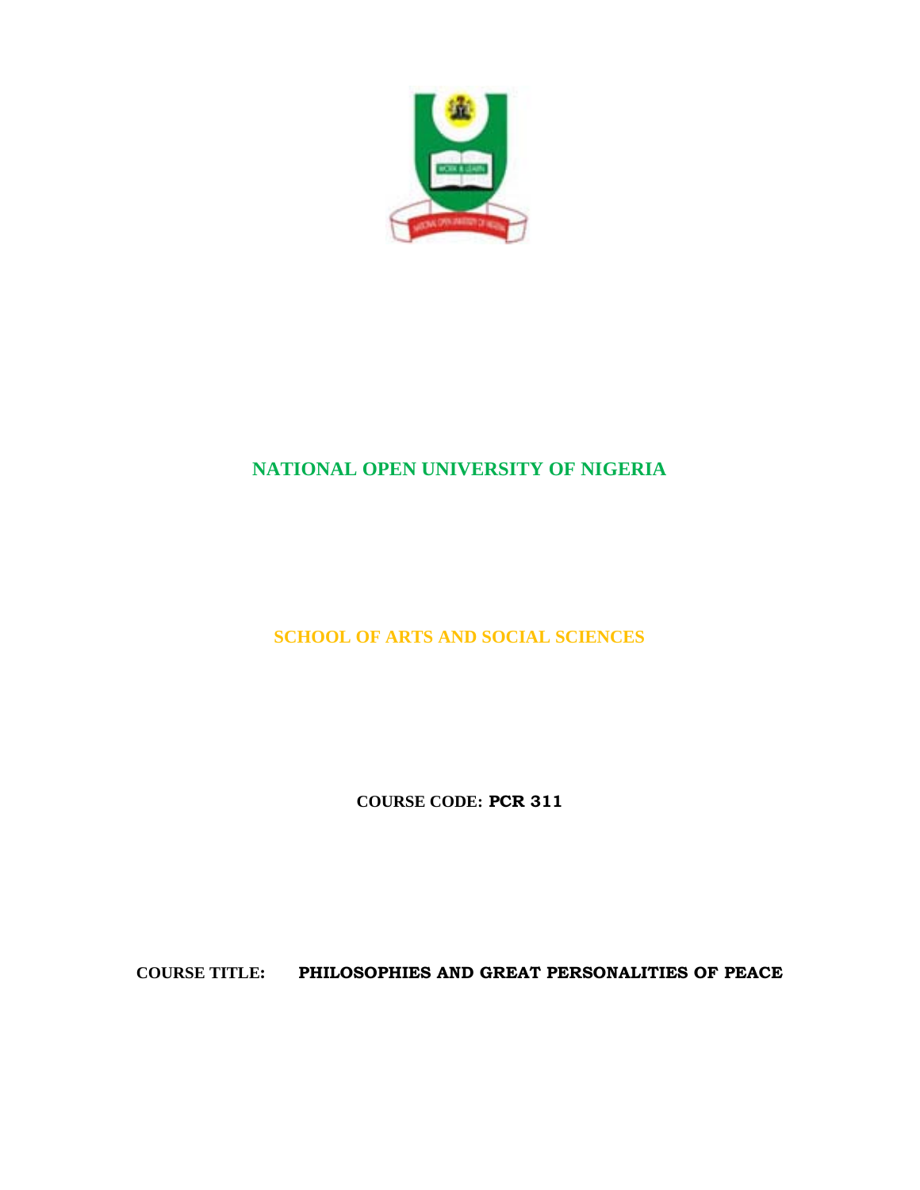# NATIONAL OPEN UNIVERSITY OF NIGERIA

## SCHOOL OF ARTS AND SOCIAL SCIENCES

**COURSE CODE: PCR 311**

**COURSE TITLE: PHILOSOPHIES AND GREAT PERSONALITIES OF PEACE**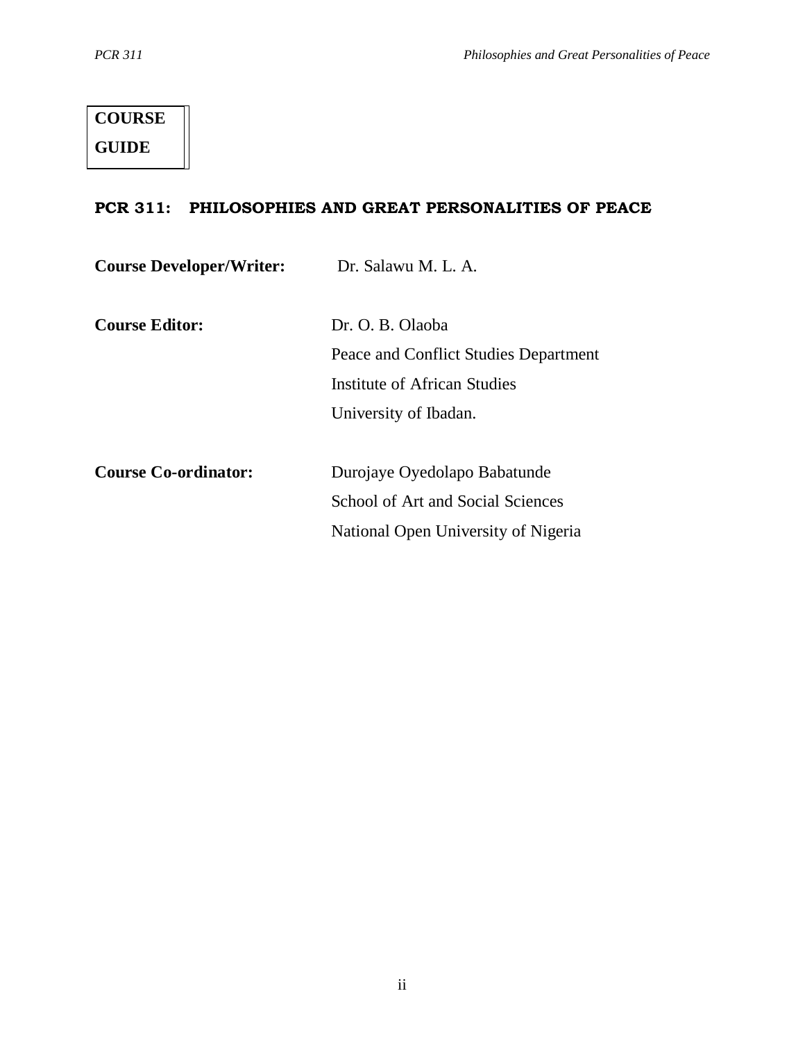**COURSE GUIDE**

## PCR 311: PHILOSOPHIES AND GREAT PERSONALITIES OF PEACE

**Course Developer/Writer:** Dr. Salawu M. L. A.

**Course Editor:** Dr. O. B. Olaoba
Peace and Conflict Studies Department
Institute of African Studies
University of Ibadan.

**Course Co-ordinator:** Durojaye Oyedolapo Babatunde
School of Art and Social Sciences
National Open University of Nigeria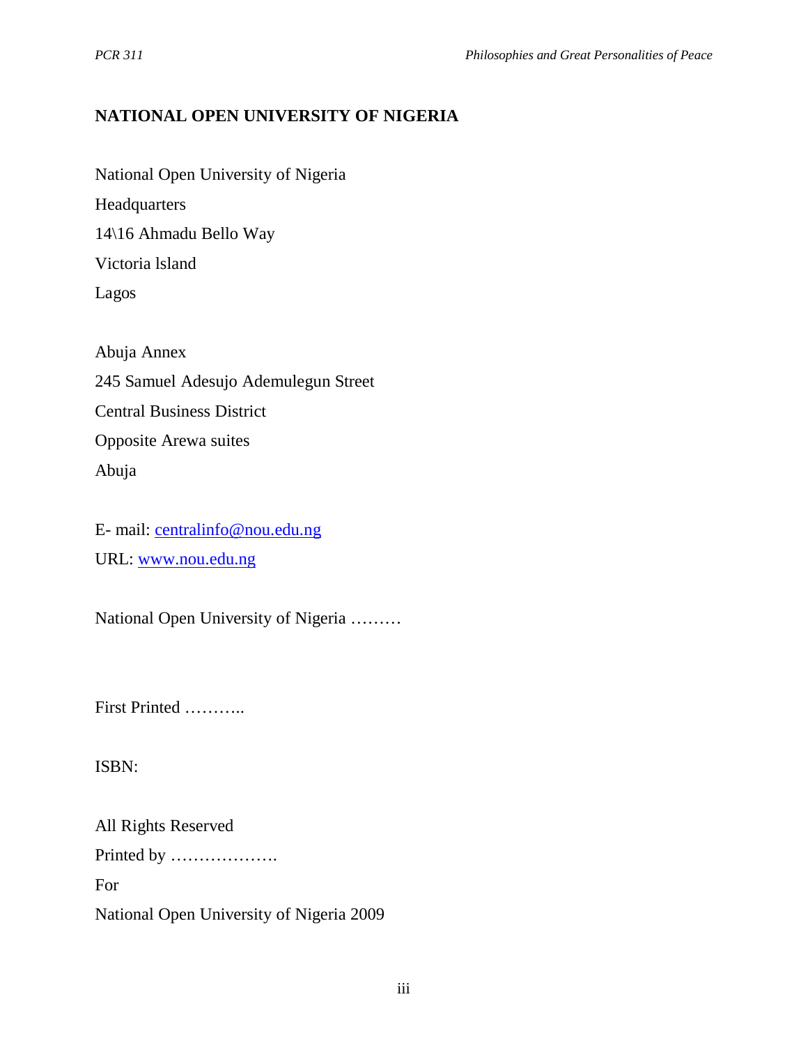**NATIONAL OPEN UNIVERSITY OF NIGERIA**

National Open University of Nigeria
Headquarters
14\16 Ahmadu Bello Way
Victoria lsland
Lagos

Abuja Annex
245 Samuel Adesujo Ademulegun Street
Central Business District
Opposite Arewa suites
Abuja

E- mail: centralinfo@nou.edu.ng
URL: www.nou.edu.ng

National Open University of Nigeria ………

First Printed ………..

ISBN:

All Rights Reserved
Printed by ……………….
For
National Open University of Nigeria 2009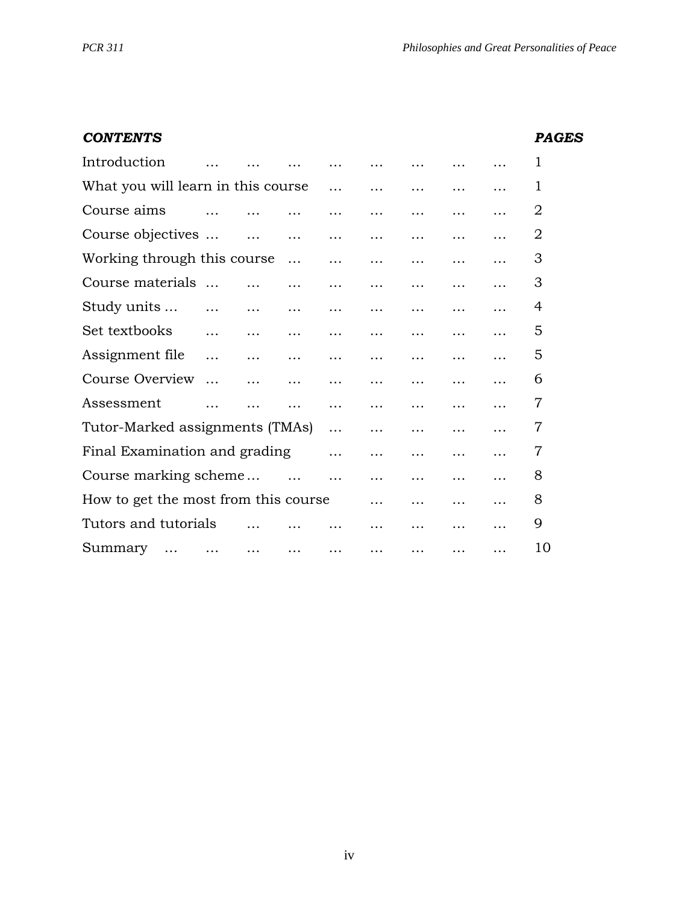| ***CONTENTS*** | ***PAGES*** |
|---|---|
| Introduction | 1 |
| What you will learn in this course | 1 |
| Course aims | 2 |
| Course objectives | 2 |
| Working through this course | 3 |
| Course materials | 3 |
| Study units | 4 |
| Set textbooks | 5 |
| Assignment file | 5 |
| Course Overview | 6 |
| Assessment | 7 |
| Tutor-Marked assignments (TMAs) | 7 |
| Final Examination and grading | 7 |
| Course marking scheme | 8 |
| How to get the most from this course | 8 |
| Tutors and tutorials | 9 |
| Summary | 10 |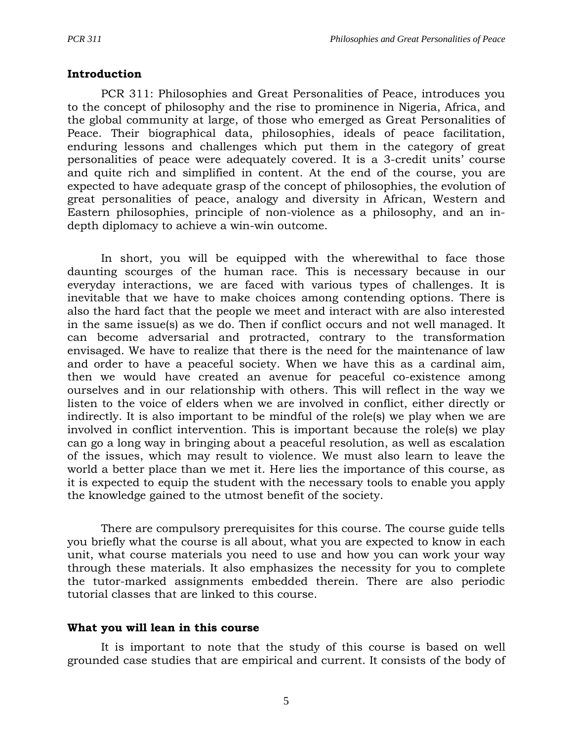## Introduction

PCR 311: Philosophies and Great Personalities of Peace, introduces you to the concept of philosophy and the rise to prominence in Nigeria, Africa, and the global community at large, of those who emerged as Great Personalities of Peace. Their biographical data, philosophies, ideals of peace facilitation, enduring lessons and challenges which put them in the category of great personalities of peace were adequately covered. It is a 3-credit units' course and quite rich and simplified in content. At the end of the course, you are expected to have adequate grasp of the concept of philosophies, the evolution of great personalities of peace, analogy and diversity in African, Western and Eastern philosophies, principle of non-violence as a philosophy, and an in-depth diplomacy to achieve a win-win outcome.

In short, you will be equipped with the wherewithal to face those daunting scourges of the human race. This is necessary because in our everyday interactions, we are faced with various types of challenges. It is inevitable that we have to make choices among contending options. There is also the hard fact that the people we meet and interact with are also interested in the same issue(s) as we do. Then if conflict occurs and not well managed. It can become adversarial and protracted, contrary to the transformation envisaged. We have to realize that there is the need for the maintenance of law and order to have a peaceful society. When we have this as a cardinal aim, then we would have created an avenue for peaceful co-existence among ourselves and in our relationship with others. This will reflect in the way we listen to the voice of elders when we are involved in conflict, either directly or indirectly. It is also important to be mindful of the role(s) we play when we are involved in conflict intervention. This is important because the role(s) we play can go a long way in bringing about a peaceful resolution, as well as escalation of the issues, which may result to violence. We must also learn to leave the world a better place than we met it. Here lies the importance of this course, as it is expected to equip the student with the necessary tools to enable you apply the knowledge gained to the utmost benefit of the society.

There are compulsory prerequisites for this course. The course guide tells you briefly what the course is all about, what you are expected to know in each unit, what course materials you need to use and how you can work your way through these materials. It also emphasizes the necessity for you to complete the tutor-marked assignments embedded therein. There are also periodic tutorial classes that are linked to this course.

## What you will lean in this course

It is important to note that the study of this course is based on well grounded case studies that are empirical and current. It consists of the body of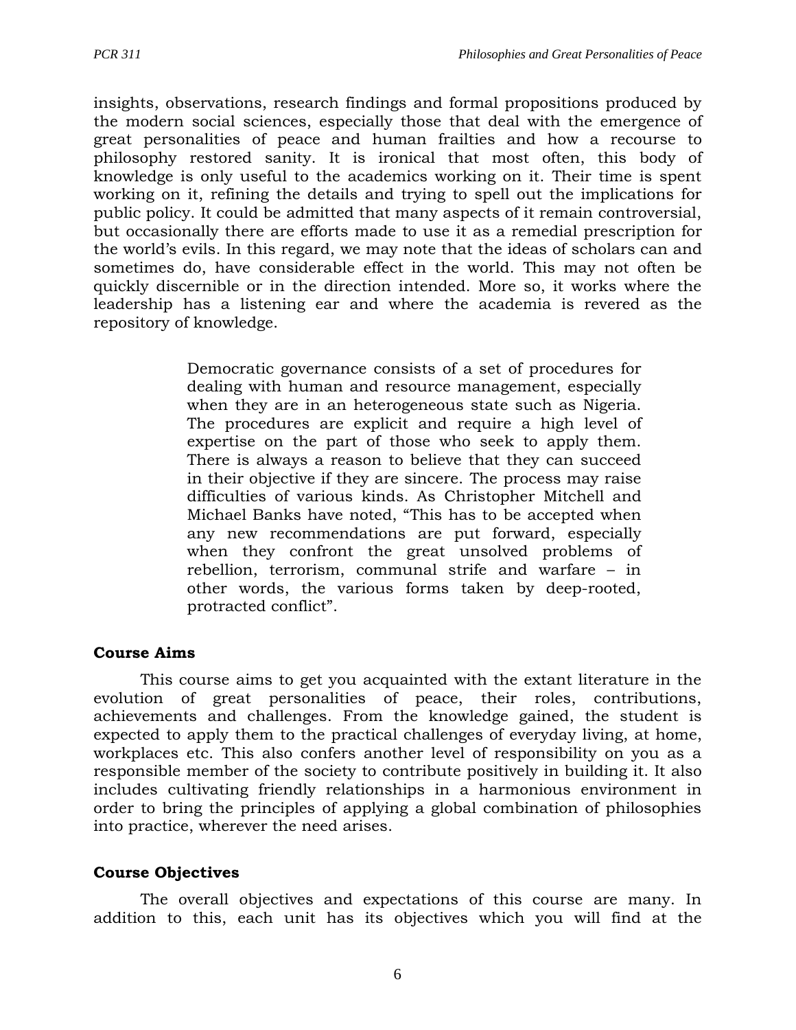insights, observations, research findings and formal propositions produced by the modern social sciences, especially those that deal with the emergence of great personalities of peace and human frailties and how a recourse to philosophy restored sanity. It is ironical that most often, this body of knowledge is only useful to the academics working on it. Their time is spent working on it, refining the details and trying to spell out the implications for public policy. It could be admitted that many aspects of it remain controversial, but occasionally there are efforts made to use it as a remedial prescription for the world's evils. In this regard, we may note that the ideas of scholars can and sometimes do, have considerable effect in the world. This may not often be quickly discernible or in the direction intended. More so, it works where the leadership has a listening ear and where the academia is revered as the repository of knowledge.

> Democratic governance consists of a set of procedures for dealing with human and resource management, especially when they are in an heterogeneous state such as Nigeria. The procedures are explicit and require a high level of expertise on the part of those who seek to apply them. There is always a reason to believe that they can succeed in their objective if they are sincere. The process may raise difficulties of various kinds. As Christopher Mitchell and Michael Banks have noted, "This has to be accepted when any new recommendations are put forward, especially when they confront the great unsolved problems of rebellion, terrorism, communal strife and warfare – in other words, the various forms taken by deep-rooted, protracted conflict".

**Course Aims**

This course aims to get you acquainted with the extant literature in the evolution of great personalities of peace, their roles, contributions, achievements and challenges. From the knowledge gained, the student is expected to apply them to the practical challenges of everyday living, at home, workplaces etc. This also confers another level of responsibility on you as a responsible member of the society to contribute positively in building it. It also includes cultivating friendly relationships in a harmonious environment in order to bring the principles of applying a global combination of philosophies into practice, wherever the need arises.

**Course Objectives**

The overall objectives and expectations of this course are many. In addition to this, each unit has its objectives which you will find at the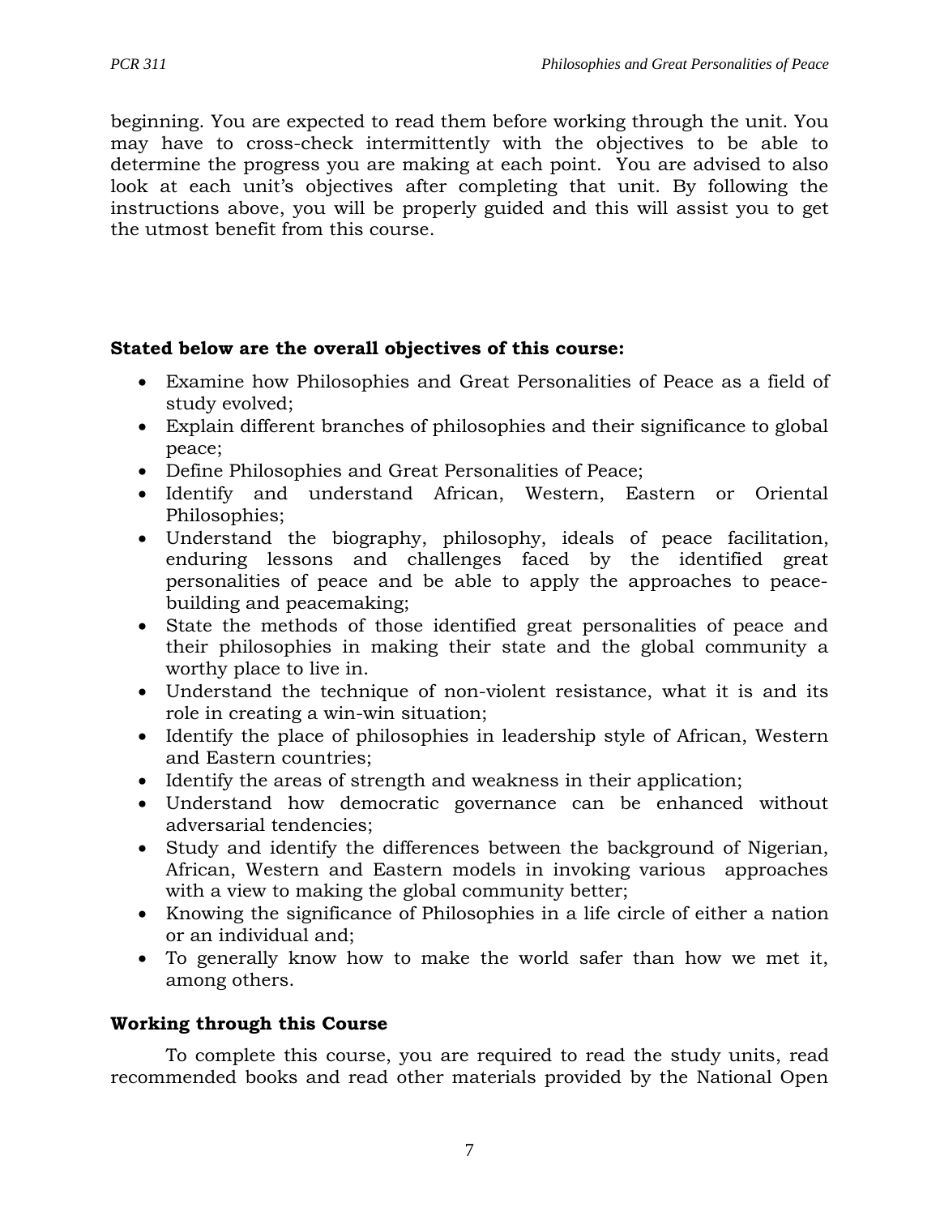beginning. You are expected to read them before working through the unit. You may have to cross-check intermittently with the objectives to be able to determine the progress you are making at each point. You are advised to also look at each unit's objectives after completing that unit. By following the instructions above, you will be properly guided and this will assist you to get the utmost benefit from this course.

**Stated below are the overall objectives of this course:**

- Examine how Philosophies and Great Personalities of Peace as a field of study evolved;
- Explain different branches of philosophies and their significance to global peace;
- Define Philosophies and Great Personalities of Peace;
- Identify and understand African, Western, Eastern or Oriental Philosophies;
- Understand the biography, philosophy, ideals of peace facilitation, enduring lessons and challenges faced by the identified great personalities of peace and be able to apply the approaches to peace-building and peacemaking;
- State the methods of those identified great personalities of peace and their philosophies in making their state and the global community a worthy place to live in.
- Understand the technique of non-violent resistance, what it is and its role in creating a win-win situation;
- Identify the place of philosophies in leadership style of African, Western and Eastern countries;
- Identify the areas of strength and weakness in their application;
- Understand how democratic governance can be enhanced without adversarial tendencies;
- Study and identify the differences between the background of Nigerian, African, Western and Eastern models in invoking various approaches with a view to making the global community better;
- Knowing the significance of Philosophies in a life circle of either a nation or an individual and;
- To generally know how to make the world safer than how we met it, among others.

## Working through this Course

To complete this course, you are required to read the study units, read recommended books and read other materials provided by the National Open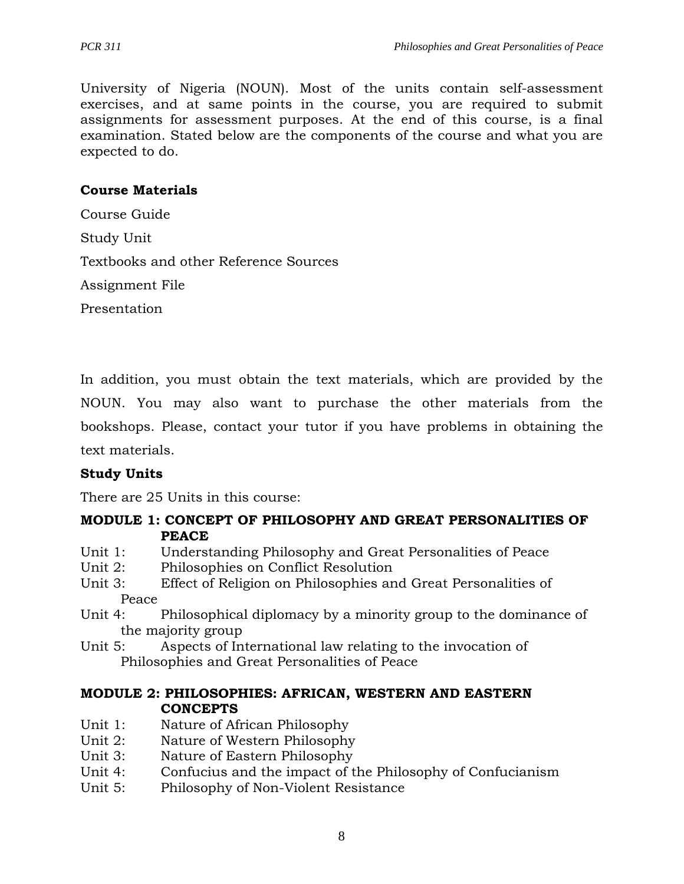University of Nigeria (NOUN). Most of the units contain self-assessment exercises, and at same points in the course, you are required to submit assignments for assessment purposes. At the end of this course, is a final examination. Stated below are the components of the course and what you are expected to do.

**Course Materials**

Course Guide

Study Unit

Textbooks and other Reference Sources

Assignment File

Presentation

In addition, you must obtain the text materials, which are provided by the NOUN. You may also want to purchase the other materials from the bookshops. Please, contact your tutor if you have problems in obtaining the text materials.

**Study Units**

There are 25 Units in this course:

**MODULE 1: CONCEPT OF PHILOSOPHY AND GREAT PERSONALITIES OF PEACE**

Unit 1: Understanding Philosophy and Great Personalities of Peace
Unit 2: Philosophies on Conflict Resolution
Unit 3: Effect of Religion on Philosophies and Great Personalities of Peace
Unit 4: Philosophical diplomacy by a minority group to the dominance of the majority group
Unit 5: Aspects of International law relating to the invocation of Philosophies and Great Personalities of Peace

**MODULE 2: PHILOSOPHIES: AFRICAN, WESTERN AND EASTERN CONCEPTS**

Unit 1: Nature of African Philosophy
Unit 2: Nature of Western Philosophy
Unit 3: Nature of Eastern Philosophy
Unit 4: Confucius and the impact of the Philosophy of Confucianism
Unit 5: Philosophy of Non-Violent Resistance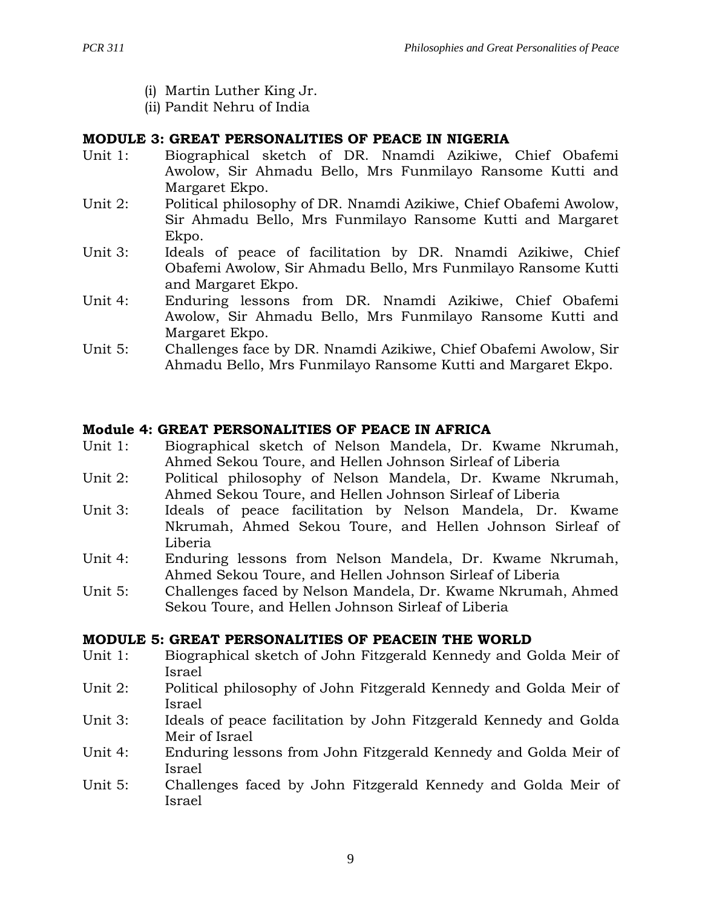(i) Martin Luther King Jr.
(ii) Pandit Nehru of India

**MODULE 3: GREAT PERSONALITIES OF PEACE IN NIGERIA**

Unit 1: Biographical sketch of DR. Nnamdi Azikiwe, Chief Obafemi Awolow, Sir Ahmadu Bello, Mrs Funmilayo Ransome Kutti and Margaret Ekpo.

Unit 2: Political philosophy of DR. Nnamdi Azikiwe, Chief Obafemi Awolow, Sir Ahmadu Bello, Mrs Funmilayo Ransome Kutti and Margaret Ekpo.

Unit 3: Ideals of peace of facilitation by DR. Nnamdi Azikiwe, Chief Obafemi Awolow, Sir Ahmadu Bello, Mrs Funmilayo Ransome Kutti and Margaret Ekpo.

Unit 4: Enduring lessons from DR. Nnamdi Azikiwe, Chief Obafemi Awolow, Sir Ahmadu Bello, Mrs Funmilayo Ransome Kutti and Margaret Ekpo.

Unit 5: Challenges face by DR. Nnamdi Azikiwe, Chief Obafemi Awolow, Sir Ahmadu Bello, Mrs Funmilayo Ransome Kutti and Margaret Ekpo.

**Module 4: GREAT PERSONALITIES OF PEACE IN AFRICA**

Unit 1: Biographical sketch of Nelson Mandela, Dr. Kwame Nkrumah, Ahmed Sekou Toure, and Hellen Johnson Sirleaf of Liberia

Unit 2: Political philosophy of Nelson Mandela, Dr. Kwame Nkrumah, Ahmed Sekou Toure, and Hellen Johnson Sirleaf of Liberia

Unit 3: Ideals of peace facilitation by Nelson Mandela, Dr. Kwame Nkrumah, Ahmed Sekou Toure, and Hellen Johnson Sirleaf of Liberia

Unit 4: Enduring lessons from Nelson Mandela, Dr. Kwame Nkrumah, Ahmed Sekou Toure, and Hellen Johnson Sirleaf of Liberia

Unit 5: Challenges faced by Nelson Mandela, Dr. Kwame Nkrumah, Ahmed Sekou Toure, and Hellen Johnson Sirleaf of Liberia

**MODULE 5: GREAT PERSONALITIES OF PEACEIN THE WORLD**

Unit 1: Biographical sketch of John Fitzgerald Kennedy and Golda Meir of Israel

Unit 2: Political philosophy of John Fitzgerald Kennedy and Golda Meir of Israel

Unit 3: Ideals of peace facilitation by John Fitzgerald Kennedy and Golda Meir of Israel

Unit 4: Enduring lessons from John Fitzgerald Kennedy and Golda Meir of Israel

Unit 5: Challenges faced by John Fitzgerald Kennedy and Golda Meir of Israel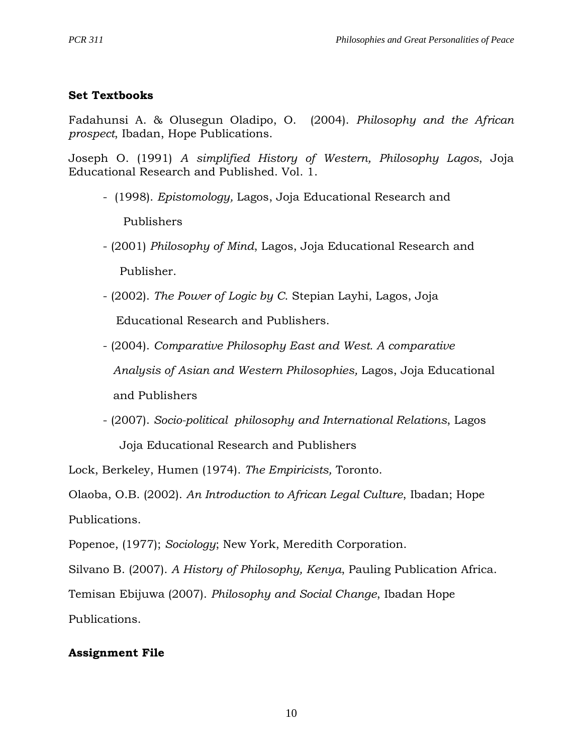**Set Textbooks**

Fadahunsi A. & Olusegun Oladipo, O. (2004). *Philosophy and the African prospect*, Ibadan, Hope Publications.

Joseph O. (1991) *A simplified History of Western, Philosophy Lagos*, Joja Educational Research and Published. Vol. 1.

- (1998). *Epistomology,* Lagos, Joja Educational Research and Publishers
- (2001) *Philosophy of Mind*, Lagos, Joja Educational Research and Publisher.
- (2002). *The Power of Logic by C.* Stepian Layhi, Lagos, Joja Educational Research and Publishers.
- (2004). *Comparative Philosophy East and West. A comparative Analysis of Asian and Western Philosophies,* Lagos, Joja Educational and Publishers
- (2007). *Socio-political philosophy and International Relations*, Lagos Joja Educational Research and Publishers

Lock, Berkeley, Humen (1974). *The Empiricists,* Toronto.

Olaoba, O.B. (2002). *An Introduction to African Legal Culture*, Ibadan; Hope Publications.

Popenoe, (1977); *Sociology*; New York, Meredith Corporation.

Silvano B. (2007). *A History of Philosophy, Kenya*, Pauling Publication Africa.

Temisan Ebijuwa (2007). *Philosophy and Social Change*, Ibadan Hope Publications.

**Assignment File**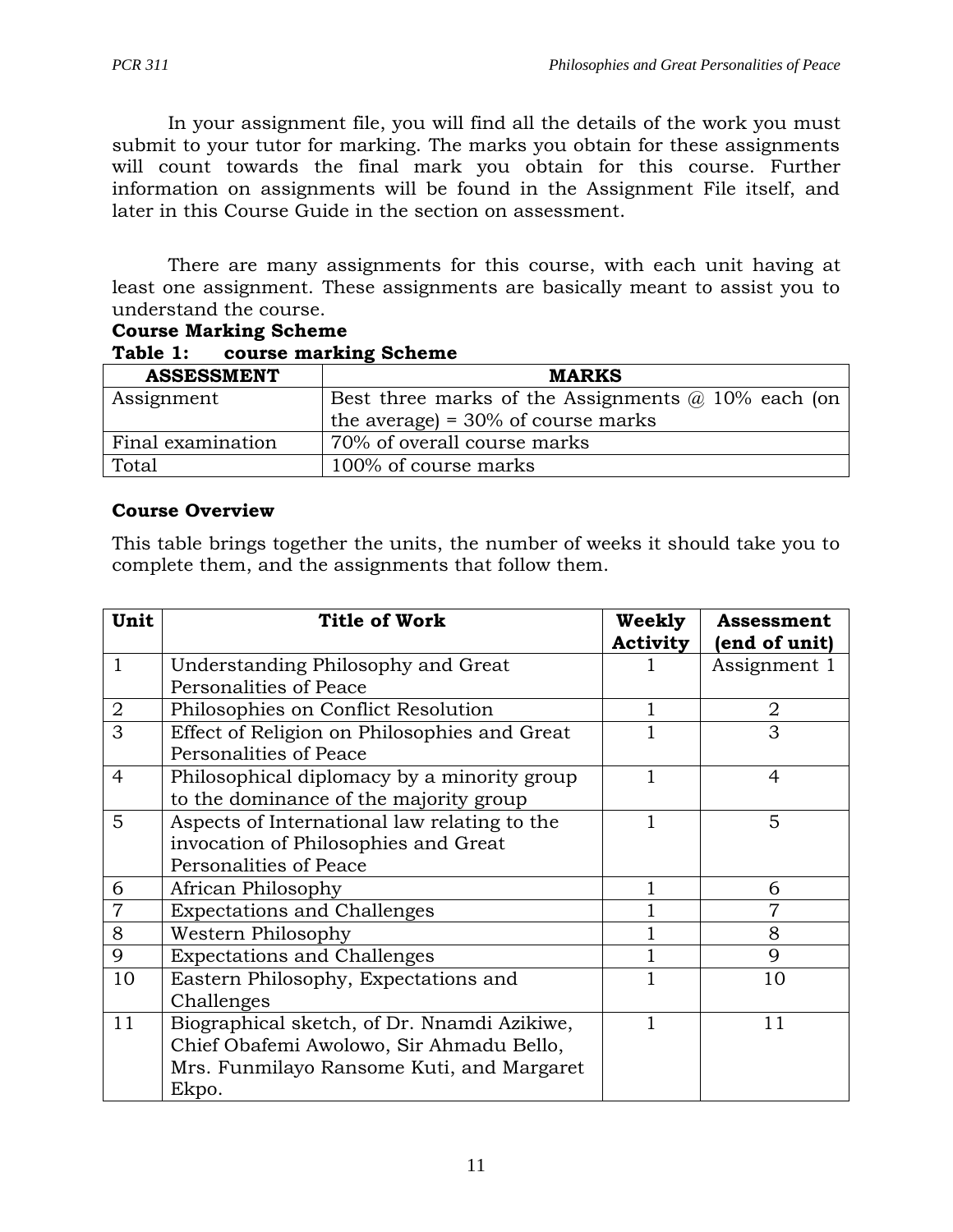In your assignment file, you will find all the details of the work you must submit to your tutor for marking. The marks you obtain for these assignments will count towards the final mark you obtain for this course. Further information on assignments will be found in the Assignment File itself, and later in this Course Guide in the section on assessment.

There are many assignments for this course, with each unit having at least one assignment. These assignments are basically meant to assist you to understand the course.

**Course Marking Scheme**

**Table 1: course marking Scheme**

| ASSESSMENT | MARKS |
|---|---|
| Assignment | Best three marks of the Assignments @ 10% each (on the average) = 30% of course marks |
| Final examination | 70% of overall course marks |
| Total | 100% of course marks |

**Course Overview**

This table brings together the units, the number of weeks it should take you to complete them, and the assignments that follow them.

| Unit | Title of Work | Weekly Activity | Assessment (end of unit) |
|---|---|---|---|
| 1 | Understanding Philosophy and Great Personalities of Peace | 1 | Assignment 1 |
| 2 | Philosophies on Conflict Resolution | 1 | 2 |
| 3 | Effect of Religion on Philosophies and Great Personalities of Peace | 1 | 3 |
| 4 | Philosophical diplomacy by a minority group to the dominance of the majority group | 1 | 4 |
| 5 | Aspects of International law relating to the invocation of Philosophies and Great Personalities of Peace | 1 | 5 |
| 6 | African Philosophy | 1 | 6 |
| 7 | Expectations and Challenges | 1 | 7 |
| 8 | Western Philosophy | 1 | 8 |
| 9 | Expectations and Challenges | 1 | 9 |
| 10 | Eastern Philosophy, Expectations and Challenges | 1 | 10 |
| 11 | Biographical sketch, of Dr. Nnamdi Azikiwe, Chief Obafemi Awolowo, Sir Ahmadu Bello, Mrs. Funmilayo Ransome Kuti, and Margaret Ekpo. | 1 | 11 |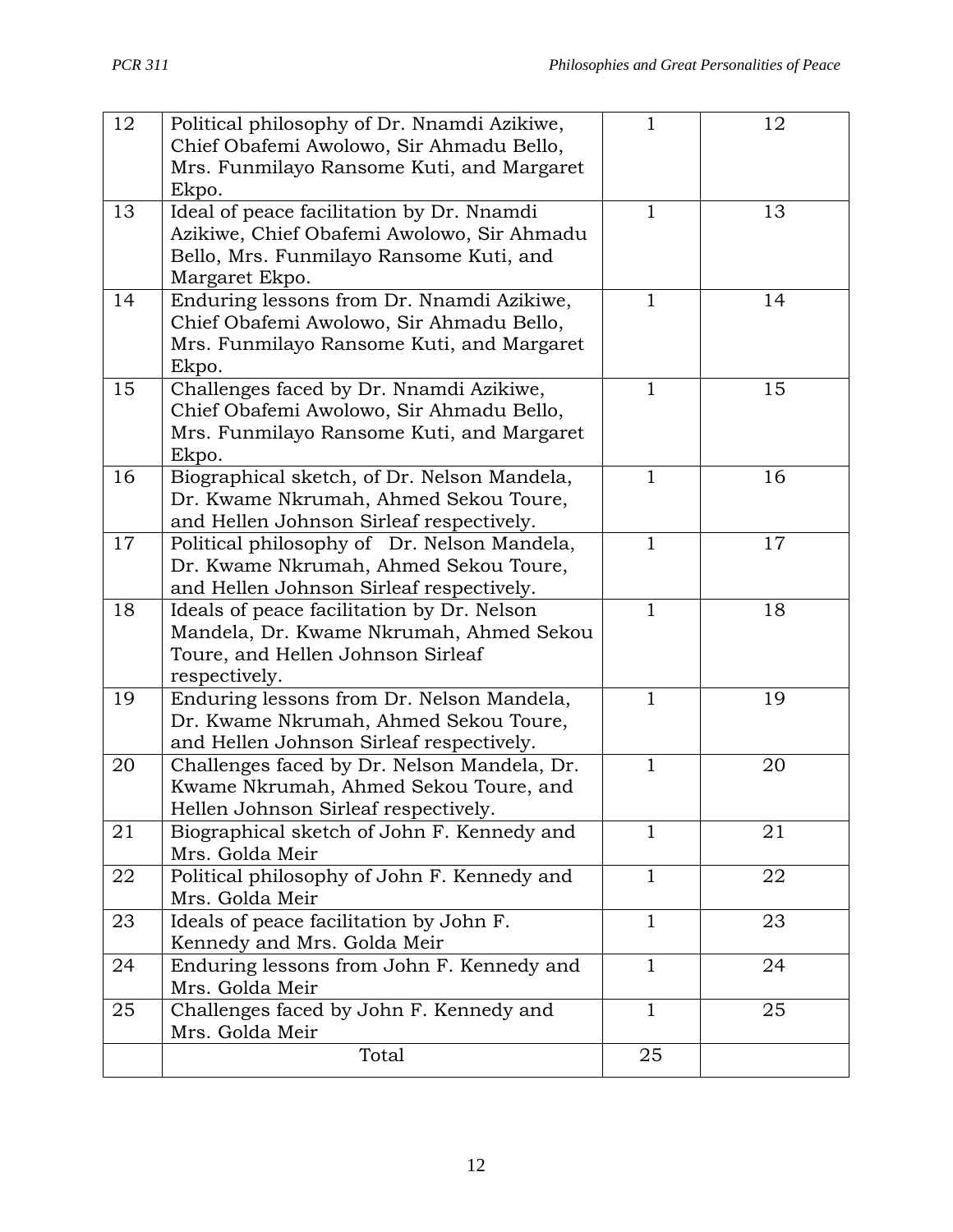| 12 | Political philosophy of Dr. Nnamdi Azikiwe, Chief Obafemi Awolowo, Sir Ahmadu Bello, Mrs. Funmilayo Ransome Kuti, and Margaret Ekpo. | 1 | 12 |
|---|---|---|---|
| 13 | Ideal of peace facilitation by Dr. Nnamdi Azikiwe, Chief Obafemi Awolowo, Sir Ahmadu Bello, Mrs. Funmilayo Ransome Kuti, and Margaret Ekpo. | 1 | 13 |
| 14 | Enduring lessons from Dr. Nnamdi Azikiwe, Chief Obafemi Awolowo, Sir Ahmadu Bello, Mrs. Funmilayo Ransome Kuti, and Margaret Ekpo. | 1 | 14 |
| 15 | Challenges faced by Dr. Nnamdi Azikiwe, Chief Obafemi Awolowo, Sir Ahmadu Bello, Mrs. Funmilayo Ransome Kuti, and Margaret Ekpo. | 1 | 15 |
| 16 | Biographical sketch, of Dr. Nelson Mandela, Dr. Kwame Nkrumah, Ahmed Sekou Toure, and Hellen Johnson Sirleaf respectively. | 1 | 16 |
| 17 | Political philosophy of Dr. Nelson Mandela, Dr. Kwame Nkrumah, Ahmed Sekou Toure, and Hellen Johnson Sirleaf respectively. | 1 | 17 |
| 18 | Ideals of peace facilitation by Dr. Nelson Mandela, Dr. Kwame Nkrumah, Ahmed Sekou Toure, and Hellen Johnson Sirleaf respectively. | 1 | 18 |
| 19 | Enduring lessons from Dr. Nelson Mandela, Dr. Kwame Nkrumah, Ahmed Sekou Toure, and Hellen Johnson Sirleaf respectively. | 1 | 19 |
| 20 | Challenges faced by Dr. Nelson Mandela, Dr. Kwame Nkrumah, Ahmed Sekou Toure, and Hellen Johnson Sirleaf respectively. | 1 | 20 |
| 21 | Biographical sketch of John F. Kennedy and Mrs. Golda Meir | 1 | 21 |
| 22 | Political philosophy of John F. Kennedy and Mrs. Golda Meir | 1 | 22 |
| 23 | Ideals of peace facilitation by John F. Kennedy and Mrs. Golda Meir | 1 | 23 |
| 24 | Enduring lessons from John F. Kennedy and Mrs. Golda Meir | 1 | 24 |
| 25 | Challenges faced by John F. Kennedy and Mrs. Golda Meir | 1 | 25 |
| | Total | 25 | |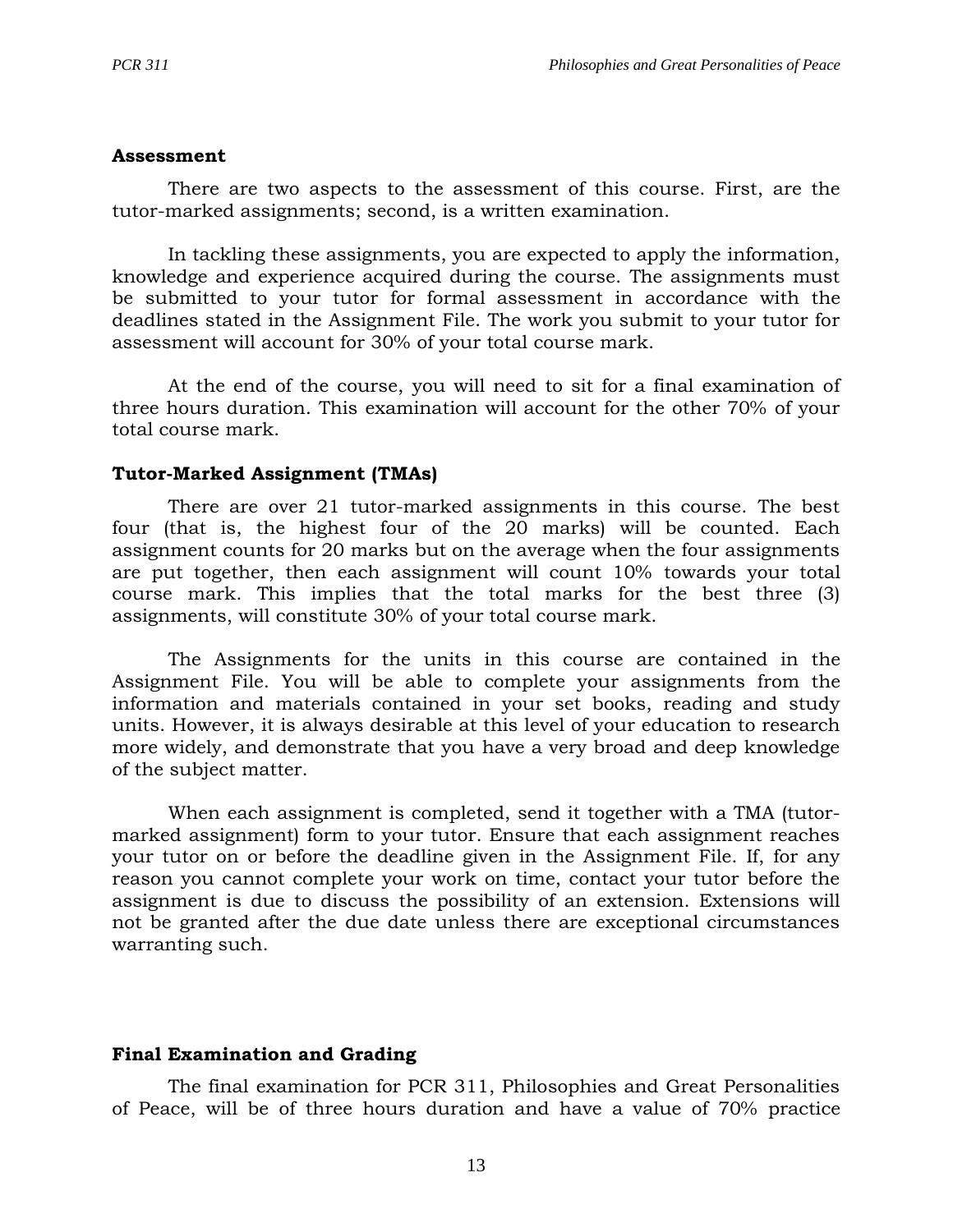**Assessment**

There are two aspects to the assessment of this course. First, are the tutor-marked assignments; second, is a written examination.

In tackling these assignments, you are expected to apply the information, knowledge and experience acquired during the course. The assignments must be submitted to your tutor for formal assessment in accordance with the deadlines stated in the Assignment File. The work you submit to your tutor for assessment will account for 30% of your total course mark.

At the end of the course, you will need to sit for a final examination of three hours duration. This examination will account for the other 70% of your total course mark.

**Tutor-Marked Assignment (TMAs)**

There are over 21 tutor-marked assignments in this course. The best four (that is, the highest four of the 20 marks) will be counted. Each assignment counts for 20 marks but on the average when the four assignments are put together, then each assignment will count 10% towards your total course mark. This implies that the total marks for the best three (3) assignments, will constitute 30% of your total course mark.

The Assignments for the units in this course are contained in the Assignment File. You will be able to complete your assignments from the information and materials contained in your set books, reading and study units. However, it is always desirable at this level of your education to research more widely, and demonstrate that you have a very broad and deep knowledge of the subject matter.

When each assignment is completed, send it together with a TMA (tutor-marked assignment) form to your tutor. Ensure that each assignment reaches your tutor on or before the deadline given in the Assignment File. If, for any reason you cannot complete your work on time, contact your tutor before the assignment is due to discuss the possibility of an extension. Extensions will not be granted after the due date unless there are exceptional circumstances warranting such.

**Final Examination and Grading**

The final examination for PCR 311, Philosophies and Great Personalities of Peace, will be of three hours duration and have a value of 70% practice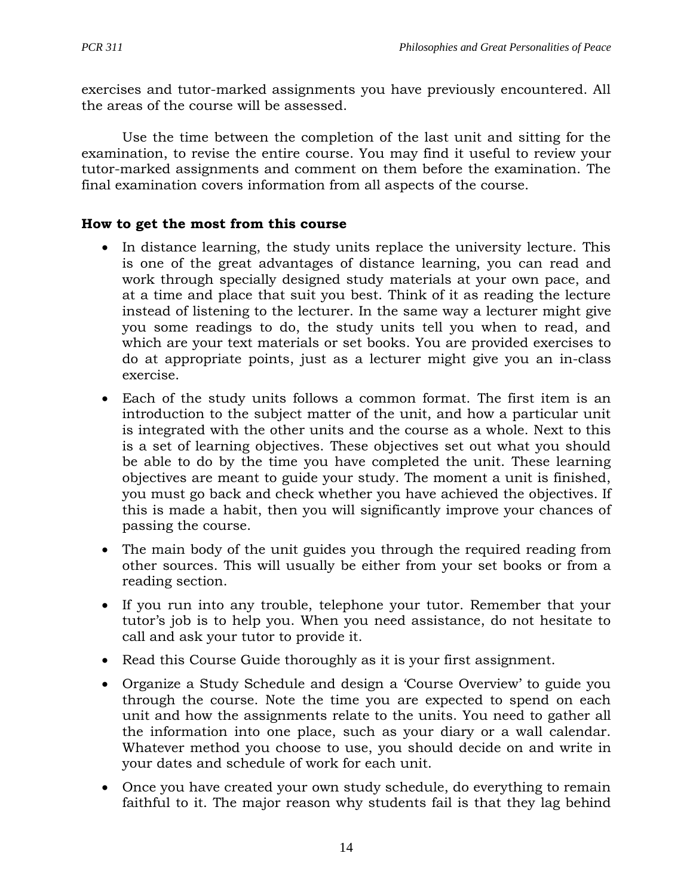exercises and tutor-marked assignments you have previously encountered. All the areas of the course will be assessed.

Use the time between the completion of the last unit and sitting for the examination, to revise the entire course. You may find it useful to review your tutor-marked assignments and comment on them before the examination. The final examination covers information from all aspects of the course.

**How to get the most from this course**

- In distance learning, the study units replace the university lecture. This is one of the great advantages of distance learning, you can read and work through specially designed study materials at your own pace, and at a time and place that suit you best. Think of it as reading the lecture instead of listening to the lecturer. In the same way a lecturer might give you some readings to do, the study units tell you when to read, and which are your text materials or set books. You are provided exercises to do at appropriate points, just as a lecturer might give you an in-class exercise.
- Each of the study units follows a common format. The first item is an introduction to the subject matter of the unit, and how a particular unit is integrated with the other units and the course as a whole. Next to this is a set of learning objectives. These objectives set out what you should be able to do by the time you have completed the unit. These learning objectives are meant to guide your study. The moment a unit is finished, you must go back and check whether you have achieved the objectives. If this is made a habit, then you will significantly improve your chances of passing the course.
- The main body of the unit guides you through the required reading from other sources. This will usually be either from your set books or from a reading section.
- If you run into any trouble, telephone your tutor. Remember that your tutor's job is to help you. When you need assistance, do not hesitate to call and ask your tutor to provide it.
- Read this Course Guide thoroughly as it is your first assignment.
- Organize a Study Schedule and design a 'Course Overview' to guide you through the course. Note the time you are expected to spend on each unit and how the assignments relate to the units. You need to gather all the information into one place, such as your diary or a wall calendar. Whatever method you choose to use, you should decide on and write in your dates and schedule of work for each unit.
- Once you have created your own study schedule, do everything to remain faithful to it. The major reason why students fail is that they lag behind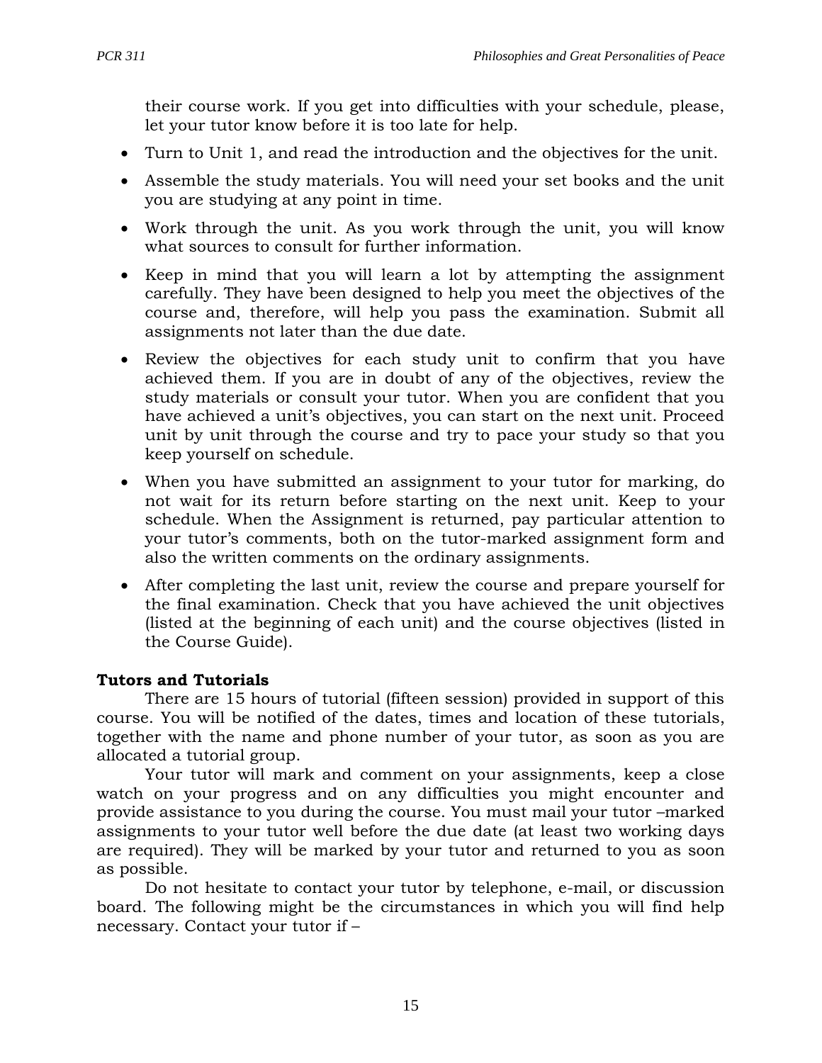their course work. If you get into difficulties with your schedule, please, let your tutor know before it is too late for help.

- Turn to Unit 1, and read the introduction and the objectives for the unit.
- Assemble the study materials. You will need your set books and the unit you are studying at any point in time.
- Work through the unit. As you work through the unit, you will know what sources to consult for further information.
- Keep in mind that you will learn a lot by attempting the assignment carefully. They have been designed to help you meet the objectives of the course and, therefore, will help you pass the examination. Submit all assignments not later than the due date.
- Review the objectives for each study unit to confirm that you have achieved them. If you are in doubt of any of the objectives, review the study materials or consult your tutor. When you are confident that you have achieved a unit's objectives, you can start on the next unit. Proceed unit by unit through the course and try to pace your study so that you keep yourself on schedule.
- When you have submitted an assignment to your tutor for marking, do not wait for its return before starting on the next unit. Keep to your schedule. When the Assignment is returned, pay particular attention to your tutor's comments, both on the tutor-marked assignment form and also the written comments on the ordinary assignments.
- After completing the last unit, review the course and prepare yourself for the final examination. Check that you have achieved the unit objectives (listed at the beginning of each unit) and the course objectives (listed in the Course Guide).

**Tutors and Tutorials**

There are 15 hours of tutorial (fifteen session) provided in support of this course. You will be notified of the dates, times and location of these tutorials, together with the name and phone number of your tutor, as soon as you are allocated a tutorial group.

Your tutor will mark and comment on your assignments, keep a close watch on your progress and on any difficulties you might encounter and provide assistance to you during the course. You must mail your tutor –marked assignments to your tutor well before the due date (at least two working days are required). They will be marked by your tutor and returned to you as soon as possible.

Do not hesitate to contact your tutor by telephone, e-mail, or discussion board. The following might be the circumstances in which you will find help necessary. Contact your tutor if –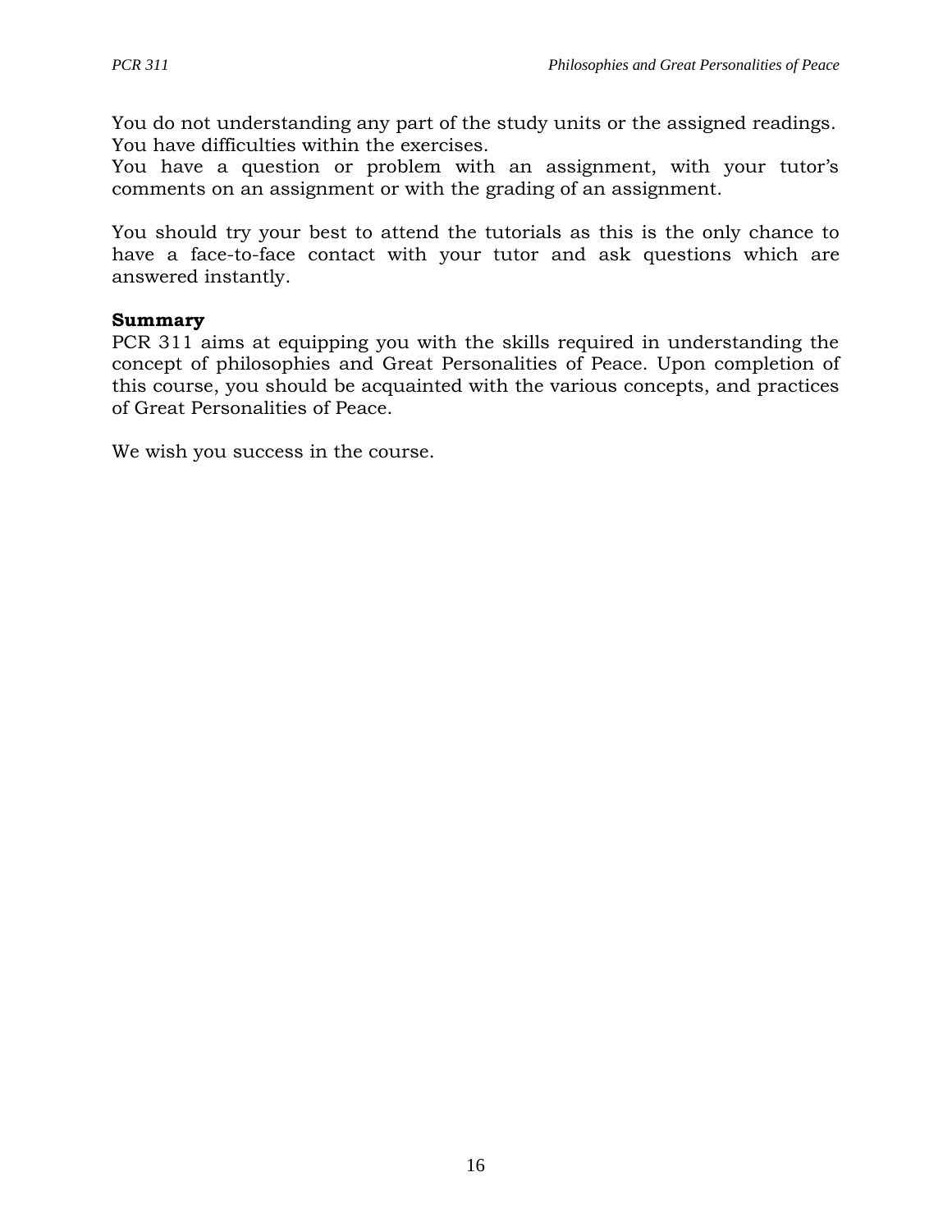You do not understanding any part of the study units or the assigned readings.
You have difficulties within the exercises.
You have a question or problem with an assignment, with your tutor's comments on an assignment or with the grading of an assignment.

You should try your best to attend the tutorials as this is the only chance to have a face-to-face contact with your tutor and ask questions which are answered instantly.

**Summary**

PCR 311 aims at equipping you with the skills required in understanding the concept of philosophies and Great Personalities of Peace. Upon completion of this course, you should be acquainted with the various concepts, and practices of Great Personalities of Peace.

We wish you success in the course.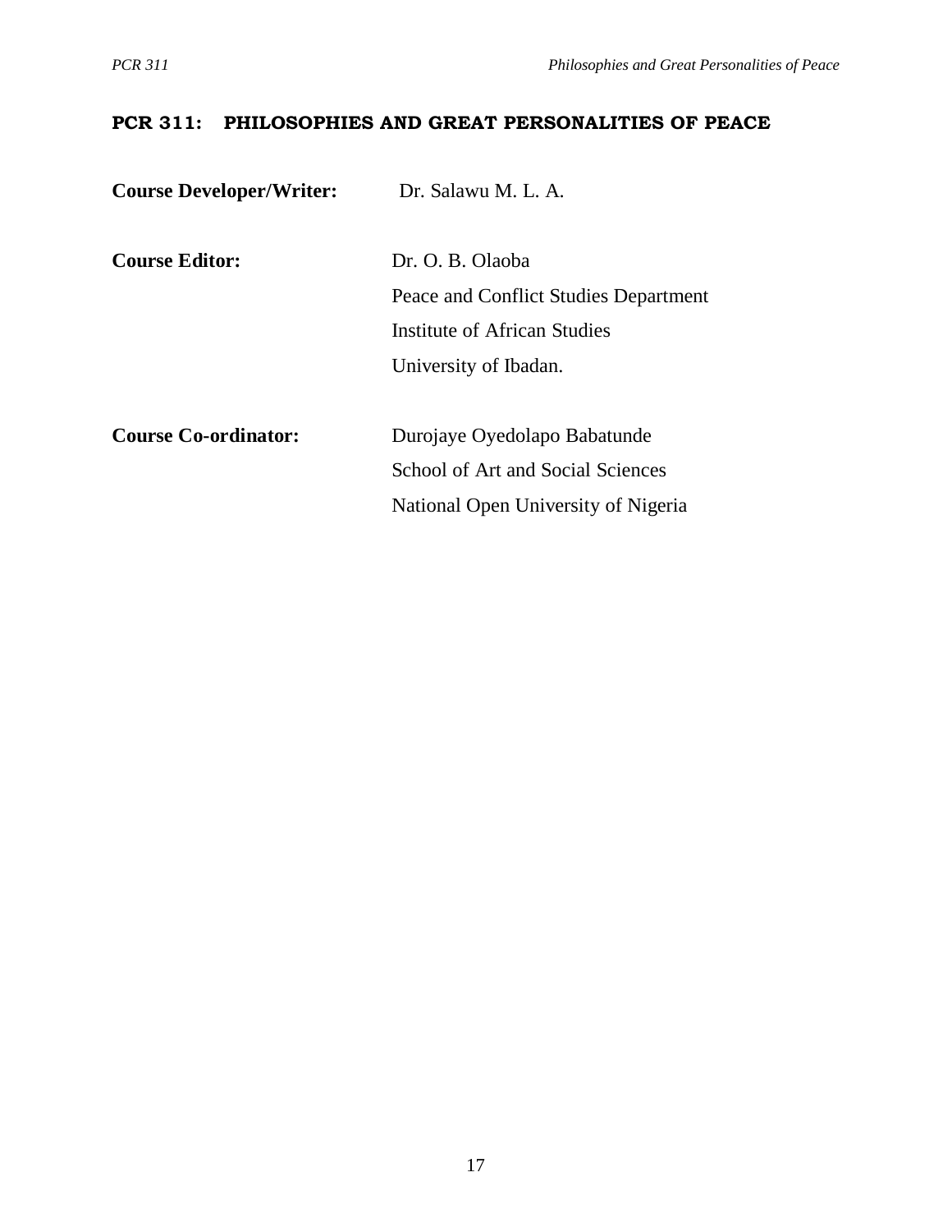# PCR 311: PHILOSOPHIES AND GREAT PERSONALITIES OF PEACE

| | |
|---|---|
| **Course Developer/Writer:** | Dr. Salawu M. L. A. |
| **Course Editor:** | Dr. O. B. Olaoba<br>Peace and Conflict Studies Department<br>Institute of African Studies<br>University of Ibadan. |
| **Course Co-ordinator:** | Durojaye Oyedolapo Babatunde<br>School of Art and Social Sciences<br>National Open University of Nigeria |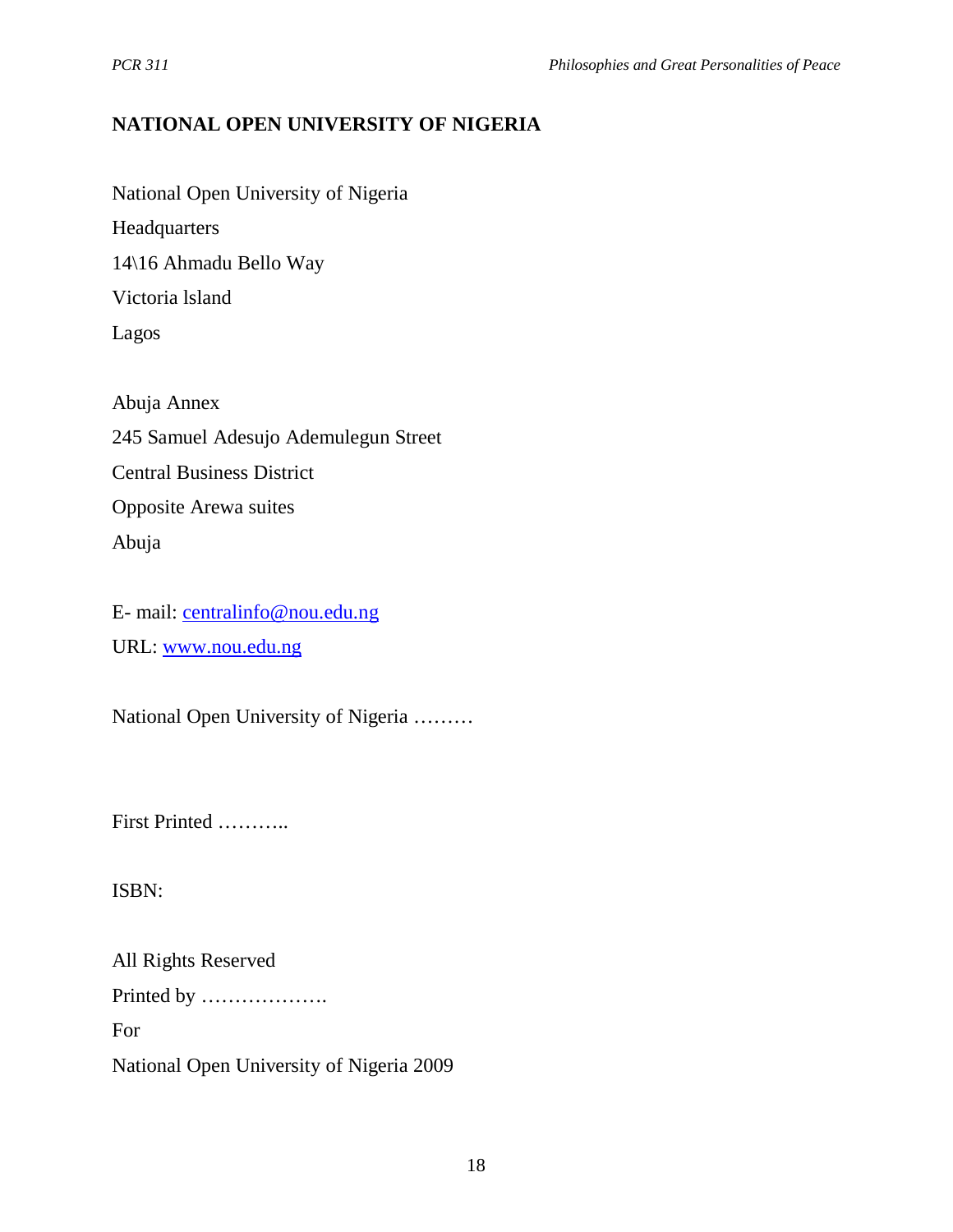**NATIONAL OPEN UNIVERSITY OF NIGERIA**

National Open University of Nigeria
Headquarters
14\16 Ahmadu Bello Way
Victoria lsland
Lagos

Abuja Annex
245 Samuel Adesujo Ademulegun Street
Central Business District
Opposite Arewa suites
Abuja

E- mail: centralinfo@nou.edu.ng
URL: www.nou.edu.ng

National Open University of Nigeria ………

First Printed ………..

ISBN:

All Rights Reserved
Printed by ……………….
For
National Open University of Nigeria 2009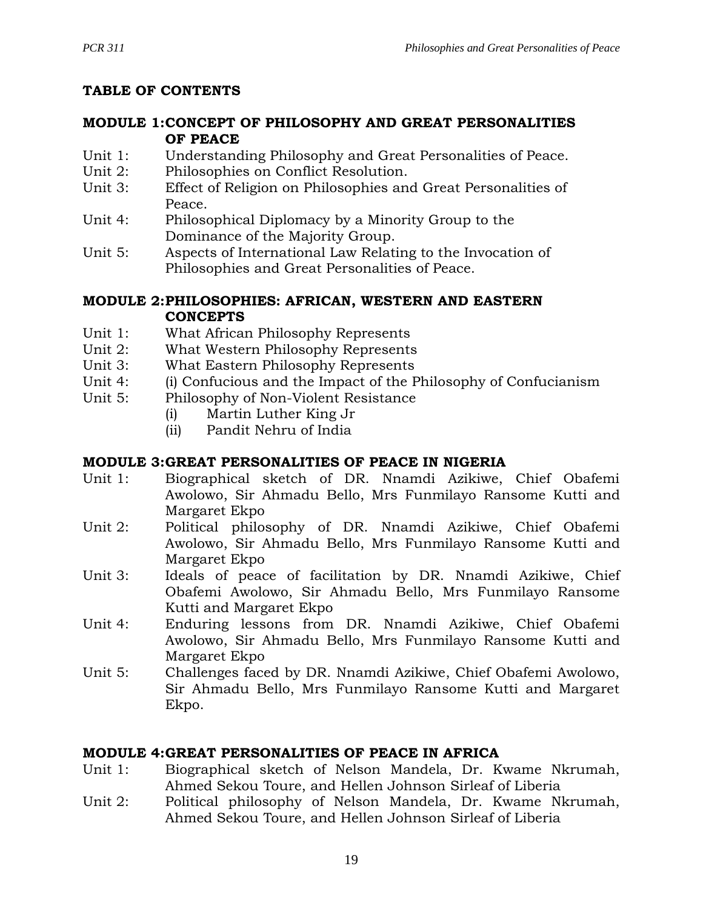## TABLE OF CONTENTS

### MODULE 1: CONCEPT OF PHILOSOPHY AND GREAT PERSONALITIES OF PEACE

- Unit 1: Understanding Philosophy and Great Personalities of Peace.
- Unit 2: Philosophies on Conflict Resolution.
- Unit 3: Effect of Religion on Philosophies and Great Personalities of Peace.
- Unit 4: Philosophical Diplomacy by a Minority Group to the Dominance of the Majority Group.
- Unit 5: Aspects of International Law Relating to the Invocation of Philosophies and Great Personalities of Peace.

### MODULE 2: PHILOSOPHIES: AFRICAN, WESTERN AND EASTERN CONCEPTS

- Unit 1: What African Philosophy Represents
- Unit 2: What Western Philosophy Represents
- Unit 3: What Eastern Philosophy Represents
- Unit 4: (i) Confucious and the Impact of the Philosophy of Confucianism
- Unit 5: Philosophy of Non-Violent Resistance
  - (i) Martin Luther King Jr
  - (ii) Pandit Nehru of India

### MODULE 3: GREAT PERSONALITIES OF PEACE IN NIGERIA

- Unit 1: Biographical sketch of DR. Nnamdi Azikiwe, Chief Obafemi Awolowo, Sir Ahmadu Bello, Mrs Funmilayo Ransome Kutti and Margaret Ekpo
- Unit 2: Political philosophy of DR. Nnamdi Azikiwe, Chief Obafemi Awolowo, Sir Ahmadu Bello, Mrs Funmilayo Ransome Kutti and Margaret Ekpo
- Unit 3: Ideals of peace of facilitation by DR. Nnamdi Azikiwe, Chief Obafemi Awolowo, Sir Ahmadu Bello, Mrs Funmilayo Ransome Kutti and Margaret Ekpo
- Unit 4: Enduring lessons from DR. Nnamdi Azikiwe, Chief Obafemi Awolowo, Sir Ahmadu Bello, Mrs Funmilayo Ransome Kutti and Margaret Ekpo
- Unit 5: Challenges faced by DR. Nnamdi Azikiwe, Chief Obafemi Awolowo, Sir Ahmadu Bello, Mrs Funmilayo Ransome Kutti and Margaret Ekpo.

### MODULE 4: GREAT PERSONALITIES OF PEACE IN AFRICA

- Unit 1: Biographical sketch of Nelson Mandela, Dr. Kwame Nkrumah, Ahmed Sekou Toure, and Hellen Johnson Sirleaf of Liberia
- Unit 2: Political philosophy of Nelson Mandela, Dr. Kwame Nkrumah, Ahmed Sekou Toure, and Hellen Johnson Sirleaf of Liberia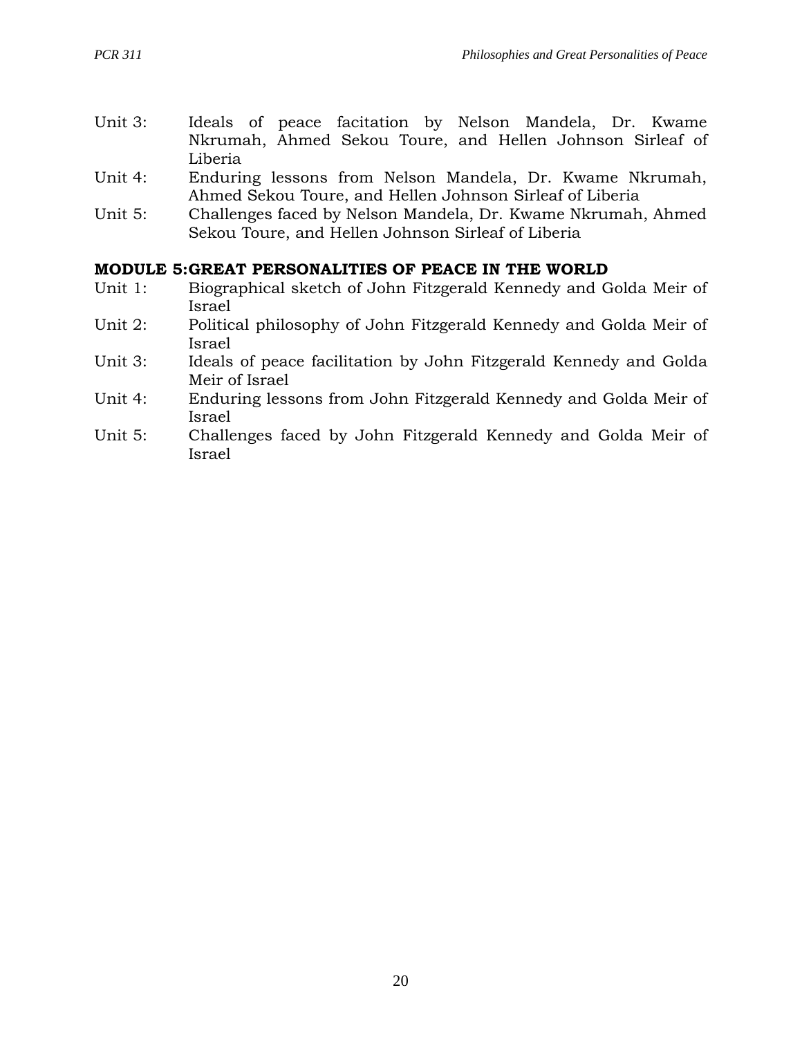Unit 3: Ideals of peace facitation by Nelson Mandela, Dr. Kwame Nkrumah, Ahmed Sekou Toure, and Hellen Johnson Sirleaf of Liberia

Unit 4: Enduring lessons from Nelson Mandela, Dr. Kwame Nkrumah, Ahmed Sekou Toure, and Hellen Johnson Sirleaf of Liberia

Unit 5: Challenges faced by Nelson Mandela, Dr. Kwame Nkrumah, Ahmed Sekou Toure, and Hellen Johnson Sirleaf of Liberia

**MODULE 5:GREAT PERSONALITIES OF PEACE IN THE WORLD**

Unit 1: Biographical sketch of John Fitzgerald Kennedy and Golda Meir of Israel

Unit 2: Political philosophy of John Fitzgerald Kennedy and Golda Meir of Israel

Unit 3: Ideals of peace facilitation by John Fitzgerald Kennedy and Golda Meir of Israel

Unit 4: Enduring lessons from John Fitzgerald Kennedy and Golda Meir of Israel

Unit 5: Challenges faced by John Fitzgerald Kennedy and Golda Meir of Israel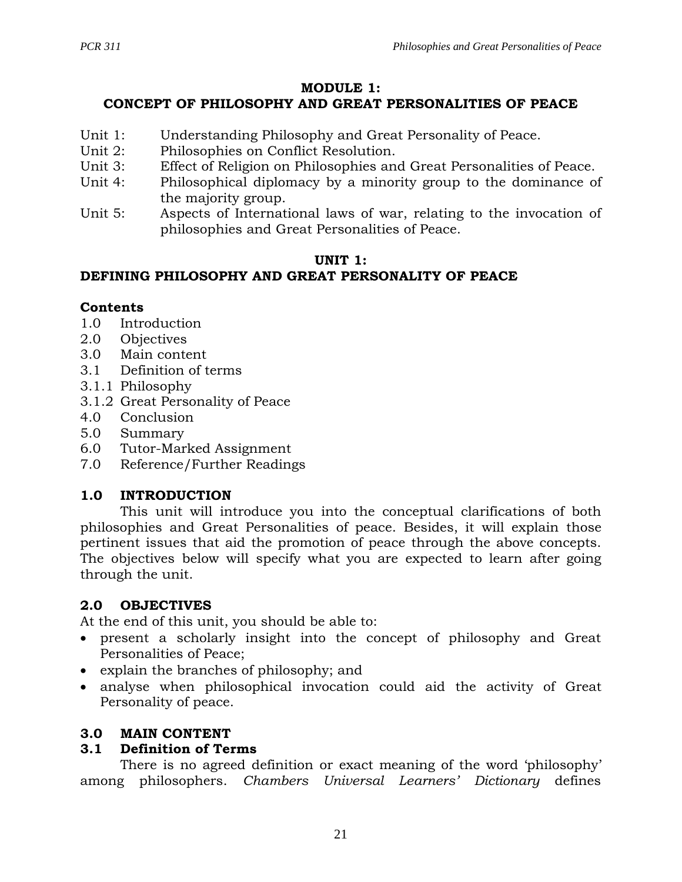# MODULE 1: CONCEPT OF PHILOSOPHY AND GREAT PERSONALITIES OF PEACE

Unit 1: Understanding Philosophy and Great Personality of Peace.
Unit 2: Philosophies on Conflict Resolution.
Unit 3: Effect of Religion on Philosophies and Great Personalities of Peace.
Unit 4: Philosophical diplomacy by a minority group to the dominance of the majority group.
Unit 5: Aspects of International laws of war, relating to the invocation of philosophies and Great Personalities of Peace.

## UNIT 1: DEFINING PHILOSOPHY AND GREAT PERSONALITY OF PEACE

**Contents**

1.0 Introduction
2.0 Objectives
3.0 Main content
3.1 Definition of terms
3.1.1 Philosophy
3.1.2 Great Personality of Peace
4.0 Conclusion
5.0 Summary
6.0 Tutor-Marked Assignment
7.0 Reference/Further Readings

### 1.0 INTRODUCTION

This unit will introduce you into the conceptual clarifications of both philosophies and Great Personalities of peace. Besides, it will explain those pertinent issues that aid the promotion of peace through the above concepts. The objectives below will specify what you are expected to learn after going through the unit.

### 2.0 OBJECTIVES

At the end of this unit, you should be able to:

- present a scholarly insight into the concept of philosophy and Great Personalities of Peace;
- explain the branches of philosophy; and
- analyse when philosophical invocation could aid the activity of Great Personality of peace.

### 3.0 MAIN CONTENT

### 3.1 Definition of Terms

There is no agreed definition or exact meaning of the word 'philosophy' among philosophers. *Chambers Universal Learners' Dictionary* defines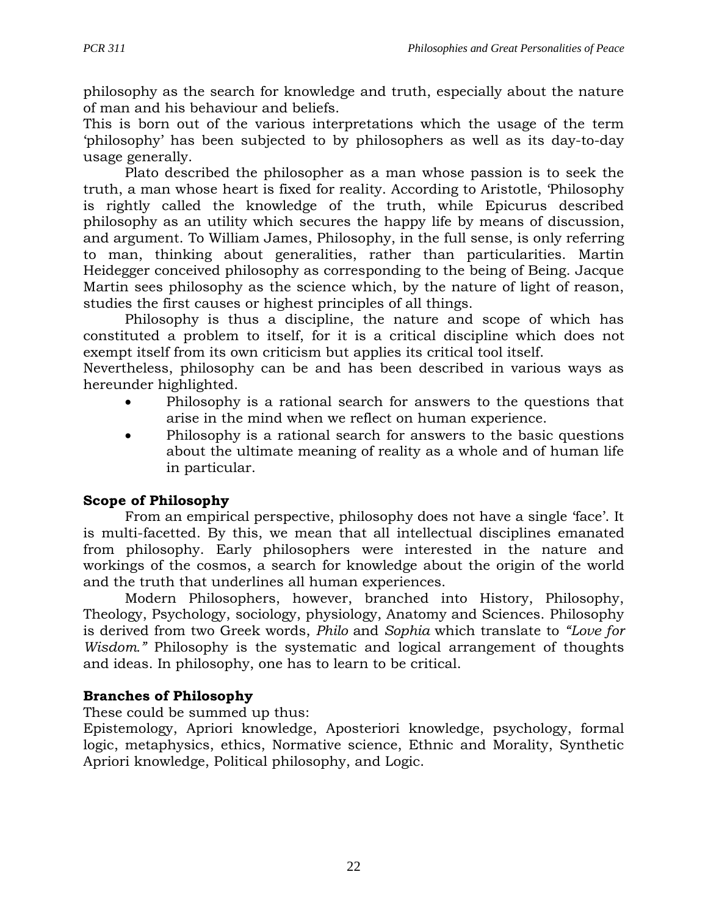philosophy as the search for knowledge and truth, especially about the nature of man and his behaviour and beliefs.
This is born out of the various interpretations which the usage of the term 'philosophy' has been subjected to by philosophers as well as its day-to-day usage generally.

Plato described the philosopher as a man whose passion is to seek the truth, a man whose heart is fixed for reality. According to Aristotle, 'Philosophy is rightly called the knowledge of the truth, while Epicurus described philosophy as an utility which secures the happy life by means of discussion, and argument. To William James, Philosophy, in the full sense, is only referring to man, thinking about generalities, rather than particularities. Martin Heidegger conceived philosophy as corresponding to the being of Being. Jacque Martin sees philosophy as the science which, by the nature of light of reason, studies the first causes or highest principles of all things.

Philosophy is thus a discipline, the nature and scope of which has constituted a problem to itself, for it is a critical discipline which does not exempt itself from its own criticism but applies its critical tool itself.
Nevertheless, philosophy can be and has been described in various ways as hereunder highlighted.

- Philosophy is a rational search for answers to the questions that arise in the mind when we reflect on human experience.
- Philosophy is a rational search for answers to the basic questions about the ultimate meaning of reality as a whole and of human life in particular.

**Scope of Philosophy**

From an empirical perspective, philosophy does not have a single 'face'. It is multi-facetted. By this, we mean that all intellectual disciplines emanated from philosophy. Early philosophers were interested in the nature and workings of the cosmos, a search for knowledge about the origin of the world and the truth that underlines all human experiences.

Modern Philosophers, however, branched into History, Philosophy, Theology, Psychology, sociology, physiology, Anatomy and Sciences. Philosophy is derived from two Greek words, *Philo* and *Sophia* which translate to *"Love for Wisdom."* Philosophy is the systematic and logical arrangement of thoughts and ideas. In philosophy, one has to learn to be critical.

**Branches of Philosophy**

These could be summed up thus:
Epistemology, Apriori knowledge, Aposteriori knowledge, psychology, formal logic, metaphysics, ethics, Normative science, Ethnic and Morality, Synthetic Apriori knowledge, Political philosophy, and Logic.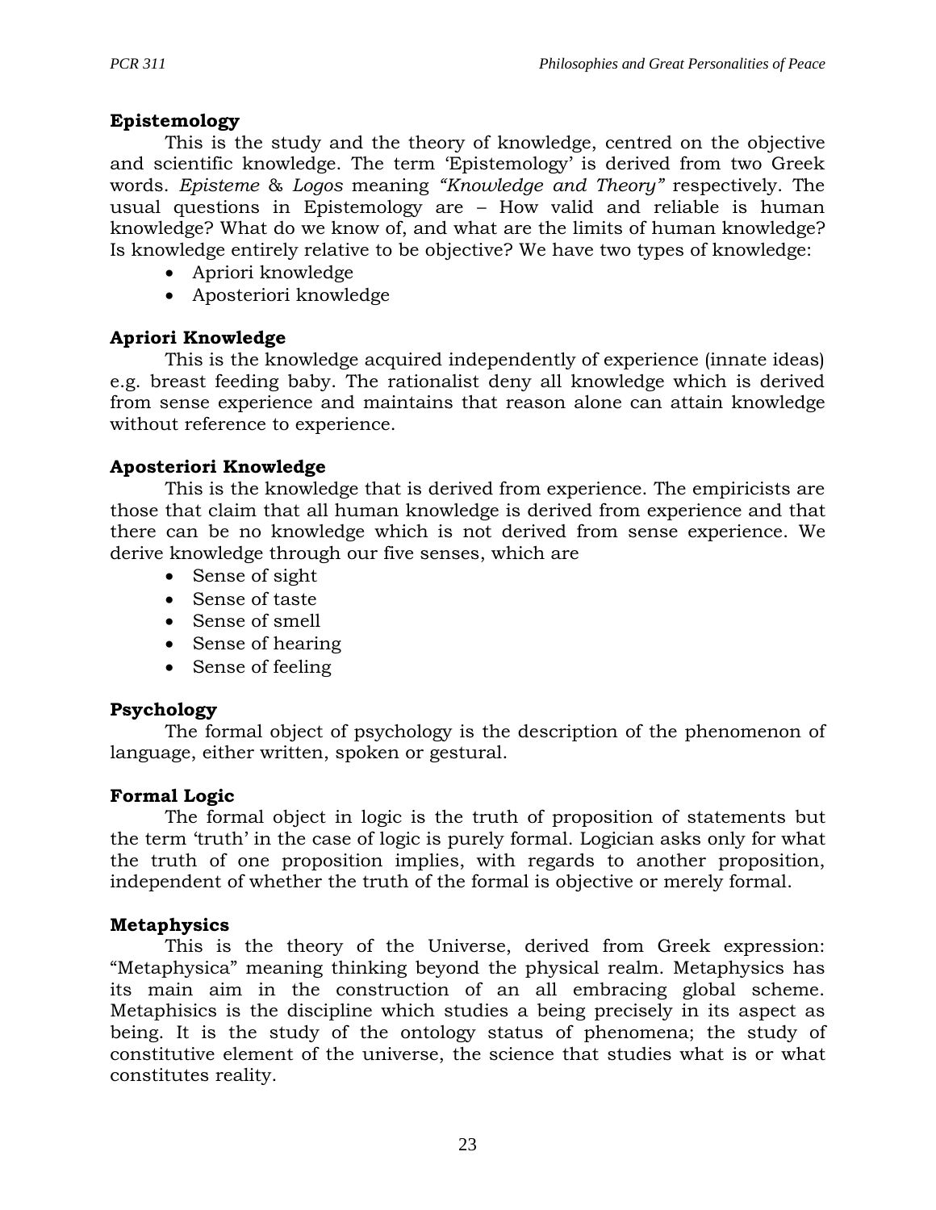## Epistemology

This is the study and the theory of knowledge, centred on the objective and scientific knowledge. The term 'Epistemology' is derived from two Greek words. *Episteme* & *Logos* meaning *"Knowledge and Theory"* respectively. The usual questions in Epistemology are – How valid and reliable is human knowledge? What do we know of, and what are the limits of human knowledge? Is knowledge entirely relative to be objective? We have two types of knowledge:

- Apriori knowledge
- Aposteriori knowledge

## Apriori Knowledge

This is the knowledge acquired independently of experience (innate ideas) e.g. breast feeding baby. The rationalist deny all knowledge which is derived from sense experience and maintains that reason alone can attain knowledge without reference to experience.

## Aposteriori Knowledge

This is the knowledge that is derived from experience. The empiricists are those that claim that all human knowledge is derived from experience and that there can be no knowledge which is not derived from sense experience. We derive knowledge through our five senses, which are

- Sense of sight
- Sense of taste
- Sense of smell
- Sense of hearing
- Sense of feeling

## Psychology

The formal object of psychology is the description of the phenomenon of language, either written, spoken or gestural.

## Formal Logic

The formal object in logic is the truth of proposition of statements but the term 'truth' in the case of logic is purely formal. Logician asks only for what the truth of one proposition implies, with regards to another proposition, independent of whether the truth of the formal is objective or merely formal.

## Metaphysics

This is the theory of the Universe, derived from Greek expression: "Metaphysica" meaning thinking beyond the physical realm. Metaphysics has its main aim in the construction of an all embracing global scheme. Metaphisics is the discipline which studies a being precisely in its aspect as being. It is the study of the ontology status of phenomena; the study of constitutive element of the universe, the science that studies what is or what constitutes reality.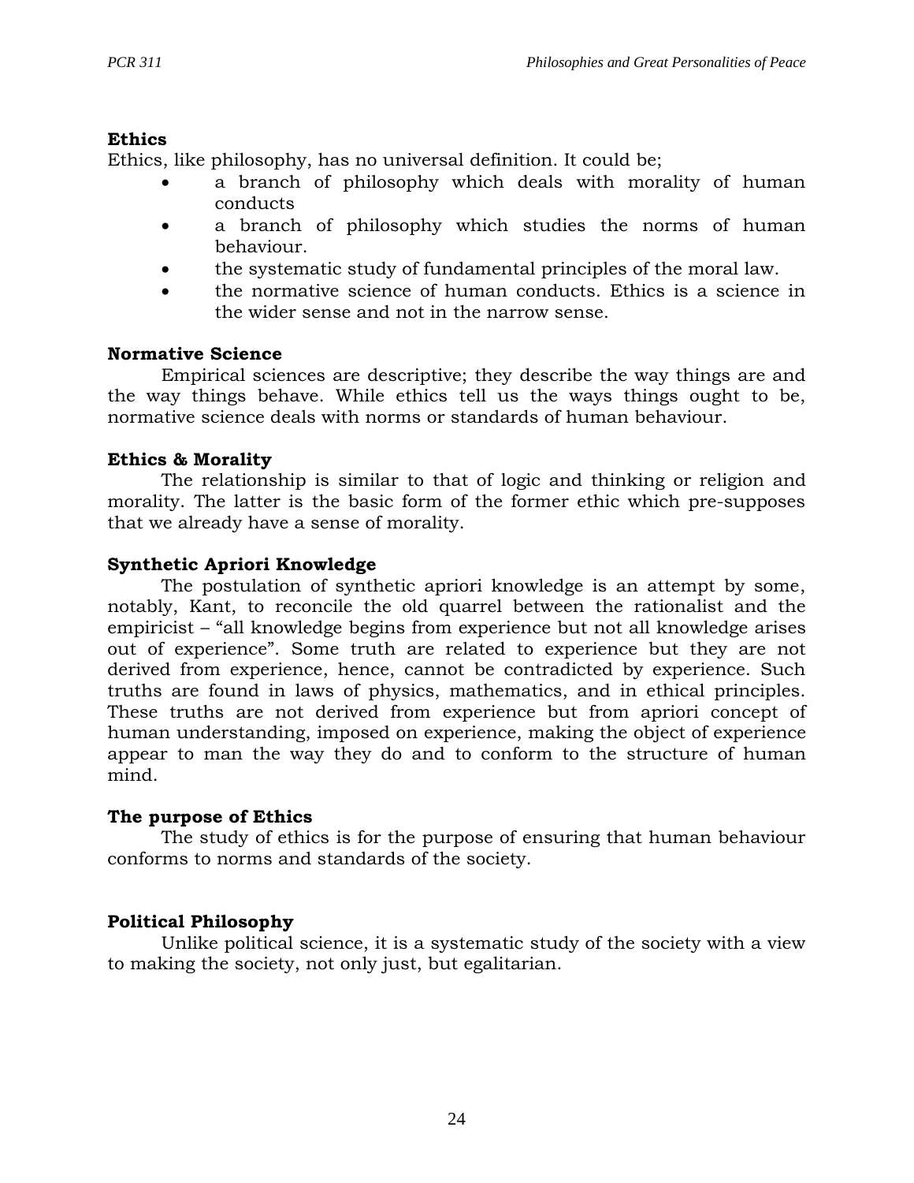**Ethics**

Ethics, like philosophy, has no universal definition. It could be;

- a branch of philosophy which deals with morality of human conducts
- a branch of philosophy which studies the norms of human behaviour.
- the systematic study of fundamental principles of the moral law.
- the normative science of human conducts. Ethics is a science in the wider sense and not in the narrow sense.

**Normative Science**

Empirical sciences are descriptive; they describe the way things are and the way things behave. While ethics tell us the ways things ought to be, normative science deals with norms or standards of human behaviour.

**Ethics & Morality**

The relationship is similar to that of logic and thinking or religion and morality. The latter is the basic form of the former ethic which pre-supposes that we already have a sense of morality.

**Synthetic Apriori Knowledge**

The postulation of synthetic apriori knowledge is an attempt by some, notably, Kant, to reconcile the old quarrel between the rationalist and the empiricist – "all knowledge begins from experience but not all knowledge arises out of experience". Some truth are related to experience but they are not derived from experience, hence, cannot be contradicted by experience. Such truths are found in laws of physics, mathematics, and in ethical principles. These truths are not derived from experience but from apriori concept of human understanding, imposed on experience, making the object of experience appear to man the way they do and to conform to the structure of human mind.

**The purpose of Ethics**

The study of ethics is for the purpose of ensuring that human behaviour conforms to norms and standards of the society.

**Political Philosophy**

Unlike political science, it is a systematic study of the society with a view to making the society, not only just, but egalitarian.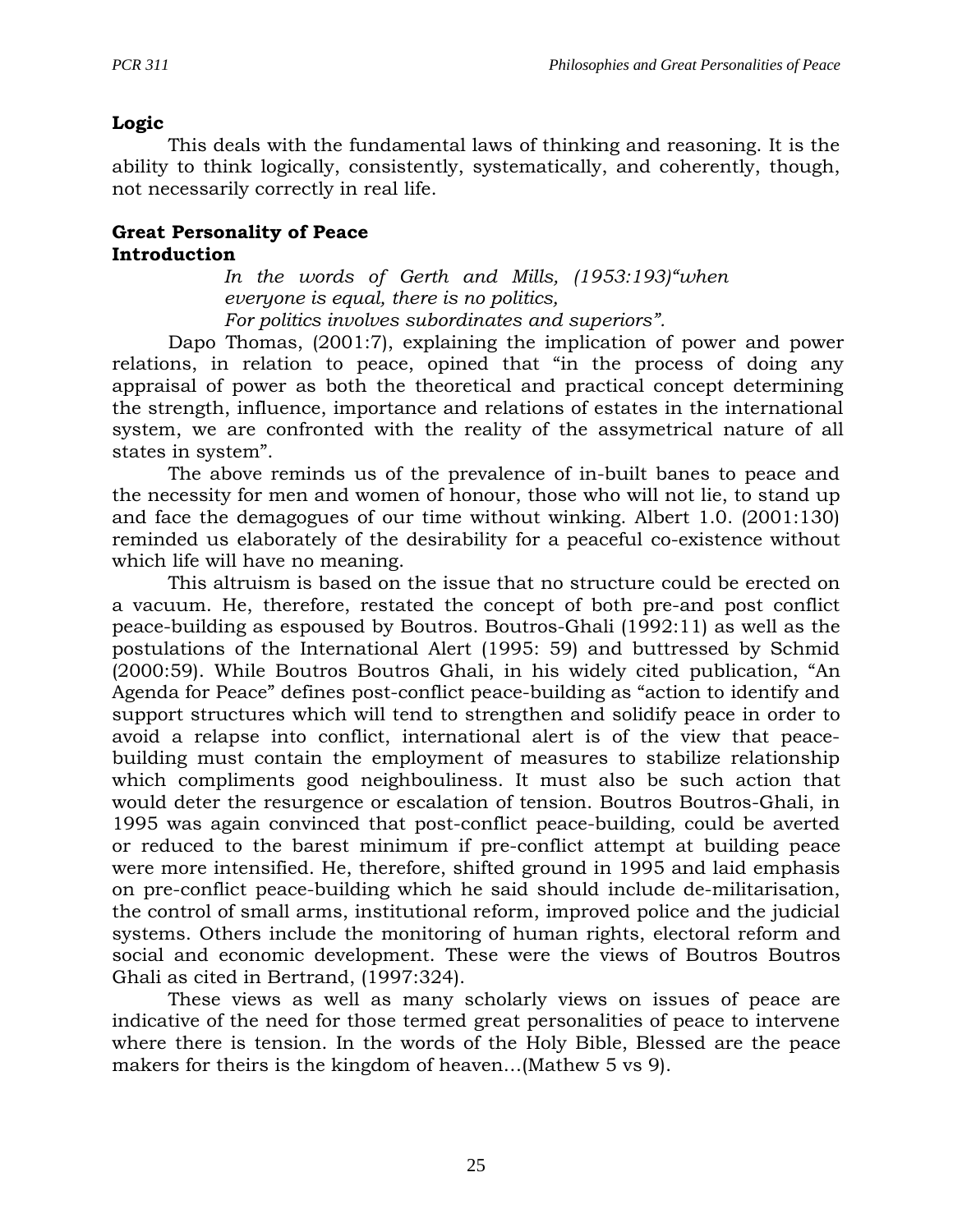**Logic**

This deals with the fundamental laws of thinking and reasoning. It is the ability to think logically, consistently, systematically, and coherently, though, not necessarily correctly in real life.

## Great Personality of Peace

### Introduction

> *In the words of Gerth and Mills, (1953:193)"when everyone is equal, there is no politics,*
> *For politics involves subordinates and superiors".*

Dapo Thomas, (2001:7), explaining the implication of power and power relations, in relation to peace, opined that "in the process of doing any appraisal of power as both the theoretical and practical concept determining the strength, influence, importance and relations of estates in the international system, we are confronted with the reality of the assymetrical nature of all states in system".

The above reminds us of the prevalence of in-built banes to peace and the necessity for men and women of honour, those who will not lie, to stand up and face the demagogues of our time without winking. Albert 1.0. (2001:130) reminded us elaborately of the desirability for a peaceful co-existence without which life will have no meaning.

This altruism is based on the issue that no structure could be erected on a vacuum. He, therefore, restated the concept of both pre-and post conflict peace-building as espoused by Boutros. Boutros-Ghali (1992:11) as well as the postulations of the International Alert (1995: 59) and buttressed by Schmid (2000:59). While Boutros Boutros Ghali, in his widely cited publication, "An Agenda for Peace" defines post-conflict peace-building as "action to identify and support structures which will tend to strengthen and solidify peace in order to avoid a relapse into conflict, international alert is of the view that peace-building must contain the employment of measures to stabilize relationship which compliments good neighbouliness. It must also be such action that would deter the resurgence or escalation of tension. Boutros Boutros-Ghali, in 1995 was again convinced that post-conflict peace-building, could be averted or reduced to the barest minimum if pre-conflict attempt at building peace were more intensified. He, therefore, shifted ground in 1995 and laid emphasis on pre-conflict peace-building which he said should include de-militarisation, the control of small arms, institutional reform, improved police and the judicial systems. Others include the monitoring of human rights, electoral reform and social and economic development. These were the views of Boutros Boutros Ghali as cited in Bertrand, (1997:324).

These views as well as many scholarly views on issues of peace are indicative of the need for those termed great personalities of peace to intervene where there is tension. In the words of the Holy Bible, Blessed are the peace makers for theirs is the kingdom of heaven…(Mathew 5 vs 9).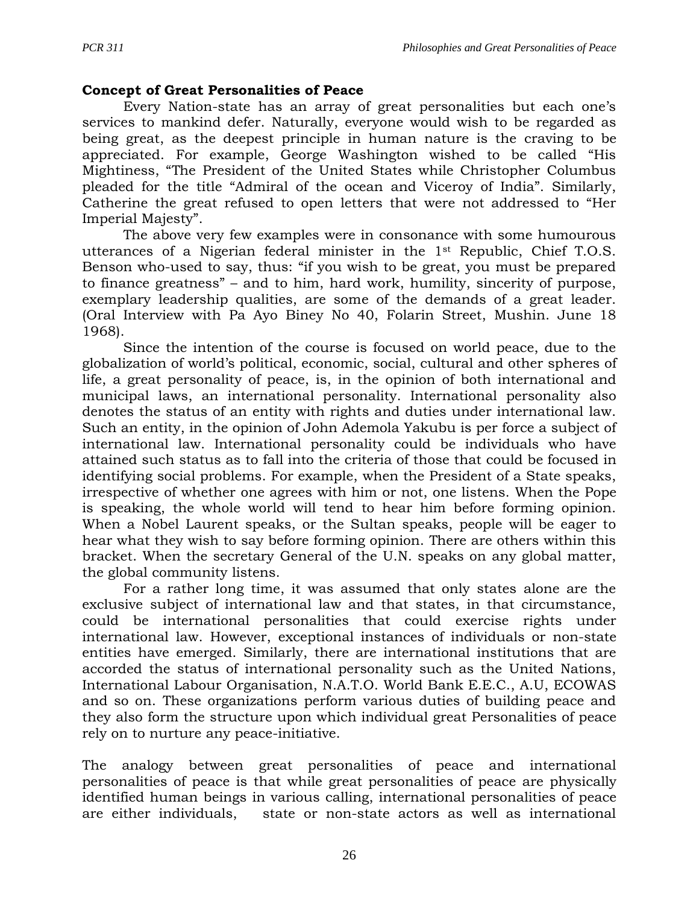**Concept of Great Personalities of Peace**

Every Nation-state has an array of great personalities but each one's services to mankind defer. Naturally, everyone would wish to be regarded as being great, as the deepest principle in human nature is the craving to be appreciated. For example, George Washington wished to be called "His Mightiness, "The President of the United States while Christopher Columbus pleaded for the title "Admiral of the ocean and Viceroy of India". Similarly, Catherine the great refused to open letters that were not addressed to "Her Imperial Majesty".

The above very few examples were in consonance with some humourous utterances of a Nigerian federal minister in the 1st Republic, Chief T.O.S. Benson who-used to say, thus: "if you wish to be great, you must be prepared to finance greatness" – and to him, hard work, humility, sincerity of purpose, exemplary leadership qualities, are some of the demands of a great leader. (Oral Interview with Pa Ayo Biney No 40, Folarin Street, Mushin. June 18 1968).

Since the intention of the course is focused on world peace, due to the globalization of world's political, economic, social, cultural and other spheres of life, a great personality of peace, is, in the opinion of both international and municipal laws, an international personality. International personality also denotes the status of an entity with rights and duties under international law. Such an entity, in the opinion of John Ademola Yakubu is per force a subject of international law. International personality could be individuals who have attained such status as to fall into the criteria of those that could be focused in identifying social problems. For example, when the President of a State speaks, irrespective of whether one agrees with him or not, one listens. When the Pope is speaking, the whole world will tend to hear him before forming opinion. When a Nobel Laurent speaks, or the Sultan speaks, people will be eager to hear what they wish to say before forming opinion. There are others within this bracket. When the secretary General of the U.N. speaks on any global matter, the global community listens.

For a rather long time, it was assumed that only states alone are the exclusive subject of international law and that states, in that circumstance, could be international personalities that could exercise rights under international law. However, exceptional instances of individuals or non-state entities have emerged. Similarly, there are international institutions that are accorded the status of international personality such as the United Nations, International Labour Organisation, N.A.T.O. World Bank E.E.C., A.U, ECOWAS and so on. These organizations perform various duties of building peace and they also form the structure upon which individual great Personalities of peace rely on to nurture any peace-initiative.

The analogy between great personalities of peace and international personalities of peace is that while great personalities of peace are physically identified human beings in various calling, international personalities of peace are either individuals, state or non-state actors as well as international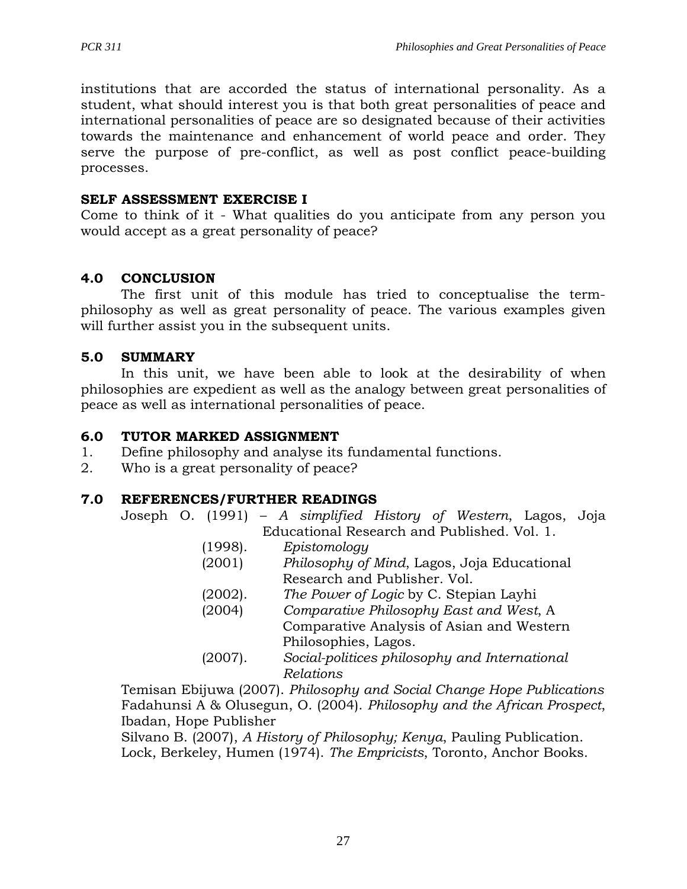institutions that are accorded the status of international personality. As a student, what should interest you is that both great personalities of peace and international personalities of peace are so designated because of their activities towards the maintenance and enhancement of world peace and order. They serve the purpose of pre-conflict, as well as post conflict peace-building processes.

**SELF ASSESSMENT EXERCISE I**

Come to think of it - What qualities do you anticipate from any person you would accept as a great personality of peace?

## 4.0 CONCLUSION

The first unit of this module has tried to conceptualise the term-philosophy as well as great personality of peace. The various examples given will further assist you in the subsequent units.

## 5.0 SUMMARY

In this unit, we have been able to look at the desirability of when philosophies are expedient as well as the analogy between great personalities of peace as well as international personalities of peace.

## 6.0 TUTOR MARKED ASSIGNMENT

1. Define philosophy and analyse its fundamental functions.
2. Who is a great personality of peace?

## 7.0 REFERENCES/FURTHER READINGS

Joseph O. (1991) – *A simplified History of Western*, Lagos, Joja Educational Research and Published. Vol. 1.

(1998). *Epistomology*

(2001) *Philosophy of Mind*, Lagos, Joja Educational Research and Publisher. Vol.

(2002). *The Power of Logic* by C. Stepian Layhi

(2004) *Comparative Philosophy East and West*, A Comparative Analysis of Asian and Western Philosophies, Lagos.

(2007). *Social-politices philosophy and International Relations*

Temisan Ebijuwa (2007). *Philosophy and Social Change Hope Publications*

Fadahunsi A & Olusegun, O. (2004). *Philosophy and the African Prospect*, Ibadan, Hope Publisher

Silvano B. (2007), *A History of Philosophy; Kenya*, Pauling Publication.

Lock, Berkeley, Humen (1974). *The Empricists*, Toronto, Anchor Books.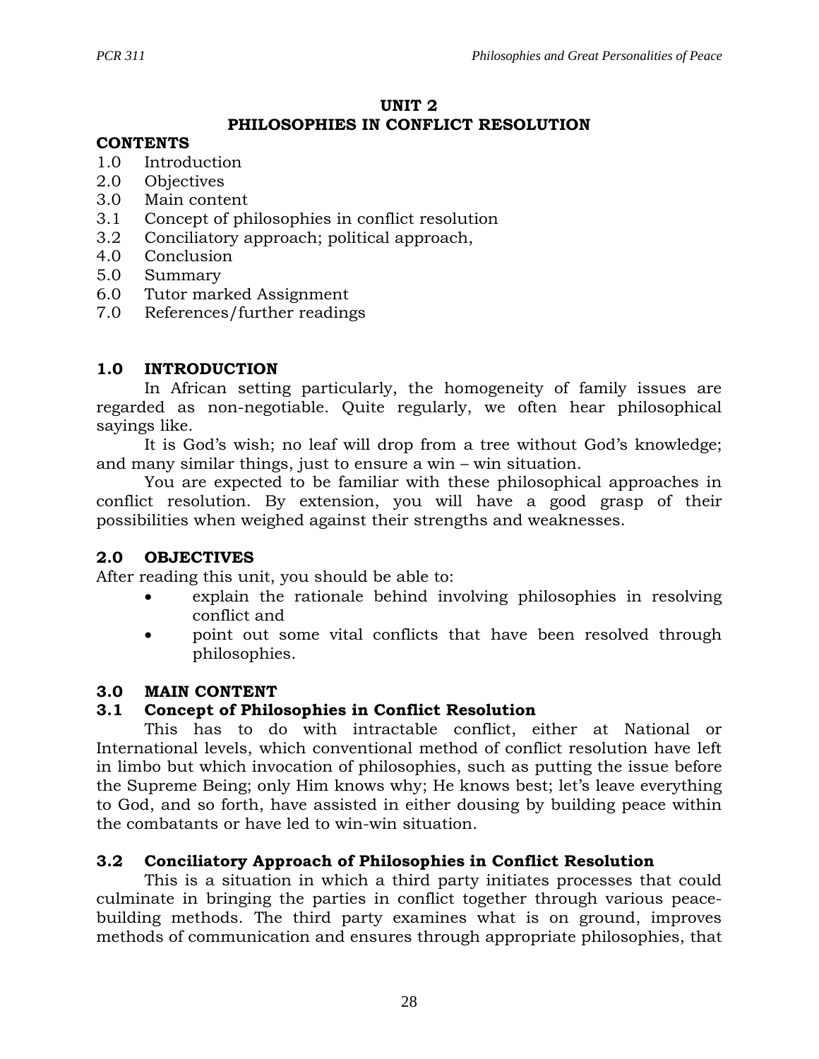# UNIT 2
# PHILOSOPHIES IN CONFLICT RESOLUTION

**CONTENTS**

1.0 Introduction
2.0 Objectives
3.0 Main content
3.1 Concept of philosophies in conflict resolution
3.2 Conciliatory approach; political approach,
4.0 Conclusion
5.0 Summary
6.0 Tutor marked Assignment
7.0 References/further readings

## 1.0 INTRODUCTION

In African setting particularly, the homogeneity of family issues are regarded as non-negotiable. Quite regularly, we often hear philosophical sayings like.

It is God's wish; no leaf will drop from a tree without God's knowledge; and many similar things, just to ensure a win – win situation.

You are expected to be familiar with these philosophical approaches in conflict resolution. By extension, you will have a good grasp of their possibilities when weighed against their strengths and weaknesses.

## 2.0 OBJECTIVES

After reading this unit, you should be able to:

- explain the rationale behind involving philosophies in resolving conflict and
- point out some vital conflicts that have been resolved through philosophies.

## 3.0 MAIN CONTENT

### 3.1 Concept of Philosophies in Conflict Resolution

This has to do with intractable conflict, either at National or International levels, which conventional method of conflict resolution have left in limbo but which invocation of philosophies, such as putting the issue before the Supreme Being; only Him knows why; He knows best; let's leave everything to God, and so forth, have assisted in either dousing by building peace within the combatants or have led to win-win situation.

### 3.2 Conciliatory Approach of Philosophies in Conflict Resolution

This is a situation in which a third party initiates processes that could culminate in bringing the parties in conflict together through various peace-building methods. The third party examines what is on ground, improves methods of communication and ensures through appropriate philosophies, that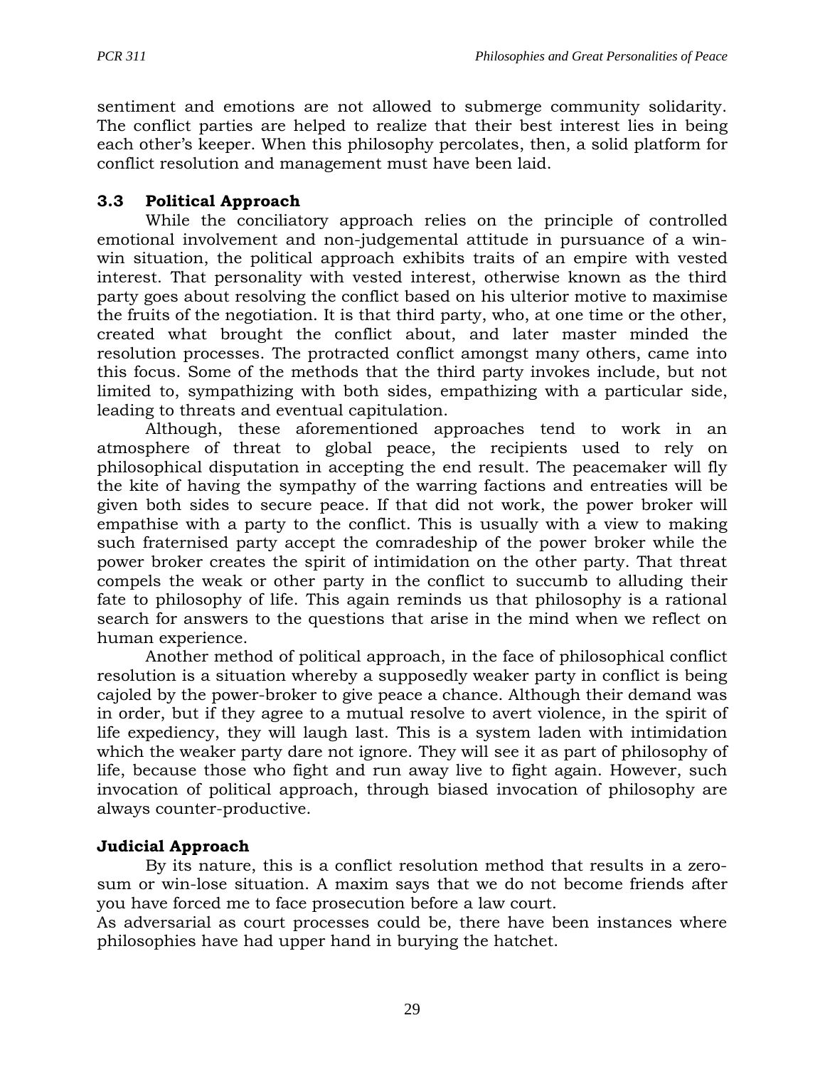sentiment and emotions are not allowed to submerge community solidarity. The conflict parties are helped to realize that their best interest lies in being each other's keeper. When this philosophy percolates, then, a solid platform for conflict resolution and management must have been laid.

### 3.3 Political Approach

While the conciliatory approach relies on the principle of controlled emotional involvement and non-judgemental attitude in pursuance of a win-win situation, the political approach exhibits traits of an empire with vested interest. That personality with vested interest, otherwise known as the third party goes about resolving the conflict based on his ulterior motive to maximise the fruits of the negotiation. It is that third party, who, at one time or the other, created what brought the conflict about, and later master minded the resolution processes. The protracted conflict amongst many others, came into this focus. Some of the methods that the third party invokes include, but not limited to, sympathizing with both sides, empathizing with a particular side, leading to threats and eventual capitulation.

Although, these aforementioned approaches tend to work in an atmosphere of threat to global peace, the recipients used to rely on philosophical disputation in accepting the end result. The peacemaker will fly the kite of having the sympathy of the warring factions and entreaties will be given both sides to secure peace. If that did not work, the power broker will empathise with a party to the conflict. This is usually with a view to making such fraternised party accept the comradeship of the power broker while the power broker creates the spirit of intimidation on the other party. That threat compels the weak or other party in the conflict to succumb to alluding their fate to philosophy of life. This again reminds us that philosophy is a rational search for answers to the questions that arise in the mind when we reflect on human experience.

Another method of political approach, in the face of philosophical conflict resolution is a situation whereby a supposedly weaker party in conflict is being cajoled by the power-broker to give peace a chance. Although their demand was in order, but if they agree to a mutual resolve to avert violence, in the spirit of life expediency, they will laugh last. This is a system laden with intimidation which the weaker party dare not ignore. They will see it as part of philosophy of life, because those who fight and run away live to fight again. However, such invocation of political approach, through biased invocation of philosophy are always counter-productive.

### Judicial Approach

By its nature, this is a conflict resolution method that results in a zero-sum or win-lose situation. A maxim says that we do not become friends after you have forced me to face prosecution before a law court.

As adversarial as court processes could be, there have been instances where philosophies have had upper hand in burying the hatchet.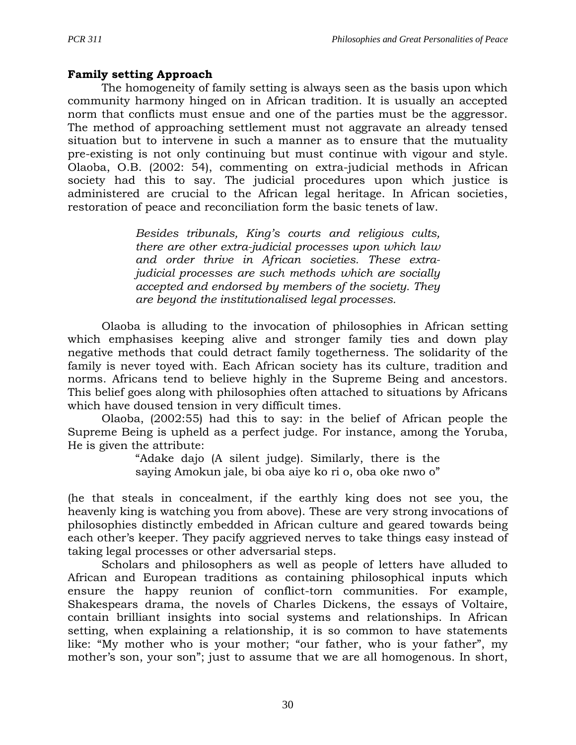**Family setting Approach**

The homogeneity of family setting is always seen as the basis upon which community harmony hinged on in African tradition. It is usually an accepted norm that conflicts must ensue and one of the parties must be the aggressor. The method of approaching settlement must not aggravate an already tensed situation but to intervene in such a manner as to ensure that the mutuality pre-existing is not only continuing but must continue with vigour and style. Olaoba, O.B. (2002: 54), commenting on extra-judicial methods in African society had this to say. The judicial procedures upon which justice is administered are crucial to the African legal heritage. In African societies, restoration of peace and reconciliation form the basic tenets of law.

> *Besides tribunals, King's courts and religious cults, there are other extra-judicial processes upon which law and order thrive in African societies. These extra-judicial processes are such methods which are socially accepted and endorsed by members of the society. They are beyond the institutionalised legal processes.*

Olaoba is alluding to the invocation of philosophies in African setting which emphasises keeping alive and stronger family ties and down play negative methods that could detract family togetherness. The solidarity of the family is never toyed with. Each African society has its culture, tradition and norms. Africans tend to believe highly in the Supreme Being and ancestors. This belief goes along with philosophies often attached to situations by Africans which have doused tension in very difficult times.

Olaoba, (2002:55) had this to say: in the belief of African people the Supreme Being is upheld as a perfect judge. For instance, among the Yoruba, He is given the attribute:

> "Adake dajo (A silent judge). Similarly, there is the saying Amokun jale, bi oba aiye ko ri o, oba oke nwo o"

(he that steals in concealment, if the earthly king does not see you, the heavenly king is watching you from above). These are very strong invocations of philosophies distinctly embedded in African culture and geared towards being each other's keeper. They pacify aggrieved nerves to take things easy instead of taking legal processes or other adversarial steps.

Scholars and philosophers as well as people of letters have alluded to African and European traditions as containing philosophical inputs which ensure the happy reunion of conflict-torn communities. For example, Shakespears drama, the novels of Charles Dickens, the essays of Voltaire, contain brilliant insights into social systems and relationships. In African setting, when explaining a relationship, it is so common to have statements like: "My mother who is your mother; "our father, who is your father", my mother's son, your son"; just to assume that we are all homogenous. In short,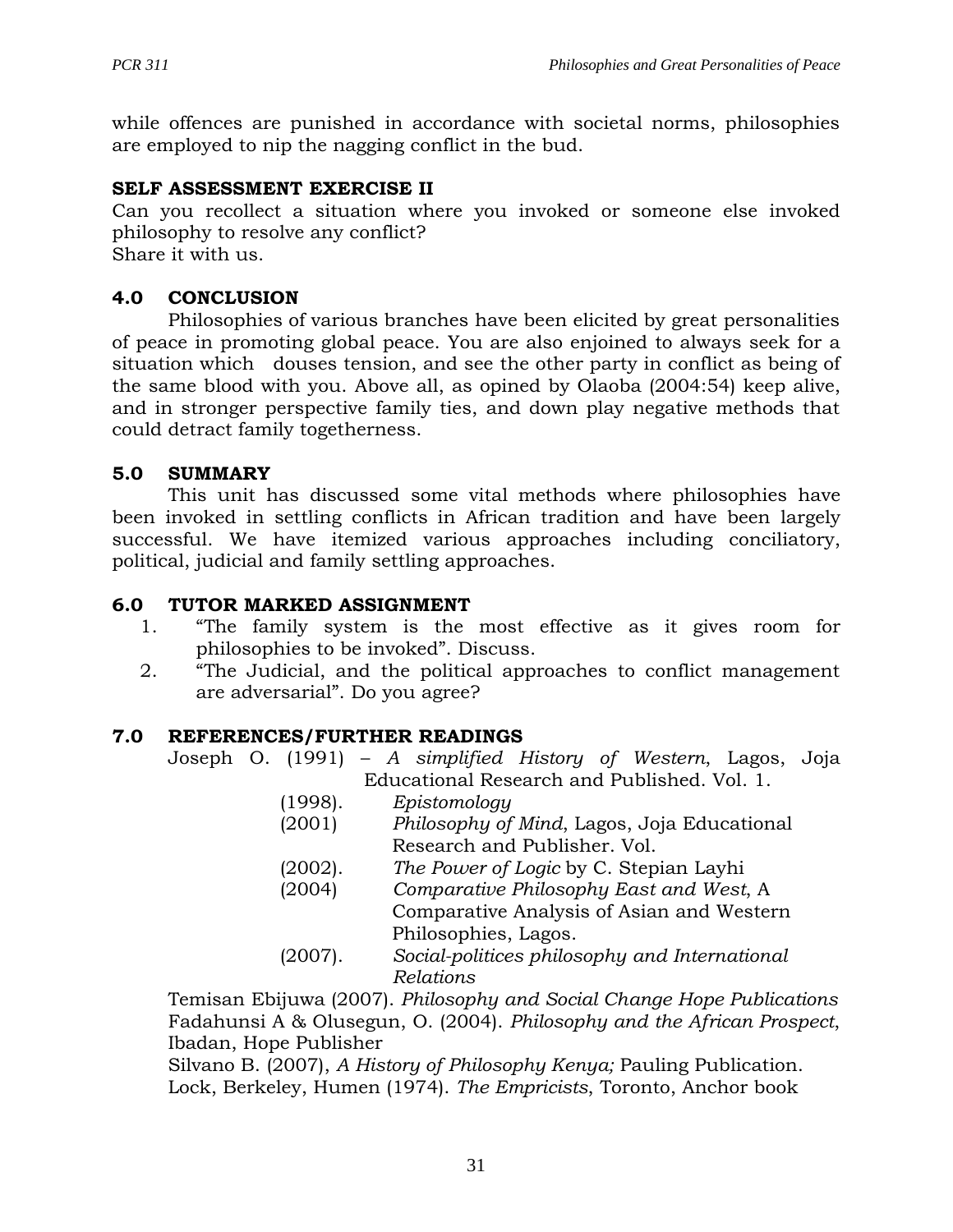while offences are punished in accordance with societal norms, philosophies are employed to nip the nagging conflict in the bud.

**SELF ASSESSMENT EXERCISE II**

Can you recollect a situation where you invoked or someone else invoked philosophy to resolve any conflict?
Share it with us.

## 4.0 CONCLUSION

Philosophies of various branches have been elicited by great personalities of peace in promoting global peace. You are also enjoined to always seek for a situation which douses tension, and see the other party in conflict as being of the same blood with you. Above all, as opined by Olaoba (2004:54) keep alive, and in stronger perspective family ties, and down play negative methods that could detract family togetherness.

## 5.0 SUMMARY

This unit has discussed some vital methods where philosophies have been invoked in settling conflicts in African tradition and have been largely successful. We have itemized various approaches including conciliatory, political, judicial and family settling approaches.

## 6.0 TUTOR MARKED ASSIGNMENT

1. "The family system is the most effective as it gives room for philosophies to be invoked". Discuss.
2. "The Judicial, and the political approaches to conflict management are adversarial". Do you agree?

## 7.0 REFERENCES/FURTHER READINGS

Joseph O. (1991) – *A simplified History of Western*, Lagos, Joja Educational Research and Published. Vol. 1.

(1998). *Epistomology*

(2001) *Philosophy of Mind*, Lagos, Joja Educational Research and Publisher. Vol.

(2002). *The Power of Logic* by C. Stepian Layhi

(2004) *Comparative Philosophy East and West*, A Comparative Analysis of Asian and Western Philosophies, Lagos.

(2007). *Social-politices philosophy and International Relations*

Temisan Ebijuwa (2007). *Philosophy and Social Change Hope Publications*

Fadahunsi A & Olusegun, O. (2004). *Philosophy and the African Prospect*, Ibadan, Hope Publisher

Silvano B. (2007), *A History of Philosophy Kenya;* Pauling Publication.

Lock, Berkeley, Humen (1974). *The Empricists*, Toronto, Anchor book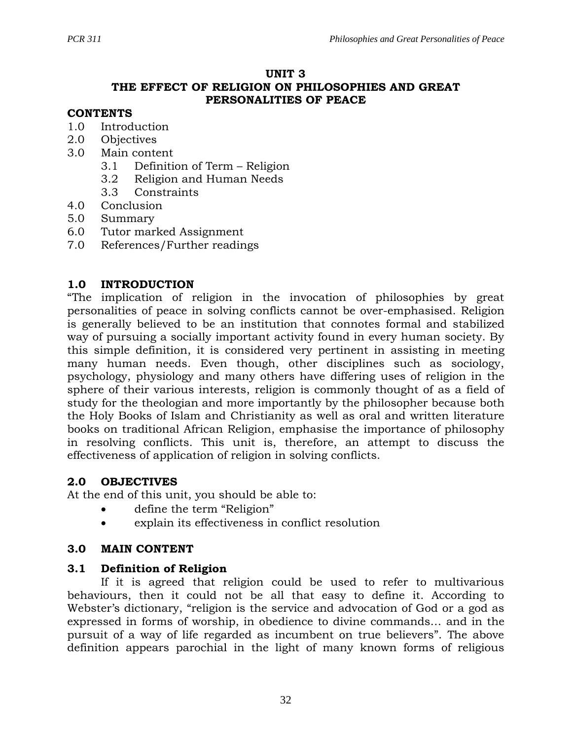# UNIT 3
# THE EFFECT OF RELIGION ON PHILOSOPHIES AND GREAT PERSONALITIES OF PEACE

**CONTENTS**

1.0 Introduction
2.0 Objectives
3.0 Main content
  3.1 Definition of Term – Religion
  3.2 Religion and Human Needs
  3.3 Constraints
4.0 Conclusion
5.0 Summary
6.0 Tutor marked Assignment
7.0 References/Further readings

## 1.0 INTRODUCTION

"The implication of religion in the invocation of philosophies by great personalities of peace in solving conflicts cannot be over-emphasised. Religion is generally believed to be an institution that connotes formal and stabilized way of pursuing a socially important activity found in every human society. By this simple definition, it is considered very pertinent in assisting in meeting many human needs. Even though, other disciplines such as sociology, psychology, physiology and many others have differing uses of religion in the sphere of their various interests, religion is commonly thought of as a field of study for the theologian and more importantly by the philosopher because both the Holy Books of Islam and Christianity as well as oral and written literature books on traditional African Religion, emphasise the importance of philosophy in resolving conflicts. This unit is, therefore, an attempt to discuss the effectiveness of application of religion in solving conflicts.

## 2.0 OBJECTIVES

At the end of this unit, you should be able to:

- define the term "Religion"
- explain its effectiveness in conflict resolution

## 3.0 MAIN CONTENT

### 3.1 Definition of Religion

If it is agreed that religion could be used to refer to multivarious behaviours, then it could not be all that easy to define it. According to Webster's dictionary, "religion is the service and advocation of God or a god as expressed in forms of worship, in obedience to divine commands… and in the pursuit of a way of life regarded as incumbent on true believers". The above definition appears parochial in the light of many known forms of religious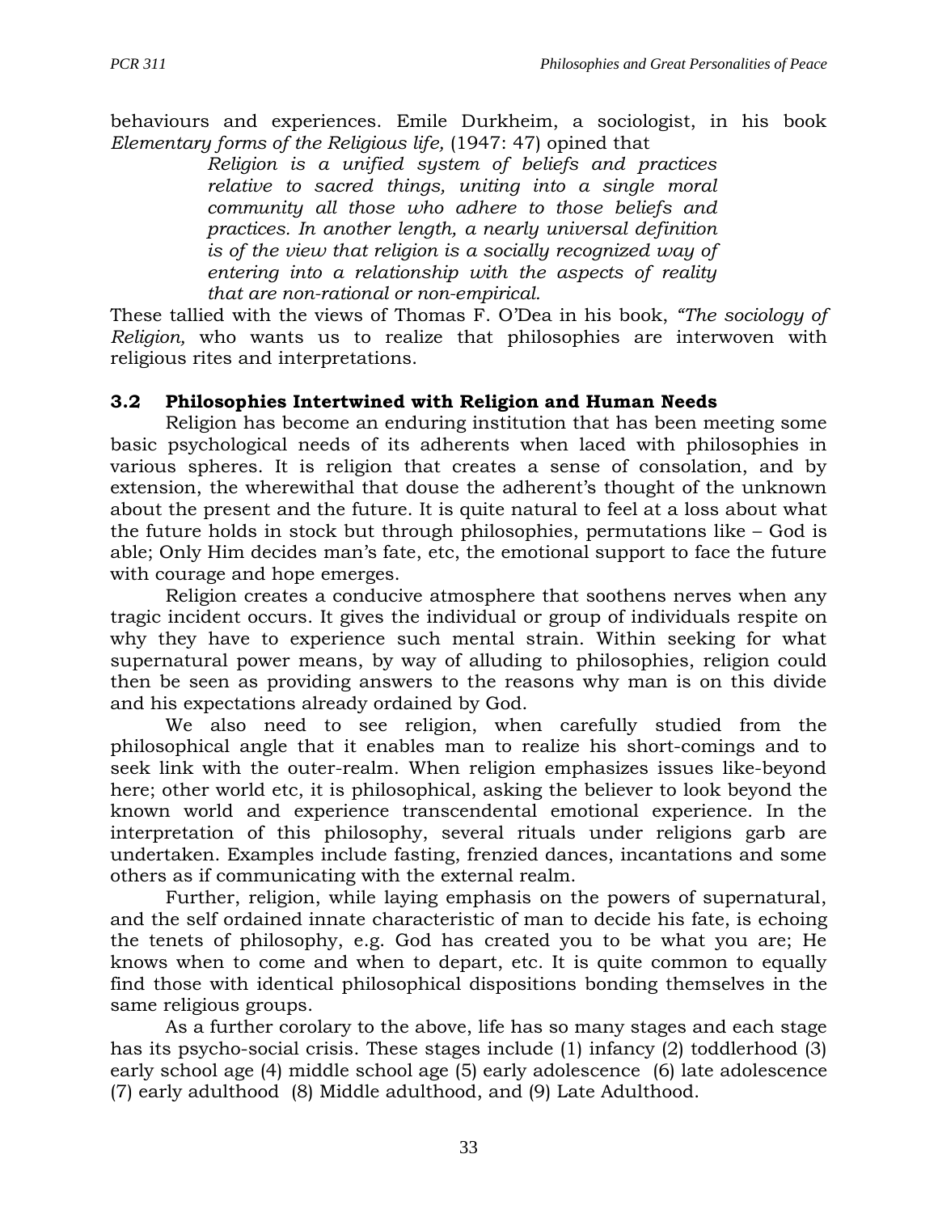behaviours and experiences. Emile Durkheim, a sociologist, in his book *Elementary forms of the Religious life,* (1947: 47) opined that

> *Religion is a unified system of beliefs and practices relative to sacred things, uniting into a single moral community all those who adhere to those beliefs and practices. In another length, a nearly universal definition is of the view that religion is a socially recognized way of entering into a relationship with the aspects of reality that are non-rational or non-empirical.*

These tallied with the views of Thomas F. O'Dea in his book, *"The sociology of Religion,* who wants us to realize that philosophies are interwoven with religious rites and interpretations.

### 3.2 Philosophies Intertwined with Religion and Human Needs

Religion has become an enduring institution that has been meeting some basic psychological needs of its adherents when laced with philosophies in various spheres. It is religion that creates a sense of consolation, and by extension, the wherewithal that douse the adherent's thought of the unknown about the present and the future. It is quite natural to feel at a loss about what the future holds in stock but through philosophies, permutations like – God is able; Only Him decides man's fate, etc, the emotional support to face the future with courage and hope emerges.

Religion creates a conducive atmosphere that soothens nerves when any tragic incident occurs. It gives the individual or group of individuals respite on why they have to experience such mental strain. Within seeking for what supernatural power means, by way of alluding to philosophies, religion could then be seen as providing answers to the reasons why man is on this divide and his expectations already ordained by God.

We also need to see religion, when carefully studied from the philosophical angle that it enables man to realize his short-comings and to seek link with the outer-realm. When religion emphasizes issues like-beyond here; other world etc, it is philosophical, asking the believer to look beyond the known world and experience transcendental emotional experience. In the interpretation of this philosophy, several rituals under religions garb are undertaken. Examples include fasting, frenzied dances, incantations and some others as if communicating with the external realm.

Further, religion, while laying emphasis on the powers of supernatural, and the self ordained innate characteristic of man to decide his fate, is echoing the tenets of philosophy, e.g. God has created you to be what you are; He knows when to come and when to depart, etc. It is quite common to equally find those with identical philosophical dispositions bonding themselves in the same religious groups.

As a further corolary to the above, life has so many stages and each stage has its psycho-social crisis. These stages include (1) infancy (2) toddlerhood (3) early school age (4) middle school age (5) early adolescence (6) late adolescence (7) early adulthood (8) Middle adulthood, and (9) Late Adulthood.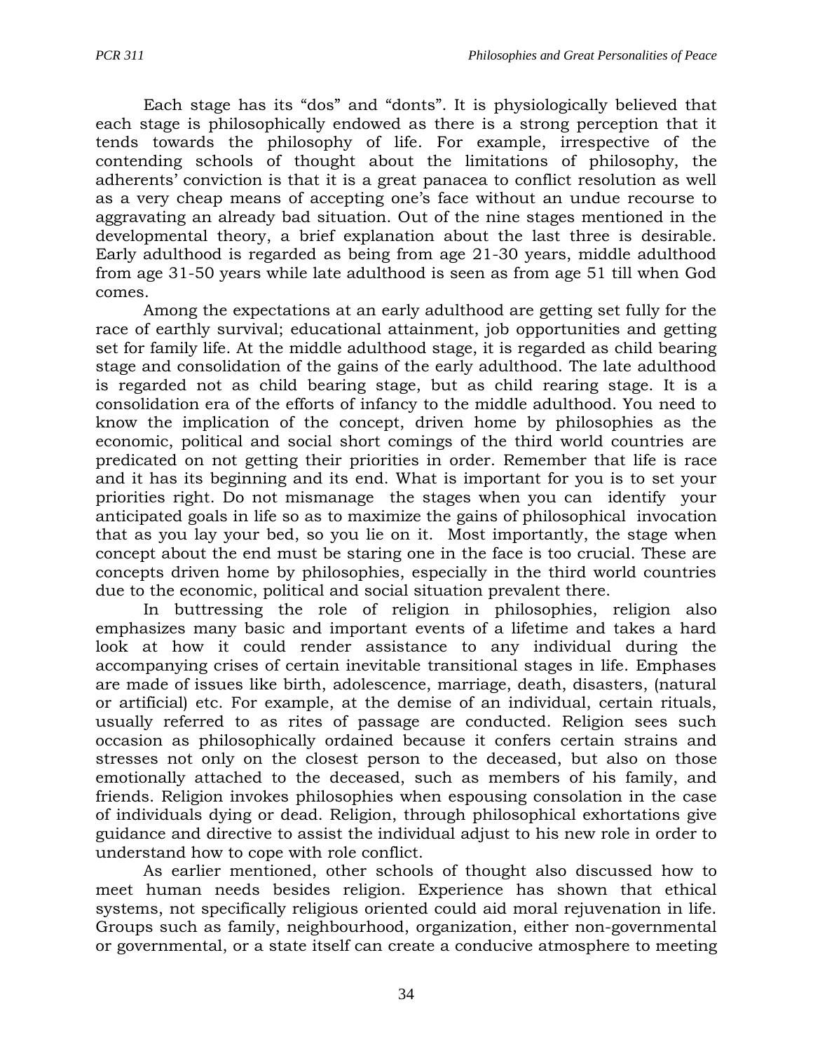Each stage has its "dos" and "donts". It is physiologically believed that each stage is philosophically endowed as there is a strong perception that it tends towards the philosophy of life. For example, irrespective of the contending schools of thought about the limitations of philosophy, the adherents' conviction is that it is a great panacea to conflict resolution as well as a very cheap means of accepting one's face without an undue recourse to aggravating an already bad situation. Out of the nine stages mentioned in the developmental theory, a brief explanation about the last three is desirable. Early adulthood is regarded as being from age 21-30 years, middle adulthood from age 31-50 years while late adulthood is seen as from age 51 till when God comes.

Among the expectations at an early adulthood are getting set fully for the race of earthly survival; educational attainment, job opportunities and getting set for family life. At the middle adulthood stage, it is regarded as child bearing stage and consolidation of the gains of the early adulthood. The late adulthood is regarded not as child bearing stage, but as child rearing stage. It is a consolidation era of the efforts of infancy to the middle adulthood. You need to know the implication of the concept, driven home by philosophies as the economic, political and social short comings of the third world countries are predicated on not getting their priorities in order. Remember that life is race and it has its beginning and its end. What is important for you is to set your priorities right. Do not mismanage the stages when you can identify your anticipated goals in life so as to maximize the gains of philosophical invocation that as you lay your bed, so you lie on it. Most importantly, the stage when concept about the end must be staring one in the face is too crucial. These are concepts driven home by philosophies, especially in the third world countries due to the economic, political and social situation prevalent there.

In buttressing the role of religion in philosophies, religion also emphasizes many basic and important events of a lifetime and takes a hard look at how it could render assistance to any individual during the accompanying crises of certain inevitable transitional stages in life. Emphases are made of issues like birth, adolescence, marriage, death, disasters, (natural or artificial) etc. For example, at the demise of an individual, certain rituals, usually referred to as rites of passage are conducted. Religion sees such occasion as philosophically ordained because it confers certain strains and stresses not only on the closest person to the deceased, but also on those emotionally attached to the deceased, such as members of his family, and friends. Religion invokes philosophies when espousing consolation in the case of individuals dying or dead. Religion, through philosophical exhortations give guidance and directive to assist the individual adjust to his new role in order to understand how to cope with role conflict.

As earlier mentioned, other schools of thought also discussed how to meet human needs besides religion. Experience has shown that ethical systems, not specifically religious oriented could aid moral rejuvenation in life. Groups such as family, neighbourhood, organization, either non-governmental or governmental, or a state itself can create a conducive atmosphere to meeting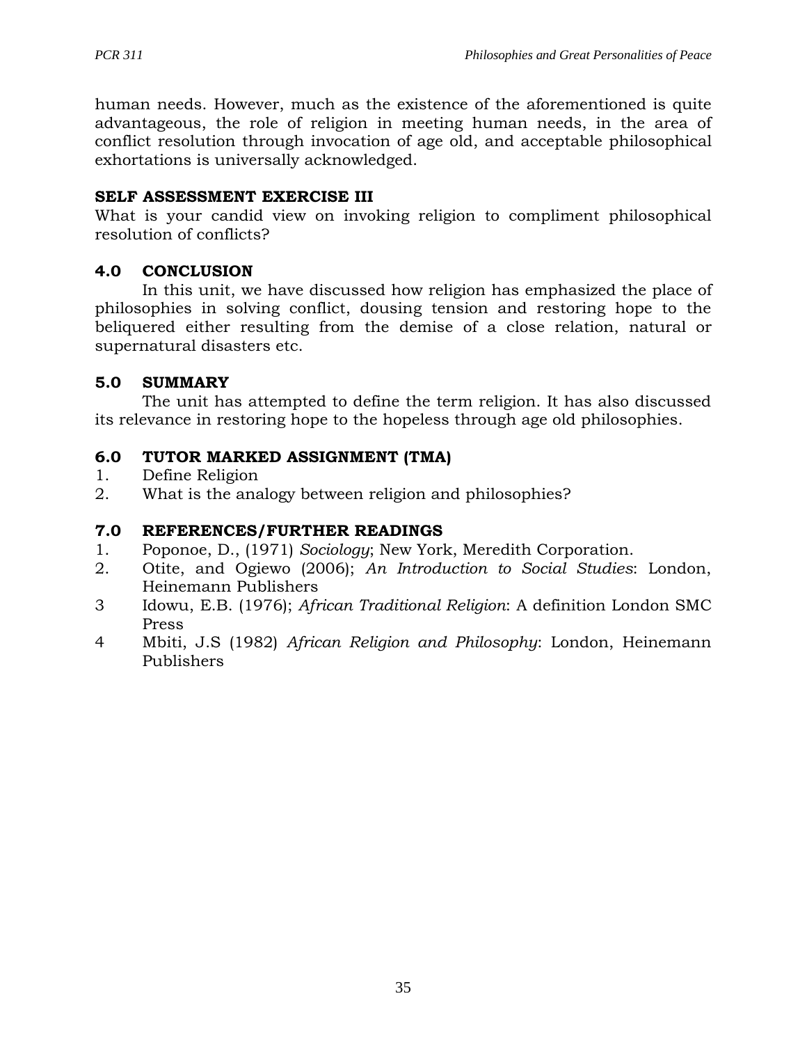human needs. However, much as the existence of the aforementioned is quite advantageous, the role of religion in meeting human needs, in the area of conflict resolution through invocation of age old, and acceptable philosophical exhortations is universally acknowledged.

**SELF ASSESSMENT EXERCISE III**

What is your candid view on invoking religion to compliment philosophical resolution of conflicts?

## 4.0 CONCLUSION

In this unit, we have discussed how religion has emphasized the place of philosophies in solving conflict, dousing tension and restoring hope to the beliquered either resulting from the demise of a close relation, natural or supernatural disasters etc.

## 5.0 SUMMARY

The unit has attempted to define the term religion. It has also discussed its relevance in restoring hope to the hopeless through age old philosophies.

## 6.0 TUTOR MARKED ASSIGNMENT (TMA)

1. Define Religion
2. What is the analogy between religion and philosophies?

## 7.0 REFERENCES/FURTHER READINGS

1. Poponoe, D., (1971) *Sociology*; New York, Meredith Corporation.
2. Otite, and Ogiewo (2006); *An Introduction to Social Studies*: London, Heinemann Publishers
3. Idowu, E.B. (1976); *African Traditional Religion*: A definition London SMC Press
4. Mbiti, J.S (1982) *African Religion and Philosophy*: London, Heinemann Publishers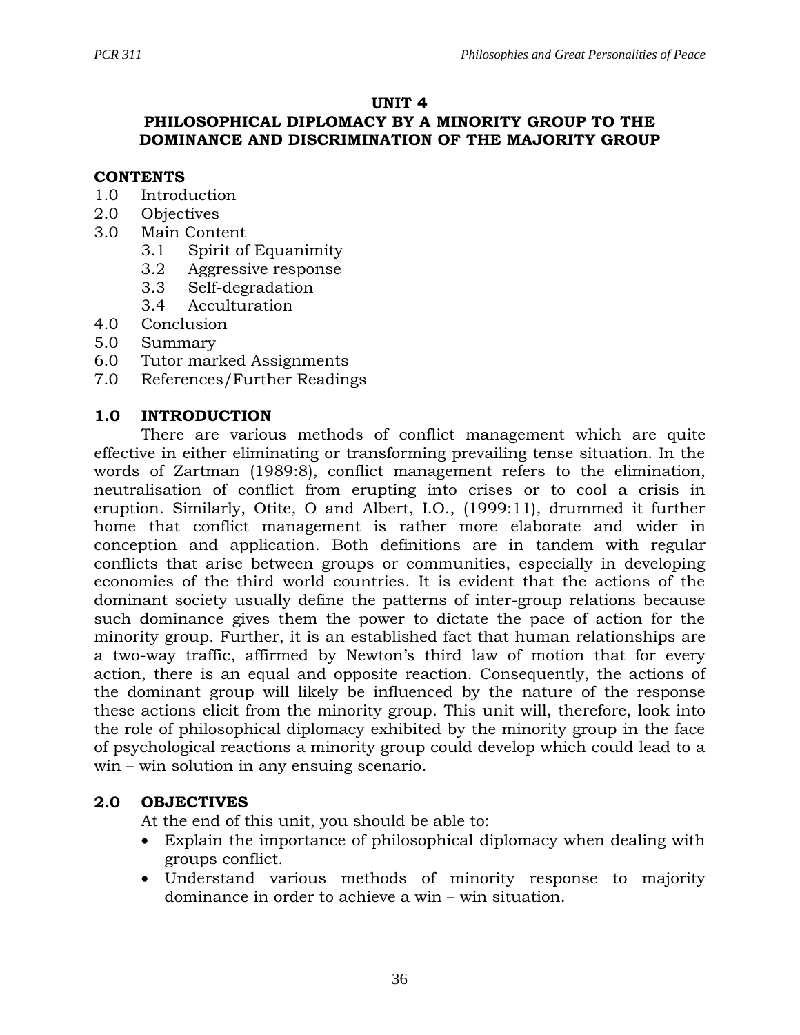# UNIT 4
# PHILOSOPHICAL DIPLOMACY BY A MINORITY GROUP TO THE DOMINANCE AND DISCRIMINATION OF THE MAJORITY GROUP

**CONTENTS**

1.0 Introduction
2.0 Objectives
3.0 Main Content
    3.1 Spirit of Equanimity
    3.2 Aggressive response
    3.3 Self-degradation
    3.4 Acculturation
4.0 Conclusion
5.0 Summary
6.0 Tutor marked Assignments
7.0 References/Further Readings

## 1.0 INTRODUCTION

There are various methods of conflict management which are quite effective in either eliminating or transforming prevailing tense situation. In the words of Zartman (1989:8), conflict management refers to the elimination, neutralisation of conflict from erupting into crises or to cool a crisis in eruption. Similarly, Otite, O and Albert, I.O., (1999:11), drummed it further home that conflict management is rather more elaborate and wider in conception and application. Both definitions are in tandem with regular conflicts that arise between groups or communities, especially in developing economies of the third world countries. It is evident that the actions of the dominant society usually define the patterns of inter-group relations because such dominance gives them the power to dictate the pace of action for the minority group. Further, it is an established fact that human relationships are a two-way traffic, affirmed by Newton's third law of motion that for every action, there is an equal and opposite reaction. Consequently, the actions of the dominant group will likely be influenced by the nature of the response these actions elicit from the minority group. This unit will, therefore, look into the role of philosophical diplomacy exhibited by the minority group in the face of psychological reactions a minority group could develop which could lead to a win – win solution in any ensuing scenario.

## 2.0 OBJECTIVES

At the end of this unit, you should be able to:

- Explain the importance of philosophical diplomacy when dealing with groups conflict.
- Understand various methods of minority response to majority dominance in order to achieve a win – win situation.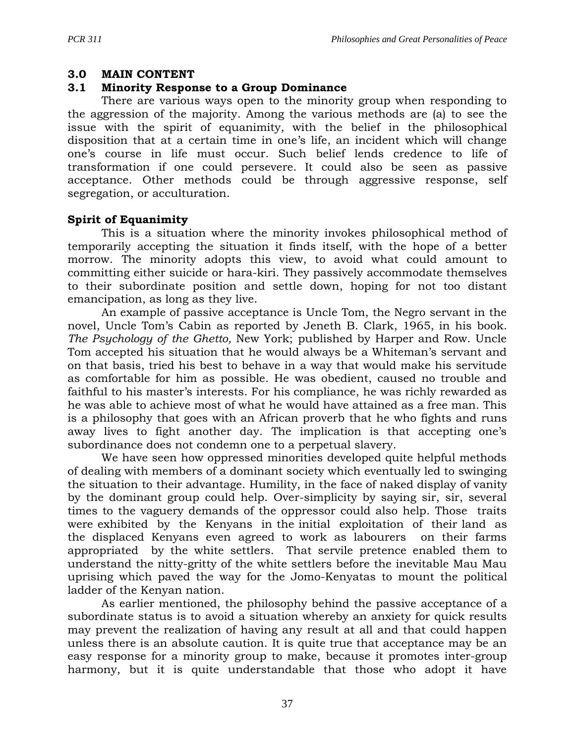## 3.0 MAIN CONTENT

### 3.1 Minority Response to a Group Dominance

There are various ways open to the minority group when responding to the aggression of the majority. Among the various methods are (a) to see the issue with the spirit of equanimity, with the belief in the philosophical disposition that at a certain time in one's life, an incident which will change one's course in life must occur. Such belief lends credence to life of transformation if one could persevere. It could also be seen as passive acceptance. Other methods could be through aggressive response, self segregation, or acculturation.

**Spirit of Equanimity**

This is a situation where the minority invokes philosophical method of temporarily accepting the situation it finds itself, with the hope of a better morrow. The minority adopts this view, to avoid what could amount to committing either suicide or hara-kiri. They passively accommodate themselves to their subordinate position and settle down, hoping for not too distant emancipation, as long as they live.

An example of passive acceptance is Uncle Tom, the Negro servant in the novel, Uncle Tom's Cabin as reported by Jeneth B. Clark, 1965, in his book. *The Psychology of the Ghetto,* New York; published by Harper and Row. Uncle Tom accepted his situation that he would always be a Whiteman's servant and on that basis, tried his best to behave in a way that would make his servitude as comfortable for him as possible. He was obedient, caused no trouble and faithful to his master's interests. For his compliance, he was richly rewarded as he was able to achieve most of what he would have attained as a free man. This is a philosophy that goes with an African proverb that he who fights and runs away lives to fight another day. The implication is that accepting one's subordinance does not condemn one to a perpetual slavery.

We have seen how oppressed minorities developed quite helpful methods of dealing with members of a dominant society which eventually led to swinging the situation to their advantage. Humility, in the face of naked display of vanity by the dominant group could help. Over-simplicity by saying sir, sir, several times to the vaguery demands of the oppressor could also help. Those traits were exhibited by the Kenyans in the initial exploitation of their land as the displaced Kenyans even agreed to work as labourers on their farms appropriated by the white settlers. That servile pretence enabled them to understand the nitty-gritty of the white settlers before the inevitable Mau Mau uprising which paved the way for the Jomo-Kenyatas to mount the political ladder of the Kenyan nation.

As earlier mentioned, the philosophy behind the passive acceptance of a subordinate status is to avoid a situation whereby an anxiety for quick results may prevent the realization of having any result at all and that could happen unless there is an absolute caution. It is quite true that acceptance may be an easy response for a minority group to make, because it promotes inter-group harmony, but it is quite understandable that those who adopt it have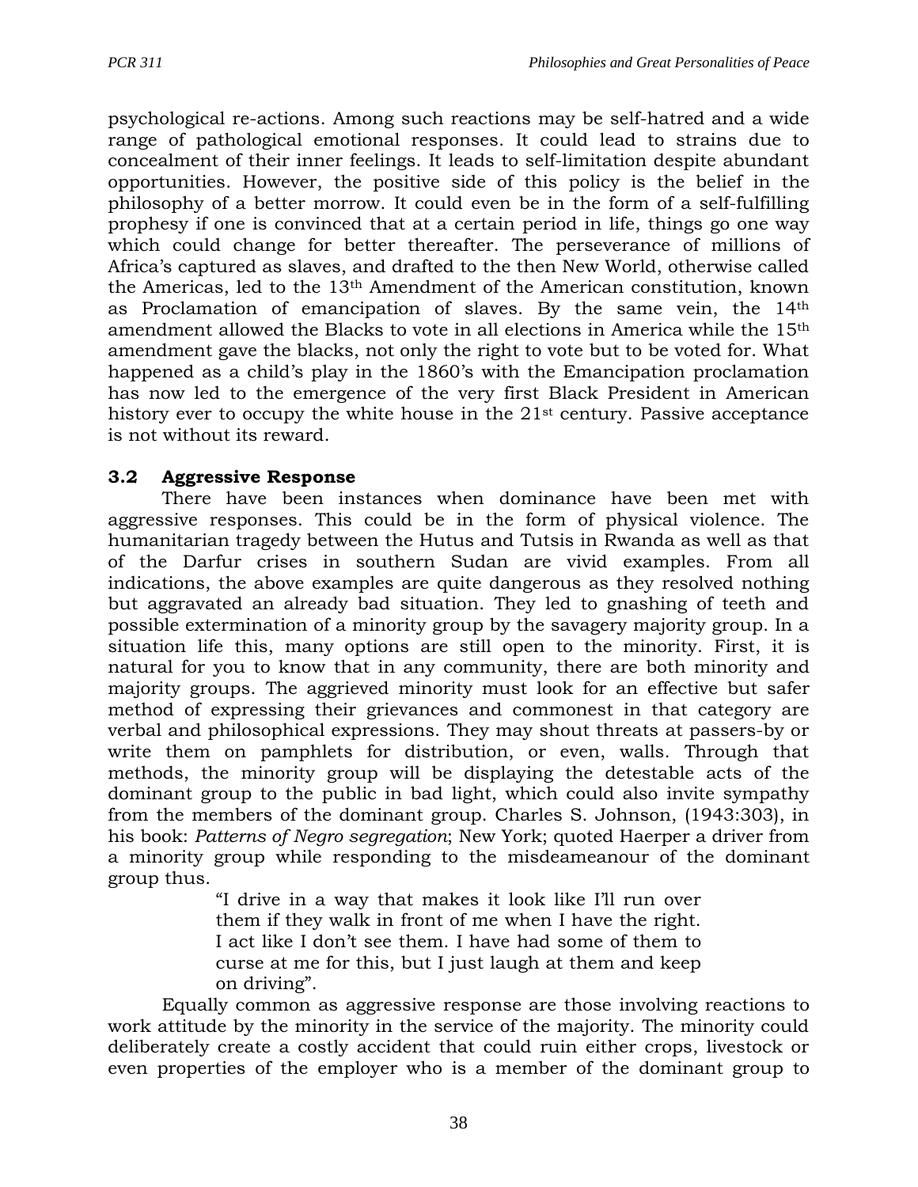psychological re-actions. Among such reactions may be self-hatred and a wide range of pathological emotional responses. It could lead to strains due to concealment of their inner feelings. It leads to self-limitation despite abundant opportunities. However, the positive side of this policy is the belief in the philosophy of a better morrow. It could even be in the form of a self-fulfilling prophesy if one is convinced that at a certain period in life, things go one way which could change for better thereafter. The perseverance of millions of Africa's captured as slaves, and drafted to the then New World, otherwise called the Americas, led to the 13th Amendment of the American constitution, known as Proclamation of emancipation of slaves. By the same vein, the 14th amendment allowed the Blacks to vote in all elections in America while the 15th amendment gave the blacks, not only the right to vote but to be voted for. What happened as a child's play in the 1860's with the Emancipation proclamation has now led to the emergence of the very first Black President in American history ever to occupy the white house in the 21st century. Passive acceptance is not without its reward.

## 3.2 Aggressive Response

There have been instances when dominance have been met with aggressive responses. This could be in the form of physical violence. The humanitarian tragedy between the Hutus and Tutsis in Rwanda as well as that of the Darfur crises in southern Sudan are vivid examples. From all indications, the above examples are quite dangerous as they resolved nothing but aggravated an already bad situation. They led to gnashing of teeth and possible extermination of a minority group by the savagery majority group. In a situation life this, many options are still open to the minority. First, it is natural for you to know that in any community, there are both minority and majority groups. The aggrieved minority must look for an effective but safer method of expressing their grievances and commonest in that category are verbal and philosophical expressions. They may shout threats at passers-by or write them on pamphlets for distribution, or even, walls. Through that methods, the minority group will be displaying the detestable acts of the dominant group to the public in bad light, which could also invite sympathy from the members of the dominant group. Charles S. Johnson, (1943:303), in his book: *Patterns of Negro segregation*; New York; quoted Haerper a driver from a minority group while responding to the misdeameanour of the dominant group thus.

> "I drive in a way that makes it look like I'll run over them if they walk in front of me when I have the right. I act like I don't see them. I have had some of them to curse at me for this, but I just laugh at them and keep on driving".

Equally common as aggressive response are those involving reactions to work attitude by the minority in the service of the majority. The minority could deliberately create a costly accident that could ruin either crops, livestock or even properties of the employer who is a member of the dominant group to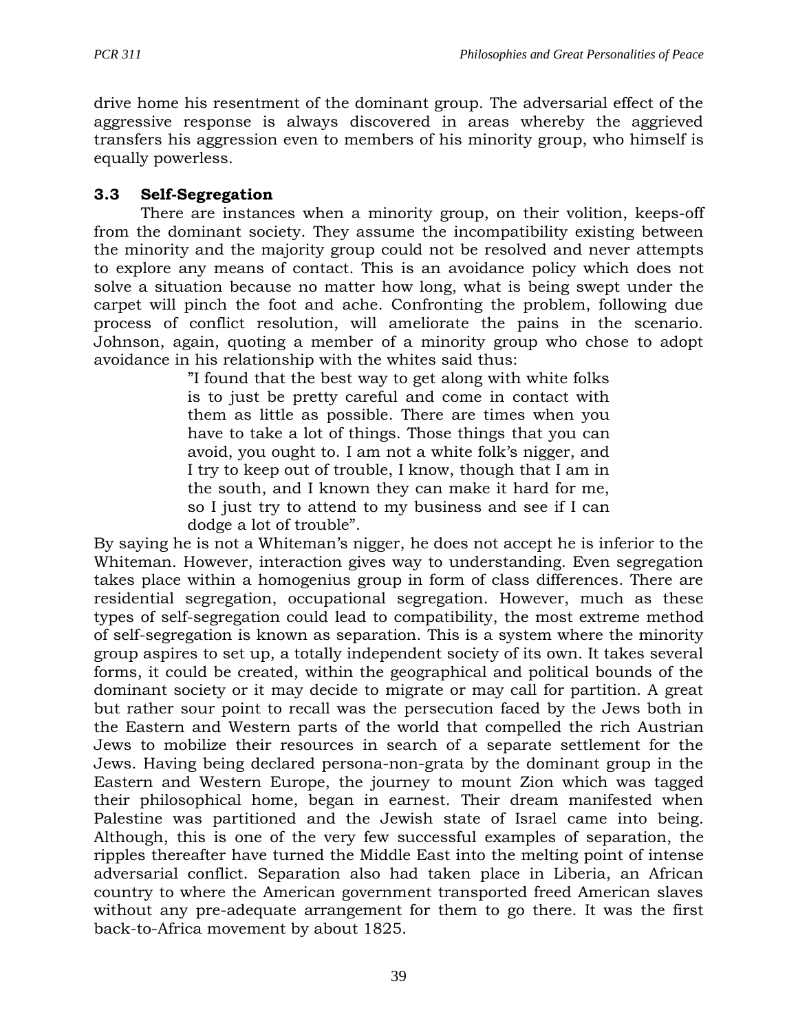drive home his resentment of the dominant group. The adversarial effect of the aggressive response is always discovered in areas whereby the aggrieved transfers his aggression even to members of his minority group, who himself is equally powerless.

### 3.3 Self-Segregation

There are instances when a minority group, on their volition, keeps-off from the dominant society. They assume the incompatibility existing between the minority and the majority group could not be resolved and never attempts to explore any means of contact. This is an avoidance policy which does not solve a situation because no matter how long, what is being swept under the carpet will pinch the foot and ache. Confronting the problem, following due process of conflict resolution, will ameliorate the pains in the scenario. Johnson, again, quoting a member of a minority group who chose to adopt avoidance in his relationship with the whites said thus:

> "I found that the best way to get along with white folks is to just be pretty careful and come in contact with them as little as possible. There are times when you have to take a lot of things. Those things that you can avoid, you ought to. I am not a white folk's nigger, and I try to keep out of trouble, I know, though that I am in the south, and I known they can make it hard for me, so I just try to attend to my business and see if I can dodge a lot of trouble".

By saying he is not a Whiteman's nigger, he does not accept he is inferior to the Whiteman. However, interaction gives way to understanding. Even segregation takes place within a homogenius group in form of class differences. There are residential segregation, occupational segregation. However, much as these types of self-segregation could lead to compatibility, the most extreme method of self-segregation is known as separation. This is a system where the minority group aspires to set up, a totally independent society of its own. It takes several forms, it could be created, within the geographical and political bounds of the dominant society or it may decide to migrate or may call for partition. A great but rather sour point to recall was the persecution faced by the Jews both in the Eastern and Western parts of the world that compelled the rich Austrian Jews to mobilize their resources in search of a separate settlement for the Jews. Having being declared persona-non-grata by the dominant group in the Eastern and Western Europe, the journey to mount Zion which was tagged their philosophical home, began in earnest. Their dream manifested when Palestine was partitioned and the Jewish state of Israel came into being. Although, this is one of the very few successful examples of separation, the ripples thereafter have turned the Middle East into the melting point of intense adversarial conflict. Separation also had taken place in Liberia, an African country to where the American government transported freed American slaves without any pre-adequate arrangement for them to go there. It was the first back-to-Africa movement by about 1825.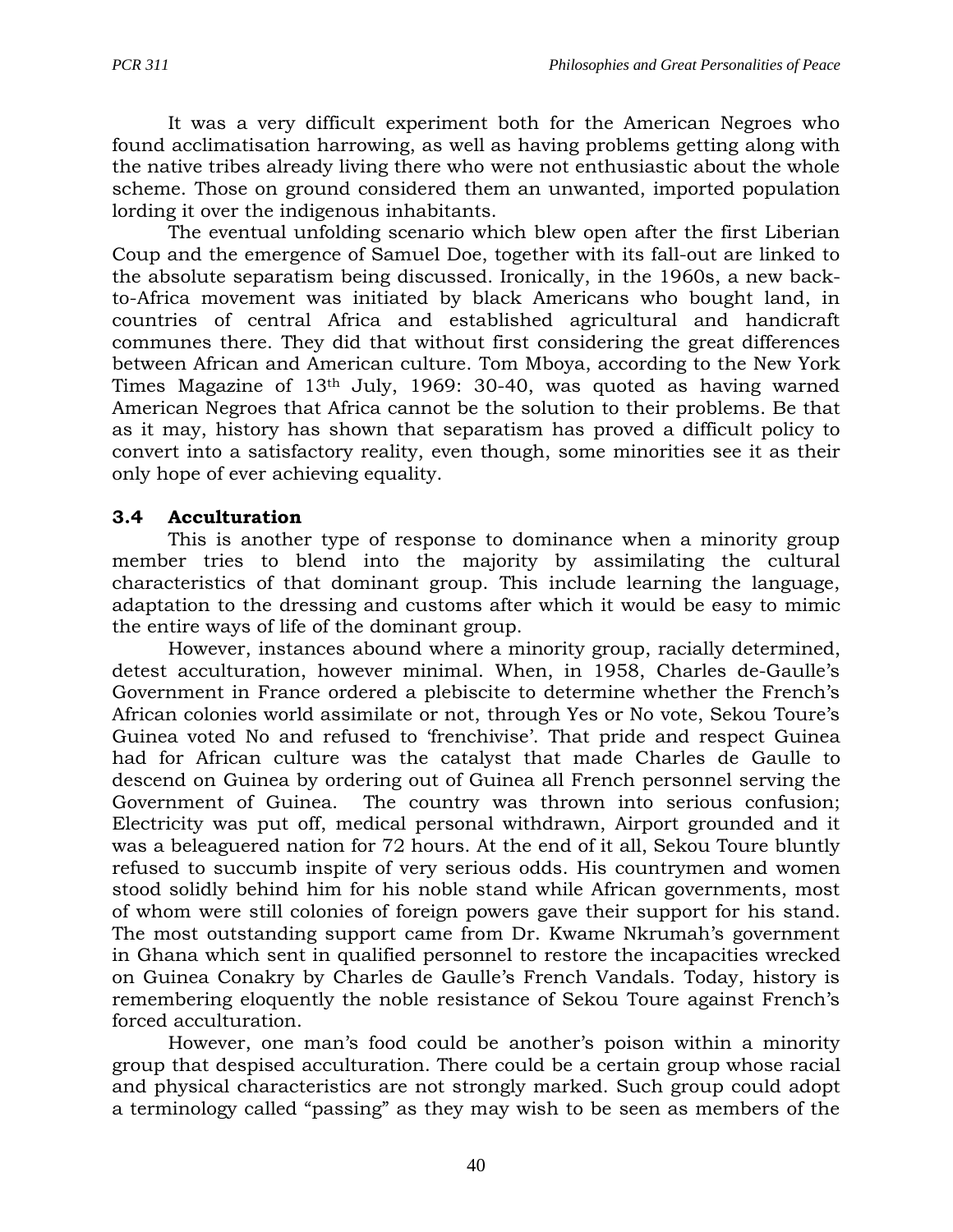It was a very difficult experiment both for the American Negroes who found acclimatisation harrowing, as well as having problems getting along with the native tribes already living there who were not enthusiastic about the whole scheme. Those on ground considered them an unwanted, imported population lording it over the indigenous inhabitants.

The eventual unfolding scenario which blew open after the first Liberian Coup and the emergence of Samuel Doe, together with its fall-out are linked to the absolute separatism being discussed. Ironically, in the 1960s, a new back-to-Africa movement was initiated by black Americans who bought land, in countries of central Africa and established agricultural and handicraft communes there. They did that without first considering the great differences between African and American culture. Tom Mboya, according to the New York Times Magazine of 13th July, 1969: 30-40, was quoted as having warned American Negroes that Africa cannot be the solution to their problems. Be that as it may, history has shown that separatism has proved a difficult policy to convert into a satisfactory reality, even though, some minorities see it as their only hope of ever achieving equality.

### 3.4 Acculturation

This is another type of response to dominance when a minority group member tries to blend into the majority by assimilating the cultural characteristics of that dominant group. This include learning the language, adaptation to the dressing and customs after which it would be easy to mimic the entire ways of life of the dominant group.

However, instances abound where a minority group, racially determined, detest acculturation, however minimal. When, in 1958, Charles de-Gaulle's Government in France ordered a plebiscite to determine whether the French's African colonies world assimilate or not, through Yes or No vote, Sekou Toure's Guinea voted No and refused to 'frenchivise'. That pride and respect Guinea had for African culture was the catalyst that made Charles de Gaulle to descend on Guinea by ordering out of Guinea all French personnel serving the Government of Guinea. The country was thrown into serious confusion; Electricity was put off, medical personal withdrawn, Airport grounded and it was a beleaguered nation for 72 hours. At the end of it all, Sekou Toure bluntly refused to succumb inspite of very serious odds. His countrymen and women stood solidly behind him for his noble stand while African governments, most of whom were still colonies of foreign powers gave their support for his stand. The most outstanding support came from Dr. Kwame Nkrumah's government in Ghana which sent in qualified personnel to restore the incapacities wrecked on Guinea Conakry by Charles de Gaulle's French Vandals. Today, history is remembering eloquently the noble resistance of Sekou Toure against French's forced acculturation.

However, one man's food could be another's poison within a minority group that despised acculturation. There could be a certain group whose racial and physical characteristics are not strongly marked. Such group could adopt a terminology called "passing" as they may wish to be seen as members of the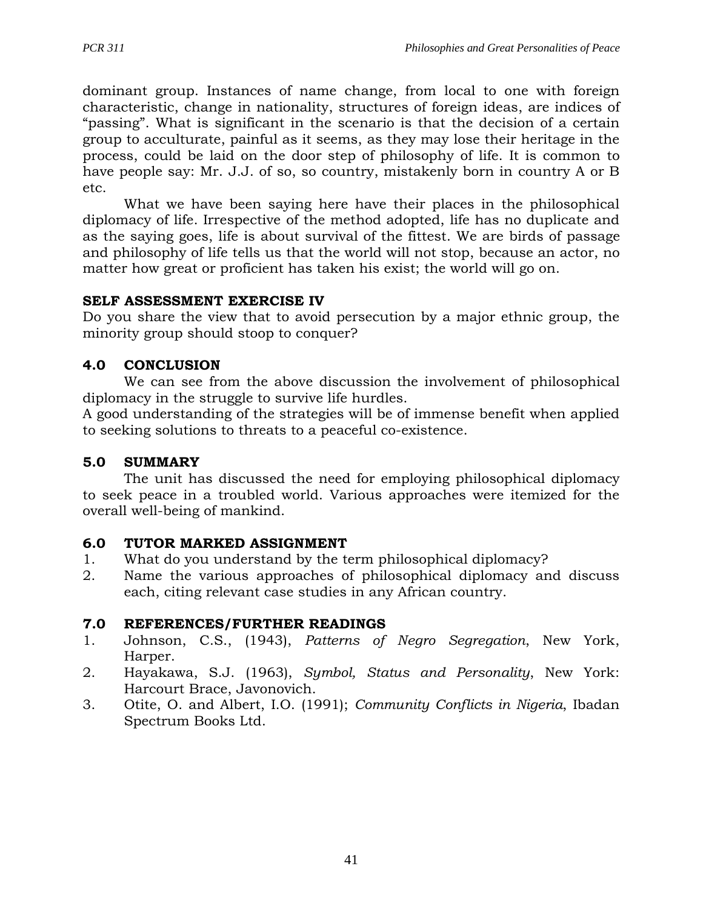dominant group. Instances of name change, from local to one with foreign characteristic, change in nationality, structures of foreign ideas, are indices of "passing". What is significant in the scenario is that the decision of a certain group to acculturate, painful as it seems, as they may lose their heritage in the process, could be laid on the door step of philosophy of life. It is common to have people say: Mr. J.J. of so, so country, mistakenly born in country A or B etc.

What we have been saying here have their places in the philosophical diplomacy of life. Irrespective of the method adopted, life has no duplicate and as the saying goes, life is about survival of the fittest. We are birds of passage and philosophy of life tells us that the world will not stop, because an actor, no matter how great or proficient has taken his exist; the world will go on.

**SELF ASSESSMENT EXERCISE IV**

Do you share the view that to avoid persecution by a major ethnic group, the minority group should stoop to conquer?

## 4.0 CONCLUSION

We can see from the above discussion the involvement of philosophical diplomacy in the struggle to survive life hurdles.

A good understanding of the strategies will be of immense benefit when applied to seeking solutions to threats to a peaceful co-existence.

## 5.0 SUMMARY

The unit has discussed the need for employing philosophical diplomacy to seek peace in a troubled world. Various approaches were itemized for the overall well-being of mankind.

## 6.0 TUTOR MARKED ASSIGNMENT

1. What do you understand by the term philosophical diplomacy?
2. Name the various approaches of philosophical diplomacy and discuss each, citing relevant case studies in any African country.

## 7.0 REFERENCES/FURTHER READINGS

1. Johnson, C.S., (1943), *Patterns of Negro Segregation*, New York, Harper.
2. Hayakawa, S.J. (1963), *Symbol, Status and Personality*, New York: Harcourt Brace, Javonovich.
3. Otite, O. and Albert, I.O. (1991); *Community Conflicts in Nigeria*, Ibadan Spectrum Books Ltd.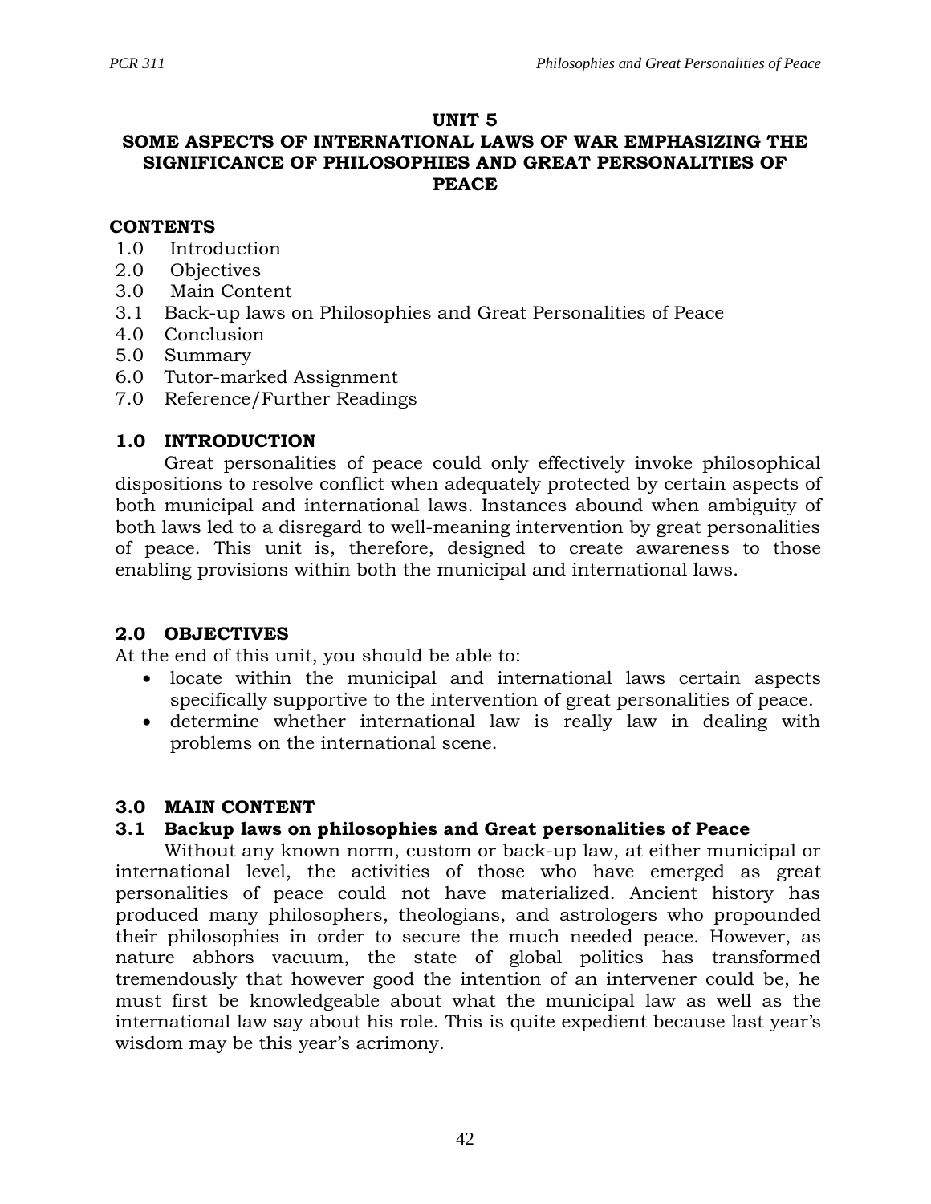# UNIT 5
## SOME ASPECTS OF INTERNATIONAL LAWS OF WAR EMPHASIZING THE SIGNIFICANCE OF PHILOSOPHIES AND GREAT PERSONALITIES OF PEACE

**CONTENTS**

1.0 Introduction
2.0 Objectives
3.0 Main Content
3.1 Back-up laws on Philosophies and Great Personalities of Peace
4.0 Conclusion
5.0 Summary
6.0 Tutor-marked Assignment
7.0 Reference/Further Readings

## 1.0 INTRODUCTION

Great personalities of peace could only effectively invoke philosophical dispositions to resolve conflict when adequately protected by certain aspects of both municipal and international laws. Instances abound when ambiguity of both laws led to a disregard to well-meaning intervention by great personalities of peace. This unit is, therefore, designed to create awareness to those enabling provisions within both the municipal and international laws.

## 2.0 OBJECTIVES

At the end of this unit, you should be able to:

- locate within the municipal and international laws certain aspects specifically supportive to the intervention of great personalities of peace.
- determine whether international law is really law in dealing with problems on the international scene.

## 3.0 MAIN CONTENT

### 3.1 Backup laws on philosophies and Great personalities of Peace

Without any known norm, custom or back-up law, at either municipal or international level, the activities of those who have emerged as great personalities of peace could not have materialized. Ancient history has produced many philosophers, theologians, and astrologers who propounded their philosophies in order to secure the much needed peace. However, as nature abhors vacuum, the state of global politics has transformed tremendously that however good the intention of an intervener could be, he must first be knowledgeable about what the municipal law as well as the international law say about his role. This is quite expedient because last year's wisdom may be this year's acrimony.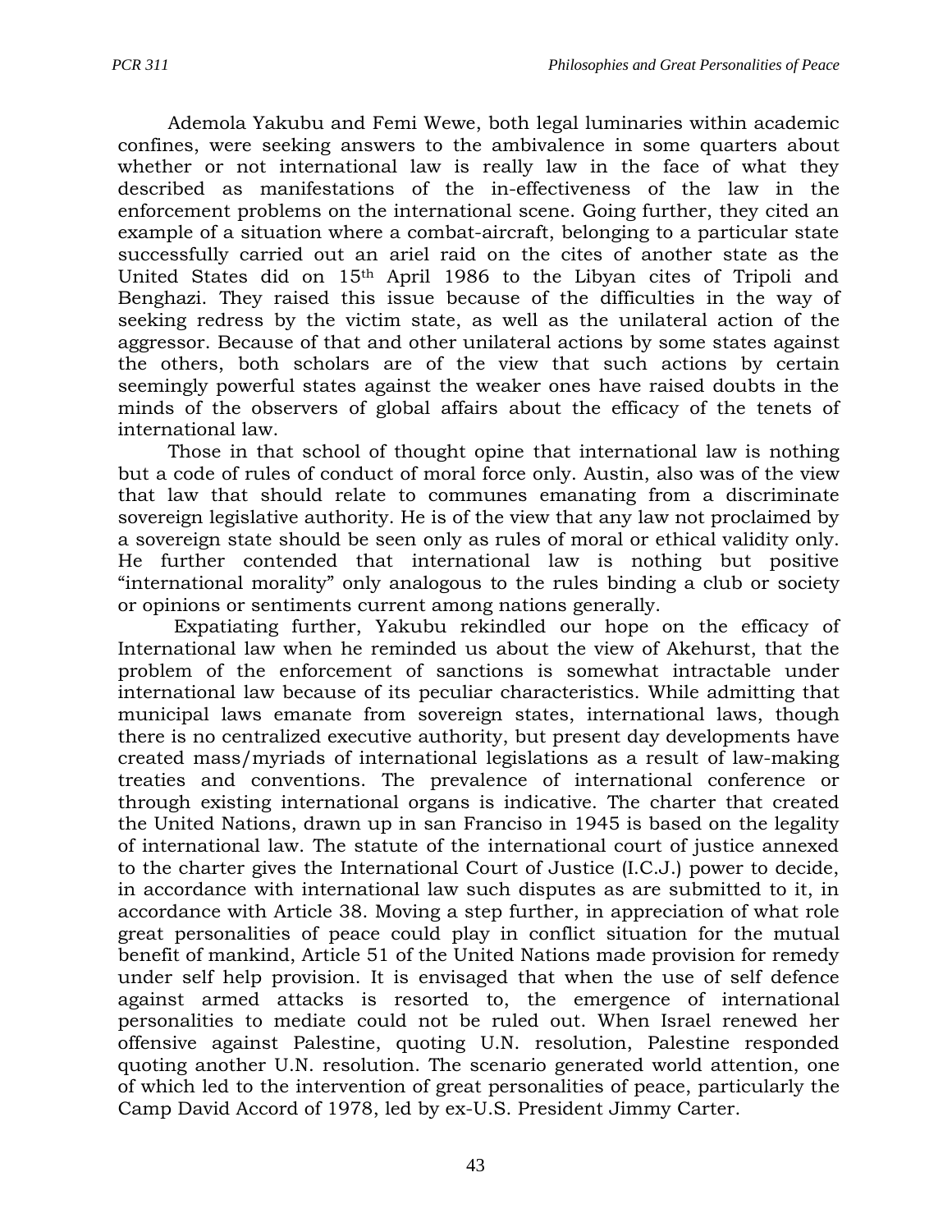Ademola Yakubu and Femi Wewe, both legal luminaries within academic confines, were seeking answers to the ambivalence in some quarters about whether or not international law is really law in the face of what they described as manifestations of the in-effectiveness of the law in the enforcement problems on the international scene. Going further, they cited an example of a situation where a combat-aircraft, belonging to a particular state successfully carried out an ariel raid on the cites of another state as the United States did on 15th April 1986 to the Libyan cites of Tripoli and Benghazi. They raised this issue because of the difficulties in the way of seeking redress by the victim state, as well as the unilateral action of the aggressor. Because of that and other unilateral actions by some states against the others, both scholars are of the view that such actions by certain seemingly powerful states against the weaker ones have raised doubts in the minds of the observers of global affairs about the efficacy of the tenets of international law.

Those in that school of thought opine that international law is nothing but a code of rules of conduct of moral force only. Austin, also was of the view that law that should relate to communes emanating from a discriminate sovereign legislative authority. He is of the view that any law not proclaimed by a sovereign state should be seen only as rules of moral or ethical validity only. He further contended that international law is nothing but positive "international morality" only analogous to the rules binding a club or society or opinions or sentiments current among nations generally.

Expatiating further, Yakubu rekindled our hope on the efficacy of International law when he reminded us about the view of Akehurst, that the problem of the enforcement of sanctions is somewhat intractable under international law because of its peculiar characteristics. While admitting that municipal laws emanate from sovereign states, international laws, though there is no centralized executive authority, but present day developments have created mass/myriads of international legislations as a result of law-making treaties and conventions. The prevalence of international conference or through existing international organs is indicative. The charter that created the United Nations, drawn up in san Franciso in 1945 is based on the legality of international law. The statute of the international court of justice annexed to the charter gives the International Court of Justice (I.C.J.) power to decide, in accordance with international law such disputes as are submitted to it, in accordance with Article 38. Moving a step further, in appreciation of what role great personalities of peace could play in conflict situation for the mutual benefit of mankind, Article 51 of the United Nations made provision for remedy under self help provision. It is envisaged that when the use of self defence against armed attacks is resorted to, the emergence of international personalities to mediate could not be ruled out. When Israel renewed her offensive against Palestine, quoting U.N. resolution, Palestine responded quoting another U.N. resolution. The scenario generated world attention, one of which led to the intervention of great personalities of peace, particularly the Camp David Accord of 1978, led by ex-U.S. President Jimmy Carter.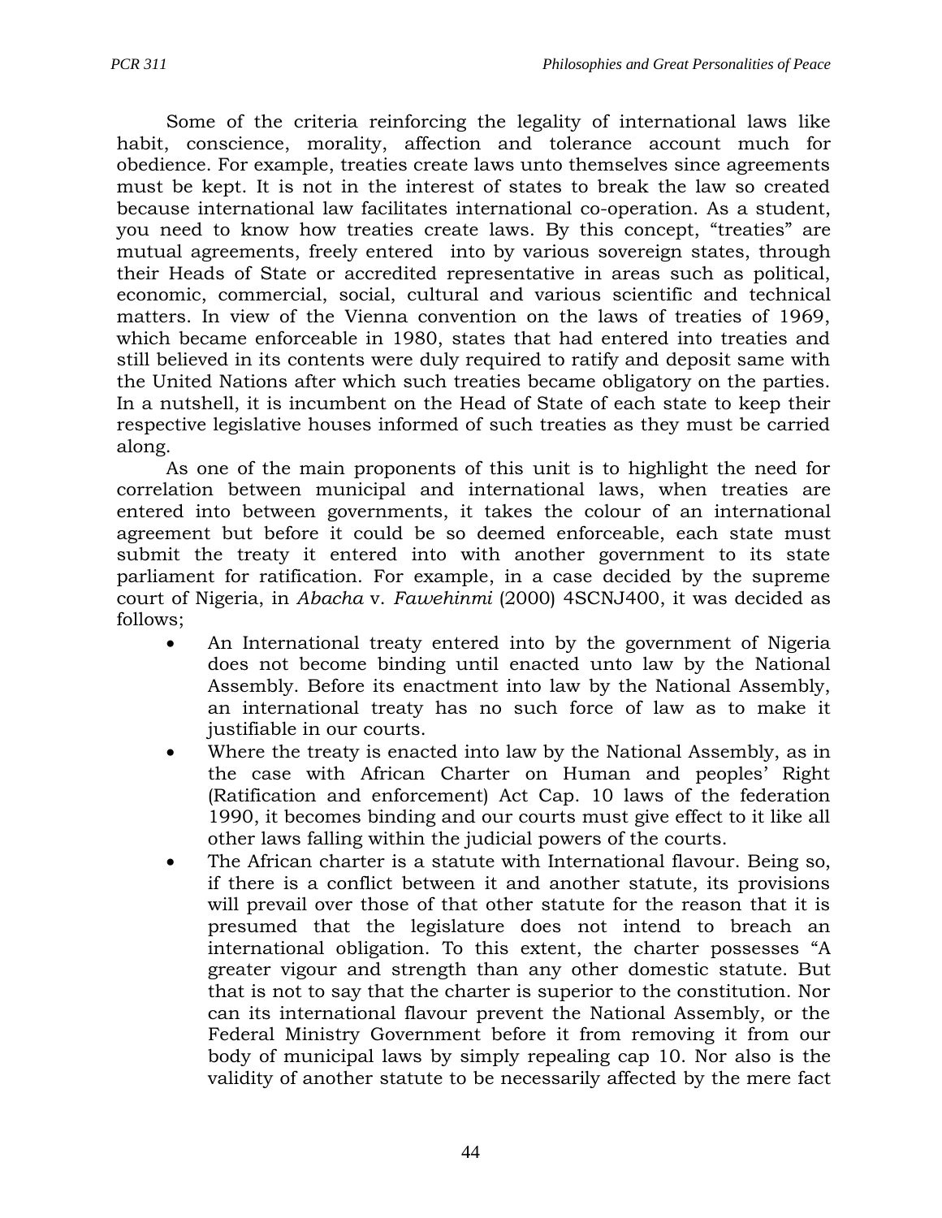Some of the criteria reinforcing the legality of international laws like habit, conscience, morality, affection and tolerance account much for obedience. For example, treaties create laws unto themselves since agreements must be kept. It is not in the interest of states to break the law so created because international law facilitates international co-operation. As a student, you need to know how treaties create laws. By this concept, "treaties" are mutual agreements, freely entered into by various sovereign states, through their Heads of State or accredited representative in areas such as political, economic, commercial, social, cultural and various scientific and technical matters. In view of the Vienna convention on the laws of treaties of 1969, which became enforceable in 1980, states that had entered into treaties and still believed in its contents were duly required to ratify and deposit same with the United Nations after which such treaties became obligatory on the parties. In a nutshell, it is incumbent on the Head of State of each state to keep their respective legislative houses informed of such treaties as they must be carried along.

As one of the main proponents of this unit is to highlight the need for correlation between municipal and international laws, when treaties are entered into between governments, it takes the colour of an international agreement but before it could be so deemed enforceable, each state must submit the treaty it entered into with another government to its state parliament for ratification. For example, in a case decided by the supreme court of Nigeria, in *Abacha* v. *Fawehinmi* (2000) 4SCNJ400, it was decided as follows;

- An International treaty entered into by the government of Nigeria does not become binding until enacted unto law by the National Assembly. Before its enactment into law by the National Assembly, an international treaty has no such force of law as to make it justifiable in our courts.
- Where the treaty is enacted into law by the National Assembly, as in the case with African Charter on Human and peoples' Right (Ratification and enforcement) Act Cap. 10 laws of the federation 1990, it becomes binding and our courts must give effect to it like all other laws falling within the judicial powers of the courts.
- The African charter is a statute with International flavour. Being so, if there is a conflict between it and another statute, its provisions will prevail over those of that other statute for the reason that it is presumed that the legislature does not intend to breach an international obligation. To this extent, the charter possesses "A greater vigour and strength than any other domestic statute. But that is not to say that the charter is superior to the constitution. Nor can its international flavour prevent the National Assembly, or the Federal Ministry Government before it from removing it from our body of municipal laws by simply repealing cap 10. Nor also is the validity of another statute to be necessarily affected by the mere fact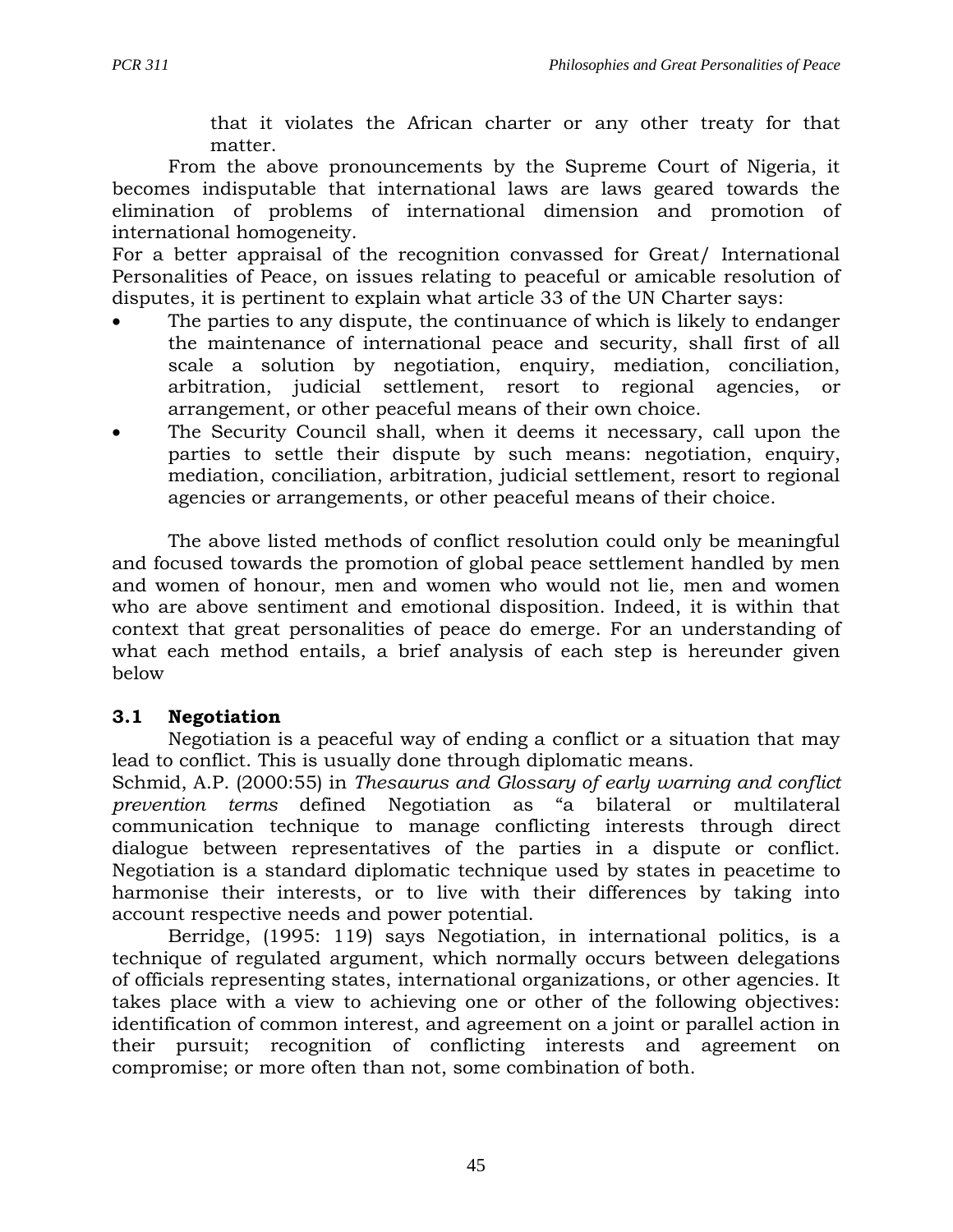that it violates the African charter or any other treaty for that matter.

From the above pronouncements by the Supreme Court of Nigeria, it becomes indisputable that international laws are laws geared towards the elimination of problems of international dimension and promotion of international homogeneity.

For a better appraisal of the recognition convassed for Great/ International Personalities of Peace, on issues relating to peaceful or amicable resolution of disputes, it is pertinent to explain what article 33 of the UN Charter says:

- The parties to any dispute, the continuance of which is likely to endanger the maintenance of international peace and security, shall first of all scale a solution by negotiation, enquiry, mediation, conciliation, arbitration, judicial settlement, resort to regional agencies, or arrangement, or other peaceful means of their own choice.
- The Security Council shall, when it deems it necessary, call upon the parties to settle their dispute by such means: negotiation, enquiry, mediation, conciliation, arbitration, judicial settlement, resort to regional agencies or arrangements, or other peaceful means of their choice.

The above listed methods of conflict resolution could only be meaningful and focused towards the promotion of global peace settlement handled by men and women of honour, men and women who would not lie, men and women who are above sentiment and emotional disposition. Indeed, it is within that context that great personalities of peace do emerge. For an understanding of what each method entails, a brief analysis of each step is hereunder given below

### 3.1 Negotiation

Negotiation is a peaceful way of ending a conflict or a situation that may lead to conflict. This is usually done through diplomatic means.

Schmid, A.P. (2000:55) in *Thesaurus and Glossary of early warning and conflict prevention terms* defined Negotiation as "a bilateral or multilateral communication technique to manage conflicting interests through direct dialogue between representatives of the parties in a dispute or conflict. Negotiation is a standard diplomatic technique used by states in peacetime to harmonise their interests, or to live with their differences by taking into account respective needs and power potential.

Berridge, (1995: 119) says Negotiation, in international politics, is a technique of regulated argument, which normally occurs between delegations of officials representing states, international organizations, or other agencies. It takes place with a view to achieving one or other of the following objectives: identification of common interest, and agreement on a joint or parallel action in their pursuit; recognition of conflicting interests and agreement on compromise; or more often than not, some combination of both.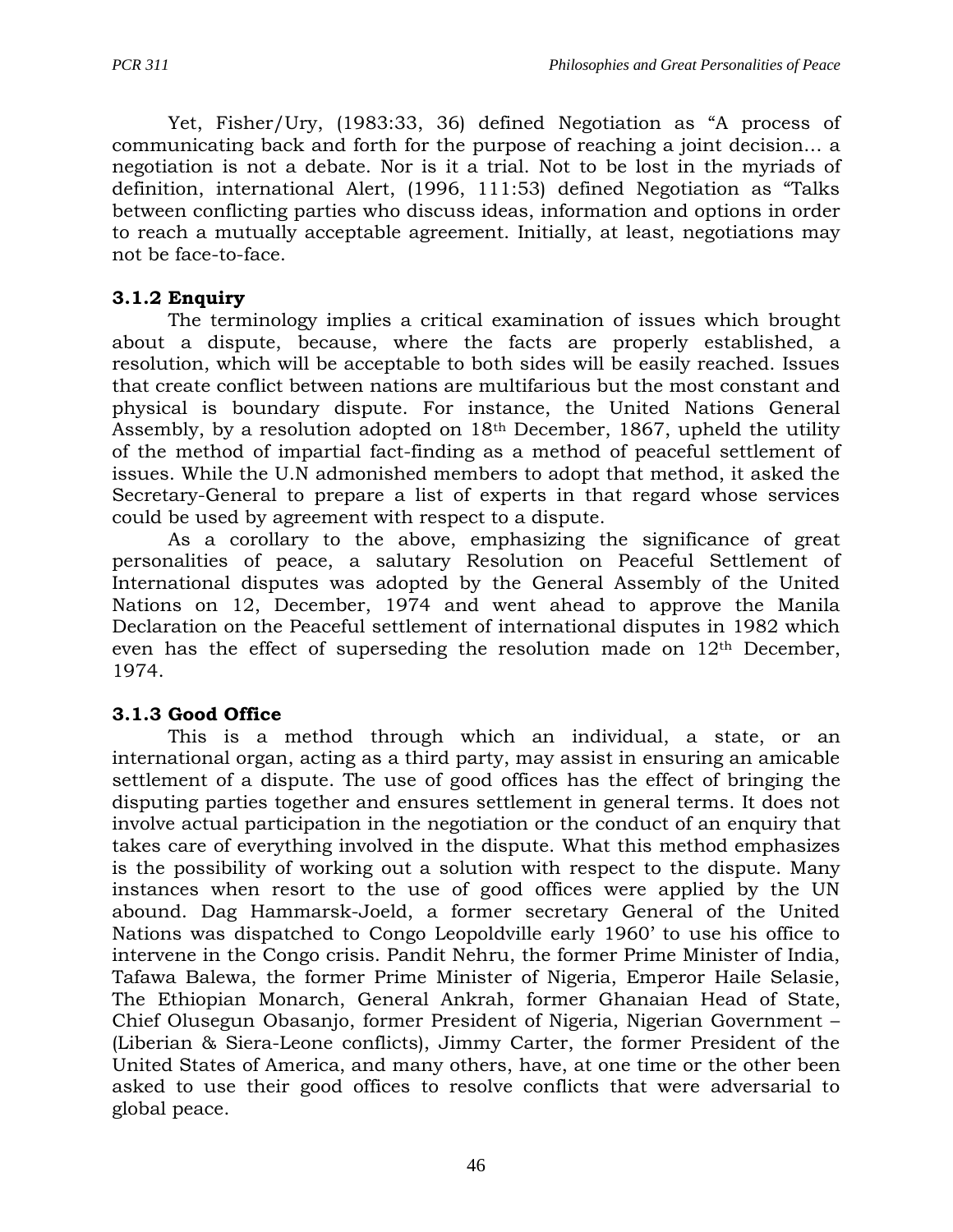Yet, Fisher/Ury, (1983:33, 36) defined Negotiation as “A process of communicating back and forth for the purpose of reaching a joint decision… a negotiation is not a debate. Nor is it a trial. Not to be lost in the myriads of definition, international Alert, (1996, 111:53) defined Negotiation as “Talks between conflicting parties who discuss ideas, information and options in order to reach a mutually acceptable agreement. Initially, at least, negotiations may not be face-to-face.

### 3.1.2 Enquiry

The terminology implies a critical examination of issues which brought about a dispute, because, where the facts are properly established, a resolution, which will be acceptable to both sides will be easily reached. Issues that create conflict between nations are multifarious but the most constant and physical is boundary dispute. For instance, the United Nations General Assembly, by a resolution adopted on 18th December, 1867, upheld the utility of the method of impartial fact-finding as a method of peaceful settlement of issues. While the U.N admonished members to adopt that method, it asked the Secretary-General to prepare a list of experts in that regard whose services could be used by agreement with respect to a dispute.

As a corollary to the above, emphasizing the significance of great personalities of peace, a salutary Resolution on Peaceful Settlement of International disputes was adopted by the General Assembly of the United Nations on 12, December, 1974 and went ahead to approve the Manila Declaration on the Peaceful settlement of international disputes in 1982 which even has the effect of superseding the resolution made on 12th December, 1974.

### 3.1.3 Good Office

This is a method through which an individual, a state, or an international organ, acting as a third party, may assist in ensuring an amicable settlement of a dispute. The use of good offices has the effect of bringing the disputing parties together and ensures settlement in general terms. It does not involve actual participation in the negotiation or the conduct of an enquiry that takes care of everything involved in the dispute. What this method emphasizes is the possibility of working out a solution with respect to the dispute. Many instances when resort to the use of good offices were applied by the UN abound. Dag Hammarsk-Joeld, a former secretary General of the United Nations was dispatched to Congo Leopoldville early 1960’ to use his office to intervene in the Congo crisis. Pandit Nehru, the former Prime Minister of India, Tafawa Balewa, the former Prime Minister of Nigeria, Emperor Haile Selasie, The Ethiopian Monarch, General Ankrah, former Ghanaian Head of State, Chief Olusegun Obasanjo, former President of Nigeria, Nigerian Government – (Liberian & Siera-Leone conflicts), Jimmy Carter, the former President of the United States of America, and many others, have, at one time or the other been asked to use their good offices to resolve conflicts that were adversarial to global peace.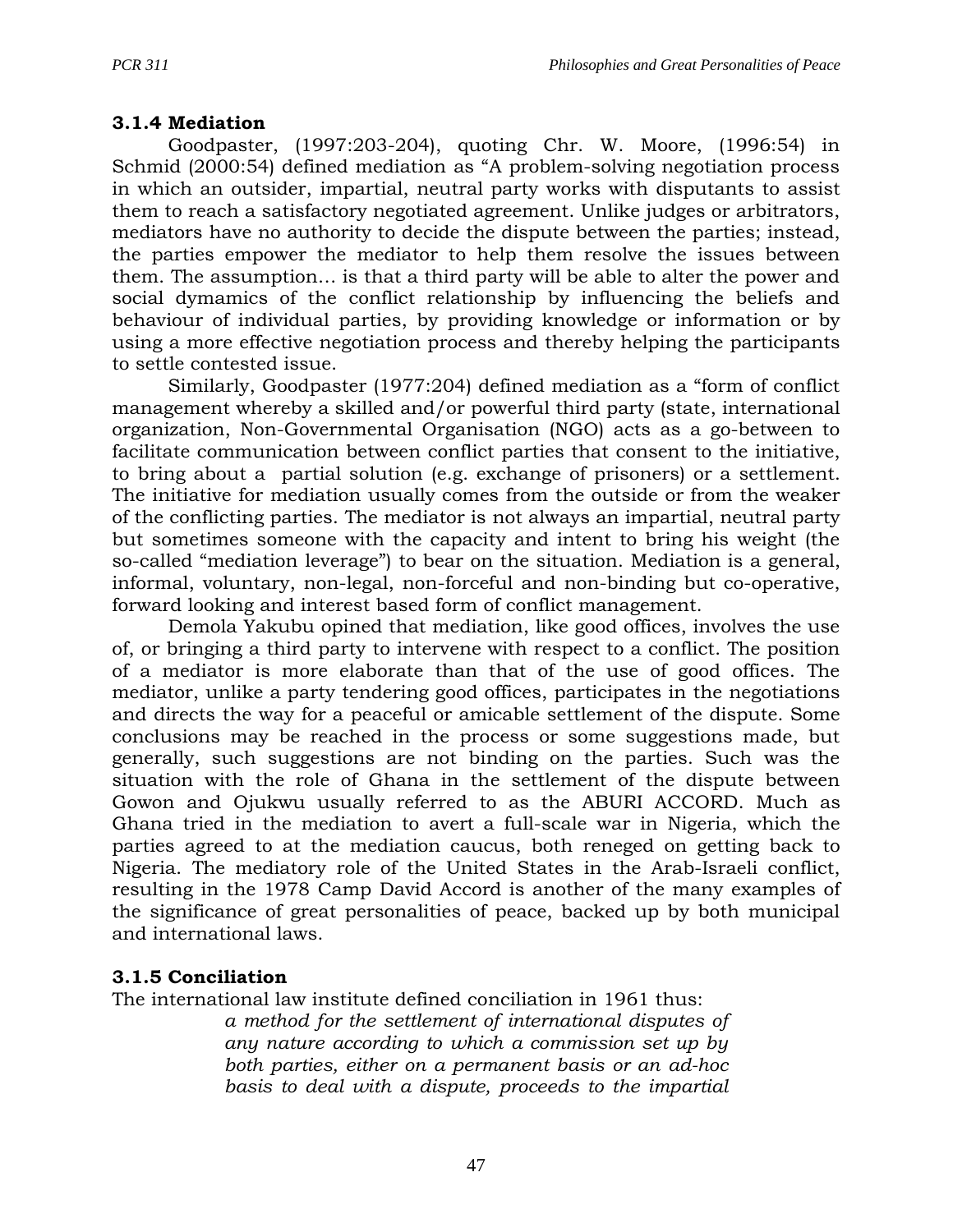### 3.1.4 Mediation

Goodpaster, (1997:203-204), quoting Chr. W. Moore, (1996:54) in Schmid (2000:54) defined mediation as "A problem-solving negotiation process in which an outsider, impartial, neutral party works with disputants to assist them to reach a satisfactory negotiated agreement. Unlike judges or arbitrators, mediators have no authority to decide the dispute between the parties; instead, the parties empower the mediator to help them resolve the issues between them. The assumption… is that a third party will be able to alter the power and social dymamics of the conflict relationship by influencing the beliefs and behaviour of individual parties, by providing knowledge or information or by using a more effective negotiation process and thereby helping the participants to settle contested issue.

Similarly, Goodpaster (1977:204) defined mediation as a "form of conflict management whereby a skilled and/or powerful third party (state, international organization, Non-Governmental Organisation (NGO) acts as a go-between to facilitate communication between conflict parties that consent to the initiative, to bring about a partial solution (e.g. exchange of prisoners) or a settlement. The initiative for mediation usually comes from the outside or from the weaker of the conflicting parties. The mediator is not always an impartial, neutral party but sometimes someone with the capacity and intent to bring his weight (the so-called "mediation leverage") to bear on the situation. Mediation is a general, informal, voluntary, non-legal, non-forceful and non-binding but co-operative, forward looking and interest based form of conflict management.

Demola Yakubu opined that mediation, like good offices, involves the use of, or bringing a third party to intervene with respect to a conflict. The position of a mediator is more elaborate than that of the use of good offices. The mediator, unlike a party tendering good offices, participates in the negotiations and directs the way for a peaceful or amicable settlement of the dispute. Some conclusions may be reached in the process or some suggestions made, but generally, such suggestions are not binding on the parties. Such was the situation with the role of Ghana in the settlement of the dispute between Gowon and Ojukwu usually referred to as the ABURI ACCORD. Much as Ghana tried in the mediation to avert a full-scale war in Nigeria, which the parties agreed to at the mediation caucus, both reneged on getting back to Nigeria. The mediatory role of the United States in the Arab-Israeli conflict, resulting in the 1978 Camp David Accord is another of the many examples of the significance of great personalities of peace, backed up by both municipal and international laws.

### 3.1.5 Conciliation

The international law institute defined conciliation in 1961 thus:

> *a method for the settlement of international disputes of any nature according to which a commission set up by both parties, either on a permanent basis or an ad-hoc basis to deal with a dispute, proceeds to the impartial*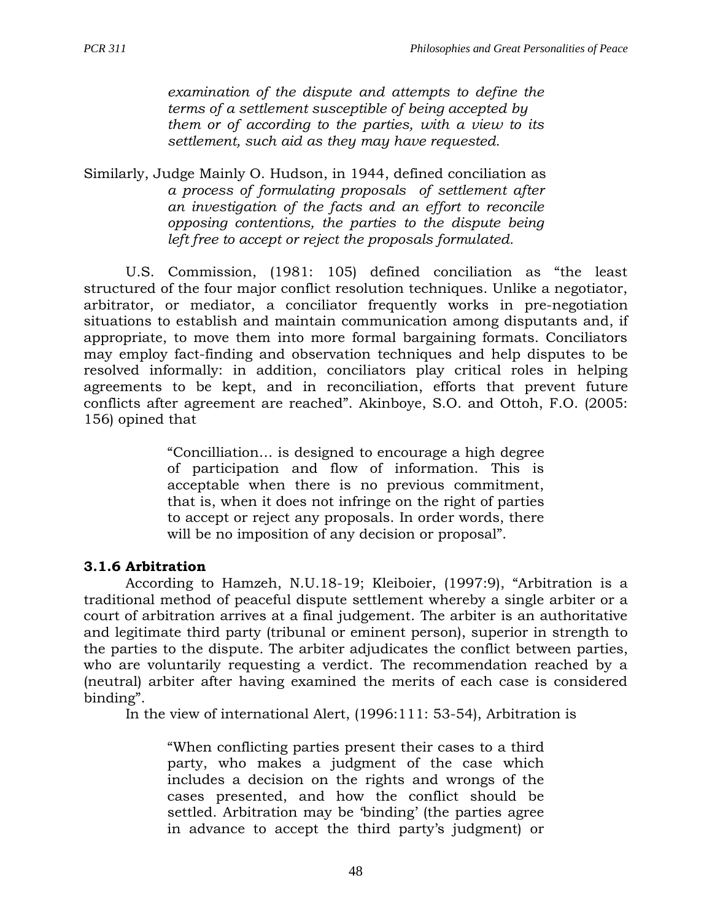*examination of the dispute and attempts to define the terms of a settlement susceptible of being accepted by them or of according to the parties, with a view to its settlement, such aid as they may have requested.*

Similarly, Judge Mainly O. Hudson, in 1944, defined conciliation as

> *a process of formulating proposals of settlement after an investigation of the facts and an effort to reconcile opposing contentions, the parties to the dispute being left free to accept or reject the proposals formulated.*

U.S. Commission, (1981: 105) defined conciliation as "the least structured of the four major conflict resolution techniques. Unlike a negotiator, arbitrator, or mediator, a conciliator frequently works in pre-negotiation situations to establish and maintain communication among disputants and, if appropriate, to move them into more formal bargaining formats. Conciliators may employ fact-finding and observation techniques and help disputes to be resolved informally: in addition, conciliators play critical roles in helping agreements to be kept, and in reconciliation, efforts that prevent future conflicts after agreement are reached". Akinboye, S.O. and Ottoh, F.O. (2005: 156) opined that

> "Concilliation… is designed to encourage a high degree of participation and flow of information. This is acceptable when there is no previous commitment, that is, when it does not infringe on the right of parties to accept or reject any proposals. In order words, there will be no imposition of any decision or proposal".

### 3.1.6 Arbitration

According to Hamzeh, N.U.18-19; Kleiboier, (1997:9), "Arbitration is a traditional method of peaceful dispute settlement whereby a single arbiter or a court of arbitration arrives at a final judgement. The arbiter is an authoritative and legitimate third party (tribunal or eminent person), superior in strength to the parties to the dispute. The arbiter adjudicates the conflict between parties, who are voluntarily requesting a verdict. The recommendation reached by a (neutral) arbiter after having examined the merits of each case is considered binding".

In the view of international Alert, (1996:111: 53-54), Arbitration is

> "When conflicting parties present their cases to a third party, who makes a judgment of the case which includes a decision on the rights and wrongs of the cases presented, and how the conflict should be settled. Arbitration may be 'binding' (the parties agree in advance to accept the third party's judgment) or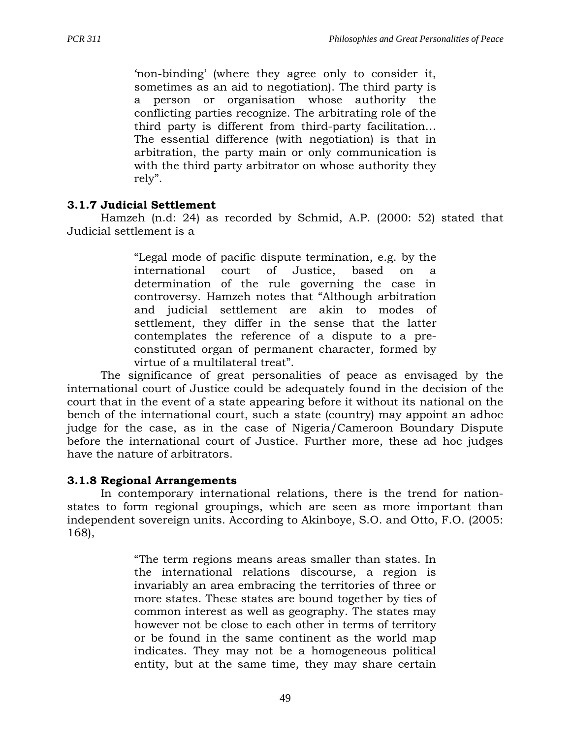> 'non-binding' (where they agree only to consider it, sometimes as an aid to negotiation). The third party is a person or organisation whose authority the conflicting parties recognize. The arbitrating role of the third party is different from third-party facilitation… The essential difference (with negotiation) is that in arbitration, the party main or only communication is with the third party arbitrator on whose authority they rely".

### 3.1.7 Judicial Settlement

Hamzeh (n.d: 24) as recorded by Schmid, A.P. (2000: 52) stated that Judicial settlement is a

> "Legal mode of pacific dispute termination, e.g. by the international court of Justice, based on a determination of the rule governing the case in controversy. Hamzeh notes that "Although arbitration and judicial settlement are akin to modes of settlement, they differ in the sense that the latter contemplates the reference of a dispute to a pre-constituted organ of permanent character, formed by virtue of a multilateral treat".

The significance of great personalities of peace as envisaged by the international court of Justice could be adequately found in the decision of the court that in the event of a state appearing before it without its national on the bench of the international court, such a state (country) may appoint an adhoc judge for the case, as in the case of Nigeria/Cameroon Boundary Dispute before the international court of Justice. Further more, these ad hoc judges have the nature of arbitrators.

### 3.1.8 Regional Arrangements

In contemporary international relations, there is the trend for nation-states to form regional groupings, which are seen as more important than independent sovereign units. According to Akinboye, S.O. and Otto, F.O. (2005: 168),

> "The term regions means areas smaller than states. In the international relations discourse, a region is invariably an area embracing the territories of three or more states. These states are bound together by ties of common interest as well as geography. The states may however not be close to each other in terms of territory or be found in the same continent as the world map indicates. They may not be a homogeneous political entity, but at the same time, they may share certain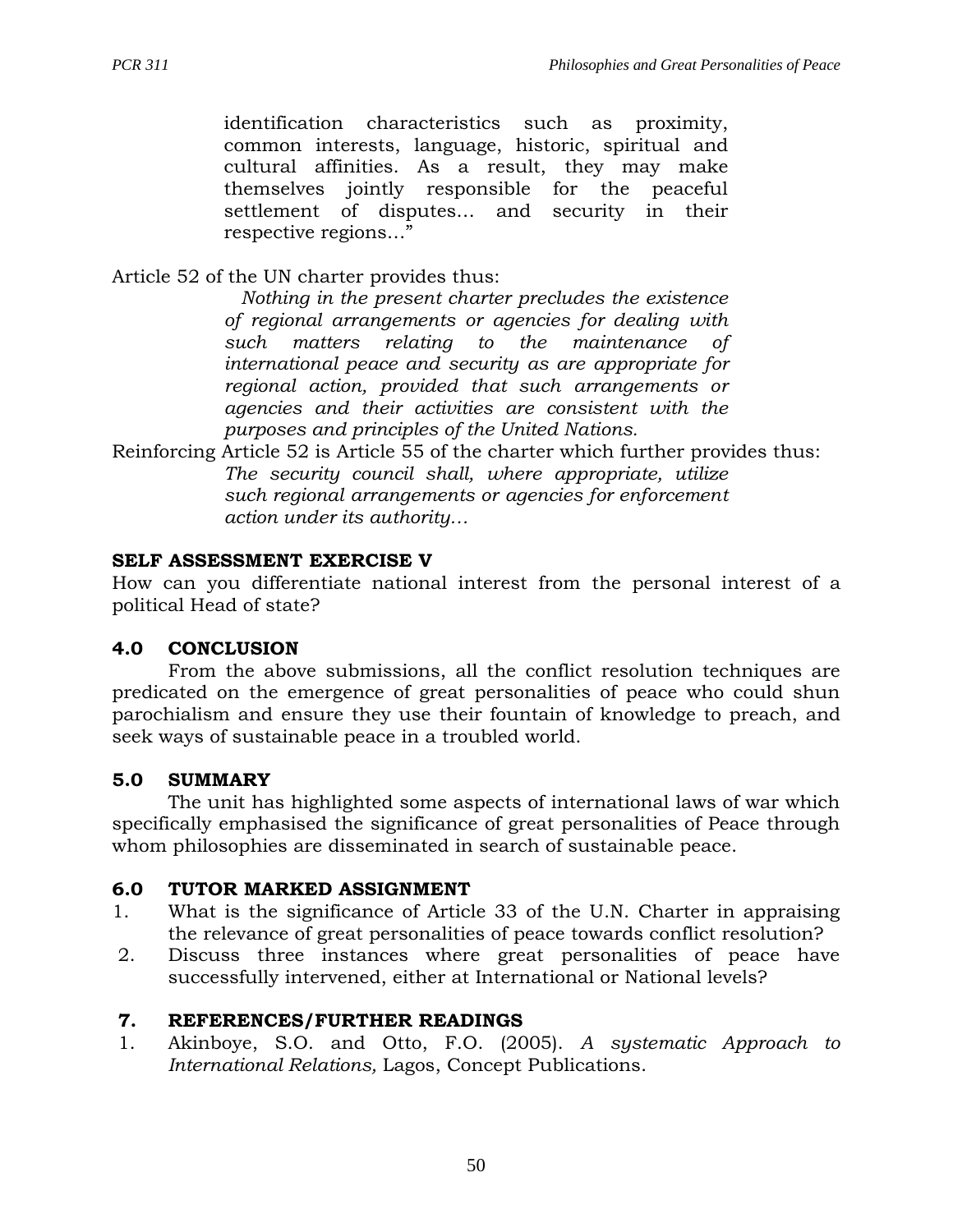> identification characteristics such as proximity, common interests, language, historic, spiritual and cultural affinities. As a result, they may make themselves jointly responsible for the peaceful settlement of disputes… and security in their respective regions…"

Article 52 of the UN charter provides thus:

> *Nothing in the present charter precludes the existence of regional arrangements or agencies for dealing with such matters relating to the maintenance of international peace and security as are appropriate for regional action, provided that such arrangements or agencies and their activities are consistent with the purposes and principles of the United Nations.*

Reinforcing Article 52 is Article 55 of the charter which further provides thus:

> *The security council shall, where appropriate, utilize such regional arrangements or agencies for enforcement action under its authority…*

**SELF ASSESSMENT EXERCISE V**

How can you differentiate national interest from the personal interest of a political Head of state?

## 4.0 CONCLUSION

From the above submissions, all the conflict resolution techniques are predicated on the emergence of great personalities of peace who could shun parochialism and ensure they use their fountain of knowledge to preach, and seek ways of sustainable peace in a troubled world.

## 5.0 SUMMARY

The unit has highlighted some aspects of international laws of war which specifically emphasised the significance of great personalities of Peace through whom philosophies are disseminated in search of sustainable peace.

## 6.0 TUTOR MARKED ASSIGNMENT

1. What is the significance of Article 33 of the U.N. Charter in appraising the relevance of great personalities of peace towards conflict resolution?
2. Discuss three instances where great personalities of peace have successfully intervened, either at International or National levels?

## 7. REFERENCES/FURTHER READINGS

1. Akinboye, S.O. and Otto, F.O. (2005). *A systematic Approach to International Relations,* Lagos, Concept Publications.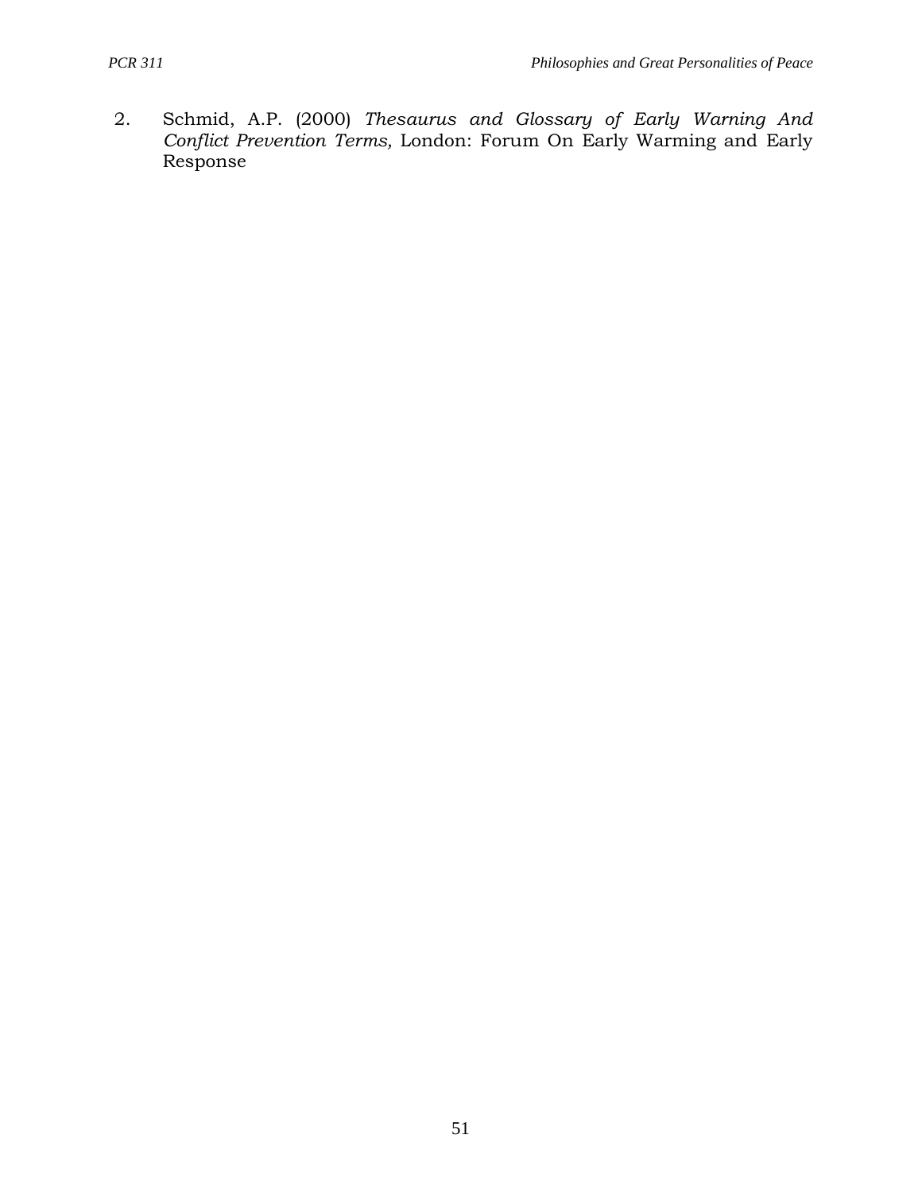2. Schmid, A.P. (2000) *Thesaurus and Glossary of Early Warning And Conflict Prevention Terms,* London: Forum On Early Warming and Early Response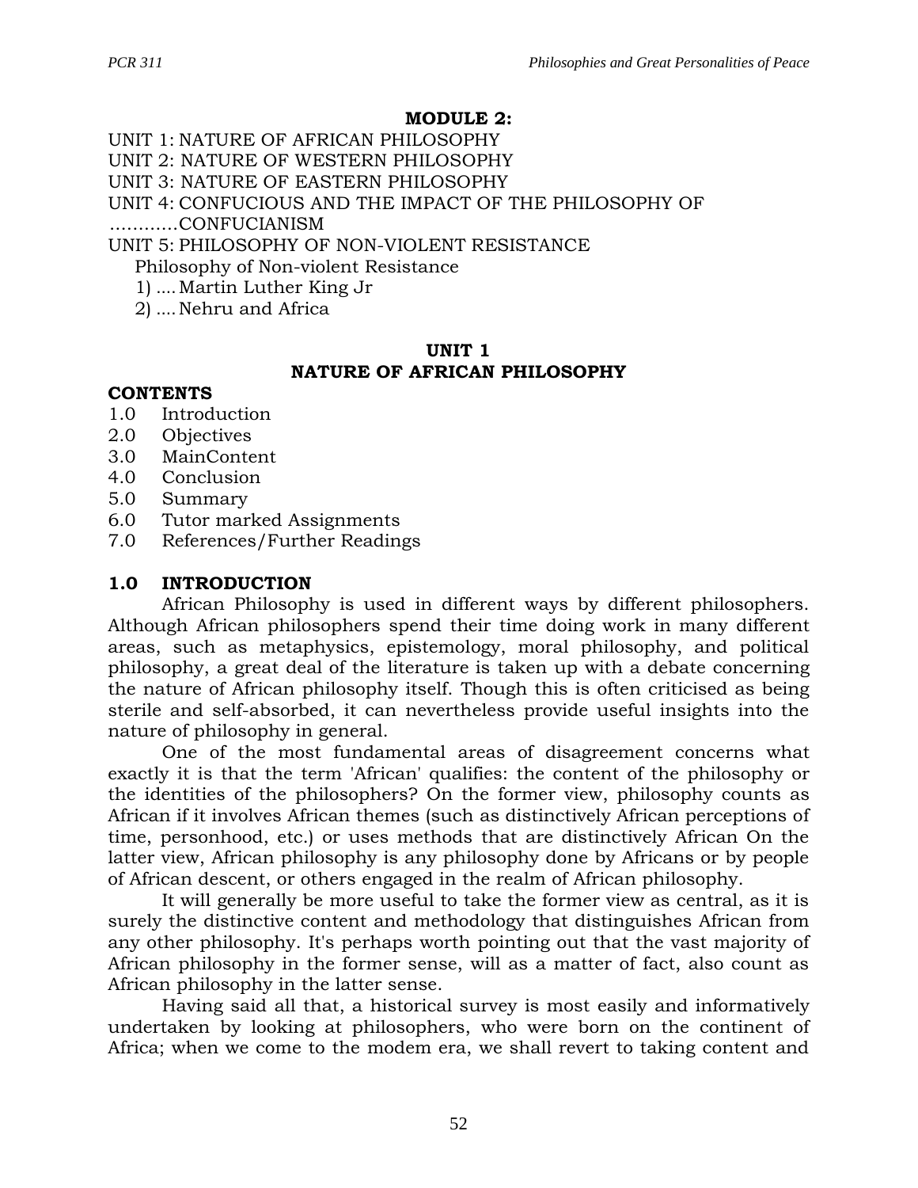**MODULE 2:**

UNIT 1: NATURE OF AFRICAN PHILOSOPHY
UNIT 2: NATURE OF WESTERN PHILOSOPHY
UNIT 3: NATURE OF EASTERN PHILOSOPHY
UNIT 4: CONFUCIOUS AND THE IMPACT OF THE PHILOSOPHY OF …………CONFUCIANISM
UNIT 5: PHILOSOPHY OF NON-VIOLENT RESISTANCE
Philosophy of Non-violent Resistance
1) .... Martin Luther King Jr
2) .... Nehru and Africa

## UNIT 1
## NATURE OF AFRICAN PHILOSOPHY

**CONTENTS**

1.0 Introduction
2.0 Objectives
3.0 MainContent
4.0 Conclusion
5.0 Summary
6.0 Tutor marked Assignments
7.0 References/Further Readings

### 1.0 INTRODUCTION

African Philosophy is used in different ways by different philosophers. Although African philosophers spend their time doing work in many different areas, such as metaphysics, epistemology, moral philosophy, and political philosophy, a great deal of the literature is taken up with a debate concerning the nature of African philosophy itself. Though this is often criticised as being sterile and self-absorbed, it can nevertheless provide useful insights into the nature of philosophy in general.

One of the most fundamental areas of disagreement concerns what exactly it is that the term 'African' qualifies: the content of the philosophy or the identities of the philosophers? On the former view, philosophy counts as African if it involves African themes (such as distinctively African perceptions of time, personhood, etc.) or uses methods that are distinctively African On the latter view, African philosophy is any philosophy done by Africans or by people of African descent, or others engaged in the realm of African philosophy.

It will generally be more useful to take the former view as central, as it is surely the distinctive content and methodology that distinguishes African from any other philosophy. It's perhaps worth pointing out that the vast majority of African philosophy in the former sense, will as a matter of fact, also count as African philosophy in the latter sense.

Having said all that, a historical survey is most easily and informatively undertaken by looking at philosophers, who were born on the continent of Africa; when we come to the modem era, we shall revert to taking content and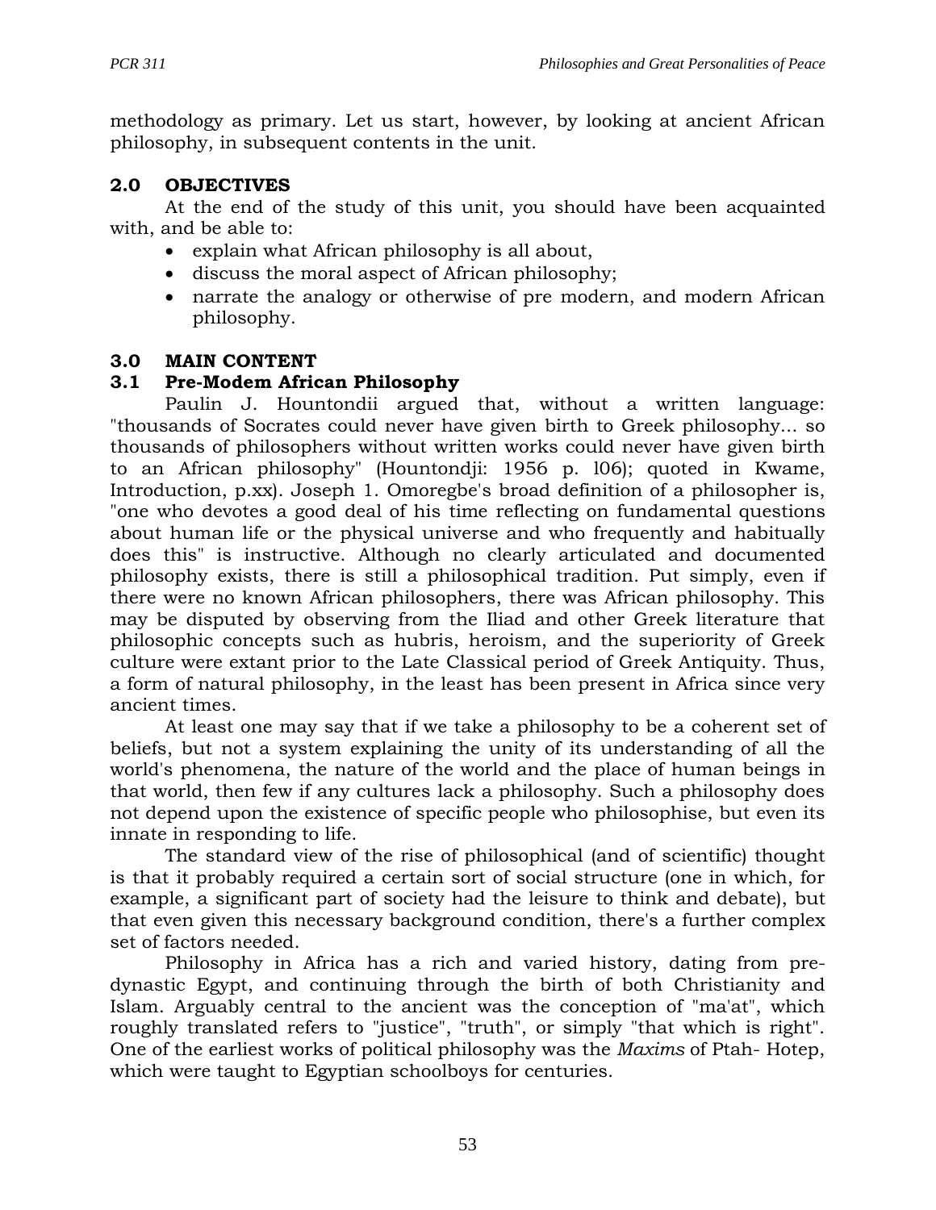methodology as primary. Let us start, however, by looking at ancient African philosophy, in subsequent contents in the unit.

## 2.0 OBJECTIVES

At the end of the study of this unit, you should have been acquainted with, and be able to:

- explain what African philosophy is all about,
- discuss the moral aspect of African philosophy;
- narrate the analogy or otherwise of pre modern, and modern African philosophy.

## 3.0 MAIN CONTENT

### 3.1 Pre-Modem African Philosophy

Paulin J. Hountondii argued that, without a written language: "thousands of Socrates could never have given birth to Greek philosophy... so thousands of philosophers without written works could never have given birth to an African philosophy" (Hountondji: 1956 p. l06); quoted in Kwame, Introduction, p.xx). Joseph 1. Omoregbe's broad definition of a philosopher is, "one who devotes a good deal of his time reflecting on fundamental questions about human life or the physical universe and who frequently and habitually does this" is instructive. Although no clearly articulated and documented philosophy exists, there is still a philosophical tradition. Put simply, even if there were no known African philosophers, there was African philosophy. This may be disputed by observing from the Iliad and other Greek literature that philosophic concepts such as hubris, heroism, and the superiority of Greek culture were extant prior to the Late Classical period of Greek Antiquity. Thus, a form of natural philosophy, in the least has been present in Africa since very ancient times.

At least one may say that if we take a philosophy to be a coherent set of beliefs, but not a system explaining the unity of its understanding of all the world's phenomena, the nature of the world and the place of human beings in that world, then few if any cultures lack a philosophy. Such a philosophy does not depend upon the existence of specific people who philosophise, but even its innate in responding to life.

The standard view of the rise of philosophical (and of scientific) thought is that it probably required a certain sort of social structure (one in which, for example, a significant part of society had the leisure to think and debate), but that even given this necessary background condition, there's a further complex set of factors needed.

Philosophy in Africa has a rich and varied history, dating from pre-dynastic Egypt, and continuing through the birth of both Christianity and Islam. Arguably central to the ancient was the conception of "ma'at", which roughly translated refers to "justice", "truth", or simply "that which is right". One of the earliest works of political philosophy was the *Maxims* of Ptah- Hotep, which were taught to Egyptian schoolboys for centuries.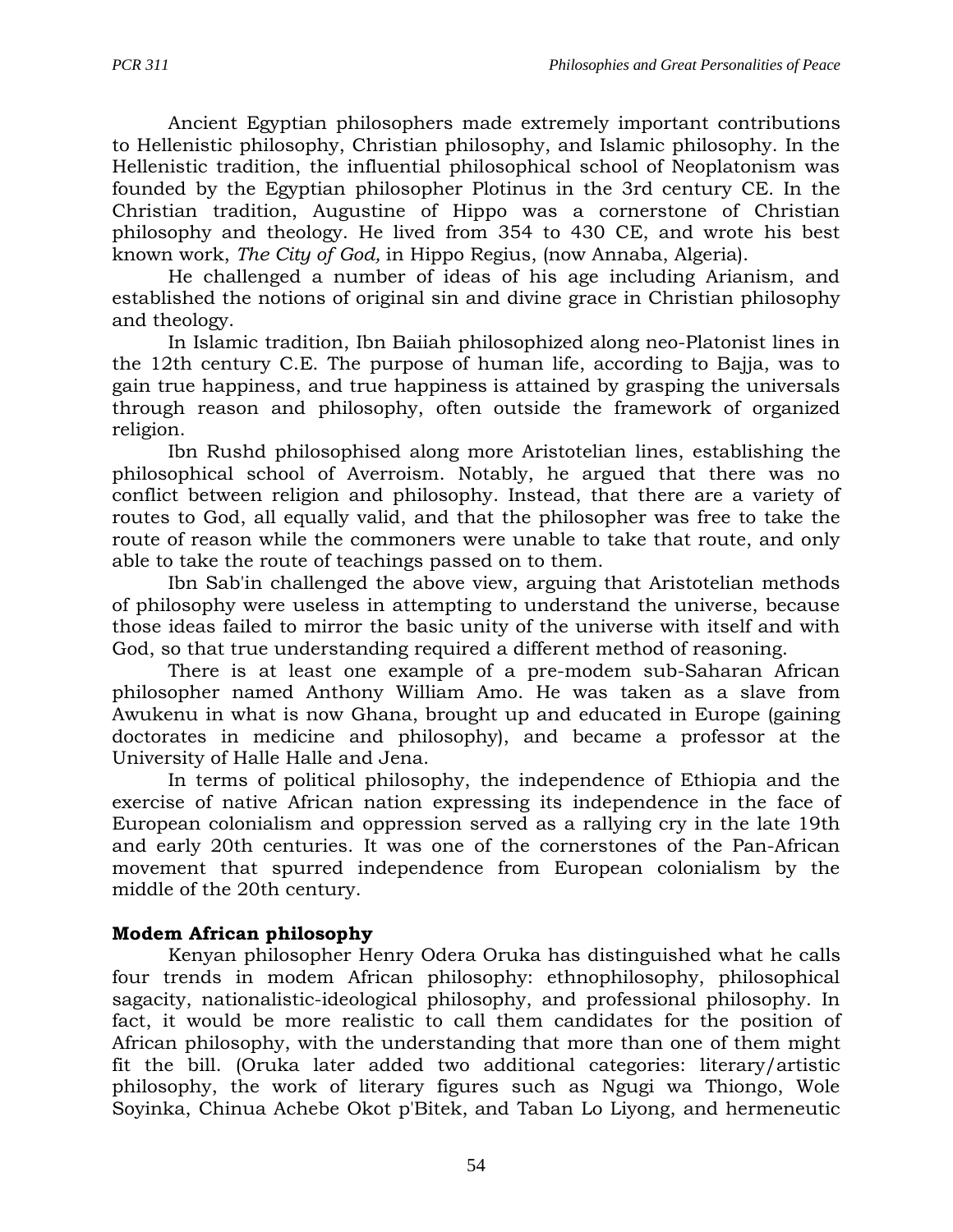Ancient Egyptian philosophers made extremely important contributions to Hellenistic philosophy, Christian philosophy, and Islamic philosophy. In the Hellenistic tradition, the influential philosophical school of Neoplatonism was founded by the Egyptian philosopher Plotinus in the 3rd century CE. In the Christian tradition, Augustine of Hippo was a cornerstone of Christian philosophy and theology. He lived from 354 to 430 CE, and wrote his best known work, *The City of God,* in Hippo Regius, (now Annaba, Algeria).

He challenged a number of ideas of his age including Arianism, and established the notions of original sin and divine grace in Christian philosophy and theology.

In Islamic tradition, Ibn Baiiah philosophized along neo-Platonist lines in the 12th century C.E. The purpose of human life, according to Bajja, was to gain true happiness, and true happiness is attained by grasping the universals through reason and philosophy, often outside the framework of organized religion.

Ibn Rushd philosophised along more Aristotelian lines, establishing the philosophical school of Averroism. Notably, he argued that there was no conflict between religion and philosophy. Instead, that there are a variety of routes to God, all equally valid, and that the philosopher was free to take the route of reason while the commoners were unable to take that route, and only able to take the route of teachings passed on to them.

Ibn Sab'in challenged the above view, arguing that Aristotelian methods of philosophy were useless in attempting to understand the universe, because those ideas failed to mirror the basic unity of the universe with itself and with God, so that true understanding required a different method of reasoning.

There is at least one example of a pre-modem sub-Saharan African philosopher named Anthony William Amo. He was taken as a slave from Awukenu in what is now Ghana, brought up and educated in Europe (gaining doctorates in medicine and philosophy), and became a professor at the University of Halle Halle and Jena.

In terms of political philosophy, the independence of Ethiopia and the exercise of native African nation expressing its independence in the face of European colonialism and oppression served as a rallying cry in the late 19th and early 20th centuries. It was one of the cornerstones of the Pan-African movement that spurred independence from European colonialism by the middle of the 20th century.

**Modem African philosophy**

Kenyan philosopher Henry Odera Oruka has distinguished what he calls four trends in modem African philosophy: ethnophilosophy, philosophical sagacity, nationalistic-ideological philosophy, and professional philosophy. In fact, it would be more realistic to call them candidates for the position of African philosophy, with the understanding that more than one of them might fit the bill. (Oruka later added two additional categories: literary/artistic philosophy, the work of literary figures such as Ngugi wa Thiongo, Wole Soyinka, Chinua Achebe Okot p'Bitek, and Taban Lo Liyong, and hermeneutic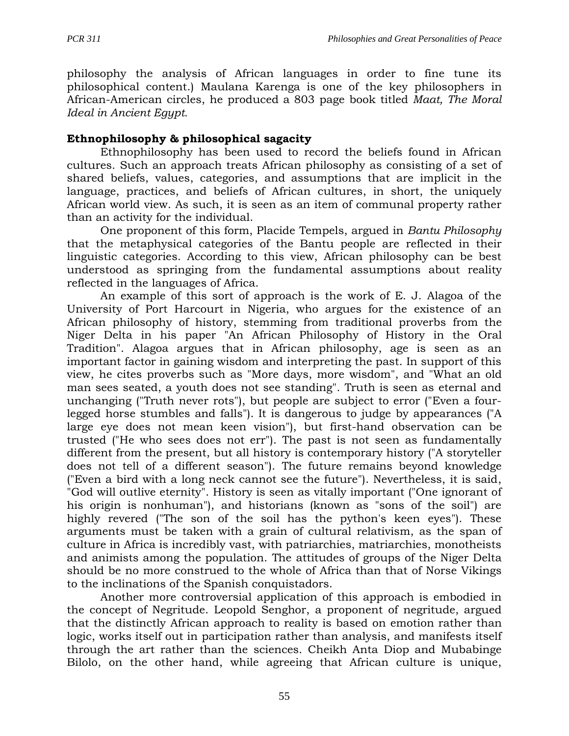philosophy the analysis of African languages in order to fine tune its philosophical content.) Maulana Karenga is one of the key philosophers in African-American circles, he produced a 803 page book titled *Maat, The Moral Ideal in Ancient Egypt.*

**Ethnophilosophy & philosophical sagacity**

Ethnophilosophy has been used to record the beliefs found in African cultures. Such an approach treats African philosophy as consisting of a set of shared beliefs, values, categories, and assumptions that are implicit in the language, practices, and beliefs of African cultures, in short, the uniquely African world view. As such, it is seen as an item of communal property rather than an activity for the individual.

One proponent of this form, Placide Tempels, argued in *Bantu Philosophy* that the metaphysical categories of the Bantu people are reflected in their linguistic categories. According to this view, African philosophy can be best understood as springing from the fundamental assumptions about reality reflected in the languages of Africa.

An example of this sort of approach is the work of E. J. Alagoa of the University of Port Harcourt in Nigeria, who argues for the existence of an African philosophy of history, stemming from traditional proverbs from the Niger Delta in his paper "An African Philosophy of History in the Oral Tradition". Alagoa argues that in African philosophy, age is seen as an important factor in gaining wisdom and interpreting the past. In support of this view, he cites proverbs such as "More days, more wisdom", and "What an old man sees seated, a youth does not see standing". Truth is seen as eternal and unchanging ("Truth never rots"), but people are subject to error ("Even a four-legged horse stumbles and falls"). It is dangerous to judge by appearances ("A large eye does not mean keen vision"), but first-hand observation can be trusted ("He who sees does not err"). The past is not seen as fundamentally different from the present, but all history is contemporary history ("A storyteller does not tell of a different season"). The future remains beyond knowledge ("Even a bird with a long neck cannot see the future"). Nevertheless, it is said, "God will outlive eternity". History is seen as vitally important ("One ignorant of his origin is nonhuman"), and historians (known as "sons of the soil") are highly revered ("The son of the soil has the python's keen eyes"). These arguments must be taken with a grain of cultural relativism, as the span of culture in Africa is incredibly vast, with patriarchies, matriarchies, monotheists and animists among the population. The attitudes of groups of the Niger Delta should be no more construed to the whole of Africa than that of Norse Vikings to the inclinations of the Spanish conquistadors.

Another more controversial application of this approach is embodied in the concept of Negritude. Leopold Senghor, a proponent of negritude, argued that the distinctly African approach to reality is based on emotion rather than logic, works itself out in participation rather than analysis, and manifests itself through the art rather than the sciences. Cheikh Anta Diop and Mubabinge Bilolo, on the other hand, while agreeing that African culture is unique,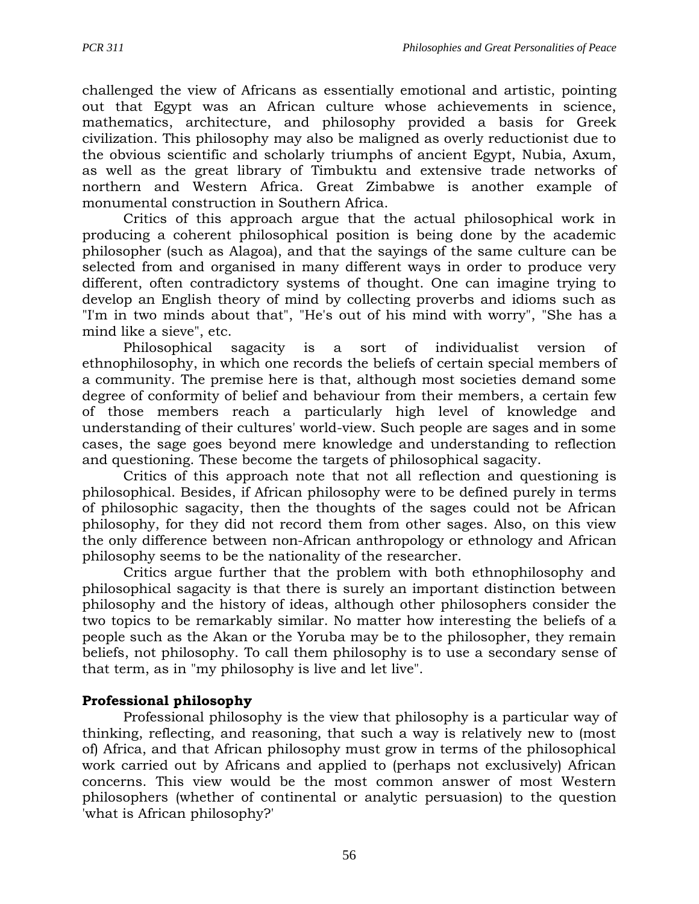challenged the view of Africans as essentially emotional and artistic, pointing out that Egypt was an African culture whose achievements in science, mathematics, architecture, and philosophy provided a basis for Greek civilization. This philosophy may also be maligned as overly reductionist due to the obvious scientific and scholarly triumphs of ancient Egypt, Nubia, Axum, as well as the great library of Timbuktu and extensive trade networks of northern and Western Africa. Great Zimbabwe is another example of monumental construction in Southern Africa.

Critics of this approach argue that the actual philosophical work in producing a coherent philosophical position is being done by the academic philosopher (such as Alagoa), and that the sayings of the same culture can be selected from and organised in many different ways in order to produce very different, often contradictory systems of thought. One can imagine trying to develop an English theory of mind by collecting proverbs and idioms such as "I'm in two minds about that", "He's out of his mind with worry", "She has a mind like a sieve", etc.

Philosophical sagacity is a sort of individualist version of ethnophilosophy, in which one records the beliefs of certain special members of a community. The premise here is that, although most societies demand some degree of conformity of belief and behaviour from their members, a certain few of those members reach a particularly high level of knowledge and understanding of their cultures' world-view. Such people are sages and in some cases, the sage goes beyond mere knowledge and understanding to reflection and questioning. These become the targets of philosophical sagacity.

Critics of this approach note that not all reflection and questioning is philosophical. Besides, if African philosophy were to be defined purely in terms of philosophic sagacity, then the thoughts of the sages could not be African philosophy, for they did not record them from other sages. Also, on this view the only difference between non-African anthropology or ethnology and African philosophy seems to be the nationality of the researcher.

Critics argue further that the problem with both ethnophilosophy and philosophical sagacity is that there is surely an important distinction between philosophy and the history of ideas, although other philosophers consider the two topics to be remarkably similar. No matter how interesting the beliefs of a people such as the Akan or the Yoruba may be to the philosopher, they remain beliefs, not philosophy. To call them philosophy is to use a secondary sense of that term, as in "my philosophy is live and let live".

**Professional philosophy**

Professional philosophy is the view that philosophy is a particular way of thinking, reflecting, and reasoning, that such a way is relatively new to (most of) Africa, and that African philosophy must grow in terms of the philosophical work carried out by Africans and applied to (perhaps not exclusively) African concerns. This view would be the most common answer of most Western philosophers (whether of continental or analytic persuasion) to the question 'what is African philosophy?'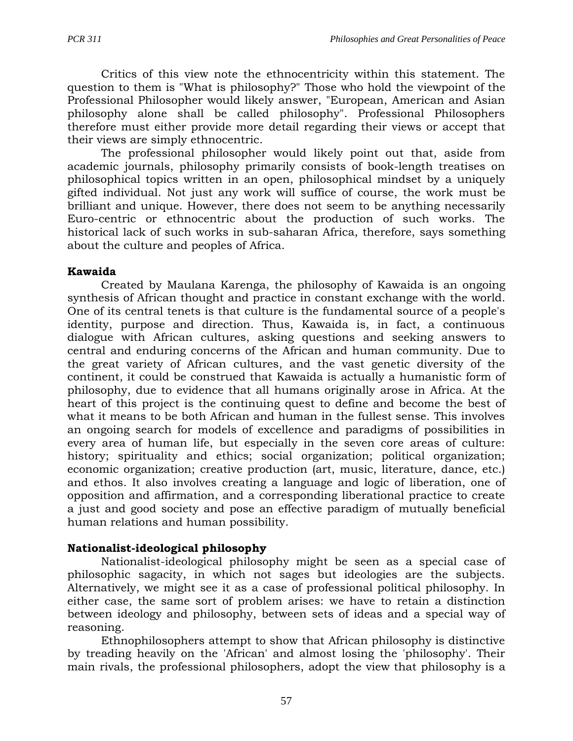Critics of this view note the ethnocentricity within this statement. The question to them is "What is philosophy?" Those who hold the viewpoint of the Professional Philosopher would likely answer, "European, American and Asian philosophy alone shall be called philosophy". Professional Philosophers therefore must either provide more detail regarding their views or accept that their views are simply ethnocentric.

The professional philosopher would likely point out that, aside from academic journals, philosophy primarily consists of book-length treatises on philosophical topics written in an open, philosophical mindset by a uniquely gifted individual. Not just any work will suffice of course, the work must be brilliant and unique. However, there does not seem to be anything necessarily Euro-centric or ethnocentric about the production of such works. The historical lack of such works in sub-saharan Africa, therefore, says something about the culture and peoples of Africa.

**Kawaida**

Created by Maulana Karenga, the philosophy of Kawaida is an ongoing synthesis of African thought and practice in constant exchange with the world. One of its central tenets is that culture is the fundamental source of a people's identity, purpose and direction. Thus, Kawaida is, in fact, a continuous dialogue with African cultures, asking questions and seeking answers to central and enduring concerns of the African and human community. Due to the great variety of African cultures, and the vast genetic diversity of the continent, it could be construed that Kawaida is actually a humanistic form of philosophy, due to evidence that all humans originally arose in Africa. At the heart of this project is the continuing quest to define and become the best of what it means to be both African and human in the fullest sense. This involves an ongoing search for models of excellence and paradigms of possibilities in every area of human life, but especially in the seven core areas of culture: history; spirituality and ethics; social organization; political organization; economic organization; creative production (art, music, literature, dance, etc.) and ethos. It also involves creating a language and logic of liberation, one of opposition and affirmation, and a corresponding liberational practice to create a just and good society and pose an effective paradigm of mutually beneficial human relations and human possibility.

**Nationalist-ideological philosophy**

Nationalist-ideological philosophy might be seen as a special case of philosophic sagacity, in which not sages but ideologies are the subjects. Alternatively, we might see it as a case of professional political philosophy. In either case, the same sort of problem arises: we have to retain a distinction between ideology and philosophy, between sets of ideas and a special way of reasoning.

Ethnophilosophers attempt to show that African philosophy is distinctive by treading heavily on the 'African' and almost losing the 'philosophy'. Their main rivals, the professional philosophers, adopt the view that philosophy is a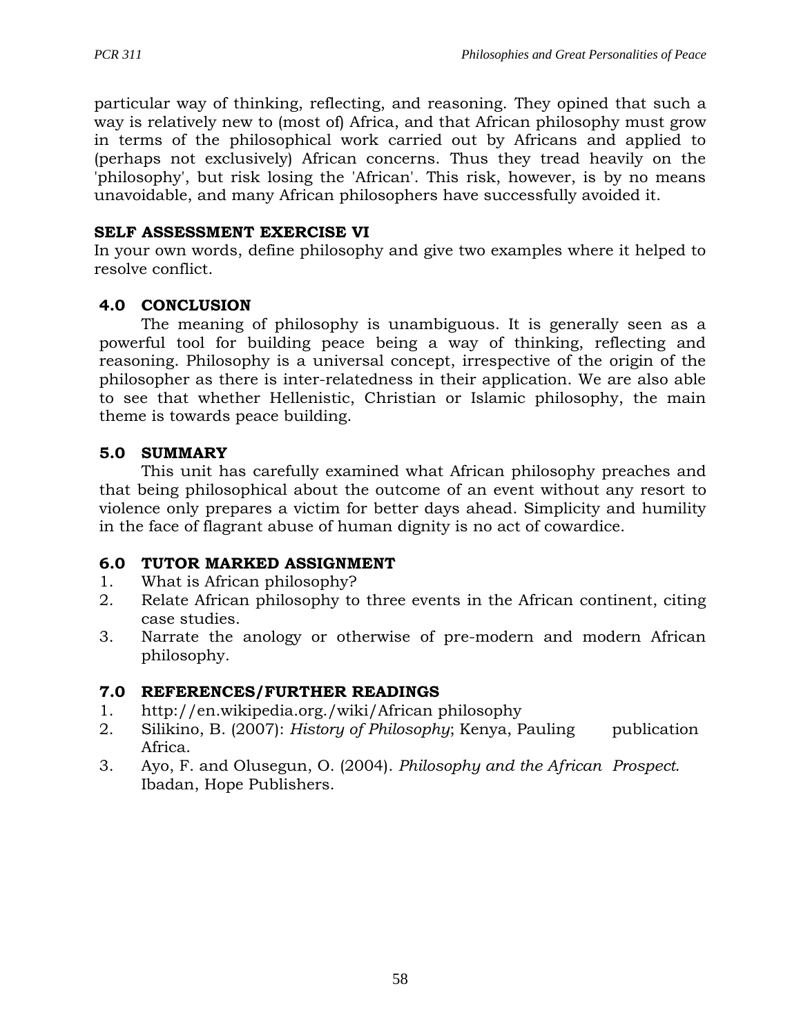particular way of thinking, reflecting, and reasoning. They opined that such a way is relatively new to (most of) Africa, and that African philosophy must grow in terms of the philosophical work carried out by Africans and applied to (perhaps not exclusively) African concerns. Thus they tread heavily on the 'philosophy', but risk losing the 'African'. This risk, however, is by no means unavoidable, and many African philosophers have successfully avoided it.

**SELF ASSESSMENT EXERCISE VI**

In your own words, define philosophy and give two examples where it helped to resolve conflict.

## 4.0 CONCLUSION

The meaning of philosophy is unambiguous. It is generally seen as a powerful tool for building peace being a way of thinking, reflecting and reasoning. Philosophy is a universal concept, irrespective of the origin of the philosopher as there is inter-relatedness in their application. We are also able to see that whether Hellenistic, Christian or Islamic philosophy, the main theme is towards peace building.

## 5.0 SUMMARY

This unit has carefully examined what African philosophy preaches and that being philosophical about the outcome of an event without any resort to violence only prepares a victim for better days ahead. Simplicity and humility in the face of flagrant abuse of human dignity is no act of cowardice.

## 6.0 TUTOR MARKED ASSIGNMENT

1. What is African philosophy?
2. Relate African philosophy to three events in the African continent, citing case studies.
3. Narrate the anology or otherwise of pre-modern and modern African philosophy.

## 7.0 REFERENCES/FURTHER READINGS

1. http://en.wikipedia.org./wiki/African philosophy
2. Silikino, B. (2007): *History of Philosophy*; Kenya, Pauling publication Africa.
3. Ayo, F. and Olusegun, O. (2004). *Philosophy and the African Prospect*. Ibadan, Hope Publishers.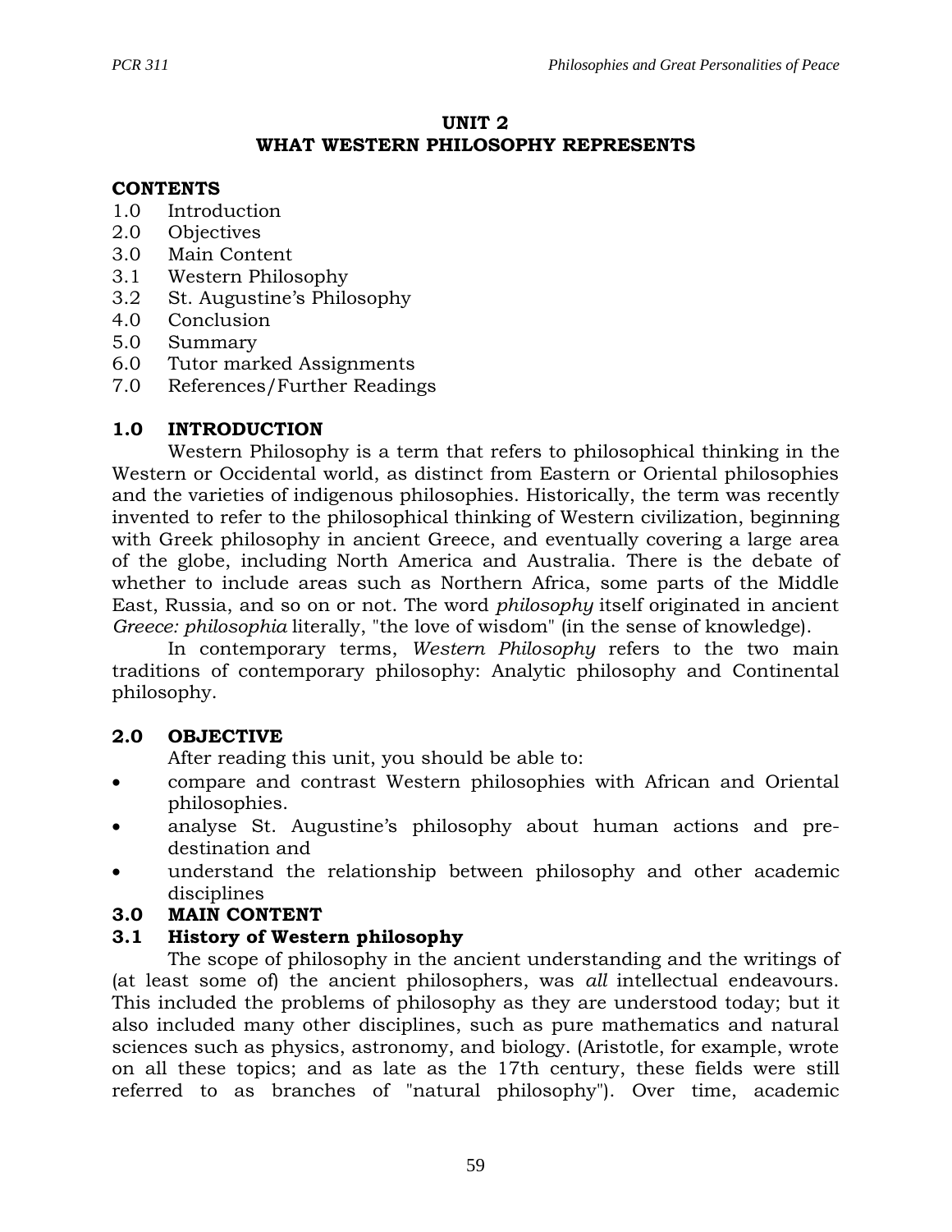## UNIT 2
## WHAT WESTERN PHILOSOPHY REPRESENTS

### CONTENTS

1.0 Introduction
2.0 Objectives
3.0 Main Content
3.1 Western Philosophy
3.2 St. Augustine's Philosophy
4.0 Conclusion
5.0 Summary
6.0 Tutor marked Assignments
7.0 References/Further Readings

### 1.0 INTRODUCTION

Western Philosophy is a term that refers to philosophical thinking in the Western or Occidental world, as distinct from Eastern or Oriental philosophies and the varieties of indigenous philosophies. Historically, the term was recently invented to refer to the philosophical thinking of Western civilization, beginning with Greek philosophy in ancient Greece, and eventually covering a large area of the globe, including North America and Australia. There is the debate of whether to include areas such as Northern Africa, some parts of the Middle East, Russia, and so on or not. The word *philosophy* itself originated in ancient *Greece: philosophia* literally, "the love of wisdom" (in the sense of knowledge).

In contemporary terms, *Western Philosophy* refers to the two main traditions of contemporary philosophy: Analytic philosophy and Continental philosophy.

### 2.0 OBJECTIVE

After reading this unit, you should be able to:

- compare and contrast Western philosophies with African and Oriental philosophies.
- analyse St. Augustine's philosophy about human actions and pre-destination and
- understand the relationship between philosophy and other academic disciplines

### 3.0 MAIN CONTENT

### 3.1 History of Western philosophy

The scope of philosophy in the ancient understanding and the writings of (at least some of) the ancient philosophers, was *all* intellectual endeavours. This included the problems of philosophy as they are understood today; but it also included many other disciplines, such as pure mathematics and natural sciences such as physics, astronomy, and biology. (Aristotle, for example, wrote on all these topics; and as late as the 17th century, these fields were still referred to as branches of "natural philosophy"). Over time, academic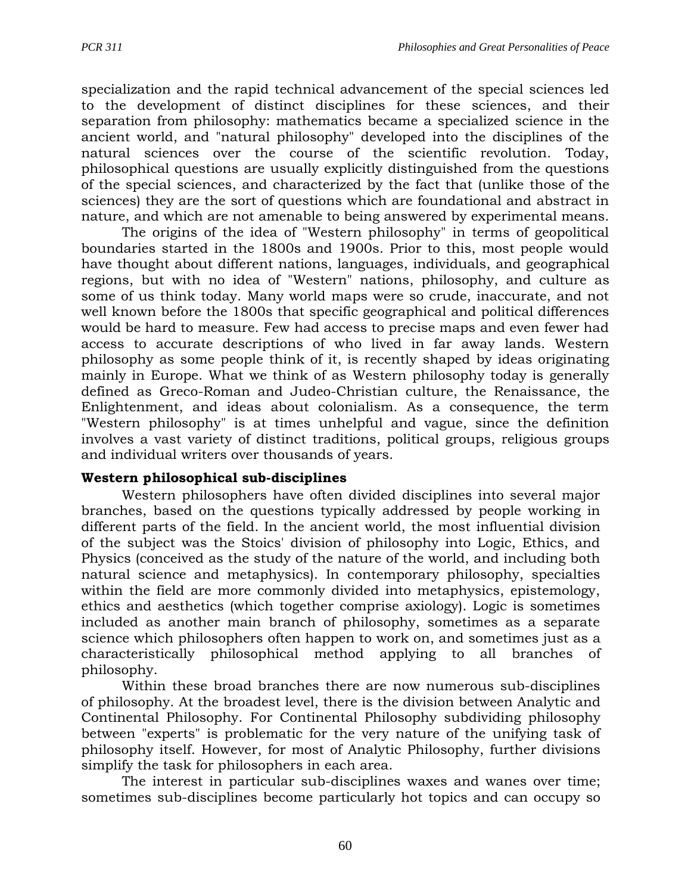specialization and the rapid technical advancement of the special sciences led to the development of distinct disciplines for these sciences, and their separation from philosophy: mathematics became a specialized science in the ancient world, and "natural philosophy" developed into the disciplines of the natural sciences over the course of the scientific revolution. Today, philosophical questions are usually explicitly distinguished from the questions of the special sciences, and characterized by the fact that (unlike those of the sciences) they are the sort of questions which are foundational and abstract in nature, and which are not amenable to being answered by experimental means.

The origins of the idea of "Western philosophy" in terms of geopolitical boundaries started in the 1800s and 1900s. Prior to this, most people would have thought about different nations, languages, individuals, and geographical regions, but with no idea of "Western" nations, philosophy, and culture as some of us think today. Many world maps were so crude, inaccurate, and not well known before the 1800s that specific geographical and political differences would be hard to measure. Few had access to precise maps and even fewer had access to accurate descriptions of who lived in far away lands. Western philosophy as some people think of it, is recently shaped by ideas originating mainly in Europe. What we think of as Western philosophy today is generally defined as Greco-Roman and Judeo-Christian culture, the Renaissance, the Enlightenment, and ideas about colonialism. As a consequence, the term "Western philosophy" is at times unhelpful and vague, since the definition involves a vast variety of distinct traditions, political groups, religious groups and individual writers over thousands of years.

**Western philosophical sub-disciplines**

Western philosophers have often divided disciplines into several major branches, based on the questions typically addressed by people working in different parts of the field. In the ancient world, the most influential division of the subject was the Stoics' division of philosophy into Logic, Ethics, and Physics (conceived as the study of the nature of the world, and including both natural science and metaphysics). In contemporary philosophy, specialties within the field are more commonly divided into metaphysics, epistemology, ethics and aesthetics (which together comprise axiology). Logic is sometimes included as another main branch of philosophy, sometimes as a separate science which philosophers often happen to work on, and sometimes just as a characteristically philosophical method applying to all branches of philosophy.

Within these broad branches there are now numerous sub-disciplines of philosophy. At the broadest level, there is the division between Analytic and Continental Philosophy. For Continental Philosophy subdividing philosophy between "experts" is problematic for the very nature of the unifying task of philosophy itself. However, for most of Analytic Philosophy, further divisions simplify the task for philosophers in each area.

The interest in particular sub-disciplines waxes and wanes over time; sometimes sub-disciplines become particularly hot topics and can occupy so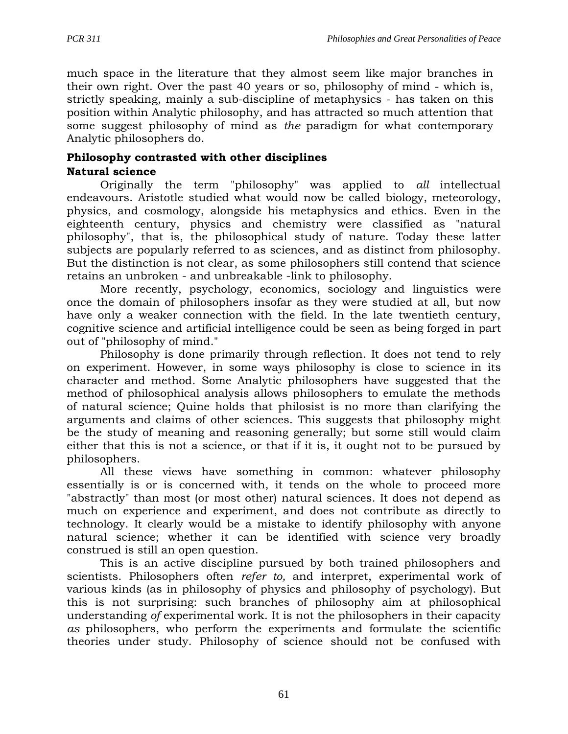much space in the literature that they almost seem like major branches in their own right. Over the past 40 years or so, philosophy of mind - which is, strictly speaking, mainly a sub-discipline of metaphysics - has taken on this position within Analytic philosophy, and has attracted so much attention that some suggest philosophy of mind as *the* paradigm for what contemporary Analytic philosophers do.

**Philosophy contrasted with other disciplines**

**Natural science**

Originally the term "philosophy" was applied to *all* intellectual endeavours. Aristotle studied what would now be called biology, meteorology, physics, and cosmology, alongside his metaphysics and ethics. Even in the eighteenth century, physics and chemistry were classified as "natural philosophy", that is, the philosophical study of nature. Today these latter subjects are popularly referred to as sciences, and as distinct from philosophy. But the distinction is not clear, as some philosophers still contend that science retains an unbroken - and unbreakable -link to philosophy.

More recently, psychology, economics, sociology and linguistics were once the domain of philosophers insofar as they were studied at all, but now have only a weaker connection with the field. In the late twentieth century, cognitive science and artificial intelligence could be seen as being forged in part out of "philosophy of mind."

Philosophy is done primarily through reflection. It does not tend to rely on experiment. However, in some ways philosophy is close to science in its character and method. Some Analytic philosophers have suggested that the method of philosophical analysis allows philosophers to emulate the methods of natural science; Quine holds that philosist is no more than clarifying the arguments and claims of other sciences. This suggests that philosophy might be the study of meaning and reasoning generally; but some still would claim either that this is not a science, or that if it is, it ought not to be pursued by philosophers.

All these views have something in common: whatever philosophy essentially is or is concerned with, it tends on the whole to proceed more "abstractly" than most (or most other) natural sciences. It does not depend as much on experience and experiment, and does not contribute as directly to technology. It clearly would be a mistake to identify philosophy with anyone natural science; whether it can be identified with science very broadly construed is still an open question.

This is an active discipline pursued by both trained philosophers and scientists. Philosophers often *refer to,* and interpret, experimental work of various kinds (as in philosophy of physics and philosophy of psychology). But this is not surprising: such branches of philosophy aim at philosophical understanding *of* experimental work. It is not the philosophers in their capacity *as* philosophers, who perform the experiments and formulate the scientific theories under study. Philosophy of science should not be confused with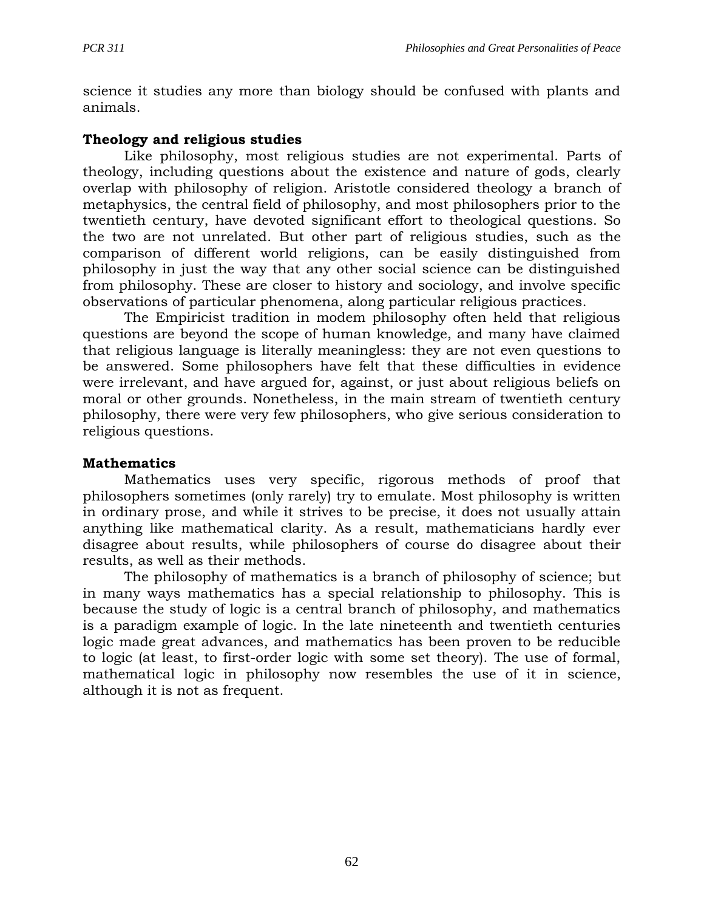science it studies any more than biology should be confused with plants and animals.

**Theology and religious studies**

Like philosophy, most religious studies are not experimental. Parts of theology, including questions about the existence and nature of gods, clearly overlap with philosophy of religion. Aristotle considered theology a branch of metaphysics, the central field of philosophy, and most philosophers prior to the twentieth century, have devoted significant effort to theological questions. So the two are not unrelated. But other part of religious studies, such as the comparison of different world religions, can be easily distinguished from philosophy in just the way that any other social science can be distinguished from philosophy. These are closer to history and sociology, and involve specific observations of particular phenomena, along particular religious practices.

The Empiricist tradition in modem philosophy often held that religious questions are beyond the scope of human knowledge, and many have claimed that religious language is literally meaningless: they are not even questions to be answered. Some philosophers have felt that these difficulties in evidence were irrelevant, and have argued for, against, or just about religious beliefs on moral or other grounds. Nonetheless, in the main stream of twentieth century philosophy, there were very few philosophers, who give serious consideration to religious questions.

**Mathematics**

Mathematics uses very specific, rigorous methods of proof that philosophers sometimes (only rarely) try to emulate. Most philosophy is written in ordinary prose, and while it strives to be precise, it does not usually attain anything like mathematical clarity. As a result, mathematicians hardly ever disagree about results, while philosophers of course do disagree about their results, as well as their methods.

The philosophy of mathematics is a branch of philosophy of science; but in many ways mathematics has a special relationship to philosophy. This is because the study of logic is a central branch of philosophy, and mathematics is a paradigm example of logic. In the late nineteenth and twentieth centuries logic made great advances, and mathematics has been proven to be reducible to logic (at least, to first-order logic with some set theory). The use of formal, mathematical logic in philosophy now resembles the use of it in science, although it is not as frequent.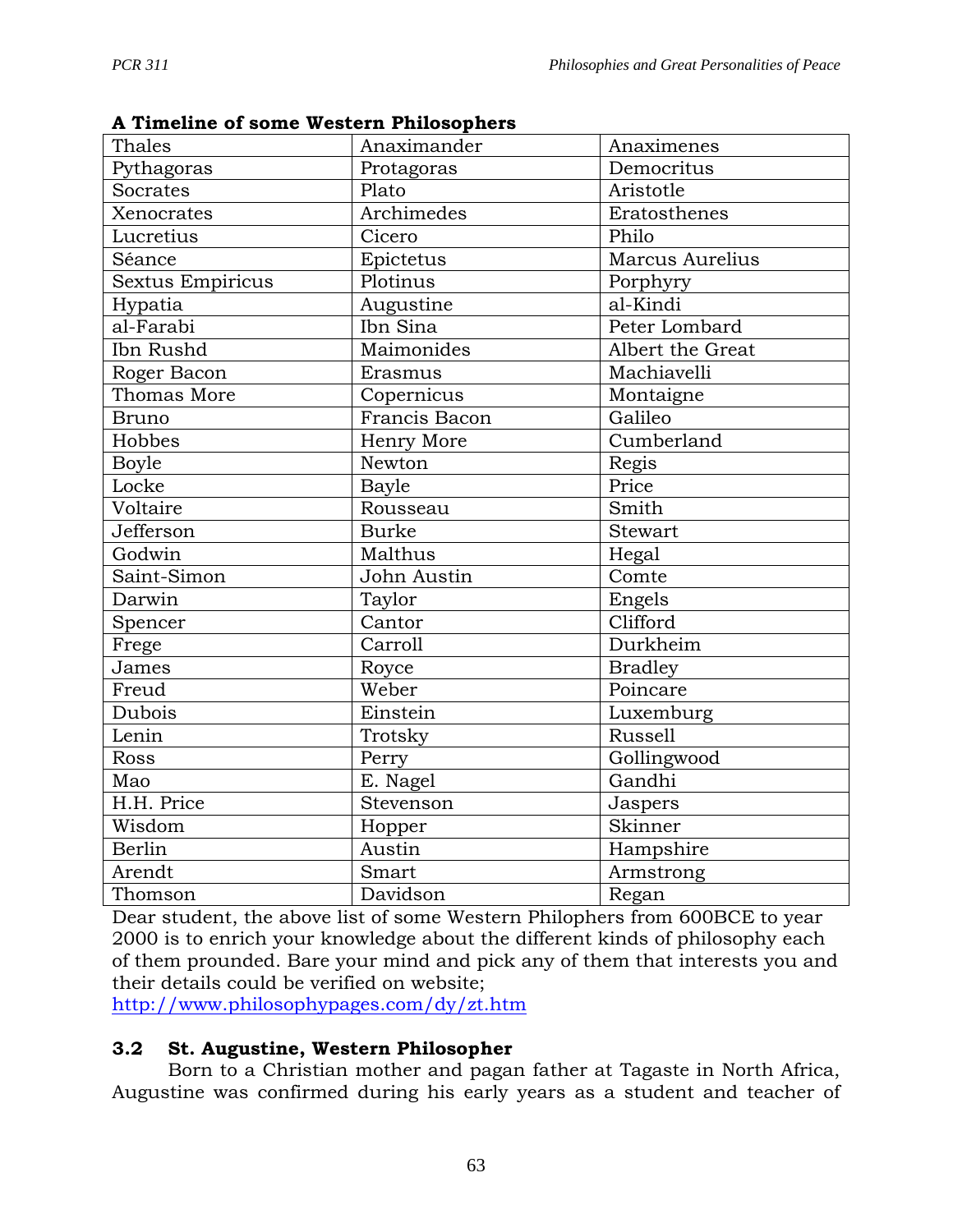**A Timeline of some Western Philosophers**

| Thales | Anaximander | Anaximenes |
|---|---|---|
| Pythagoras | Protagoras | Democritus |
| Socrates | Plato | Aristotle |
| Xenocrates | Archimedes | Eratosthenes |
| Lucretius | Cicero | Philo |
| Séance | Epictetus | Marcus Aurelius |
| Sextus Empiricus | Plotinus | Porphyry |
| Hypatia | Augustine | al-Kindi |
| al-Farabi | Ibn Sina | Peter Lombard |
| Ibn Rushd | Maimonides | Albert the Great |
| Roger Bacon | Erasmus | Machiavelli |
| Thomas More | Copernicus | Montaigne |
| Bruno | Francis Bacon | Galileo |
| Hobbes | Henry More | Cumberland |
| Boyle | Newton | Regis |
| Locke | Bayle | Price |
| Voltaire | Rousseau | Smith |
| Jefferson | Burke | Stewart |
| Godwin | Malthus | Hegal |
| Saint-Simon | John Austin | Comte |
| Darwin | Taylor | Engels |
| Spencer | Cantor | Clifford |
| Frege | Carroll | Durkheim |
| James | Royce | Bradley |
| Freud | Weber | Poincare |
| Dubois | Einstein | Luxemburg |
| Lenin | Trotsky | Russell |
| Ross | Perry | Gollingwood |
| Mao | E. Nagel | Gandhi |
| H.H. Price | Stevenson | Jaspers |
| Wisdom | Hopper | Skinner |
| Berlin | Austin | Hampshire |
| Arendt | Smart | Armstrong |
| Thomson | Davidson | Regan |

Dear student, the above list of some Western Philophers from 600BCE to year 2000 is to enrich your knowledge about the different kinds of philosophy each of them prounded. Bare your mind and pick any of them that interests you and their details could be verified on website; http://www.philosophypages.com/dy/zt.htm

## 3.2 St. Augustine, Western Philosopher

Born to a Christian mother and pagan father at Tagaste in North Africa, Augustine was confirmed during his early years as a student and teacher of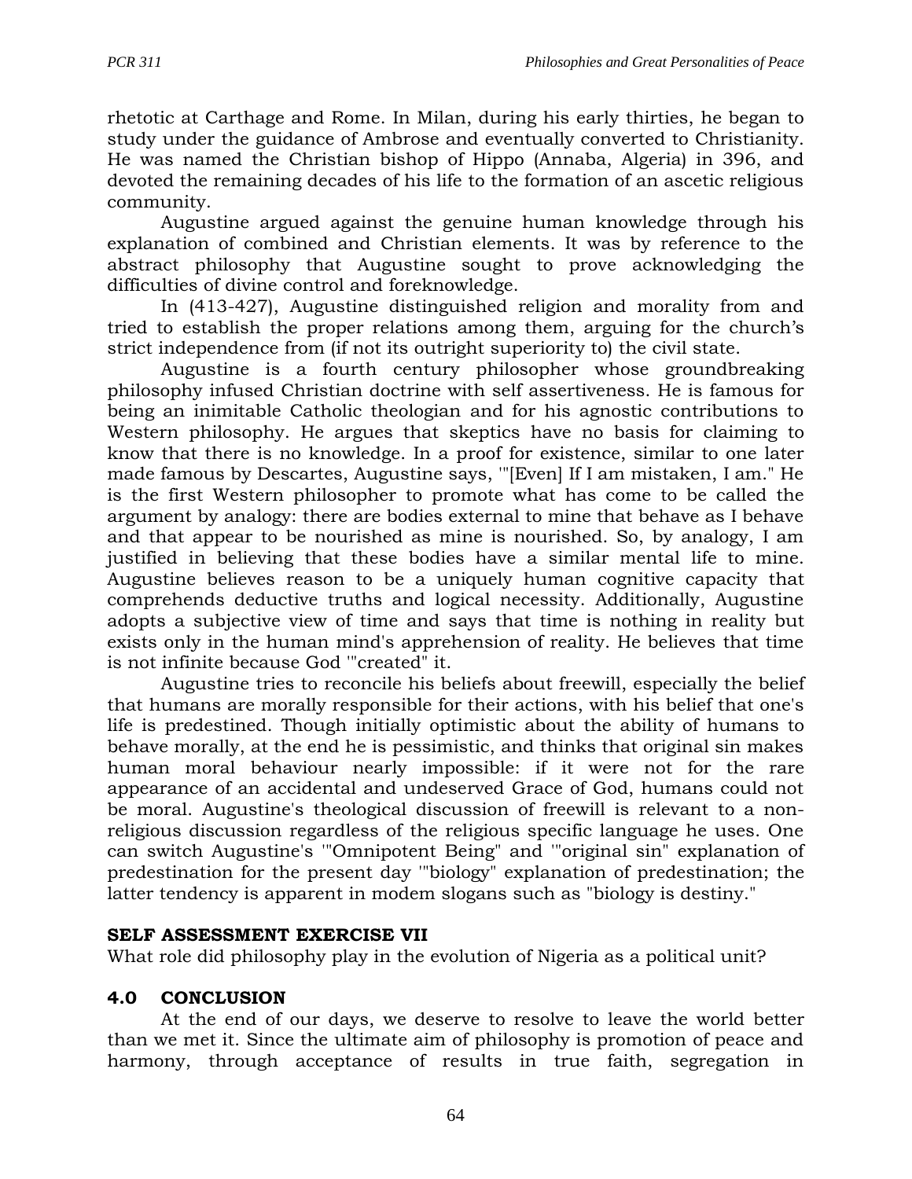rhetotic at Carthage and Rome. In Milan, during his early thirties, he began to study under the guidance of Ambrose and eventually converted to Christianity. He was named the Christian bishop of Hippo (Annaba, Algeria) in 396, and devoted the remaining decades of his life to the formation of an ascetic religious community.

Augustine argued against the genuine human knowledge through his explanation of combined and Christian elements. It was by reference to the abstract philosophy that Augustine sought to prove acknowledging the difficulties of divine control and foreknowledge.

In (413-427), Augustine distinguished religion and morality from and tried to establish the proper relations among them, arguing for the church's strict independence from (if not its outright superiority to) the civil state.

Augustine is a fourth century philosopher whose groundbreaking philosophy infused Christian doctrine with self assertiveness. He is famous for being an inimitable Catholic theologian and for his agnostic contributions to Western philosophy. He argues that skeptics have no basis for claiming to know that there is no knowledge. In a proof for existence, similar to one later made famous by Descartes, Augustine says, '"[Even] If I am mistaken, I am." He is the first Western philosopher to promote what has come to be called the argument by analogy: there are bodies external to mine that behave as I behave and that appear to be nourished as mine is nourished. So, by analogy, I am justified in believing that these bodies have a similar mental life to mine. Augustine believes reason to be a uniquely human cognitive capacity that comprehends deductive truths and logical necessity. Additionally, Augustine adopts a subjective view of time and says that time is nothing in reality but exists only in the human mind's apprehension of reality. He believes that time is not infinite because God '"created" it.

Augustine tries to reconcile his beliefs about freewill, especially the belief that humans are morally responsible for their actions, with his belief that one's life is predestined. Though initially optimistic about the ability of humans to behave morally, at the end he is pessimistic, and thinks that original sin makes human moral behaviour nearly impossible: if it were not for the rare appearance of an accidental and undeserved Grace of God, humans could not be moral. Augustine's theological discussion of freewill is relevant to a non-religious discussion regardless of the religious specific language he uses. One can switch Augustine's '"Omnipotent Being" and '"original sin" explanation of predestination for the present day '"biology" explanation of predestination; the latter tendency is apparent in modem slogans such as "biology is destiny."

**SELF ASSESSMENT EXERCISE VII**

What role did philosophy play in the evolution of Nigeria as a political unit?

## 4.0 CONCLUSION

At the end of our days, we deserve to resolve to leave the world better than we met it. Since the ultimate aim of philosophy is promotion of peace and harmony, through acceptance of results in true faith, segregation in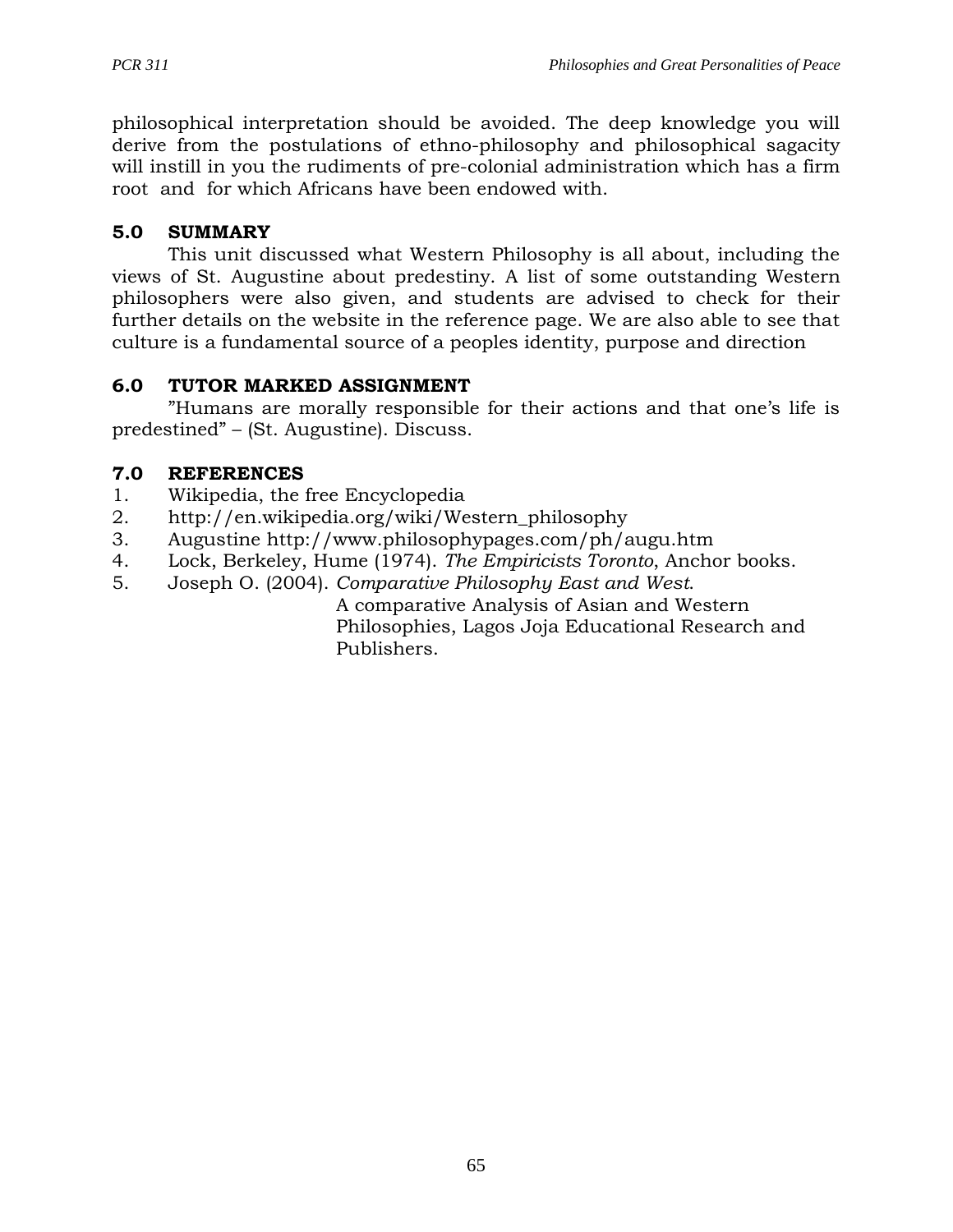philosophical interpretation should be avoided. The deep knowledge you will derive from the postulations of ethno-philosophy and philosophical sagacity will instill in you the rudiments of pre-colonial administration which has a firm root and for which Africans have been endowed with.

## 5.0 SUMMARY

This unit discussed what Western Philosophy is all about, including the views of St. Augustine about predestiny. A list of some outstanding Western philosophers were also given, and students are advised to check for their further details on the website in the reference page. We are also able to see that culture is a fundamental source of a peoples identity, purpose and direction

## 6.0 TUTOR MARKED ASSIGNMENT

"Humans are morally responsible for their actions and that one's life is predestined" – (St. Augustine). Discuss.

## 7.0 REFERENCES

1. Wikipedia, the free Encyclopedia
2. http://en.wikipedia.org/wiki/Western_philosophy
3. Augustine http://www.philosophypages.com/ph/augu.htm
4. Lock, Berkeley, Hume (1974). *The Empiricists Toronto*, Anchor books.
5. Joseph O. (2004). *Comparative Philosophy East and West*. A comparative Analysis of Asian and Western Philosophies, Lagos Joja Educational Research and Publishers.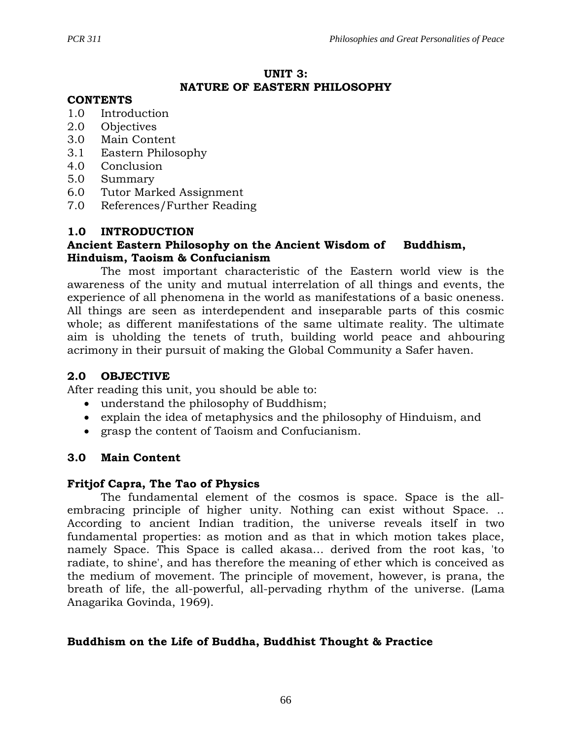## UNIT 3:
## NATURE OF EASTERN PHILOSOPHY

**CONTENTS**

1.0 Introduction
2.0 Objectives
3.0 Main Content
3.1 Eastern Philosophy
4.0 Conclusion
5.0 Summary
6.0 Tutor Marked Assignment
7.0 References/Further Reading

### 1.0 INTRODUCTION

**Ancient Eastern Philosophy on the Ancient Wisdom of Buddhism, Hinduism, Taoism & Confucianism**

The most important characteristic of the Eastern world view is the awareness of the unity and mutual interrelation of all things and events, the experience of all phenomena in the world as manifestations of a basic oneness. All things are seen as interdependent and inseparable parts of this cosmic whole; as different manifestations of the same ultimate reality. The ultimate aim is uholding the tenets of truth, building world peace and ahbouring acrimony in their pursuit of making the Global Community a Safer haven.

### 2.0 OBJECTIVE

After reading this unit, you should be able to:

- understand the philosophy of Buddhism;
- explain the idea of metaphysics and the philosophy of Hinduism, and
- grasp the content of Taoism and Confucianism.

### 3.0 Main Content

**Fritjof Capra, The Tao of Physics**

The fundamental element of the cosmos is space. Space is the all-embracing principle of higher unity. Nothing can exist without Space. .. According to ancient Indian tradition, the universe reveals itself in two fundamental properties: as motion and as that in which motion takes place, namely Space. This Space is called akasa... derived from the root kas, 'to radiate, to shine', and has therefore the meaning of ether which is conceived as the medium of movement. The principle of movement, however, is prana, the breath of life, the all-powerful, all-pervading rhythm of the universe. (Lama Anagarika Govinda, 1969).

**Buddhism on the Life of Buddha, Buddhist Thought & Practice**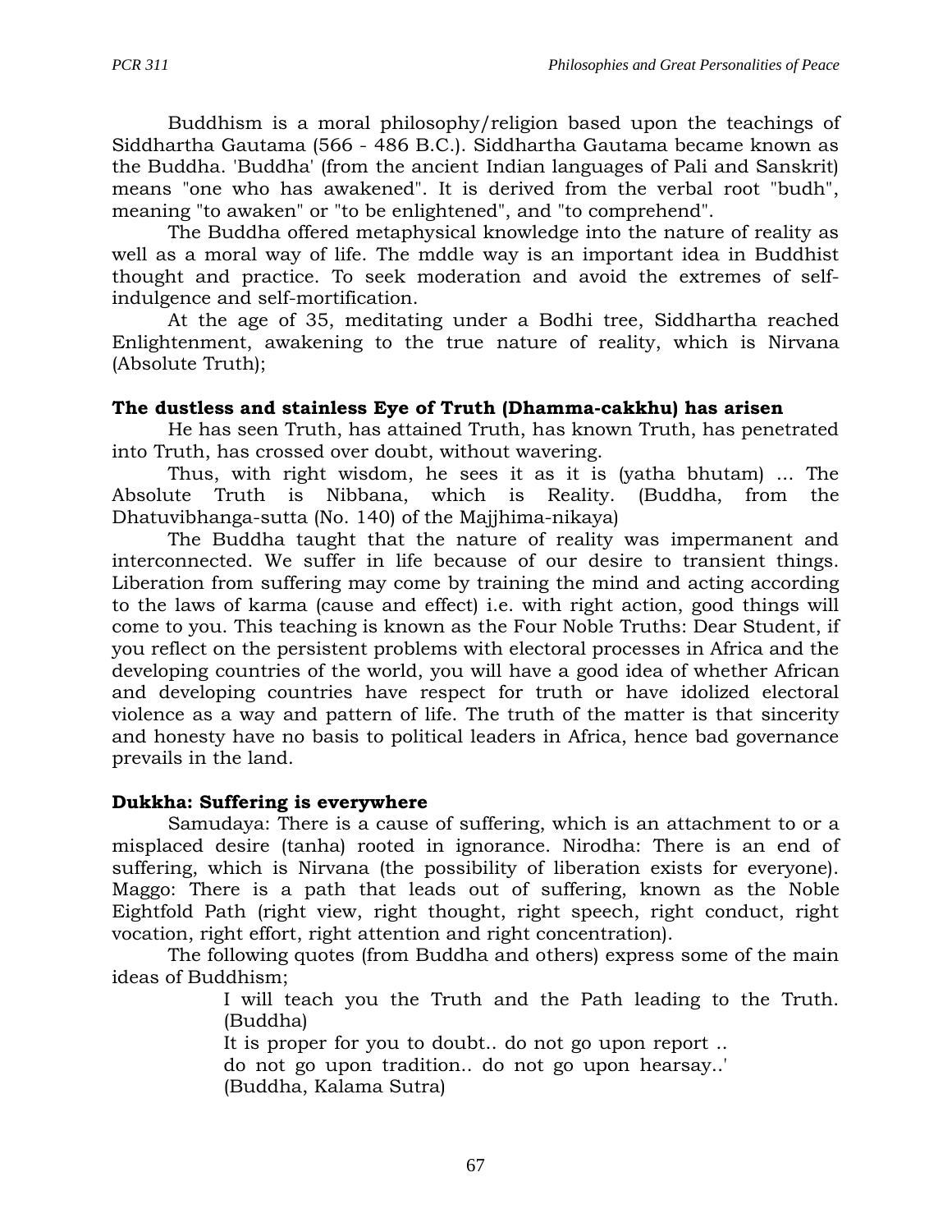Buddhism is a moral philosophy/religion based upon the teachings of Siddhartha Gautama (566 - 486 B.C.). Siddhartha Gautama became known as the Buddha. 'Buddha' (from the ancient Indian languages of Pali and Sanskrit) means "one who has awakened". It is derived from the verbal root "budh", meaning "to awaken" or "to be enlightened", and "to comprehend".

The Buddha offered metaphysical knowledge into the nature of reality as well as a moral way of life. The mddle way is an important idea in Buddhist thought and practice. To seek moderation and avoid the extremes of self-indulgence and self-mortification.

At the age of 35, meditating under a Bodhi tree, Siddhartha reached Enlightenment, awakening to the true nature of reality, which is Nirvana (Absolute Truth);

**The dustless and stainless Eye of Truth (Dhamma-cakkhu) has arisen**

He has seen Truth, has attained Truth, has known Truth, has penetrated into Truth, has crossed over doubt, without wavering.

Thus, with right wisdom, he sees it as it is (yatha bhutam) ... The Absolute Truth is Nibbana, which is Reality. (Buddha, from the Dhatuvibhanga-sutta (No. 140) of the Majjhima-nikaya)

The Buddha taught that the nature of reality was impermanent and interconnected. We suffer in life because of our desire to transient things. Liberation from suffering may come by training the mind and acting according to the laws of karma (cause and effect) i.e. with right action, good things will come to you. This teaching is known as the Four Noble Truths: Dear Student, if you reflect on the persistent problems with electoral processes in Africa and the developing countries of the world, you will have a good idea of whether African and developing countries have respect for truth or have idolized electoral violence as a way and pattern of life. The truth of the matter is that sincerity and honesty have no basis to political leaders in Africa, hence bad governance prevails in the land.

**Dukkha: Suffering is everywhere**

Samudaya: There is a cause of suffering, which is an attachment to or a misplaced desire (tanha) rooted in ignorance. Nirodha: There is an end of suffering, which is Nirvana (the possibility of liberation exists for everyone). Maggo: There is a path that leads out of suffering, known as the Noble Eightfold Path (right view, right thought, right speech, right conduct, right vocation, right effort, right attention and right concentration).

The following quotes (from Buddha and others) express some of the main ideas of Buddhism;

> I will teach you the Truth and the Path leading to the Truth. (Buddha)
>
> It is proper for you to doubt.. do not go upon report ..
> do not go upon tradition.. do not go upon hearsay..'
> (Buddha, Kalama Sutra)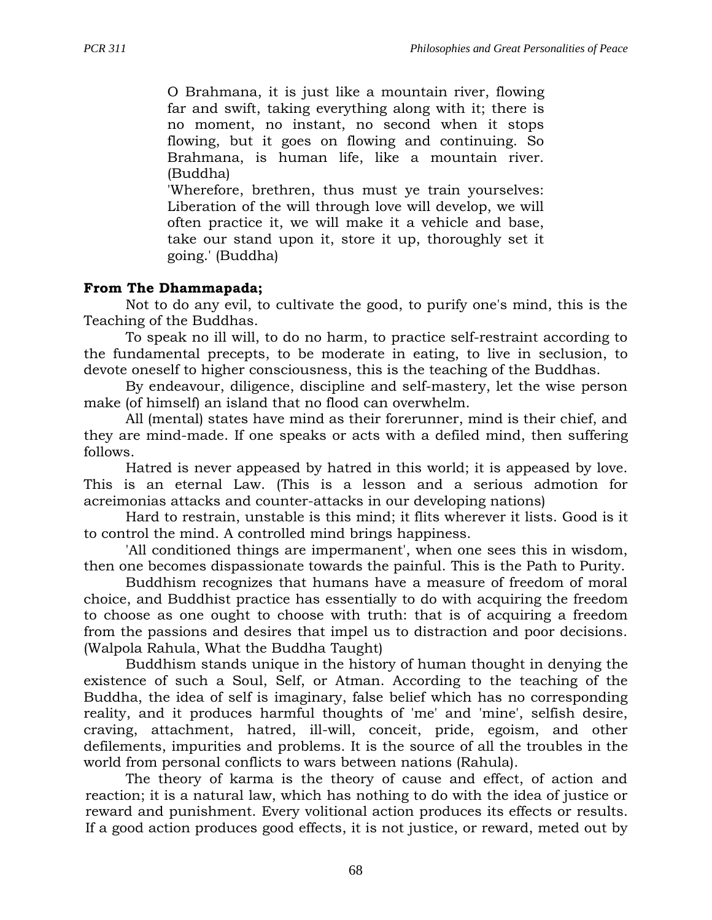> O Brahmana, it is just like a mountain river, flowing far and swift, taking everything along with it; there is no moment, no instant, no second when it stops flowing, but it goes on flowing and continuing. So Brahmana, is human life, like a mountain river. (Buddha)
>
> 'Wherefore, brethren, thus must ye train yourselves: Liberation of the will through love will develop, we will often practice it, we will make it a vehicle and base, take our stand upon it, store it up, thoroughly set it going.' (Buddha)

**From The Dhammapada;**

Not to do any evil, to cultivate the good, to purify one's mind, this is the Teaching of the Buddhas.

To speak no ill will, to do no harm, to practice self-restraint according to the fundamental precepts, to be moderate in eating, to live in seclusion, to devote oneself to higher consciousness, this is the teaching of the Buddhas.

By endeavour, diligence, discipline and self-mastery, let the wise person make (of himself) an island that no flood can overwhelm.

All (mental) states have mind as their forerunner, mind is their chief, and they are mind-made. If one speaks or acts with a defiled mind, then suffering follows.

Hatred is never appeased by hatred in this world; it is appeased by love. This is an eternal Law. (This is a lesson and a serious admotion for acreimonias attacks and counter-attacks in our developing nations)

Hard to restrain, unstable is this mind; it flits wherever it lists. Good is it to control the mind. A controlled mind brings happiness.

'All conditioned things are impermanent', when one sees this in wisdom, then one becomes dispassionate towards the painful. This is the Path to Purity.

Buddhism recognizes that humans have a measure of freedom of moral choice, and Buddhist practice has essentially to do with acquiring the freedom to choose as one ought to choose with truth: that is of acquiring a freedom from the passions and desires that impel us to distraction and poor decisions. (Walpola Rahula, What the Buddha Taught)

Buddhism stands unique in the history of human thought in denying the existence of such a Soul, Self, or Atman. According to the teaching of the Buddha, the idea of self is imaginary, false belief which has no corresponding reality, and it produces harmful thoughts of 'me' and 'mine', selfish desire, craving, attachment, hatred, ill-will, conceit, pride, egoism, and other defilements, impurities and problems. It is the source of all the troubles in the world from personal conflicts to wars between nations (Rahula).

The theory of karma is the theory of cause and effect, of action and reaction; it is a natural law, which has nothing to do with the idea of justice or reward and punishment. Every volitional action produces its effects or results. If a good action produces good effects, it is not justice, or reward, meted out by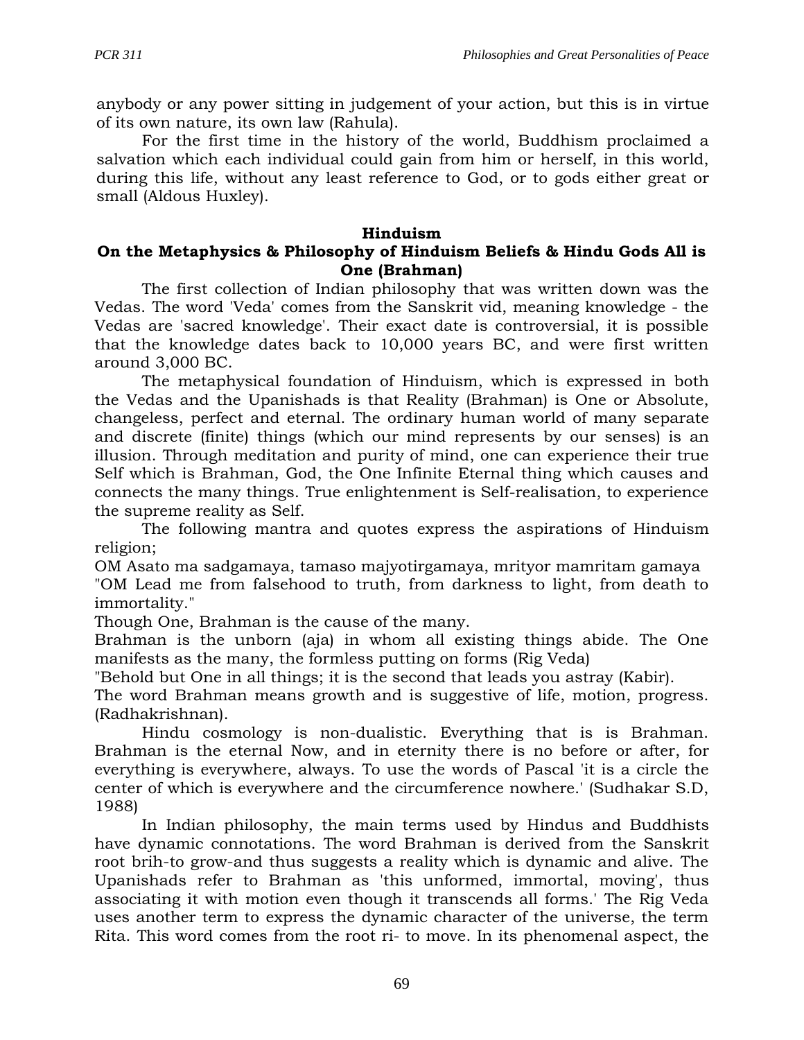anybody or any power sitting in judgement of your action, but this is in virtue of its own nature, its own law (Rahula).

For the first time in the history of the world, Buddhism proclaimed a salvation which each individual could gain from him or herself, in this world, during this life, without any least reference to God, or to gods either great or small (Aldous Huxley).

## Hinduism

### On the Metaphysics & Philosophy of Hinduism Beliefs & Hindu Gods All is One (Brahman)

The first collection of Indian philosophy that was written down was the Vedas. The word 'Veda' comes from the Sanskrit vid, meaning knowledge - the Vedas are 'sacred knowledge'. Their exact date is controversial, it is possible that the knowledge dates back to 10,000 years BC, and were first written around 3,000 BC.

The metaphysical foundation of Hinduism, which is expressed in both the Vedas and the Upanishads is that Reality (Brahman) is One or Absolute, changeless, perfect and eternal. The ordinary human world of many separate and discrete (finite) things (which our mind represents by our senses) is an illusion. Through meditation and purity of mind, one can experience their true Self which is Brahman, God, the One Infinite Eternal thing which causes and connects the many things. True enlightenment is Self-realisation, to experience the supreme reality as Self.

The following mantra and quotes express the aspirations of Hinduism religion;

OM Asato ma sadgamaya, tamaso majyotirgamaya, mrityor mamritam gamaya

"OM Lead me from falsehood to truth, from darkness to light, from death to immortality."

Though One, Brahman is the cause of the many.

Brahman is the unborn (aja) in whom all existing things abide. The One manifests as the many, the formless putting on forms (Rig Veda)

"Behold but One in all things; it is the second that leads you astray (Kabir).

The word Brahman means growth and is suggestive of life, motion, progress. (Radhakrishnan).

Hindu cosmology is non-dualistic. Everything that is is Brahman. Brahman is the eternal Now, and in eternity there is no before or after, for everything is everywhere, always. To use the words of Pascal 'it is a circle the center of which is everywhere and the circumference nowhere.' (Sudhakar S.D, 1988)

In Indian philosophy, the main terms used by Hindus and Buddhists have dynamic connotations. The word Brahman is derived from the Sanskrit root brih-to grow-and thus suggests a reality which is dynamic and alive. The Upanishads refer to Brahman as 'this unformed, immortal, moving', thus associating it with motion even though it transcends all forms.' The Rig Veda uses another term to express the dynamic character of the universe, the term Rita. This word comes from the root ri- to move. In its phenomenal aspect, the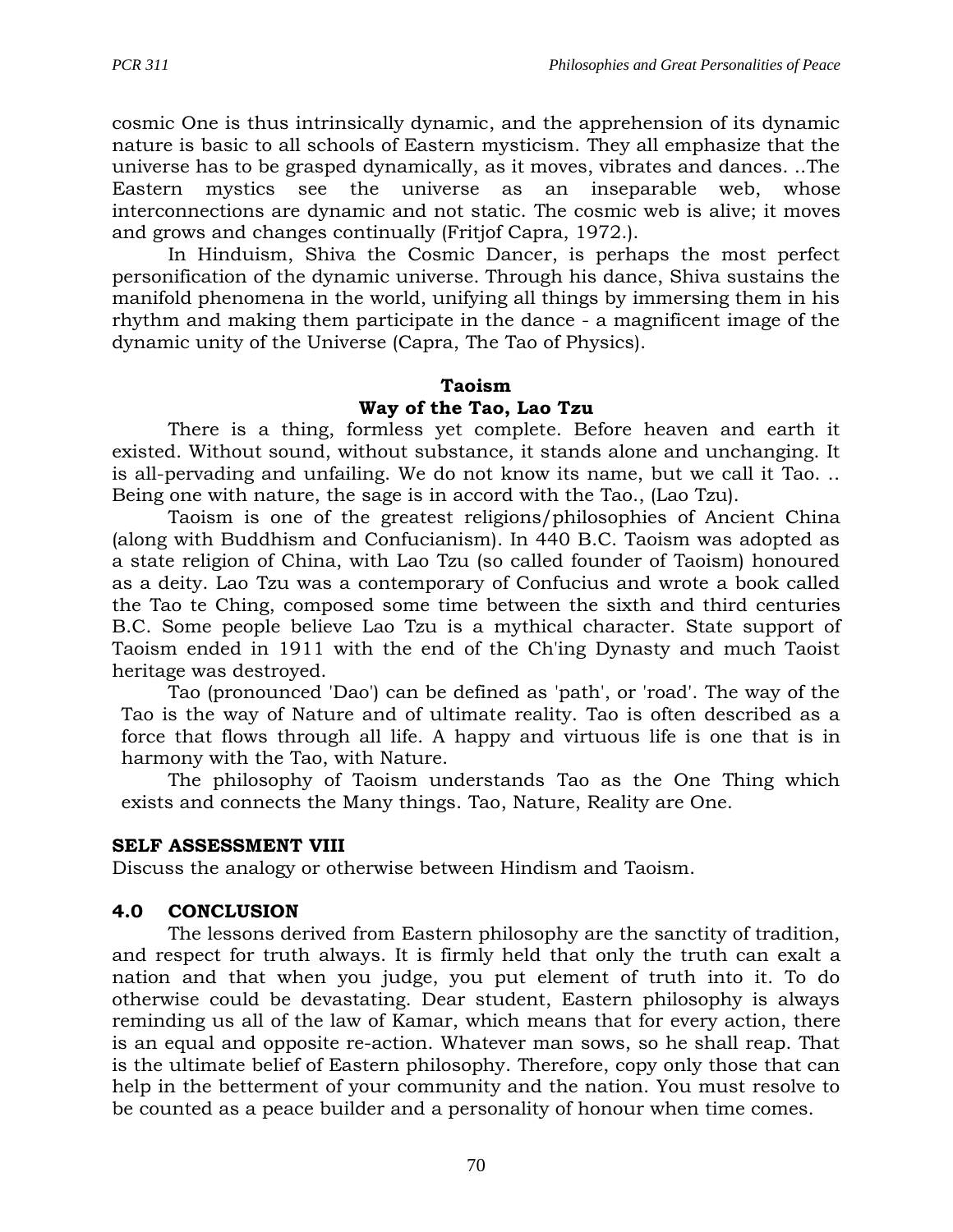cosmic One is thus intrinsically dynamic, and the apprehension of its dynamic nature is basic to all schools of Eastern mysticism. They all emphasize that the universe has to be grasped dynamically, as it moves, vibrates and dances. ..The Eastern mystics see the universe as an inseparable web, whose interconnections are dynamic and not static. The cosmic web is alive; it moves and grows and changes continually (Fritjof Capra, 1972.).

In Hinduism, Shiva the Cosmic Dancer, is perhaps the most perfect personification of the dynamic universe. Through his dance, Shiva sustains the manifold phenomena in the world, unifying all things by immersing them in his rhythm and making them participate in the dance - a magnificent image of the dynamic unity of the Universe (Capra, The Tao of Physics).

**Taoism**

**Way of the Tao, Lao Tzu**

There is a thing, formless yet complete. Before heaven and earth it existed. Without sound, without substance, it stands alone and unchanging. It is all-pervading and unfailing. We do not know its name, but we call it Tao. .. Being one with nature, the sage is in accord with the Tao., (Lao Tzu).

Taoism is one of the greatest religions/philosophies of Ancient China (along with Buddhism and Confucianism). In 440 B.C. Taoism was adopted as a state religion of China, with Lao Tzu (so called founder of Taoism) honoured as a deity. Lao Tzu was a contemporary of Confucius and wrote a book called the Tao te Ching, composed some time between the sixth and third centuries B.C. Some people believe Lao Tzu is a mythical character. State support of Taoism ended in 1911 with the end of the Ch'ing Dynasty and much Taoist heritage was destroyed.

Tao (pronounced 'Dao') can be defined as 'path', or 'road'. The way of the Tao is the way of Nature and of ultimate reality. Tao is often described as a force that flows through all life. A happy and virtuous life is one that is in harmony with the Tao, with Nature.

The philosophy of Taoism understands Tao as the One Thing which exists and connects the Many things. Tao, Nature, Reality are One.

**SELF ASSESSMENT VIII**

Discuss the analogy or otherwise between Hindism and Taoism.

## 4.0 CONCLUSION

The lessons derived from Eastern philosophy are the sanctity of tradition, and respect for truth always. It is firmly held that only the truth can exalt a nation and that when you judge, you put element of truth into it. To do otherwise could be devastating. Dear student, Eastern philosophy is always reminding us all of the law of Kamar, which means that for every action, there is an equal and opposite re-action. Whatever man sows, so he shall reap. That is the ultimate belief of Eastern philosophy. Therefore, copy only those that can help in the betterment of your community and the nation. You must resolve to be counted as a peace builder and a personality of honour when time comes.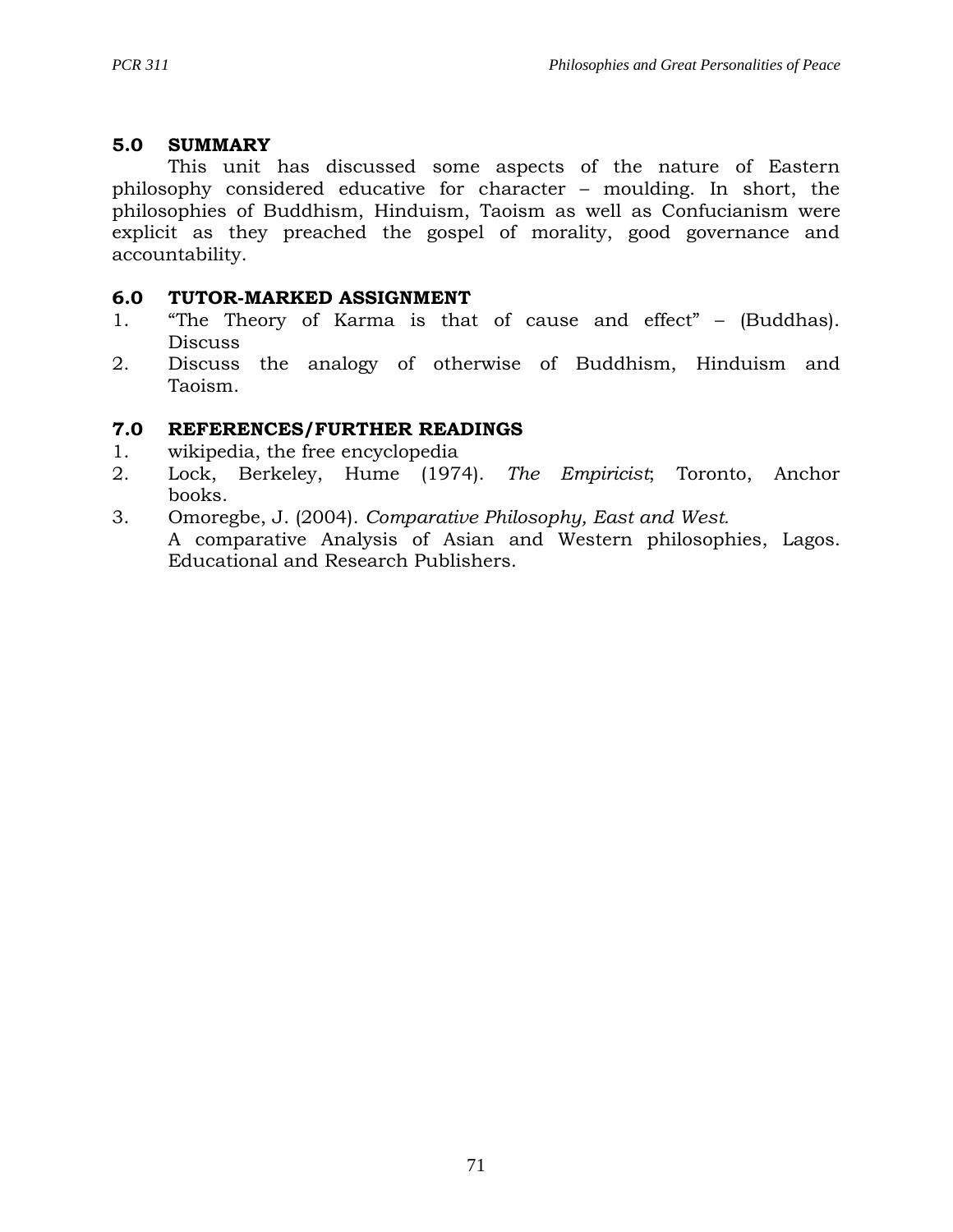## 5.0 SUMMARY

This unit has discussed some aspects of the nature of Eastern philosophy considered educative for character – moulding. In short, the philosophies of Buddhism, Hinduism, Taoism as well as Confucianism were explicit as they preached the gospel of morality, good governance and accountability.

## 6.0 TUTOR-MARKED ASSIGNMENT

1. "The Theory of Karma is that of cause and effect" – (Buddhas). Discuss
2. Discuss the analogy of otherwise of Buddhism, Hinduism and Taoism.

## 7.0 REFERENCES/FURTHER READINGS

1. wikipedia, the free encyclopedia
2. Lock, Berkeley, Hume (1974). *The Empiricist*; Toronto, Anchor books.
3. Omoregbe, J. (2004). *Comparative Philosophy, East and West.* A comparative Analysis of Asian and Western philosophies, Lagos. Educational and Research Publishers.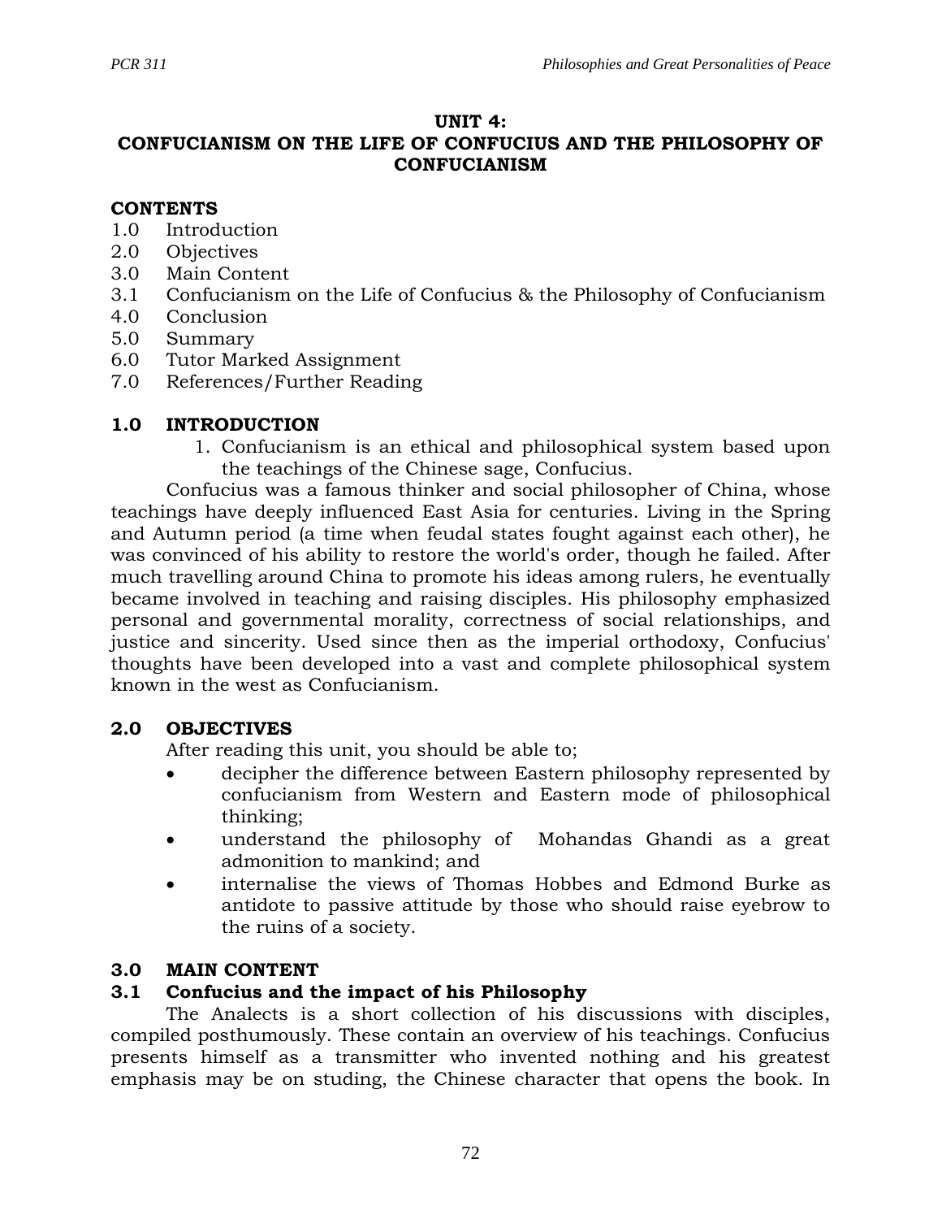## UNIT 4: CONFUCIANISM ON THE LIFE OF CONFUCIUS AND THE PHILOSOPHY OF CONFUCIANISM

**CONTENTS**

1.0 Introduction
2.0 Objectives
3.0 Main Content
3.1 Confucianism on the Life of Confucius & the Philosophy of Confucianism
4.0 Conclusion
5.0 Summary
6.0 Tutor Marked Assignment
7.0 References/Further Reading

### 1.0 INTRODUCTION

1. Confucianism is an ethical and philosophical system based upon the teachings of the Chinese sage, Confucius.

Confucius was a famous thinker and social philosopher of China, whose teachings have deeply influenced East Asia for centuries. Living in the Spring and Autumn period (a time when feudal states fought against each other), he was convinced of his ability to restore the world's order, though he failed. After much travelling around China to promote his ideas among rulers, he eventually became involved in teaching and raising disciples. His philosophy emphasized personal and governmental morality, correctness of social relationships, and justice and sincerity. Used since then as the imperial orthodoxy, Confucius' thoughts have been developed into a vast and complete philosophical system known in the west as Confucianism.

### 2.0 OBJECTIVES

After reading this unit, you should be able to;

- decipher the difference between Eastern philosophy represented by confucianism from Western and Eastern mode of philosophical thinking;
- understand the philosophy of Mohandas Ghandi as a great admonition to mankind; and
- internalise the views of Thomas Hobbes and Edmond Burke as antidote to passive attitude by those who should raise eyebrow to the ruins of a society.

### 3.0 MAIN CONTENT

### 3.1 Confucius and the impact of his Philosophy

The Analects is a short collection of his discussions with disciples, compiled posthumously. These contain an overview of his teachings. Confucius presents himself as a transmitter who invented nothing and his greatest emphasis may be on studing, the Chinese character that opens the book. In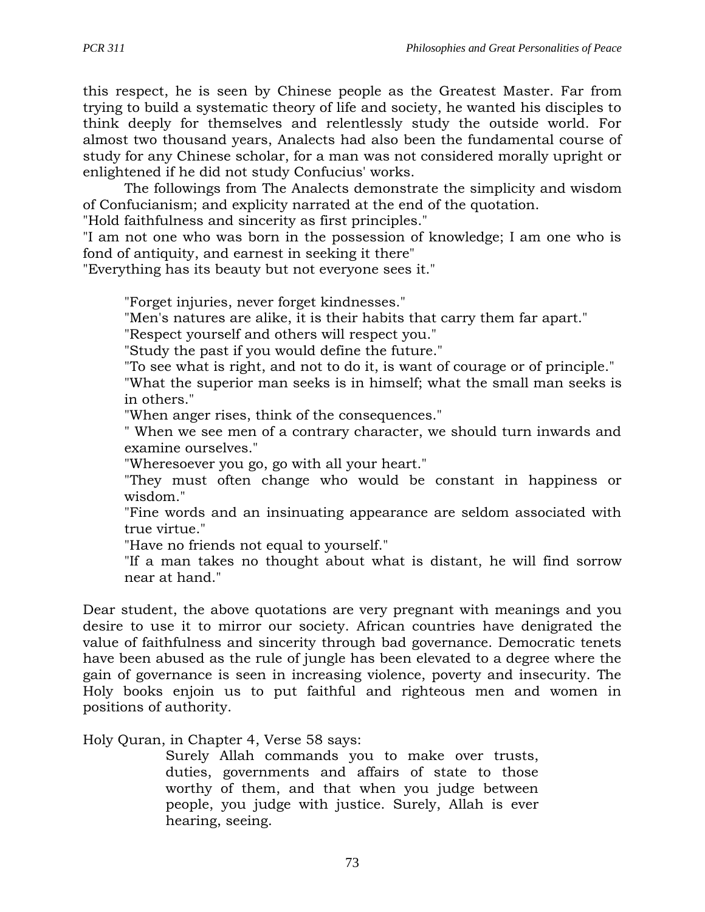this respect, he is seen by Chinese people as the Greatest Master. Far from trying to build a systematic theory of life and society, he wanted his disciples to think deeply for themselves and relentlessly study the outside world. For almost two thousand years, Analects had also been the fundamental course of study for any Chinese scholar, for a man was not considered morally upright or enlightened if he did not study Confucius' works.

The followings from The Analects demonstrate the simplicity and wisdom of Confucianism; and explicity narrated at the end of the quotation.

"Hold faithfulness and sincerity as first principles."

"I am not one who was born in the possession of knowledge; I am one who is fond of antiquity, and earnest in seeking it there"

"Everything has its beauty but not everyone sees it."

> "Forget injuries, never forget kindnesses."
>
> "Men's natures are alike, it is their habits that carry them far apart."
>
> "Respect yourself and others will respect you."
>
> "Study the past if you would define the future."
>
> "To see what is right, and not to do it, is want of courage or of principle."
>
> "What the superior man seeks is in himself; what the small man seeks is in others."
>
> "When anger rises, think of the consequences."
>
> " When we see men of a contrary character, we should turn inwards and examine ourselves."
>
> "Wheresoever you go, go with all your heart."
>
> "They must often change who would be constant in happiness or wisdom."
>
> "Fine words and an insinuating appearance are seldom associated with true virtue."
>
> "Have no friends not equal to yourself."
>
> "If a man takes no thought about what is distant, he will find sorrow near at hand."

Dear student, the above quotations are very pregnant with meanings and you desire to use it to mirror our society. African countries have denigrated the value of faithfulness and sincerity through bad governance. Democratic tenets have been abused as the rule of jungle has been elevated to a degree where the gain of governance is seen in increasing violence, poverty and insecurity. The Holy books enjoin us to put faithful and righteous men and women in positions of authority.

Holy Quran, in Chapter 4, Verse 58 says:

> Surely Allah commands you to make over trusts, duties, governments and affairs of state to those worthy of them, and that when you judge between people, you judge with justice. Surely, Allah is ever hearing, seeing.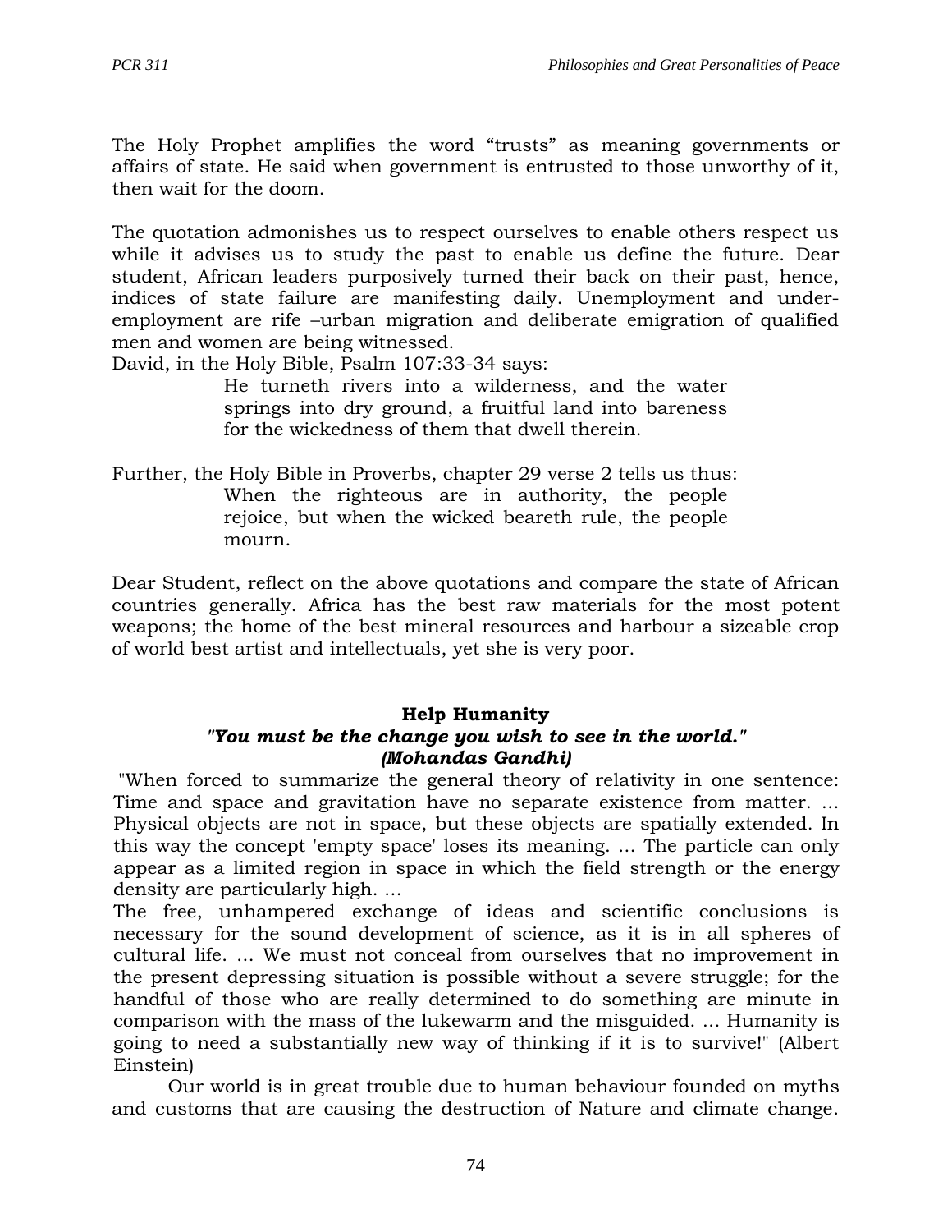The Holy Prophet amplifies the word "trusts" as meaning governments or affairs of state. He said when government is entrusted to those unworthy of it, then wait for the doom.

The quotation admonishes us to respect ourselves to enable others respect us while it advises us to study the past to enable us define the future. Dear student, African leaders purposively turned their back on their past, hence, indices of state failure are manifesting daily. Unemployment and under-employment are rife –urban migration and deliberate emigration of qualified men and women are being witnessed.

David, in the Holy Bible, Psalm 107:33-34 says:

> He turneth rivers into a wilderness, and the water springs into dry ground, a fruitful land into bareness for the wickedness of them that dwell therein.

Further, the Holy Bible in Proverbs, chapter 29 verse 2 tells us thus:

> When the righteous are in authority, the people rejoice, but when the wicked beareth rule, the people mourn.

Dear Student, reflect on the above quotations and compare the state of African countries generally. Africa has the best raw materials for the most potent weapons; the home of the best mineral resources and harbour a sizeable crop of world best artist and intellectuals, yet she is very poor.

**Help Humanity**

***"You must be the change you wish to see in the world."***
***(Mohandas Gandhi)***

"When forced to summarize the general theory of relativity in one sentence: Time and space and gravitation have no separate existence from matter. ... Physical objects are not in space, but these objects are spatially extended. In this way the concept 'empty space' loses its meaning. ... The particle can only appear as a limited region in space in which the field strength or the energy density are particularly high. ...

The free, unhampered exchange of ideas and scientific conclusions is necessary for the sound development of science, as it is in all spheres of cultural life. ... We must not conceal from ourselves that no improvement in the present depressing situation is possible without a severe struggle; for the handful of those who are really determined to do something are minute in comparison with the mass of the lukewarm and the misguided. ... Humanity is going to need a substantially new way of thinking if it is to survive!" (Albert Einstein)

Our world is in great trouble due to human behaviour founded on myths and customs that are causing the destruction of Nature and climate change.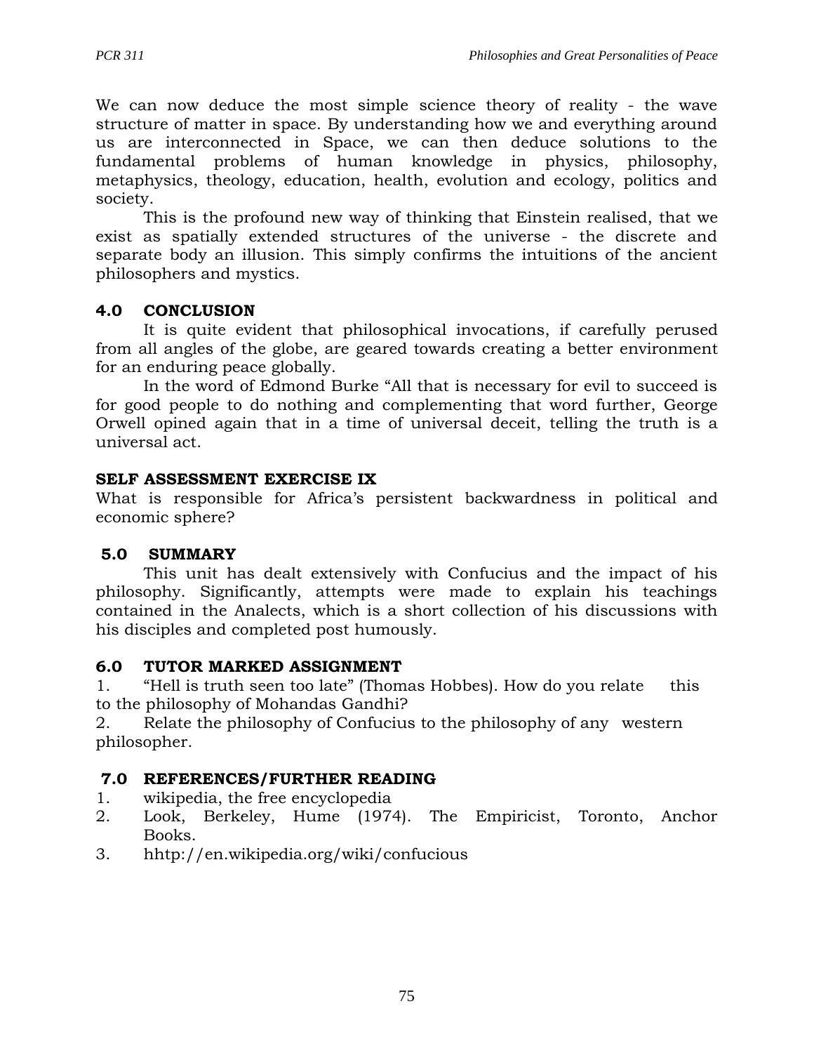We can now deduce the most simple science theory of reality - the wave structure of matter in space. By understanding how we and everything around us are interconnected in Space, we can then deduce solutions to the fundamental problems of human knowledge in physics, philosophy, metaphysics, theology, education, health, evolution and ecology, politics and society.

This is the profound new way of thinking that Einstein realised, that we exist as spatially extended structures of the universe - the discrete and separate body an illusion. This simply confirms the intuitions of the ancient philosophers and mystics.

## 4.0 CONCLUSION

It is quite evident that philosophical invocations, if carefully perused from all angles of the globe, are geared towards creating a better environment for an enduring peace globally.

In the word of Edmond Burke "All that is necessary for evil to succeed is for good people to do nothing and complementing that word further, George Orwell opined again that in a time of universal deceit, telling the truth is a universal act.

**SELF ASSESSMENT EXERCISE IX**

What is responsible for Africa's persistent backwardness in political and economic sphere?

## 5.0 SUMMARY

This unit has dealt extensively with Confucius and the impact of his philosophy. Significantly, attempts were made to explain his teachings contained in the Analects, which is a short collection of his discussions with his disciples and completed post humously.

## 6.0 TUTOR MARKED ASSIGNMENT

1. "Hell is truth seen too late" (Thomas Hobbes). How do you relate this to the philosophy of Mohandas Gandhi?
2. Relate the philosophy of Confucius to the philosophy of any western philosopher.

## 7.0 REFERENCES/FURTHER READING

1. wikipedia, the free encyclopedia
2. Look, Berkeley, Hume (1974). The Empiricist, Toronto, Anchor Books.
3. hhtp://en.wikipedia.org/wiki/confucious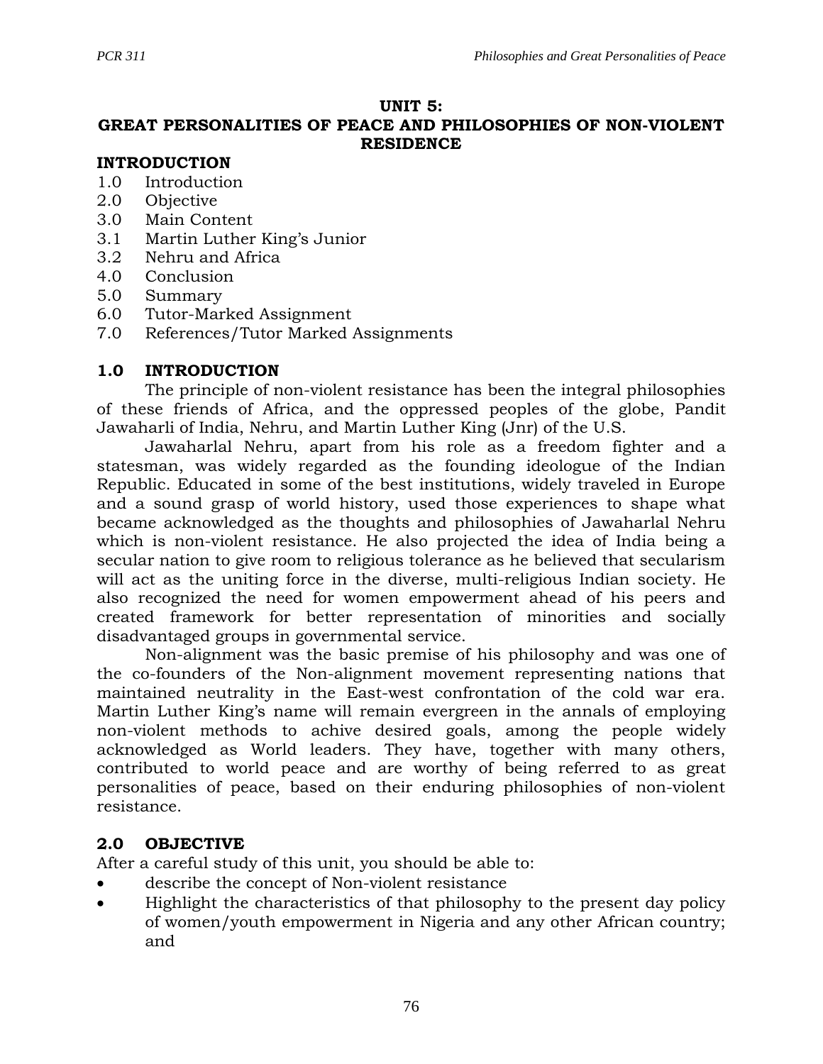# UNIT 5: GREAT PERSONALITIES OF PEACE AND PHILOSOPHIES OF NON-VIOLENT RESIDENCE

## INTRODUCTION

1.0 Introduction
2.0 Objective
3.0 Main Content
3.1 Martin Luther King's Junior
3.2 Nehru and Africa
4.0 Conclusion
5.0 Summary
6.0 Tutor-Marked Assignment
7.0 References/Tutor Marked Assignments

## 1.0 INTRODUCTION

The principle of non-violent resistance has been the integral philosophies of these friends of Africa, and the oppressed peoples of the globe, Pandit Jawaharli of India, Nehru, and Martin Luther King (Jnr) of the U.S.

Jawaharlal Nehru, apart from his role as a freedom fighter and a statesman, was widely regarded as the founding ideologue of the Indian Republic. Educated in some of the best institutions, widely traveled in Europe and a sound grasp of world history, used those experiences to shape what became acknowledged as the thoughts and philosophies of Jawaharlal Nehru which is non-violent resistance. He also projected the idea of India being a secular nation to give room to religious tolerance as he believed that secularism will act as the uniting force in the diverse, multi-religious Indian society. He also recognized the need for women empowerment ahead of his peers and created framework for better representation of minorities and socially disadvantaged groups in governmental service.

Non-alignment was the basic premise of his philosophy and was one of the co-founders of the Non-alignment movement representing nations that maintained neutrality in the East-west confrontation of the cold war era. Martin Luther King's name will remain evergreen in the annals of employing non-violent methods to achive desired goals, among the people widely acknowledged as World leaders. They have, together with many others, contributed to world peace and are worthy of being referred to as great personalities of peace, based on their enduring philosophies of non-violent resistance.

## 2.0 OBJECTIVE

After a careful study of this unit, you should be able to:

- describe the concept of Non-violent resistance
- Highlight the characteristics of that philosophy to the present day policy of women/youth empowerment in Nigeria and any other African country; and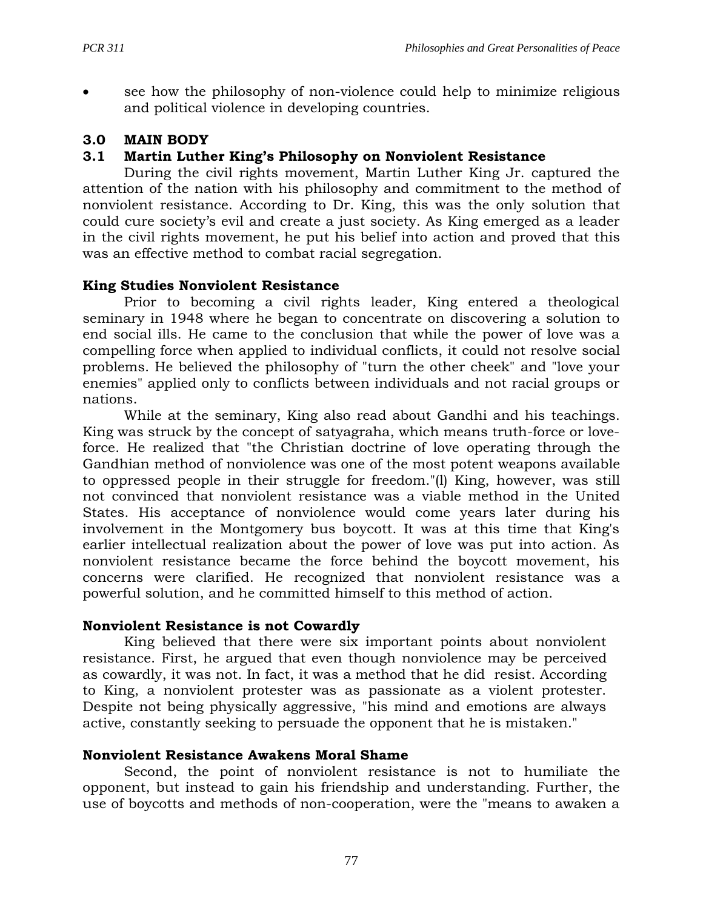- see how the philosophy of non-violence could help to minimize religious and political violence in developing countries.

## 3.0 MAIN BODY

### 3.1 Martin Luther King's Philosophy on Nonviolent Resistance

During the civil rights movement, Martin Luther King Jr. captured the attention of the nation with his philosophy and commitment to the method of nonviolent resistance. According to Dr. King, this was the only solution that could cure society's evil and create a just society. As King emerged as a leader in the civil rights movement, he put his belief into action and proved that this was an effective method to combat racial segregation.

**King Studies Nonviolent Resistance**

Prior to becoming a civil rights leader, King entered a theological seminary in 1948 where he began to concentrate on discovering a solution to end social ills. He came to the conclusion that while the power of love was a compelling force when applied to individual conflicts, it could not resolve social problems. He believed the philosophy of "turn the other cheek" and "love your enemies" applied only to conflicts between individuals and not racial groups or nations.

While at the seminary, King also read about Gandhi and his teachings. King was struck by the concept of satyagraha, which means truth-force or love-force. He realized that "the Christian doctrine of love operating through the Gandhian method of nonviolence was one of the most potent weapons available to oppressed people in their struggle for freedom."(1) King, however, was still not convinced that nonviolent resistance was a viable method in the United States. His acceptance of nonviolence would come years later during his involvement in the Montgomery bus boycott. It was at this time that King's earlier intellectual realization about the power of love was put into action. As nonviolent resistance became the force behind the boycott movement, his concerns were clarified. He recognized that nonviolent resistance was a powerful solution, and he committed himself to this method of action.

**Nonviolent Resistance is not Cowardly**

King believed that there were six important points about nonviolent resistance. First, he argued that even though nonviolence may be perceived as cowardly, it was not. In fact, it was a method that he did resist. According to King, a nonviolent protester was as passionate as a violent protester. Despite not being physically aggressive, "his mind and emotions are always active, constantly seeking to persuade the opponent that he is mistaken."

**Nonviolent Resistance Awakens Moral Shame**

Second, the point of nonviolent resistance is not to humiliate the opponent, but instead to gain his friendship and understanding. Further, the use of boycotts and methods of non-cooperation, were the "means to awaken a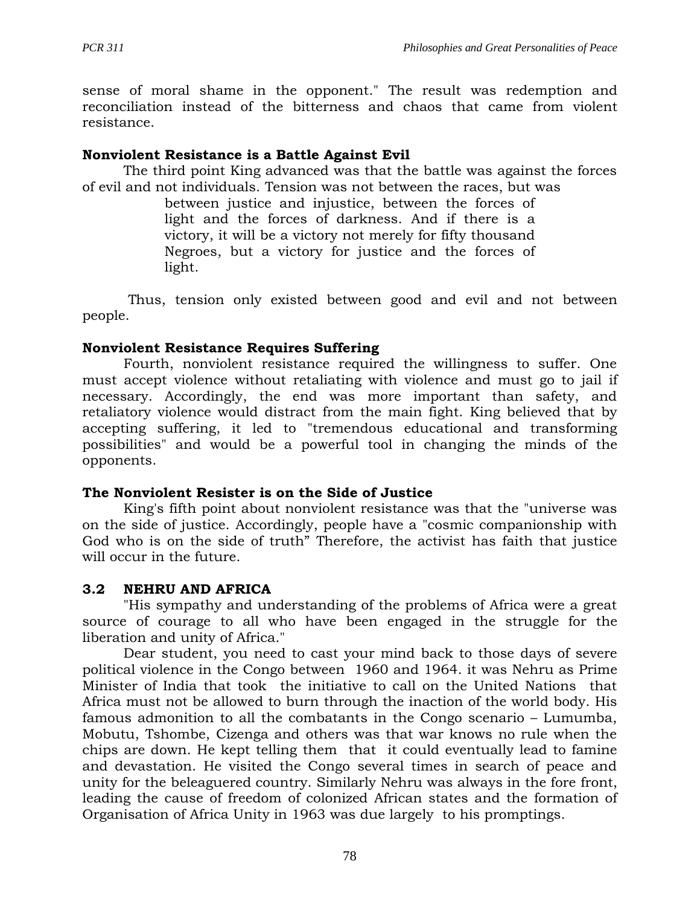sense of moral shame in the opponent." The result was redemption and reconciliation instead of the bitterness and chaos that came from violent resistance.

### Nonviolent Resistance is a Battle Against Evil

The third point King advanced was that the battle was against the forces of evil and not individuals. Tension was not between the races, but was

> between justice and injustice, between the forces of light and the forces of darkness. And if there is a victory, it will be a victory not merely for fifty thousand Negroes, but a victory for justice and the forces of light.

Thus, tension only existed between good and evil and not between people.

### Nonviolent Resistance Requires Suffering

Fourth, nonviolent resistance required the willingness to suffer. One must accept violence without retaliating with violence and must go to jail if necessary. Accordingly, the end was more important than safety, and retaliatory violence would distract from the main fight. King believed that by accepting suffering, it led to "tremendous educational and transforming possibilities" and would be a powerful tool in changing the minds of the opponents.

### The Nonviolent Resister is on the Side of Justice

King's fifth point about nonviolent resistance was that the "universe was on the side of justice. Accordingly, people have a "cosmic companionship with God who is on the side of truth" Therefore, the activist has faith that justice will occur in the future.

## 3.2 NEHRU AND AFRICA

"His sympathy and understanding of the problems of Africa were a great source of courage to all who have been engaged in the struggle for the liberation and unity of Africa."

Dear student, you need to cast your mind back to those days of severe political violence in the Congo between 1960 and 1964. it was Nehru as Prime Minister of India that took the initiative to call on the United Nations that Africa must not be allowed to burn through the inaction of the world body. His famous admonition to all the combatants in the Congo scenario – Lumumba, Mobutu, Tshombe, Cizenga and others was that war knows no rule when the chips are down. He kept telling them that it could eventually lead to famine and devastation. He visited the Congo several times in search of peace and unity for the beleaguered country. Similarly Nehru was always in the fore front, leading the cause of freedom of colonized African states and the formation of Organisation of Africa Unity in 1963 was due largely to his promptings.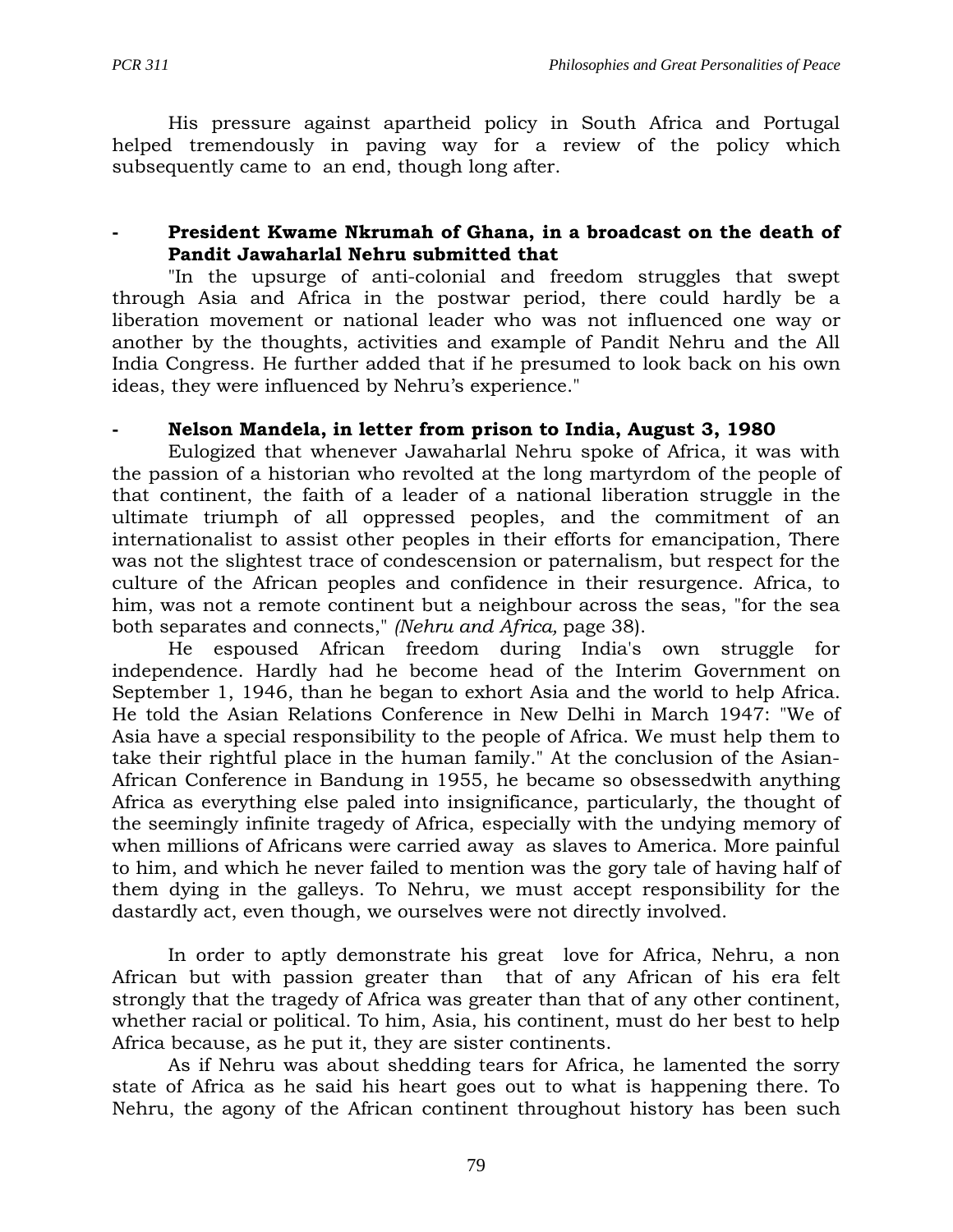His pressure against apartheid policy in South Africa and Portugal helped tremendously in paving way for a review of the policy which subsequently came to an end, though long after.

- **President Kwame Nkrumah of Ghana, in a broadcast on the death of Pandit Jawaharlal Nehru submitted that**

"In the upsurge of anti-colonial and freedom struggles that swept through Asia and Africa in the postwar period, there could hardly be a liberation movement or national leader who was not influenced one way or another by the thoughts, activities and example of Pandit Nehru and the All India Congress. He further added that if he presumed to look back on his own ideas, they were influenced by Nehru's experience."

- **Nelson Mandela, in letter from prison to India, August 3, 1980**

Eulogized that whenever Jawaharlal Nehru spoke of Africa, it was with the passion of a historian who revolted at the long martyrdom of the people of that continent, the faith of a leader of a national liberation struggle in the ultimate triumph of all oppressed peoples, and the commitment of an internationalist to assist other peoples in their efforts for emancipation, There was not the slightest trace of condescension or paternalism, but respect for the culture of the African peoples and confidence in their resurgence. Africa, to him, was not a remote continent but a neighbour across the seas, "for the sea both separates and connects," *(Nehru and Africa,* page 38).

He espoused African freedom during India's own struggle for independence. Hardly had he become head of the Interim Government on September 1, 1946, than he began to exhort Asia and the world to help Africa. He told the Asian Relations Conference in New Delhi in March 1947: "We of Asia have a special responsibility to the people of Africa. We must help them to take their rightful place in the human family." At the conclusion of the Asian-African Conference in Bandung in 1955, he became so obsessedwith anything Africa as everything else paled into insignificance, particularly, the thought of the seemingly infinite tragedy of Africa, especially with the undying memory of when millions of Africans were carried away as slaves to America. More painful to him, and which he never failed to mention was the gory tale of having half of them dying in the galleys. To Nehru, we must accept responsibility for the dastardly act, even though, we ourselves were not directly involved.

In order to aptly demonstrate his great love for Africa, Nehru, a non African but with passion greater than that of any African of his era felt strongly that the tragedy of Africa was greater than that of any other continent, whether racial or political. To him, Asia, his continent, must do her best to help Africa because, as he put it, they are sister continents.

As if Nehru was about shedding tears for Africa, he lamented the sorry state of Africa as he said his heart goes out to what is happening there. To Nehru, the agony of the African continent throughout history has been such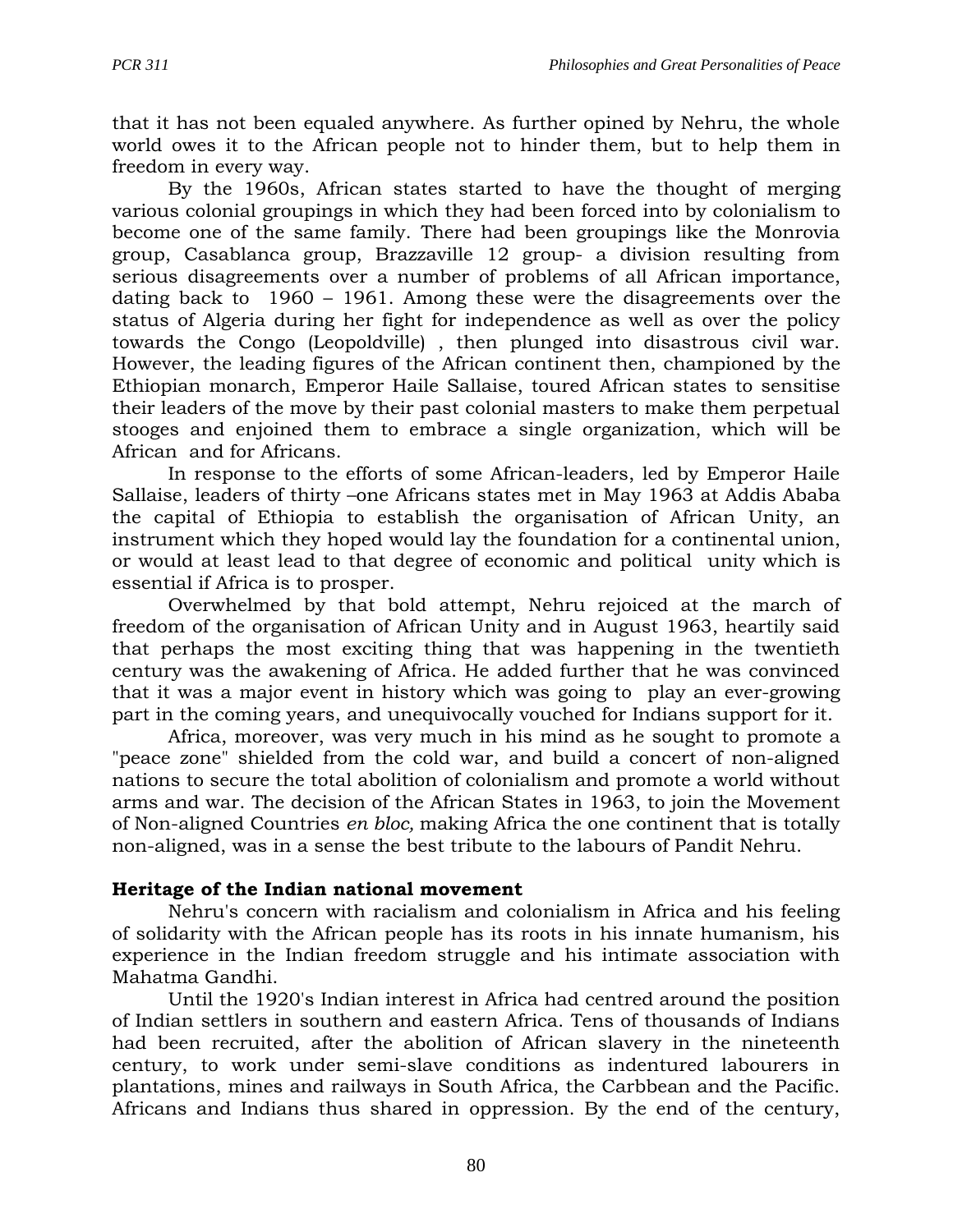that it has not been equaled anywhere. As further opined by Nehru, the whole world owes it to the African people not to hinder them, but to help them in freedom in every way.

By the 1960s, African states started to have the thought of merging various colonial groupings in which they had been forced into by colonialism to become one of the same family. There had been groupings like the Monrovia group, Casablanca group, Brazzaville 12 group- a division resulting from serious disagreements over a number of problems of all African importance, dating back to 1960 – 1961. Among these were the disagreements over the status of Algeria during her fight for independence as well as over the policy towards the Congo (Leopoldville) , then plunged into disastrous civil war. However, the leading figures of the African continent then, championed by the Ethiopian monarch, Emperor Haile Sallaise, toured African states to sensitise their leaders of the move by their past colonial masters to make them perpetual stooges and enjoined them to embrace a single organization, which will be African and for Africans.

In response to the efforts of some African-leaders, led by Emperor Haile Sallaise, leaders of thirty –one Africans states met in May 1963 at Addis Ababa the capital of Ethiopia to establish the organisation of African Unity, an instrument which they hoped would lay the foundation for a continental union, or would at least lead to that degree of economic and political unity which is essential if Africa is to prosper.

Overwhelmed by that bold attempt, Nehru rejoiced at the march of freedom of the organisation of African Unity and in August 1963, heartily said that perhaps the most exciting thing that was happening in the twentieth century was the awakening of Africa. He added further that he was convinced that it was a major event in history which was going to play an ever-growing part in the coming years, and unequivocally vouched for Indians support for it.

Africa, moreover, was very much in his mind as he sought to promote a "peace zone" shielded from the cold war, and build a concert of non-aligned nations to secure the total abolition of colonialism and promote a world without arms and war. The decision of the African States in 1963, to join the Movement of Non-aligned Countries *en bloc,* making Africa the one continent that is totally non-aligned, was in a sense the best tribute to the labours of Pandit Nehru.

**Heritage of the Indian national movement**

Nehru's concern with racialism and colonialism in Africa and his feeling of solidarity with the African people has its roots in his innate humanism, his experience in the Indian freedom struggle and his intimate association with Mahatma Gandhi.

Until the 1920's Indian interest in Africa had centred around the position of Indian settlers in southern and eastern Africa. Tens of thousands of Indians had been recruited, after the abolition of African slavery in the nineteenth century, to work under semi-slave conditions as indentured labourers in plantations, mines and railways in South Africa, the Carbbean and the Pacific. Africans and Indians thus shared in oppression. By the end of the century,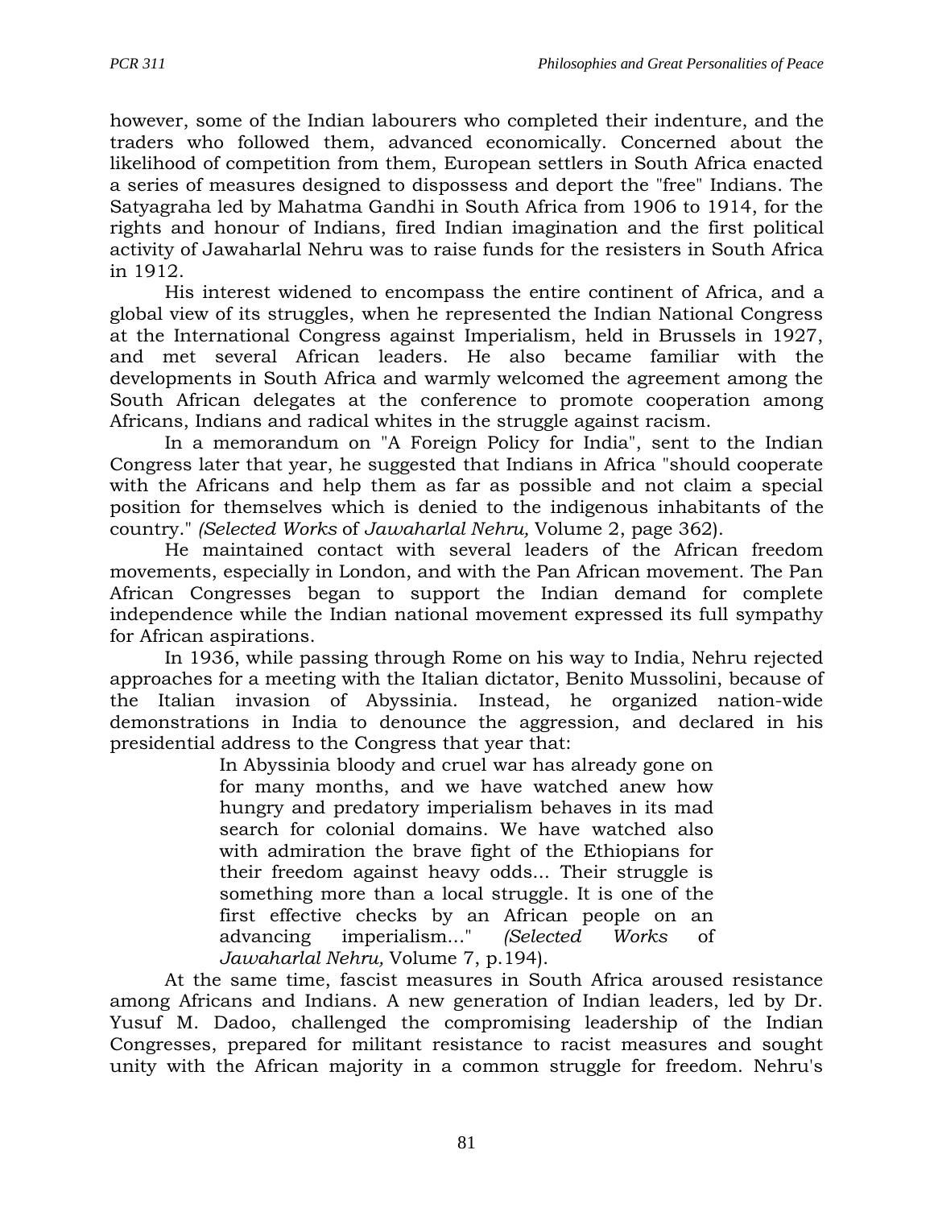however, some of the Indian labourers who completed their indenture, and the traders who followed them, advanced economically. Concerned about the likelihood of competition from them, European settlers in South Africa enacted a series of measures designed to dispossess and deport the "free" Indians. The Satyagraha led by Mahatma Gandhi in South Africa from 1906 to 1914, for the rights and honour of Indians, fired Indian imagination and the first political activity of Jawaharlal Nehru was to raise funds for the resisters in South Africa in 1912.

His interest widened to encompass the entire continent of Africa, and a global view of its struggles, when he represented the Indian National Congress at the International Congress against Imperialism, held in Brussels in 1927, and met several African leaders. He also became familiar with the developments in South Africa and warmly welcomed the agreement among the South African delegates at the conference to promote cooperation among Africans, Indians and radical whites in the struggle against racism.

In a memorandum on "A Foreign Policy for India", sent to the Indian Congress later that year, he suggested that Indians in Africa "should cooperate with the Africans and help them as far as possible and not claim a special position for themselves which is denied to the indigenous inhabitants of the country." *(Selected Works* of *Jawaharlal Nehru,* Volume 2, page 362).

He maintained contact with several leaders of the African freedom movements, especially in London, and with the Pan African movement. The Pan African Congresses began to support the Indian demand for complete independence while the Indian national movement expressed its full sympathy for African aspirations.

In 1936, while passing through Rome on his way to India, Nehru rejected approaches for a meeting with the Italian dictator, Benito Mussolini, because of the Italian invasion of Abyssinia. Instead, he organized nation-wide demonstrations in India to denounce the aggression, and declared in his presidential address to the Congress that year that:

> In Abyssinia bloody and cruel war has already gone on for many months, and we have watched anew how hungry and predatory imperialism behaves in its mad search for colonial domains. We have watched also with admiration the brave fight of the Ethiopians for their freedom against heavy odds... Their struggle is something more than a local struggle. It is one of the first effective checks by an African people on an advancing imperialism..." *(Selected Works* of *Jawaharlal Nehru,* Volume 7, p.194).

At the same time, fascist measures in South Africa aroused resistance among Africans and Indians. A new generation of Indian leaders, led by Dr. Yusuf M. Dadoo, challenged the compromising leadership of the Indian Congresses, prepared for militant resistance to racist measures and sought unity with the African majority in a common struggle for freedom. Nehru's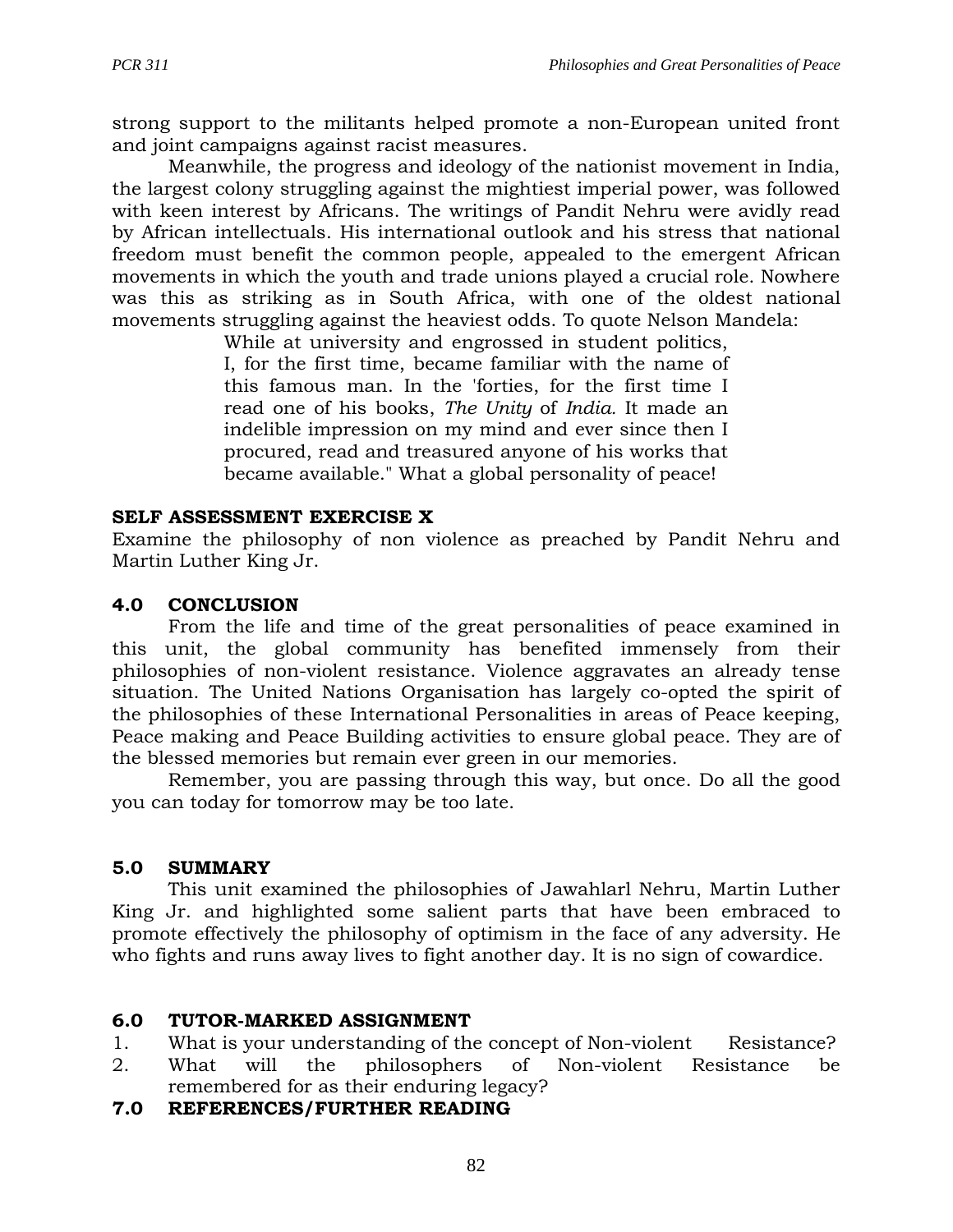strong support to the militants helped promote a non-European united front and joint campaigns against racist measures.

Meanwhile, the progress and ideology of the nationist movement in India, the largest colony struggling against the mightiest imperial power, was followed with keen interest by Africans. The writings of Pandit Nehru were avidly read by African intellectuals. His international outlook and his stress that national freedom must benefit the common people, appealed to the emergent African movements in which the youth and trade unions played a crucial role. Nowhere was this as striking as in South Africa, with one of the oldest national movements struggling against the heaviest odds. To quote Nelson Mandela:

> While at university and engrossed in student politics, I, for the first time, became familiar with the name of this famous man. In the 'forties, for the first time I read one of his books, *The Unity* of *India.* It made an indelible impression on my mind and ever since then I procured, read and treasured anyone of his works that became available." What a global personality of peace!

**SELF ASSESSMENT EXERCISE X**

Examine the philosophy of non violence as preached by Pandit Nehru and Martin Luther King Jr.

## 4.0 CONCLUSION

From the life and time of the great personalities of peace examined in this unit, the global community has benefited immensely from their philosophies of non-violent resistance. Violence aggravates an already tense situation. The United Nations Organisation has largely co-opted the spirit of the philosophies of these International Personalities in areas of Peace keeping, Peace making and Peace Building activities to ensure global peace. They are of the blessed memories but remain ever green in our memories.

Remember, you are passing through this way, but once. Do all the good you can today for tomorrow may be too late.

## 5.0 SUMMARY

This unit examined the philosophies of Jawahlarl Nehru, Martin Luther King Jr. and highlighted some salient parts that have been embraced to promote effectively the philosophy of optimism in the face of any adversity. He who fights and runs away lives to fight another day. It is no sign of cowardice.

## 6.0 TUTOR-MARKED ASSIGNMENT

1. What is your understanding of the concept of Non-violent Resistance?
2. What will the philosophers of Non-violent Resistance be remembered for as their enduring legacy?

## 7.0 REFERENCES/FURTHER READING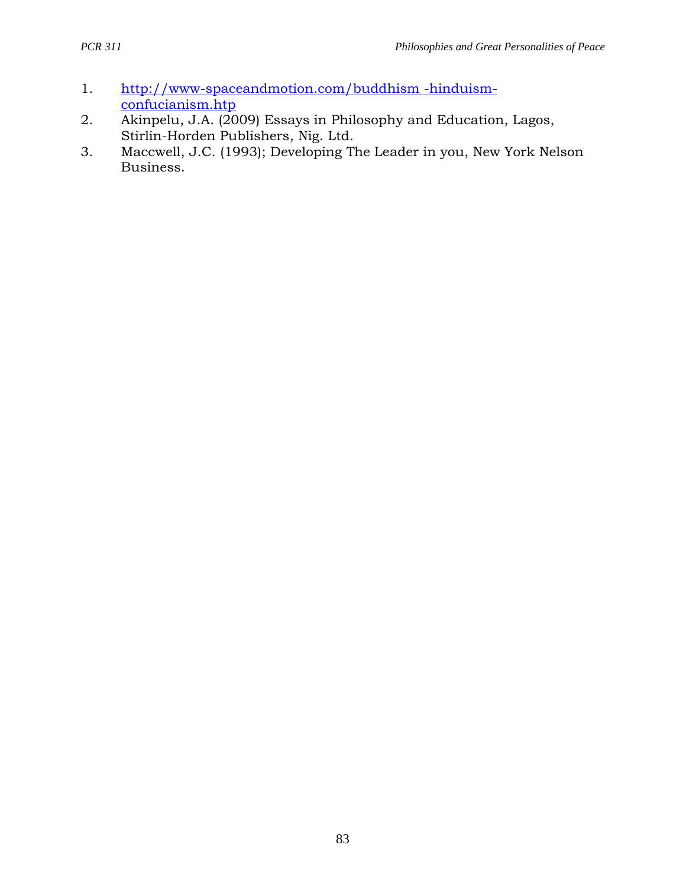1. http://www-spaceandmotion.com/buddhism -hinduism-confucianism.htp
2. Akinpelu, J.A. (2009) Essays in Philosophy and Education, Lagos, Stirlin-Horden Publishers, Nig. Ltd.
3. Maccwell, J.C. (1993); Developing The Leader in you, New York Nelson Business.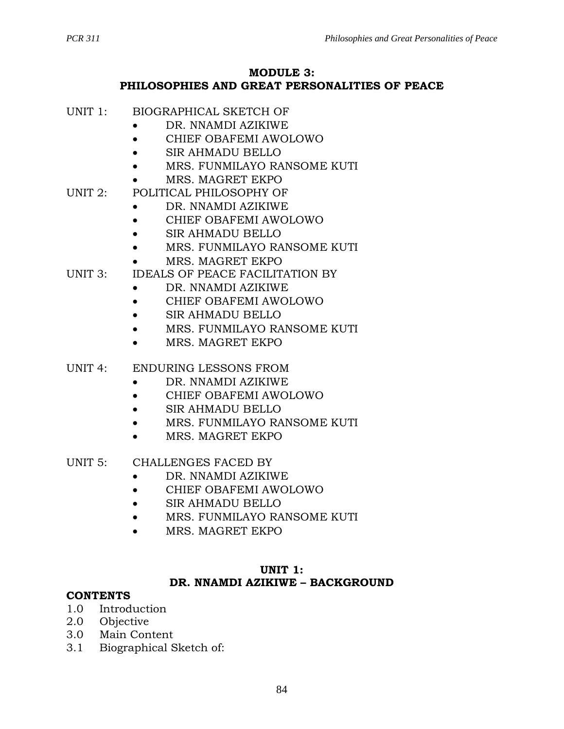## MODULE 3:
## PHILOSOPHIES AND GREAT PERSONALITIES OF PEACE

UNIT 1: BIOGRAPHICAL SKETCH OF
- DR. NNAMDI AZIKIWE
- CHIEF OBAFEMI AWOLOWO
- SIR AHMADU BELLO
- MRS. FUNMILAYO RANSOME KUTI
- MRS. MAGRET EKPO

UNIT 2: POLITICAL PHILOSOPHY OF
- DR. NNAMDI AZIKIWE
- CHIEF OBAFEMI AWOLOWO
- SIR AHMADU BELLO
- MRS. FUNMILAYO RANSOME KUTI
- MRS. MAGRET EKPO

UNIT 3: IDEALS OF PEACE FACILITATION BY
- DR. NNAMDI AZIKIWE
- CHIEF OBAFEMI AWOLOWO
- SIR AHMADU BELLO
- MRS. FUNMILAYO RANSOME KUTI
- MRS. MAGRET EKPO

UNIT 4: ENDURING LESSONS FROM
- DR. NNAMDI AZIKIWE
- CHIEF OBAFEMI AWOLOWO
- SIR AHMADU BELLO
- MRS. FUNMILAYO RANSOME KUTI
- MRS. MAGRET EKPO

UNIT 5: CHALLENGES FACED BY
- DR. NNAMDI AZIKIWE
- CHIEF OBAFEMI AWOLOWO
- SIR AHMADU BELLO
- MRS. FUNMILAYO RANSOME KUTI
- MRS. MAGRET EKPO

## UNIT 1:
## DR. NNAMDI AZIKIWE – BACKGROUND

**CONTENTS**

1.0 Introduction
2.0 Objective
3.0 Main Content
3.1 Biographical Sketch of: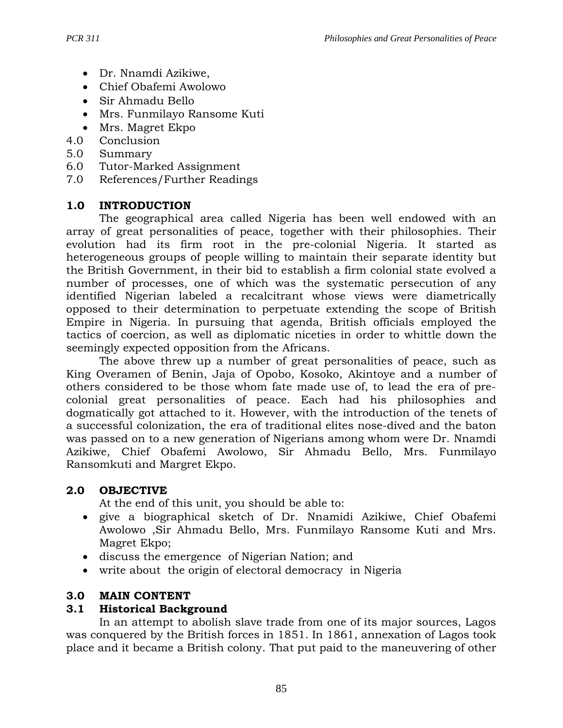- Dr. Nnamdi Azikiwe,
- Chief Obafemi Awolowo
- Sir Ahmadu Bello
- Mrs. Funmilayo Ransome Kuti
- Mrs. Magret Ekpo

4.0 Conclusion
5.0 Summary
6.0 Tutor-Marked Assignment
7.0 References/Further Readings

## 1.0 INTRODUCTION

The geographical area called Nigeria has been well endowed with an array of great personalities of peace, together with their philosophies. Their evolution had its firm root in the pre-colonial Nigeria. It started as heterogeneous groups of people willing to maintain their separate identity but the British Government, in their bid to establish a firm colonial state evolved a number of processes, one of which was the systematic persecution of any identified Nigerian labeled a recalcitrant whose views were diametrically opposed to their determination to perpetuate extending the scope of British Empire in Nigeria. In pursuing that agenda, British officials employed the tactics of coercion, as well as diplomatic niceties in order to whittle down the seemingly expected opposition from the Africans.

The above threw up a number of great personalities of peace, such as King Overamen of Benin, Jaja of Opobo, Kosoko, Akintoye and a number of others considered to be those whom fate made use of, to lead the era of pre-colonial great personalities of peace. Each had his philosophies and dogmatically got attached to it. However, with the introduction of the tenets of a successful colonization, the era of traditional elites nose-dived and the baton was passed on to a new generation of Nigerians among whom were Dr. Nnamdi Azikiwe, Chief Obafemi Awolowo, Sir Ahmadu Bello, Mrs. Funmilayo Ransomkuti and Margret Ekpo.

## 2.0 OBJECTIVE

At the end of this unit, you should be able to:

- give a biographical sketch of Dr. Nnamidi Azikiwe, Chief Obafemi Awolowo ,Sir Ahmadu Bello, Mrs. Funmilayo Ransome Kuti and Mrs. Magret Ekpo;
- discuss the emergence of Nigerian Nation; and
- write about the origin of electoral democracy in Nigeria

## 3.0 MAIN CONTENT

### 3.1 Historical Background

In an attempt to abolish slave trade from one of its major sources, Lagos was conquered by the British forces in 1851. In 1861, annexation of Lagos took place and it became a British colony. That put paid to the maneuvering of other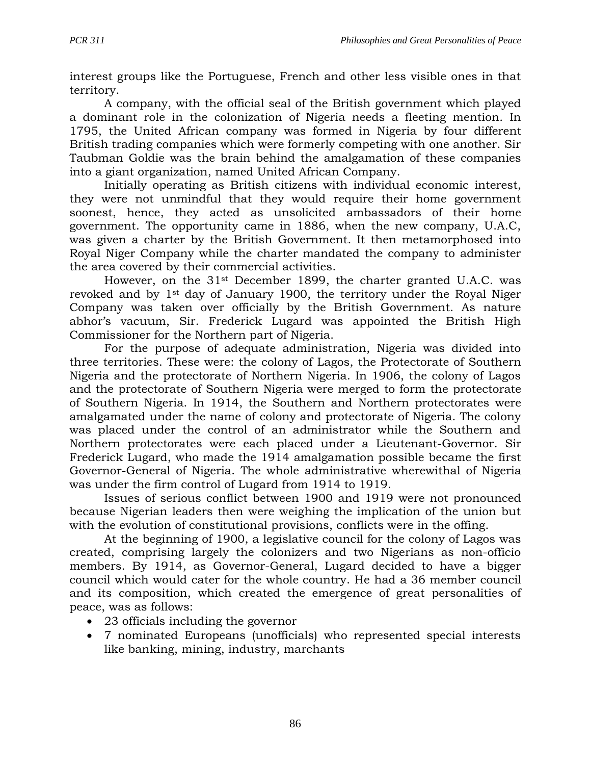interest groups like the Portuguese, French and other less visible ones in that territory.

A company, with the official seal of the British government which played a dominant role in the colonization of Nigeria needs a fleeting mention. In 1795, the United African company was formed in Nigeria by four different British trading companies which were formerly competing with one another. Sir Taubman Goldie was the brain behind the amalgamation of these companies into a giant organization, named United African Company.

Initially operating as British citizens with individual economic interest, they were not unmindful that they would require their home government soonest, hence, they acted as unsolicited ambassadors of their home government. The opportunity came in 1886, when the new company, U.A.C, was given a charter by the British Government. It then metamorphosed into Royal Niger Company while the charter mandated the company to administer the area covered by their commercial activities.

However, on the 31st December 1899, the charter granted U.A.C. was revoked and by 1st day of January 1900, the territory under the Royal Niger Company was taken over officially by the British Government. As nature abhor's vacuum, Sir. Frederick Lugard was appointed the British High Commissioner for the Northern part of Nigeria.

For the purpose of adequate administration, Nigeria was divided into three territories. These were: the colony of Lagos, the Protectorate of Southern Nigeria and the protectorate of Northern Nigeria. In 1906, the colony of Lagos and the protectorate of Southern Nigeria were merged to form the protectorate of Southern Nigeria. In 1914, the Southern and Northern protectorates were amalgamated under the name of colony and protectorate of Nigeria. The colony was placed under the control of an administrator while the Southern and Northern protectorates were each placed under a Lieutenant-Governor. Sir Frederick Lugard, who made the 1914 amalgamation possible became the first Governor-General of Nigeria. The whole administrative wherewithal of Nigeria was under the firm control of Lugard from 1914 to 1919.

Issues of serious conflict between 1900 and 1919 were not pronounced because Nigerian leaders then were weighing the implication of the union but with the evolution of constitutional provisions, conflicts were in the offing.

At the beginning of 1900, a legislative council for the colony of Lagos was created, comprising largely the colonizers and two Nigerians as non-officio members. By 1914, as Governor-General, Lugard decided to have a bigger council which would cater for the whole country. He had a 36 member council and its composition, which created the emergence of great personalities of peace, was as follows:

- 23 officials including the governor
- 7 nominated Europeans (unofficials) who represented special interests like banking, mining, industry, marchants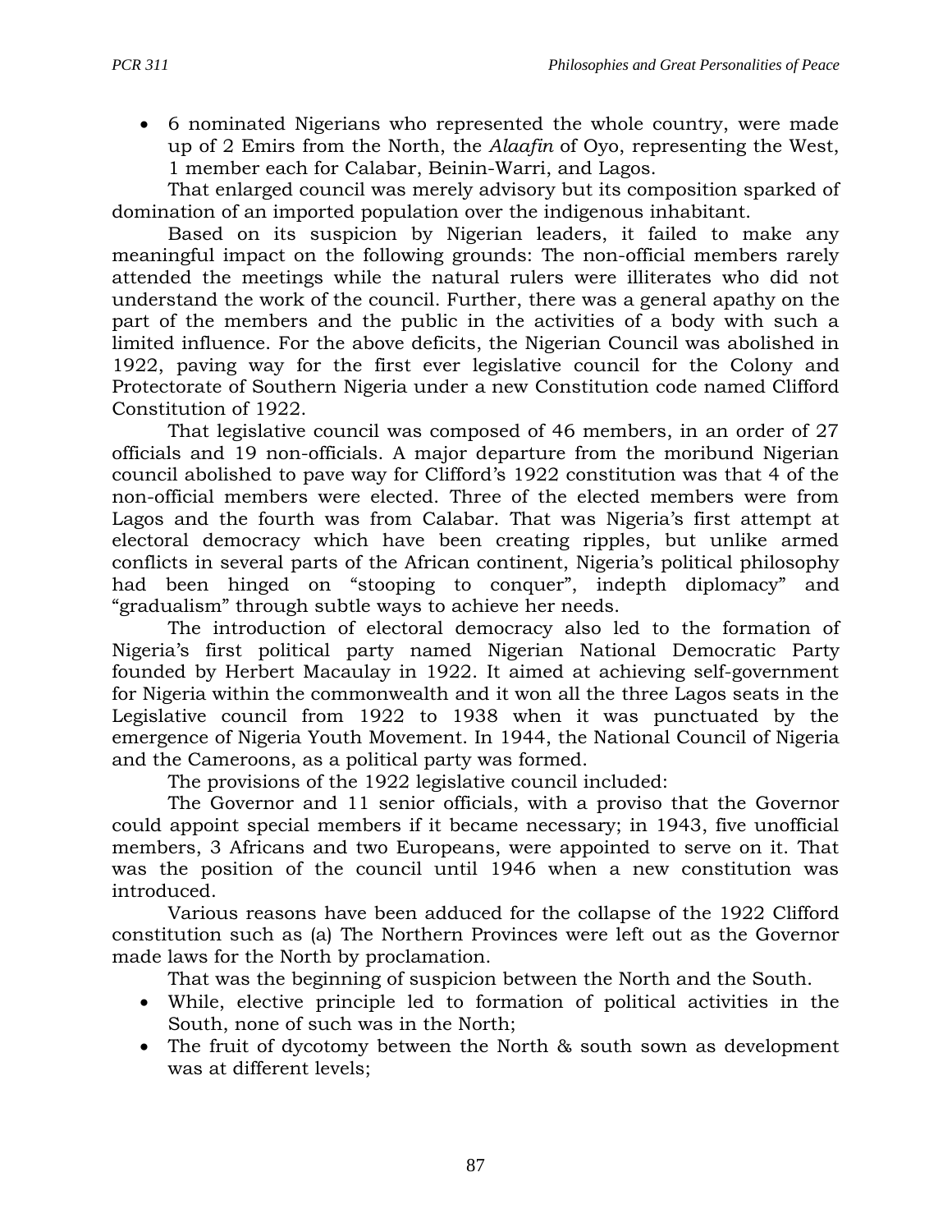- 6 nominated Nigerians who represented the whole country, were made up of 2 Emirs from the North, the *Alaafin* of Oyo, representing the West, 1 member each for Calabar, Beinin-Warri, and Lagos.

That enlarged council was merely advisory but its composition sparked of domination of an imported population over the indigenous inhabitant.

Based on its suspicion by Nigerian leaders, it failed to make any meaningful impact on the following grounds: The non-official members rarely attended the meetings while the natural rulers were illiterates who did not understand the work of the council. Further, there was a general apathy on the part of the members and the public in the activities of a body with such a limited influence. For the above deficits, the Nigerian Council was abolished in 1922, paving way for the first ever legislative council for the Colony and Protectorate of Southern Nigeria under a new Constitution code named Clifford Constitution of 1922.

That legislative council was composed of 46 members, in an order of 27 officials and 19 non-officials. A major departure from the moribund Nigerian council abolished to pave way for Clifford's 1922 constitution was that 4 of the non-official members were elected. Three of the elected members were from Lagos and the fourth was from Calabar. That was Nigeria's first attempt at electoral democracy which have been creating ripples, but unlike armed conflicts in several parts of the African continent, Nigeria's political philosophy had been hinged on "stooping to conquer", indepth diplomacy" and "gradualism" through subtle ways to achieve her needs.

The introduction of electoral democracy also led to the formation of Nigeria's first political party named Nigerian National Democratic Party founded by Herbert Macaulay in 1922. It aimed at achieving self-government for Nigeria within the commonwealth and it won all the three Lagos seats in the Legislative council from 1922 to 1938 when it was punctuated by the emergence of Nigeria Youth Movement. In 1944, the National Council of Nigeria and the Cameroons, as a political party was formed.

The provisions of the 1922 legislative council included:

The Governor and 11 senior officials, with a proviso that the Governor could appoint special members if it became necessary; in 1943, five unofficial members, 3 Africans and two Europeans, were appointed to serve on it. That was the position of the council until 1946 when a new constitution was introduced.

Various reasons have been adduced for the collapse of the 1922 Clifford constitution such as (a) The Northern Provinces were left out as the Governor made laws for the North by proclamation.

That was the beginning of suspicion between the North and the South.

- While, elective principle led to formation of political activities in the South, none of such was in the North;
- The fruit of dycotomy between the North & south sown as development was at different levels;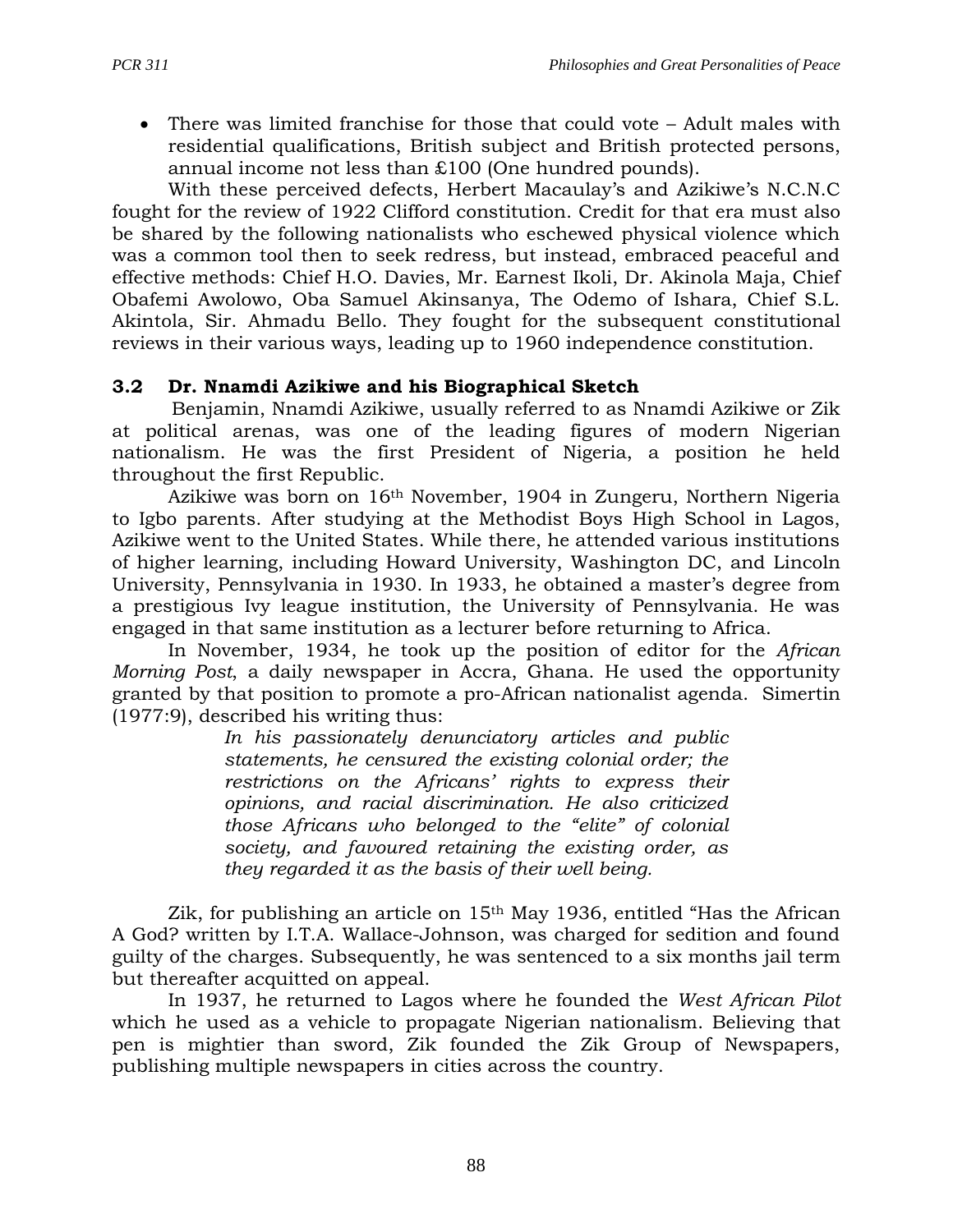- There was limited franchise for those that could vote – Adult males with residential qualifications, British subject and British protected persons, annual income not less than ₤100 (One hundred pounds).

With these perceived defects, Herbert Macaulay's and Azikiwe's N.C.N.C fought for the review of 1922 Clifford constitution. Credit for that era must also be shared by the following nationalists who eschewed physical violence which was a common tool then to seek redress, but instead, embraced peaceful and effective methods: Chief H.O. Davies, Mr. Earnest Ikoli, Dr. Akinola Maja, Chief Obafemi Awolowo, Oba Samuel Akinsanya, The Odemo of Ishara, Chief S.L. Akintola, Sir. Ahmadu Bello. They fought for the subsequent constitutional reviews in their various ways, leading up to 1960 independence constitution.

### 3.2 Dr. Nnamdi Azikiwe and his Biographical Sketch

Benjamin, Nnamdi Azikiwe, usually referred to as Nnamdi Azikiwe or Zik at political arenas, was one of the leading figures of modern Nigerian nationalism. He was the first President of Nigeria, a position he held throughout the first Republic.

Azikiwe was born on 16th November, 1904 in Zungeru, Northern Nigeria to Igbo parents. After studying at the Methodist Boys High School in Lagos, Azikiwe went to the United States. While there, he attended various institutions of higher learning, including Howard University, Washington DC, and Lincoln University, Pennsylvania in 1930. In 1933, he obtained a master's degree from a prestigious Ivy league institution, the University of Pennsylvania. He was engaged in that same institution as a lecturer before returning to Africa.

In November, 1934, he took up the position of editor for the *African Morning Post*, a daily newspaper in Accra, Ghana. He used the opportunity granted by that position to promote a pro-African nationalist agenda. Simertin (1977:9), described his writing thus:

> *In his passionately denunciatory articles and public statements, he censured the existing colonial order; the restrictions on the Africans' rights to express their opinions, and racial discrimination. He also criticized those Africans who belonged to the "elite" of colonial society, and favoured retaining the existing order, as they regarded it as the basis of their well being.*

Zik, for publishing an article on 15th May 1936, entitled "Has the African A God? written by I.T.A. Wallace-Johnson, was charged for sedition and found guilty of the charges. Subsequently, he was sentenced to a six months jail term but thereafter acquitted on appeal.

In 1937, he returned to Lagos where he founded the *West African Pilot* which he used as a vehicle to propagate Nigerian nationalism. Believing that pen is mightier than sword, Zik founded the Zik Group of Newspapers, publishing multiple newspapers in cities across the country.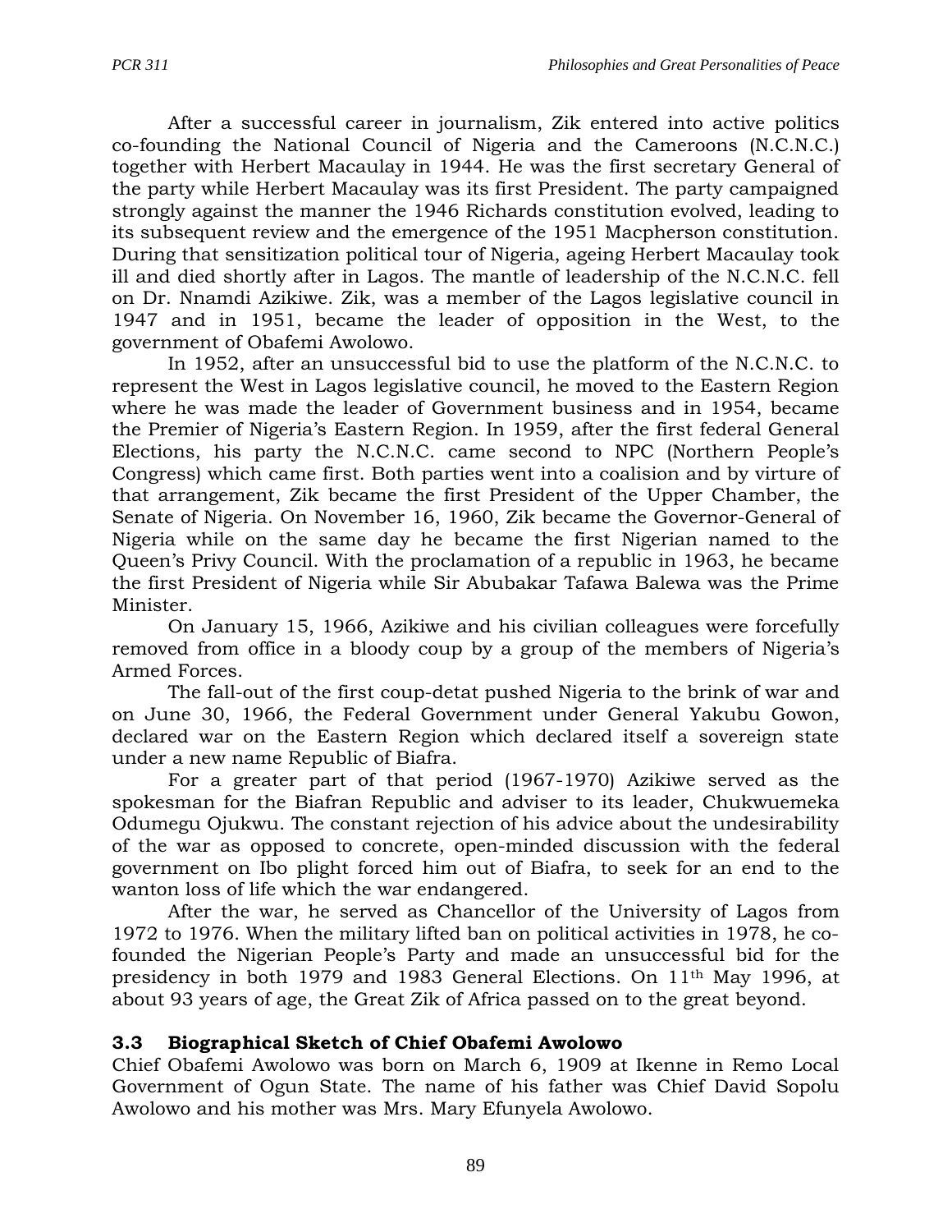After a successful career in journalism, Zik entered into active politics co-founding the National Council of Nigeria and the Cameroons (N.C.N.C.) together with Herbert Macaulay in 1944. He was the first secretary General of the party while Herbert Macaulay was its first President. The party campaigned strongly against the manner the 1946 Richards constitution evolved, leading to its subsequent review and the emergence of the 1951 Macpherson constitution. During that sensitization political tour of Nigeria, ageing Herbert Macaulay took ill and died shortly after in Lagos. The mantle of leadership of the N.C.N.C. fell on Dr. Nnamdi Azikiwe. Zik, was a member of the Lagos legislative council in 1947 and in 1951, became the leader of opposition in the West, to the government of Obafemi Awolowo.

In 1952, after an unsuccessful bid to use the platform of the N.C.N.C. to represent the West in Lagos legislative council, he moved to the Eastern Region where he was made the leader of Government business and in 1954, became the Premier of Nigeria's Eastern Region. In 1959, after the first federal General Elections, his party the N.C.N.C. came second to NPC (Northern People's Congress) which came first. Both parties went into a coalision and by virture of that arrangement, Zik became the first President of the Upper Chamber, the Senate of Nigeria. On November 16, 1960, Zik became the Governor-General of Nigeria while on the same day he became the first Nigerian named to the Queen's Privy Council. With the proclamation of a republic in 1963, he became the first President of Nigeria while Sir Abubakar Tafawa Balewa was the Prime Minister.

On January 15, 1966, Azikiwe and his civilian colleagues were forcefully removed from office in a bloody coup by a group of the members of Nigeria's Armed Forces.

The fall-out of the first coup-detat pushed Nigeria to the brink of war and on June 30, 1966, the Federal Government under General Yakubu Gowon, declared war on the Eastern Region which declared itself a sovereign state under a new name Republic of Biafra.

For a greater part of that period (1967-1970) Azikiwe served as the spokesman for the Biafran Republic and adviser to its leader, Chukwuemeka Odumegu Ojukwu. The constant rejection of his advice about the undesirability of the war as opposed to concrete, open-minded discussion with the federal government on Ibo plight forced him out of Biafra, to seek for an end to the wanton loss of life which the war endangered.

After the war, he served as Chancellor of the University of Lagos from 1972 to 1976. When the military lifted ban on political activities in 1978, he co-founded the Nigerian People's Party and made an unsuccessful bid for the presidency in both 1979 and 1983 General Elections. On 11th May 1996, at about 93 years of age, the Great Zik of Africa passed on to the great beyond.

### 3.3 Biographical Sketch of Chief Obafemi Awolowo

Chief Obafemi Awolowo was born on March 6, 1909 at Ikenne in Remo Local Government of Ogun State. The name of his father was Chief David Sopolu Awolowo and his mother was Mrs. Mary Efunyela Awolowo.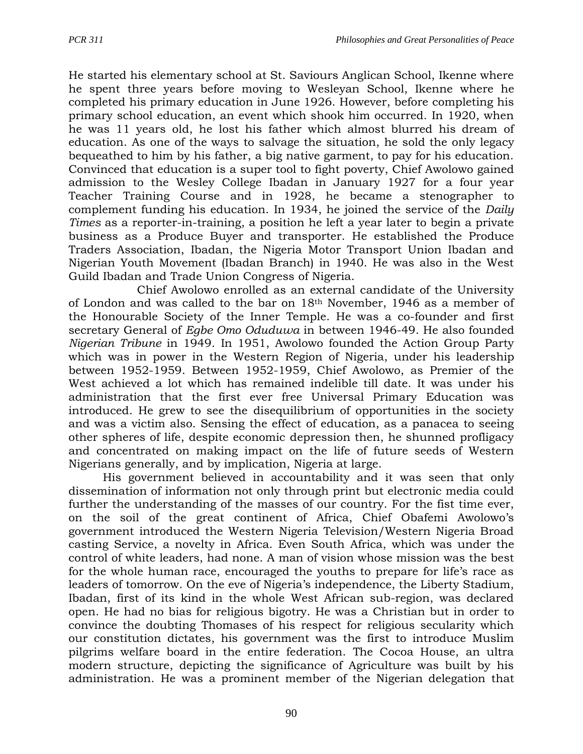He started his elementary school at St. Saviours Anglican School, Ikenne where he spent three years before moving to Wesleyan School, Ikenne where he completed his primary education in June 1926. However, before completing his primary school education, an event which shook him occurred. In 1920, when he was 11 years old, he lost his father which almost blurred his dream of education. As one of the ways to salvage the situation, he sold the only legacy bequeathed to him by his father, a big native garment, to pay for his education. Convinced that education is a super tool to fight poverty, Chief Awolowo gained admission to the Wesley College Ibadan in January 1927 for a four year Teacher Training Course and in 1928, he became a stenographer to complement funding his education. In 1934, he joined the service of the *Daily Times* as a reporter-in-training, a position he left a year later to begin a private business as a Produce Buyer and transporter. He established the Produce Traders Association, Ibadan, the Nigeria Motor Transport Union Ibadan and Nigerian Youth Movement (Ibadan Branch) in 1940. He was also in the West Guild Ibadan and Trade Union Congress of Nigeria.

Chief Awolowo enrolled as an external candidate of the University of London and was called to the bar on 18th November, 1946 as a member of the Honourable Society of the Inner Temple. He was a co-founder and first secretary General of *Egbe Omo Oduduwa* in between 1946-49. He also founded *Nigerian Tribune* in 1949. In 1951, Awolowo founded the Action Group Party which was in power in the Western Region of Nigeria, under his leadership between 1952-1959. Between 1952-1959, Chief Awolowo, as Premier of the West achieved a lot which has remained indelible till date. It was under his administration that the first ever free Universal Primary Education was introduced. He grew to see the disequilibrium of opportunities in the society and was a victim also. Sensing the effect of education, as a panacea to seeing other spheres of life, despite economic depression then, he shunned profligacy and concentrated on making impact on the life of future seeds of Western Nigerians generally, and by implication, Nigeria at large.

His government believed in accountability and it was seen that only dissemination of information not only through print but electronic media could further the understanding of the masses of our country. For the fist time ever, on the soil of the great continent of Africa, Chief Obafemi Awolowo's government introduced the Western Nigeria Television/Western Nigeria Broad casting Service, a novelty in Africa. Even South Africa, which was under the control of white leaders, had none. A man of vision whose mission was the best for the whole human race, encouraged the youths to prepare for life's race as leaders of tomorrow. On the eve of Nigeria's independence, the Liberty Stadium, Ibadan, first of its kind in the whole West African sub-region, was declared open. He had no bias for religious bigotry. He was a Christian but in order to convince the doubting Thomases of his respect for religious secularity which our constitution dictates, his government was the first to introduce Muslim pilgrims welfare board in the entire federation. The Cocoa House, an ultra modern structure, depicting the significance of Agriculture was built by his administration. He was a prominent member of the Nigerian delegation that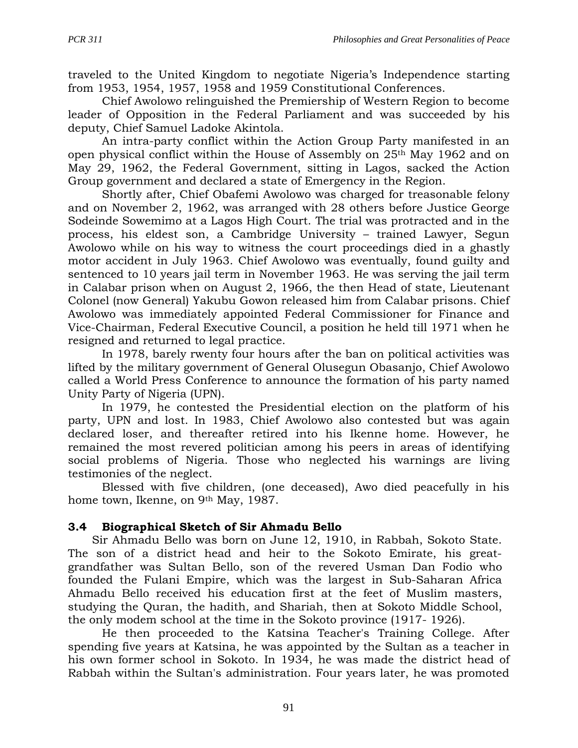traveled to the United Kingdom to negotiate Nigeria's Independence starting from 1953, 1954, 1957, 1958 and 1959 Constitutional Conferences.

Chief Awolowo relinguished the Premiership of Western Region to become leader of Opposition in the Federal Parliament and was succeeded by his deputy, Chief Samuel Ladoke Akintola.

An intra-party conflict within the Action Group Party manifested in an open physical conflict within the House of Assembly on 25th May 1962 and on May 29, 1962, the Federal Government, sitting in Lagos, sacked the Action Group government and declared a state of Emergency in the Region.

Shortly after, Chief Obafemi Awolowo was charged for treasonable felony and on November 2, 1962, was arranged with 28 others before Justice George Sodeinde Sowemimo at a Lagos High Court. The trial was protracted and in the process, his eldest son, a Cambridge University – trained Lawyer, Segun Awolowo while on his way to witness the court proceedings died in a ghastly motor accident in July 1963. Chief Awolowo was eventually, found guilty and sentenced to 10 years jail term in November 1963. He was serving the jail term in Calabar prison when on August 2, 1966, the then Head of state, Lieutenant Colonel (now General) Yakubu Gowon released him from Calabar prisons. Chief Awolowo was immediately appointed Federal Commissioner for Finance and Vice-Chairman, Federal Executive Council, a position he held till 1971 when he resigned and returned to legal practice.

In 1978, barely rwenty four hours after the ban on political activities was lifted by the military government of General Olusegun Obasanjo, Chief Awolowo called a World Press Conference to announce the formation of his party named Unity Party of Nigeria (UPN).

In 1979, he contested the Presidential election on the platform of his party, UPN and lost. In 1983, Chief Awolowo also contested but was again declared loser, and thereafter retired into his Ikenne home. However, he remained the most revered politician among his peers in areas of identifying social problems of Nigeria. Those who neglected his warnings are living testimonies of the neglect.

Blessed with five children, (one deceased), Awo died peacefully in his home town, Ikenne, on 9th May, 1987.

### 3.4 Biographical Sketch of Sir Ahmadu Bello

Sir Ahmadu Bello was born on June 12, 1910, in Rabbah, Sokoto State. The son of a district head and heir to the Sokoto Emirate, his great-grandfather was Sultan Bello, son of the revered Usman Dan Fodio who founded the Fulani Empire, which was the largest in Sub-Saharan Africa Ahmadu Bello received his education first at the feet of Muslim masters, studying the Quran, the hadith, and Shariah, then at Sokoto Middle School, the only modem school at the time in the Sokoto province (1917- 1926).

He then proceeded to the Katsina Teacher's Training College. After spending five years at Katsina, he was appointed by the Sultan as a teacher in his own former school in Sokoto. In 1934, he was made the district head of Rabbah within the Sultan's administration. Four years later, he was promoted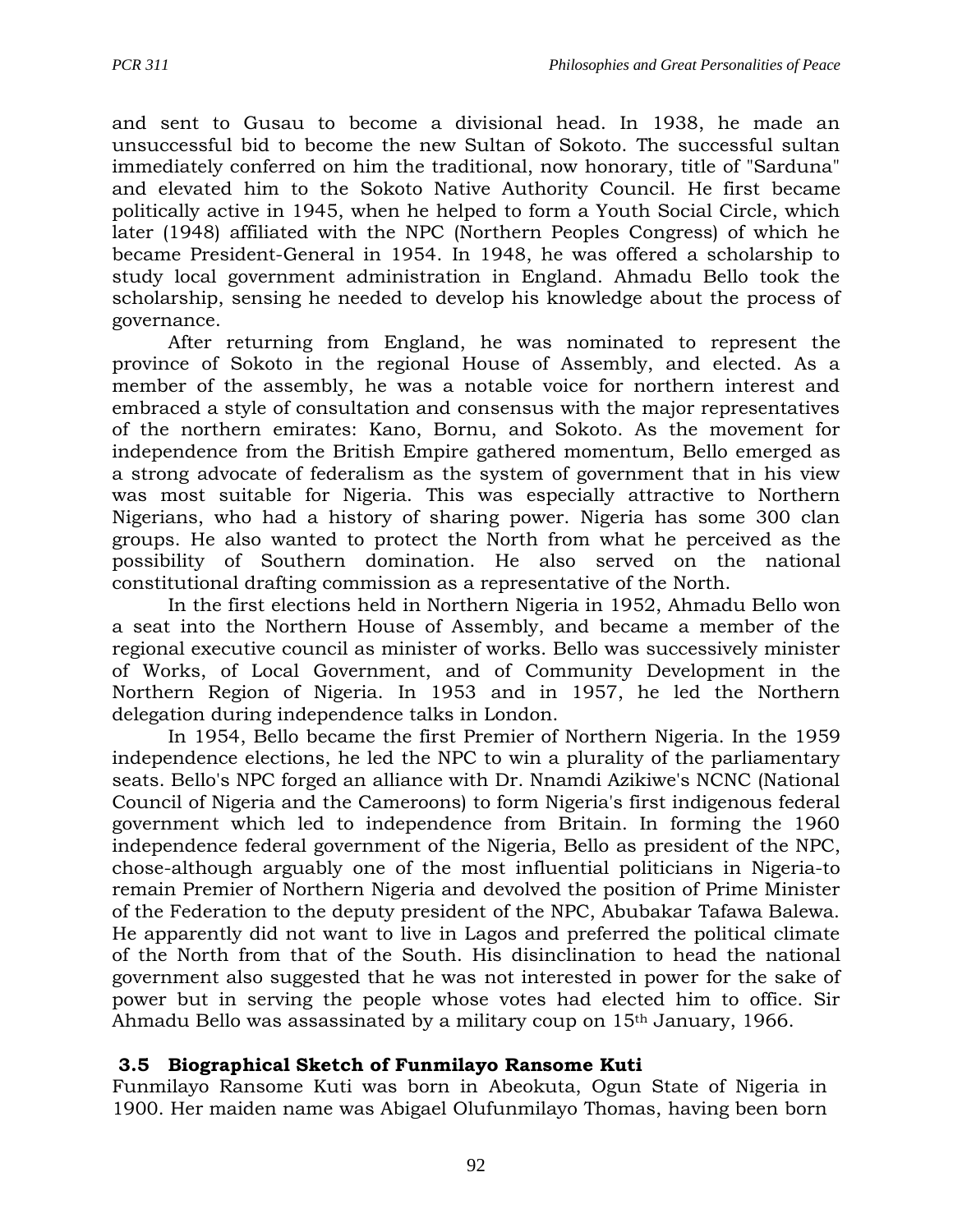and sent to Gusau to become a divisional head. In 1938, he made an unsuccessful bid to become the new Sultan of Sokoto. The successful sultan immediately conferred on him the traditional, now honorary, title of "Sarduna" and elevated him to the Sokoto Native Authority Council. He first became politically active in 1945, when he helped to form a Youth Social Circle, which later (1948) affiliated with the NPC (Northern Peoples Congress) of which he became President-General in 1954. In 1948, he was offered a scholarship to study local government administration in England. Ahmadu Bello took the scholarship, sensing he needed to develop his knowledge about the process of governance.

After returning from England, he was nominated to represent the province of Sokoto in the regional House of Assembly, and elected. As a member of the assembly, he was a notable voice for northern interest and embraced a style of consultation and consensus with the major representatives of the northern emirates: Kano, Bornu, and Sokoto. As the movement for independence from the British Empire gathered momentum, Bello emerged as a strong advocate of federalism as the system of government that in his view was most suitable for Nigeria. This was especially attractive to Northern Nigerians, who had a history of sharing power. Nigeria has some 300 clan groups. He also wanted to protect the North from what he perceived as the possibility of Southern domination. He also served on the national constitutional drafting commission as a representative of the North.

In the first elections held in Northern Nigeria in 1952, Ahmadu Bello won a seat into the Northern House of Assembly, and became a member of the regional executive council as minister of works. Bello was successively minister of Works, of Local Government, and of Community Development in the Northern Region of Nigeria. In 1953 and in 1957, he led the Northern delegation during independence talks in London.

In 1954, Bello became the first Premier of Northern Nigeria. In the 1959 independence elections, he led the NPC to win a plurality of the parliamentary seats. Bello's NPC forged an alliance with Dr. Nnamdi Azikiwe's NCNC (National Council of Nigeria and the Cameroons) to form Nigeria's first indigenous federal government which led to independence from Britain. In forming the 1960 independence federal government of the Nigeria, Bello as president of the NPC, chose-although arguably one of the most influential politicians in Nigeria-to remain Premier of Northern Nigeria and devolved the position of Prime Minister of the Federation to the deputy president of the NPC, Abubakar Tafawa Balewa. He apparently did not want to live in Lagos and preferred the political climate of the North from that of the South. His disinclination to head the national government also suggested that he was not interested in power for the sake of power but in serving the people whose votes had elected him to office. Sir Ahmadu Bello was assassinated by a military coup on 15th January, 1966.

### 3.5 Biographical Sketch of Funmilayo Ransome Kuti

Funmilayo Ransome Kuti was born in Abeokuta, Ogun State of Nigeria in 1900. Her maiden name was Abigael Olufunmilayo Thomas, having been born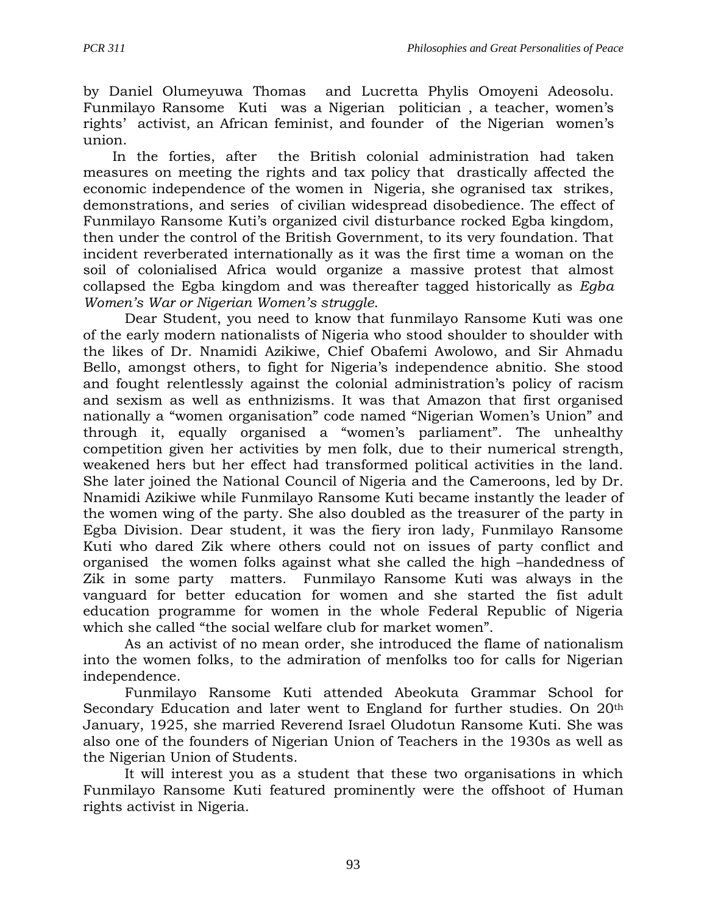by Daniel Olumeyuwa Thomas and Lucretta Phylis Omoyeni Adeosolu. Funmilayo Ransome Kuti was a Nigerian politician , a teacher, women's rights' activist, an African feminist, and founder of the Nigerian women's union.

In the forties, after the British colonial administration had taken measures on meeting the rights and tax policy that drastically affected the economic independence of the women in Nigeria, she ogranised tax strikes, demonstrations, and series of civilian widespread disobedience. The effect of Funmilayo Ransome Kuti's organized civil disturbance rocked Egba kingdom, then under the control of the British Government, to its very foundation. That incident reverberated internationally as it was the first time a woman on the soil of colonialised Africa would organize a massive protest that almost collapsed the Egba kingdom and was thereafter tagged historically as *Egba Women's War or Nigerian Women's struggle*.

Dear Student, you need to know that funmilayo Ransome Kuti was one of the early modern nationalists of Nigeria who stood shoulder to shoulder with the likes of Dr. Nnamidi Azikiwe, Chief Obafemi Awolowo, and Sir Ahmadu Bello, amongst others, to fight for Nigeria's independence abnitio. She stood and fought relentlessly against the colonial administration's policy of racism and sexism as well as enthnizisms. It was that Amazon that first organised nationally a "women organisation" code named "Nigerian Women's Union" and through it, equally organised a "women's parliament". The unhealthy competition given her activities by men folk, due to their numerical strength, weakened hers but her effect had transformed political activities in the land. She later joined the National Council of Nigeria and the Cameroons, led by Dr. Nnamidi Azikiwe while Funmilayo Ransome Kuti became instantly the leader of the women wing of the party. She also doubled as the treasurer of the party in Egba Division. Dear student, it was the fiery iron lady, Funmilayo Ransome Kuti who dared Zik where others could not on issues of party conflict and organised the women folks against what she called the high –handedness of Zik in some party matters. Funmilayo Ransome Kuti was always in the vanguard for better education for women and she started the fist adult education programme for women in the whole Federal Republic of Nigeria which she called "the social welfare club for market women".

As an activist of no mean order, she introduced the flame of nationalism into the women folks, to the admiration of menfolks too for calls for Nigerian independence.

Funmilayo Ransome Kuti attended Abeokuta Grammar School for Secondary Education and later went to England for further studies. On 20th January, 1925, she married Reverend Israel Oludotun Ransome Kuti. She was also one of the founders of Nigerian Union of Teachers in the 1930s as well as the Nigerian Union of Students.

It will interest you as a student that these two organisations in which Funmilayo Ransome Kuti featured prominently were the offshoot of Human rights activist in Nigeria.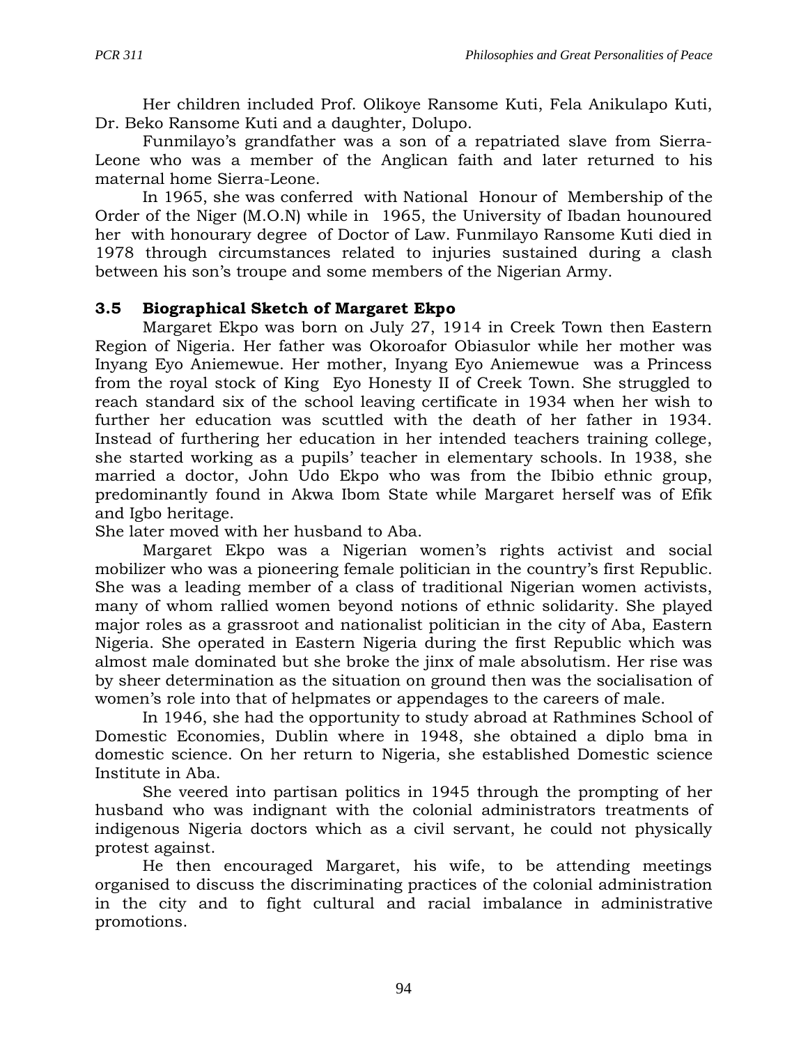Her children included Prof. Olikoye Ransome Kuti, Fela Anikulapo Kuti, Dr. Beko Ransome Kuti and a daughter, Dolupo.

Funmilayo's grandfather was a son of a repatriated slave from Sierra-Leone who was a member of the Anglican faith and later returned to his maternal home Sierra-Leone.

In 1965, she was conferred with National Honour of Membership of the Order of the Niger (M.O.N) while in 1965, the University of Ibadan hounoured her with honourary degree of Doctor of Law. Funmilayo Ransome Kuti died in 1978 through circumstances related to injuries sustained during a clash between his son's troupe and some members of the Nigerian Army.

### 3.5 Biographical Sketch of Margaret Ekpo

Margaret Ekpo was born on July 27, 1914 in Creek Town then Eastern Region of Nigeria. Her father was Okoroafor Obiasulor while her mother was Inyang Eyo Aniemewue. Her mother, Inyang Eyo Aniemewue was a Princess from the royal stock of King Eyo Honesty II of Creek Town. She struggled to reach standard six of the school leaving certificate in 1934 when her wish to further her education was scuttled with the death of her father in 1934. Instead of furthering her education in her intended teachers training college, she started working as a pupils' teacher in elementary schools. In 1938, she married a doctor, John Udo Ekpo who was from the Ibibio ethnic group, predominantly found in Akwa Ibom State while Margaret herself was of Efik and Igbo heritage.

She later moved with her husband to Aba.

Margaret Ekpo was a Nigerian women's rights activist and social mobilizer who was a pioneering female politician in the country's first Republic. She was a leading member of a class of traditional Nigerian women activists, many of whom rallied women beyond notions of ethnic solidarity. She played major roles as a grassroot and nationalist politician in the city of Aba, Eastern Nigeria. She operated in Eastern Nigeria during the first Republic which was almost male dominated but she broke the jinx of male absolutism. Her rise was by sheer determination as the situation on ground then was the socialisation of women's role into that of helpmates or appendages to the careers of male.

In 1946, she had the opportunity to study abroad at Rathmines School of Domestic Economies, Dublin where in 1948, she obtained a diplo bma in domestic science. On her return to Nigeria, she established Domestic science Institute in Aba.

She veered into partisan politics in 1945 through the prompting of her husband who was indignant with the colonial administrators treatments of indigenous Nigeria doctors which as a civil servant, he could not physically protest against.

He then encouraged Margaret, his wife, to be attending meetings organised to discuss the discriminating practices of the colonial administration in the city and to fight cultural and racial imbalance in administrative promotions.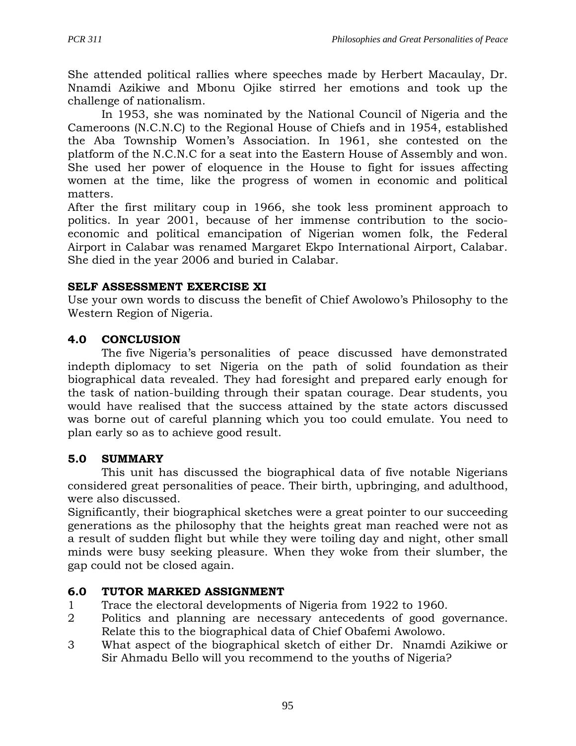She attended political rallies where speeches made by Herbert Macaulay, Dr. Nnamdi Azikiwe and Mbonu Ojike stirred her emotions and took up the challenge of nationalism.

In 1953, she was nominated by the National Council of Nigeria and the Cameroons (N.C.N.C) to the Regional House of Chiefs and in 1954, established the Aba Township Women's Association. In 1961, she contested on the platform of the N.C.N.C for a seat into the Eastern House of Assembly and won. She used her power of eloquence in the House to fight for issues affecting women at the time, like the progress of women in economic and political matters.

After the first military coup in 1966, she took less prominent approach to politics. In year 2001, because of her immense contribution to the socio-economic and political emancipation of Nigerian women folk, the Federal Airport in Calabar was renamed Margaret Ekpo International Airport, Calabar. She died in the year 2006 and buried in Calabar.

**SELF ASSESSMENT EXERCISE XI**

Use your own words to discuss the benefit of Chief Awolowo's Philosophy to the Western Region of Nigeria.

## 4.0 CONCLUSION

The five Nigeria's personalities of peace discussed have demonstrated indepth diplomacy to set Nigeria on the path of solid foundation as their biographical data revealed. They had foresight and prepared early enough for the task of nation-building through their spatan courage. Dear students, you would have realised that the success attained by the state actors discussed was borne out of careful planning which you too could emulate. You need to plan early so as to achieve good result.

## 5.0 SUMMARY

This unit has discussed the biographical data of five notable Nigerians considered great personalities of peace. Their birth, upbringing, and adulthood, were also discussed.

Significantly, their biographical sketches were a great pointer to our succeeding generations as the philosophy that the heights great man reached were not as a result of sudden flight but while they were toiling day and night, other small minds were busy seeking pleasure. When they woke from their slumber, the gap could not be closed again.

## 6.0 TUTOR MARKED ASSIGNMENT

1. Trace the electoral developments of Nigeria from 1922 to 1960.
2. Politics and planning are necessary antecedents of good governance. Relate this to the biographical data of Chief Obafemi Awolowo.
3. What aspect of the biographical sketch of either Dr. Nnamdi Azikiwe or Sir Ahmadu Bello will you recommend to the youths of Nigeria?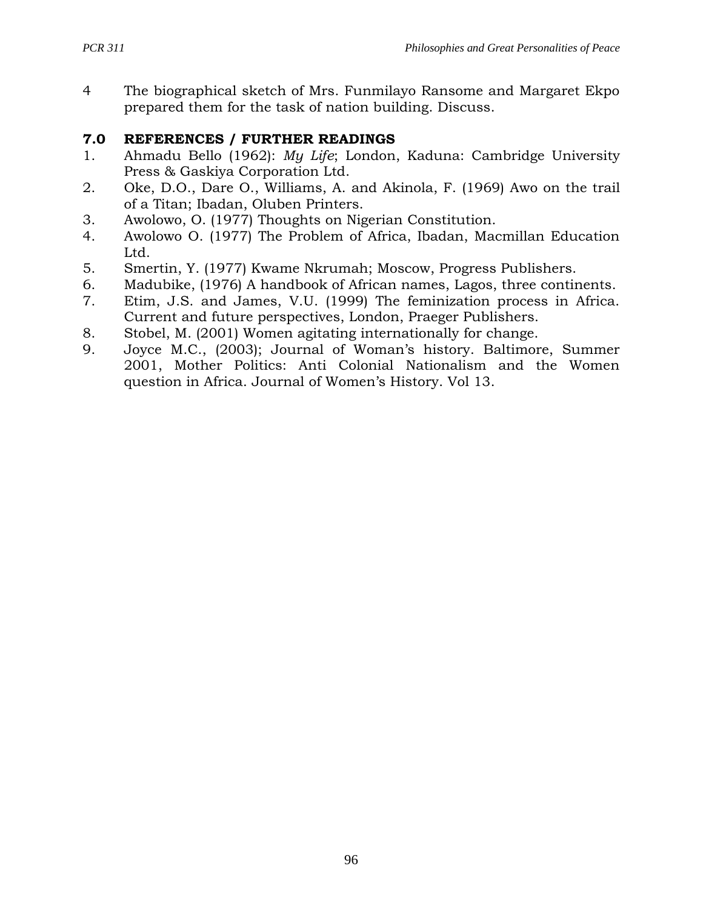4. The biographical sketch of Mrs. Funmilayo Ransome and Margaret Ekpo prepared them for the task of nation building. Discuss.

## 7.0 REFERENCES / FURTHER READINGS

1. Ahmadu Bello (1962): *My Life*; London, Kaduna: Cambridge University Press & Gaskiya Corporation Ltd.
2. Oke, D.O., Dare O., Williams, A. and Akinola, F. (1969) Awo on the trail of a Titan; Ibadan, Oluben Printers.
3. Awolowo, O. (1977) Thoughts on Nigerian Constitution.
4. Awolowo O. (1977) The Problem of Africa, Ibadan, Macmillan Education Ltd.
5. Smertin, Y. (1977) Kwame Nkrumah; Moscow, Progress Publishers.
6. Madubike, (1976) A handbook of African names, Lagos, three continents.
7. Etim, J.S. and James, V.U. (1999) The feminization process in Africa. Current and future perspectives, London, Praeger Publishers.
8. Stobel, M. (2001) Women agitating internationally for change.
9. Joyce M.C., (2003); Journal of Woman's history. Baltimore, Summer 2001, Mother Politics: Anti Colonial Nationalism and the Women question in Africa. Journal of Women's History. Vol 13.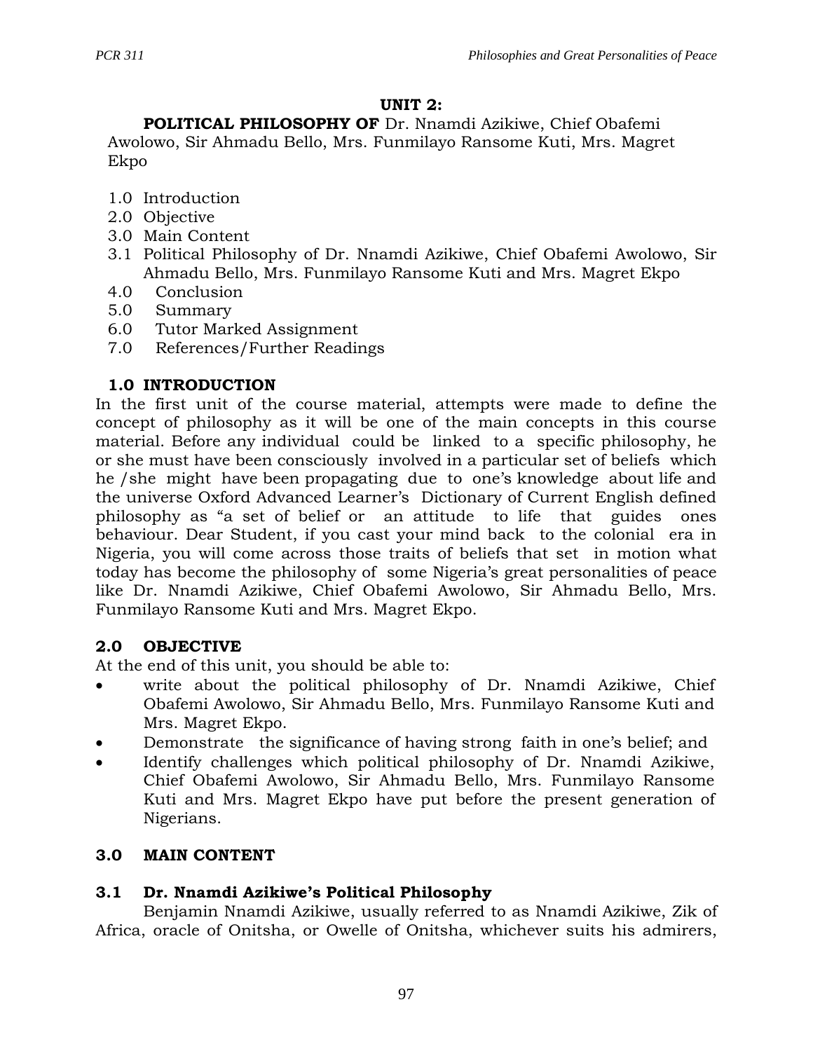## UNIT 2:

**POLITICAL PHILOSOPHY OF** Dr. Nnamdi Azikiwe, Chief Obafemi Awolowo, Sir Ahmadu Bello, Mrs. Funmilayo Ransome Kuti, Mrs. Magret Ekpo

1.0 Introduction
2.0 Objective
3.0 Main Content
3.1 Political Philosophy of Dr. Nnamdi Azikiwe, Chief Obafemi Awolowo, Sir Ahmadu Bello, Mrs. Funmilayo Ransome Kuti and Mrs. Magret Ekpo
4.0 Conclusion
5.0 Summary
6.0 Tutor Marked Assignment
7.0 References/Further Readings

### 1.0 INTRODUCTION

In the first unit of the course material, attempts were made to define the concept of philosophy as it will be one of the main concepts in this course material. Before any individual could be linked to a specific philosophy, he or she must have been consciously involved in a particular set of beliefs which he /she might have been propagating due to one's knowledge about life and the universe Oxford Advanced Learner's Dictionary of Current English defined philosophy as "a set of belief or an attitude to life that guides ones behaviour. Dear Student, if you cast your mind back to the colonial era in Nigeria, you will come across those traits of beliefs that set in motion what today has become the philosophy of some Nigeria's great personalities of peace like Dr. Nnamdi Azikiwe, Chief Obafemi Awolowo, Sir Ahmadu Bello, Mrs. Funmilayo Ransome Kuti and Mrs. Magret Ekpo.

### 2.0 OBJECTIVE

At the end of this unit, you should be able to:

- write about the political philosophy of Dr. Nnamdi Azikiwe, Chief Obafemi Awolowo, Sir Ahmadu Bello, Mrs. Funmilayo Ransome Kuti and Mrs. Magret Ekpo.
- Demonstrate the significance of having strong faith in one's belief; and
- Identify challenges which political philosophy of Dr. Nnamdi Azikiwe, Chief Obafemi Awolowo, Sir Ahmadu Bello, Mrs. Funmilayo Ransome Kuti and Mrs. Magret Ekpo have put before the present generation of Nigerians.

### 3.0 MAIN CONTENT

### 3.1 Dr. Nnamdi Azikiwe's Political Philosophy

Benjamin Nnamdi Azikiwe, usually referred to as Nnamdi Azikiwe, Zik of Africa, oracle of Onitsha, or Owelle of Onitsha, whichever suits his admirers,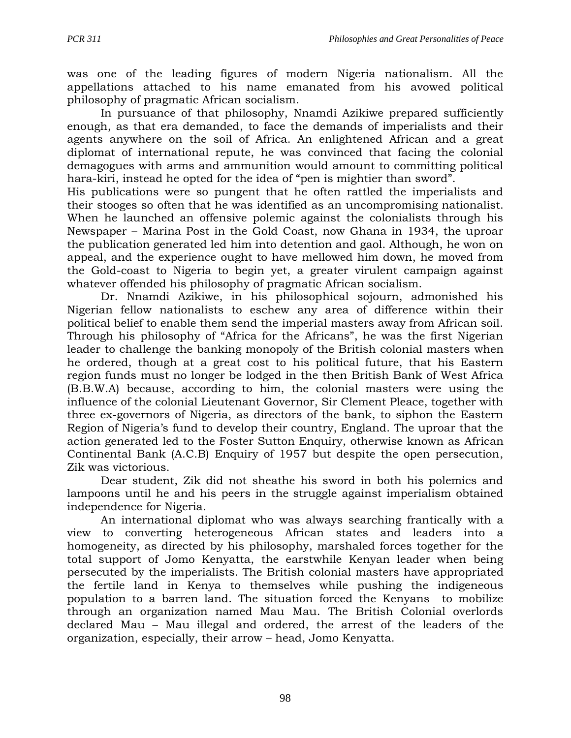was one of the leading figures of modern Nigeria nationalism. All the appellations attached to his name emanated from his avowed political philosophy of pragmatic African socialism.

In pursuance of that philosophy, Nnamdi Azikiwe prepared sufficiently enough, as that era demanded, to face the demands of imperialists and their agents anywhere on the soil of Africa. An enlightened African and a great diplomat of international repute, he was convinced that facing the colonial demagogues with arms and ammunition would amount to committing political hara-kiri, instead he opted for the idea of "pen is mightier than sword".
His publications were so pungent that he often rattled the imperialists and their stooges so often that he was identified as an uncompromising nationalist. When he launched an offensive polemic against the colonialists through his Newspaper – Marina Post in the Gold Coast, now Ghana in 1934, the uproar the publication generated led him into detention and gaol. Although, he won on appeal, and the experience ought to have mellowed him down, he moved from the Gold-coast to Nigeria to begin yet, a greater virulent campaign against whatever offended his philosophy of pragmatic African socialism.

Dr. Nnamdi Azikiwe, in his philosophical sojourn, admonished his Nigerian fellow nationalists to eschew any area of difference within their political belief to enable them send the imperial masters away from African soil. Through his philosophy of "Africa for the Africans", he was the first Nigerian leader to challenge the banking monopoly of the British colonial masters when he ordered, though at a great cost to his political future, that his Eastern region funds must no longer be lodged in the then British Bank of West Africa (B.B.W.A) because, according to him, the colonial masters were using the influence of the colonial Lieutenant Governor, Sir Clement Pleace, together with three ex-governors of Nigeria, as directors of the bank, to siphon the Eastern Region of Nigeria's fund to develop their country, England. The uproar that the action generated led to the Foster Sutton Enquiry, otherwise known as African Continental Bank (A.C.B) Enquiry of 1957 but despite the open persecution, Zik was victorious.

Dear student, Zik did not sheathe his sword in both his polemics and lampoons until he and his peers in the struggle against imperialism obtained independence for Nigeria.

An international diplomat who was always searching frantically with a view to converting heterogeneous African states and leaders into a homogeneity, as directed by his philosophy, marshaled forces together for the total support of Jomo Kenyatta, the earstwhile Kenyan leader when being persecuted by the imperialists. The British colonial masters have appropriated the fertile land in Kenya to themselves while pushing the indigeneous population to a barren land. The situation forced the Kenyans to mobilize through an organization named Mau Mau. The British Colonial overlords declared Mau – Mau illegal and ordered, the arrest of the leaders of the organization, especially, their arrow – head, Jomo Kenyatta.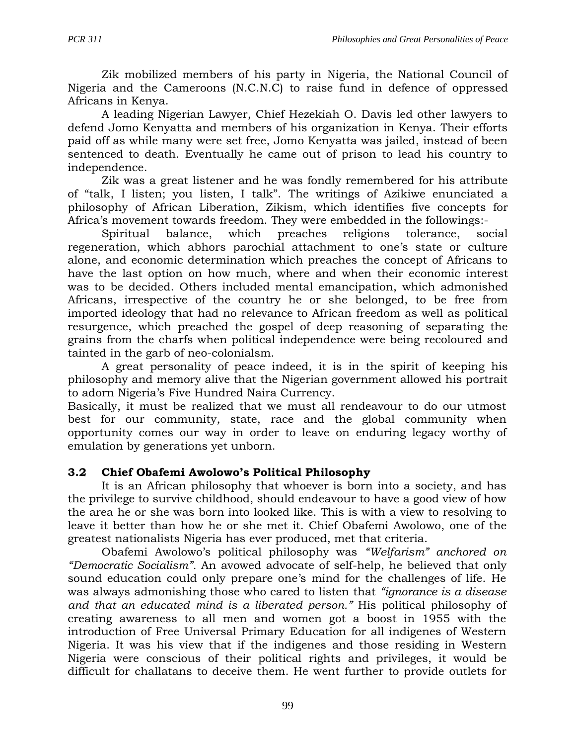Zik mobilized members of his party in Nigeria, the National Council of Nigeria and the Cameroons (N.C.N.C) to raise fund in defence of oppressed Africans in Kenya.

A leading Nigerian Lawyer, Chief Hezekiah O. Davis led other lawyers to defend Jomo Kenyatta and members of his organization in Kenya. Their efforts paid off as while many were set free, Jomo Kenyatta was jailed, instead of been sentenced to death. Eventually he came out of prison to lead his country to independence.

Zik was a great listener and he was fondly remembered for his attribute of "talk, I listen; you listen, I talk". The writings of Azikiwe enunciated a philosophy of African Liberation, Zikism, which identifies five concepts for Africa's movement towards freedom. They were embedded in the followings:-

Spiritual balance, which preaches religions tolerance, social regeneration, which abhors parochial attachment to one's state or culture alone, and economic determination which preaches the concept of Africans to have the last option on how much, where and when their economic interest was to be decided. Others included mental emancipation, which admonished Africans, irrespective of the country he or she belonged, to be free from imported ideology that had no relevance to African freedom as well as political resurgence, which preached the gospel of deep reasoning of separating the grains from the charfs when political independence were being recoloured and tainted in the garb of neo-colonialsm.

A great personality of peace indeed, it is in the spirit of keeping his philosophy and memory alive that the Nigerian government allowed his portrait to adorn Nigeria's Five Hundred Naira Currency.

Basically, it must be realized that we must all rendeavour to do our utmost best for our community, state, race and the global community when opportunity comes our way in order to leave on enduring legacy worthy of emulation by generations yet unborn.

### 3.2 Chief Obafemi Awolowo's Political Philosophy

It is an African philosophy that whoever is born into a society, and has the privilege to survive childhood, should endeavour to have a good view of how the area he or she was born into looked like. This is with a view to resolving to leave it better than how he or she met it. Chief Obafemi Awolowo, one of the greatest nationalists Nigeria has ever produced, met that criteria.

Obafemi Awolowo's political philosophy was *"Welfarism" anchored on "Democratic Socialism".* An avowed advocate of self-help, he believed that only sound education could only prepare one's mind for the challenges of life. He was always admonishing those who cared to listen that *"ignorance is a disease and that an educated mind is a liberated person."* His political philosophy of creating awareness to all men and women got a boost in 1955 with the introduction of Free Universal Primary Education for all indigenes of Western Nigeria. It was his view that if the indigenes and those residing in Western Nigeria were conscious of their political rights and privileges, it would be difficult for challatans to deceive them. He went further to provide outlets for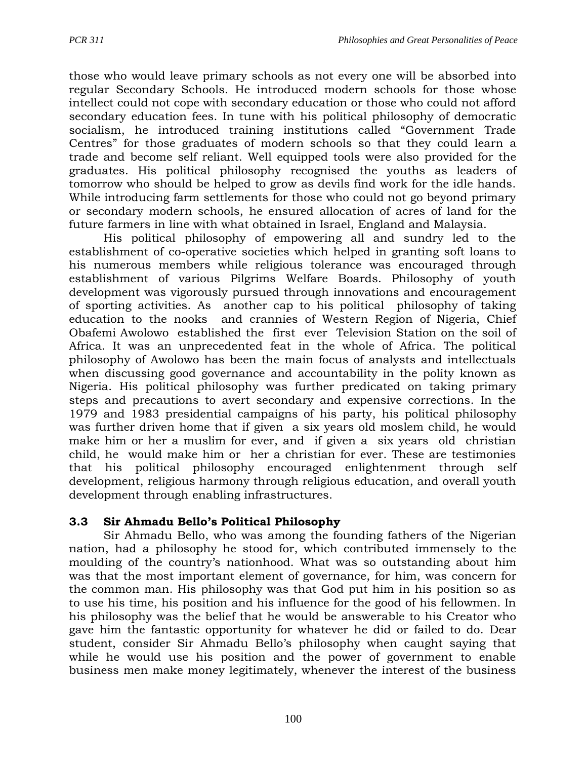those who would leave primary schools as not every one will be absorbed into regular Secondary Schools. He introduced modern schools for those whose intellect could not cope with secondary education or those who could not afford secondary education fees. In tune with his political philosophy of democratic socialism, he introduced training institutions called "Government Trade Centres" for those graduates of modern schools so that they could learn a trade and become self reliant. Well equipped tools were also provided for the graduates. His political philosophy recognised the youths as leaders of tomorrow who should be helped to grow as devils find work for the idle hands. While introducing farm settlements for those who could not go beyond primary or secondary modern schools, he ensured allocation of acres of land for the future farmers in line with what obtained in Israel, England and Malaysia.

His political philosophy of empowering all and sundry led to the establishment of co-operative societies which helped in granting soft loans to his numerous members while religious tolerance was encouraged through establishment of various Pilgrims Welfare Boards. Philosophy of youth development was vigorously pursued through innovations and encouragement of sporting activities. As another cap to his political philosophy of taking education to the nooks and crannies of Western Region of Nigeria, Chief Obafemi Awolowo established the first ever Television Station on the soil of Africa. It was an unprecedented feat in the whole of Africa. The political philosophy of Awolowo has been the main focus of analysts and intellectuals when discussing good governance and accountability in the polity known as Nigeria. His political philosophy was further predicated on taking primary steps and precautions to avert secondary and expensive corrections. In the 1979 and 1983 presidential campaigns of his party, his political philosophy was further driven home that if given a six years old moslem child, he would make him or her a muslim for ever, and if given a six years old christian child, he would make him or her a christian for ever. These are testimonies that his political philosophy encouraged enlightenment through self development, religious harmony through religious education, and overall youth development through enabling infrastructures.

### 3.3 Sir Ahmadu Bello's Political Philosophy

Sir Ahmadu Bello, who was among the founding fathers of the Nigerian nation, had a philosophy he stood for, which contributed immensely to the moulding of the country's nationhood. What was so outstanding about him was that the most important element of governance, for him, was concern for the common man. His philosophy was that God put him in his position so as to use his time, his position and his influence for the good of his fellowmen. In his philosophy was the belief that he would be answerable to his Creator who gave him the fantastic opportunity for whatever he did or failed to do. Dear student, consider Sir Ahmadu Bello's philosophy when caught saying that while he would use his position and the power of government to enable business men make money legitimately, whenever the interest of the business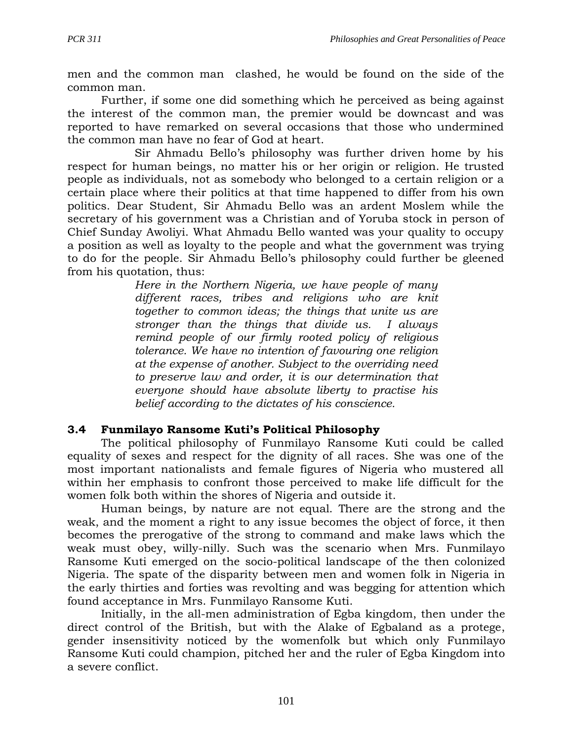men and the common man clashed, he would be found on the side of the common man.

Further, if some one did something which he perceived as being against the interest of the common man, the premier would be downcast and was reported to have remarked on several occasions that those who undermined the common man have no fear of God at heart.

Sir Ahmadu Bello's philosophy was further driven home by his respect for human beings, no matter his or her origin or religion. He trusted people as individuals, not as somebody who belonged to a certain religion or a certain place where their politics at that time happened to differ from his own politics. Dear Student, Sir Ahmadu Bello was an ardent Moslem while the secretary of his government was a Christian and of Yoruba stock in person of Chief Sunday Awoliyi. What Ahmadu Bello wanted was your quality to occupy a position as well as loyalty to the people and what the government was trying to do for the people. Sir Ahmadu Bello's philosophy could further be gleened from his quotation, thus:

> *Here in the Northern Nigeria, we have people of many different races, tribes and religions who are knit together to common ideas; the things that unite us are stronger than the things that divide us. I always remind people of our firmly rooted policy of religious tolerance. We have no intention of favouring one religion at the expense of another. Subject to the overriding need to preserve law and order, it is our determination that everyone should have absolute liberty to practise his belief according to the dictates of his conscience.*

### 3.4 Funmilayo Ransome Kuti's Political Philosophy

The political philosophy of Funmilayo Ransome Kuti could be called equality of sexes and respect for the dignity of all races. She was one of the most important nationalists and female figures of Nigeria who mustered all within her emphasis to confront those perceived to make life difficult for the women folk both within the shores of Nigeria and outside it.

Human beings, by nature are not equal. There are the strong and the weak, and the moment a right to any issue becomes the object of force, it then becomes the prerogative of the strong to command and make laws which the weak must obey, willy-nilly. Such was the scenario when Mrs. Funmilayo Ransome Kuti emerged on the socio-political landscape of the then colonized Nigeria. The spate of the disparity between men and women folk in Nigeria in the early thirties and forties was revolting and was begging for attention which found acceptance in Mrs. Funmilayo Ransome Kuti.

Initially, in the all-men administration of Egba kingdom, then under the direct control of the British, but with the Alake of Egbaland as a protege, gender insensitivity noticed by the womenfolk but which only Funmilayo Ransome Kuti could champion, pitched her and the ruler of Egba Kingdom into a severe conflict.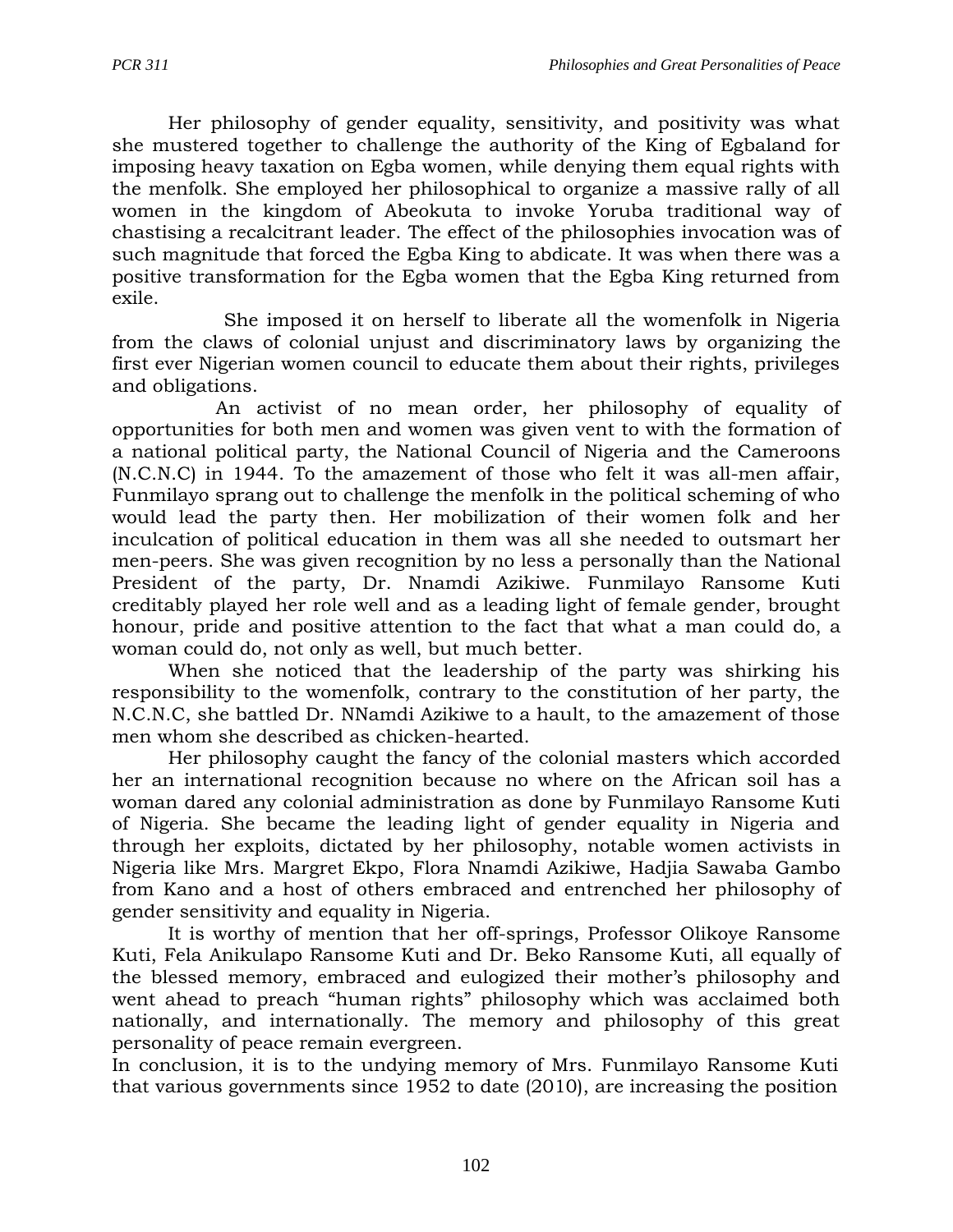Her philosophy of gender equality, sensitivity, and positivity was what she mustered together to challenge the authority of the King of Egbaland for imposing heavy taxation on Egba women, while denying them equal rights with the menfolk. She employed her philosophical to organize a massive rally of all women in the kingdom of Abeokuta to invoke Yoruba traditional way of chastising a recalcitrant leader. The effect of the philosophies invocation was of such magnitude that forced the Egba King to abdicate. It was when there was a positive transformation for the Egba women that the Egba King returned from exile.

She imposed it on herself to liberate all the womenfolk in Nigeria from the claws of colonial unjust and discriminatory laws by organizing the first ever Nigerian women council to educate them about their rights, privileges and obligations.

An activist of no mean order, her philosophy of equality of opportunities for both men and women was given vent to with the formation of a national political party, the National Council of Nigeria and the Cameroons (N.C.N.C) in 1944. To the amazement of those who felt it was all-men affair, Funmilayo sprang out to challenge the menfolk in the political scheming of who would lead the party then. Her mobilization of their women folk and her inculcation of political education in them was all she needed to outsmart her men-peers. She was given recognition by no less a personally than the National President of the party, Dr. Nnamdi Azikiwe. Funmilayo Ransome Kuti creditably played her role well and as a leading light of female gender, brought honour, pride and positive attention to the fact that what a man could do, a woman could do, not only as well, but much better.

When she noticed that the leadership of the party was shirking his responsibility to the womenfolk, contrary to the constitution of her party, the N.C.N.C, she battled Dr. NNamdi Azikiwe to a hault, to the amazement of those men whom she described as chicken-hearted.

Her philosophy caught the fancy of the colonial masters which accorded her an international recognition because no where on the African soil has a woman dared any colonial administration as done by Funmilayo Ransome Kuti of Nigeria. She became the leading light of gender equality in Nigeria and through her exploits, dictated by her philosophy, notable women activists in Nigeria like Mrs. Margret Ekpo, Flora Nnamdi Azikiwe, Hadjia Sawaba Gambo from Kano and a host of others embraced and entrenched her philosophy of gender sensitivity and equality in Nigeria.

It is worthy of mention that her off-springs, Professor Olikoye Ransome Kuti, Fela Anikulapo Ransome Kuti and Dr. Beko Ransome Kuti, all equally of the blessed memory, embraced and eulogized their mother's philosophy and went ahead to preach "human rights" philosophy which was acclaimed both nationally, and internationally. The memory and philosophy of this great personality of peace remain evergreen.

In conclusion, it is to the undying memory of Mrs. Funmilayo Ransome Kuti that various governments since 1952 to date (2010), are increasing the position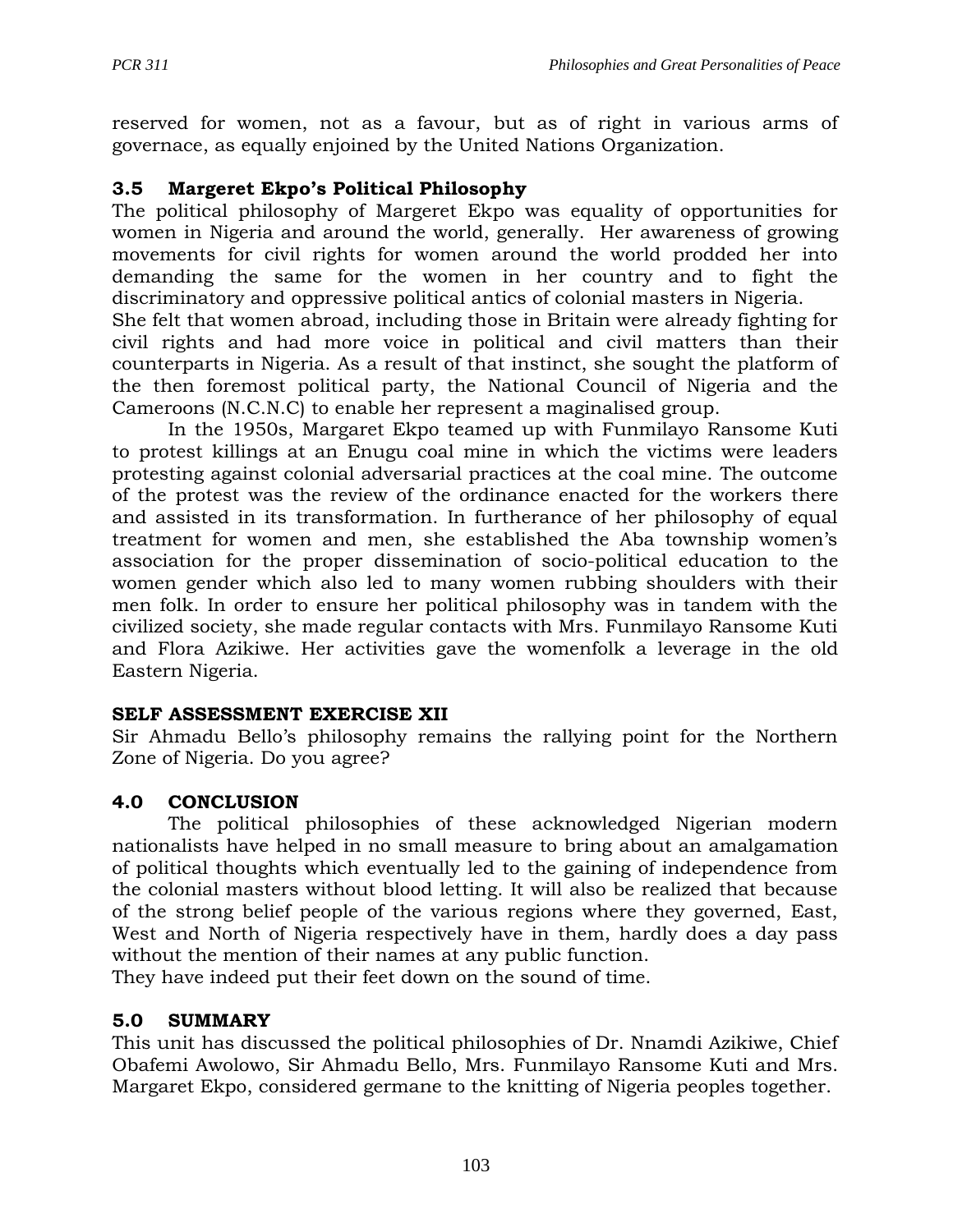reserved for women, not as a favour, but as of right in various arms of governace, as equally enjoined by the United Nations Organization.

### 3.5 Margeret Ekpo's Political Philosophy

The political philosophy of Margeret Ekpo was equality of opportunities for women in Nigeria and around the world, generally. Her awareness of growing movements for civil rights for women around the world prodded her into demanding the same for the women in her country and to fight the discriminatory and oppressive political antics of colonial masters in Nigeria.

She felt that women abroad, including those in Britain were already fighting for civil rights and had more voice in political and civil matters than their counterparts in Nigeria. As a result of that instinct, she sought the platform of the then foremost political party, the National Council of Nigeria and the Cameroons (N.C.N.C) to enable her represent a maginalised group.

In the 1950s, Margaret Ekpo teamed up with Funmilayo Ransome Kuti to protest killings at an Enugu coal mine in which the victims were leaders protesting against colonial adversarial practices at the coal mine. The outcome of the protest was the review of the ordinance enacted for the workers there and assisted in its transformation. In furtherance of her philosophy of equal treatment for women and men, she established the Aba township women's association for the proper dissemination of socio-political education to the women gender which also led to many women rubbing shoulders with their men folk. In order to ensure her political philosophy was in tandem with the civilized society, she made regular contacts with Mrs. Funmilayo Ransome Kuti and Flora Azikiwe. Her activities gave the womenfolk a leverage in the old Eastern Nigeria.

**SELF ASSESSMENT EXERCISE XII**

Sir Ahmadu Bello's philosophy remains the rallying point for the Northern Zone of Nigeria. Do you agree?

## 4.0 CONCLUSION

The political philosophies of these acknowledged Nigerian modern nationalists have helped in no small measure to bring about an amalgamation of political thoughts which eventually led to the gaining of independence from the colonial masters without blood letting. It will also be realized that because of the strong belief people of the various regions where they governed, East, West and North of Nigeria respectively have in them, hardly does a day pass without the mention of their names at any public function.

They have indeed put their feet down on the sound of time.

## 5.0 SUMMARY

This unit has discussed the political philosophies of Dr. Nnamdi Azikiwe, Chief Obafemi Awolowo, Sir Ahmadu Bello, Mrs. Funmilayo Ransome Kuti and Mrs. Margaret Ekpo, considered germane to the knitting of Nigeria peoples together.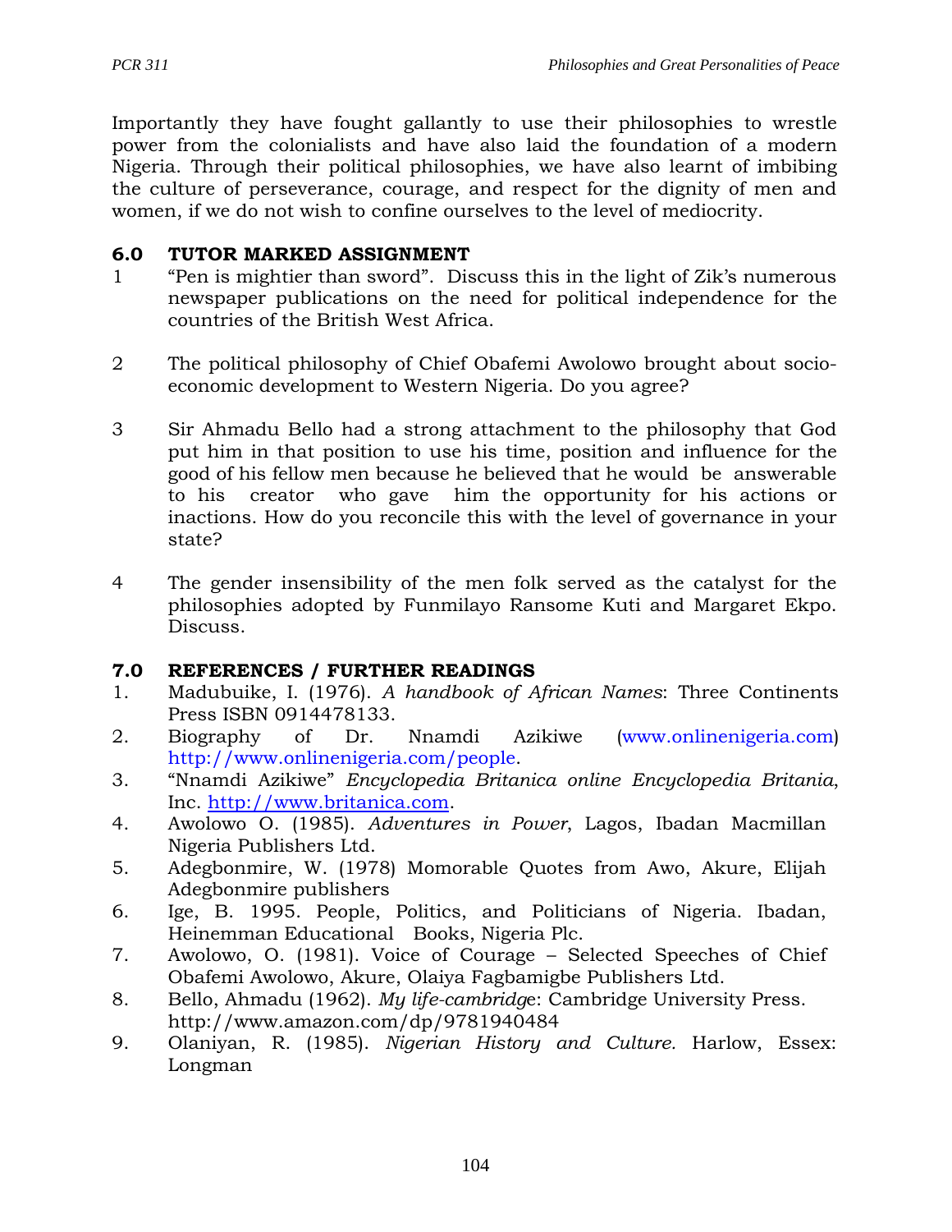Importantly they have fought gallantly to use their philosophies to wrestle power from the colonialists and have also laid the foundation of a modern Nigeria. Through their political philosophies, we have also learnt of imbibing the culture of perseverance, courage, and respect for the dignity of men and women, if we do not wish to confine ourselves to the level of mediocrity.

## 6.0 TUTOR MARKED ASSIGNMENT

1. "Pen is mightier than sword". Discuss this in the light of Zik's numerous newspaper publications on the need for political independence for the countries of the British West Africa.

2. The political philosophy of Chief Obafemi Awolowo brought about socio-economic development to Western Nigeria. Do you agree?

3. Sir Ahmadu Bello had a strong attachment to the philosophy that God put him in that position to use his time, position and influence for the good of his fellow men because he believed that he would be answerable to his creator who gave him the opportunity for his actions or inactions. How do you reconcile this with the level of governance in your state?

4. The gender insensibility of the men folk served as the catalyst for the philosophies adopted by Funmilayo Ransome Kuti and Margaret Ekpo. Discuss.

## 7.0 REFERENCES / FURTHER READINGS

1. Madubuike, I. (1976). *A handbook of African Names*: Three Continents Press ISBN 0914478133.
2. Biography of Dr. Nnamdi Azikiwe (www.onlinenigeria.com) http://www.onlinenigeria.com/people.
3. "Nnamdi Azikiwe" *Encyclopedia Britanica online Encyclopedia Britania*, Inc. http://www.britanica.com.
4. Awolowo O. (1985). *Adventures in Power*, Lagos, Ibadan Macmillan Nigeria Publishers Ltd.
5. Adegbonmire, W. (1978) Momorable Quotes from Awo, Akure, Elijah Adegbonmire publishers
6. Ige, B. 1995. People, Politics, and Politicians of Nigeria. Ibadan, Heinemman Educational Books, Nigeria Plc.
7. Awolowo, O. (1981). Voice of Courage – Selected Speeches of Chief Obafemi Awolowo, Akure, Olaiya Fagbamigbe Publishers Ltd.
8. Bello, Ahmadu (1962). *My life-cambridge*: Cambridge University Press. http://www.amazon.com/dp/9781940484
9. Olaniyan, R. (1985). *Nigerian History and Culture.* Harlow, Essex: Longman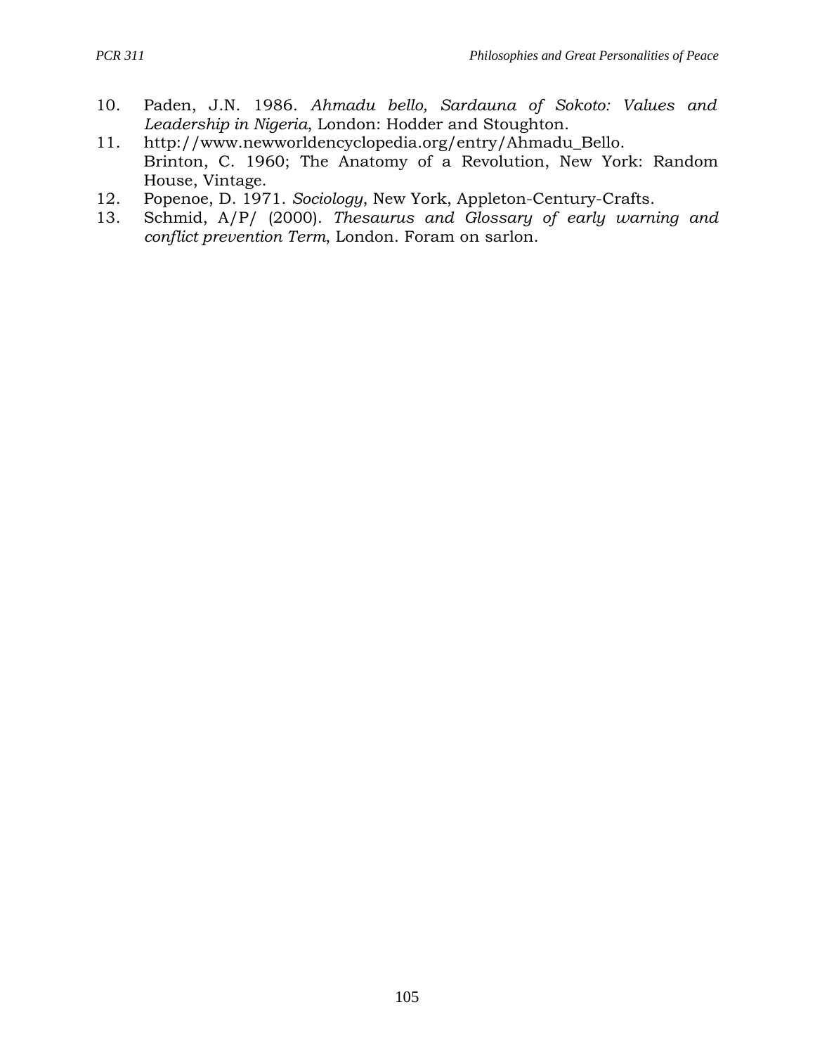10. Paden, J.N. 1986. *Ahmadu bello, Sardauna of Sokoto: Values and Leadership in Nigeria*, London: Hodder and Stoughton.
11. http://www.newworldencyclopedia.org/entry/Ahmadu_Bello.
    Brinton, C. 1960; The Anatomy of a Revolution, New York: Random House, Vintage.
12. Popenoe, D. 1971. *Sociology*, New York, Appleton-Century-Crafts.
13. Schmid, A/P/ (2000). *Thesaurus and Glossary of early warning and conflict prevention Term*, London. Foram on sarlon.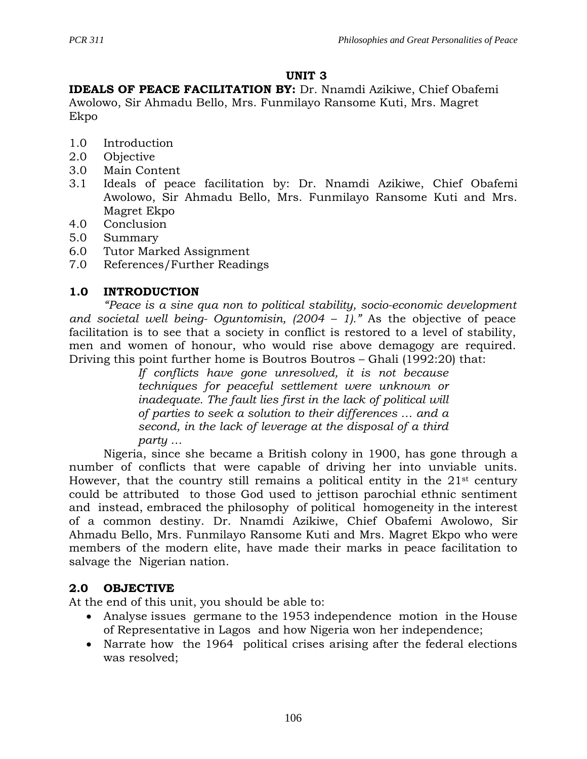## UNIT 3

**IDEALS OF PEACE FACILITATION BY:** Dr. Nnamdi Azikiwe, Chief Obafemi Awolowo, Sir Ahmadu Bello, Mrs. Funmilayo Ransome Kuti, Mrs. Magret Ekpo

1.0 Introduction
2.0 Objective
3.0 Main Content
3.1 Ideals of peace facilitation by: Dr. Nnamdi Azikiwe, Chief Obafemi Awolowo, Sir Ahmadu Bello, Mrs. Funmilayo Ransome Kuti and Mrs. Magret Ekpo
4.0 Conclusion
5.0 Summary
6.0 Tutor Marked Assignment
7.0 References/Further Readings

### 1.0 INTRODUCTION

*"Peace is a sine qua non to political stability, socio-economic development and societal well being- Oguntomisin, (2004 – 1)."* As the objective of peace facilitation is to see that a society in conflict is restored to a level of stability, men and women of honour, who would rise above demagogy are required. Driving this point further home is Boutros Boutros – Ghali (1992:20) that:

> *If conflicts have gone unresolved, it is not because techniques for peaceful settlement were unknown or inadequate. The fault lies first in the lack of political will of parties to seek a solution to their differences … and a second, in the lack of leverage at the disposal of a third party …*

Nigeria, since she became a British colony in 1900, has gone through a number of conflicts that were capable of driving her into unviable units. However, that the country still remains a political entity in the 21st century could be attributed to those God used to jettison parochial ethnic sentiment and instead, embraced the philosophy of political homogeneity in the interest of a common destiny. Dr. Nnamdi Azikiwe, Chief Obafemi Awolowo, Sir Ahmadu Bello, Mrs. Funmilayo Ransome Kuti and Mrs. Magret Ekpo who were members of the modern elite, have made their marks in peace facilitation to salvage the Nigerian nation.

### 2.0 OBJECTIVE

At the end of this unit, you should be able to:

- Analyse issues germane to the 1953 independence motion in the House of Representative in Lagos and how Nigeria won her independence;
- Narrate how the 1964 political crises arising after the federal elections was resolved;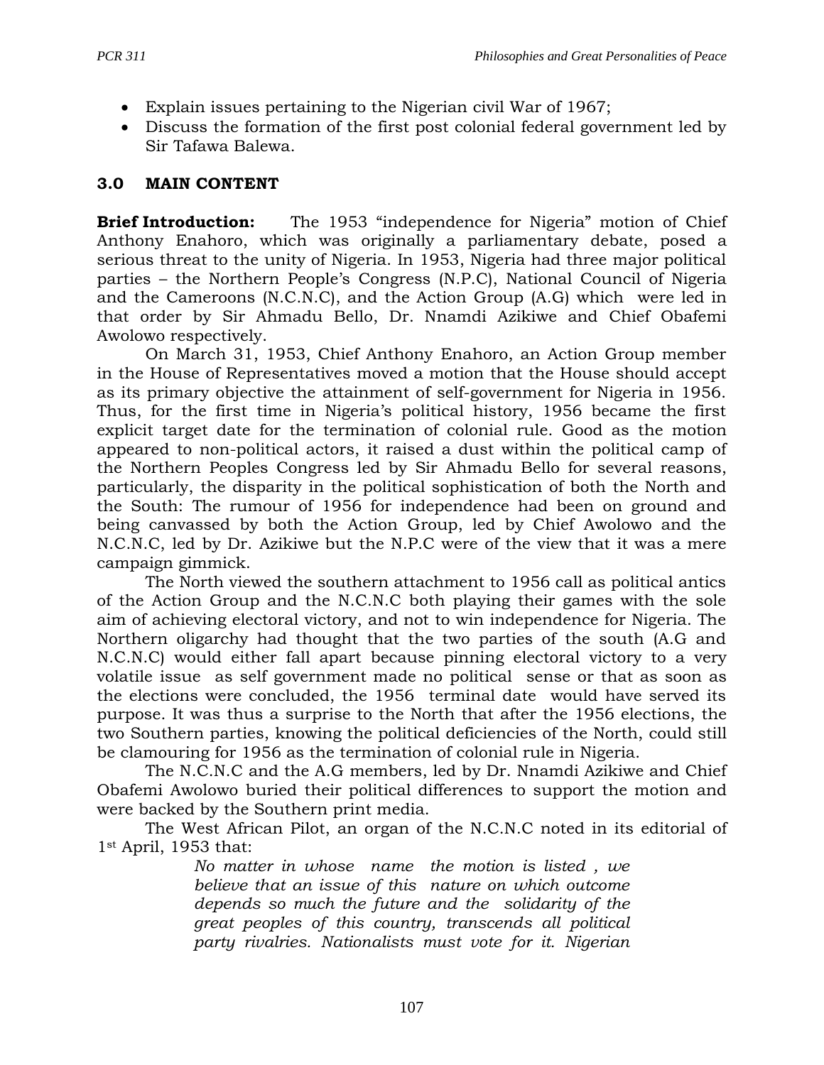- Explain issues pertaining to the Nigerian civil War of 1967;
- Discuss the formation of the first post colonial federal government led by Sir Tafawa Balewa.

## 3.0 MAIN CONTENT

**Brief Introduction:** The 1953 "independence for Nigeria" motion of Chief Anthony Enahoro, which was originally a parliamentary debate, posed a serious threat to the unity of Nigeria. In 1953, Nigeria had three major political parties – the Northern People's Congress (N.P.C), National Council of Nigeria and the Cameroons (N.C.N.C), and the Action Group (A.G) which were led in that order by Sir Ahmadu Bello, Dr. Nnamdi Azikiwe and Chief Obafemi Awolowo respectively.

On March 31, 1953, Chief Anthony Enahoro, an Action Group member in the House of Representatives moved a motion that the House should accept as its primary objective the attainment of self-government for Nigeria in 1956. Thus, for the first time in Nigeria's political history, 1956 became the first explicit target date for the termination of colonial rule. Good as the motion appeared to non-political actors, it raised a dust within the political camp of the Northern Peoples Congress led by Sir Ahmadu Bello for several reasons, particularly, the disparity in the political sophistication of both the North and the South: The rumour of 1956 for independence had been on ground and being canvassed by both the Action Group, led by Chief Awolowo and the N.C.N.C, led by Dr. Azikiwe but the N.P.C were of the view that it was a mere campaign gimmick.

The North viewed the southern attachment to 1956 call as political antics of the Action Group and the N.C.N.C both playing their games with the sole aim of achieving electoral victory, and not to win independence for Nigeria. The Northern oligarchy had thought that the two parties of the south (A.G and N.C.N.C) would either fall apart because pinning electoral victory to a very volatile issue as self government made no political sense or that as soon as the elections were concluded, the 1956 terminal date would have served its purpose. It was thus a surprise to the North that after the 1956 elections, the two Southern parties, knowing the political deficiencies of the North, could still be clamouring for 1956 as the termination of colonial rule in Nigeria.

The N.C.N.C and the A.G members, led by Dr. Nnamdi Azikiwe and Chief Obafemi Awolowo buried their political differences to support the motion and were backed by the Southern print media.

The West African Pilot, an organ of the N.C.N.C noted in its editorial of 1st April, 1953 that:

> *No matter in whose name the motion is listed , we believe that an issue of this nature on which outcome depends so much the future and the solidarity of the great peoples of this country, transcends all political party rivalries. Nationalists must vote for it. Nigerian*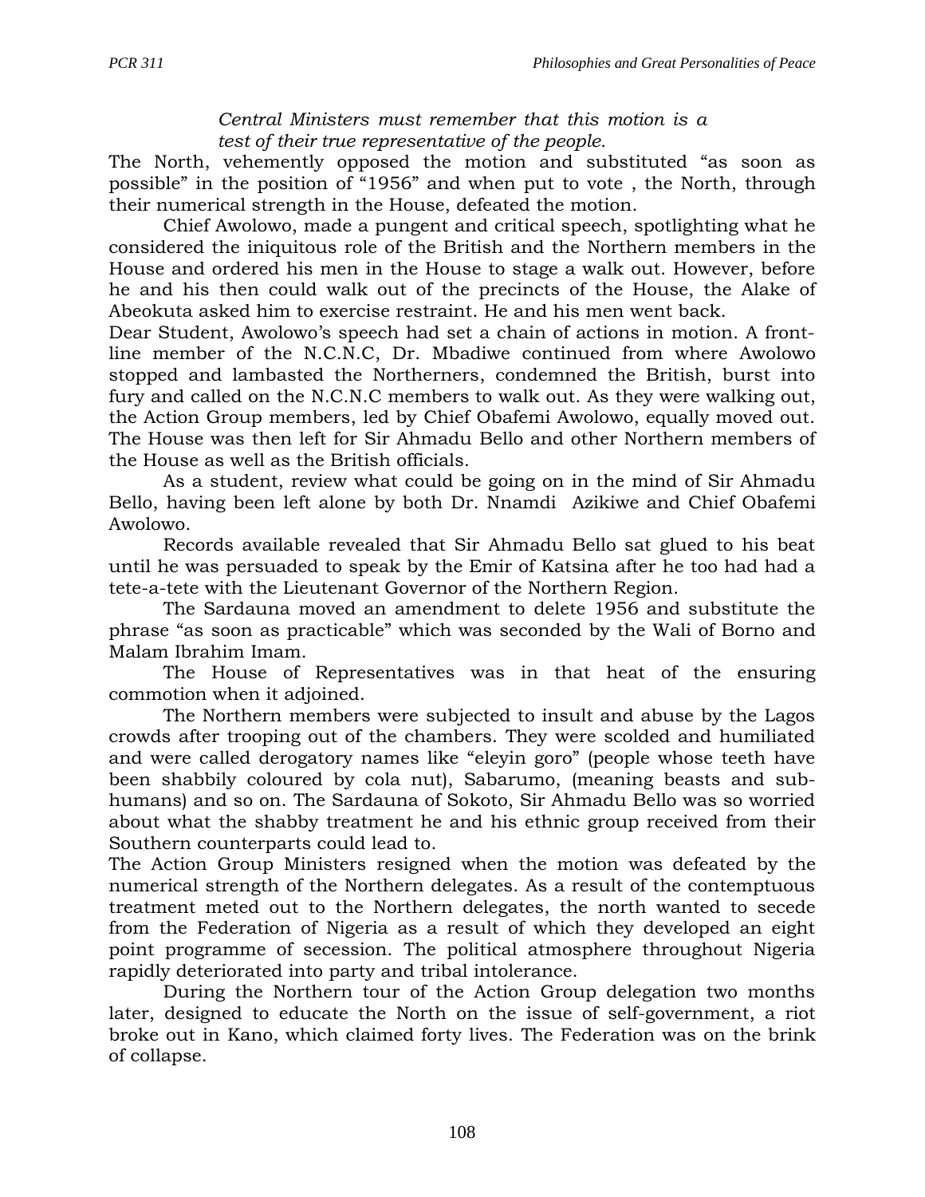*Central Ministers must remember that this motion is a test of their true representative of the people.*

The North, vehemently opposed the motion and substituted "as soon as possible" in the position of "1956" and when put to vote , the North, through their numerical strength in the House, defeated the motion.

Chief Awolowo, made a pungent and critical speech, spotlighting what he considered the iniquitous role of the British and the Northern members in the House and ordered his men in the House to stage a walk out. However, before he and his then could walk out of the precincts of the House, the Alake of Abeokuta asked him to exercise restraint. He and his men went back.

Dear Student, Awolowo's speech had set a chain of actions in motion. A front-line member of the N.C.N.C, Dr. Mbadiwe continued from where Awolowo stopped and lambasted the Northerners, condemned the British, burst into fury and called on the N.C.N.C members to walk out. As they were walking out, the Action Group members, led by Chief Obafemi Awolowo, equally moved out. The House was then left for Sir Ahmadu Bello and other Northern members of the House as well as the British officials.

As a student, review what could be going on in the mind of Sir Ahmadu Bello, having been left alone by both Dr. Nnamdi Azikiwe and Chief Obafemi Awolowo.

Records available revealed that Sir Ahmadu Bello sat glued to his beat until he was persuaded to speak by the Emir of Katsina after he too had had a tete-a-tete with the Lieutenant Governor of the Northern Region.

The Sardauna moved an amendment to delete 1956 and substitute the phrase "as soon as practicable" which was seconded by the Wali of Borno and Malam Ibrahim Imam.

The House of Representatives was in that heat of the ensuring commotion when it adjoined.

The Northern members were subjected to insult and abuse by the Lagos crowds after trooping out of the chambers. They were scolded and humiliated and were called derogatory names like "eleyin goro" (people whose teeth have been shabbily coloured by cola nut), Sabarumo, (meaning beasts and sub-humans) and so on. The Sardauna of Sokoto, Sir Ahmadu Bello was so worried about what the shabby treatment he and his ethnic group received from their Southern counterparts could lead to.

The Action Group Ministers resigned when the motion was defeated by the numerical strength of the Northern delegates. As a result of the contemptuous treatment meted out to the Northern delegates, the north wanted to secede from the Federation of Nigeria as a result of which they developed an eight point programme of secession. The political atmosphere throughout Nigeria rapidly deteriorated into party and tribal intolerance.

During the Northern tour of the Action Group delegation two months later, designed to educate the North on the issue of self-government, a riot broke out in Kano, which claimed forty lives. The Federation was on the brink of collapse.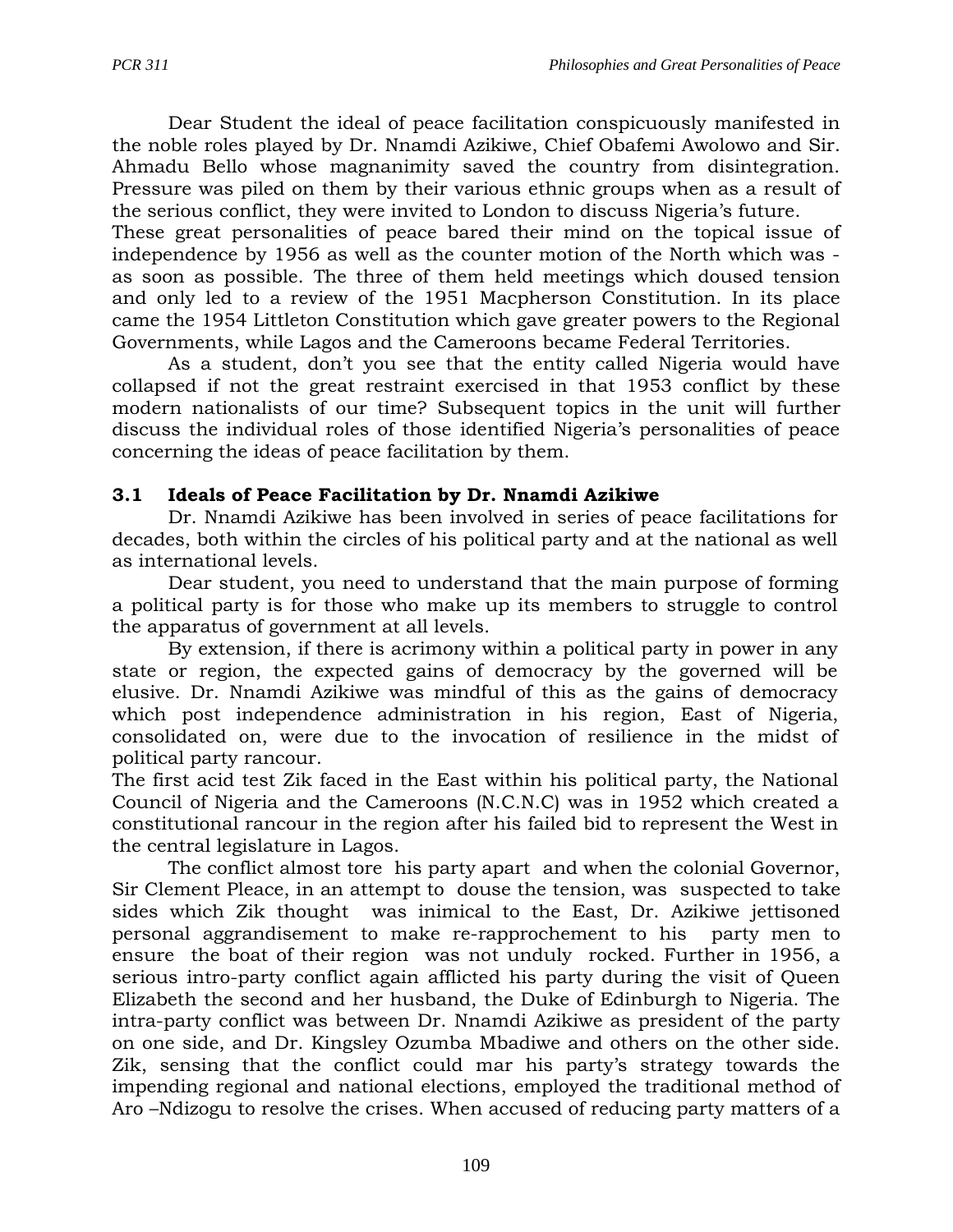Dear Student the ideal of peace facilitation conspicuously manifested in the noble roles played by Dr. Nnamdi Azikiwe, Chief Obafemi Awolowo and Sir. Ahmadu Bello whose magnanimity saved the country from disintegration. Pressure was piled on them by their various ethnic groups when as a result of the serious conflict, they were invited to London to discuss Nigeria's future.
These great personalities of peace bared their mind on the topical issue of independence by 1956 as well as the counter motion of the North which was - as soon as possible. The three of them held meetings which doused tension and only led to a review of the 1951 Macpherson Constitution. In its place came the 1954 Littleton Constitution which gave greater powers to the Regional Governments, while Lagos and the Cameroons became Federal Territories.

As a student, don't you see that the entity called Nigeria would have collapsed if not the great restraint exercised in that 1953 conflict by these modern nationalists of our time? Subsequent topics in the unit will further discuss the individual roles of those identified Nigeria's personalities of peace concerning the ideas of peace facilitation by them.

### 3.1 Ideals of Peace Facilitation by Dr. Nnamdi Azikiwe

Dr. Nnamdi Azikiwe has been involved in series of peace facilitations for decades, both within the circles of his political party and at the national as well as international levels.

Dear student, you need to understand that the main purpose of forming a political party is for those who make up its members to struggle to control the apparatus of government at all levels.

By extension, if there is acrimony within a political party in power in any state or region, the expected gains of democracy by the governed will be elusive. Dr. Nnamdi Azikiwe was mindful of this as the gains of democracy which post independence administration in his region, East of Nigeria, consolidated on, were due to the invocation of resilience in the midst of political party rancour.
The first acid test Zik faced in the East within his political party, the National Council of Nigeria and the Cameroons (N.C.N.C) was in 1952 which created a constitutional rancour in the region after his failed bid to represent the West in the central legislature in Lagos.

The conflict almost tore his party apart and when the colonial Governor, Sir Clement Pleace, in an attempt to douse the tension, was suspected to take sides which Zik thought was inimical to the East, Dr. Azikiwe jettisoned personal aggrandisement to make re-rapprochement to his party men to ensure the boat of their region was not unduly rocked. Further in 1956, a serious intro-party conflict again afflicted his party during the visit of Queen Elizabeth the second and her husband, the Duke of Edinburgh to Nigeria. The intra-party conflict was between Dr. Nnamdi Azikiwe as president of the party on one side, and Dr. Kingsley Ozumba Mbadiwe and others on the other side. Zik, sensing that the conflict could mar his party's strategy towards the impending regional and national elections, employed the traditional method of Aro –Ndizogu to resolve the crises. When accused of reducing party matters of a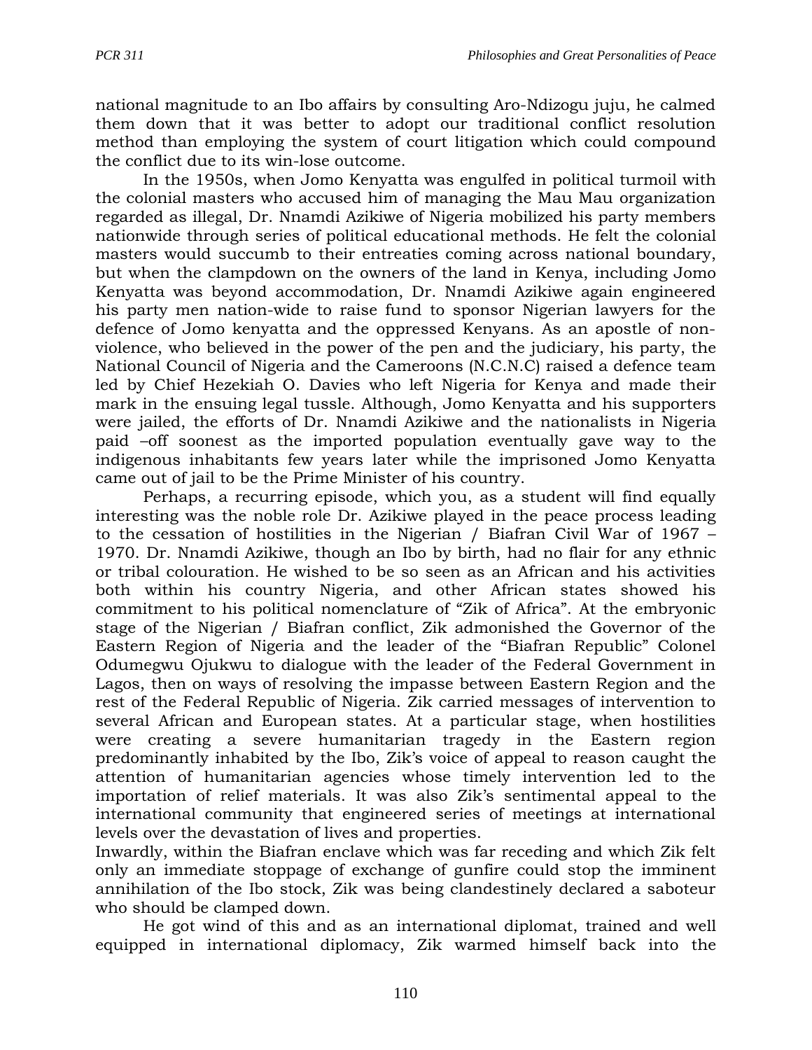national magnitude to an Ibo affairs by consulting Aro-Ndizogu juju, he calmed them down that it was better to adopt our traditional conflict resolution method than employing the system of court litigation which could compound the conflict due to its win-lose outcome.

In the 1950s, when Jomo Kenyatta was engulfed in political turmoil with the colonial masters who accused him of managing the Mau Mau organization regarded as illegal, Dr. Nnamdi Azikiwe of Nigeria mobilized his party members nationwide through series of political educational methods. He felt the colonial masters would succumb to their entreaties coming across national boundary, but when the clampdown on the owners of the land in Kenya, including Jomo Kenyatta was beyond accommodation, Dr. Nnamdi Azikiwe again engineered his party men nation-wide to raise fund to sponsor Nigerian lawyers for the defence of Jomo kenyatta and the oppressed Kenyans. As an apostle of non-violence, who believed in the power of the pen and the judiciary, his party, the National Council of Nigeria and the Cameroons (N.C.N.C) raised a defence team led by Chief Hezekiah O. Davies who left Nigeria for Kenya and made their mark in the ensuing legal tussle. Although, Jomo Kenyatta and his supporters were jailed, the efforts of Dr. Nnamdi Azikiwe and the nationalists in Nigeria paid –off soonest as the imported population eventually gave way to the indigenous inhabitants few years later while the imprisoned Jomo Kenyatta came out of jail to be the Prime Minister of his country.

Perhaps, a recurring episode, which you, as a student will find equally interesting was the noble role Dr. Azikiwe played in the peace process leading to the cessation of hostilities in the Nigerian / Biafran Civil War of 1967 – 1970. Dr. Nnamdi Azikiwe, though an Ibo by birth, had no flair for any ethnic or tribal colouration. He wished to be so seen as an African and his activities both within his country Nigeria, and other African states showed his commitment to his political nomenclature of "Zik of Africa". At the embryonic stage of the Nigerian / Biafran conflict, Zik admonished the Governor of the Eastern Region of Nigeria and the leader of the "Biafran Republic" Colonel Odumegwu Ojukwu to dialogue with the leader of the Federal Government in Lagos, then on ways of resolving the impasse between Eastern Region and the rest of the Federal Republic of Nigeria. Zik carried messages of intervention to several African and European states. At a particular stage, when hostilities were creating a severe humanitarian tragedy in the Eastern region predominantly inhabited by the Ibo, Zik's voice of appeal to reason caught the attention of humanitarian agencies whose timely intervention led to the importation of relief materials. It was also Zik's sentimental appeal to the international community that engineered series of meetings at international levels over the devastation of lives and properties.

Inwardly, within the Biafran enclave which was far receding and which Zik felt only an immediate stoppage of exchange of gunfire could stop the imminent annihilation of the Ibo stock, Zik was being clandestinely declared a saboteur who should be clamped down.

He got wind of this and as an international diplomat, trained and well equipped in international diplomacy, Zik warmed himself back into the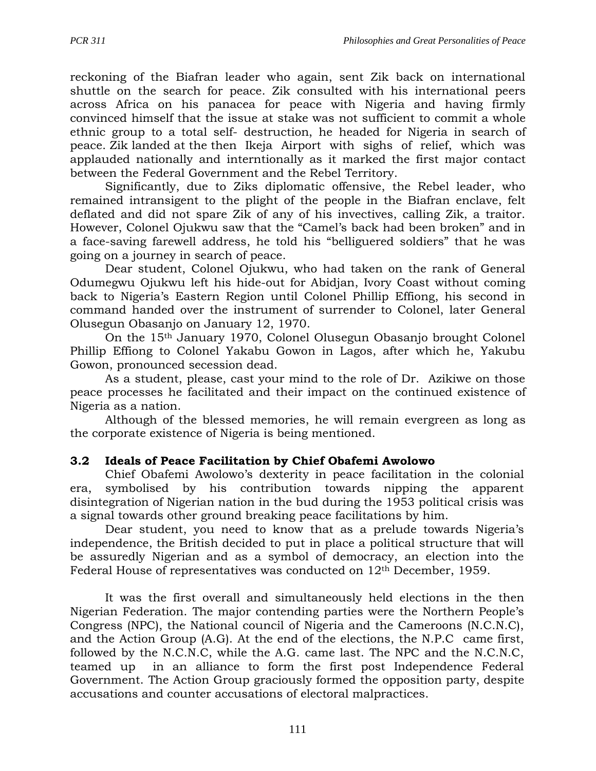reckoning of the Biafran leader who again, sent Zik back on international shuttle on the search for peace. Zik consulted with his international peers across Africa on his panacea for peace with Nigeria and having firmly convinced himself that the issue at stake was not sufficient to commit a whole ethnic group to a total self- destruction, he headed for Nigeria in search of peace. Zik landed at the then Ikeja Airport with sighs of relief, which was applauded nationally and interntionally as it marked the first major contact between the Federal Government and the Rebel Territory.

Significantly, due to Ziks diplomatic offensive, the Rebel leader, who remained intransigent to the plight of the people in the Biafran enclave, felt deflated and did not spare Zik of any of his invectives, calling Zik, a traitor. However, Colonel Ojukwu saw that the "Camel's back had been broken" and in a face-saving farewell address, he told his "belligiured soldiers" that he was going on a journey in search of peace.

Dear student, Colonel Ojukwu, who had taken on the rank of General Odumegwu Ojukwu left his hide-out for Abidjan, Ivory Coast without coming back to Nigeria's Eastern Region until Colonel Phillip Effiong, his second in command handed over the instrument of surrender to Colonel, later General Olusegun Obasanjo on January 12, 1970.

On the 15th January 1970, Colonel Olusegun Obasanjo brought Colonel Phillip Effiong to Colonel Yakabu Gowon in Lagos, after which he, Yakubu Gowon, pronounced secession dead.

As a student, please, cast your mind to the role of Dr. Azikiwe on those peace processes he facilitated and their impact on the continued existence of Nigeria as a nation.

Although of the blessed memories, he will remain evergreen as long as the corporate existence of Nigeria is being mentioned.

### 3.2 Ideals of Peace Facilitation by Chief Obafemi Awolowo

Chief Obafemi Awolowo's dexterity in peace facilitation in the colonial era, symbolised by his contribution towards nipping the apparent disintegration of Nigerian nation in the bud during the 1953 political crisis was a signal towards other ground breaking peace facilitations by him.

Dear student, you need to know that as a prelude towards Nigeria's independence, the British decided to put in place a political structure that will be assuredly Nigerian and as a symbol of democracy, an election into the Federal House of representatives was conducted on 12th December, 1959.

It was the first overall and simultaneously held elections in the then Nigerian Federation. The major contending parties were the Northern People's Congress (NPC), the National council of Nigeria and the Cameroons (N.C.N.C), and the Action Group (A.G). At the end of the elections, the N.P.C came first, followed by the N.C.N.C, while the A.G. came last. The NPC and the N.C.N.C, teamed up in an alliance to form the first post Independence Federal Government. The Action Group graciously formed the opposition party, despite accusations and counter accusations of electoral malpractices.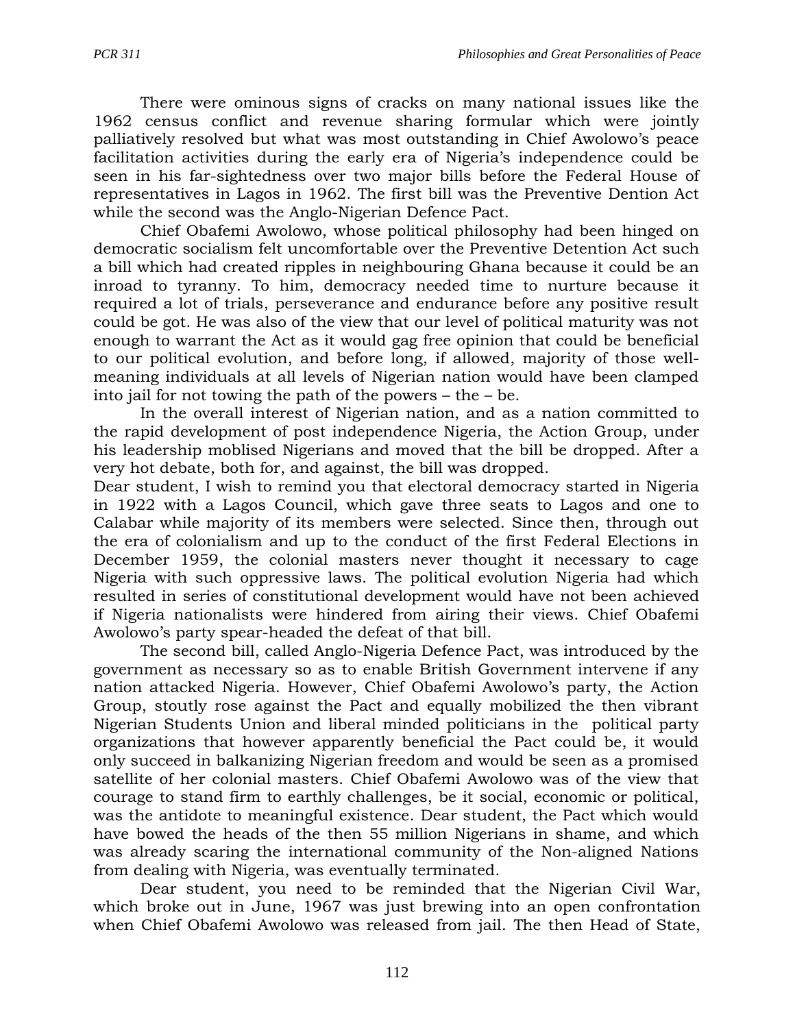There were ominous signs of cracks on many national issues like the 1962 census conflict and revenue sharing formular which were jointly palliatively resolved but what was most outstanding in Chief Awolowo's peace facilitation activities during the early era of Nigeria's independence could be seen in his far-sightedness over two major bills before the Federal House of representatives in Lagos in 1962. The first bill was the Preventive Dention Act while the second was the Anglo-Nigerian Defence Pact.

Chief Obafemi Awolowo, whose political philosophy had been hinged on democratic socialism felt uncomfortable over the Preventive Detention Act such a bill which had created ripples in neighbouring Ghana because it could be an inroad to tyranny. To him, democracy needed time to nurture because it required a lot of trials, perseverance and endurance before any positive result could be got. He was also of the view that our level of political maturity was not enough to warrant the Act as it would gag free opinion that could be beneficial to our political evolution, and before long, if allowed, majority of those well-meaning individuals at all levels of Nigerian nation would have been clamped into jail for not towing the path of the powers – the – be.

In the overall interest of Nigerian nation, and as a nation committed to the rapid development of post independence Nigeria, the Action Group, under his leadership moblised Nigerians and moved that the bill be dropped. After a very hot debate, both for, and against, the bill was dropped.

Dear student, I wish to remind you that electoral democracy started in Nigeria in 1922 with a Lagos Council, which gave three seats to Lagos and one to Calabar while majority of its members were selected. Since then, through out the era of colonialism and up to the conduct of the first Federal Elections in December 1959, the colonial masters never thought it necessary to cage Nigeria with such oppressive laws. The political evolution Nigeria had which resulted in series of constitutional development would have not been achieved if Nigeria nationalists were hindered from airing their views. Chief Obafemi Awolowo's party spear-headed the defeat of that bill.

The second bill, called Anglo-Nigeria Defence Pact, was introduced by the government as necessary so as to enable British Government intervene if any nation attacked Nigeria. However, Chief Obafemi Awolowo's party, the Action Group, stoutly rose against the Pact and equally mobilized the then vibrant Nigerian Students Union and liberal minded politicians in the political party organizations that however apparently beneficial the Pact could be, it would only succeed in balkanizing Nigerian freedom and would be seen as a promised satellite of her colonial masters. Chief Obafemi Awolowo was of the view that courage to stand firm to earthly challenges, be it social, economic or political, was the antidote to meaningful existence. Dear student, the Pact which would have bowed the heads of the then 55 million Nigerians in shame, and which was already scaring the international community of the Non-aligned Nations from dealing with Nigeria, was eventually terminated.

Dear student, you need to be reminded that the Nigerian Civil War, which broke out in June, 1967 was just brewing into an open confrontation when Chief Obafemi Awolowo was released from jail. The then Head of State,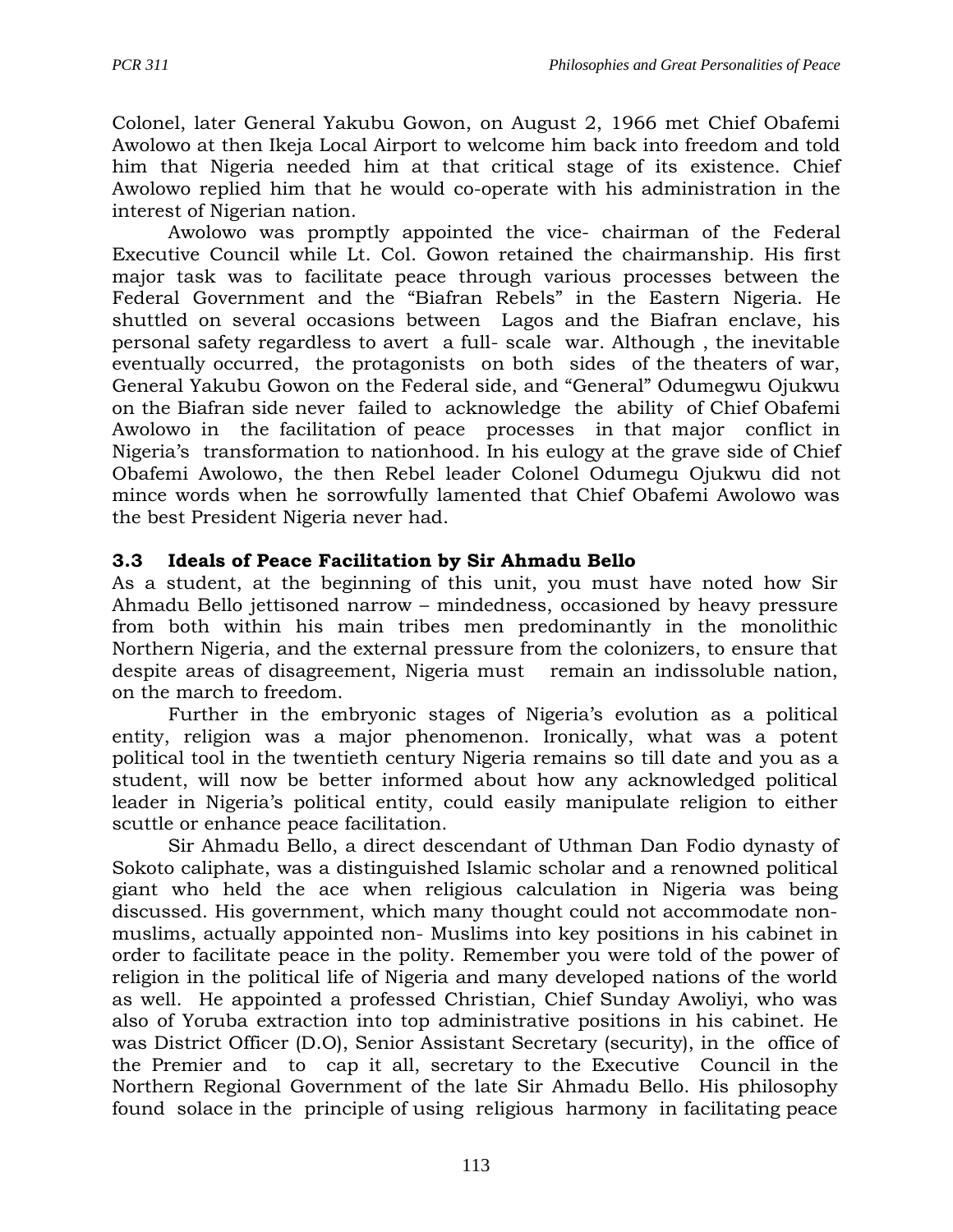Colonel, later General Yakubu Gowon, on August 2, 1966 met Chief Obafemi Awolowo at then Ikeja Local Airport to welcome him back into freedom and told him that Nigeria needed him at that critical stage of its existence. Chief Awolowo replied him that he would co-operate with his administration in the interest of Nigerian nation.

Awolowo was promptly appointed the vice- chairman of the Federal Executive Council while Lt. Col. Gowon retained the chairmanship. His first major task was to facilitate peace through various processes between the Federal Government and the "Biafran Rebels" in the Eastern Nigeria. He shuttled on several occasions between Lagos and the Biafran enclave, his personal safety regardless to avert a full- scale war. Although , the inevitable eventually occurred, the protagonists on both sides of the theaters of war, General Yakubu Gowon on the Federal side, and "General" Odumegwu Ojukwu on the Biafran side never failed to acknowledge the ability of Chief Obafemi Awolowo in the facilitation of peace processes in that major conflict in Nigeria's transformation to nationhood. In his eulogy at the grave side of Chief Obafemi Awolowo, the then Rebel leader Colonel Odumegu Ojukwu did not mince words when he sorrowfully lamented that Chief Obafemi Awolowo was the best President Nigeria never had.

### 3.3 Ideals of Peace Facilitation by Sir Ahmadu Bello

As a student, at the beginning of this unit, you must have noted how Sir Ahmadu Bello jettisoned narrow – mindedness, occasioned by heavy pressure from both within his main tribes men predominantly in the monolithic Northern Nigeria, and the external pressure from the colonizers, to ensure that despite areas of disagreement, Nigeria must remain an indissoluble nation, on the march to freedom.

Further in the embryonic stages of Nigeria's evolution as a political entity, religion was a major phenomenon. Ironically, what was a potent political tool in the twentieth century Nigeria remains so till date and you as a student, will now be better informed about how any acknowledged political leader in Nigeria's political entity, could easily manipulate religion to either scuttle or enhance peace facilitation.

Sir Ahmadu Bello, a direct descendant of Uthman Dan Fodio dynasty of Sokoto caliphate, was a distinguished Islamic scholar and a renowned political giant who held the ace when religious calculation in Nigeria was being discussed. His government, which many thought could not accommodate non-muslims, actually appointed non- Muslims into key positions in his cabinet in order to facilitate peace in the polity. Remember you were told of the power of religion in the political life of Nigeria and many developed nations of the world as well. He appointed a professed Christian, Chief Sunday Awoliyi, who was also of Yoruba extraction into top administrative positions in his cabinet. He was District Officer (D.O), Senior Assistant Secretary (security), in the office of the Premier and to cap it all, secretary to the Executive Council in the Northern Regional Government of the late Sir Ahmadu Bello. His philosophy found solace in the principle of using religious harmony in facilitating peace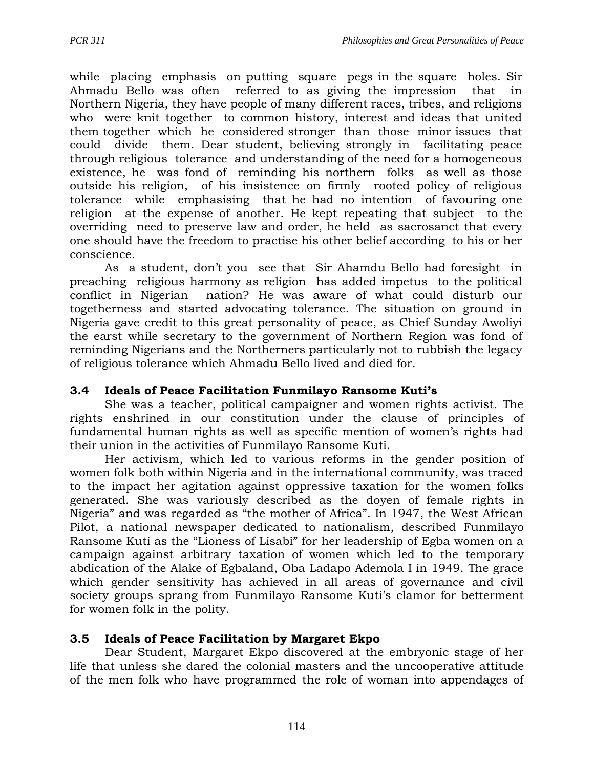while placing emphasis on putting square pegs in the square holes. Sir Ahmadu Bello was often referred to as giving the impression that in Northern Nigeria, they have people of many different races, tribes, and religions who were knit together to common history, interest and ideas that united them together which he considered stronger than those minor issues that could divide them. Dear student, believing strongly in facilitating peace through religious tolerance and understanding of the need for a homogeneous existence, he was fond of reminding his northern folks as well as those outside his religion, of his insistence on firmly rooted policy of religious tolerance while emphasising that he had no intention of favouring one religion at the expense of another. He kept repeating that subject to the overriding need to preserve law and order, he held as sacrosanct that every one should have the freedom to practise his other belief according to his or her conscience.

As a student, don't you see that Sir Ahamdu Bello had foresight in preaching religious harmony as religion has added impetus to the political conflict in Nigerian nation? He was aware of what could disturb our togetherness and started advocating tolerance. The situation on ground in Nigeria gave credit to this great personality of peace, as Chief Sunday Awoliyi the earst while secretary to the government of Northern Region was fond of reminding Nigerians and the Northerners particularly not to rubbish the legacy of religious tolerance which Ahmadu Bello lived and died for.

### 3.4 Ideals of Peace Facilitation Funmilayo Ransome Kuti's

She was a teacher, political campaigner and women rights activist. The rights enshrined in our constitution under the clause of principles of fundamental human rights as well as specific mention of women's rights had their union in the activities of Funmilayo Ransome Kuti.

Her activism, which led to various reforms in the gender position of women folk both within Nigeria and in the international community, was traced to the impact her agitation against oppressive taxation for the women folks generated. She was variously described as the doyen of female rights in Nigeria" and was regarded as "the mother of Africa". In 1947, the West African Pilot, a national newspaper dedicated to nationalism, described Funmilayo Ransome Kuti as the "Lioness of Lisabi" for her leadership of Egba women on a campaign against arbitrary taxation of women which led to the temporary abdication of the Alake of Egbaland, Oba Ladapo Ademola I in 1949. The grace which gender sensitivity has achieved in all areas of governance and civil society groups sprang from Funmilayo Ransome Kuti's clamor for betterment for women folk in the polity.

### 3.5 Ideals of Peace Facilitation by Margaret Ekpo

Dear Student, Margaret Ekpo discovered at the embryonic stage of her life that unless she dared the colonial masters and the uncooperative attitude of the men folk who have programmed the role of woman into appendages of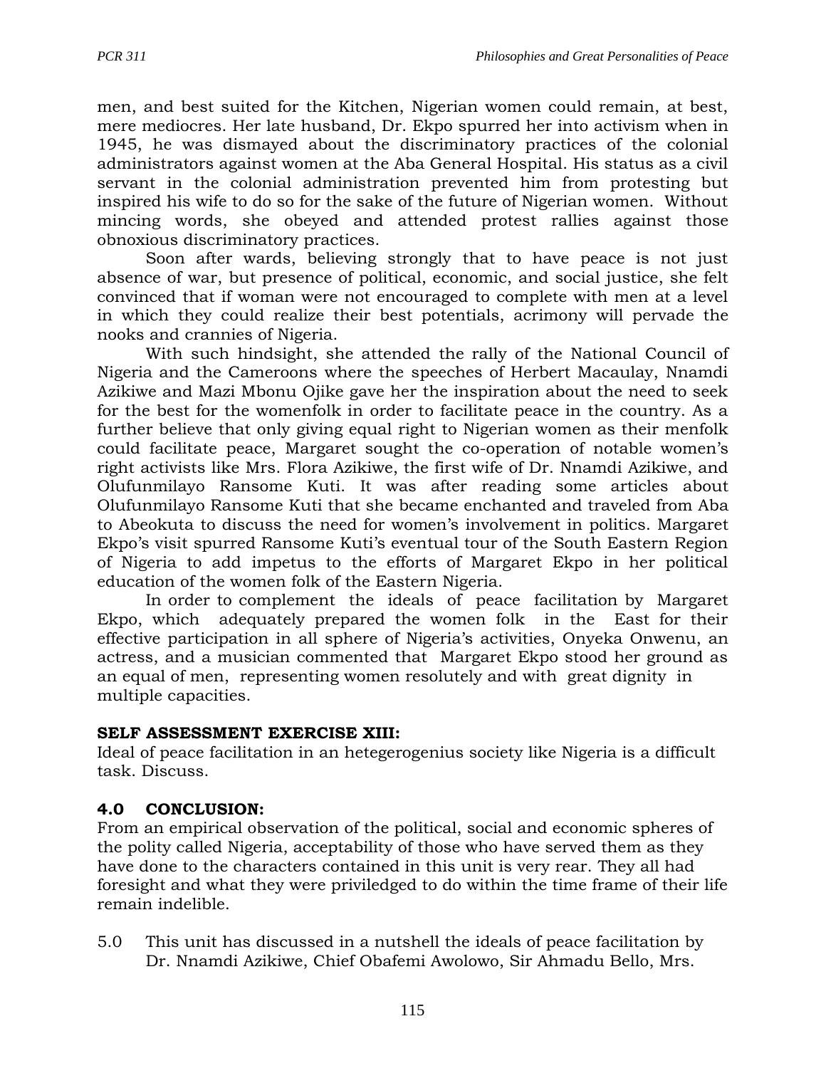men, and best suited for the Kitchen, Nigerian women could remain, at best, mere mediocres. Her late husband, Dr. Ekpo spurred her into activism when in 1945, he was dismayed about the discriminatory practices of the colonial administrators against women at the Aba General Hospital. His status as a civil servant in the colonial administration prevented him from protesting but inspired his wife to do so for the sake of the future of Nigerian women. Without mincing words, she obeyed and attended protest rallies against those obnoxious discriminatory practices.

Soon after wards, believing strongly that to have peace is not just absence of war, but presence of political, economic, and social justice, she felt convinced that if woman were not encouraged to complete with men at a level in which they could realize their best potentials, acrimony will pervade the nooks and crannies of Nigeria.

With such hindsight, she attended the rally of the National Council of Nigeria and the Cameroons where the speeches of Herbert Macaulay, Nnamdi Azikiwe and Mazi Mbonu Ojike gave her the inspiration about the need to seek for the best for the womenfolk in order to facilitate peace in the country. As a further believe that only giving equal right to Nigerian women as their menfolk could facilitate peace, Margaret sought the co-operation of notable women's right activists like Mrs. Flora Azikiwe, the first wife of Dr. Nnamdi Azikiwe, and Olufunmilayo Ransome Kuti. It was after reading some articles about Olufunmilayo Ransome Kuti that she became enchanted and traveled from Aba to Abeokuta to discuss the need for women's involvement in politics. Margaret Ekpo's visit spurred Ransome Kuti's eventual tour of the South Eastern Region of Nigeria to add impetus to the efforts of Margaret Ekpo in her political education of the women folk of the Eastern Nigeria.

In order to complement the ideals of peace facilitation by Margaret Ekpo, which adequately prepared the women folk in the East for their effective participation in all sphere of Nigeria's activities, Onyeka Onwenu, an actress, and a musician commented that Margaret Ekpo stood her ground as an equal of men, representing women resolutely and with great dignity in multiple capacities.

**SELF ASSESSMENT EXERCISE XIII:**
Ideal of peace facilitation in an hetegerogenius society like Nigeria is a difficult task. Discuss.

## 4.0 CONCLUSION:

From an empirical observation of the political, social and economic spheres of the polity called Nigeria, acceptability of those who have served them as they have done to the characters contained in this unit is very rear. They all had foresight and what they were priviledged to do within the time frame of their life remain indelible.

5.0 This unit has discussed in a nutshell the ideals of peace facilitation by Dr. Nnamdi Azikiwe, Chief Obafemi Awolowo, Sir Ahmadu Bello, Mrs.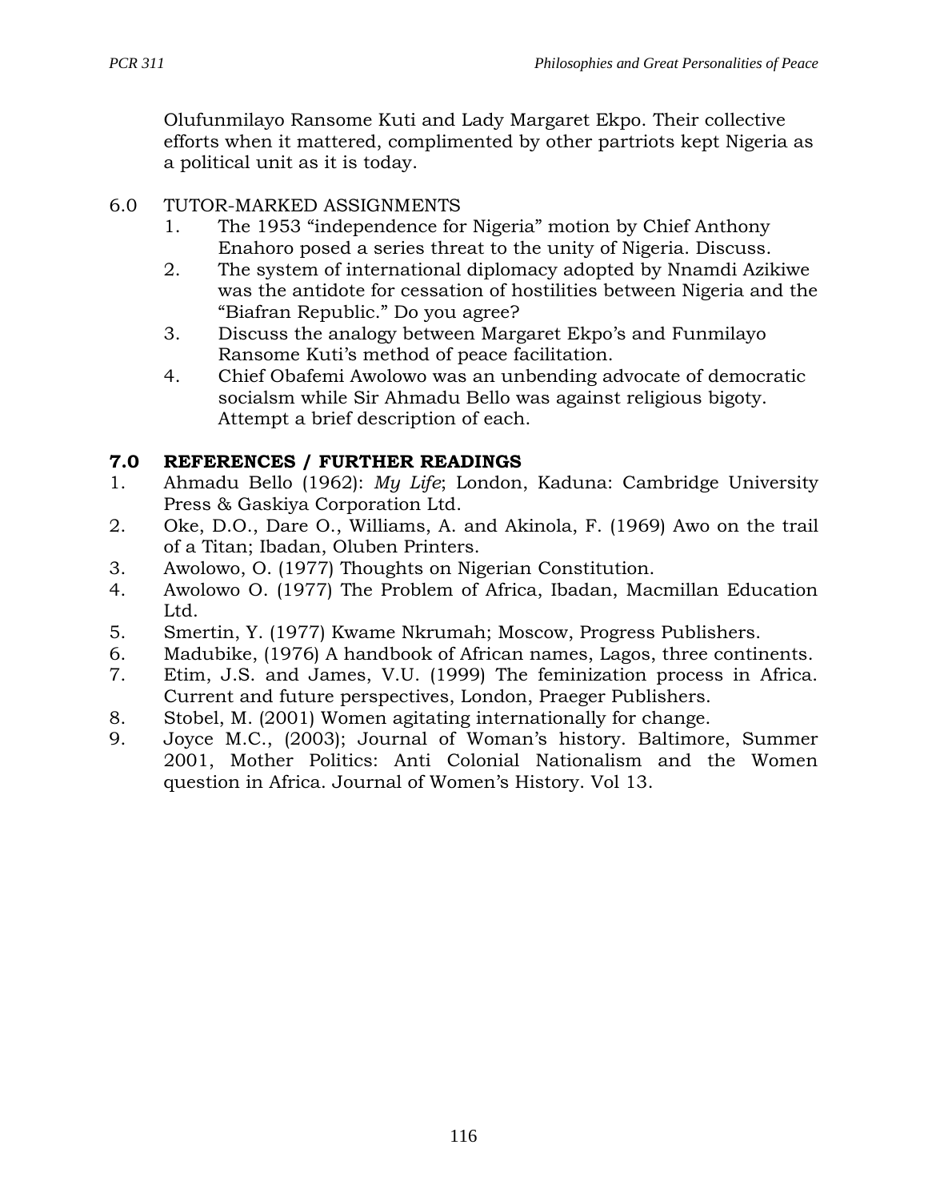Olufunmilayo Ransome Kuti and Lady Margaret Ekpo. Their collective efforts when it mattered, complimented by other partriots kept Nigeria as a political unit as it is today.

6.0 TUTOR-MARKED ASSIGNMENTS

1. The 1953 “independence for Nigeria” motion by Chief Anthony Enahoro posed a series threat to the unity of Nigeria. Discuss.
2. The system of international diplomacy adopted by Nnamdi Azikiwe was the antidote for cessation of hostilities between Nigeria and the “Biafran Republic.” Do you agree?
3. Discuss the analogy between Margaret Ekpo’s and Funmilayo Ransome Kuti’s method of peace facilitation.
4. Chief Obafemi Awolowo was an unbending advocate of democratic socialsm while Sir Ahmadu Bello was against religious bigoty. Attempt a brief description of each.

## 7.0 REFERENCES / FURTHER READINGS

1. Ahmadu Bello (1962): *My Life*; London, Kaduna: Cambridge University Press & Gaskiya Corporation Ltd.
2. Oke, D.O., Dare O., Williams, A. and Akinola, F. (1969) Awo on the trail of a Titan; Ibadan, Oluben Printers.
3. Awolowo, O. (1977) Thoughts on Nigerian Constitution.
4. Awolowo O. (1977) The Problem of Africa, Ibadan, Macmillan Education Ltd.
5. Smertin, Y. (1977) Kwame Nkrumah; Moscow, Progress Publishers.
6. Madubike, (1976) A handbook of African names, Lagos, three continents.
7. Etim, J.S. and James, V.U. (1999) The feminization process in Africa. Current and future perspectives, London, Praeger Publishers.
8. Stobel, M. (2001) Women agitating internationally for change.
9. Joyce M.C., (2003); Journal of Woman’s history. Baltimore, Summer 2001, Mother Politics: Anti Colonial Nationalism and the Women question in Africa. Journal of Women’s History. Vol 13.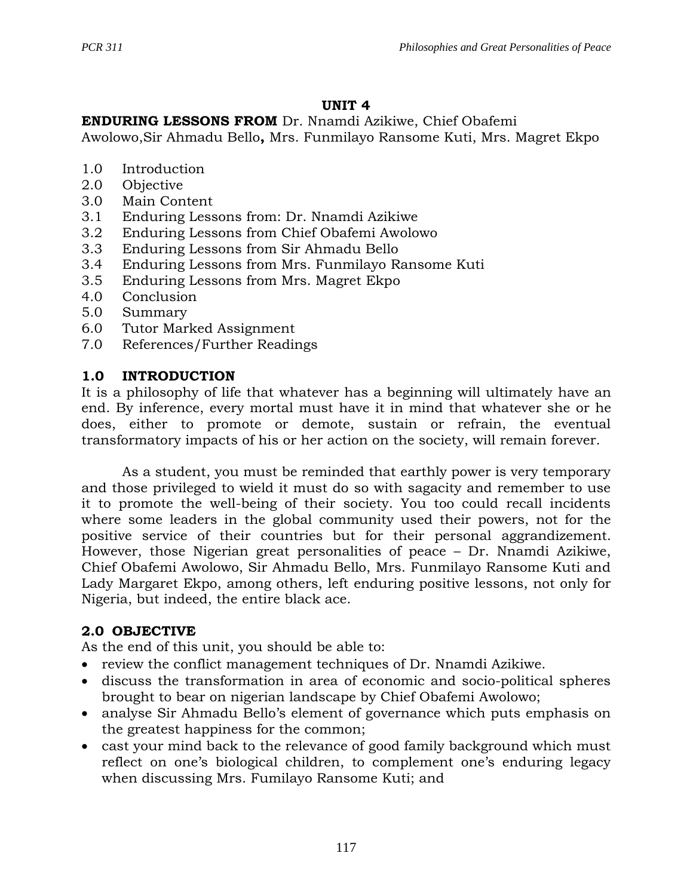# UNIT 4

**ENDURING LESSONS FROM** Dr. Nnamdi Azikiwe, Chief Obafemi Awolowo,Sir Ahmadu Bello**,** Mrs. Funmilayo Ransome Kuti, Mrs. Magret Ekpo

1.0 Introduction
2.0 Objective
3.0 Main Content
3.1 Enduring Lessons from: Dr. Nnamdi Azikiwe
3.2 Enduring Lessons from Chief Obafemi Awolowo
3.3 Enduring Lessons from Sir Ahmadu Bello
3.4 Enduring Lessons from Mrs. Funmilayo Ransome Kuti
3.5 Enduring Lessons from Mrs. Magret Ekpo
4.0 Conclusion
5.0 Summary
6.0 Tutor Marked Assignment
7.0 References/Further Readings

## 1.0 INTRODUCTION

It is a philosophy of life that whatever has a beginning will ultimately have an end. By inference, every mortal must have it in mind that whatever she or he does, either to promote or demote, sustain or refrain, the eventual transformatory impacts of his or her action on the society, will remain forever.

As a student, you must be reminded that earthly power is very temporary and those privileged to wield it must do so with sagacity and remember to use it to promote the well-being of their society. You too could recall incidents where some leaders in the global community used their powers, not for the positive service of their countries but for their personal aggrandizement. However, those Nigerian great personalities of peace – Dr. Nnamdi Azikiwe, Chief Obafemi Awolowo, Sir Ahmadu Bello, Mrs. Funmilayo Ransome Kuti and Lady Margaret Ekpo, among others, left enduring positive lessons, not only for Nigeria, but indeed, the entire black ace.

## 2.0 OBJECTIVE

As the end of this unit, you should be able to:

- review the conflict management techniques of Dr. Nnamdi Azikiwe.
- discuss the transformation in area of economic and socio-political spheres brought to bear on nigerian landscape by Chief Obafemi Awolowo;
- analyse Sir Ahmadu Bello's element of governance which puts emphasis on the greatest happiness for the common;
- cast your mind back to the relevance of good family background which must reflect on one's biological children, to complement one's enduring legacy when discussing Mrs. Fumilayo Ransome Kuti; and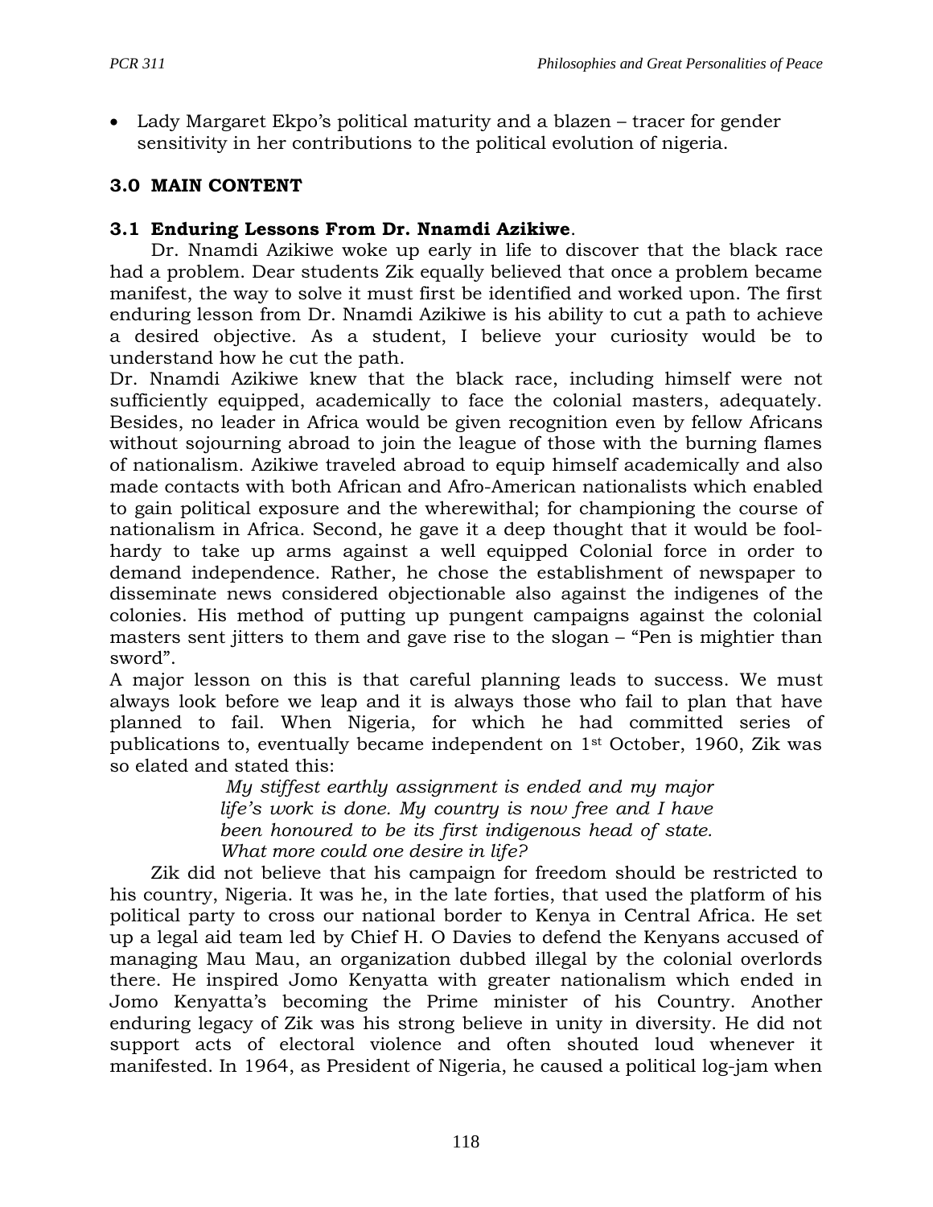- Lady Margaret Ekpo's political maturity and a blazen – tracer for gender sensitivity in her contributions to the political evolution of nigeria.

## 3.0 MAIN CONTENT

### 3.1 Enduring Lessons From Dr. Nnamdi Azikiwe.

Dr. Nnamdi Azikiwe woke up early in life to discover that the black race had a problem. Dear students Zik equally believed that once a problem became manifest, the way to solve it must first be identified and worked upon. The first enduring lesson from Dr. Nnamdi Azikiwe is his ability to cut a path to achieve a desired objective. As a student, I believe your curiosity would be to understand how he cut the path.

Dr. Nnamdi Azikiwe knew that the black race, including himself were not sufficiently equipped, academically to face the colonial masters, adequately. Besides, no leader in Africa would be given recognition even by fellow Africans without sojourning abroad to join the league of those with the burning flames of nationalism. Azikiwe traveled abroad to equip himself academically and also made contacts with both African and Afro-American nationalists which enabled to gain political exposure and the wherewithal; for championing the course of nationalism in Africa. Second, he gave it a deep thought that it would be fool-hardy to take up arms against a well equipped Colonial force in order to demand independence. Rather, he chose the establishment of newspaper to disseminate news considered objectionable also against the indigenes of the colonies. His method of putting up pungent campaigns against the colonial masters sent jitters to them and gave rise to the slogan – "Pen is mightier than sword".

A major lesson on this is that careful planning leads to success. We must always look before we leap and it is always those who fail to plan that have planned to fail. When Nigeria, for which he had committed series of publications to, eventually became independent on 1st October, 1960, Zik was so elated and stated this:

> *My stiffest earthly assignment is ended and my major life's work is done. My country is now free and I have been honoured to be its first indigenous head of state. What more could one desire in life?*

Zik did not believe that his campaign for freedom should be restricted to his country, Nigeria. It was he, in the late forties, that used the platform of his political party to cross our national border to Kenya in Central Africa. He set up a legal aid team led by Chief H. O Davies to defend the Kenyans accused of managing Mau Mau, an organization dubbed illegal by the colonial overlords there. He inspired Jomo Kenyatta with greater nationalism which ended in Jomo Kenyatta's becoming the Prime minister of his Country. Another enduring legacy of Zik was his strong believe in unity in diversity. He did not support acts of electoral violence and often shouted loud whenever it manifested. In 1964, as President of Nigeria, he caused a political log-jam when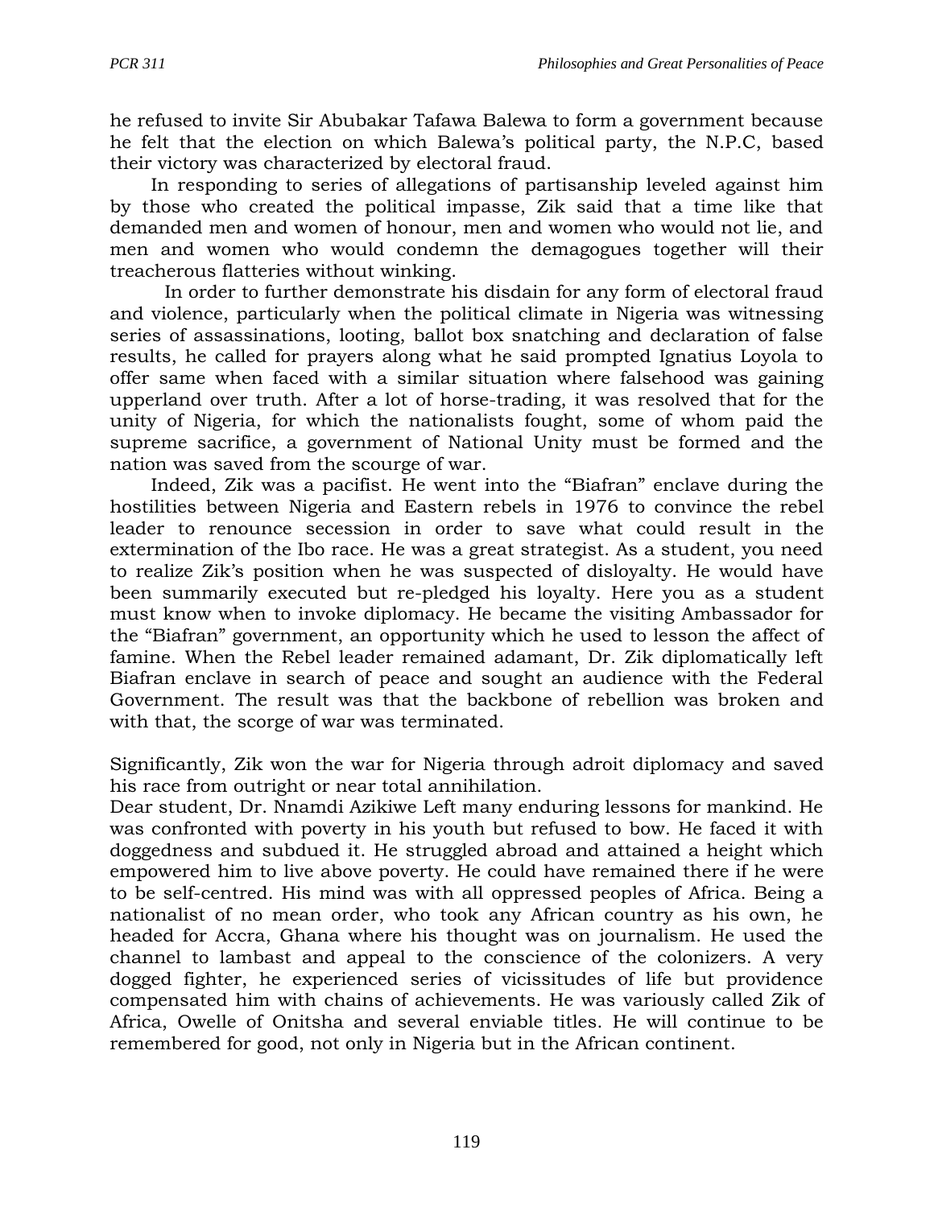he refused to invite Sir Abubakar Tafawa Balewa to form a government because he felt that the election on which Balewa's political party, the N.P.C, based their victory was characterized by electoral fraud.

In responding to series of allegations of partisanship leveled against him by those who created the political impasse, Zik said that a time like that demanded men and women of honour, men and women who would not lie, and men and women who would condemn the demagogues together will their treacherous flatteries without winking.

In order to further demonstrate his disdain for any form of electoral fraud and violence, particularly when the political climate in Nigeria was witnessing series of assassinations, looting, ballot box snatching and declaration of false results, he called for prayers along what he said prompted Ignatius Loyola to offer same when faced with a similar situation where falsehood was gaining upperland over truth. After a lot of horse-trading, it was resolved that for the unity of Nigeria, for which the nationalists fought, some of whom paid the supreme sacrifice, a government of National Unity must be formed and the nation was saved from the scourge of war.

Indeed, Zik was a pacifist. He went into the "Biafran" enclave during the hostilities between Nigeria and Eastern rebels in 1976 to convince the rebel leader to renounce secession in order to save what could result in the extermination of the Ibo race. He was a great strategist. As a student, you need to realize Zik's position when he was suspected of disloyalty. He would have been summarily executed but re-pledged his loyalty. Here you as a student must know when to invoke diplomacy. He became the visiting Ambassador for the "Biafran" government, an opportunity which he used to lesson the affect of famine. When the Rebel leader remained adamant, Dr. Zik diplomatically left Biafran enclave in search of peace and sought an audience with the Federal Government. The result was that the backbone of rebellion was broken and with that, the scorge of war was terminated.

Significantly, Zik won the war for Nigeria through adroit diplomacy and saved his race from outright or near total annihilation.

Dear student, Dr. Nnamdi Azikiwe Left many enduring lessons for mankind. He was confronted with poverty in his youth but refused to bow. He faced it with doggedness and subdued it. He struggled abroad and attained a height which empowered him to live above poverty. He could have remained there if he were to be self-centred. His mind was with all oppressed peoples of Africa. Being a nationalist of no mean order, who took any African country as his own, he headed for Accra, Ghana where his thought was on journalism. He used the channel to lambast and appeal to the conscience of the colonizers. A very dogged fighter, he experienced series of vicissitudes of life but providence compensated him with chains of achievements. He was variously called Zik of Africa, Owelle of Onitsha and several enviable titles. He will continue to be remembered for good, not only in Nigeria but in the African continent.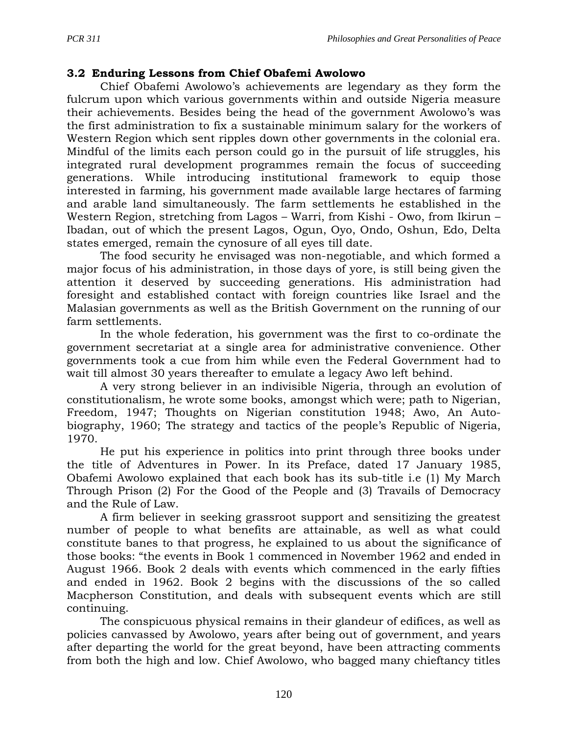### 3.2 Enduring Lessons from Chief Obafemi Awolowo

Chief Obafemi Awolowo's achievements are legendary as they form the fulcrum upon which various governments within and outside Nigeria measure their achievements. Besides being the head of the government Awolowo's was the first administration to fix a sustainable minimum salary for the workers of Western Region which sent ripples down other governments in the colonial era. Mindful of the limits each person could go in the pursuit of life struggles, his integrated rural development programmes remain the focus of succeeding generations. While introducing institutional framework to equip those interested in farming, his government made available large hectares of farming and arable land simultaneously. The farm settlements he established in the Western Region, stretching from Lagos – Warri, from Kishi - Owo, from Ikirun – Ibadan, out of which the present Lagos, Ogun, Oyo, Ondo, Oshun, Edo, Delta states emerged, remain the cynosure of all eyes till date.

The food security he envisaged was non-negotiable, and which formed a major focus of his administration, in those days of yore, is still being given the attention it deserved by succeeding generations. His administration had foresight and established contact with foreign countries like Israel and the Malasian governments as well as the British Government on the running of our farm settlements.

In the whole federation, his government was the first to co-ordinate the government secretariat at a single area for administrative convenience. Other governments took a cue from him while even the Federal Government had to wait till almost 30 years thereafter to emulate a legacy Awo left behind.

A very strong believer in an indivisible Nigeria, through an evolution of constitutionalism, he wrote some books, amongst which were; path to Nigerian, Freedom, 1947; Thoughts on Nigerian constitution 1948; Awo, An Auto-biography, 1960; The strategy and tactics of the people's Republic of Nigeria, 1970.

He put his experience in politics into print through three books under the title of Adventures in Power. In its Preface, dated 17 January 1985, Obafemi Awolowo explained that each book has its sub-title i.e (1) My March Through Prison (2) For the Good of the People and (3) Travails of Democracy and the Rule of Law.

A firm believer in seeking grassroot support and sensitizing the greatest number of people to what benefits are attainable, as well as what could constitute banes to that progress, he explained to us about the significance of those books: "the events in Book 1 commenced in November 1962 and ended in August 1966. Book 2 deals with events which commenced in the early fifties and ended in 1962. Book 2 begins with the discussions of the so called Macpherson Constitution, and deals with subsequent events which are still continuing.

The conspicuous physical remains in their glandeur of edifices, as well as policies canvassed by Awolowo, years after being out of government, and years after departing the world for the great beyond, have been attracting comments from both the high and low. Chief Awolowo, who bagged many chieftancy titles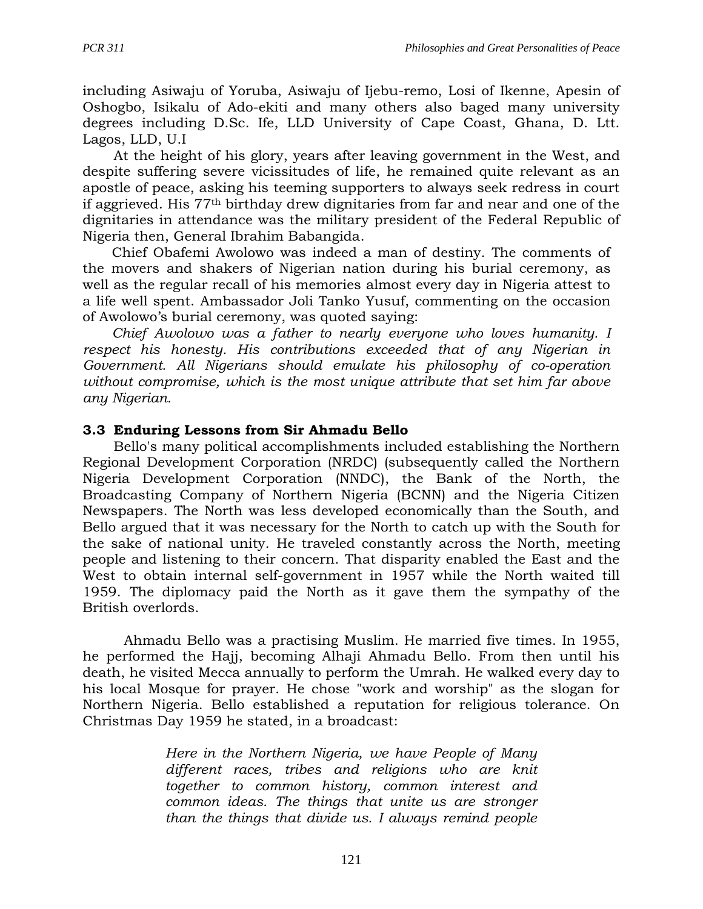including Asiwaju of Yoruba, Asiwaju of Ijebu-remo, Losi of Ikenne, Apesin of Oshogbo, Isikalu of Ado-ekiti and many others also baged many university degrees including D.Sc. Ife, LLD University of Cape Coast, Ghana, D. Ltt. Lagos, LLD, U.I

At the height of his glory, years after leaving government in the West, and despite suffering severe vicissitudes of life, he remained quite relevant as an apostle of peace, asking his teeming supporters to always seek redress in court if aggrieved. His 77th birthday drew dignitaries from far and near and one of the dignitaries in attendance was the military president of the Federal Republic of Nigeria then, General Ibrahim Babangida.

Chief Obafemi Awolowo was indeed a man of destiny. The comments of the movers and shakers of Nigerian nation during his burial ceremony, as well as the regular recall of his memories almost every day in Nigeria attest to a life well spent. Ambassador Joli Tanko Yusuf, commenting on the occasion of Awolowo's burial ceremony, was quoted saying:

*Chief Awolowo was a father to nearly everyone who loves humanity. I respect his honesty. His contributions exceeded that of any Nigerian in Government. All Nigerians should emulate his philosophy of co-operation without compromise, which is the most unique attribute that set him far above any Nigerian.*

### 3.3 Enduring Lessons from Sir Ahmadu Bello

Bello's many political accomplishments included establishing the Northern Regional Development Corporation (NRDC) (subsequently called the Northern Nigeria Development Corporation (NNDC), the Bank of the North, the Broadcasting Company of Northern Nigeria (BCNN) and the Nigeria Citizen Newspapers. The North was less developed economically than the South, and Bello argued that it was necessary for the North to catch up with the South for the sake of national unity. He traveled constantly across the North, meeting people and listening to their concern. That disparity enabled the East and the West to obtain internal self-government in 1957 while the North waited till 1959. The diplomacy paid the North as it gave them the sympathy of the British overlords.

Ahmadu Bello was a practising Muslim. He married five times. In 1955, he performed the Hajj, becoming Alhaji Ahmadu Bello. From then until his death, he visited Mecca annually to perform the Umrah. He walked every day to his local Mosque for prayer. He chose "work and worship" as the slogan for Northern Nigeria. Bello established a reputation for religious tolerance. On Christmas Day 1959 he stated, in a broadcast:

> *Here in the Northern Nigeria, we have People of Many different races, tribes and religions who are knit together to common history, common interest and common ideas. The things that unite us are stronger than the things that divide us. I always remind people*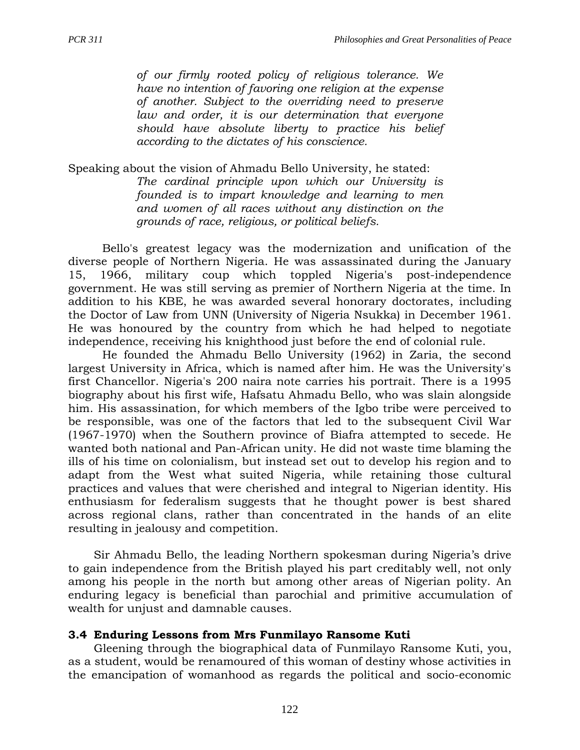> *of our firmly rooted policy of religious tolerance. We have no intention of favoring one religion at the expense of another. Subject to the overriding need to preserve law and order, it is our determination that everyone should have absolute liberty to practice his belief according to the dictates of his conscience.*

Speaking about the vision of Ahmadu Bello University, he stated:

> *The cardinal principle upon which our University is founded is to impart knowledge and learning to men and women of all races without any distinction on the grounds of race, religious, or political beliefs.*

Bello's greatest legacy was the modernization and unification of the diverse people of Northern Nigeria. He was assassinated during the January 15, 1966, military coup which toppled Nigeria's post-independence government. He was still serving as premier of Northern Nigeria at the time. In addition to his KBE, he was awarded several honorary doctorates, including the Doctor of Law from UNN (University of Nigeria Nsukka) in December 1961. He was honoured by the country from which he had helped to negotiate independence, receiving his knighthood just before the end of colonial rule.

He founded the Ahmadu Bello University (1962) in Zaria, the second largest University in Africa, which is named after him. He was the University's first Chancellor. Nigeria's 200 naira note carries his portrait. There is a 1995 biography about his first wife, Hafsatu Ahmadu Bello, who was slain alongside him. His assassination, for which members of the Igbo tribe were perceived to be responsible, was one of the factors that led to the subsequent Civil War (1967-1970) when the Southern province of Biafra attempted to secede. He wanted both national and Pan-African unity. He did not waste time blaming the ills of his time on colonialism, but instead set out to develop his region and to adapt from the West what suited Nigeria, while retaining those cultural practices and values that were cherished and integral to Nigerian identity. His enthusiasm for federalism suggests that he thought power is best shared across regional clans, rather than concentrated in the hands of an elite resulting in jealousy and competition.

Sir Ahmadu Bello, the leading Northern spokesman during Nigeria's drive to gain independence from the British played his part creditably well, not only among his people in the north but among other areas of Nigerian polity. An enduring legacy is beneficial than parochial and primitive accumulation of wealth for unjust and damnable causes.

### 3.4 Enduring Lessons from Mrs Funmilayo Ransome Kuti

Gleening through the biographical data of Funmilayo Ransome Kuti, you, as a student, would be renamoured of this woman of destiny whose activities in the emancipation of womanhood as regards the political and socio-economic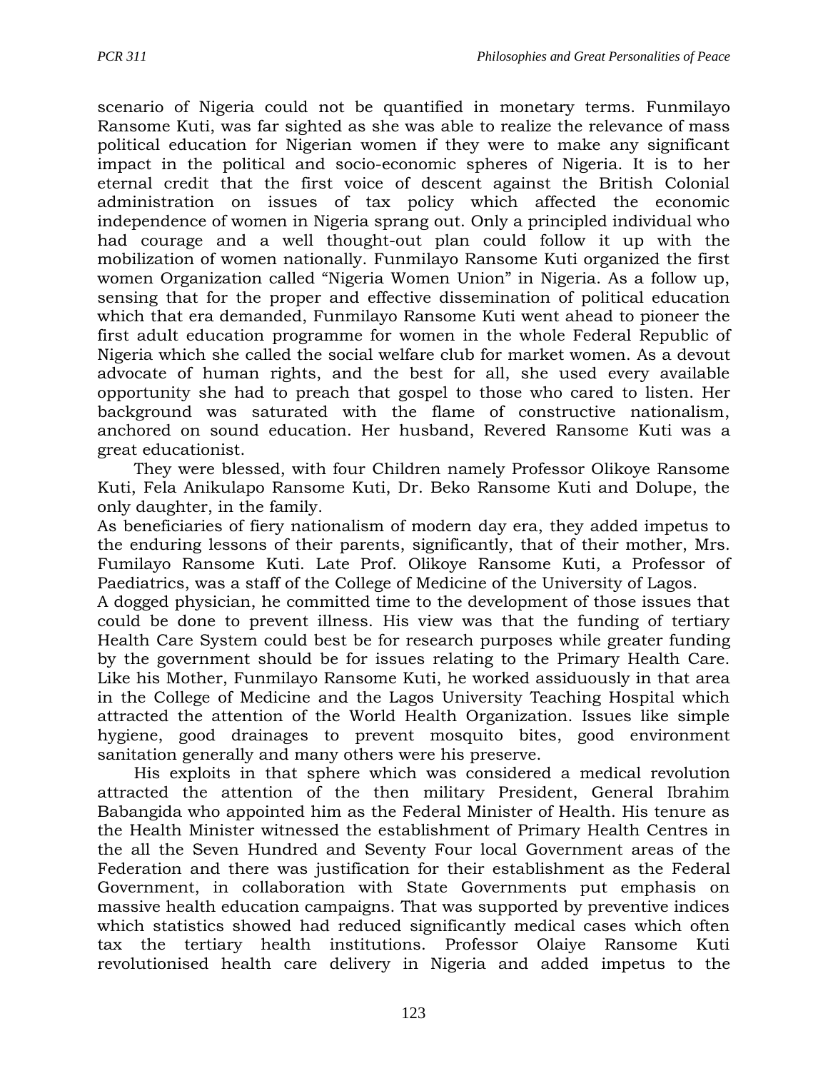scenario of Nigeria could not be quantified in monetary terms. Funmilayo Ransome Kuti, was far sighted as she was able to realize the relevance of mass political education for Nigerian women if they were to make any significant impact in the political and socio-economic spheres of Nigeria. It is to her eternal credit that the first voice of descent against the British Colonial administration on issues of tax policy which affected the economic independence of women in Nigeria sprang out. Only a principled individual who had courage and a well thought-out plan could follow it up with the mobilization of women nationally. Funmilayo Ransome Kuti organized the first women Organization called "Nigeria Women Union" in Nigeria. As a follow up, sensing that for the proper and effective dissemination of political education which that era demanded, Funmilayo Ransome Kuti went ahead to pioneer the first adult education programme for women in the whole Federal Republic of Nigeria which she called the social welfare club for market women. As a devout advocate of human rights, and the best for all, she used every available opportunity she had to preach that gospel to those who cared to listen. Her background was saturated with the flame of constructive nationalism, anchored on sound education. Her husband, Revered Ransome Kuti was a great educationist.

They were blessed, with four Children namely Professor Olikoye Ransome Kuti, Fela Anikulapo Ransome Kuti, Dr. Beko Ransome Kuti and Dolupe, the only daughter, in the family.

As beneficiaries of fiery nationalism of modern day era, they added impetus to the enduring lessons of their parents, significantly, that of their mother, Mrs. Fumilayo Ransome Kuti. Late Prof. Olikoye Ransome Kuti, a Professor of Paediatrics, was a staff of the College of Medicine of the University of Lagos.

A dogged physician, he committed time to the development of those issues that could be done to prevent illness. His view was that the funding of tertiary Health Care System could best be for research purposes while greater funding by the government should be for issues relating to the Primary Health Care. Like his Mother, Funmilayo Ransome Kuti, he worked assiduously in that area in the College of Medicine and the Lagos University Teaching Hospital which attracted the attention of the World Health Organization. Issues like simple hygiene, good drainages to prevent mosquito bites, good environment sanitation generally and many others were his preserve.

His exploits in that sphere which was considered a medical revolution attracted the attention of the then military President, General Ibrahim Babangida who appointed him as the Federal Minister of Health. His tenure as the Health Minister witnessed the establishment of Primary Health Centres in the all the Seven Hundred and Seventy Four local Government areas of the Federation and there was justification for their establishment as the Federal Government, in collaboration with State Governments put emphasis on massive health education campaigns. That was supported by preventive indices which statistics showed had reduced significantly medical cases which often tax the tertiary health institutions. Professor Olaiye Ransome Kuti revolutionised health care delivery in Nigeria and added impetus to the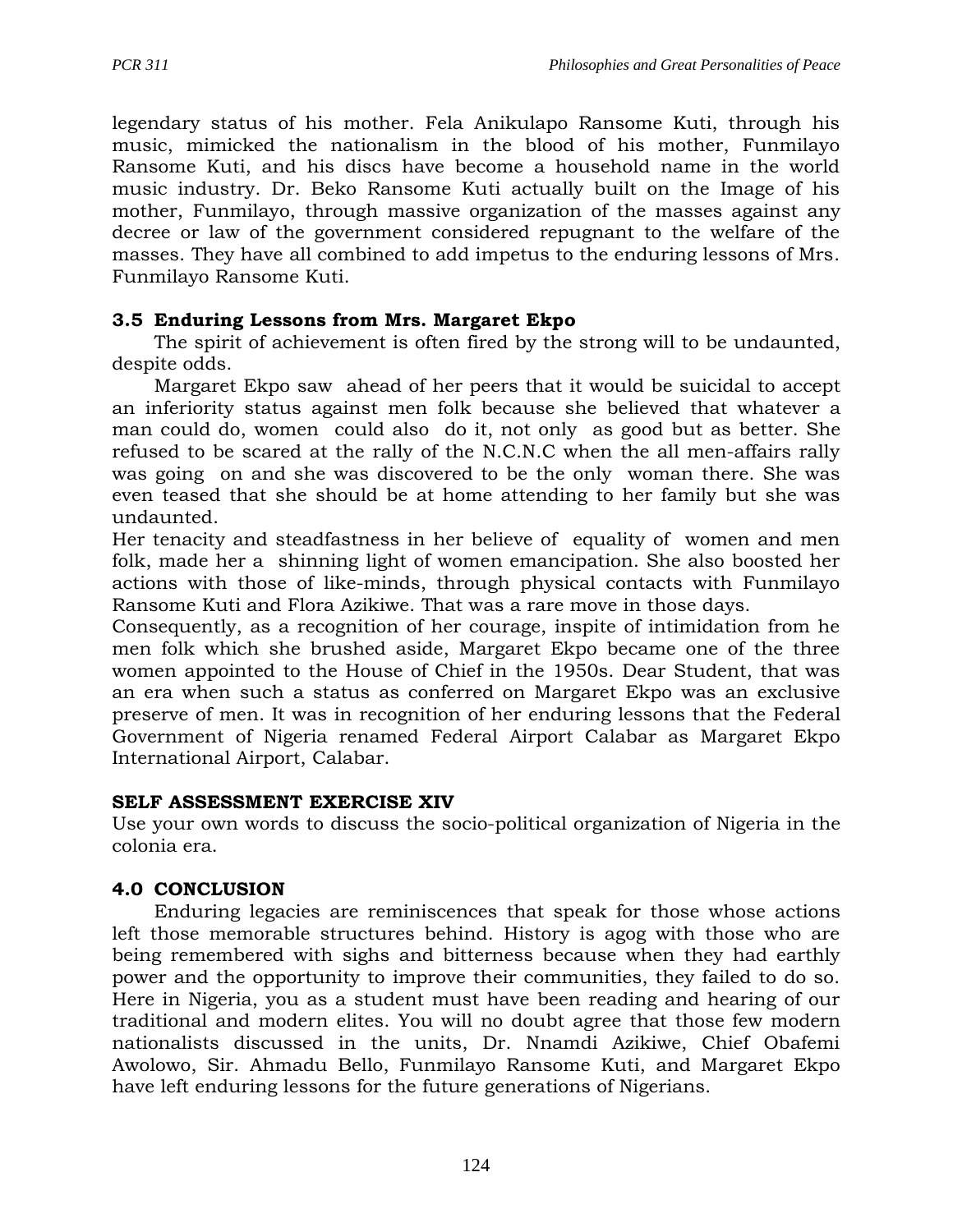legendary status of his mother. Fela Anikulapo Ransome Kuti, through his music, mimicked the nationalism in the blood of his mother, Funmilayo Ransome Kuti, and his discs have become a household name in the world music industry. Dr. Beko Ransome Kuti actually built on the Image of his mother, Funmilayo, through massive organization of the masses against any decree or law of the government considered repugnant to the welfare of the masses. They have all combined to add impetus to the enduring lessons of Mrs. Funmilayo Ransome Kuti.

### 3.5 Enduring Lessons from Mrs. Margaret Ekpo

The spirit of achievement is often fired by the strong will to be undaunted, despite odds.

Margaret Ekpo saw ahead of her peers that it would be suicidal to accept an inferiority status against men folk because she believed that whatever a man could do, women could also do it, not only as good but as better. She refused to be scared at the rally of the N.C.N.C when the all men-affairs rally was going on and she was discovered to be the only woman there. She was even teased that she should be at home attending to her family but she was undaunted.

Her tenacity and steadfastness in her believe of equality of women and men folk, made her a shinning light of women emancipation. She also boosted her actions with those of like-minds, through physical contacts with Funmilayo Ransome Kuti and Flora Azikiwe. That was a rare move in those days.

Consequently, as a recognition of her courage, inspite of intimidation from he men folk which she brushed aside, Margaret Ekpo became one of the three women appointed to the House of Chief in the 1950s. Dear Student, that was an era when such a status as conferred on Margaret Ekpo was an exclusive preserve of men. It was in recognition of her enduring lessons that the Federal Government of Nigeria renamed Federal Airport Calabar as Margaret Ekpo International Airport, Calabar.

**SELF ASSESSMENT EXERCISE XIV**

Use your own words to discuss the socio-political organization of Nigeria in the colonia era.

## 4.0 CONCLUSION

Enduring legacies are reminiscences that speak for those whose actions left those memorable structures behind. History is agog with those who are being remembered with sighs and bitterness because when they had earthly power and the opportunity to improve their communities, they failed to do so. Here in Nigeria, you as a student must have been reading and hearing of our traditional and modern elites. You will no doubt agree that those few modern nationalists discussed in the units, Dr. Nnamdi Azikiwe, Chief Obafemi Awolowo, Sir. Ahmadu Bello, Funmilayo Ransome Kuti, and Margaret Ekpo have left enduring lessons for the future generations of Nigerians.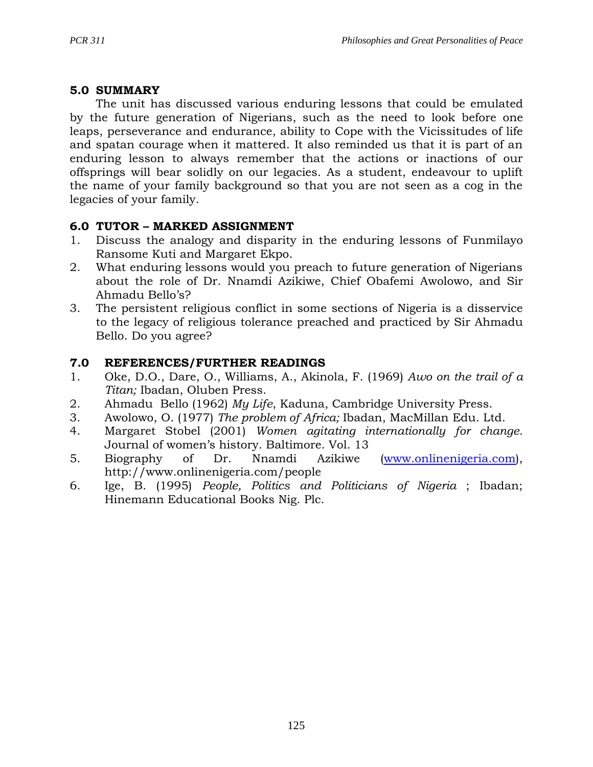## 5.0 SUMMARY

The unit has discussed various enduring lessons that could be emulated by the future generation of Nigerians, such as the need to look before one leaps, perseverance and endurance, ability to Cope with the Vicissitudes of life and spatan courage when it mattered. It also reminded us that it is part of an enduring lesson to always remember that the actions or inactions of our offsprings will bear solidly on our legacies. As a student, endeavour to uplift the name of your family background so that you are not seen as a cog in the legacies of your family.

## 6.0 TUTOR – MARKED ASSIGNMENT

1. Discuss the analogy and disparity in the enduring lessons of Funmilayo Ransome Kuti and Margaret Ekpo.
2. What enduring lessons would you preach to future generation of Nigerians about the role of Dr. Nnamdi Azikiwe, Chief Obafemi Awolowo, and Sir Ahmadu Bello's?
3. The persistent religious conflict in some sections of Nigeria is a disservice to the legacy of religious tolerance preached and practiced by Sir Ahmadu Bello. Do you agree?

## 7.0 REFERENCES/FURTHER READINGS

1. Oke, D.O., Dare, O., Williams, A., Akinola, F. (1969) *Awo on the trail of a Titan;* Ibadan, Oluben Press.
2. Ahmadu Bello (1962) *My Life*, Kaduna, Cambridge University Press.
3. Awolowo, O. (1977) *The problem of Africa;* Ibadan, MacMillan Edu. Ltd.
4. Margaret Stobel (2001) *Women agitating internationally for change.* Journal of women's history. Baltimore. Vol. 13
5. Biography of Dr. Nnamdi Azikiwe (www.onlinenigeria.com), http://www.onlinenigeria.com/people
6. Ige, B. (1995) *People, Politics and Politicians of Nigeria* ; Ibadan; Hinemann Educational Books Nig. Plc.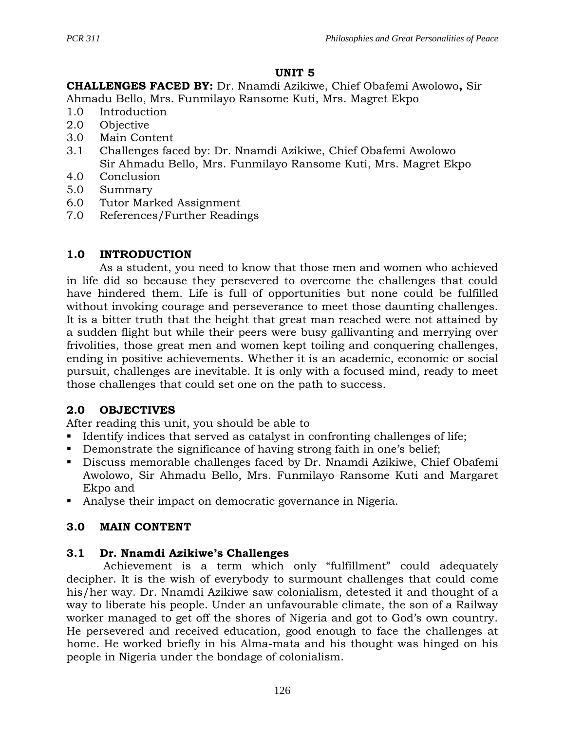## UNIT 5

**CHALLENGES FACED BY:** Dr. Nnamdi Azikiwe, Chief Obafemi Awolowo**,** Sir Ahmadu Bello, Mrs. Funmilayo Ransome Kuti, Mrs. Magret Ekpo

1.0 Introduction
2.0 Objective
3.0 Main Content
3.1 Challenges faced by: Dr. Nnamdi Azikiwe, Chief Obafemi Awolowo Sir Ahmadu Bello, Mrs. Funmilayo Ransome Kuti, Mrs. Magret Ekpo
4.0 Conclusion
5.0 Summary
6.0 Tutor Marked Assignment
7.0 References/Further Readings

### 1.0 INTRODUCTION

As a student, you need to know that those men and women who achieved in life did so because they persevered to overcome the challenges that could have hindered them. Life is full of opportunities but none could be fulfilled without invoking courage and perseverance to meet those daunting challenges. It is a bitter truth that the height that great man reached were not attained by a sudden flight but while their peers were busy gallivanting and merrying over frivolities, those great men and women kept toiling and conquering challenges, ending in positive achievements. Whether it is an academic, economic or social pursuit, challenges are inevitable. It is only with a focused mind, ready to meet those challenges that could set one on the path to success.

### 2.0 OBJECTIVES

After reading this unit, you should be able to

- Identify indices that served as catalyst in confronting challenges of life;
- Demonstrate the significance of having strong faith in one's belief;
- Discuss memorable challenges faced by Dr. Nnamdi Azikiwe, Chief Obafemi Awolowo, Sir Ahmadu Bello, Mrs. Funmilayo Ransome Kuti and Margaret Ekpo and
- Analyse their impact on democratic governance in Nigeria.

### 3.0 MAIN CONTENT

### 3.1 Dr. Nnamdi Azikiwe's Challenges

Achievement is a term which only "fulfillment" could adequately decipher. It is the wish of everybody to surmount challenges that could come his/her way. Dr. Nnamdi Azikiwe saw colonialism, detested it and thought of a way to liberate his people. Under an unfavourable climate, the son of a Railway worker managed to get off the shores of Nigeria and got to God's own country. He persevered and received education, good enough to face the challenges at home. He worked briefly in his Alma-mata and his thought was hinged on his people in Nigeria under the bondage of colonialism.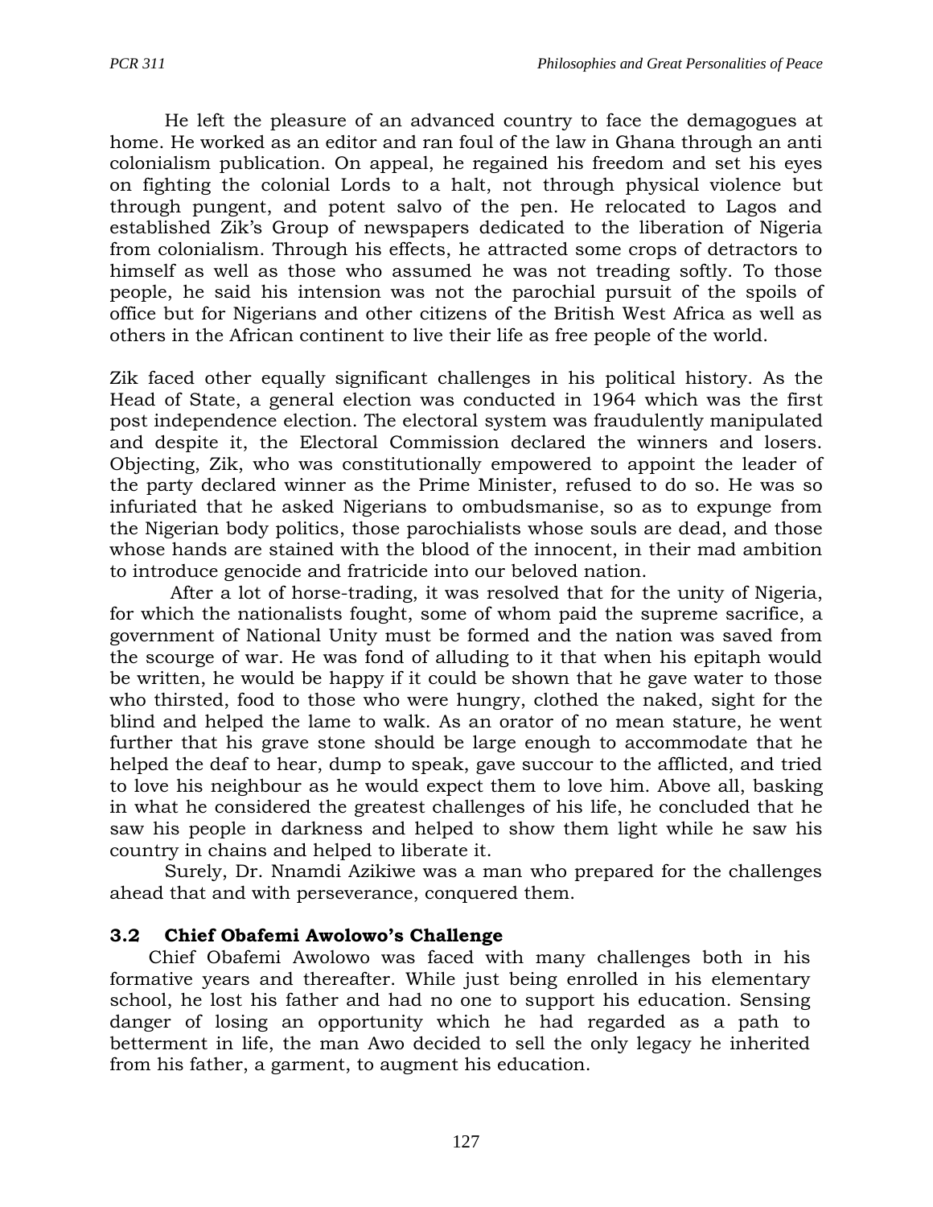He left the pleasure of an advanced country to face the demagogues at home. He worked as an editor and ran foul of the law in Ghana through an anti colonialism publication. On appeal, he regained his freedom and set his eyes on fighting the colonial Lords to a halt, not through physical violence but through pungent, and potent salvo of the pen. He relocated to Lagos and established Zik's Group of newspapers dedicated to the liberation of Nigeria from colonialism. Through his effects, he attracted some crops of detractors to himself as well as those who assumed he was not treading softly. To those people, he said his intension was not the parochial pursuit of the spoils of office but for Nigerians and other citizens of the British West Africa as well as others in the African continent to live their life as free people of the world.

Zik faced other equally significant challenges in his political history. As the Head of State, a general election was conducted in 1964 which was the first post independence election. The electoral system was fraudulently manipulated and despite it, the Electoral Commission declared the winners and losers. Objecting, Zik, who was constitutionally empowered to appoint the leader of the party declared winner as the Prime Minister, refused to do so. He was so infuriated that he asked Nigerians to ombudsmanise, so as to expunge from the Nigerian body politics, those parochialists whose souls are dead, and those whose hands are stained with the blood of the innocent, in their mad ambition to introduce genocide and fratricide into our beloved nation.

After a lot of horse-trading, it was resolved that for the unity of Nigeria, for which the nationalists fought, some of whom paid the supreme sacrifice, a government of National Unity must be formed and the nation was saved from the scourge of war. He was fond of alluding to it that when his epitaph would be written, he would be happy if it could be shown that he gave water to those who thirsted, food to those who were hungry, clothed the naked, sight for the blind and helped the lame to walk. As an orator of no mean stature, he went further that his grave stone should be large enough to accommodate that he helped the deaf to hear, dump to speak, gave succour to the afflicted, and tried to love his neighbour as he would expect them to love him. Above all, basking in what he considered the greatest challenges of his life, he concluded that he saw his people in darkness and helped to show them light while he saw his country in chains and helped to liberate it.

Surely, Dr. Nnamdi Azikiwe was a man who prepared for the challenges ahead that and with perseverance, conquered them.

### 3.2 Chief Obafemi Awolowo's Challenge

Chief Obafemi Awolowo was faced with many challenges both in his formative years and thereafter. While just being enrolled in his elementary school, he lost his father and had no one to support his education. Sensing danger of losing an opportunity which he had regarded as a path to betterment in life, the man Awo decided to sell the only legacy he inherited from his father, a garment, to augment his education.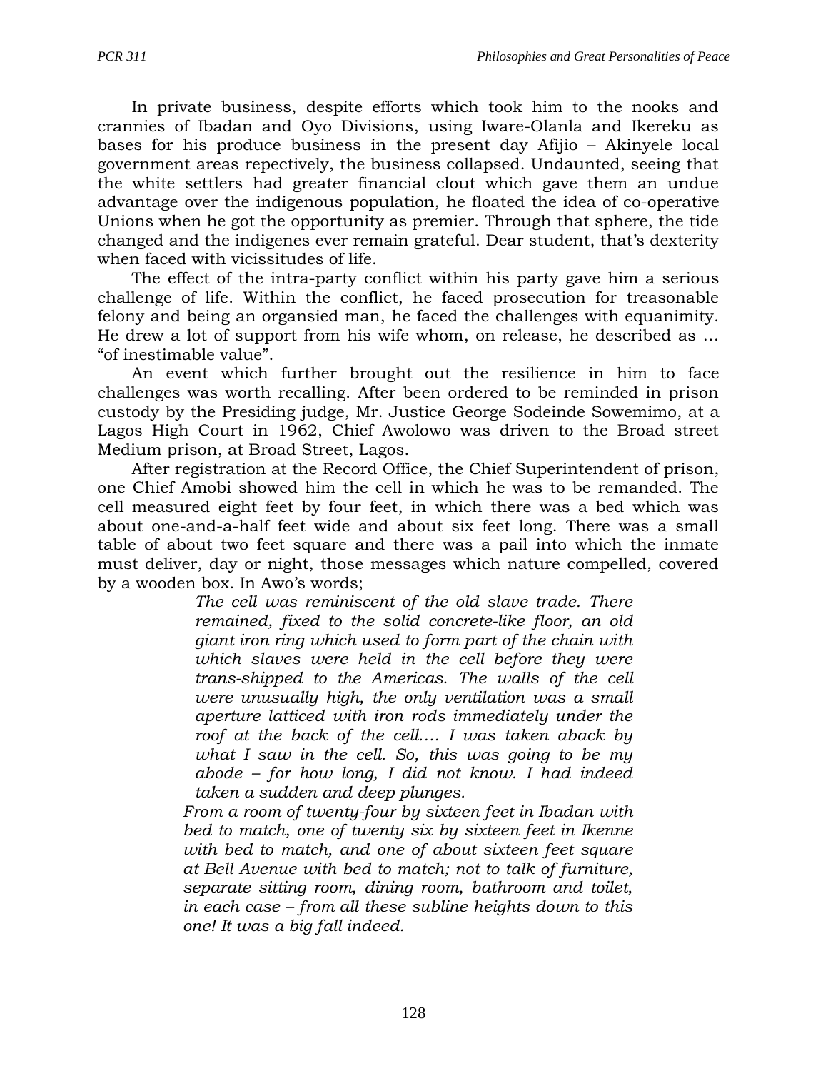In private business, despite efforts which took him to the nooks and crannies of Ibadan and Oyo Divisions, using Iware-Olanla and Ikereku as bases for his produce business in the present day Afijio – Akinyele local government areas repectively, the business collapsed. Undaunted, seeing that the white settlers had greater financial clout which gave them an undue advantage over the indigenous population, he floated the idea of co-operative Unions when he got the opportunity as premier. Through that sphere, the tide changed and the indigenes ever remain grateful. Dear student, that's dexterity when faced with vicissitudes of life.

The effect of the intra-party conflict within his party gave him a serious challenge of life. Within the conflict, he faced prosecution for treasonable felony and being an organsied man, he faced the challenges with equanimity. He drew a lot of support from his wife whom, on release, he described as … "of inestimable value".

An event which further brought out the resilience in him to face challenges was worth recalling. After been ordered to be reminded in prison custody by the Presiding judge, Mr. Justice George Sodeinde Sowemimo, at a Lagos High Court in 1962, Chief Awolowo was driven to the Broad street Medium prison, at Broad Street, Lagos.

After registration at the Record Office, the Chief Superintendent of prison, one Chief Amobi showed him the cell in which he was to be remanded. The cell measured eight feet by four feet, in which there was a bed which was about one-and-a-half feet wide and about six feet long. There was a small table of about two feet square and there was a pail into which the inmate must deliver, day or night, those messages which nature compelled, covered by a wooden box. In Awo's words;

> *The cell was reminiscent of the old slave trade. There remained, fixed to the solid concrete-like floor, an old giant iron ring which used to form part of the chain with which slaves were held in the cell before they were trans-shipped to the Americas. The walls of the cell were unusually high, the only ventilation was a small aperture latticed with iron rods immediately under the roof at the back of the cell…. I was taken aback by what I saw in the cell. So, this was going to be my abode – for how long, I did not know. I had indeed taken a sudden and deep plunges.*
>
> *From a room of twenty-four by sixteen feet in Ibadan with bed to match, one of twenty six by sixteen feet in Ikenne with bed to match, and one of about sixteen feet square at Bell Avenue with bed to match; not to talk of furniture, separate sitting room, dining room, bathroom and toilet, in each case – from all these subline heights down to this one! It was a big fall indeed.*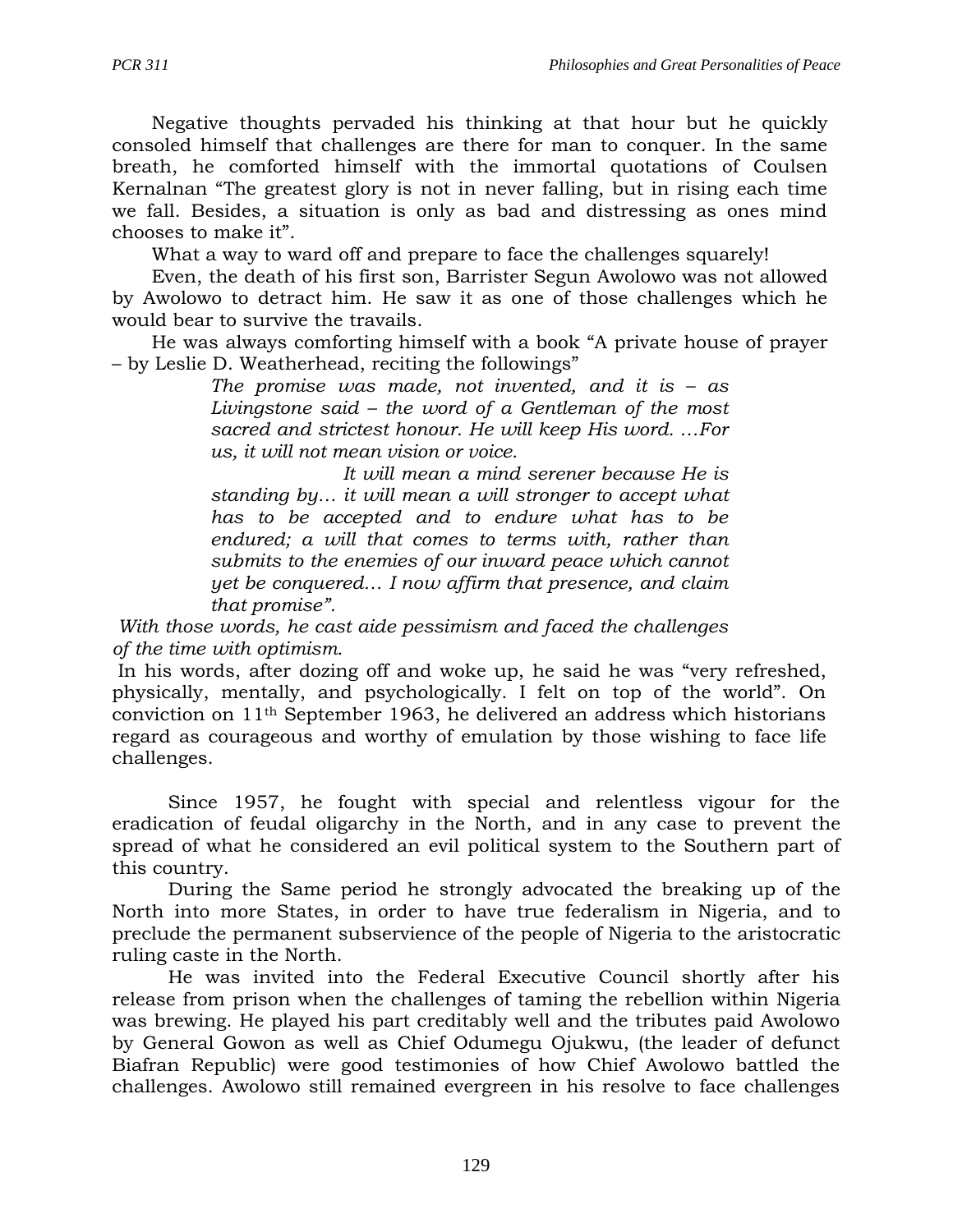Negative thoughts pervaded his thinking at that hour but he quickly consoled himself that challenges are there for man to conquer. In the same breath, he comforted himself with the immortal quotations of Coulsen Kernalnan "The greatest glory is not in never falling, but in rising each time we fall. Besides, a situation is only as bad and distressing as ones mind chooses to make it".

What a way to ward off and prepare to face the challenges squarely!

Even, the death of his first son, Barrister Segun Awolowo was not allowed by Awolowo to detract him. He saw it as one of those challenges which he would bear to survive the travails.

He was always comforting himself with a book "A private house of prayer – by Leslie D. Weatherhead, reciting the followings"

> *The promise was made, not invented, and it is – as Livingstone said – the word of a Gentleman of the most sacred and strictest honour. He will keep His word. …For us, it will not mean vision or voice.*
>
> *It will mean a mind serener because He is standing by… it will mean a will stronger to accept what has to be accepted and to endure what has to be endured; a will that comes to terms with, rather than submits to the enemies of our inward peace which cannot yet be conquered… I now affirm that presence, and claim that promise".*

*With those words, he cast aide pessimism and faced the challenges of the time with optimism.*

In his words, after dozing off and woke up, he said he was "very refreshed, physically, mentally, and psychologically. I felt on top of the world". On conviction on 11th September 1963, he delivered an address which historians regard as courageous and worthy of emulation by those wishing to face life challenges.

Since 1957, he fought with special and relentless vigour for the eradication of feudal oligarchy in the North, and in any case to prevent the spread of what he considered an evil political system to the Southern part of this country.

During the Same period he strongly advocated the breaking up of the North into more States, in order to have true federalism in Nigeria, and to preclude the permanent subservience of the people of Nigeria to the aristocratic ruling caste in the North.

He was invited into the Federal Executive Council shortly after his release from prison when the challenges of taming the rebellion within Nigeria was brewing. He played his part creditably well and the tributes paid Awolowo by General Gowon as well as Chief Odumegu Ojukwu, (the leader of defunct Biafran Republic) were good testimonies of how Chief Awolowo battled the challenges. Awolowo still remained evergreen in his resolve to face challenges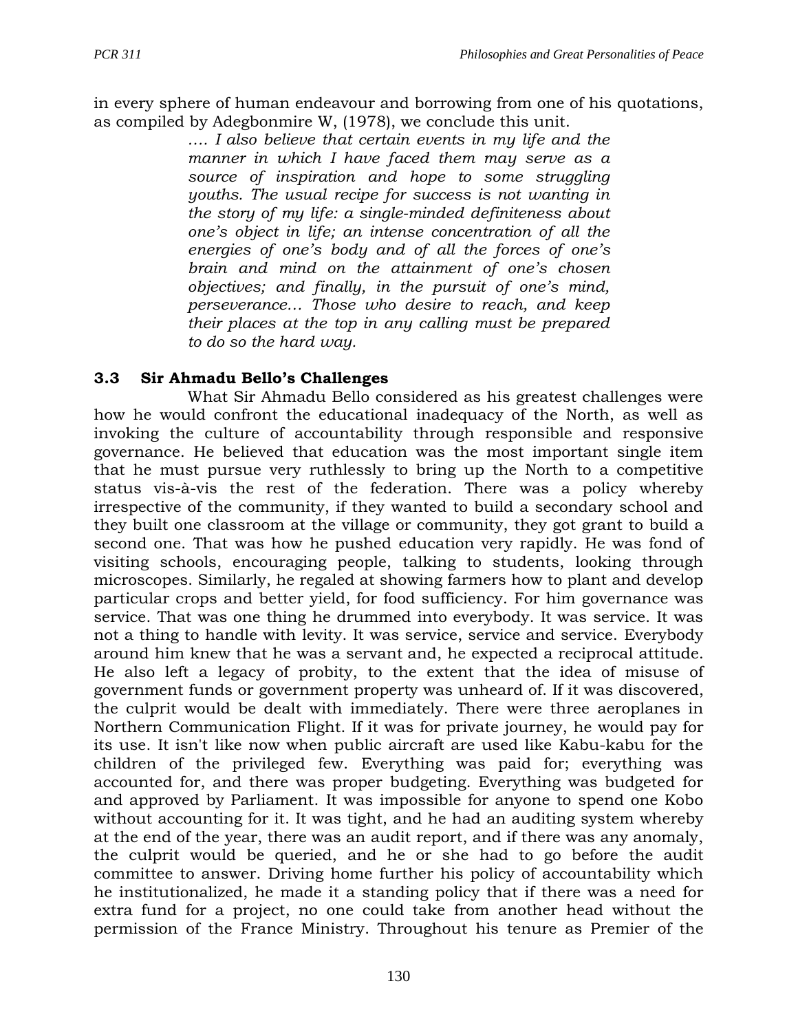in every sphere of human endeavour and borrowing from one of his quotations, as compiled by Adegbonmire W, (1978), we conclude this unit.

> *…. I also believe that certain events in my life and the manner in which I have faced them may serve as a source of inspiration and hope to some struggling youths. The usual recipe for success is not wanting in the story of my life: a single-minded definiteness about one's object in life; an intense concentration of all the energies of one's body and of all the forces of one's brain and mind on the attainment of one's chosen objectives; and finally, in the pursuit of one's mind, perseverance… Those who desire to reach, and keep their places at the top in any calling must be prepared to do so the hard way.*

### 3.3 Sir Ahmadu Bello's Challenges

What Sir Ahmadu Bello considered as his greatest challenges were how he would confront the educational inadequacy of the North, as well as invoking the culture of accountability through responsible and responsive governance. He believed that education was the most important single item that he must pursue very ruthlessly to bring up the North to a competitive status vis-à-vis the rest of the federation. There was a policy whereby irrespective of the community, if they wanted to build a secondary school and they built one classroom at the village or community, they got grant to build a second one. That was how he pushed education very rapidly. He was fond of visiting schools, encouraging people, talking to students, looking through microscopes. Similarly, he regaled at showing farmers how to plant and develop particular crops and better yield, for food sufficiency. For him governance was service. That was one thing he drummed into everybody. It was service. It was not a thing to handle with levity. It was service, service and service. Everybody around him knew that he was a servant and, he expected a reciprocal attitude. He also left a legacy of probity, to the extent that the idea of misuse of government funds or government property was unheard of. If it was discovered, the culprit would be dealt with immediately. There were three aeroplanes in Northern Communication Flight. If it was for private journey, he would pay for its use. It isn't like now when public aircraft are used like Kabu-kabu for the children of the privileged few. Everything was paid for; everything was accounted for, and there was proper budgeting. Everything was budgeted for and approved by Parliament. It was impossible for anyone to spend one Kobo without accounting for it. It was tight, and he had an auditing system whereby at the end of the year, there was an audit report, and if there was any anomaly, the culprit would be queried, and he or she had to go before the audit committee to answer. Driving home further his policy of accountability which he institutionalized, he made it a standing policy that if there was a need for extra fund for a project, no one could take from another head without the permission of the France Ministry. Throughout his tenure as Premier of the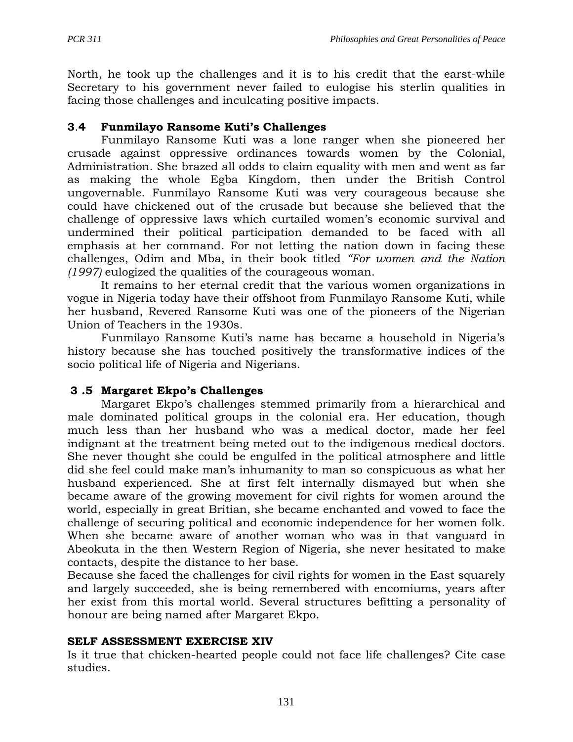North, he took up the challenges and it is to his credit that the earst-while Secretary to his government never failed to eulogise his sterlin qualities in facing those challenges and inculcating positive impacts.

### 3.4 Funmilayo Ransome Kuti's Challenges

Funmilayo Ransome Kuti was a lone ranger when she pioneered her crusade against oppressive ordinances towards women by the Colonial, Administration. She brazed all odds to claim equality with men and went as far as making the whole Egba Kingdom, then under the British Control ungovernable. Funmilayo Ransome Kuti was very courageous because she could have chickened out of the crusade but because she believed that the challenge of oppressive laws which curtailed women's economic survival and undermined their political participation demanded to be faced with all emphasis at her command. For not letting the nation down in facing these challenges, Odim and Mba, in their book titled *"For women and the Nation (1997)* eulogized the qualities of the courageous woman.

It remains to her eternal credit that the various women organizations in vogue in Nigeria today have their offshoot from Funmilayo Ransome Kuti, while her husband, Revered Ransome Kuti was one of the pioneers of the Nigerian Union of Teachers in the 1930s.

Funmilayo Ransome Kuti's name has became a household in Nigeria's history because she has touched positively the transformative indices of the socio political life of Nigeria and Nigerians.

### 3 .5 Margaret Ekpo's Challenges

Margaret Ekpo's challenges stemmed primarily from a hierarchical and male dominated political groups in the colonial era. Her education, though much less than her husband who was a medical doctor, made her feel indignant at the treatment being meted out to the indigenous medical doctors. She never thought she could be engulfed in the political atmosphere and little did she feel could make man's inhumanity to man so conspicuous as what her husband experienced. She at first felt internally dismayed but when she became aware of the growing movement for civil rights for women around the world, especially in great Britian, she became enchanted and vowed to face the challenge of securing political and economic independence for her women folk. When she became aware of another woman who was in that vanguard in Abeokuta in the then Western Region of Nigeria, she never hesitated to make contacts, despite the distance to her base.

Because she faced the challenges for civil rights for women in the East squarely and largely succeeded, she is being remembered with encomiums, years after her exist from this mortal world. Several structures befitting a personality of honour are being named after Margaret Ekpo.

**SELF ASSESSMENT EXERCISE XIV**

Is it true that chicken-hearted people could not face life challenges? Cite case studies.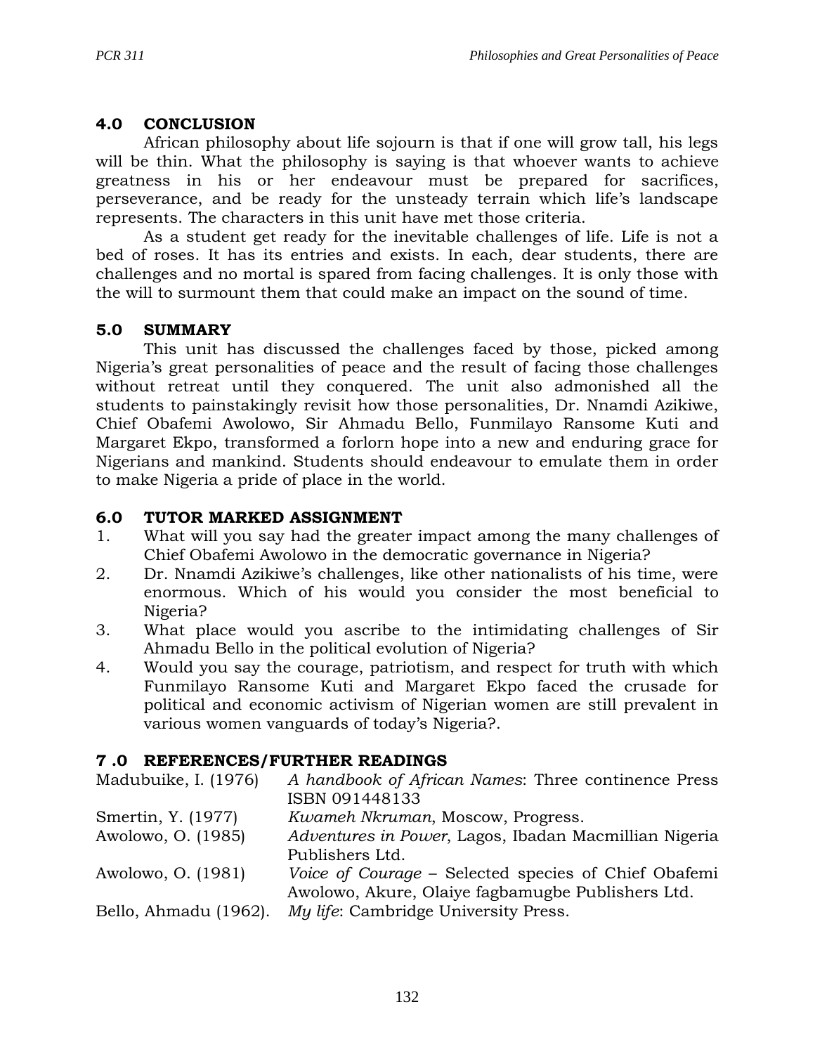## 4.0 CONCLUSION

African philosophy about life sojourn is that if one will grow tall, his legs will be thin. What the philosophy is saying is that whoever wants to achieve greatness in his or her endeavour must be prepared for sacrifices, perseverance, and be ready for the unsteady terrain which life's landscape represents. The characters in this unit have met those criteria.

As a student get ready for the inevitable challenges of life. Life is not a bed of roses. It has its entries and exists. In each, dear students, there are challenges and no mortal is spared from facing challenges. It is only those with the will to surmount them that could make an impact on the sound of time.

## 5.0 SUMMARY

This unit has discussed the challenges faced by those, picked among Nigeria's great personalities of peace and the result of facing those challenges without retreat until they conquered. The unit also admonished all the students to painstakingly revisit how those personalities, Dr. Nnamdi Azikiwe, Chief Obafemi Awolowo, Sir Ahmadu Bello, Funmilayo Ransome Kuti and Margaret Ekpo, transformed a forlorn hope into a new and enduring grace for Nigerians and mankind. Students should endeavour to emulate them in order to make Nigeria a pride of place in the world.

## 6.0 TUTOR MARKED ASSIGNMENT

1. What will you say had the greater impact among the many challenges of Chief Obafemi Awolowo in the democratic governance in Nigeria?
2. Dr. Nnamdi Azikiwe's challenges, like other nationalists of his time, were enormous. Which of his would you consider the most beneficial to Nigeria?
3. What place would you ascribe to the intimidating challenges of Sir Ahmadu Bello in the political evolution of Nigeria?
4. Would you say the courage, patriotism, and respect for truth with which Funmilayo Ransome Kuti and Margaret Ekpo faced the crusade for political and economic activism of Nigerian women are still prevalent in various women vanguards of today's Nigeria?.

## 7 .0 REFERENCES/FURTHER READINGS

Madubuike, I. (1976) *A handbook of African Names*: Three continence Press ISBN 091448133

Smertin, Y. (1977) *Kwameh Nkruman*, Moscow, Progress.

Awolowo, O. (1985) *Adventures in Power*, Lagos, Ibadan Macmillian Nigeria Publishers Ltd.

Awolowo, O. (1981) *Voice of Courage* – Selected species of Chief Obafemi Awolowo, Akure, Olaiye fagbamugbe Publishers Ltd.

Bello, Ahmadu (1962). *My life*: Cambridge University Press.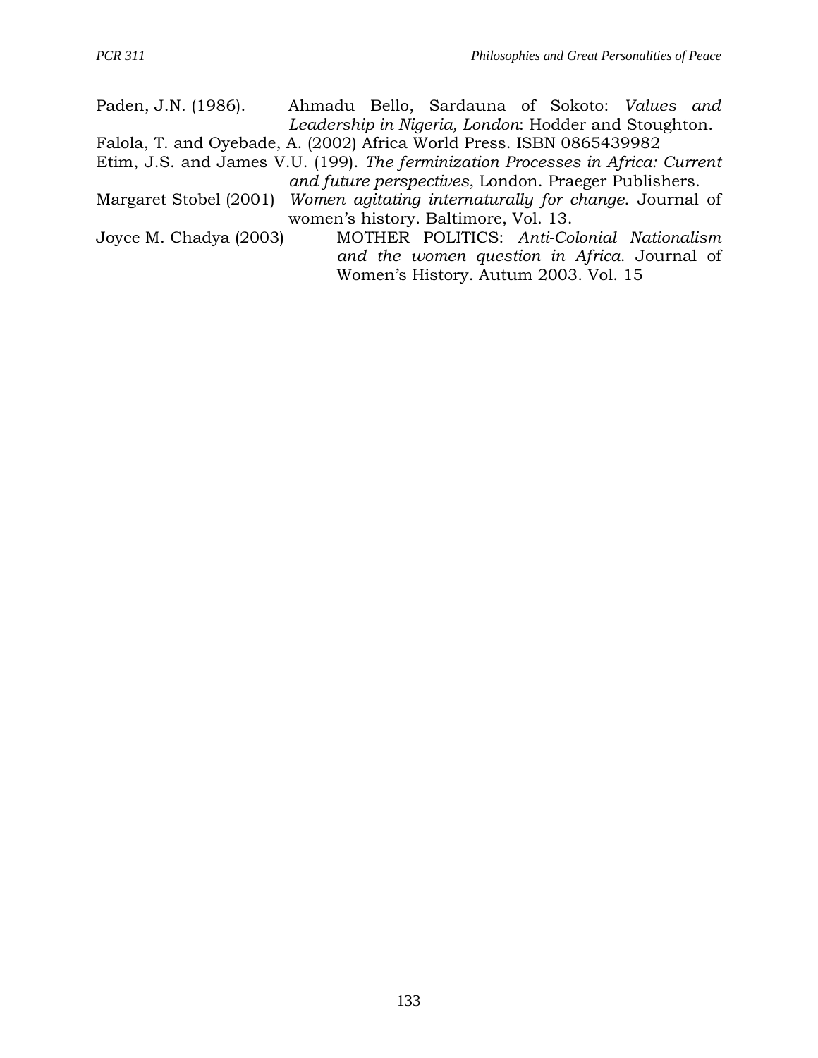Paden, J.N. (1986). Ahmadu Bello, Sardauna of Sokoto: *Values and Leadership in Nigeria, London*: Hodder and Stoughton.

Falola, T. and Oyebade, A. (2002) Africa World Press. ISBN 0865439982

Etim, J.S. and James V.U. (199). *The ferminization Processes in Africa: Current and future perspectives*, London. Praeger Publishers.

Margaret Stobel (2001) *Women agitating internaturally for change*. Journal of women's history. Baltimore, Vol. 13.

Joyce M. Chadya (2003) MOTHER POLITICS: *Anti-Colonial Nationalism and the women question in Africa*. Journal of Women's History. Autum 2003. Vol. 15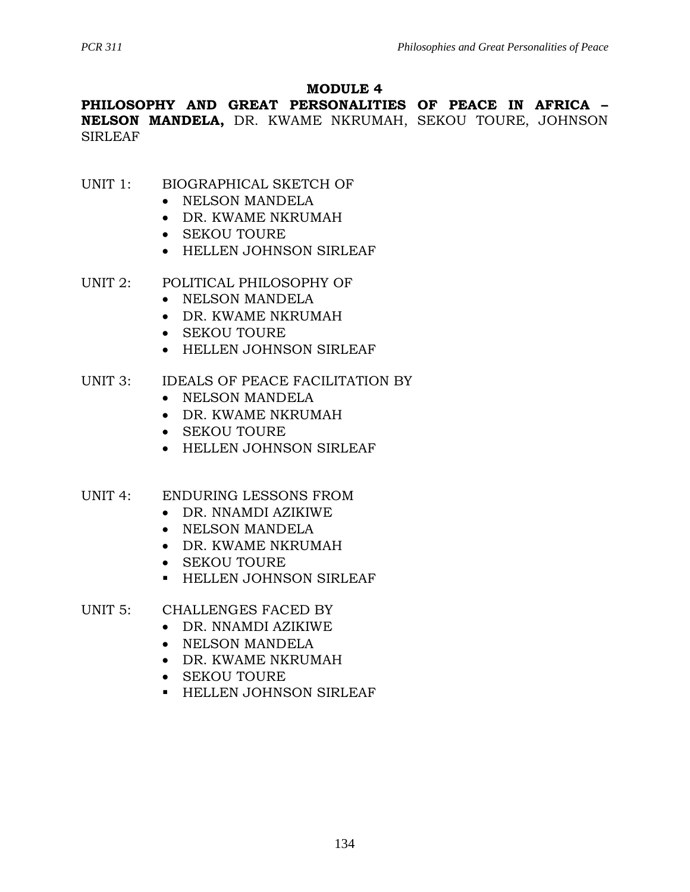# MODULE 4

**PHILOSOPHY AND GREAT PERSONALITIES OF PEACE IN AFRICA – NELSON MANDELA,** DR. KWAME NKRUMAH, SEKOU TOURE, JOHNSON SIRLEAF

UNIT 1: BIOGRAPHICAL SKETCH OF

- NELSON MANDELA
- DR. KWAME NKRUMAH
- SEKOU TOURE
- HELLEN JOHNSON SIRLEAF

UNIT 2: POLITICAL PHILOSOPHY OF

- NELSON MANDELA
- DR. KWAME NKRUMAH
- SEKOU TOURE
- HELLEN JOHNSON SIRLEAF

UNIT 3: IDEALS OF PEACE FACILITATION BY

- NELSON MANDELA
- DR. KWAME NKRUMAH
- SEKOU TOURE
- HELLEN JOHNSON SIRLEAF

UNIT 4: ENDURING LESSONS FROM

- DR. NNAMDI AZIKIWE
- NELSON MANDELA
- DR. KWAME NKRUMAH
- SEKOU TOURE
- HELLEN JOHNSON SIRLEAF

UNIT 5: CHALLENGES FACED BY

- DR. NNAMDI AZIKIWE
- NELSON MANDELA
- DR. KWAME NKRUMAH
- SEKOU TOURE
- HELLEN JOHNSON SIRLEAF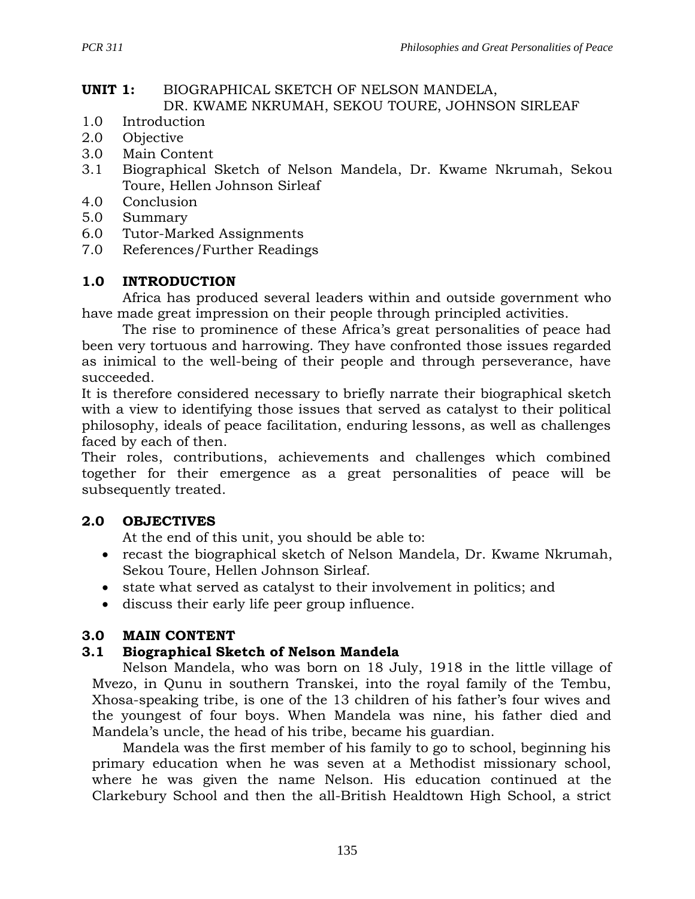**UNIT 1:** BIOGRAPHICAL SKETCH OF NELSON MANDELA, DR. KWAME NKRUMAH, SEKOU TOURE, JOHNSON SIRLEAF

1.0 Introduction
2.0 Objective
3.0 Main Content
3.1 Biographical Sketch of Nelson Mandela, Dr. Kwame Nkrumah, Sekou Toure, Hellen Johnson Sirleaf
4.0 Conclusion
5.0 Summary
6.0 Tutor-Marked Assignments
7.0 References/Further Readings

## 1.0 INTRODUCTION

Africa has produced several leaders within and outside government who have made great impression on their people through principled activities.

The rise to prominence of these Africa's great personalities of peace had been very tortuous and harrowing. They have confronted those issues regarded as inimical to the well-being of their people and through perseverance, have succeeded.

It is therefore considered necessary to briefly narrate their biographical sketch with a view to identifying those issues that served as catalyst to their political philosophy, ideals of peace facilitation, enduring lessons, as well as challenges faced by each of then.

Their roles, contributions, achievements and challenges which combined together for their emergence as a great personalities of peace will be subsequently treated.

## 2.0 OBJECTIVES

At the end of this unit, you should be able to:

- recast the biographical sketch of Nelson Mandela, Dr. Kwame Nkrumah, Sekou Toure, Hellen Johnson Sirleaf.
- state what served as catalyst to their involvement in politics; and
- discuss their early life peer group influence.

## 3.0 MAIN CONTENT

### 3.1 Biographical Sketch of Nelson Mandela

Nelson Mandela, who was born on 18 July, 1918 in the little village of Mvezo, in Qunu in southern Transkei, into the royal family of the Tembu, Xhosa-speaking tribe, is one of the 13 children of his father's four wives and the youngest of four boys. When Mandela was nine, his father died and Mandela's uncle, the head of his tribe, became his guardian.

Mandela was the first member of his family to go to school, beginning his primary education when he was seven at a Methodist missionary school, where he was given the name Nelson. His education continued at the Clarkebury School and then the all-British Healdtown High School, a strict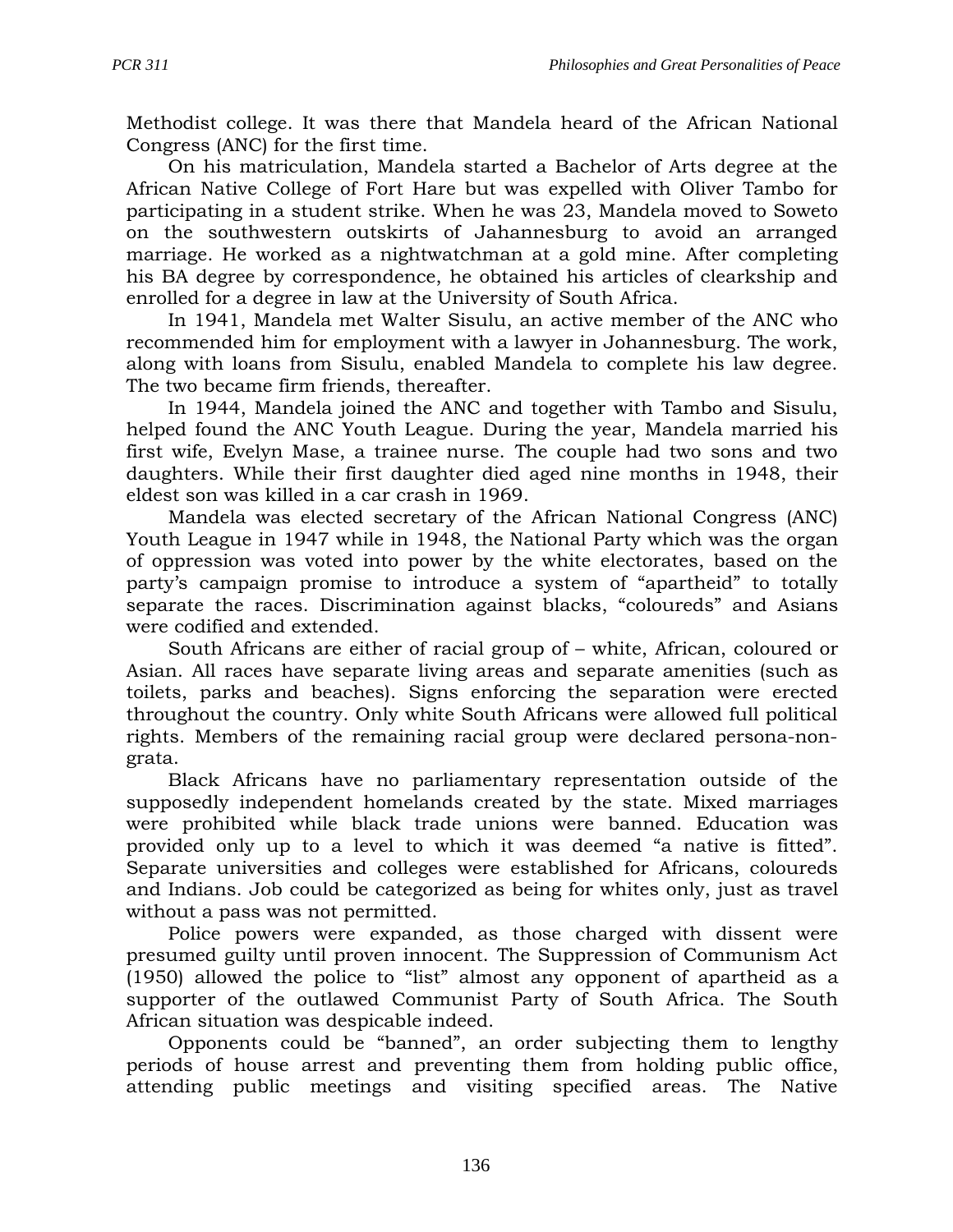Methodist college. It was there that Mandela heard of the African National Congress (ANC) for the first time.

On his matriculation, Mandela started a Bachelor of Arts degree at the African Native College of Fort Hare but was expelled with Oliver Tambo for participating in a student strike. When he was 23, Mandela moved to Soweto on the southwestern outskirts of Jahannesburg to avoid an arranged marriage. He worked as a nightwatchman at a gold mine. After completing his BA degree by correspondence, he obtained his articles of clearkship and enrolled for a degree in law at the University of South Africa.

In 1941, Mandela met Walter Sisulu, an active member of the ANC who recommended him for employment with a lawyer in Johannesburg. The work, along with loans from Sisulu, enabled Mandela to complete his law degree. The two became firm friends, thereafter.

In 1944, Mandela joined the ANC and together with Tambo and Sisulu, helped found the ANC Youth League. During the year, Mandela married his first wife, Evelyn Mase, a trainee nurse. The couple had two sons and two daughters. While their first daughter died aged nine months in 1948, their eldest son was killed in a car crash in 1969.

Mandela was elected secretary of the African National Congress (ANC) Youth League in 1947 while in 1948, the National Party which was the organ of oppression was voted into power by the white electorates, based on the party's campaign promise to introduce a system of "apartheid" to totally separate the races. Discrimination against blacks, "coloureds" and Asians were codified and extended.

South Africans are either of racial group of – white, African, coloured or Asian. All races have separate living areas and separate amenities (such as toilets, parks and beaches). Signs enforcing the separation were erected throughout the country. Only white South Africans were allowed full political rights. Members of the remaining racial group were declared persona-non-grata.

Black Africans have no parliamentary representation outside of the supposedly independent homelands created by the state. Mixed marriages were prohibited while black trade unions were banned. Education was provided only up to a level to which it was deemed "a native is fitted". Separate universities and colleges were established for Africans, coloureds and Indians. Job could be categorized as being for whites only, just as travel without a pass was not permitted.

Police powers were expanded, as those charged with dissent were presumed guilty until proven innocent. The Suppression of Communism Act (1950) allowed the police to "list" almost any opponent of apartheid as a supporter of the outlawed Communist Party of South Africa. The South African situation was despicable indeed.

Opponents could be "banned", an order subjecting them to lengthy periods of house arrest and preventing them from holding public office, attending public meetings and visiting specified areas. The Native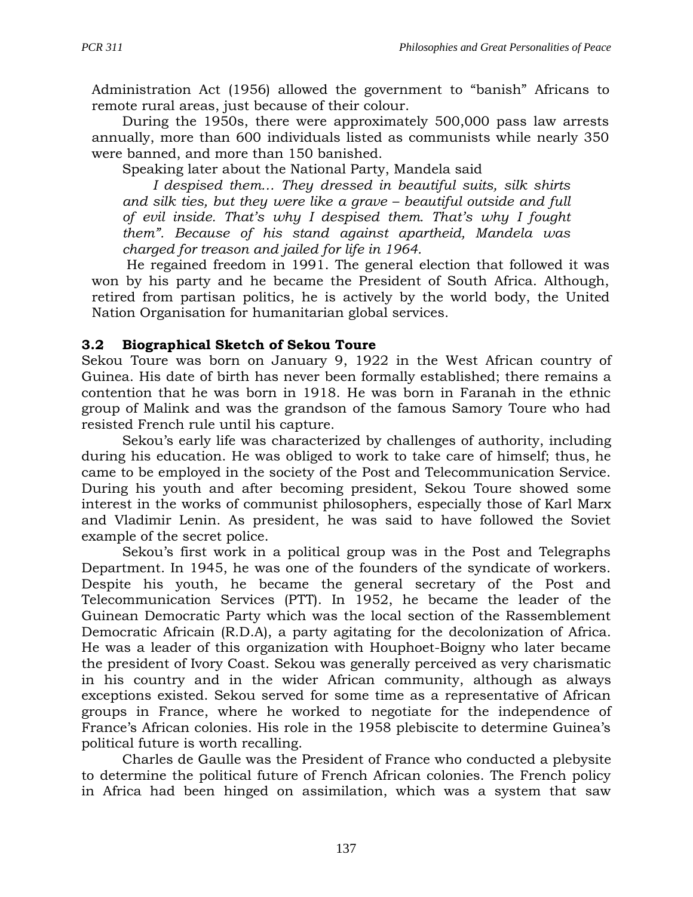Administration Act (1956) allowed the government to "banish" Africans to remote rural areas, just because of their colour.

During the 1950s, there were approximately 500,000 pass law arrests annually, more than 600 individuals listed as communists while nearly 350 were banned, and more than 150 banished.

Speaking later about the National Party, Mandela said

*I despised them… They dressed in beautiful suits, silk shirts and silk ties, but they were like a grave – beautiful outside and full of evil inside. That's why I despised them. That's why I fought them". Because of his stand against apartheid, Mandela was charged for treason and jailed for life in 1964.*

He regained freedom in 1991. The general election that followed it was won by his party and he became the President of South Africa. Although, retired from partisan politics, he is actively by the world body, the United Nation Organisation for humanitarian global services.

### 3.2 Biographical Sketch of Sekou Toure

Sekou Toure was born on January 9, 1922 in the West African country of Guinea. His date of birth has never been formally established; there remains a contention that he was born in 1918. He was born in Faranah in the ethnic group of Malink and was the grandson of the famous Samory Toure who had resisted French rule until his capture.

Sekou's early life was characterized by challenges of authority, including during his education. He was obliged to work to take care of himself; thus, he came to be employed in the society of the Post and Telecommunication Service. During his youth and after becoming president, Sekou Toure showed some interest in the works of communist philosophers, especially those of Karl Marx and Vladimir Lenin. As president, he was said to have followed the Soviet example of the secret police.

Sekou's first work in a political group was in the Post and Telegraphs Department. In 1945, he was one of the founders of the syndicate of workers. Despite his youth, he became the general secretary of the Post and Telecommunication Services (PTT). In 1952, he became the leader of the Guinean Democratic Party which was the local section of the Rassemblement Democratic Africain (R.D.A), a party agitating for the decolonization of Africa. He was a leader of this organization with Houphoet-Boigny who later became the president of Ivory Coast. Sekou was generally perceived as very charismatic in his country and in the wider African community, although as always exceptions existed. Sekou served for some time as a representative of African groups in France, where he worked to negotiate for the independence of France's African colonies. His role in the 1958 plebiscite to determine Guinea's political future is worth recalling.

Charles de Gaulle was the President of France who conducted a plebysite to determine the political future of French African colonies. The French policy in Africa had been hinged on assimilation, which was a system that saw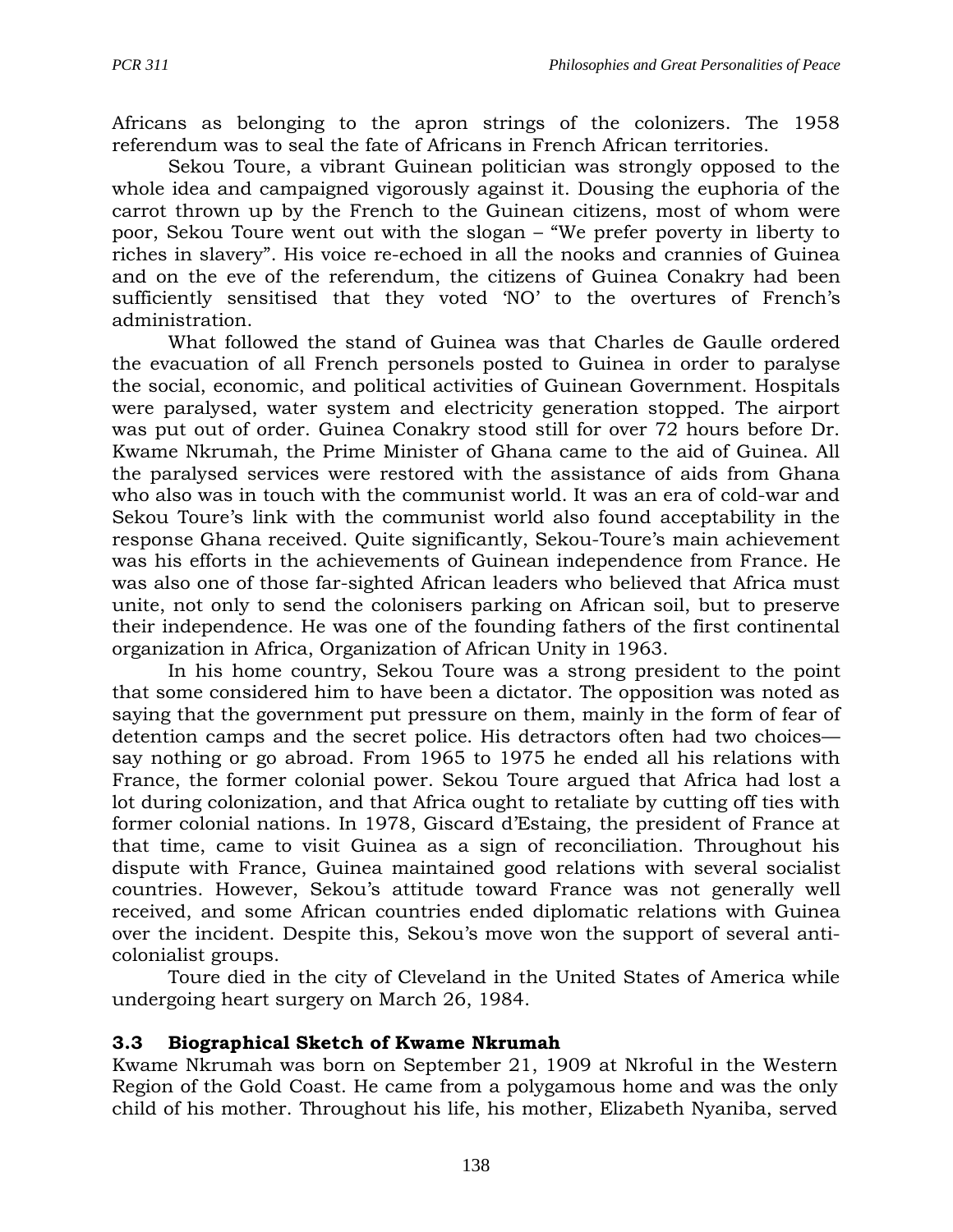Africans as belonging to the apron strings of the colonizers. The 1958 referendum was to seal the fate of Africans in French African territories.

Sekou Toure, a vibrant Guinean politician was strongly opposed to the whole idea and campaigned vigorously against it. Dousing the euphoria of the carrot thrown up by the French to the Guinean citizens, most of whom were poor, Sekou Toure went out with the slogan – "We prefer poverty in liberty to riches in slavery". His voice re-echoed in all the nooks and crannies of Guinea and on the eve of the referendum, the citizens of Guinea Conakry had been sufficiently sensitised that they voted 'NO' to the overtures of French's administration.

What followed the stand of Guinea was that Charles de Gaulle ordered the evacuation of all French personels posted to Guinea in order to paralyse the social, economic, and political activities of Guinean Government. Hospitals were paralysed, water system and electricity generation stopped. The airport was put out of order. Guinea Conakry stood still for over 72 hours before Dr. Kwame Nkrumah, the Prime Minister of Ghana came to the aid of Guinea. All the paralysed services were restored with the assistance of aids from Ghana who also was in touch with the communist world. It was an era of cold-war and Sekou Toure's link with the communist world also found acceptability in the response Ghana received. Quite significantly, Sekou-Toure's main achievement was his efforts in the achievements of Guinean independence from France. He was also one of those far-sighted African leaders who believed that Africa must unite, not only to send the colonisers parking on African soil, but to preserve their independence. He was one of the founding fathers of the first continental organization in Africa, Organization of African Unity in 1963.

In his home country, Sekou Toure was a strong president to the point that some considered him to have been a dictator. The opposition was noted as saying that the government put pressure on them, mainly in the form of fear of detention camps and the secret police. His detractors often had two choices—say nothing or go abroad. From 1965 to 1975 he ended all his relations with France, the former colonial power. Sekou Toure argued that Africa had lost a lot during colonization, and that Africa ought to retaliate by cutting off ties with former colonial nations. In 1978, Giscard d'Estaing, the president of France at that time, came to visit Guinea as a sign of reconciliation. Throughout his dispute with France, Guinea maintained good relations with several socialist countries. However, Sekou's attitude toward France was not generally well received, and some African countries ended diplomatic relations with Guinea over the incident. Despite this, Sekou's move won the support of several anti-colonialist groups.

Toure died in the city of Cleveland in the United States of America while undergoing heart surgery on March 26, 1984.

### 3.3 Biographical Sketch of Kwame Nkrumah

Kwame Nkrumah was born on September 21, 1909 at Nkroful in the Western Region of the Gold Coast. He came from a polygamous home and was the only child of his mother. Throughout his life, his mother, Elizabeth Nyaniba, served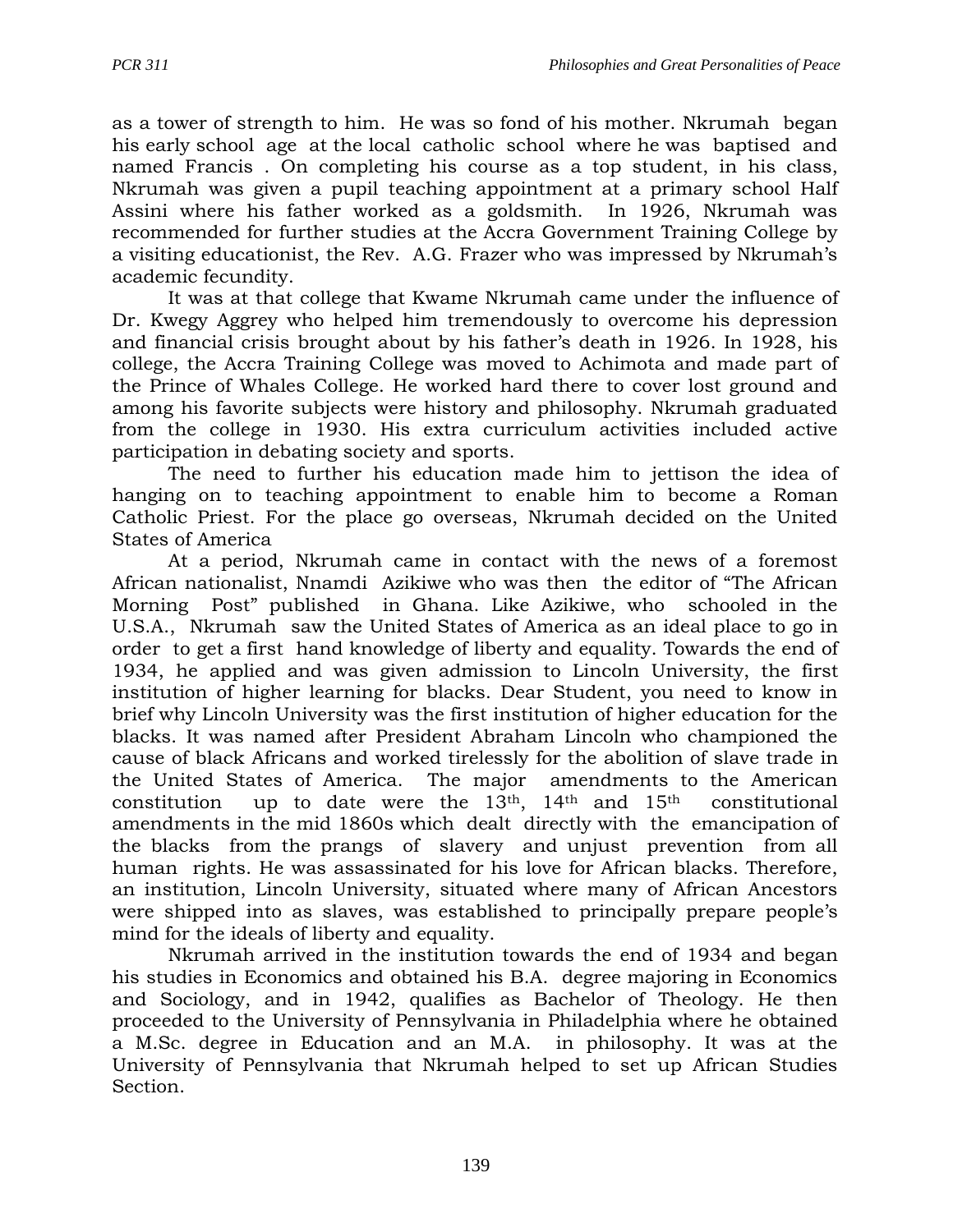as a tower of strength to him. He was so fond of his mother. Nkrumah began his early school age at the local catholic school where he was baptised and named Francis . On completing his course as a top student, in his class, Nkrumah was given a pupil teaching appointment at a primary school Half Assini where his father worked as a goldsmith. In 1926, Nkrumah was recommended for further studies at the Accra Government Training College by a visiting educationist, the Rev. A.G. Frazer who was impressed by Nkrumah's academic fecundity.

It was at that college that Kwame Nkrumah came under the influence of Dr. Kwegy Aggrey who helped him tremendously to overcome his depression and financial crisis brought about by his father's death in 1926. In 1928, his college, the Accra Training College was moved to Achimota and made part of the Prince of Whales College. He worked hard there to cover lost ground and among his favorite subjects were history and philosophy. Nkrumah graduated from the college in 1930. His extra curriculum activities included active participation in debating society and sports.

The need to further his education made him to jettison the idea of hanging on to teaching appointment to enable him to become a Roman Catholic Priest. For the place go overseas, Nkrumah decided on the United States of America

At a period, Nkrumah came in contact with the news of a foremost African nationalist, Nnamdi Azikiwe who was then the editor of "The African Morning Post" published in Ghana. Like Azikiwe, who schooled in the U.S.A., Nkrumah saw the United States of America as an ideal place to go in order to get a first hand knowledge of liberty and equality. Towards the end of 1934, he applied and was given admission to Lincoln University, the first institution of higher learning for blacks. Dear Student, you need to know in brief why Lincoln University was the first institution of higher education for the blacks. It was named after President Abraham Lincoln who championed the cause of black Africans and worked tirelessly for the abolition of slave trade in the United States of America. The major amendments to the American constitution up to date were the 13th, 14th and 15th constitutional amendments in the mid 1860s which dealt directly with the emancipation of the blacks from the prangs of slavery and unjust prevention from all human rights. He was assassinated for his love for African blacks. Therefore, an institution, Lincoln University, situated where many of African Ancestors were shipped into as slaves, was established to principally prepare people's mind for the ideals of liberty and equality.

Nkrumah arrived in the institution towards the end of 1934 and began his studies in Economics and obtained his B.A. degree majoring in Economics and Sociology, and in 1942, qualifies as Bachelor of Theology. He then proceeded to the University of Pennsylvania in Philadelphia where he obtained a M.Sc. degree in Education and an M.A. in philosophy. It was at the University of Pennsylvania that Nkrumah helped to set up African Studies Section.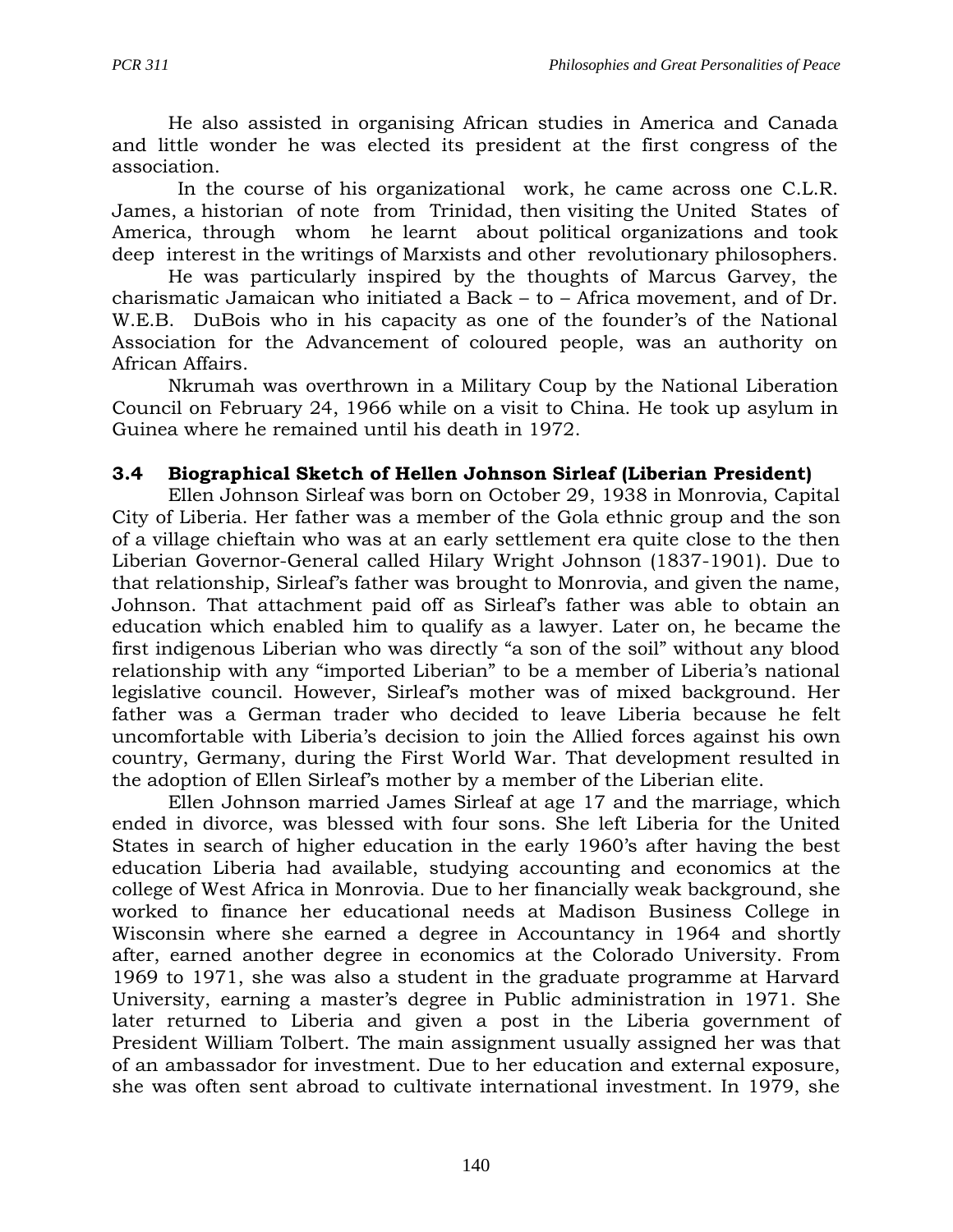He also assisted in organising African studies in America and Canada and little wonder he was elected its president at the first congress of the association.

In the course of his organizational work, he came across one C.L.R. James, a historian of note from Trinidad, then visiting the United States of America, through whom he learnt about political organizations and took deep interest in the writings of Marxists and other revolutionary philosophers.

He was particularly inspired by the thoughts of Marcus Garvey, the charismatic Jamaican who initiated a Back – to – Africa movement, and of Dr. W.E.B. DuBois who in his capacity as one of the founder's of the National Association for the Advancement of coloured people, was an authority on African Affairs.

Nkrumah was overthrown in a Military Coup by the National Liberation Council on February 24, 1966 while on a visit to China. He took up asylum in Guinea where he remained until his death in 1972.

### 3.4 Biographical Sketch of Hellen Johnson Sirleaf (Liberian President)

Ellen Johnson Sirleaf was born on October 29, 1938 in Monrovia, Capital City of Liberia. Her father was a member of the Gola ethnic group and the son of a village chieftain who was at an early settlement era quite close to the then Liberian Governor-General called Hilary Wright Johnson (1837-1901). Due to that relationship, Sirleaf's father was brought to Monrovia, and given the name, Johnson. That attachment paid off as Sirleaf's father was able to obtain an education which enabled him to qualify as a lawyer. Later on, he became the first indigenous Liberian who was directly "a son of the soil" without any blood relationship with any "imported Liberian" to be a member of Liberia's national legislative council. However, Sirleaf's mother was of mixed background. Her father was a German trader who decided to leave Liberia because he felt uncomfortable with Liberia's decision to join the Allied forces against his own country, Germany, during the First World War. That development resulted in the adoption of Ellen Sirleaf's mother by a member of the Liberian elite.

Ellen Johnson married James Sirleaf at age 17 and the marriage, which ended in divorce, was blessed with four sons. She left Liberia for the United States in search of higher education in the early 1960's after having the best education Liberia had available, studying accounting and economics at the college of West Africa in Monrovia. Due to her financially weak background, she worked to finance her educational needs at Madison Business College in Wisconsin where she earned a degree in Accountancy in 1964 and shortly after, earned another degree in economics at the Colorado University. From 1969 to 1971, she was also a student in the graduate programme at Harvard University, earning a master's degree in Public administration in 1971. She later returned to Liberia and given a post in the Liberia government of President William Tolbert. The main assignment usually assigned her was that of an ambassador for investment. Due to her education and external exposure, she was often sent abroad to cultivate international investment. In 1979, she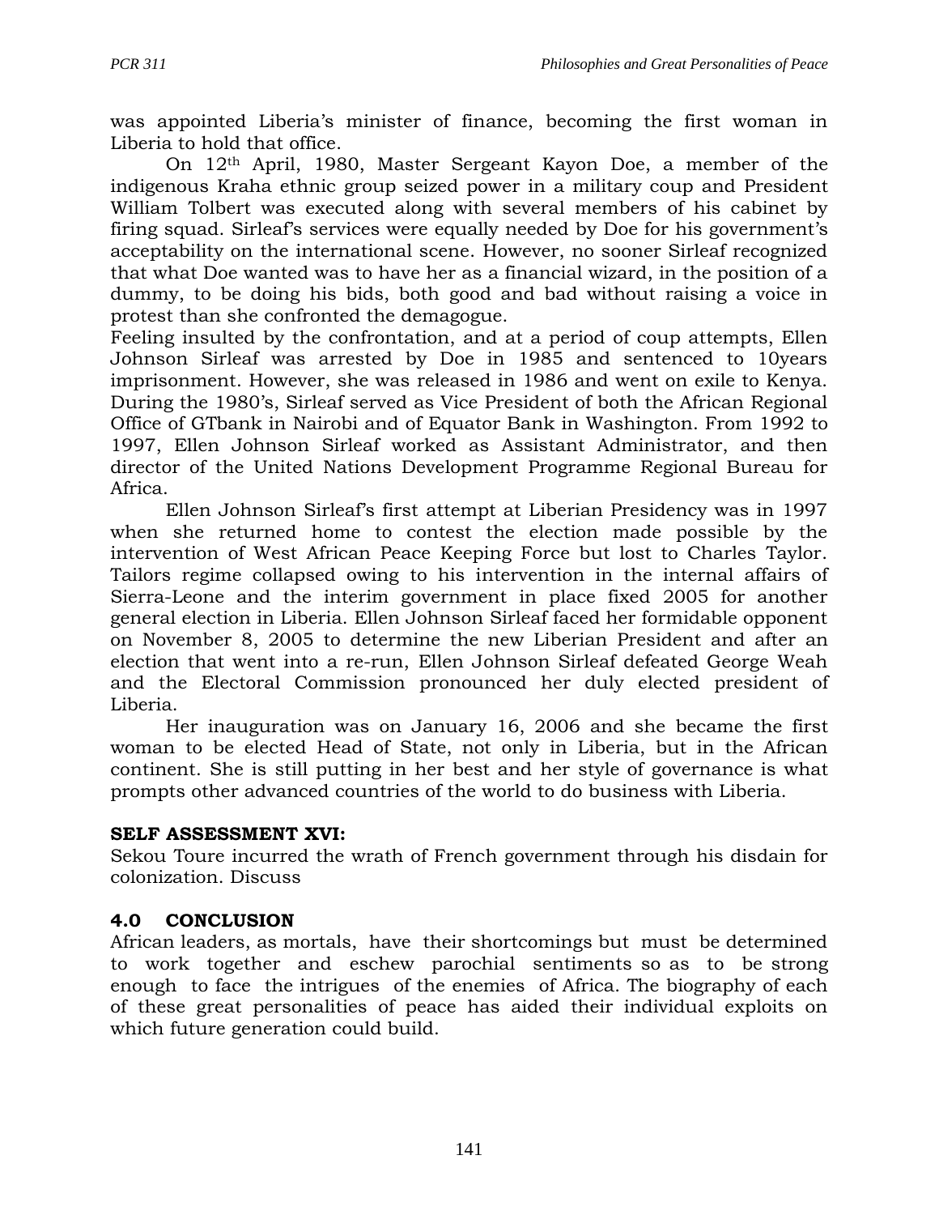was appointed Liberia's minister of finance, becoming the first woman in Liberia to hold that office.

On 12th April, 1980, Master Sergeant Kayon Doe, a member of the indigenous Kraha ethnic group seized power in a military coup and President William Tolbert was executed along with several members of his cabinet by firing squad. Sirleaf's services were equally needed by Doe for his government's acceptability on the international scene. However, no sooner Sirleaf recognized that what Doe wanted was to have her as a financial wizard, in the position of a dummy, to be doing his bids, both good and bad without raising a voice in protest than she confronted the demagogue.

Feeling insulted by the confrontation, and at a period of coup attempts, Ellen Johnson Sirleaf was arrested by Doe in 1985 and sentenced to 10years imprisonment. However, she was released in 1986 and went on exile to Kenya. During the 1980's, Sirleaf served as Vice President of both the African Regional Office of GTbank in Nairobi and of Equator Bank in Washington. From 1992 to 1997, Ellen Johnson Sirleaf worked as Assistant Administrator, and then director of the United Nations Development Programme Regional Bureau for Africa.

Ellen Johnson Sirleaf's first attempt at Liberian Presidency was in 1997 when she returned home to contest the election made possible by the intervention of West African Peace Keeping Force but lost to Charles Taylor. Tailors regime collapsed owing to his intervention in the internal affairs of Sierra-Leone and the interim government in place fixed 2005 for another general election in Liberia. Ellen Johnson Sirleaf faced her formidable opponent on November 8, 2005 to determine the new Liberian President and after an election that went into a re-run, Ellen Johnson Sirleaf defeated George Weah and the Electoral Commission pronounced her duly elected president of Liberia.

Her inauguration was on January 16, 2006 and she became the first woman to be elected Head of State, not only in Liberia, but in the African continent. She is still putting in her best and her style of governance is what prompts other advanced countries of the world to do business with Liberia.

**SELF ASSESSMENT XVI:**

Sekou Toure incurred the wrath of French government through his disdain for colonization. Discuss

## 4.0 CONCLUSION

African leaders, as mortals, have their shortcomings but must be determined to work together and eschew parochial sentiments so as to be strong enough to face the intrigues of the enemies of Africa. The biography of each of these great personalities of peace has aided their individual exploits on which future generation could build.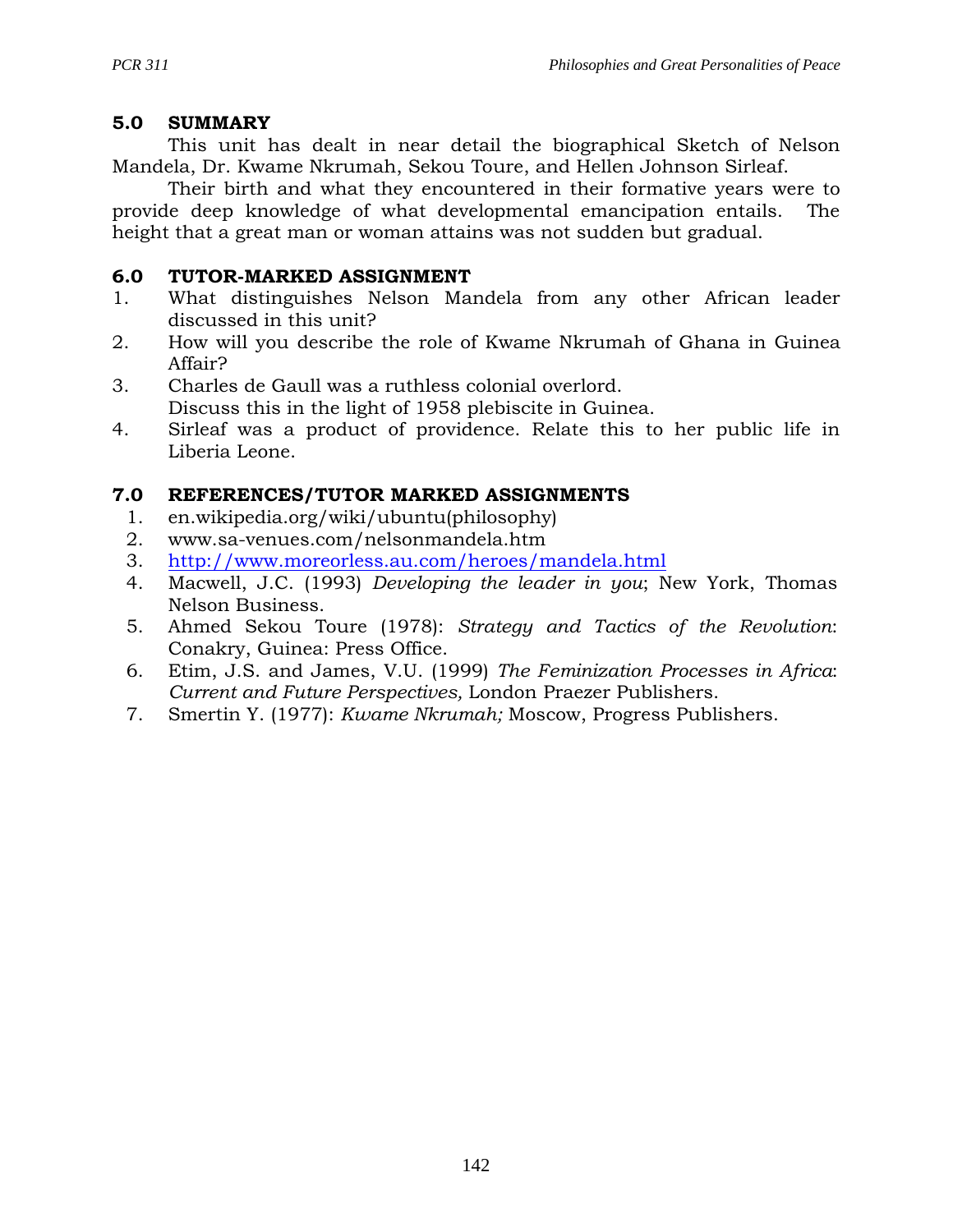## 5.0 SUMMARY

This unit has dealt in near detail the biographical Sketch of Nelson Mandela, Dr. Kwame Nkrumah, Sekou Toure, and Hellen Johnson Sirleaf.

Their birth and what they encountered in their formative years were to provide deep knowledge of what developmental emancipation entails. The height that a great man or woman attains was not sudden but gradual.

## 6.0 TUTOR-MARKED ASSIGNMENT

1. What distinguishes Nelson Mandela from any other African leader discussed in this unit?
2. How will you describe the role of Kwame Nkrumah of Ghana in Guinea Affair?
3. Charles de Gaull was a ruthless colonial overlord. Discuss this in the light of 1958 plebiscite in Guinea.
4. Sirleaf was a product of providence. Relate this to her public life in Liberia Leone.

## 7.0 REFERENCES/TUTOR MARKED ASSIGNMENTS

1. en.wikipedia.org/wiki/ubuntu(philosophy)
2. www.sa-venues.com/nelsonmandela.htm
3. http://www.moreorless.au.com/heroes/mandela.html
4. Macwell, J.C. (1993) *Developing the leader in you*; New York, Thomas Nelson Business.
5. Ahmed Sekou Toure (1978): *Strategy and Tactics of the Revolution*: Conakry, Guinea: Press Office.
6. Etim, J.S. and James, V.U. (1999) *The Feminization Processes in Africa: Current and Future Perspectives,* London Praezer Publishers.
7. Smertin Y. (1977): *Kwame Nkrumah;* Moscow, Progress Publishers.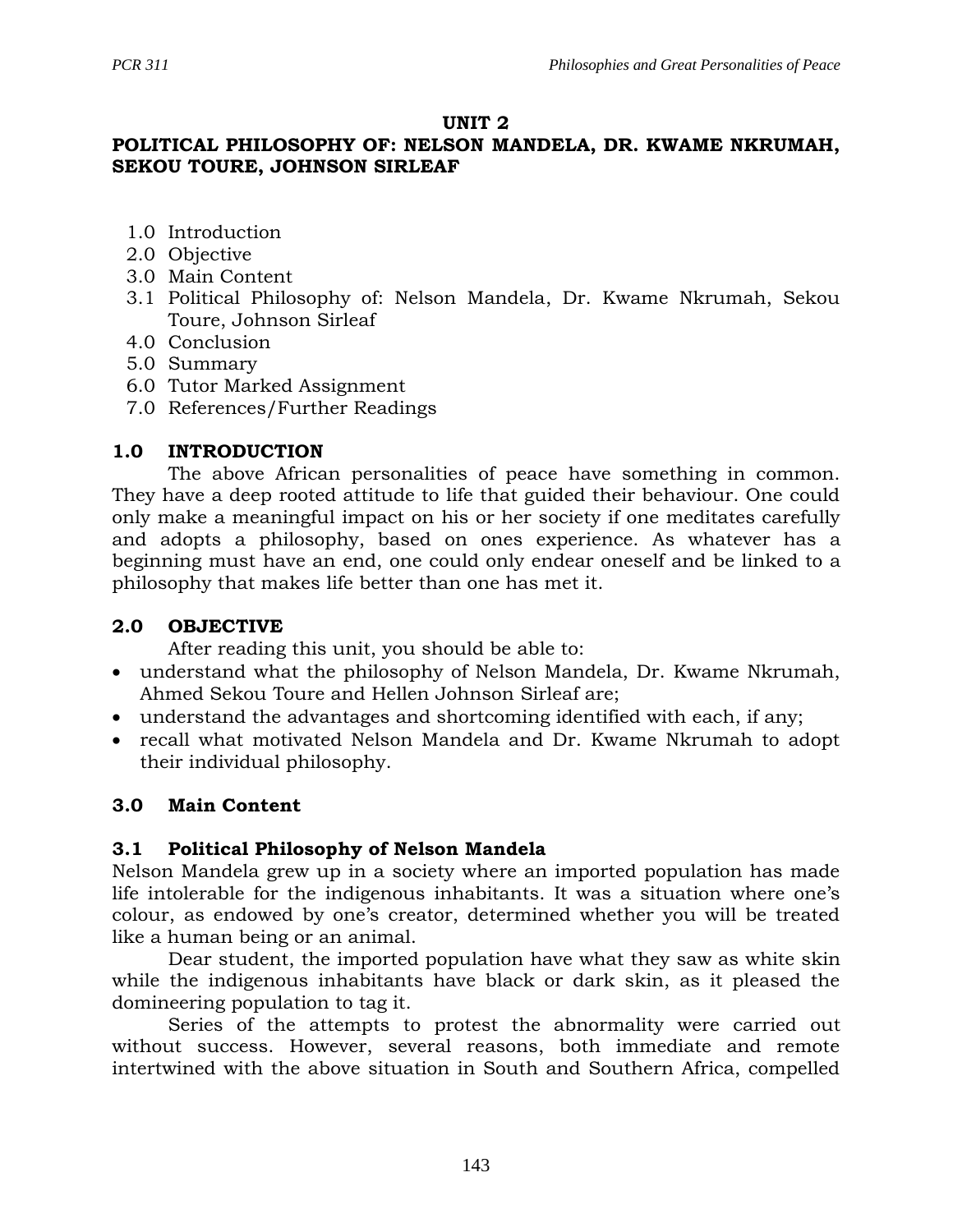## UNIT 2
## POLITICAL PHILOSOPHY OF: NELSON MANDELA, DR. KWAME NKRUMAH, SEKOU TOURE, JOHNSON SIRLEAF

1.0 Introduction
2.0 Objective
3.0 Main Content
3.1 Political Philosophy of: Nelson Mandela, Dr. Kwame Nkrumah, Sekou Toure, Johnson Sirleaf
4.0 Conclusion
5.0 Summary
6.0 Tutor Marked Assignment
7.0 References/Further Readings

### 1.0 INTRODUCTION

The above African personalities of peace have something in common. They have a deep rooted attitude to life that guided their behaviour. One could only make a meaningful impact on his or her society if one meditates carefully and adopts a philosophy, based on ones experience. As whatever has a beginning must have an end, one could only endear oneself and be linked to a philosophy that makes life better than one has met it.

### 2.0 OBJECTIVE

After reading this unit, you should be able to:

- understand what the philosophy of Nelson Mandela, Dr. Kwame Nkrumah, Ahmed Sekou Toure and Hellen Johnson Sirleaf are;
- understand the advantages and shortcoming identified with each, if any;
- recall what motivated Nelson Mandela and Dr. Kwame Nkrumah to adopt their individual philosophy.

### 3.0 Main Content

### 3.1 Political Philosophy of Nelson Mandela

Nelson Mandela grew up in a society where an imported population has made life intolerable for the indigenous inhabitants. It was a situation where one's colour, as endowed by one's creator, determined whether you will be treated like a human being or an animal.

Dear student, the imported population have what they saw as white skin while the indigenous inhabitants have black or dark skin, as it pleased the domineering population to tag it.

Series of the attempts to protest the abnormality were carried out without success. However, several reasons, both immediate and remote intertwined with the above situation in South and Southern Africa, compelled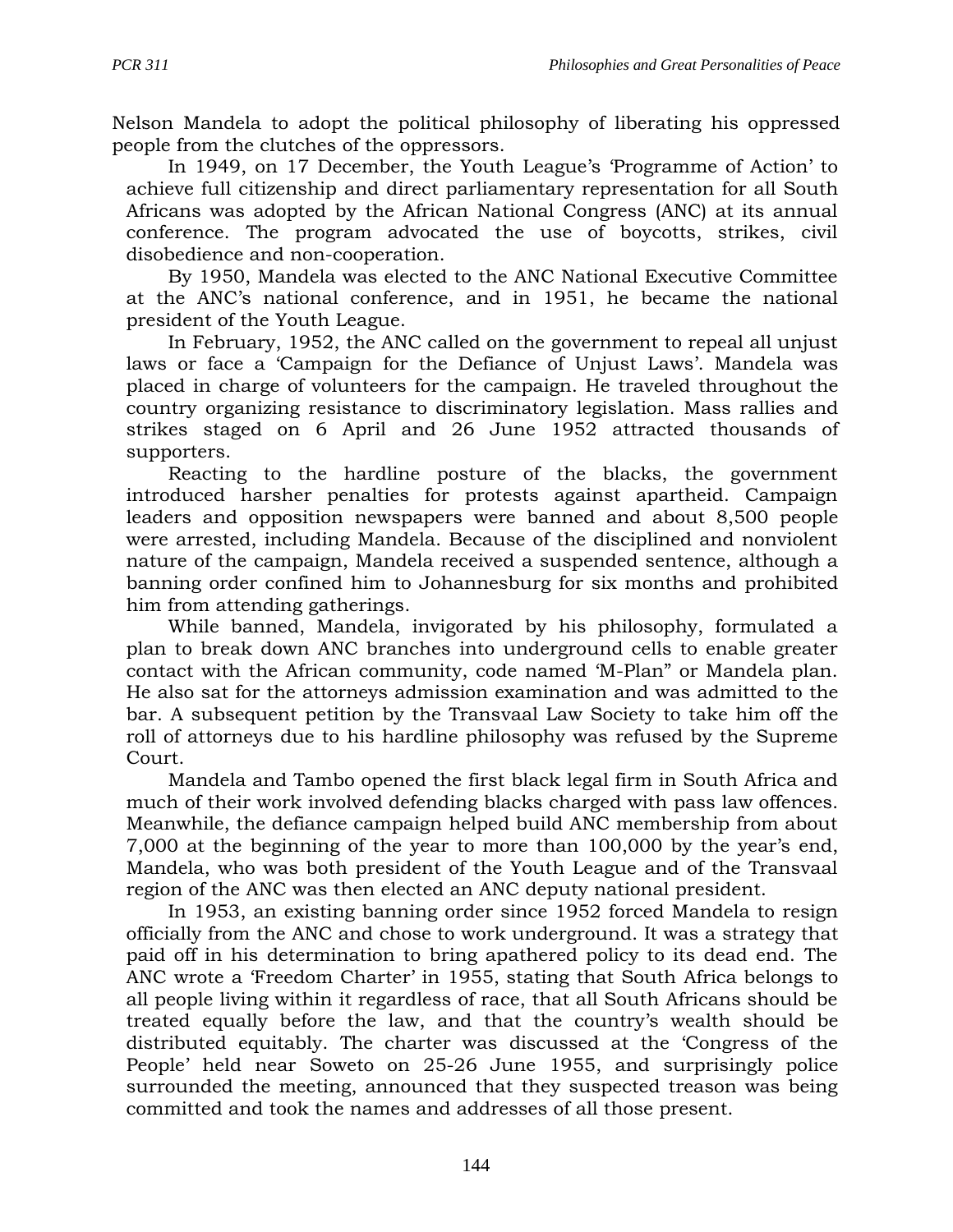Nelson Mandela to adopt the political philosophy of liberating his oppressed people from the clutches of the oppressors.

In 1949, on 17 December, the Youth League's 'Programme of Action' to achieve full citizenship and direct parliamentary representation for all South Africans was adopted by the African National Congress (ANC) at its annual conference. The program advocated the use of boycotts, strikes, civil disobedience and non-cooperation.

By 1950, Mandela was elected to the ANC National Executive Committee at the ANC's national conference, and in 1951, he became the national president of the Youth League.

In February, 1952, the ANC called on the government to repeal all unjust laws or face a 'Campaign for the Defiance of Unjust Laws'. Mandela was placed in charge of volunteers for the campaign. He traveled throughout the country organizing resistance to discriminatory legislation. Mass rallies and strikes staged on 6 April and 26 June 1952 attracted thousands of supporters.

Reacting to the hardline posture of the blacks, the government introduced harsher penalties for protests against apartheid. Campaign leaders and opposition newspapers were banned and about 8,500 people were arrested, including Mandela. Because of the disciplined and nonviolent nature of the campaign, Mandela received a suspended sentence, although a banning order confined him to Johannesburg for six months and prohibited him from attending gatherings.

While banned, Mandela, invigorated by his philosophy, formulated a plan to break down ANC branches into underground cells to enable greater contact with the African community, code named 'M-Plan" or Mandela plan. He also sat for the attorneys admission examination and was admitted to the bar. A subsequent petition by the Transvaal Law Society to take him off the roll of attorneys due to his hardline philosophy was refused by the Supreme Court.

Mandela and Tambo opened the first black legal firm in South Africa and much of their work involved defending blacks charged with pass law offences. Meanwhile, the defiance campaign helped build ANC membership from about 7,000 at the beginning of the year to more than 100,000 by the year's end, Mandela, who was both president of the Youth League and of the Transvaal region of the ANC was then elected an ANC deputy national president.

In 1953, an existing banning order since 1952 forced Mandela to resign officially from the ANC and chose to work underground. It was a strategy that paid off in his determination to bring apathered policy to its dead end. The ANC wrote a 'Freedom Charter' in 1955, stating that South Africa belongs to all people living within it regardless of race, that all South Africans should be treated equally before the law, and that the country's wealth should be distributed equitably. The charter was discussed at the 'Congress of the People' held near Soweto on 25-26 June 1955, and surprisingly police surrounded the meeting, announced that they suspected treason was being committed and took the names and addresses of all those present.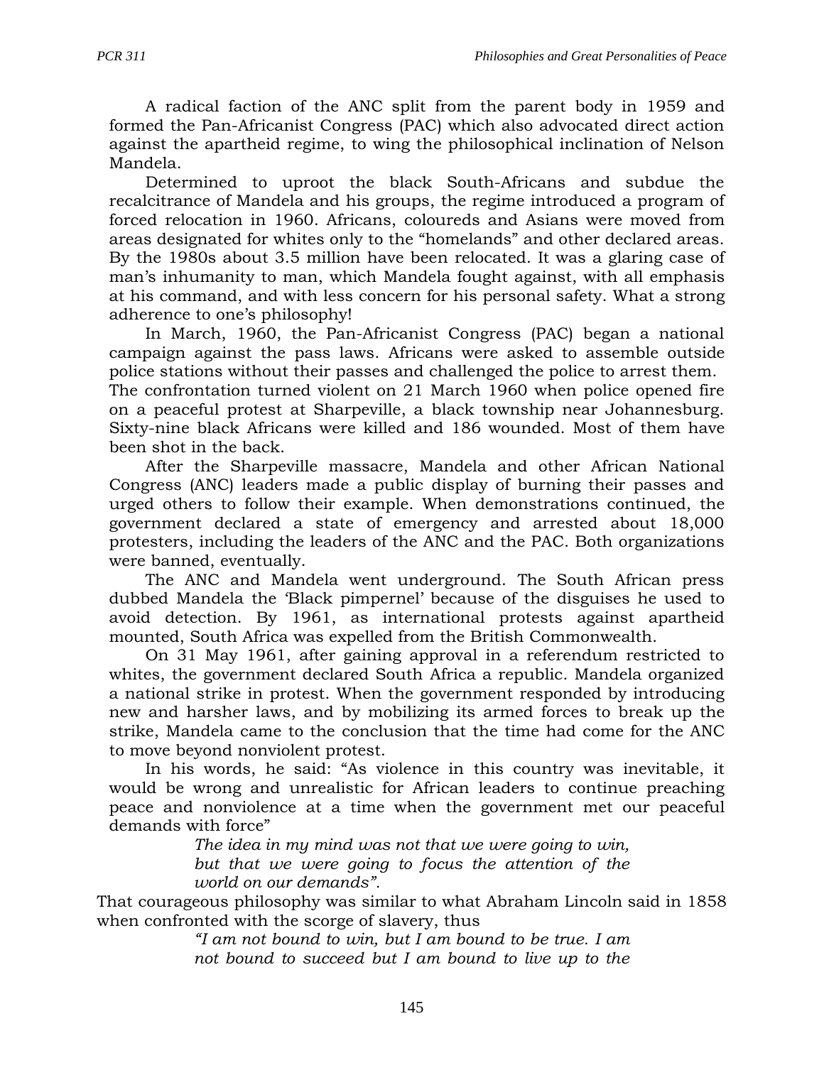A radical faction of the ANC split from the parent body in 1959 and formed the Pan-Africanist Congress (PAC) which also advocated direct action against the apartheid regime, to wing the philosophical inclination of Nelson Mandela.

Determined to uproot the black South-Africans and subdue the recalcitrance of Mandela and his groups, the regime introduced a program of forced relocation in 1960. Africans, coloureds and Asians were moved from areas designated for whites only to the "homelands" and other declared areas. By the 1980s about 3.5 million have been relocated. It was a glaring case of man's inhumanity to man, which Mandela fought against, with all emphasis at his command, and with less concern for his personal safety. What a strong adherence to one's philosophy!

In March, 1960, the Pan-Africanist Congress (PAC) began a national campaign against the pass laws. Africans were asked to assemble outside police stations without their passes and challenged the police to arrest them. The confrontation turned violent on 21 March 1960 when police opened fire on a peaceful protest at Sharpeville, a black township near Johannesburg. Sixty-nine black Africans were killed and 186 wounded. Most of them have been shot in the back.

After the Sharpeville massacre, Mandela and other African National Congress (ANC) leaders made a public display of burning their passes and urged others to follow their example. When demonstrations continued, the government declared a state of emergency and arrested about 18,000 protesters, including the leaders of the ANC and the PAC. Both organizations were banned, eventually.

The ANC and Mandela went underground. The South African press dubbed Mandela the 'Black pimpernel' because of the disguises he used to avoid detection. By 1961, as international protests against apartheid mounted, South Africa was expelled from the British Commonwealth.

On 31 May 1961, after gaining approval in a referendum restricted to whites, the government declared South Africa a republic. Mandela organized a national strike in protest. When the government responded by introducing new and harsher laws, and by mobilizing its armed forces to break up the strike, Mandela came to the conclusion that the time had come for the ANC to move beyond nonviolent protest.

In his words, he said: "As violence in this country was inevitable, it would be wrong and unrealistic for African leaders to continue preaching peace and nonviolence at a time when the government met our peaceful demands with force"

> *The idea in my mind was not that we were going to win, but that we were going to focus the attention of the world on our demands".*

That courageous philosophy was similar to what Abraham Lincoln said in 1858 when confronted with the scorge of slavery, thus

> *"I am not bound to win, but I am bound to be true. I am not bound to succeed but I am bound to live up to the*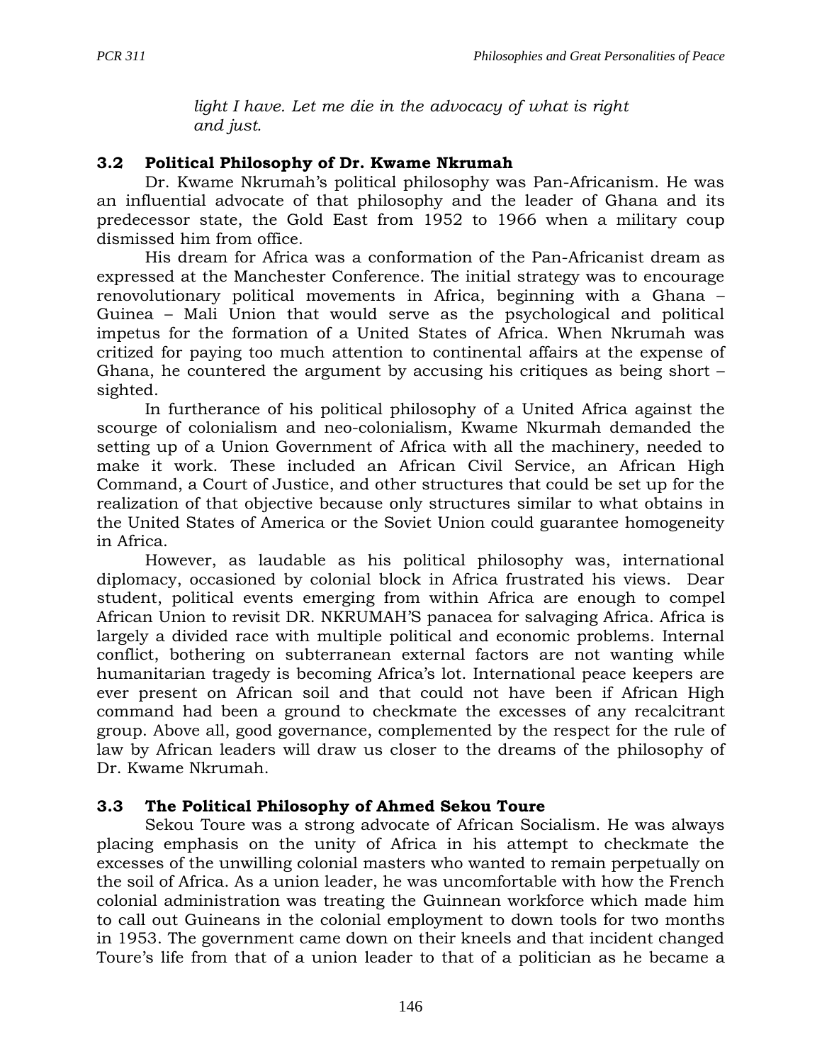*light I have. Let me die in the advocacy of what is right and just.*

### 3.2 Political Philosophy of Dr. Kwame Nkrumah

Dr. Kwame Nkrumah's political philosophy was Pan-Africanism. He was an influential advocate of that philosophy and the leader of Ghana and its predecessor state, the Gold East from 1952 to 1966 when a military coup dismissed him from office.

His dream for Africa was a conformation of the Pan-Africanist dream as expressed at the Manchester Conference. The initial strategy was to encourage renovolutionary political movements in Africa, beginning with a Ghana – Guinea – Mali Union that would serve as the psychological and political impetus for the formation of a United States of Africa. When Nkrumah was critized for paying too much attention to continental affairs at the expense of Ghana, he countered the argument by accusing his critiques as being short – sighted.

In furtherance of his political philosophy of a United Africa against the scourge of colonialism and neo-colonialism, Kwame Nkurmah demanded the setting up of a Union Government of Africa with all the machinery, needed to make it work. These included an African Civil Service, an African High Command, a Court of Justice, and other structures that could be set up for the realization of that objective because only structures similar to what obtains in the United States of America or the Soviet Union could guarantee homogeneity in Africa.

However, as laudable as his political philosophy was, international diplomacy, occasioned by colonial block in Africa frustrated his views. Dear student, political events emerging from within Africa are enough to compel African Union to revisit DR. NKRUMAH'S panacea for salvaging Africa. Africa is largely a divided race with multiple political and economic problems. Internal conflict, bothering on subterranean external factors are not wanting while humanitarian tragedy is becoming Africa's lot. International peace keepers are ever present on African soil and that could not have been if African High command had been a ground to checkmate the excesses of any recalcitrant group. Above all, good governance, complemented by the respect for the rule of law by African leaders will draw us closer to the dreams of the philosophy of Dr. Kwame Nkrumah.

### 3.3 The Political Philosophy of Ahmed Sekou Toure

Sekou Toure was a strong advocate of African Socialism. He was always placing emphasis on the unity of Africa in his attempt to checkmate the excesses of the unwilling colonial masters who wanted to remain perpetually on the soil of Africa. As a union leader, he was uncomfortable with how the French colonial administration was treating the Guinnean workforce which made him to call out Guineans in the colonial employment to down tools for two months in 1953. The government came down on their kneels and that incident changed Toure's life from that of a union leader to that of a politician as he became a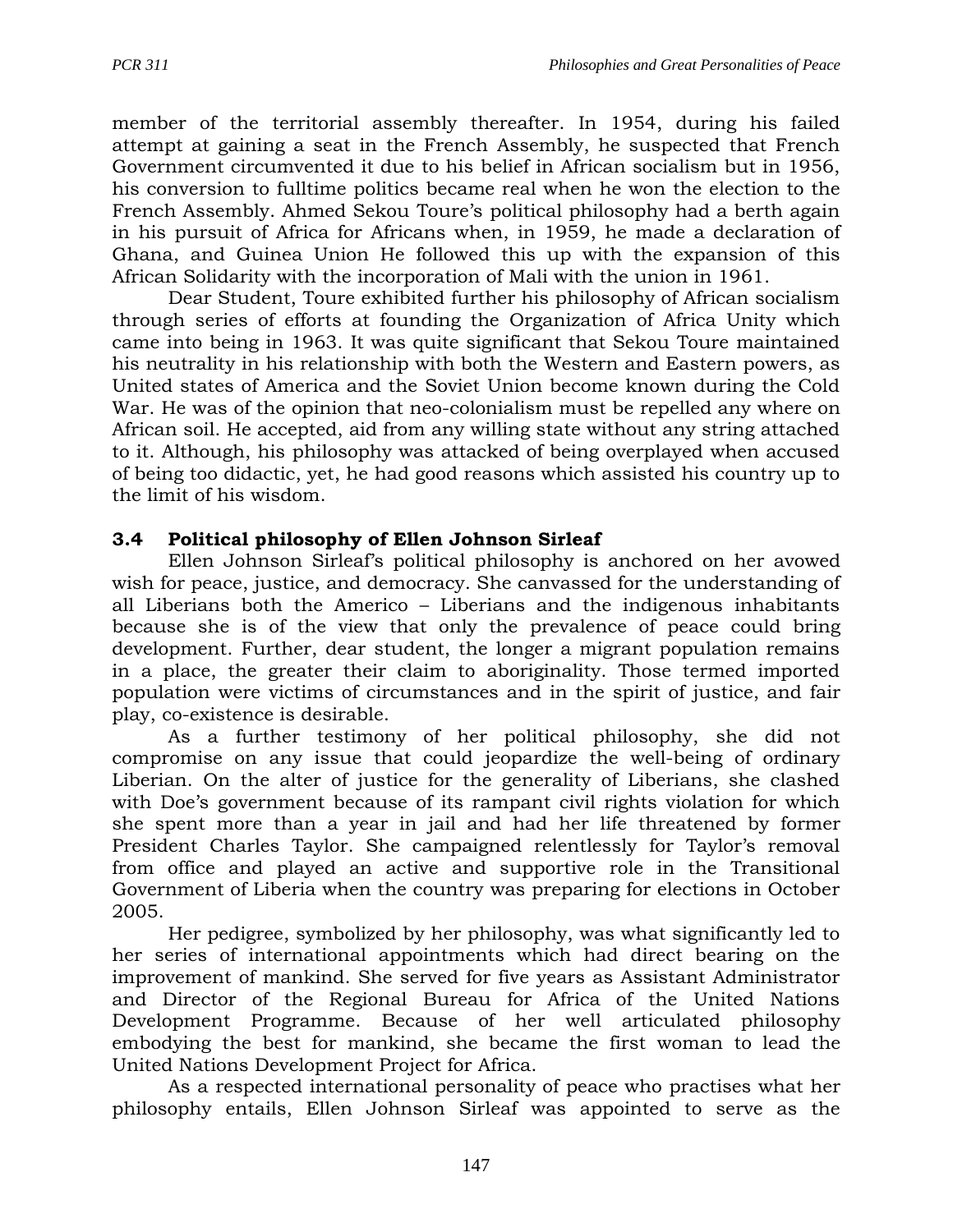member of the territorial assembly thereafter. In 1954, during his failed attempt at gaining a seat in the French Assembly, he suspected that French Government circumvented it due to his belief in African socialism but in 1956, his conversion to fulltime politics became real when he won the election to the French Assembly. Ahmed Sekou Toure's political philosophy had a berth again in his pursuit of Africa for Africans when, in 1959, he made a declaration of Ghana, and Guinea Union He followed this up with the expansion of this African Solidarity with the incorporation of Mali with the union in 1961.

Dear Student, Toure exhibited further his philosophy of African socialism through series of efforts at founding the Organization of Africa Unity which came into being in 1963. It was quite significant that Sekou Toure maintained his neutrality in his relationship with both the Western and Eastern powers, as United states of America and the Soviet Union become known during the Cold War. He was of the opinion that neo-colonialism must be repelled any where on African soil. He accepted, aid from any willing state without any string attached to it. Although, his philosophy was attacked of being overplayed when accused of being too didactic, yet, he had good reasons which assisted his country up to the limit of his wisdom.

### 3.4 Political philosophy of Ellen Johnson Sirleaf

Ellen Johnson Sirleaf's political philosophy is anchored on her avowed wish for peace, justice, and democracy. She canvassed for the understanding of all Liberians both the Americo – Liberians and the indigenous inhabitants because she is of the view that only the prevalence of peace could bring development. Further, dear student, the longer a migrant population remains in a place, the greater their claim to aboriginality. Those termed imported population were victims of circumstances and in the spirit of justice, and fair play, co-existence is desirable.

As a further testimony of her political philosophy, she did not compromise on any issue that could jeopardize the well-being of ordinary Liberian. On the alter of justice for the generality of Liberians, she clashed with Doe's government because of its rampant civil rights violation for which she spent more than a year in jail and had her life threatened by former President Charles Taylor. She campaigned relentlessly for Taylor's removal from office and played an active and supportive role in the Transitional Government of Liberia when the country was preparing for elections in October 2005.

Her pedigree, symbolized by her philosophy, was what significantly led to her series of international appointments which had direct bearing on the improvement of mankind. She served for five years as Assistant Administrator and Director of the Regional Bureau for Africa of the United Nations Development Programme. Because of her well articulated philosophy embodying the best for mankind, she became the first woman to lead the United Nations Development Project for Africa.

As a respected international personality of peace who practises what her philosophy entails, Ellen Johnson Sirleaf was appointed to serve as the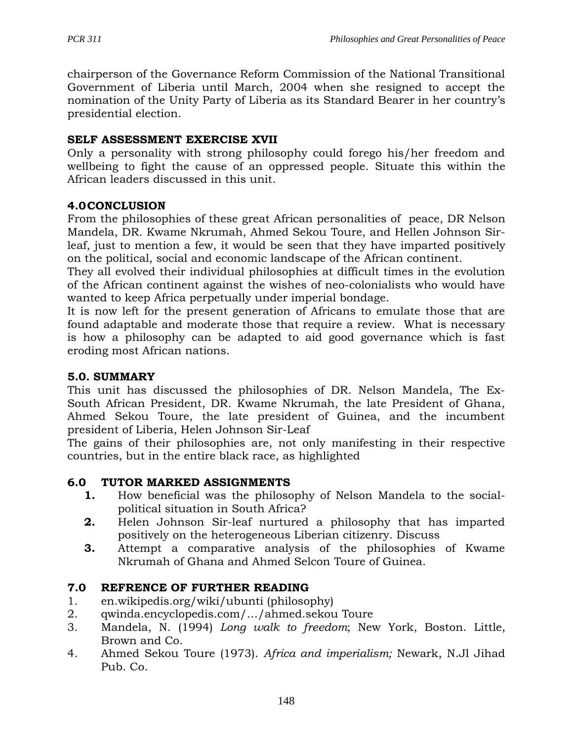chairperson of the Governance Reform Commission of the National Transitional Government of Liberia until March, 2004 when she resigned to accept the nomination of the Unity Party of Liberia as its Standard Bearer in her country's presidential election.

**SELF ASSESSMENT EXERCISE XVII**

Only a personality with strong philosophy could forego his/her freedom and wellbeing to fight the cause of an oppressed people. Situate this within the African leaders discussed in this unit.

## 4.0 CONCLUSION

From the philosophies of these great African personalities of peace, DR Nelson Mandela, DR. Kwame Nkrumah, Ahmed Sekou Toure, and Hellen Johnson Sir-leaf, just to mention a few, it would be seen that they have imparted positively on the political, social and economic landscape of the African continent.

They all evolved their individual philosophies at difficult times in the evolution of the African continent against the wishes of neo-colonialists who would have wanted to keep Africa perpetually under imperial bondage.

It is now left for the present generation of Africans to emulate those that are found adaptable and moderate those that require a review. What is necessary is how a philosophy can be adapted to aid good governance which is fast eroding most African nations.

## 5.0. SUMMARY

This unit has discussed the philosophies of DR. Nelson Mandela, The Ex-South African President, DR. Kwame Nkrumah, the late President of Ghana, Ahmed Sekou Toure, the late president of Guinea, and the incumbent president of Liberia, Helen Johnson Sir-Leaf

The gains of their philosophies are, not only manifesting in their respective countries, but in the entire black race, as highlighted

## 6.0 TUTOR MARKED ASSIGNMENTS

1. How beneficial was the philosophy of Nelson Mandela to the social-political situation in South Africa?
2. Helen Johnson Sir-leaf nurtured a philosophy that has imparted positively on the heterogeneous Liberian citizenry. Discuss
3. Attempt a comparative analysis of the philosophies of Kwame Nkrumah of Ghana and Ahmed Selcon Toure of Guinea.

## 7.0 REFRENCE OF FURTHER READING

1. en.wikipedis.org/wiki/ubunti (philosophy)
2. qwinda.encyclopedis.com/…/ahmed.sekou Toure
3. Mandela, N. (1994) *Long walk to freedom*; New York, Boston. Little, Brown and Co.
4. Ahmed Sekou Toure (1973). *Africa and imperialism;* Newark, N.Jl Jihad Pub. Co.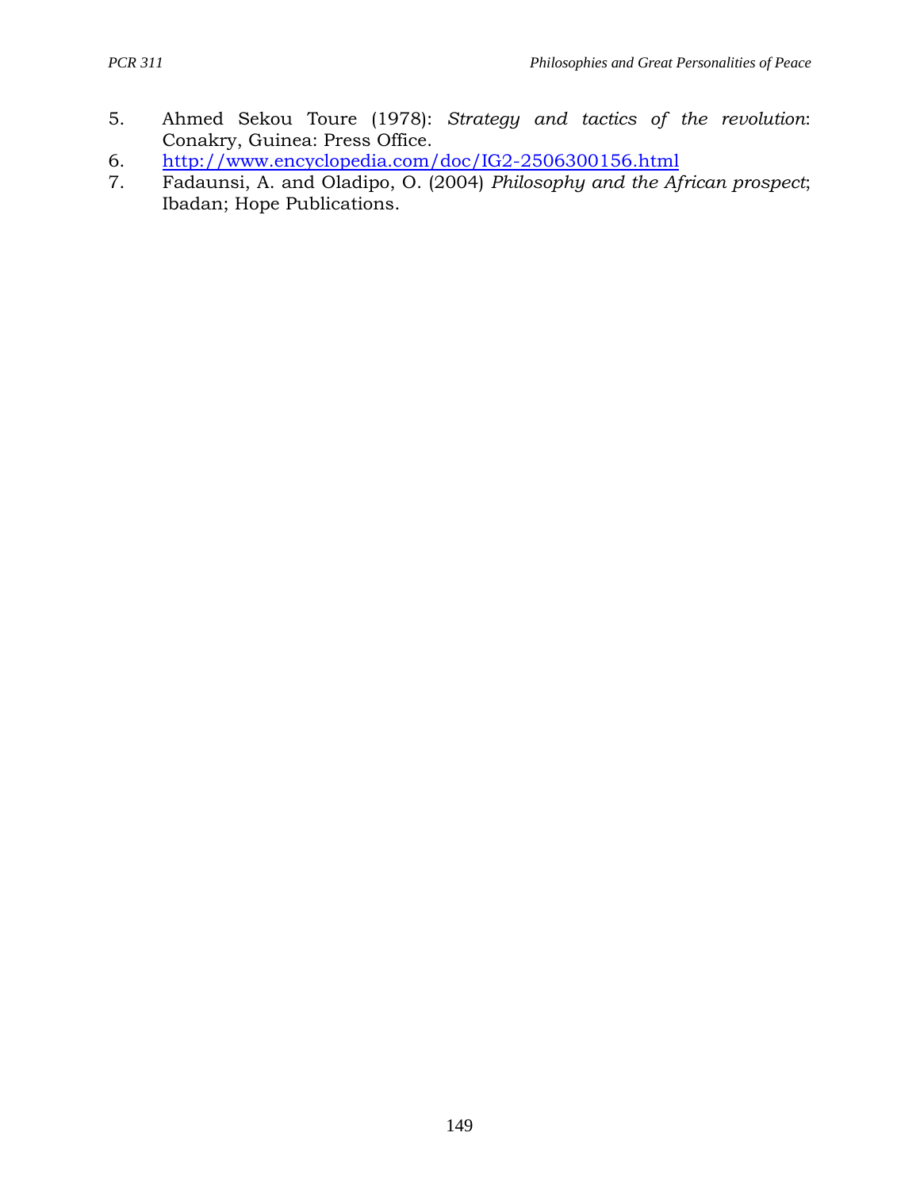5. Ahmed Sekou Toure (1978): *Strategy and tactics of the revolution*: Conakry, Guinea: Press Office.
6. http://www.encyclopedia.com/doc/IG2-2506300156.html
7. Fadaunsi, A. and Oladipo, O. (2004) *Philosophy and the African prospect*; Ibadan; Hope Publications.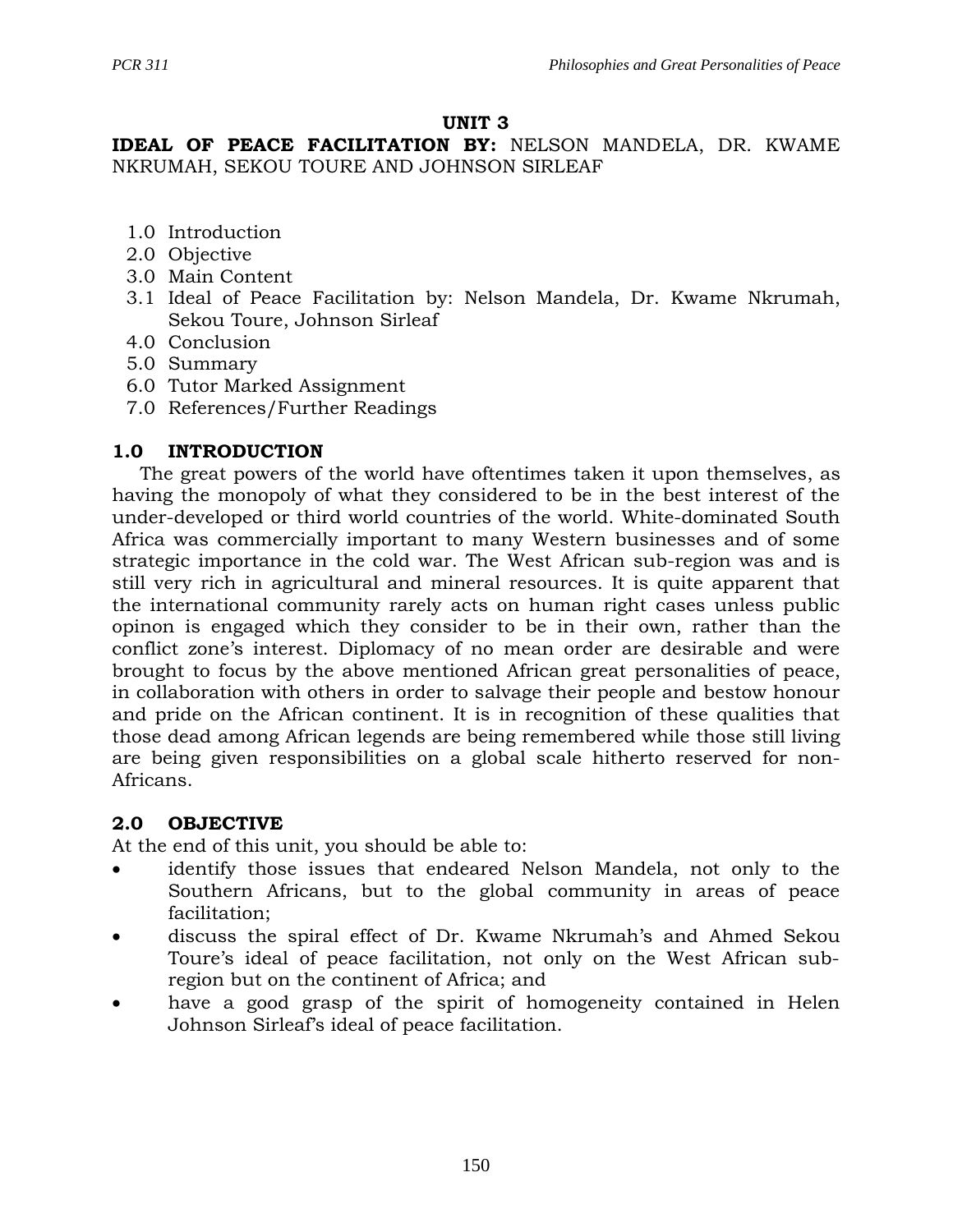# UNIT 3

**IDEAL OF PEACE FACILITATION BY:** NELSON MANDELA, DR. KWAME NKRUMAH, SEKOU TOURE AND JOHNSON SIRLEAF

1.0 Introduction
2.0 Objective
3.0 Main Content
3.1 Ideal of Peace Facilitation by: Nelson Mandela, Dr. Kwame Nkrumah, Sekou Toure, Johnson Sirleaf
4.0 Conclusion
5.0 Summary
6.0 Tutor Marked Assignment
7.0 References/Further Readings

## 1.0 INTRODUCTION

The great powers of the world have oftentimes taken it upon themselves, as having the monopoly of what they considered to be in the best interest of the under-developed or third world countries of the world. White-dominated South Africa was commercially important to many Western businesses and of some strategic importance in the cold war. The West African sub-region was and is still very rich in agricultural and mineral resources. It is quite apparent that the international community rarely acts on human right cases unless public opinon is engaged which they consider to be in their own, rather than the conflict zone's interest. Diplomacy of no mean order are desirable and were brought to focus by the above mentioned African great personalities of peace, in collaboration with others in order to salvage their people and bestow honour and pride on the African continent. It is in recognition of these qualities that those dead among African legends are being remembered while those still living are being given responsibilities on a global scale hitherto reserved for non-Africans.

## 2.0 OBJECTIVE

At the end of this unit, you should be able to:

- identify those issues that endeared Nelson Mandela, not only to the Southern Africans, but to the global community in areas of peace facilitation;
- discuss the spiral effect of Dr. Kwame Nkrumah's and Ahmed Sekou Toure's ideal of peace facilitation, not only on the West African sub-region but on the continent of Africa; and
- have a good grasp of the spirit of homogeneity contained in Helen Johnson Sirleaf's ideal of peace facilitation.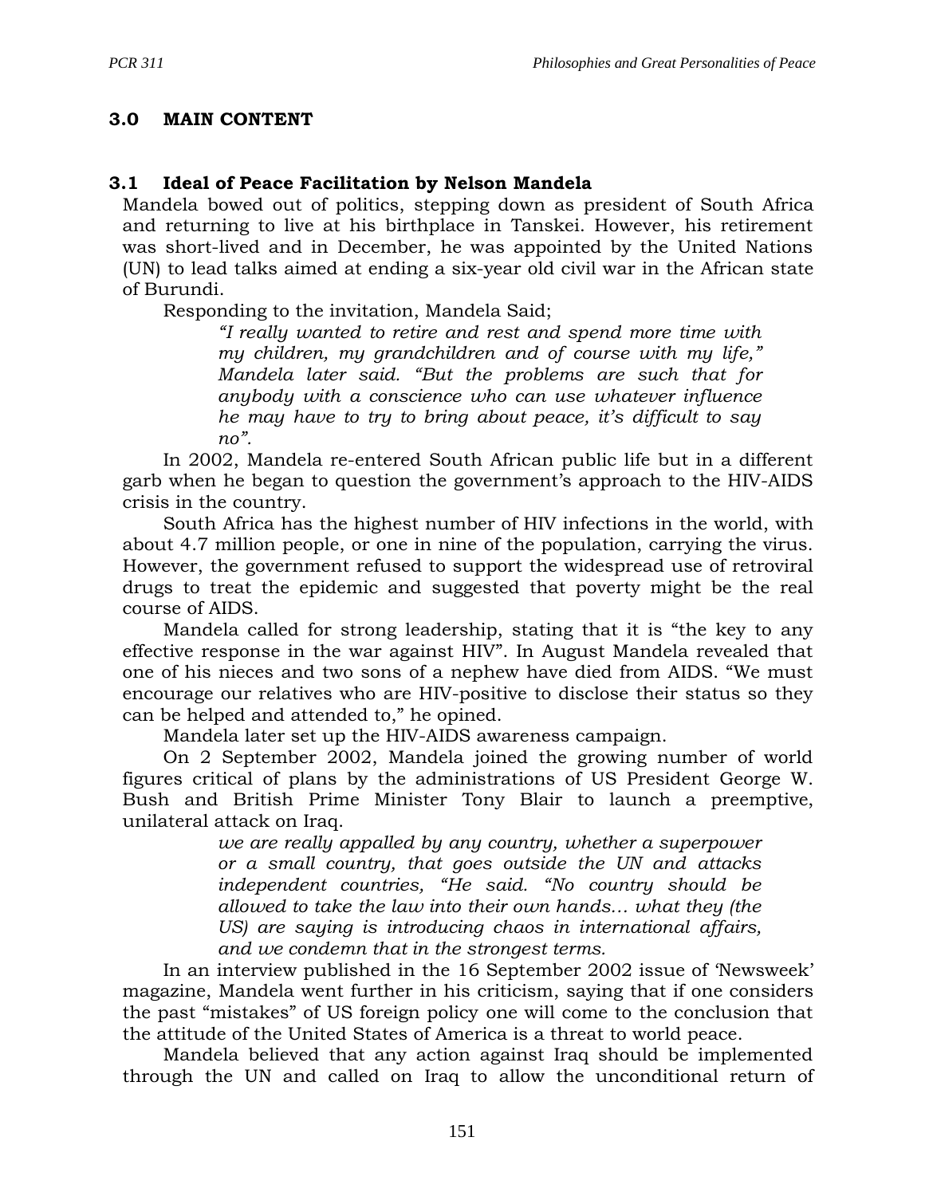## 3.0 MAIN CONTENT

### 3.1 Ideal of Peace Facilitation by Nelson Mandela

Mandela bowed out of politics, stepping down as president of South Africa and returning to live at his birthplace in Tanskei. However, his retirement was short-lived and in December, he was appointed by the United Nations (UN) to lead talks aimed at ending a six-year old civil war in the African state of Burundi.

Responding to the invitation, Mandela Said;

> *"I really wanted to retire and rest and spend more time with my children, my grandchildren and of course with my life," Mandela later said. "But the problems are such that for anybody with a conscience who can use whatever influence he may have to try to bring about peace, it's difficult to say no".*

In 2002, Mandela re-entered South African public life but in a different garb when he began to question the government's approach to the HIV-AIDS crisis in the country.

South Africa has the highest number of HIV infections in the world, with about 4.7 million people, or one in nine of the population, carrying the virus. However, the government refused to support the widespread use of retroviral drugs to treat the epidemic and suggested that poverty might be the real course of AIDS.

Mandela called for strong leadership, stating that it is "the key to any effective response in the war against HIV". In August Mandela revealed that one of his nieces and two sons of a nephew have died from AIDS. "We must encourage our relatives who are HIV-positive to disclose their status so they can be helped and attended to," he opined.

Mandela later set up the HIV-AIDS awareness campaign.

On 2 September 2002, Mandela joined the growing number of world figures critical of plans by the administrations of US President George W. Bush and British Prime Minister Tony Blair to launch a preemptive, unilateral attack on Iraq.

> *we are really appalled by any country, whether a superpower or a small country, that goes outside the UN and attacks independent countries, "He said. "No country should be allowed to take the law into their own hands… what they (the US) are saying is introducing chaos in international affairs, and we condemn that in the strongest terms.*

In an interview published in the 16 September 2002 issue of 'Newsweek' magazine, Mandela went further in his criticism, saying that if one considers the past "mistakes" of US foreign policy one will come to the conclusion that the attitude of the United States of America is a threat to world peace.

Mandela believed that any action against Iraq should be implemented through the UN and called on Iraq to allow the unconditional return of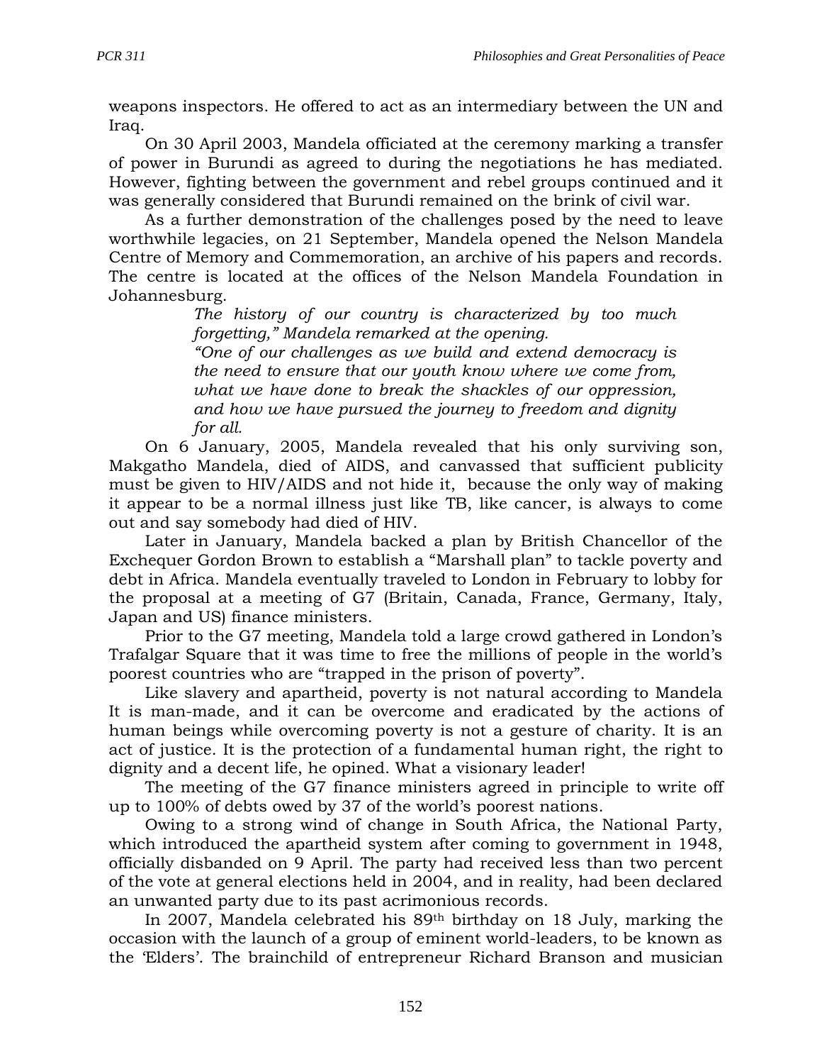weapons inspectors. He offered to act as an intermediary between the UN and Iraq.

On 30 April 2003, Mandela officiated at the ceremony marking a transfer of power in Burundi as agreed to during the negotiations he has mediated. However, fighting between the government and rebel groups continued and it was generally considered that Burundi remained on the brink of civil war.

As a further demonstration of the challenges posed by the need to leave worthwhile legacies, on 21 September, Mandela opened the Nelson Mandela Centre of Memory and Commemoration, an archive of his papers and records. The centre is located at the offices of the Nelson Mandela Foundation in Johannesburg.

> *The history of our country is characterized by too much forgetting," Mandela remarked at the opening.*
> *"One of our challenges as we build and extend democracy is the need to ensure that our youth know where we come from, what we have done to break the shackles of our oppression, and how we have pursued the journey to freedom and dignity for all.*

On 6 January, 2005, Mandela revealed that his only surviving son, Makgatho Mandela, died of AIDS, and canvassed that sufficient publicity must be given to HIV/AIDS and not hide it, because the only way of making it appear to be a normal illness just like TB, like cancer, is always to come out and say somebody had died of HIV.

Later in January, Mandela backed a plan by British Chancellor of the Exchequer Gordon Brown to establish a "Marshall plan" to tackle poverty and debt in Africa. Mandela eventually traveled to London in February to lobby for the proposal at a meeting of G7 (Britain, Canada, France, Germany, Italy, Japan and US) finance ministers.

Prior to the G7 meeting, Mandela told a large crowd gathered in London's Trafalgar Square that it was time to free the millions of people in the world's poorest countries who are "trapped in the prison of poverty".

Like slavery and apartheid, poverty is not natural according to Mandela It is man-made, and it can be overcome and eradicated by the actions of human beings while overcoming poverty is not a gesture of charity. It is an act of justice. It is the protection of a fundamental human right, the right to dignity and a decent life, he opined. What a visionary leader!

The meeting of the G7 finance ministers agreed in principle to write off up to 100% of debts owed by 37 of the world's poorest nations.

Owing to a strong wind of change in South Africa, the National Party, which introduced the apartheid system after coming to government in 1948, officially disbanded on 9 April. The party had received less than two percent of the vote at general elections held in 2004, and in reality, had been declared an unwanted party due to its past acrimonious records.

In 2007, Mandela celebrated his 89th birthday on 18 July, marking the occasion with the launch of a group of eminent world-leaders, to be known as the 'Elders'. The brainchild of entrepreneur Richard Branson and musician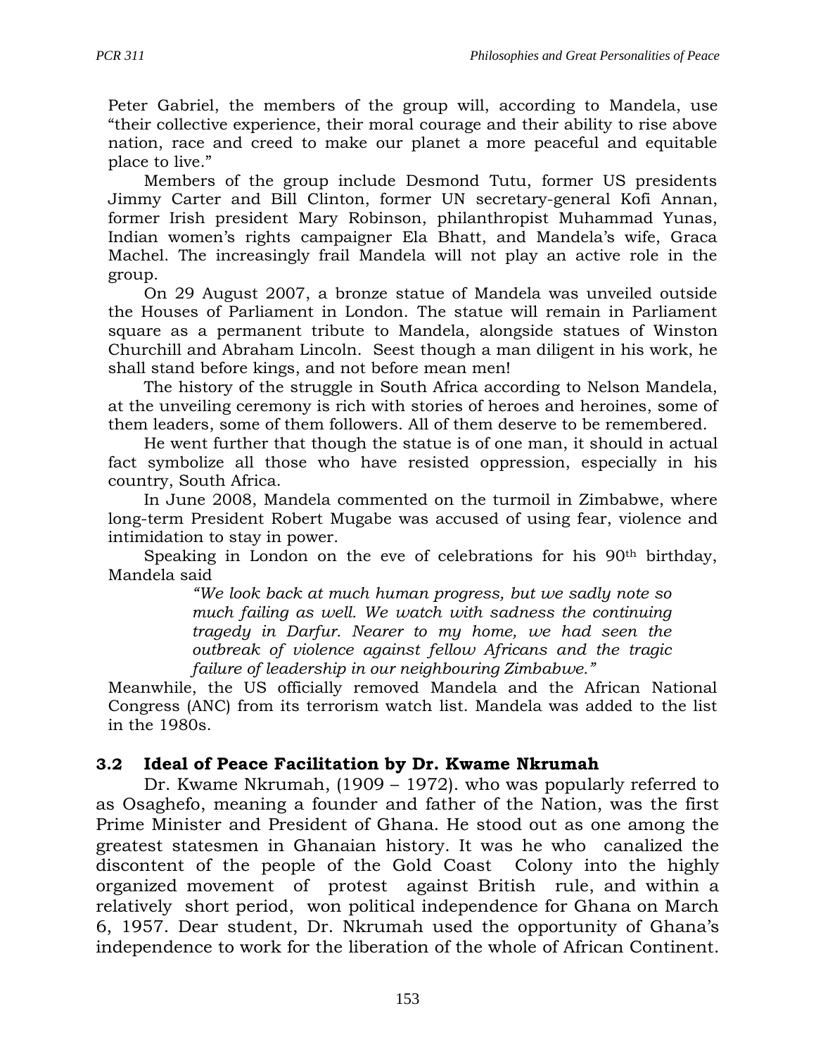Peter Gabriel, the members of the group will, according to Mandela, use "their collective experience, their moral courage and their ability to rise above nation, race and creed to make our planet a more peaceful and equitable place to live."

Members of the group include Desmond Tutu, former US presidents Jimmy Carter and Bill Clinton, former UN secretary-general Kofi Annan, former Irish president Mary Robinson, philanthropist Muhammad Yunas, Indian women's rights campaigner Ela Bhatt, and Mandela's wife, Graca Machel. The increasingly frail Mandela will not play an active role in the group.

On 29 August 2007, a bronze statue of Mandela was unveiled outside the Houses of Parliament in London. The statue will remain in Parliament square as a permanent tribute to Mandela, alongside statues of Winston Churchill and Abraham Lincoln. Seest though a man diligent in his work, he shall stand before kings, and not before mean men!

The history of the struggle in South Africa according to Nelson Mandela, at the unveiling ceremony is rich with stories of heroes and heroines, some of them leaders, some of them followers. All of them deserve to be remembered.

He went further that though the statue is of one man, it should in actual fact symbolize all those who have resisted oppression, especially in his country, South Africa.

In June 2008, Mandela commented on the turmoil in Zimbabwe, where long-term President Robert Mugabe was accused of using fear, violence and intimidation to stay in power.

Speaking in London on the eve of celebrations for his 90th birthday, Mandela said

> *"We look back at much human progress, but we sadly note so much failing as well. We watch with sadness the continuing tragedy in Darfur. Nearer to my home, we had seen the outbreak of violence against fellow Africans and the tragic failure of leadership in our neighbouring Zimbabwe."*

Meanwhile, the US officially removed Mandela and the African National Congress (ANC) from its terrorism watch list. Mandela was added to the list in the 1980s.

### 3.2 Ideal of Peace Facilitation by Dr. Kwame Nkrumah

Dr. Kwame Nkrumah, (1909 – 1972). who was popularly referred to as Osaghefo, meaning a founder and father of the Nation, was the first Prime Minister and President of Ghana. He stood out as one among the greatest statesmen in Ghanaian history. It was he who canalized the discontent of the people of the Gold Coast Colony into the highly organized movement of protest against British rule, and within a relatively short period, won political independence for Ghana on March 6, 1957. Dear student, Dr. Nkrumah used the opportunity of Ghana's independence to work for the liberation of the whole of African Continent.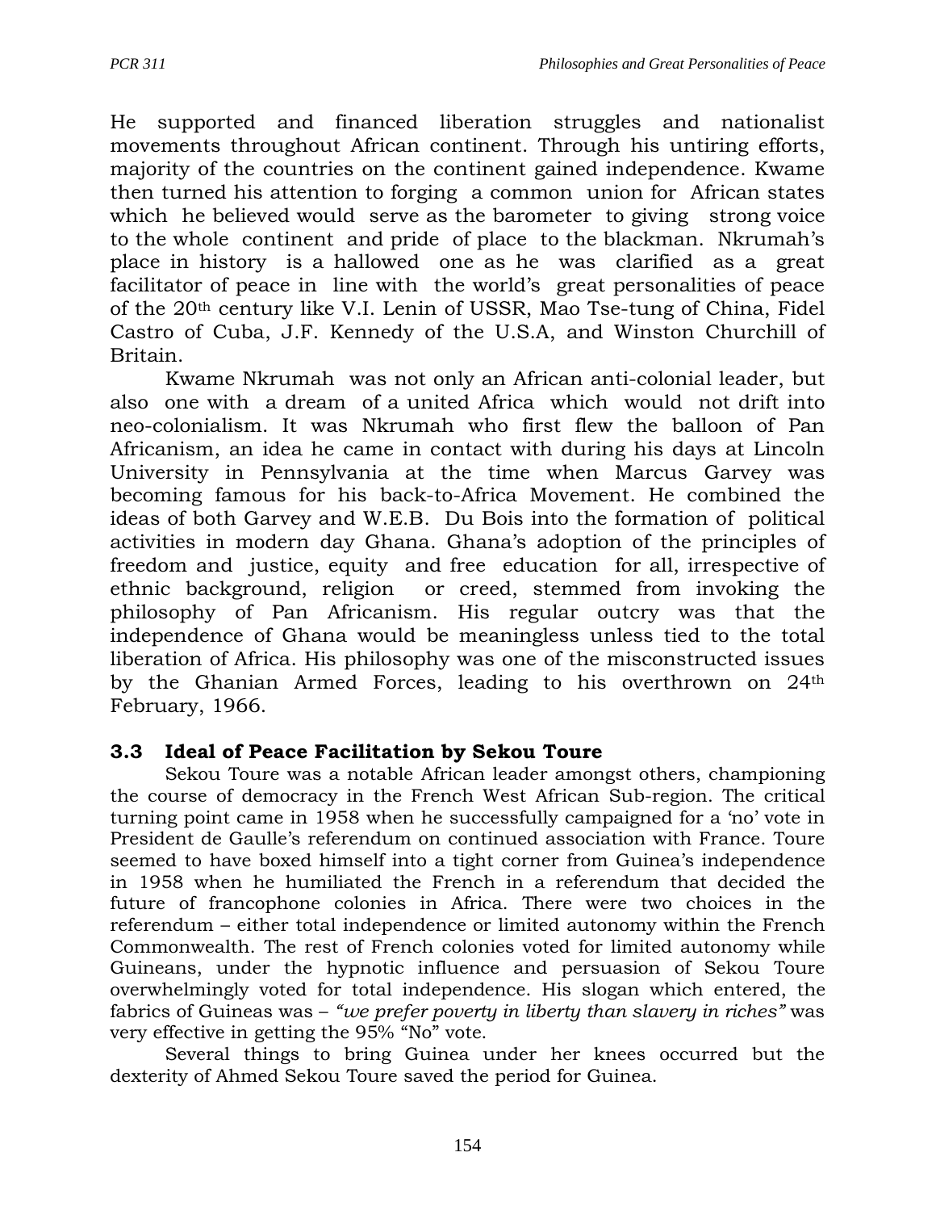He supported and financed liberation struggles and nationalist movements throughout African continent. Through his untiring efforts, majority of the countries on the continent gained independence. Kwame then turned his attention to forging a common union for African states which he believed would serve as the barometer to giving strong voice to the whole continent and pride of place to the blackman. Nkrumah's place in history is a hallowed one as he was clarified as a great facilitator of peace in line with the world's great personalities of peace of the 20th century like V.I. Lenin of USSR, Mao Tse-tung of China, Fidel Castro of Cuba, J.F. Kennedy of the U.S.A, and Winston Churchill of Britain.

Kwame Nkrumah was not only an African anti-colonial leader, but also one with a dream of a united Africa which would not drift into neo-colonialism. It was Nkrumah who first flew the balloon of Pan Africanism, an idea he came in contact with during his days at Lincoln University in Pennsylvania at the time when Marcus Garvey was becoming famous for his back-to-Africa Movement. He combined the ideas of both Garvey and W.E.B. Du Bois into the formation of political activities in modern day Ghana. Ghana's adoption of the principles of freedom and justice, equity and free education for all, irrespective of ethnic background, religion or creed, stemmed from invoking the philosophy of Pan Africanism. His regular outcry was that the independence of Ghana would be meaningless unless tied to the total liberation of Africa. His philosophy was one of the misconstructed issues by the Ghanian Armed Forces, leading to his overthrown on 24th February, 1966.

### 3.3 Ideal of Peace Facilitation by Sekou Toure

Sekou Toure was a notable African leader amongst others, championing the course of democracy in the French West African Sub-region. The critical turning point came in 1958 when he successfully campaigned for a 'no' vote in President de Gaulle's referendum on continued association with France. Toure seemed to have boxed himself into a tight corner from Guinea's independence in 1958 when he humiliated the French in a referendum that decided the future of francophone colonies in Africa. There were two choices in the referendum – either total independence or limited autonomy within the French Commonwealth. The rest of French colonies voted for limited autonomy while Guineans, under the hypnotic influence and persuasion of Sekou Toure overwhelmingly voted for total independence. His slogan which entered, the fabrics of Guineas was – *"we prefer poverty in liberty than slavery in riches"* was very effective in getting the 95% "No" vote.

Several things to bring Guinea under her knees occurred but the dexterity of Ahmed Sekou Toure saved the period for Guinea.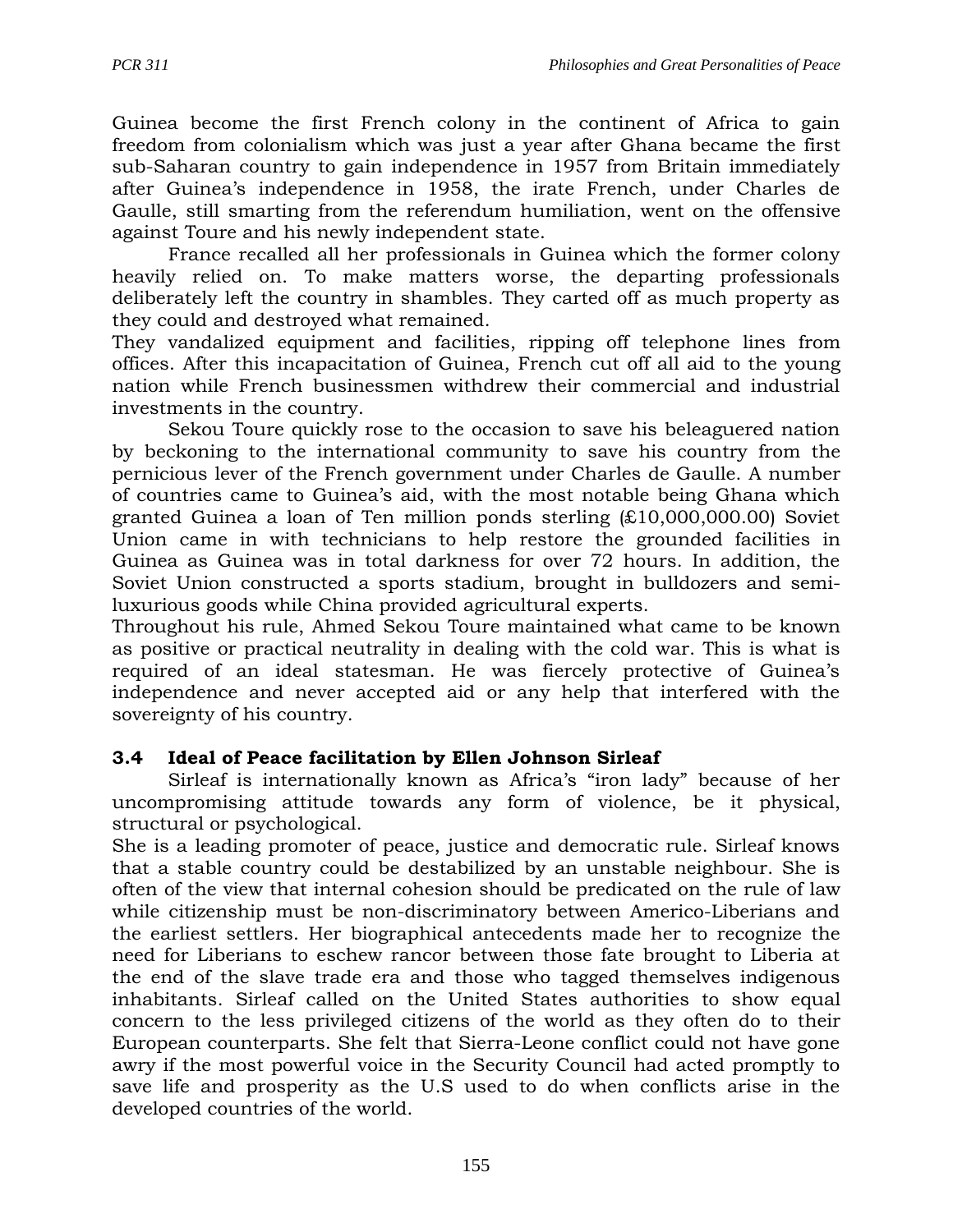Guinea become the first French colony in the continent of Africa to gain freedom from colonialism which was just a year after Ghana became the first sub-Saharan country to gain independence in 1957 from Britain immediately after Guinea's independence in 1958, the irate French, under Charles de Gaulle, still smarting from the referendum humiliation, went on the offensive against Toure and his newly independent state.

France recalled all her professionals in Guinea which the former colony heavily relied on. To make matters worse, the departing professionals deliberately left the country in shambles. They carted off as much property as they could and destroyed what remained.

They vandalized equipment and facilities, ripping off telephone lines from offices. After this incapacitation of Guinea, French cut off all aid to the young nation while French businessmen withdrew their commercial and industrial investments in the country.

Sekou Toure quickly rose to the occasion to save his beleaguered nation by beckoning to the international community to save his country from the pernicious lever of the French government under Charles de Gaulle. A number of countries came to Guinea's aid, with the most notable being Ghana which granted Guinea a loan of Ten million ponds sterling (£10,000,000.00) Soviet Union came in with technicians to help restore the grounded facilities in Guinea as Guinea was in total darkness for over 72 hours. In addition, the Soviet Union constructed a sports stadium, brought in bulldozers and semi-luxurious goods while China provided agricultural experts.

Throughout his rule, Ahmed Sekou Toure maintained what came to be known as positive or practical neutrality in dealing with the cold war. This is what is required of an ideal statesman. He was fiercely protective of Guinea's independence and never accepted aid or any help that interfered with the sovereignty of his country.

### 3.4 Ideal of Peace facilitation by Ellen Johnson Sirleaf

Sirleaf is internationally known as Africa's "iron lady" because of her uncompromising attitude towards any form of violence, be it physical, structural or psychological.

She is a leading promoter of peace, justice and democratic rule. Sirleaf knows that a stable country could be destabilized by an unstable neighbour. She is often of the view that internal cohesion should be predicated on the rule of law while citizenship must be non-discriminatory between Americo-Liberians and the earliest settlers. Her biographical antecedents made her to recognize the need for Liberians to eschew rancor between those fate brought to Liberia at the end of the slave trade era and those who tagged themselves indigenous inhabitants. Sirleaf called on the United States authorities to show equal concern to the less privileged citizens of the world as they often do to their European counterparts. She felt that Sierra-Leone conflict could not have gone awry if the most powerful voice in the Security Council had acted promptly to save life and prosperity as the U.S used to do when conflicts arise in the developed countries of the world.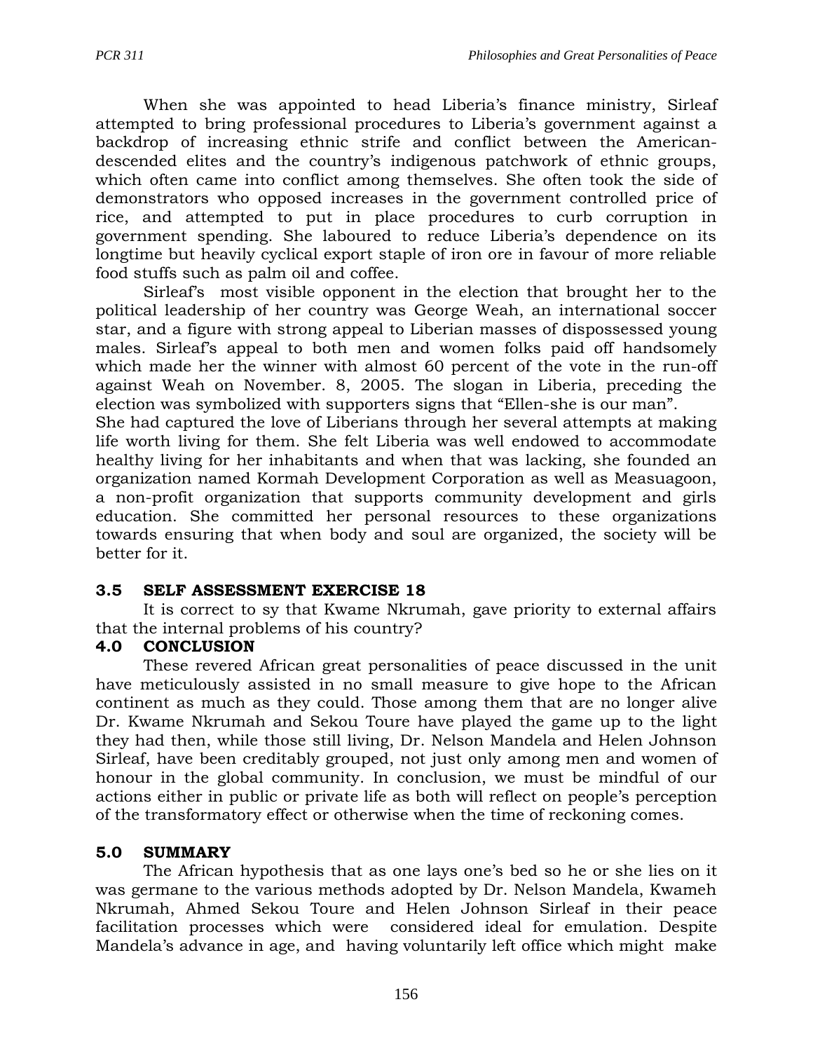When she was appointed to head Liberia's finance ministry, Sirleaf attempted to bring professional procedures to Liberia's government against a backdrop of increasing ethnic strife and conflict between the American-descended elites and the country's indigenous patchwork of ethnic groups, which often came into conflict among themselves. She often took the side of demonstrators who opposed increases in the government controlled price of rice, and attempted to put in place procedures to curb corruption in government spending. She laboured to reduce Liberia's dependence on its longtime but heavily cyclical export staple of iron ore in favour of more reliable food stuffs such as palm oil and coffee.

Sirleaf's most visible opponent in the election that brought her to the political leadership of her country was George Weah, an international soccer star, and a figure with strong appeal to Liberian masses of dispossessed young males. Sirleaf's appeal to both men and women folks paid off handsomely which made her the winner with almost 60 percent of the vote in the run-off against Weah on November. 8, 2005. The slogan in Liberia, preceding the election was symbolized with supporters signs that "Ellen-she is our man".

She had captured the love of Liberians through her several attempts at making life worth living for them. She felt Liberia was well endowed to accommodate healthy living for her inhabitants and when that was lacking, she founded an organization named Kormah Development Corporation as well as Measuagoon, a non-profit organization that supports community development and girls education. She committed her personal resources to these organizations towards ensuring that when body and soul are organized, the society will be better for it.

## 3.5 SELF ASSESSMENT EXERCISE 18

It is correct to sy that Kwame Nkrumah, gave priority to external affairs that the internal problems of his country?

## 4.0 CONCLUSION

These revered African great personalities of peace discussed in the unit have meticulously assisted in no small measure to give hope to the African continent as much as they could. Those among them that are no longer alive Dr. Kwame Nkrumah and Sekou Toure have played the game up to the light they had then, while those still living, Dr. Nelson Mandela and Helen Johnson Sirleaf, have been creditably grouped, not just only among men and women of honour in the global community. In conclusion, we must be mindful of our actions either in public or private life as both will reflect on people's perception of the transformatory effect or otherwise when the time of reckoning comes.

## 5.0 SUMMARY

The African hypothesis that as one lays one's bed so he or she lies on it was germane to the various methods adopted by Dr. Nelson Mandela, Kwameh Nkrumah, Ahmed Sekou Toure and Helen Johnson Sirleaf in their peace facilitation processes which were considered ideal for emulation. Despite Mandela's advance in age, and having voluntarily left office which might make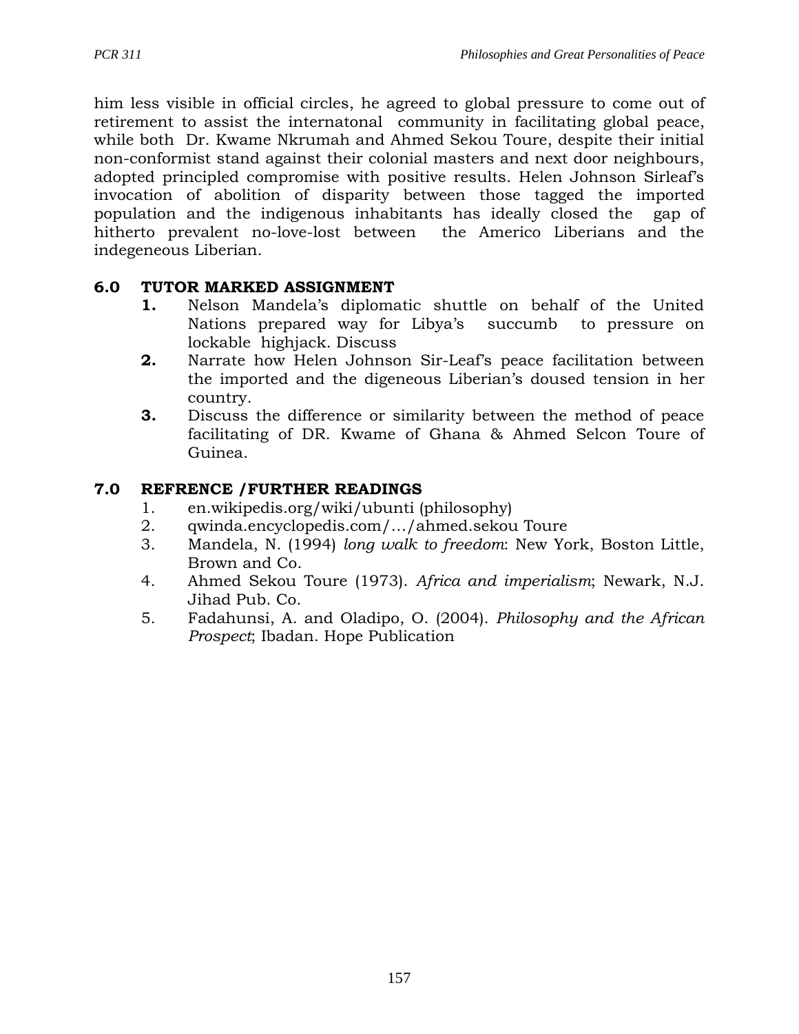him less visible in official circles, he agreed to global pressure to come out of retirement to assist the internatonal community in facilitating global peace, while both Dr. Kwame Nkrumah and Ahmed Sekou Toure, despite their initial non-conformist stand against their colonial masters and next door neighbours, adopted principled compromise with positive results. Helen Johnson Sirleaf's invocation of abolition of disparity between those tagged the imported population and the indigenous inhabitants has ideally closed the gap of hitherto prevalent no-love-lost between the Americo Liberians and the indegeneous Liberian.

## 6.0 TUTOR MARKED ASSIGNMENT

1. Nelson Mandela's diplomatic shuttle on behalf of the United Nations prepared way for Libya's succumb to pressure on lockable highjack. Discuss
2. Narrate how Helen Johnson Sir-Leaf's peace facilitation between the imported and the digeneous Liberian's doused tension in her country.
3. Discuss the difference or similarity between the method of peace facilitating of DR. Kwame of Ghana & Ahmed Selcon Toure of Guinea.

## 7.0 REFRENCE /FURTHER READINGS

1. en.wikipedis.org/wiki/ubunti (philosophy)
2. qwinda.encyclopedis.com/…/ahmed.sekou Toure
3. Mandela, N. (1994) *long walk to freedom*: New York, Boston Little, Brown and Co.
4. Ahmed Sekou Toure (1973). *Africa and imperialism*; Newark, N.J. Jihad Pub. Co.
5. Fadahunsi, A. and Oladipo, O. (2004). *Philosophy and the African Prospect*; Ibadan. Hope Publication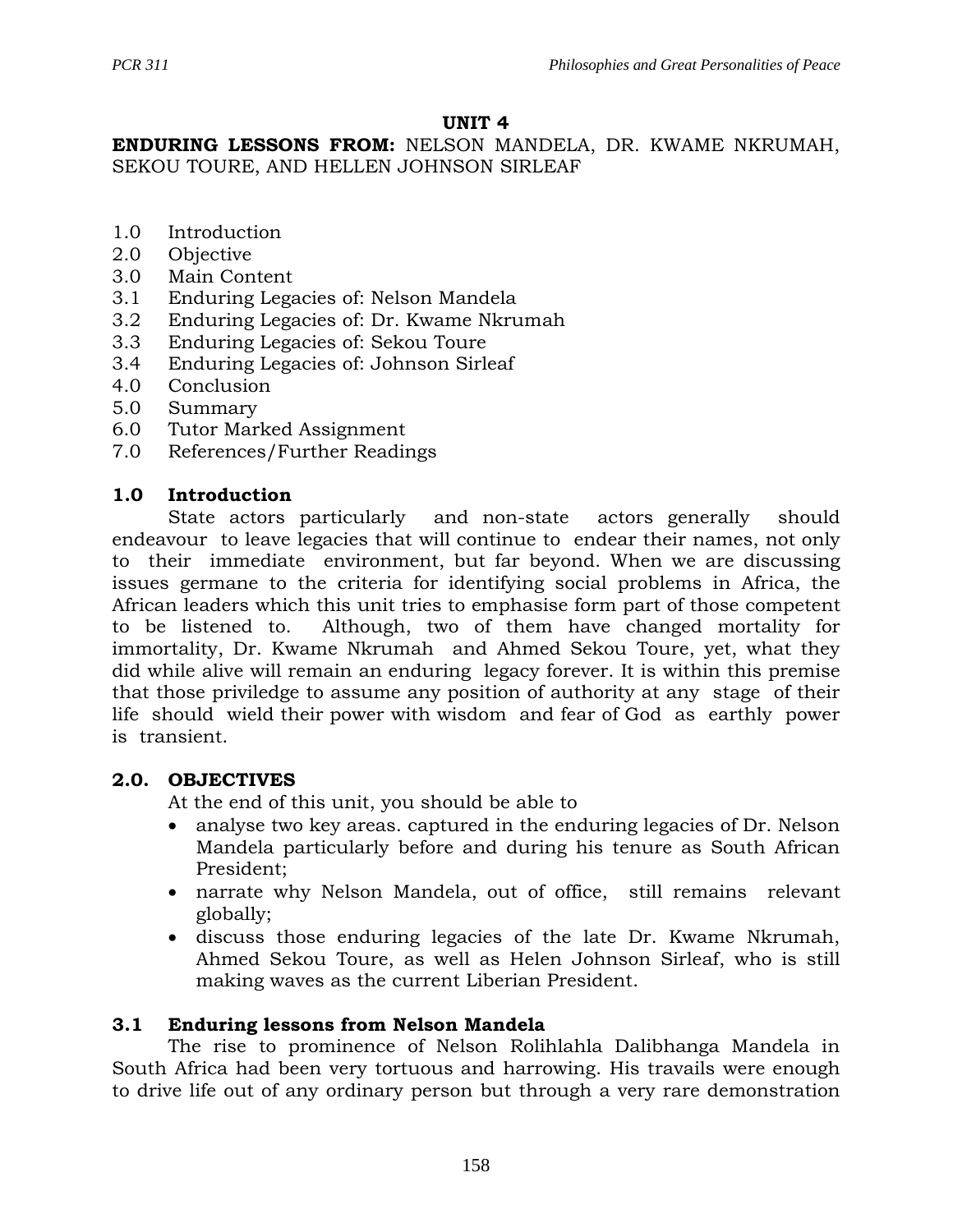## UNIT 4

**ENDURING LESSONS FROM:** NELSON MANDELA, DR. KWAME NKRUMAH, SEKOU TOURE, AND HELLEN JOHNSON SIRLEAF

1.0 Introduction
2.0 Objective
3.0 Main Content
3.1 Enduring Legacies of: Nelson Mandela
3.2 Enduring Legacies of: Dr. Kwame Nkrumah
3.3 Enduring Legacies of: Sekou Toure
3.4 Enduring Legacies of: Johnson Sirleaf
4.0 Conclusion
5.0 Summary
6.0 Tutor Marked Assignment
7.0 References/Further Readings

### 1.0 Introduction

State actors particularly and non-state actors generally should endeavour to leave legacies that will continue to endear their names, not only to their immediate environment, but far beyond. When we are discussing issues germane to the criteria for identifying social problems in Africa, the African leaders which this unit tries to emphasise form part of those competent to be listened to. Although, two of them have changed mortality for immortality, Dr. Kwame Nkrumah and Ahmed Sekou Toure, yet, what they did while alive will remain an enduring legacy forever. It is within this premise that those priviledge to assume any position of authority at any stage of their life should wield their power with wisdom and fear of God as earthly power is transient.

### 2.0. OBJECTIVES

At the end of this unit, you should be able to

- analyse two key areas. captured in the enduring legacies of Dr. Nelson Mandela particularly before and during his tenure as South African President;
- narrate why Nelson Mandela, out of office, still remains relevant globally;
- discuss those enduring legacies of the late Dr. Kwame Nkrumah, Ahmed Sekou Toure, as well as Helen Johnson Sirleaf, who is still making waves as the current Liberian President.

### 3.1 Enduring lessons from Nelson Mandela

The rise to prominence of Nelson Rolihlahla Dalibhanga Mandela in South Africa had been very tortuous and harrowing. His travails were enough to drive life out of any ordinary person but through a very rare demonstration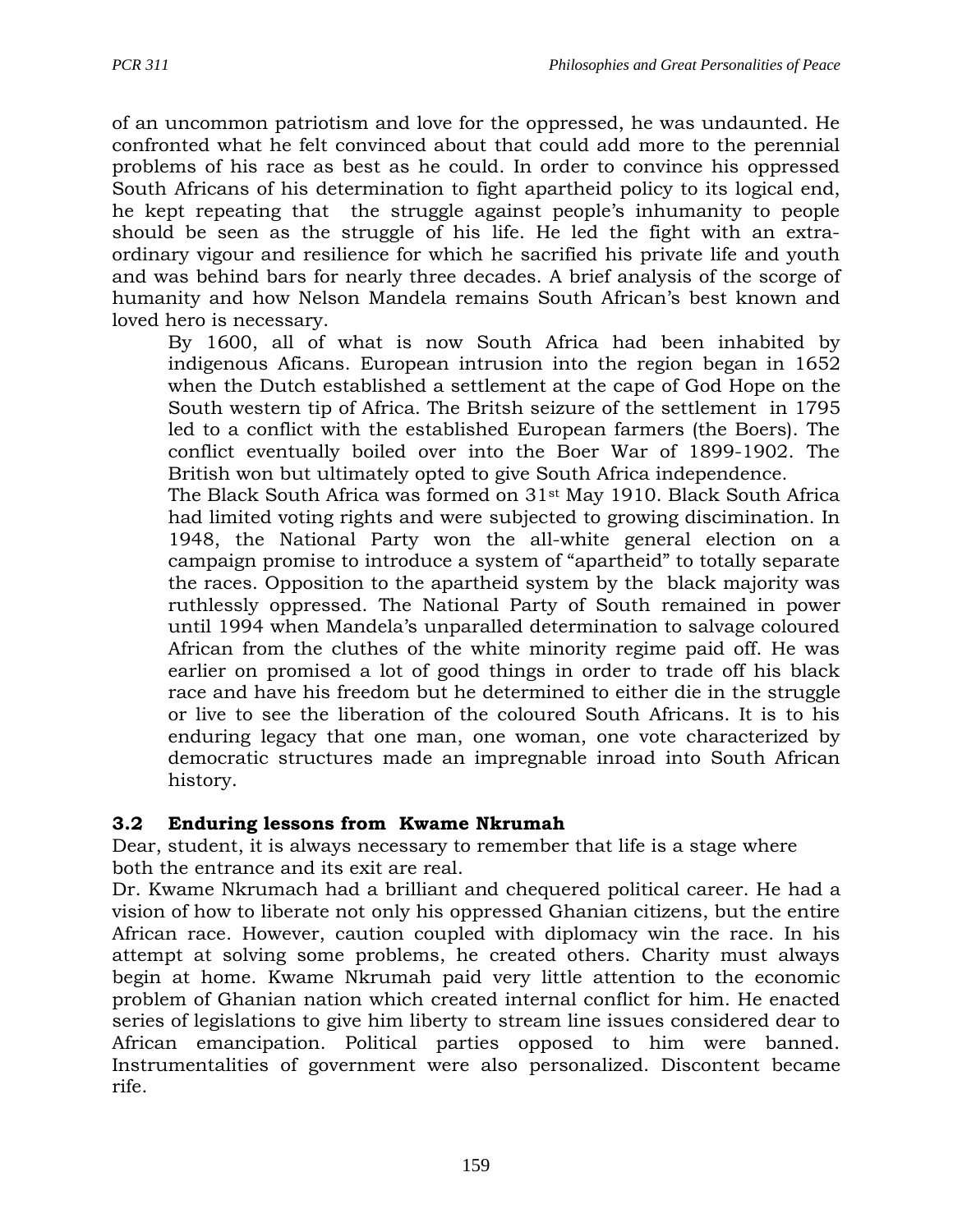of an uncommon patriotism and love for the oppressed, he was undaunted. He confronted what he felt convinced about that could add more to the perennial problems of his race as best as he could. In order to convince his oppressed South Africans of his determination to fight apartheid policy to its logical end, he kept repeating that the struggle against people's inhumanity to people should be seen as the struggle of his life. He led the fight with an extra-ordinary vigour and resilience for which he sacrified his private life and youth and was behind bars for nearly three decades. A brief analysis of the scorge of humanity and how Nelson Mandela remains South African's best known and loved hero is necessary.

> By 1600, all of what is now South Africa had been inhabited by indigenous Aficans. European intrusion into the region began in 1652 when the Dutch established a settlement at the cape of God Hope on the South western tip of Africa. The Britsh seizure of the settlement in 1795 led to a conflict with the established European farmers (the Boers). The conflict eventually boiled over into the Boer War of 1899-1902. The British won but ultimately opted to give South Africa independence.
>
> The Black South Africa was formed on 31st May 1910. Black South Africa had limited voting rights and were subjected to growing discimination. In 1948, the National Party won the all-white general election on a campaign promise to introduce a system of "apartheid" to totally separate the races. Opposition to the apartheid system by the black majority was ruthlessly oppressed. The National Party of South remained in power until 1994 when Mandela's unparalled determination to salvage coloured African from the cluthes of the white minority regime paid off. He was earlier on promised a lot of good things in order to trade off his black race and have his freedom but he determined to either die in the struggle or live to see the liberation of the coloured South Africans. It is to his enduring legacy that one man, one woman, one vote characterized by democratic structures made an impregnable inroad into South African history.

### 3.2 Enduring lessons from Kwame Nkrumah

Dear, student, it is always necessary to remember that life is a stage where both the entrance and its exit are real.

Dr. Kwame Nkrumach had a brilliant and chequered political career. He had a vision of how to liberate not only his oppressed Ghanian citizens, but the entire African race. However, caution coupled with diplomacy win the race. In his attempt at solving some problems, he created others. Charity must always begin at home. Kwame Nkrumah paid very little attention to the economic problem of Ghanian nation which created internal conflict for him. He enacted series of legislations to give him liberty to stream line issues considered dear to African emancipation. Political parties opposed to him were banned. Instrumentalities of government were also personalized. Discontent became rife.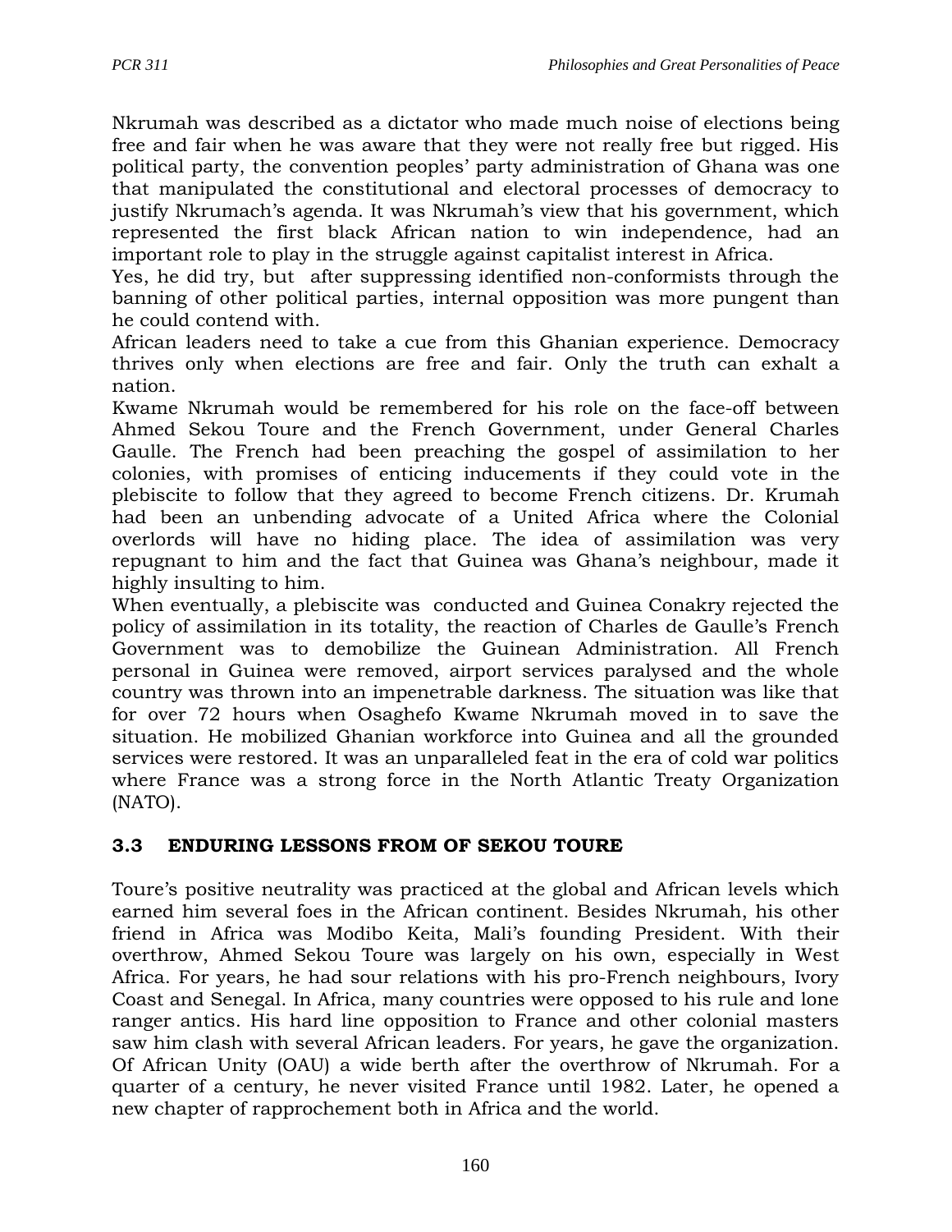Nkrumah was described as a dictator who made much noise of elections being free and fair when he was aware that they were not really free but rigged. His political party, the convention peoples' party administration of Ghana was one that manipulated the constitutional and electoral processes of democracy to justify Nkrumach's agenda. It was Nkrumah's view that his government, which represented the first black African nation to win independence, had an important role to play in the struggle against capitalist interest in Africa.

Yes, he did try, but after suppressing identified non-conformists through the banning of other political parties, internal opposition was more pungent than he could contend with.

African leaders need to take a cue from this Ghanian experience. Democracy thrives only when elections are free and fair. Only the truth can exhalt a nation.

Kwame Nkrumah would be remembered for his role on the face-off between Ahmed Sekou Toure and the French Government, under General Charles Gaulle. The French had been preaching the gospel of assimilation to her colonies, with promises of enticing inducements if they could vote in the plebiscite to follow that they agreed to become French citizens. Dr. Krumah had been an unbending advocate of a United Africa where the Colonial overlords will have no hiding place. The idea of assimilation was very repugnant to him and the fact that Guinea was Ghana's neighbour, made it highly insulting to him.

When eventually, a plebiscite was conducted and Guinea Conakry rejected the policy of assimilation in its totality, the reaction of Charles de Gaulle's French Government was to demobilize the Guinean Administration. All French personal in Guinea were removed, airport services paralysed and the whole country was thrown into an impenetrable darkness. The situation was like that for over 72 hours when Osaghefo Kwame Nkrumah moved in to save the situation. He mobilized Ghanian workforce into Guinea and all the grounded services were restored. It was an unparalleled feat in the era of cold war politics where France was a strong force in the North Atlantic Treaty Organization (NATO).

### 3.3 ENDURING LESSONS FROM OF SEKOU TOURE

Toure's positive neutrality was practiced at the global and African levels which earned him several foes in the African continent. Besides Nkrumah, his other friend in Africa was Modibo Keita, Mali's founding President. With their overthrow, Ahmed Sekou Toure was largely on his own, especially in West Africa. For years, he had sour relations with his pro-French neighbours, Ivory Coast and Senegal. In Africa, many countries were opposed to his rule and lone ranger antics. His hard line opposition to France and other colonial masters saw him clash with several African leaders. For years, he gave the organization. Of African Unity (OAU) a wide berth after the overthrow of Nkrumah. For a quarter of a century, he never visited France until 1982. Later, he opened a new chapter of rapprochement both in Africa and the world.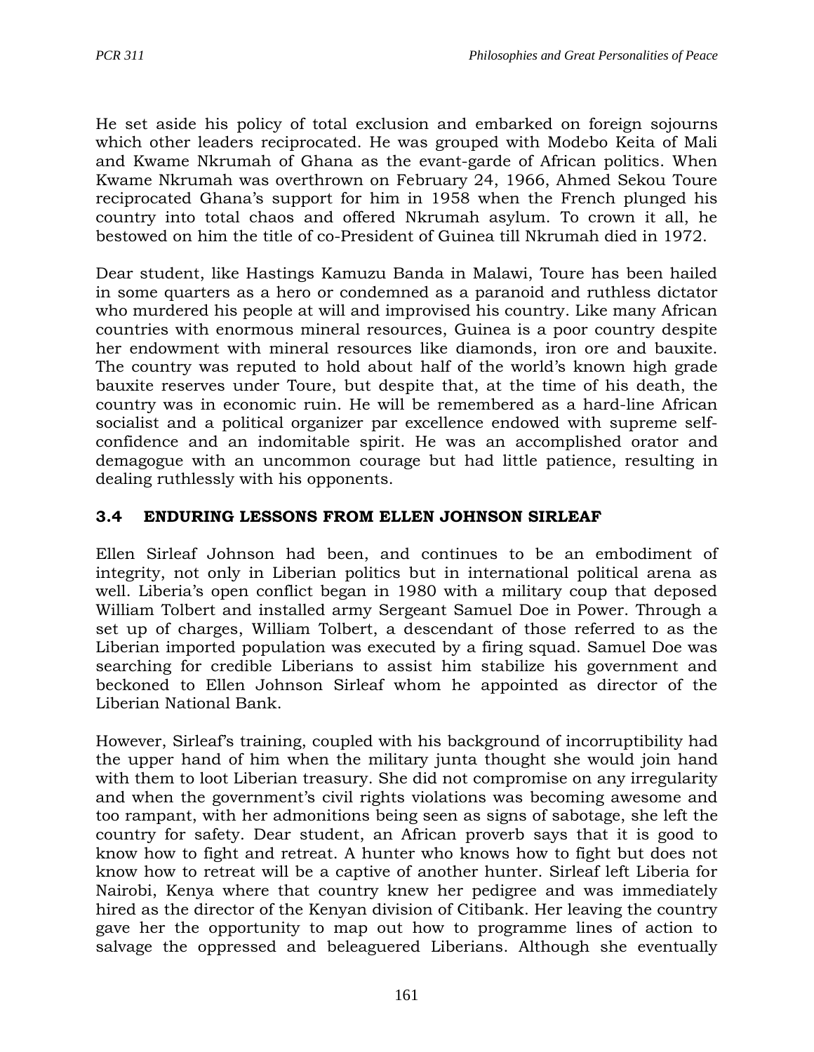He set aside his policy of total exclusion and embarked on foreign sojourns which other leaders reciprocated. He was grouped with Modebo Keita of Mali and Kwame Nkrumah of Ghana as the evant-garde of African politics. When Kwame Nkrumah was overthrown on February 24, 1966, Ahmed Sekou Toure reciprocated Ghana's support for him in 1958 when the French plunged his country into total chaos and offered Nkrumah asylum. To crown it all, he bestowed on him the title of co-President of Guinea till Nkrumah died in 1972.

Dear student, like Hastings Kamuzu Banda in Malawi, Toure has been hailed in some quarters as a hero or condemned as a paranoid and ruthless dictator who murdered his people at will and improvised his country. Like many African countries with enormous mineral resources, Guinea is a poor country despite her endowment with mineral resources like diamonds, iron ore and bauxite. The country was reputed to hold about half of the world's known high grade bauxite reserves under Toure, but despite that, at the time of his death, the country was in economic ruin. He will be remembered as a hard-line African socialist and a political organizer par excellence endowed with supreme self-confidence and an indomitable spirit. He was an accomplished orator and demagogue with an uncommon courage but had little patience, resulting in dealing ruthlessly with his opponents.

### 3.4 ENDURING LESSONS FROM ELLEN JOHNSON SIRLEAF

Ellen Sirleaf Johnson had been, and continues to be an embodiment of integrity, not only in Liberian politics but in international political arena as well. Liberia's open conflict began in 1980 with a military coup that deposed William Tolbert and installed army Sergeant Samuel Doe in Power. Through a set up of charges, William Tolbert, a descendant of those referred to as the Liberian imported population was executed by a firing squad. Samuel Doe was searching for credible Liberians to assist him stabilize his government and beckoned to Ellen Johnson Sirleaf whom he appointed as director of the Liberian National Bank.

However, Sirleaf's training, coupled with his background of incorruptibility had the upper hand of him when the military junta thought she would join hand with them to loot Liberian treasury. She did not compromise on any irregularity and when the government's civil rights violations was becoming awesome and too rampant, with her admonitions being seen as signs of sabotage, she left the country for safety. Dear student, an African proverb says that it is good to know how to fight and retreat. A hunter who knows how to fight but does not know how to retreat will be a captive of another hunter. Sirleaf left Liberia for Nairobi, Kenya where that country knew her pedigree and was immediately hired as the director of the Kenyan division of Citibank. Her leaving the country gave her the opportunity to map out how to programme lines of action to salvage the oppressed and beleaguered Liberians. Although she eventually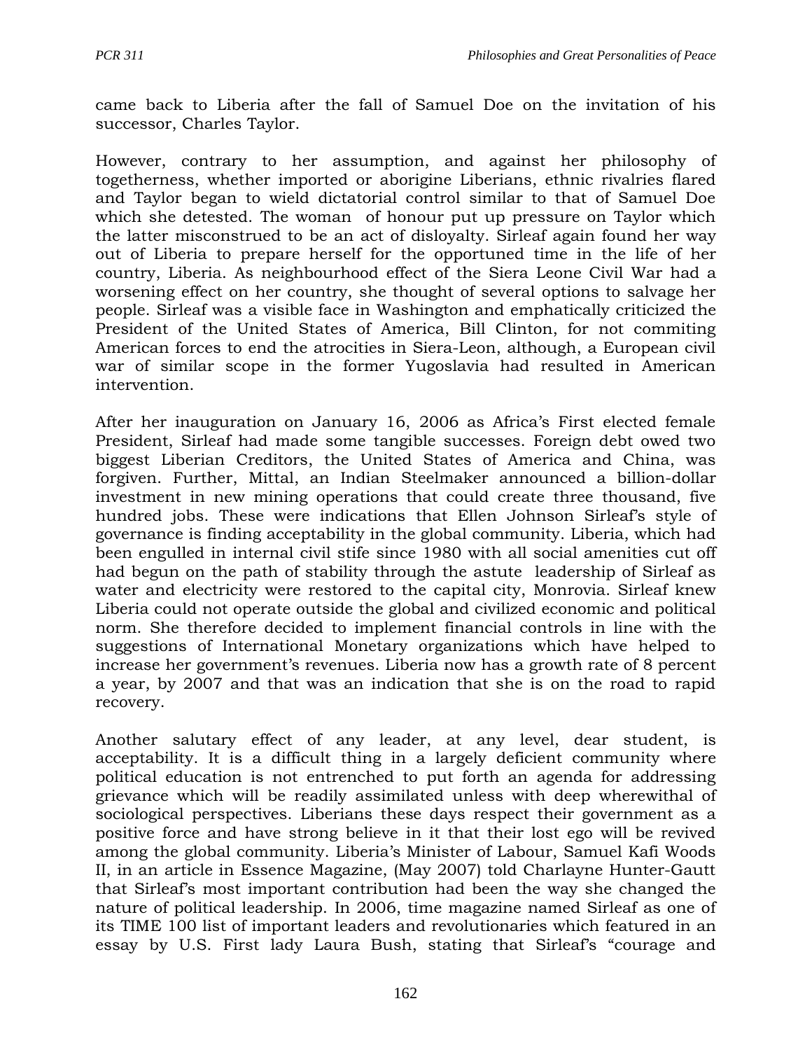came back to Liberia after the fall of Samuel Doe on the invitation of his successor, Charles Taylor.

However, contrary to her assumption, and against her philosophy of togetherness, whether imported or aborigine Liberians, ethnic rivalries flared and Taylor began to wield dictatorial control similar to that of Samuel Doe which she detested. The woman of honour put up pressure on Taylor which the latter misconstrued to be an act of disloyalty. Sirleaf again found her way out of Liberia to prepare herself for the opportuned time in the life of her country, Liberia. As neighbourhood effect of the Siera Leone Civil War had a worsening effect on her country, she thought of several options to salvage her people. Sirleaf was a visible face in Washington and emphatically criticized the President of the United States of America, Bill Clinton, for not commiting American forces to end the atrocities in Siera-Leon, although, a European civil war of similar scope in the former Yugoslavia had resulted in American intervention.

After her inauguration on January 16, 2006 as Africa's First elected female President, Sirleaf had made some tangible successes. Foreign debt owed two biggest Liberian Creditors, the United States of America and China, was forgiven. Further, Mittal, an Indian Steelmaker announced a billion-dollar investment in new mining operations that could create three thousand, five hundred jobs. These were indications that Ellen Johnson Sirleaf's style of governance is finding acceptability in the global community. Liberia, which had been engulled in internal civil stife since 1980 with all social amenities cut off had begun on the path of stability through the astute leadership of Sirleaf as water and electricity were restored to the capital city, Monrovia. Sirleaf knew Liberia could not operate outside the global and civilized economic and political norm. She therefore decided to implement financial controls in line with the suggestions of International Monetary organizations which have helped to increase her government's revenues. Liberia now has a growth rate of 8 percent a year, by 2007 and that was an indication that she is on the road to rapid recovery.

Another salutary effect of any leader, at any level, dear student, is acceptability. It is a difficult thing in a largely deficient community where political education is not entrenched to put forth an agenda for addressing grievance which will be readily assimilated unless with deep wherewithal of sociological perspectives. Liberians these days respect their government as a positive force and have strong believe in it that their lost ego will be revived among the global community. Liberia's Minister of Labour, Samuel Kafi Woods II, in an article in Essence Magazine, (May 2007) told Charlayne Hunter-Gautt that Sirleaf's most important contribution had been the way she changed the nature of political leadership. In 2006, time magazine named Sirleaf as one of its TIME 100 list of important leaders and revolutionaries which featured in an essay by U.S. First lady Laura Bush, stating that Sirleaf's "courage and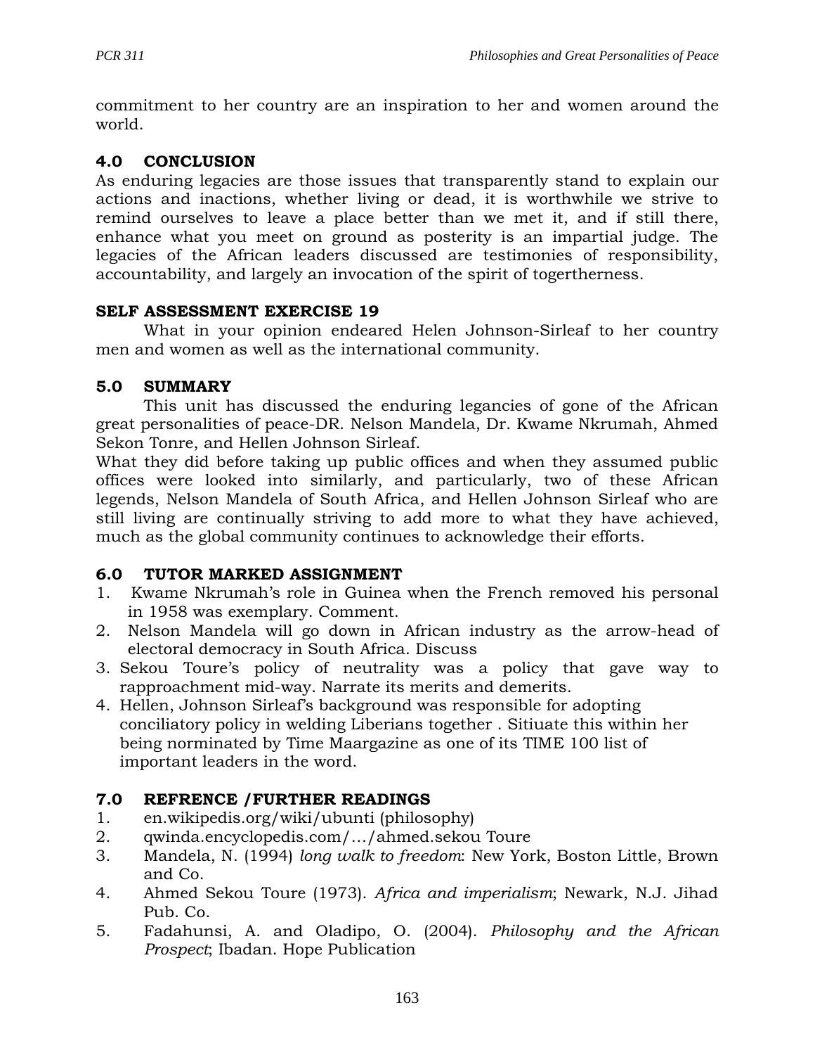commitment to her country are an inspiration to her and women around the world.

## 4.0 CONCLUSION

As enduring legacies are those issues that transparently stand to explain our actions and inactions, whether living or dead, it is worthwhile we strive to remind ourselves to leave a place better than we met it, and if still there, enhance what you meet on ground as posterity is an impartial judge. The legacies of the African leaders discussed are testimonies of responsibility, accountability, and largely an invocation of the spirit of togertherness.

### SELF ASSESSMENT EXERCISE 19

What in your opinion endeared Helen Johnson-Sirleaf to her country men and women as well as the international community.

## 5.0 SUMMARY

This unit has discussed the enduring legancies of gone of the African great personalities of peace-DR. Nelson Mandela, Dr. Kwame Nkrumah, Ahmed Sekon Tonre, and Hellen Johnson Sirleaf.

What they did before taking up public offices and when they assumed public offices were looked into similarly, and particularly, two of these African legends, Nelson Mandela of South Africa, and Hellen Johnson Sirleaf who are still living are continually striving to add more to what they have achieved, much as the global community continues to acknowledge their efforts.

## 6.0 TUTOR MARKED ASSIGNMENT

1. Kwame Nkrumah's role in Guinea when the French removed his personal in 1958 was exemplary. Comment.
2. Nelson Mandela will go down in African industry as the arrow-head of electoral democracy in South Africa. Discuss
3. Sekou Toure's policy of neutrality was a policy that gave way to rapproachment mid-way. Narrate its merits and demerits.
4. Hellen, Johnson Sirleaf's background was responsible for adopting conciliatory policy in welding Liberians together . Sitiuate this within her being norminated by Time Maargazine as one of its TIME 100 list of important leaders in the word.

## 7.0 REFRENCE /FURTHER READINGS

1. en.wikipedis.org/wiki/ubunti (philosophy)
2. qwinda.encyclopedis.com/…/ahmed.sekou Toure
3. Mandela, N. (1994) *long walk to freedom*: New York, Boston Little, Brown and Co.
4. Ahmed Sekou Toure (1973). *Africa and imperialism*; Newark, N.J. Jihad Pub. Co.
5. Fadahunsi, A. and Oladipo, O. (2004). *Philosophy and the African Prospect*; Ibadan. Hope Publication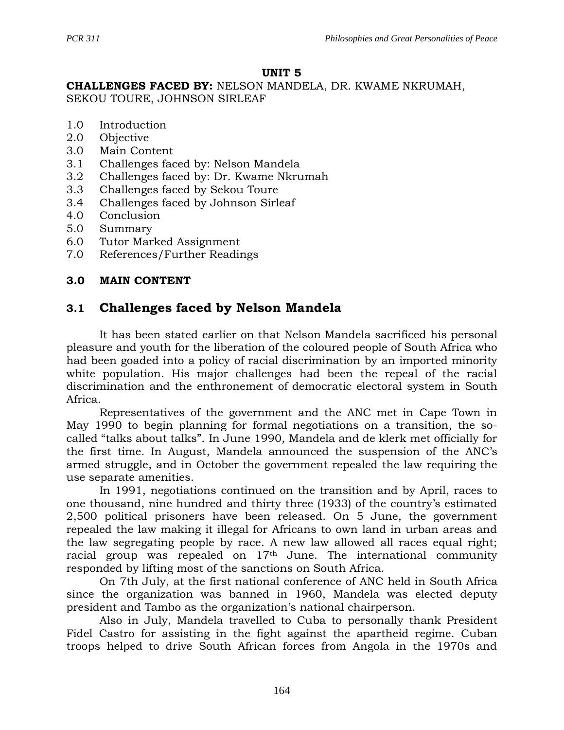**UNIT 5**

**CHALLENGES FACED BY:** NELSON MANDELA, DR. KWAME NKRUMAH, SEKOU TOURE, JOHNSON SIRLEAF

1.0 Introduction
2.0 Objective
3.0 Main Content
3.1 Challenges faced by: Nelson Mandela
3.2 Challenges faced by: Dr. Kwame Nkrumah
3.3 Challenges faced by Sekou Toure
3.4 Challenges faced by Johnson Sirleaf
4.0 Conclusion
5.0 Summary
6.0 Tutor Marked Assignment
7.0 References/Further Readings

## 3.0 MAIN CONTENT

## 3.1 Challenges faced by Nelson Mandela

It has been stated earlier on that Nelson Mandela sacrificed his personal pleasure and youth for the liberation of the coloured people of South Africa who had been goaded into a policy of racial discrimination by an imported minority white population. His major challenges had been the repeal of the racial discrimination and the enthronement of democratic electoral system in South Africa.

Representatives of the government and the ANC met in Cape Town in May 1990 to begin planning for formal negotiations on a transition, the so-called "talks about talks". In June 1990, Mandela and de klerk met officially for the first time. In August, Mandela announced the suspension of the ANC's armed struggle, and in October the government repealed the law requiring the use separate amenities.

In 1991, negotiations continued on the transition and by April, races to one thousand, nine hundred and thirty three (1933) of the country's estimated 2,500 political prisoners have been released. On 5 June, the government repealed the law making it illegal for Africans to own land in urban areas and the law segregating people by race. A new law allowed all races equal right; racial group was repealed on 17th June. The international community responded by lifting most of the sanctions on South Africa.

On 7th July, at the first national conference of ANC held in South Africa since the organization was banned in 1960, Mandela was elected deputy president and Tambo as the organization's national chairperson.

Also in July, Mandela travelled to Cuba to personally thank President Fidel Castro for assisting in the fight against the apartheid regime. Cuban troops helped to drive South African forces from Angola in the 1970s and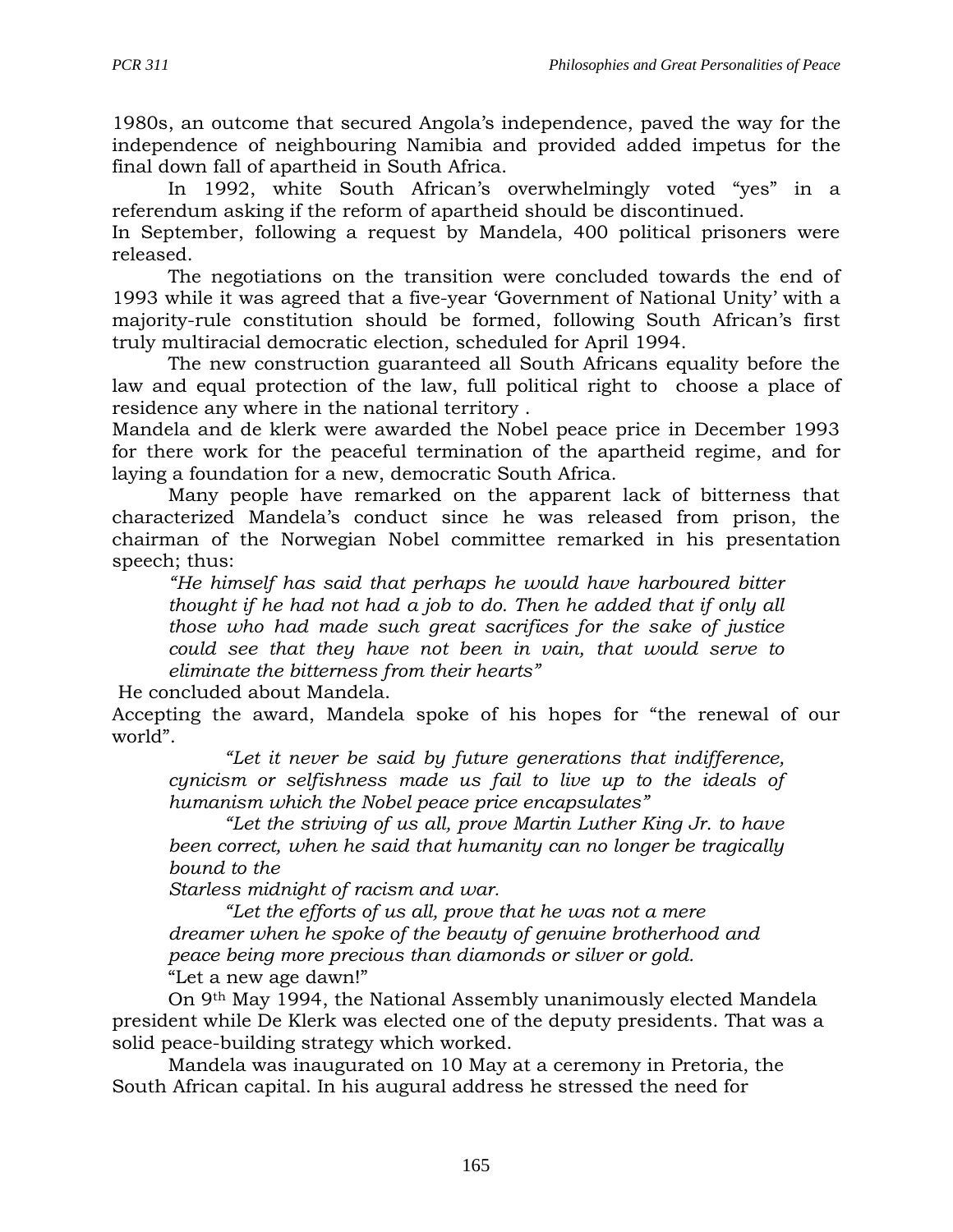1980s, an outcome that secured Angola's independence, paved the way for the independence of neighbouring Namibia and provided added impetus for the final down fall of apartheid in South Africa.

In 1992, white South African's overwhelmingly voted "yes" in a referendum asking if the reform of apartheid should be discontinued.

In September, following a request by Mandela, 400 political prisoners were released.

The negotiations on the transition were concluded towards the end of 1993 while it was agreed that a five-year 'Government of National Unity' with a majority-rule constitution should be formed, following South African's first truly multiracial democratic election, scheduled for April 1994.

The new construction guaranteed all South Africans equality before the law and equal protection of the law, full political right to choose a place of residence any where in the national territory .

Mandela and de klerk were awarded the Nobel peace price in December 1993 for there work for the peaceful termination of the apartheid regime, and for laying a foundation for a new, democratic South Africa.

Many people have remarked on the apparent lack of bitterness that characterized Mandela's conduct since he was released from prison, the chairman of the Norwegian Nobel committee remarked in his presentation speech; thus:

> *"He himself has said that perhaps he would have harboured bitter thought if he had not had a job to do. Then he added that if only all those who had made such great sacrifices for the sake of justice could see that they have not been in vain, that would serve to eliminate the bitterness from their hearts"*

He concluded about Mandela.

Accepting the award, Mandela spoke of his hopes for "the renewal of our world".

> *"Let it never be said by future generations that indifference, cynicism or selfishness made us fail to live up to the ideals of humanism which the Nobel peace price encapsulates"*
>
> *"Let the striving of us all, prove Martin Luther King Jr. to have been correct, when he said that humanity can no longer be tragically bound to the*
>
> *Starless midnight of racism and war.*
>
> *"Let the efforts of us all, prove that he was not a mere dreamer when he spoke of the beauty of genuine brotherhood and peace being more precious than diamonds or silver or gold.*
>
> "Let a new age dawn!"

On 9th May 1994, the National Assembly unanimously elected Mandela president while De Klerk was elected one of the deputy presidents. That was a solid peace-building strategy which worked.

Mandela was inaugurated on 10 May at a ceremony in Pretoria, the South African capital. In his augural address he stressed the need for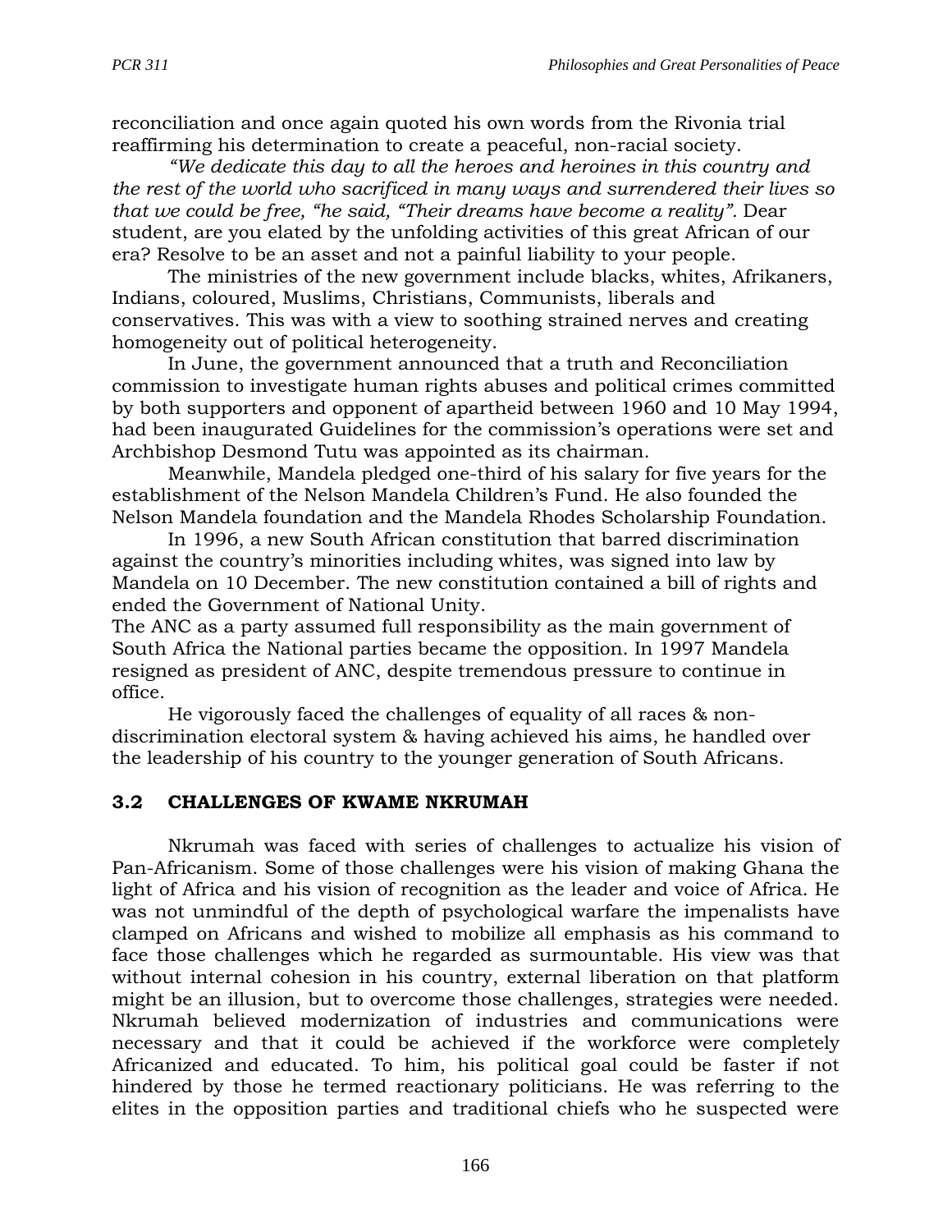reconciliation and once again quoted his own words from the Rivonia trial reaffirming his determination to create a peaceful, non-racial society.

*"We dedicate this day to all the heroes and heroines in this country and the rest of the world who sacrificed in many ways and surrendered their lives so that we could be free, "he said, "Their dreams have become a reality".* Dear student, are you elated by the unfolding activities of this great African of our era? Resolve to be an asset and not a painful liability to your people.

The ministries of the new government include blacks, whites, Afrikaners, Indians, coloured, Muslims, Christians, Communists, liberals and conservatives. This was with a view to soothing strained nerves and creating homogeneity out of political heterogeneity.

In June, the government announced that a truth and Reconciliation commission to investigate human rights abuses and political crimes committed by both supporters and opponent of apartheid between 1960 and 10 May 1994, had been inaugurated Guidelines for the commission's operations were set and Archbishop Desmond Tutu was appointed as its chairman.

Meanwhile, Mandela pledged one-third of his salary for five years for the establishment of the Nelson Mandela Children's Fund. He also founded the Nelson Mandela foundation and the Mandela Rhodes Scholarship Foundation.

In 1996, a new South African constitution that barred discrimination against the country's minorities including whites, was signed into law by Mandela on 10 December. The new constitution contained a bill of rights and ended the Government of National Unity.

The ANC as a party assumed full responsibility as the main government of South Africa the National parties became the opposition. In 1997 Mandela resigned as president of ANC, despite tremendous pressure to continue in office.

He vigorously faced the challenges of equality of all races & non-discrimination electoral system & having achieved his aims, he handled over the leadership of his country to the younger generation of South Africans.

### 3.2 CHALLENGES OF KWAME NKRUMAH

Nkrumah was faced with series of challenges to actualize his vision of Pan-Africanism. Some of those challenges were his vision of making Ghana the light of Africa and his vision of recognition as the leader and voice of Africa. He was not unmindful of the depth of psychological warfare the impenalists have clamped on Africans and wished to mobilize all emphasis as his command to face those challenges which he regarded as surmountable. His view was that without internal cohesion in his country, external liberation on that platform might be an illusion, but to overcome those challenges, strategies were needed. Nkrumah believed modernization of industries and communications were necessary and that it could be achieved if the workforce were completely Africanized and educated. To him, his political goal could be faster if not hindered by those he termed reactionary politicians. He was referring to the elites in the opposition parties and traditional chiefs who he suspected were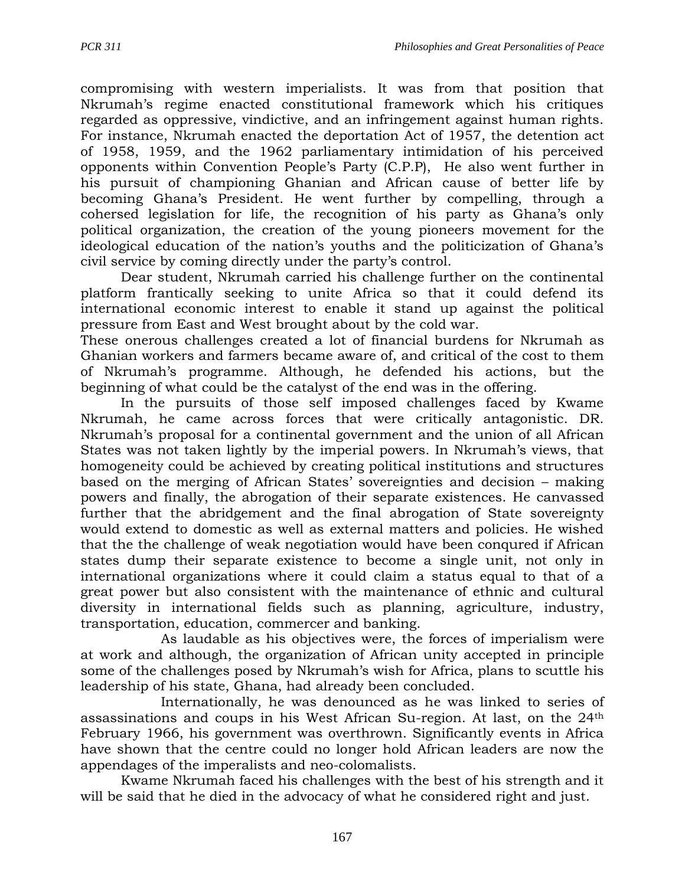compromising with western imperialists. It was from that position that Nkrumah's regime enacted constitutional framework which his critiques regarded as oppressive, vindictive, and an infringement against human rights. For instance, Nkrumah enacted the deportation Act of 1957, the detention act of 1958, 1959, and the 1962 parliamentary intimidation of his perceived opponents within Convention People's Party (C.P.P), He also went further in his pursuit of championing Ghanian and African cause of better life by becoming Ghana's President. He went further by compelling, through a cohersed legislation for life, the recognition of his party as Ghana's only political organization, the creation of the young pioneers movement for the ideological education of the nation's youths and the politicization of Ghana's civil service by coming directly under the party's control.

Dear student, Nkrumah carried his challenge further on the continental platform frantically seeking to unite Africa so that it could defend its international economic interest to enable it stand up against the political pressure from East and West brought about by the cold war.

These onerous challenges created a lot of financial burdens for Nkrumah as Ghanian workers and farmers became aware of, and critical of the cost to them of Nkrumah's programme. Although, he defended his actions, but the beginning of what could be the catalyst of the end was in the offering.

In the pursuits of those self imposed challenges faced by Kwame Nkrumah, he came across forces that were critically antagonistic. DR. Nkrumah's proposal for a continental government and the union of all African States was not taken lightly by the imperial powers. In Nkrumah's views, that homogeneity could be achieved by creating political institutions and structures based on the merging of African States' sovereignties and decision – making powers and finally, the abrogation of their separate existences. He canvassed further that the abridgement and the final abrogation of State sovereignty would extend to domestic as well as external matters and policies. He wished that the the challenge of weak negotiation would have been conqured if African states dump their separate existence to become a single unit, not only in international organizations where it could claim a status equal to that of a great power but also consistent with the maintenance of ethnic and cultural diversity in international fields such as planning, agriculture, industry, transportation, education, commercer and banking.

As laudable as his objectives were, the forces of imperialism were at work and although, the organization of African unity accepted in principle some of the challenges posed by Nkrumah's wish for Africa, plans to scuttle his leadership of his state, Ghana, had already been concluded.

Internationally, he was denounced as he was linked to series of assassinations and coups in his West African Su-region. At last, on the 24th February 1966, his government was overthrown. Significantly events in Africa have shown that the centre could no longer hold African leaders are now the appendages of the imperalists and neo-colomalists.

Kwame Nkrumah faced his challenges with the best of his strength and it will be said that he died in the advocacy of what he considered right and just.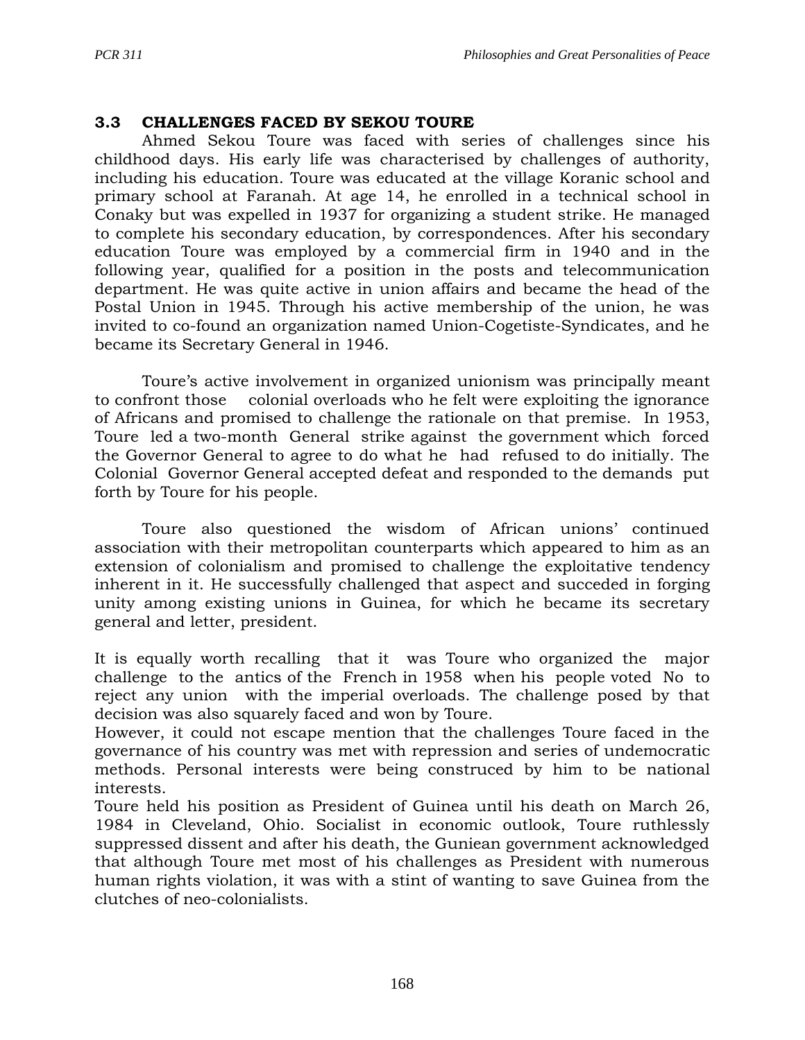### 3.3 CHALLENGES FACED BY SEKOU TOURE

Ahmed Sekou Toure was faced with series of challenges since his childhood days. His early life was characterised by challenges of authority, including his education. Toure was educated at the village Koranic school and primary school at Faranah. At age 14, he enrolled in a technical school in Conaky but was expelled in 1937 for organizing a student strike. He managed to complete his secondary education, by correspondences. After his secondary education Toure was employed by a commercial firm in 1940 and in the following year, qualified for a position in the posts and telecommunication department. He was quite active in union affairs and became the head of the Postal Union in 1945. Through his active membership of the union, he was invited to co-found an organization named Union-Cogetiste-Syndicates, and he became its Secretary General in 1946.

Toure's active involvement in organized unionism was principally meant to confront those colonial overloads who he felt were exploiting the ignorance of Africans and promised to challenge the rationale on that premise. In 1953, Toure led a two-month General strike against the government which forced the Governor General to agree to do what he had refused to do initially. The Colonial Governor General accepted defeat and responded to the demands put forth by Toure for his people.

Toure also questioned the wisdom of African unions' continued association with their metropolitan counterparts which appeared to him as an extension of colonialism and promised to challenge the exploitative tendency inherent in it. He successfully challenged that aspect and succeded in forging unity among existing unions in Guinea, for which he became its secretary general and letter, president.

It is equally worth recalling that it was Toure who organized the major challenge to the antics of the French in 1958 when his people voted No to reject any union with the imperial overloads. The challenge posed by that decision was also squarely faced and won by Toure.

However, it could not escape mention that the challenges Toure faced in the governance of his country was met with repression and series of undemocratic methods. Personal interests were being construced by him to be national interests.

Toure held his position as President of Guinea until his death on March 26, 1984 in Cleveland, Ohio. Socialist in economic outlook, Toure ruthlessly suppressed dissent and after his death, the Guniean government acknowledged that although Toure met most of his challenges as President with numerous human rights violation, it was with a stint of wanting to save Guinea from the clutches of neo-colonialists.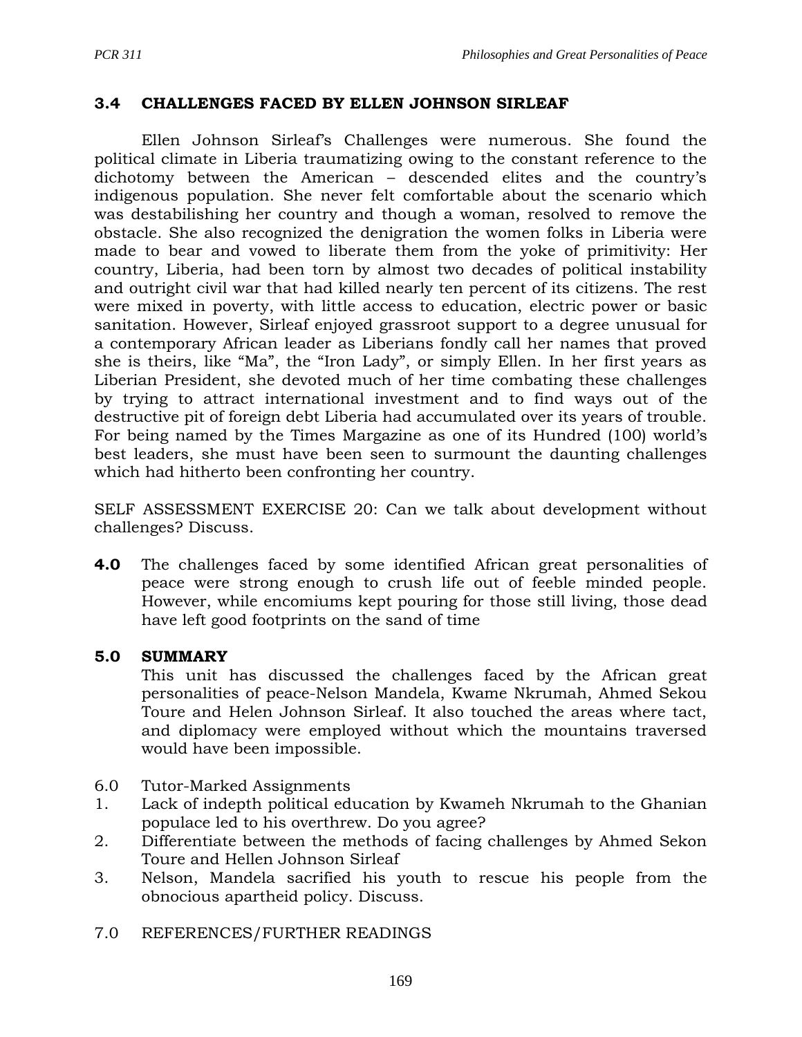### 3.4 CHALLENGES FACED BY ELLEN JOHNSON SIRLEAF

Ellen Johnson Sirleaf's Challenges were numerous. She found the political climate in Liberia traumatizing owing to the constant reference to the dichotomy between the American – descended elites and the country's indigenous population. She never felt comfortable about the scenario which was destabilising her country and though a woman, resolved to remove the obstacle. She also recognized the denigration the women folks in Liberia were made to bear and vowed to liberate them from the yoke of primitivity: Her country, Liberia, had been torn by almost two decades of political instability and outright civil war that had killed nearly ten percent of its citizens. The rest were mixed in poverty, with little access to education, electric power or basic sanitation. However, Sirleaf enjoyed grassroot support to a degree unusual for a contemporary African leader as Liberians fondly call her names that proved she is theirs, like "Ma", the "Iron Lady", or simply Ellen. In her first years as Liberian President, she devoted much of her time combating these challenges by trying to attract international investment and to find ways out of the destructive pit of foreign debt Liberia had accumulated over its years of trouble. For being named by the Times Margazine as one of its Hundred (100) world's best leaders, she must have been seen to surmount the daunting challenges which had hitherto been confronting her country.

SELF ASSESSMENT EXERCISE 20: Can we talk about development without challenges? Discuss.

**4.0** The challenges faced by some identified African great personalities of peace were strong enough to crush life out of feeble minded people. However, while encomiums kept pouring for those still living, those dead have left good footprints on the sand of time

### 5.0 SUMMARY

This unit has discussed the challenges faced by the African great personalities of peace-Nelson Mandela, Kwame Nkrumah, Ahmed Sekou Toure and Helen Johnson Sirleaf. It also touched the areas where tact, and diplomacy were employed without which the mountains traversed would have been impossible.

6.0 Tutor-Marked Assignments

1. Lack of indepth political education by Kwameh Nkrumah to the Ghanian populace led to his overthrew. Do you agree?
2. Differentiate between the methods of facing challenges by Ahmed Sekon Toure and Hellen Johnson Sirleaf
3. Nelson, Mandela sacrified his youth to rescue his people from the obnocious apartheid policy. Discuss.

7.0 REFERENCES/FURTHER READINGS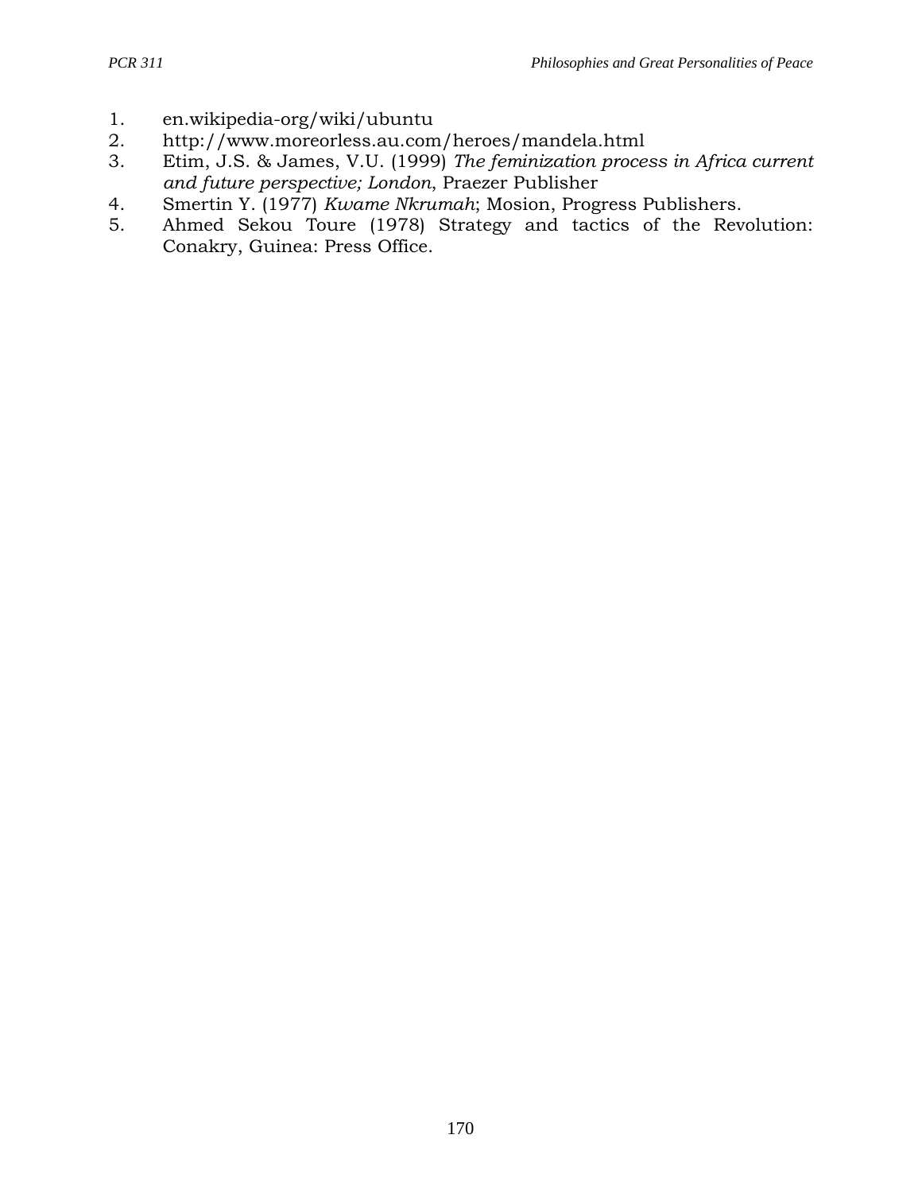1. en.wikipedia-org/wiki/ubuntu
2. http://www.moreorless.au.com/heroes/mandela.html
3. Etim, J.S. & James, V.U. (1999) *The feminization process in Africa current and future perspective; London*, Praezer Publisher
4. Smertin Y. (1977) *Kwame Nkrumah*; Mosion, Progress Publishers.
5. Ahmed Sekou Toure (1978) Strategy and tactics of the Revolution: Conakry, Guinea: Press Office.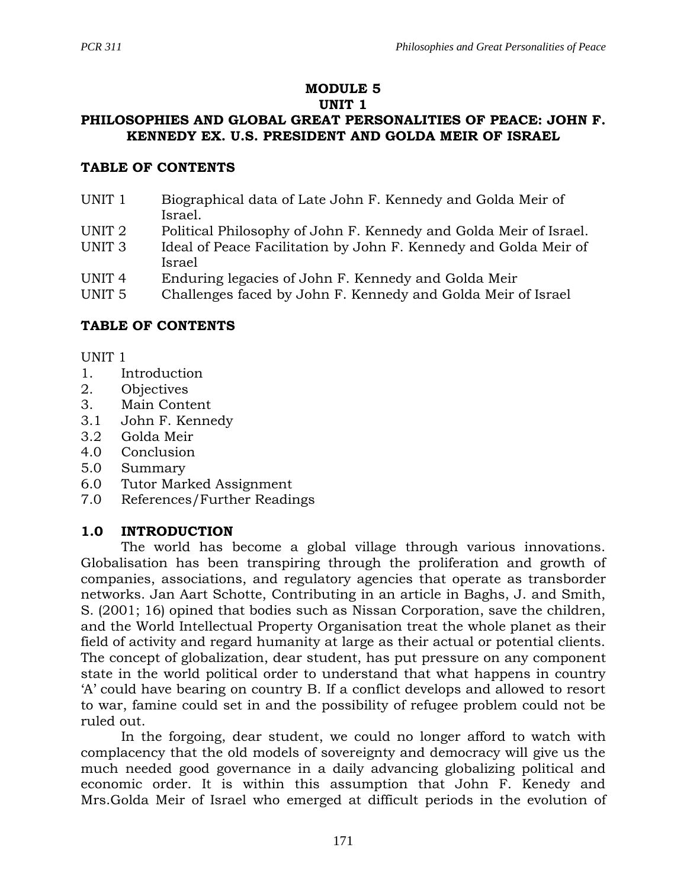# MODULE 5

## UNIT 1

## PHILOSOPHIES AND GLOBAL GREAT PERSONALITIES OF PEACE: JOHN F. KENNEDY EX. U.S. PRESIDENT AND GOLDA MEIR OF ISRAEL

### TABLE OF CONTENTS

| | |
|---|---|
| UNIT 1 | Biographical data of Late John F. Kennedy and Golda Meir of Israel. |
| UNIT 2 | Political Philosophy of John F. Kennedy and Golda Meir of Israel. |
| UNIT 3 | Ideal of Peace Facilitation by John F. Kennedy and Golda Meir of Israel |
| UNIT 4 | Enduring legacies of John F. Kennedy and Golda Meir |
| UNIT 5 | Challenges faced by John F. Kennedy and Golda Meir of Israel |

### TABLE OF CONTENTS

UNIT 1

1. Introduction
2. Objectives
3. Main Content

3.1 John F. Kennedy
3.2 Golda Meir
4.0 Conclusion
5.0 Summary
6.0 Tutor Marked Assignment
7.0 References/Further Readings

### 1.0 INTRODUCTION

The world has become a global village through various innovations. Globalisation has been transpiring through the proliferation and growth of companies, associations, and regulatory agencies that operate as transborder networks. Jan Aart Schotte, Contributing in an article in Baghs, J. and Smith, S. (2001; 16) opined that bodies such as Nissan Corporation, save the children, and the World Intellectual Property Organisation treat the whole planet as their field of activity and regard humanity at large as their actual or potential clients. The concept of globalization, dear student, has put pressure on any component state in the world political order to understand that what happens in country 'A' could have bearing on country B. If a conflict develops and allowed to resort to war, famine could set in and the possibility of refugee problem could not be ruled out.

In the forgoing, dear student, we could no longer afford to watch with complacency that the old models of sovereignty and democracy will give us the much needed good governance in a daily advancing globalizing political and economic order. It is within this assumption that John F. Kenedy and Mrs.Golda Meir of Israel who emerged at difficult periods in the evolution of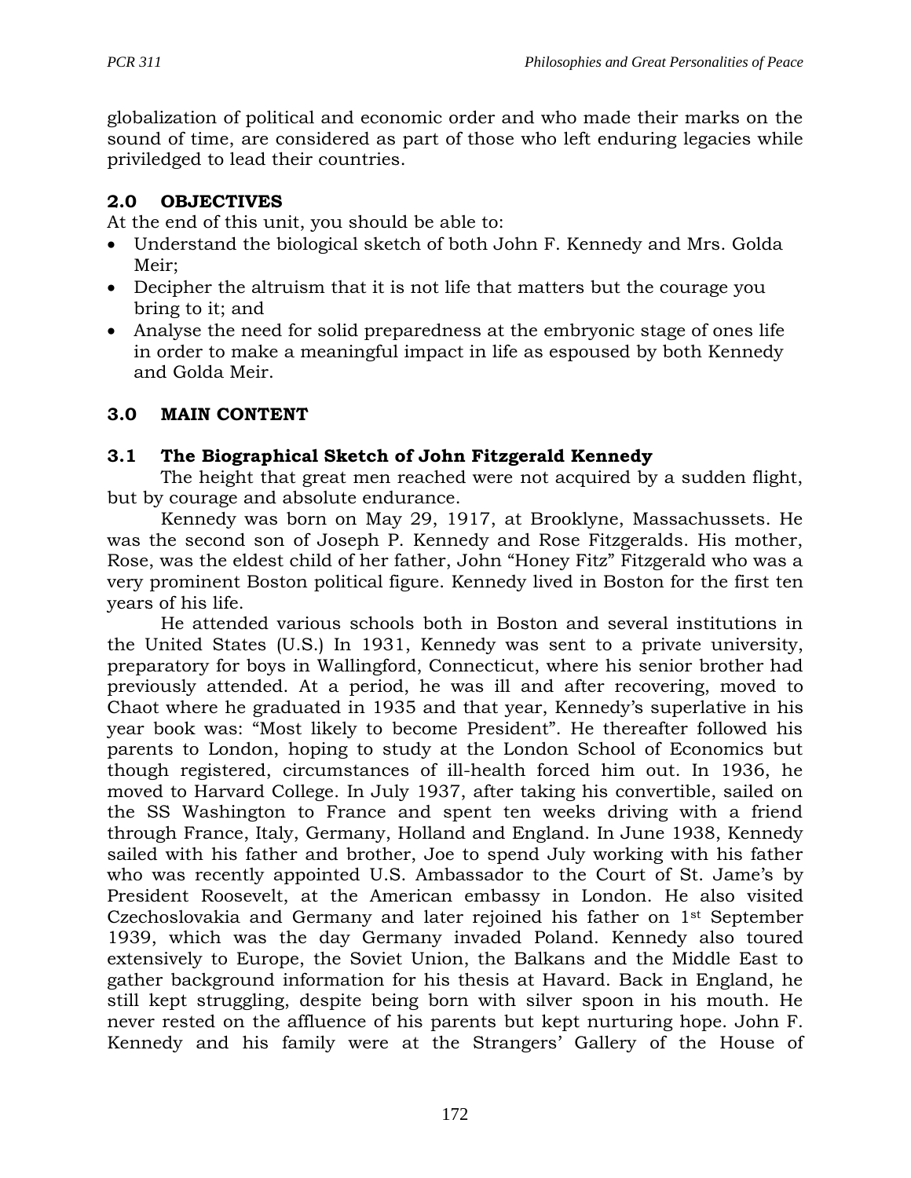globalization of political and economic order and who made their marks on the sound of time, are considered as part of those who left enduring legacies while priviledged to lead their countries.

## 2.0 OBJECTIVES

At the end of this unit, you should be able to:

- Understand the biological sketch of both John F. Kennedy and Mrs. Golda Meir;
- Decipher the altruism that it is not life that matters but the courage you bring to it; and
- Analyse the need for solid preparedness at the embryonic stage of ones life in order to make a meaningful impact in life as espoused by both Kennedy and Golda Meir.

## 3.0 MAIN CONTENT

### 3.1 The Biographical Sketch of John Fitzgerald Kennedy

The height that great men reached were not acquired by a sudden flight, but by courage and absolute endurance.

Kennedy was born on May 29, 1917, at Brooklyne, Massachussets. He was the second son of Joseph P. Kennedy and Rose Fitzgeralds. His mother, Rose, was the eldest child of her father, John "Honey Fitz" Fitzgerald who was a very prominent Boston political figure. Kennedy lived in Boston for the first ten years of his life.

He attended various schools both in Boston and several institutions in the United States (U.S.) In 1931, Kennedy was sent to a private university, preparatory for boys in Wallingford, Connecticut, where his senior brother had previously attended. At a period, he was ill and after recovering, moved to Chaot where he graduated in 1935 and that year, Kennedy's superlative in his year book was: "Most likely to become President". He thereafter followed his parents to London, hoping to study at the London School of Economics but though registered, circumstances of ill-health forced him out. In 1936, he moved to Harvard College. In July 1937, after taking his convertible, sailed on the SS Washington to France and spent ten weeks driving with a friend through France, Italy, Germany, Holland and England. In June 1938, Kennedy sailed with his father and brother, Joe to spend July working with his father who was recently appointed U.S. Ambassador to the Court of St. Jame's by President Roosevelt, at the American embassy in London. He also visited Czechoslovakia and Germany and later rejoined his father on 1st September 1939, which was the day Germany invaded Poland. Kennedy also toured extensively to Europe, the Soviet Union, the Balkans and the Middle East to gather background information for his thesis at Havard. Back in England, he still kept struggling, despite being born with silver spoon in his mouth. He never rested on the affluence of his parents but kept nurturing hope. John F. Kennedy and his family were at the Strangers' Gallery of the House of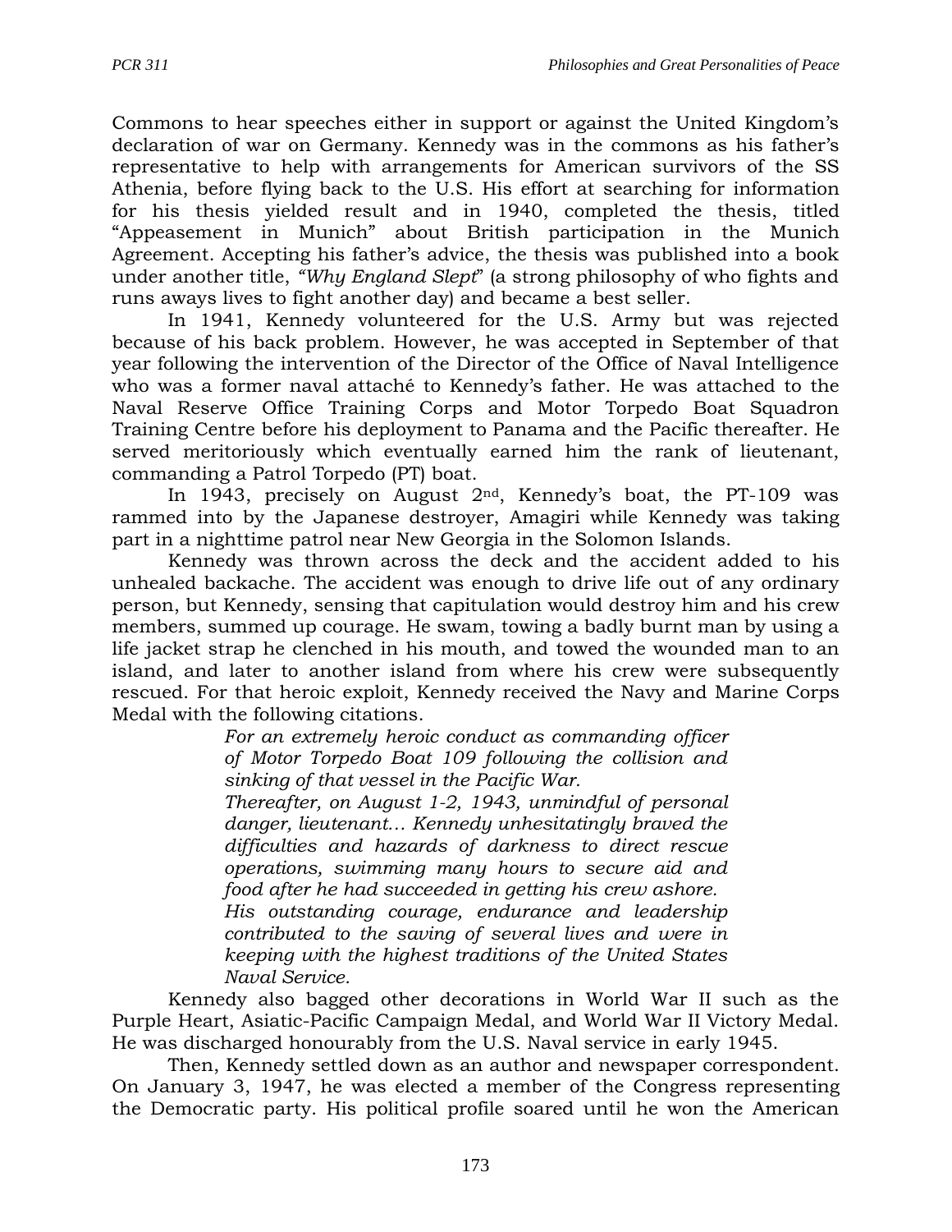Commons to hear speeches either in support or against the United Kingdom's declaration of war on Germany. Kennedy was in the commons as his father's representative to help with arrangements for American survivors of the SS Athenia, before flying back to the U.S. His effort at searching for information for his thesis yielded result and in 1940, completed the thesis, titled "Appeasement in Munich" about British participation in the Munich Agreement. Accepting his father's advice, the thesis was published into a book under another title, *"Why England Slept*" (a strong philosophy of who fights and runs aways lives to fight another day) and became a best seller.

In 1941, Kennedy volunteered for the U.S. Army but was rejected because of his back problem. However, he was accepted in September of that year following the intervention of the Director of the Office of Naval Intelligence who was a former naval attaché to Kennedy's father. He was attached to the Naval Reserve Office Training Corps and Motor Torpedo Boat Squadron Training Centre before his deployment to Panama and the Pacific thereafter. He served meritoriously which eventually earned him the rank of lieutenant, commanding a Patrol Torpedo (PT) boat.

In 1943, precisely on August 2nd, Kennedy's boat, the PT-109 was rammed into by the Japanese destroyer, Amagiri while Kennedy was taking part in a nighttime patrol near New Georgia in the Solomon Islands.

Kennedy was thrown across the deck and the accident added to his unhealed backache. The accident was enough to drive life out of any ordinary person, but Kennedy, sensing that capitulation would destroy him and his crew members, summed up courage. He swam, towing a badly burnt man by using a life jacket strap he clenched in his mouth, and towed the wounded man to an island, and later to another island from where his crew were subsequently rescued. For that heroic exploit, Kennedy received the Navy and Marine Corps Medal with the following citations.

> *For an extremely heroic conduct as commanding officer of Motor Torpedo Boat 109 following the collision and sinking of that vessel in the Pacific War.*
> *Thereafter, on August 1-2, 1943, unmindful of personal danger, lieutenant… Kennedy unhesitatingly braved the difficulties and hazards of darkness to direct rescue operations, swimming many hours to secure aid and food after he had succeeded in getting his crew ashore.*
> *His outstanding courage, endurance and leadership contributed to the saving of several lives and were in keeping with the highest traditions of the United States Naval Service.*

Kennedy also bagged other decorations in World War II such as the Purple Heart, Asiatic-Pacific Campaign Medal, and World War II Victory Medal. He was discharged honourably from the U.S. Naval service in early 1945.

Then, Kennedy settled down as an author and newspaper correspondent. On January 3, 1947, he was elected a member of the Congress representing the Democratic party. His political profile soared until he won the American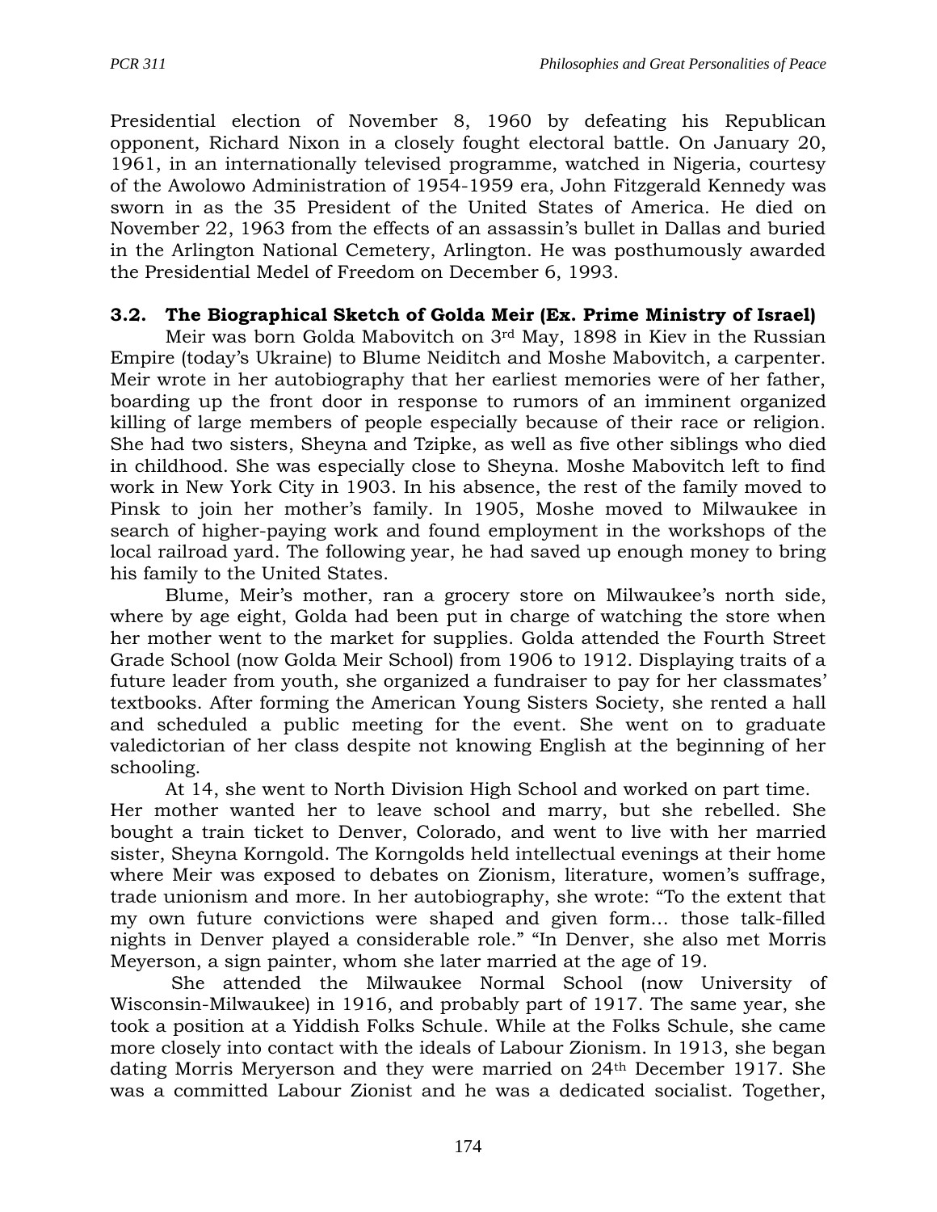Presidential election of November 8, 1960 by defeating his Republican opponent, Richard Nixon in a closely fought electoral battle. On January 20, 1961, in an internationally televised programme, watched in Nigeria, courtesy of the Awolowo Administration of 1954-1959 era, John Fitzgerald Kennedy was sworn in as the 35 President of the United States of America. He died on November 22, 1963 from the effects of an assassin's bullet in Dallas and buried in the Arlington National Cemetery, Arlington. He was posthumously awarded the Presidential Medel of Freedom on December 6, 1993.

### 3.2. The Biographical Sketch of Golda Meir (Ex. Prime Ministry of Israel)

Meir was born Golda Mabovitch on 3rd May, 1898 in Kiev in the Russian Empire (today's Ukraine) to Blume Neiditch and Moshe Mabovitch, a carpenter. Meir wrote in her autobiography that her earliest memories were of her father, boarding up the front door in response to rumors of an imminent organized killing of large members of people especially because of their race or religion. She had two sisters, Sheyna and Tzipke, as well as five other siblings who died in childhood. She was especially close to Sheyna. Moshe Mabovitch left to find work in New York City in 1903. In his absence, the rest of the family moved to Pinsk to join her mother's family. In 1905, Moshe moved to Milwaukee in search of higher-paying work and found employment in the workshops of the local railroad yard. The following year, he had saved up enough money to bring his family to the United States.

Blume, Meir's mother, ran a grocery store on Milwaukee's north side, where by age eight, Golda had been put in charge of watching the store when her mother went to the market for supplies. Golda attended the Fourth Street Grade School (now Golda Meir School) from 1906 to 1912. Displaying traits of a future leader from youth, she organized a fundraiser to pay for her classmates' textbooks. After forming the American Young Sisters Society, she rented a hall and scheduled a public meeting for the event. She went on to graduate valedictorian of her class despite not knowing English at the beginning of her schooling.

At 14, she went to North Division High School and worked on part time. Her mother wanted her to leave school and marry, but she rebelled. She bought a train ticket to Denver, Colorado, and went to live with her married sister, Sheyna Korngold. The Korngolds held intellectual evenings at their home where Meir was exposed to debates on Zionism, literature, women's suffrage, trade unionism and more. In her autobiography, she wrote: "To the extent that my own future convictions were shaped and given form… those talk-filled nights in Denver played a considerable role." "In Denver, she also met Morris Meyerson, a sign painter, whom she later married at the age of 19.

She attended the Milwaukee Normal School (now University of Wisconsin-Milwaukee) in 1916, and probably part of 1917. The same year, she took a position at a Yiddish Folks Schule. While at the Folks Schule, she came more closely into contact with the ideals of Labour Zionism. In 1913, she began dating Morris Meryerson and they were married on 24th December 1917. She was a committed Labour Zionist and he was a dedicated socialist. Together,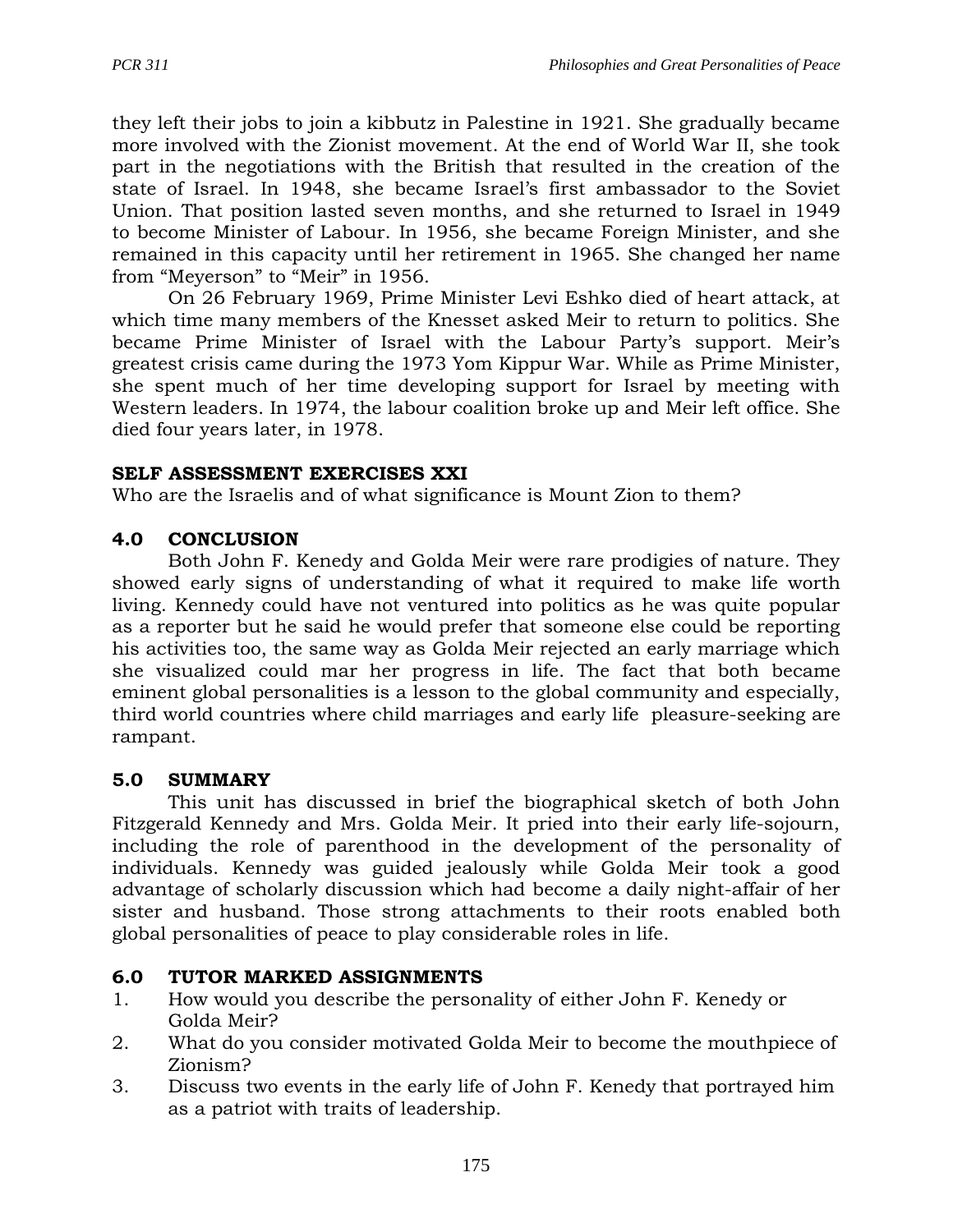they left their jobs to join a kibbutz in Palestine in 1921. She gradually became more involved with the Zionist movement. At the end of World War II, she took part in the negotiations with the British that resulted in the creation of the state of Israel. In 1948, she became Israel's first ambassador to the Soviet Union. That position lasted seven months, and she returned to Israel in 1949 to become Minister of Labour. In 1956, she became Foreign Minister, and she remained in this capacity until her retirement in 1965. She changed her name from "Meyerson" to "Meir" in 1956.

On 26 February 1969, Prime Minister Levi Eshko died of heart attack, at which time many members of the Knesset asked Meir to return to politics. She became Prime Minister of Israel with the Labour Party's support. Meir's greatest crisis came during the 1973 Yom Kippur War. While as Prime Minister, she spent much of her time developing support for Israel by meeting with Western leaders. In 1974, the labour coalition broke up and Meir left office. She died four years later, in 1978.

**SELF ASSESSMENT EXERCISES XXI**

Who are the Israelis and of what significance is Mount Zion to them?

## 4.0 CONCLUSION

Both John F. Kenedy and Golda Meir were rare prodigies of nature. They showed early signs of understanding of what it required to make life worth living. Kennedy could have not ventured into politics as he was quite popular as a reporter but he said he would prefer that someone else could be reporting his activities too, the same way as Golda Meir rejected an early marriage which she visualized could mar her progress in life. The fact that both became eminent global personalities is a lesson to the global community and especially, third world countries where child marriages and early life pleasure-seeking are rampant.

## 5.0 SUMMARY

This unit has discussed in brief the biographical sketch of both John Fitzgerald Kennedy and Mrs. Golda Meir. It pried into their early life-sojourn, including the role of parenthood in the development of the personality of individuals. Kennedy was guided jealously while Golda Meir took a good advantage of scholarly discussion which had become a daily night-affair of her sister and husband. Those strong attachments to their roots enabled both global personalities of peace to play considerable roles in life.

## 6.0 TUTOR MARKED ASSIGNMENTS

1. How would you describe the personality of either John F. Kenedy or Golda Meir?
2. What do you consider motivated Golda Meir to become the mouthpiece of Zionism?
3. Discuss two events in the early life of John F. Kenedy that portrayed him as a patriot with traits of leadership.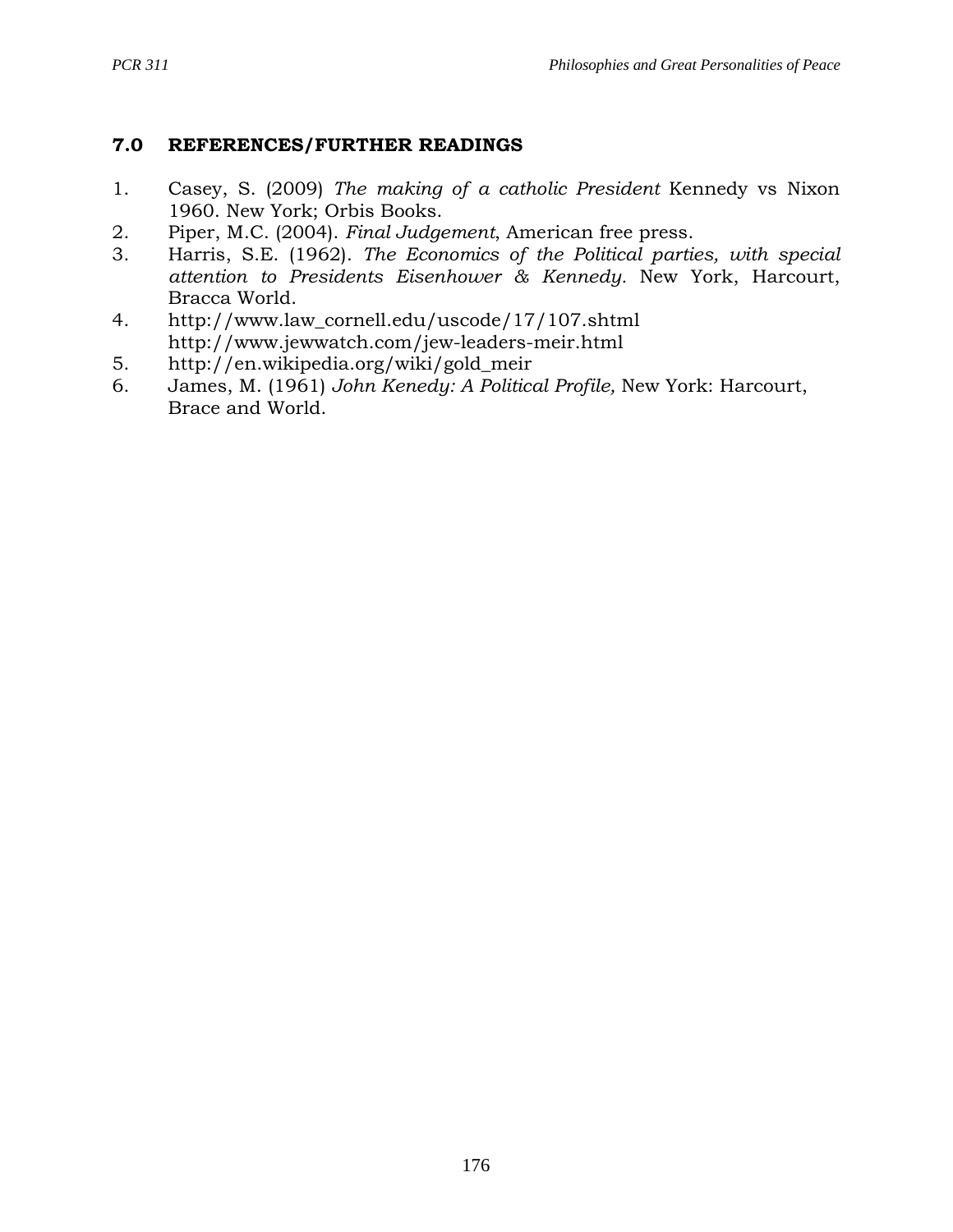## 7.0 REFERENCES/FURTHER READINGS

1. Casey, S. (2009) *The making of a catholic President* Kennedy vs Nixon 1960. New York; Orbis Books.
2. Piper, M.C. (2004). *Final Judgement*, American free press.
3. Harris, S.E. (1962). *The Economics of the Political parties, with special attention to Presidents Eisenhower & Kennedy.* New York, Harcourt, Bracca World.
4. http://www.law_cornell.edu/uscode/17/107.shtml
   http://www.jewwatch.com/jew-leaders-meir.html
5. http://en.wikipedia.org/wiki/gold_meir
6. James, M. (1961) *John Kenedy: A Political Profile,* New York: Harcourt, Brace and World.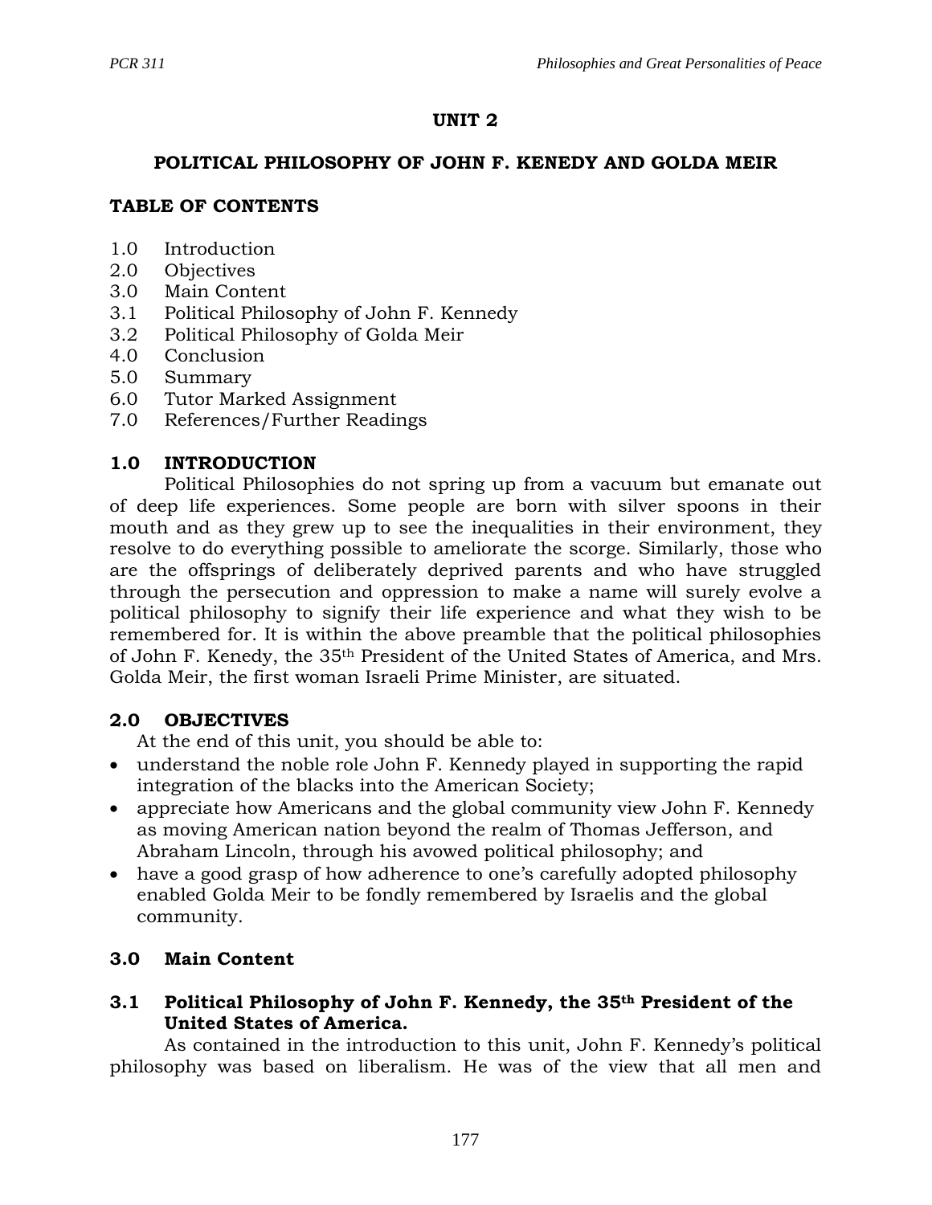## UNIT 2

### POLITICAL PHILOSOPHY OF JOHN F. KENEDY AND GOLDA MEIR

**TABLE OF CONTENTS**

1.0 Introduction
2.0 Objectives
3.0 Main Content
3.1 Political Philosophy of John F. Kennedy
3.2 Political Philosophy of Golda Meir
4.0 Conclusion
5.0 Summary
6.0 Tutor Marked Assignment
7.0 References/Further Readings

### 1.0 INTRODUCTION

Political Philosophies do not spring up from a vacuum but emanate out of deep life experiences. Some people are born with silver spoons in their mouth and as they grew up to see the inequalities in their environment, they resolve to do everything possible to ameliorate the scorge. Similarly, those who are the offsprings of deliberately deprived parents and who have struggled through the persecution and oppression to make a name will surely evolve a political philosophy to signify their life experience and what they wish to be remembered for. It is within the above preamble that the political philosophies of John F. Kenedy, the 35th President of the United States of America, and Mrs. Golda Meir, the first woman Israeli Prime Minister, are situated.

### 2.0 OBJECTIVES

At the end of this unit, you should be able to:

- understand the noble role John F. Kennedy played in supporting the rapid integration of the blacks into the American Society;
- appreciate how Americans and the global community view John F. Kennedy as moving American nation beyond the realm of Thomas Jefferson, and Abraham Lincoln, through his avowed political philosophy; and
- have a good grasp of how adherence to one's carefully adopted philosophy enabled Golda Meir to be fondly remembered by Israelis and the global community.

### 3.0 Main Content

#### 3.1 Political Philosophy of John F. Kennedy, the 35th President of the United States of America.

As contained in the introduction to this unit, John F. Kennedy's political philosophy was based on liberalism. He was of the view that all men and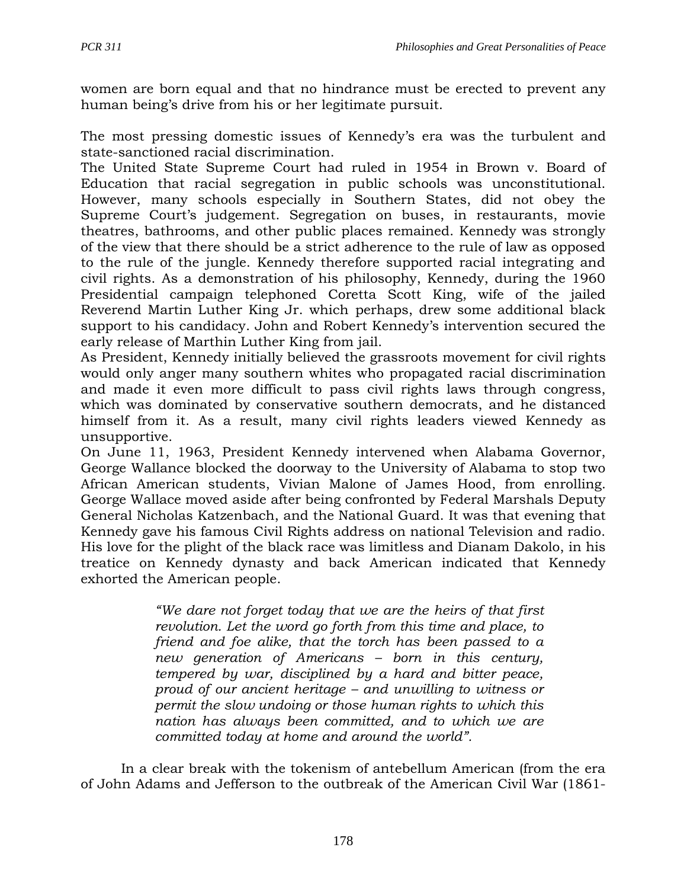women are born equal and that no hindrance must be erected to prevent any human being's drive from his or her legitimate pursuit.

The most pressing domestic issues of Kennedy's era was the turbulent and state-sanctioned racial discrimination.

The United State Supreme Court had ruled in 1954 in Brown v. Board of Education that racial segregation in public schools was unconstitutional. However, many schools especially in Southern States, did not obey the Supreme Court's judgement. Segregation on buses, in restaurants, movie theatres, bathrooms, and other public places remained. Kennedy was strongly of the view that there should be a strict adherence to the rule of law as opposed to the rule of the jungle. Kennedy therefore supported racial integrating and civil rights. As a demonstration of his philosophy, Kennedy, during the 1960 Presidential campaign telephoned Coretta Scott King, wife of the jailed Reverend Martin Luther King Jr. which perhaps, drew some additional black support to his candidacy. John and Robert Kennedy's intervention secured the early release of Marthin Luther King from jail.

As President, Kennedy initially believed the grassroots movement for civil rights would only anger many southern whites who propagated racial discrimination and made it even more difficult to pass civil rights laws through congress, which was dominated by conservative southern democrats, and he distanced himself from it. As a result, many civil rights leaders viewed Kennedy as unsupportive.

On June 11, 1963, President Kennedy intervened when Alabama Governor, George Wallance blocked the doorway to the University of Alabama to stop two African American students, Vivian Malone of James Hood, from enrolling. George Wallace moved aside after being confronted by Federal Marshals Deputy General Nicholas Katzenbach, and the National Guard. It was that evening that Kennedy gave his famous Civil Rights address on national Television and radio. His love for the plight of the black race was limitless and Dianam Dakolo, in his treatice on Kennedy dynasty and back American indicated that Kennedy exhorted the American people.

> *"We dare not forget today that we are the heirs of that first revolution. Let the word go forth from this time and place, to friend and foe alike, that the torch has been passed to a new generation of Americans – born in this century, tempered by war, disciplined by a hard and bitter peace, proud of our ancient heritage – and unwilling to witness or permit the slow undoing or those human rights to which this nation has always been committed, and to which we are committed today at home and around the world".*

In a clear break with the tokenism of antebellum American (from the era of John Adams and Jefferson to the outbreak of the American Civil War (1861-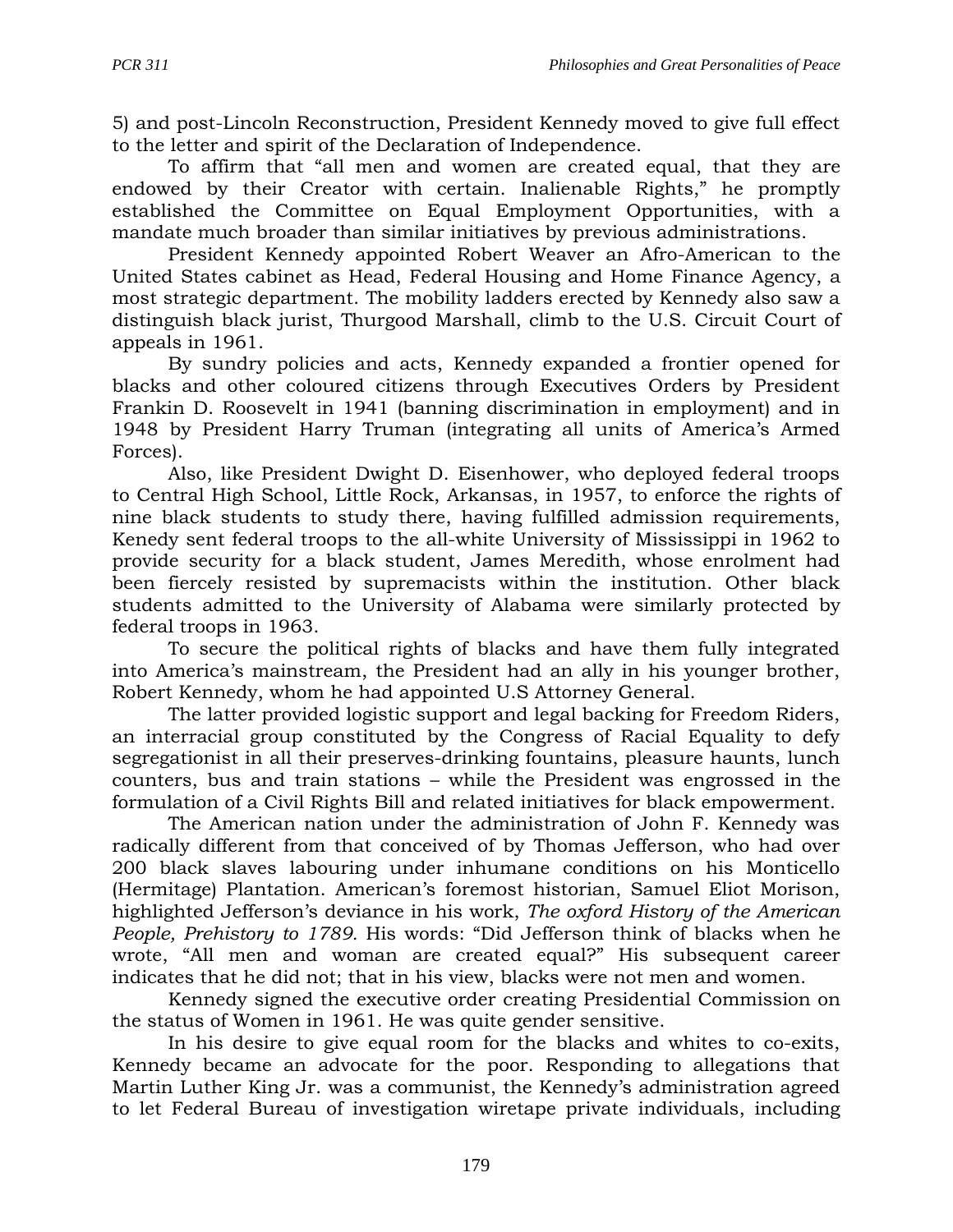5) and post-Lincoln Reconstruction, President Kennedy moved to give full effect to the letter and spirit of the Declaration of Independence.

To affirm that "all men and women are created equal, that they are endowed by their Creator with certain. Inalienable Rights," he promptly established the Committee on Equal Employment Opportunities, with a mandate much broader than similar initiatives by previous administrations.

President Kennedy appointed Robert Weaver an Afro-American to the United States cabinet as Head, Federal Housing and Home Finance Agency, a most strategic department. The mobility ladders erected by Kennedy also saw a distinguish black jurist, Thurgood Marshall, climb to the U.S. Circuit Court of appeals in 1961.

By sundry policies and acts, Kennedy expanded a frontier opened for blacks and other coloured citizens through Executives Orders by President Frankin D. Roosevelt in 1941 (banning discrimination in employment) and in 1948 by President Harry Truman (integrating all units of America's Armed Forces).

Also, like President Dwight D. Eisenhower, who deployed federal troops to Central High School, Little Rock, Arkansas, in 1957, to enforce the rights of nine black students to study there, having fulfilled admission requirements, Kenedy sent federal troops to the all-white University of Mississippi in 1962 to provide security for a black student, James Meredith, whose enrolment had been fiercely resisted by supremacists within the institution. Other black students admitted to the University of Alabama were similarly protected by federal troops in 1963.

To secure the political rights of blacks and have them fully integrated into America's mainstream, the President had an ally in his younger brother, Robert Kennedy, whom he had appointed U.S Attorney General.

The latter provided logistic support and legal backing for Freedom Riders, an interracial group constituted by the Congress of Racial Equality to defy segregationist in all their preserves-drinking fountains, pleasure haunts, lunch counters, bus and train stations – while the President was engrossed in the formulation of a Civil Rights Bill and related initiatives for black empowerment.

The American nation under the administration of John F. Kennedy was radically different from that conceived of by Thomas Jefferson, who had over 200 black slaves labouring under inhumane conditions on his Monticello (Hermitage) Plantation. American's foremost historian, Samuel Eliot Morison, highlighted Jefferson's deviance in his work, *The oxford History of the American People, Prehistory to 1789.* His words: "Did Jefferson think of blacks when he wrote, "All men and woman are created equal?" His subsequent career indicates that he did not; that in his view, blacks were not men and women.

Kennedy signed the executive order creating Presidential Commission on the status of Women in 1961. He was quite gender sensitive.

In his desire to give equal room for the blacks and whites to co-exits, Kennedy became an advocate for the poor. Responding to allegations that Martin Luther King Jr. was a communist, the Kennedy's administration agreed to let Federal Bureau of investigation wiretape private individuals, including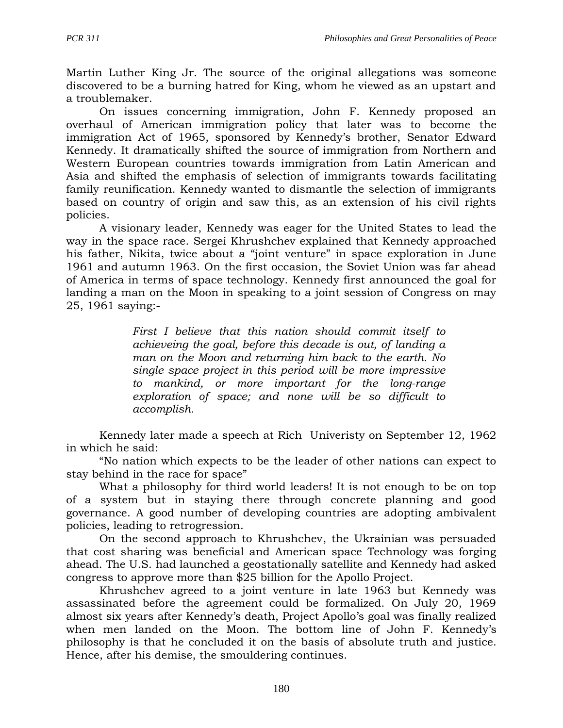Martin Luther King Jr. The source of the original allegations was someone discovered to be a burning hatred for King, whom he viewed as an upstart and a troublemaker.

On issues concerning immigration, John F. Kennedy proposed an overhaul of American immigration policy that later was to become the immigration Act of 1965, sponsored by Kennedy's brother, Senator Edward Kennedy. It dramatically shifted the source of immigration from Northern and Western European countries towards immigration from Latin American and Asia and shifted the emphasis of selection of immigrants towards facilitating family reunification. Kennedy wanted to dismantle the selection of immigrants based on country of origin and saw this, as an extension of his civil rights policies.

A visionary leader, Kennedy was eager for the United States to lead the way in the space race. Sergei Khrushchev explained that Kennedy approached his father, Nikita, twice about a "joint venture" in space exploration in June 1961 and autumn 1963. On the first occasion, the Soviet Union was far ahead of America in terms of space technology. Kennedy first announced the goal for landing a man on the Moon in speaking to a joint session of Congress on may 25, 1961 saying:-

> *First I believe that this nation should commit itself to achieveing the goal, before this decade is out, of landing a man on the Moon and returning him back to the earth. No single space project in this period will be more impressive to mankind, or more important for the long-range exploration of space; and none will be so difficult to accomplish.*

Kennedy later made a speech at Rich Univeristy on September 12, 1962 in which he said:

"No nation which expects to be the leader of other nations can expect to stay behind in the race for space"

What a philosophy for third world leaders! It is not enough to be on top of a system but in staying there through concrete planning and good governance. A good number of developing countries are adopting ambivalent policies, leading to retrogression.

On the second approach to Khrushchev, the Ukrainian was persuaded that cost sharing was beneficial and American space Technology was forging ahead. The U.S. had launched a geostationally satellite and Kennedy had asked congress to approve more than $25 billion for the Apollo Project.

Khrushchev agreed to a joint venture in late 1963 but Kennedy was assassinated before the agreement could be formalized. On July 20, 1969 almost six years after Kennedy's death, Project Apollo's goal was finally realized when men landed on the Moon. The bottom line of John F. Kennedy's philosophy is that he concluded it on the basis of absolute truth and justice. Hence, after his demise, the smouldering continues.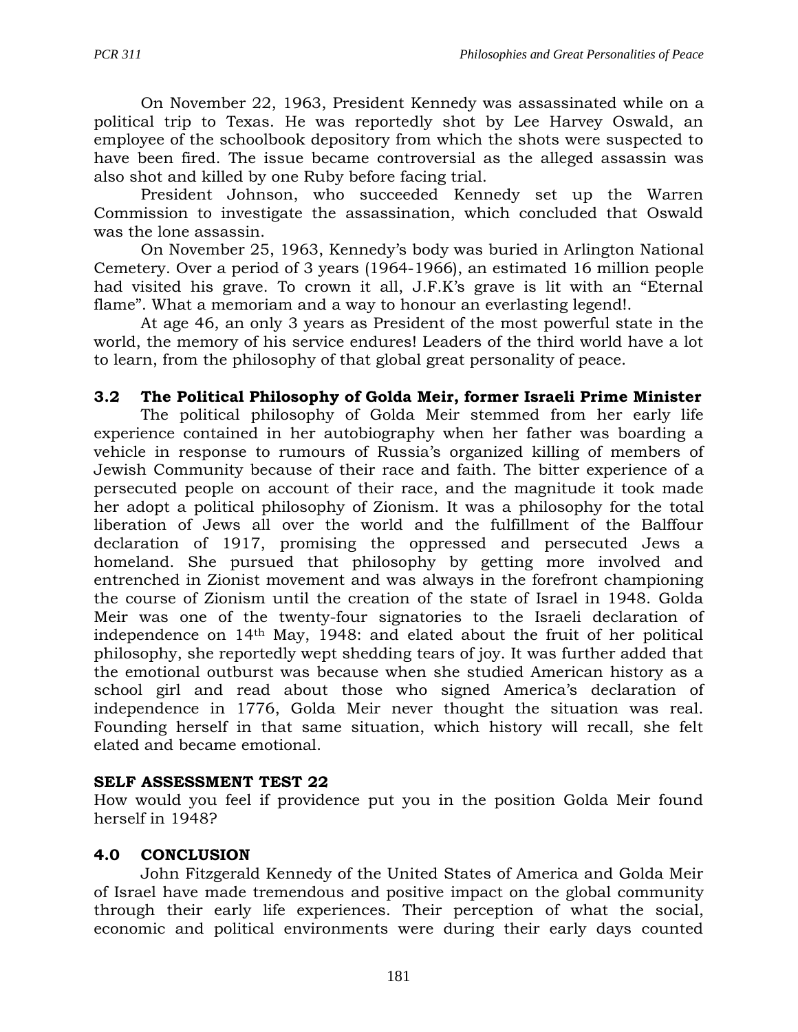On November 22, 1963, President Kennedy was assassinated while on a political trip to Texas. He was reportedly shot by Lee Harvey Oswald, an employee of the schoolbook depository from which the shots were suspected to have been fired. The issue became controversial as the alleged assassin was also shot and killed by one Ruby before facing trial.

President Johnson, who succeeded Kennedy set up the Warren Commission to investigate the assassination, which concluded that Oswald was the lone assassin.

On November 25, 1963, Kennedy's body was buried in Arlington National Cemetery. Over a period of 3 years (1964-1966), an estimated 16 million people had visited his grave. To crown it all, J.F.K's grave is lit with an "Eternal flame". What a memoriam and a way to honour an everlasting legend!.

At age 46, an only 3 years as President of the most powerful state in the world, the memory of his service endures! Leaders of the third world have a lot to learn, from the philosophy of that global great personality of peace.

## 3.2 The Political Philosophy of Golda Meir, former Israeli Prime Minister

The political philosophy of Golda Meir stemmed from her early life experience contained in her autobiography when her father was boarding a vehicle in response to rumours of Russia's organized killing of members of Jewish Community because of their race and faith. The bitter experience of a persecuted people on account of their race, and the magnitude it took made her adopt a political philosophy of Zionism. It was a philosophy for the total liberation of Jews all over the world and the fulfillment of the Balffour declaration of 1917, promising the oppressed and persecuted Jews a homeland. She pursued that philosophy by getting more involved and entrenched in Zionist movement and was always in the forefront championing the course of Zionism until the creation of the state of Israel in 1948. Golda Meir was one of the twenty-four signatories to the Israeli declaration of independence on 14th May, 1948: and elated about the fruit of her political philosophy, she reportedly wept shedding tears of joy. It was further added that the emotional outburst was because when she studied American history as a school girl and read about those who signed America's declaration of independence in 1776, Golda Meir never thought the situation was real. Founding herself in that same situation, which history will recall, she felt elated and became emotional.

**SELF ASSESSMENT TEST 22**

How would you feel if providence put you in the position Golda Meir found herself in 1948?

## 4.0 CONCLUSION

John Fitzgerald Kennedy of the United States of America and Golda Meir of Israel have made tremendous and positive impact on the global community through their early life experiences. Their perception of what the social, economic and political environments were during their early days counted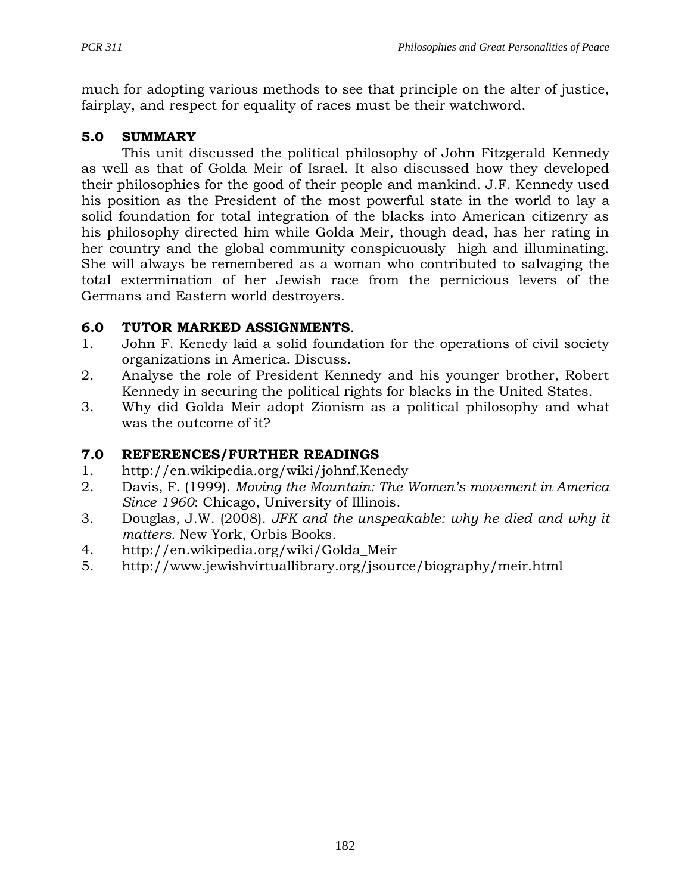much for adopting various methods to see that principle on the alter of justice, fairplay, and respect for equality of races must be their watchword.

## 5.0 SUMMARY

This unit discussed the political philosophy of John Fitzgerald Kennedy as well as that of Golda Meir of Israel. It also discussed how they developed their philosophies for the good of their people and mankind. J.F. Kennedy used his position as the President of the most powerful state in the world to lay a solid foundation for total integration of the blacks into American citizenry as his philosophy directed him while Golda Meir, though dead, has her rating in her country and the global community conspicuously high and illuminating. She will always be remembered as a woman who contributed to salvaging the total extermination of her Jewish race from the pernicious levers of the Germans and Eastern world destroyers.

## 6.0 TUTOR MARKED ASSIGNMENTS.

1. John F. Kenedy laid a solid foundation for the operations of civil society organizations in America. Discuss.
2. Analyse the role of President Kennedy and his younger brother, Robert Kennedy in securing the political rights for blacks in the United States.
3. Why did Golda Meir adopt Zionism as a political philosophy and what was the outcome of it?

## 7.0 REFERENCES/FURTHER READINGS

1. http://en.wikipedia.org/wiki/johnf.Kenedy
2. Davis, F. (1999). *Moving the Mountain: The Women's movement in America Since 1960*: Chicago, University of Illinois.
3. Douglas, J.W. (2008). *JFK and the unspeakable: why he died and why it matters*. New York, Orbis Books.
4. http://en.wikipedia.org/wiki/Golda_Meir
5. http://www.jewishvirtuallibrary.org/jsource/biography/meir.html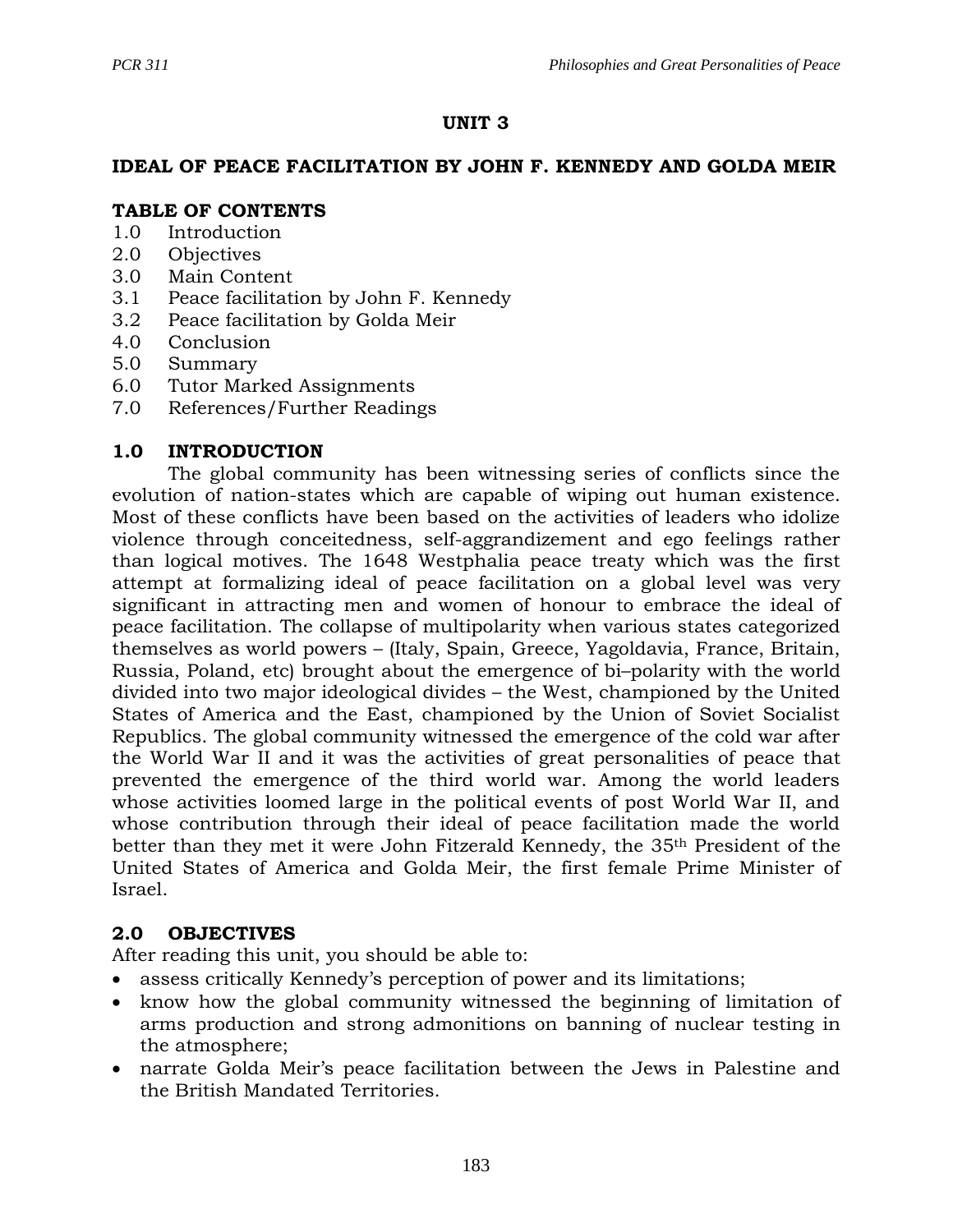## UNIT 3

## IDEAL OF PEACE FACILITATION BY JOHN F. KENNEDY AND GOLDA MEIR

### TABLE OF CONTENTS

1.0 Introduction
2.0 Objectives
3.0 Main Content
3.1 Peace facilitation by John F. Kennedy
3.2 Peace facilitation by Golda Meir
4.0 Conclusion
5.0 Summary
6.0 Tutor Marked Assignments
7.0 References/Further Readings

### 1.0 INTRODUCTION

The global community has been witnessing series of conflicts since the evolution of nation-states which are capable of wiping out human existence. Most of these conflicts have been based on the activities of leaders who idolize violence through conceitedness, self-aggrandizement and ego feelings rather than logical motives. The 1648 Westphalia peace treaty which was the first attempt at formalizing ideal of peace facilitation on a global level was very significant in attracting men and women of honour to embrace the ideal of peace facilitation. The collapse of multipolarity when various states categorized themselves as world powers – (Italy, Spain, Greece, Yagoldavia, France, Britain, Russia, Poland, etc) brought about the emergence of bi–polarity with the world divided into two major ideological divides – the West, championed by the United States of America and the East, championed by the Union of Soviet Socialist Republics. The global community witnessed the emergence of the cold war after the World War II and it was the activities of great personalities of peace that prevented the emergence of the third world war. Among the world leaders whose activities loomed large in the political events of post World War II, and whose contribution through their ideal of peace facilitation made the world better than they met it were John Fitzerald Kennedy, the 35th President of the United States of America and Golda Meir, the first female Prime Minister of Israel.

### 2.0 OBJECTIVES

After reading this unit, you should be able to:

- assess critically Kennedy's perception of power and its limitations;
- know how the global community witnessed the beginning of limitation of arms production and strong admonitions on banning of nuclear testing in the atmosphere;
- narrate Golda Meir's peace facilitation between the Jews in Palestine and the British Mandated Territories.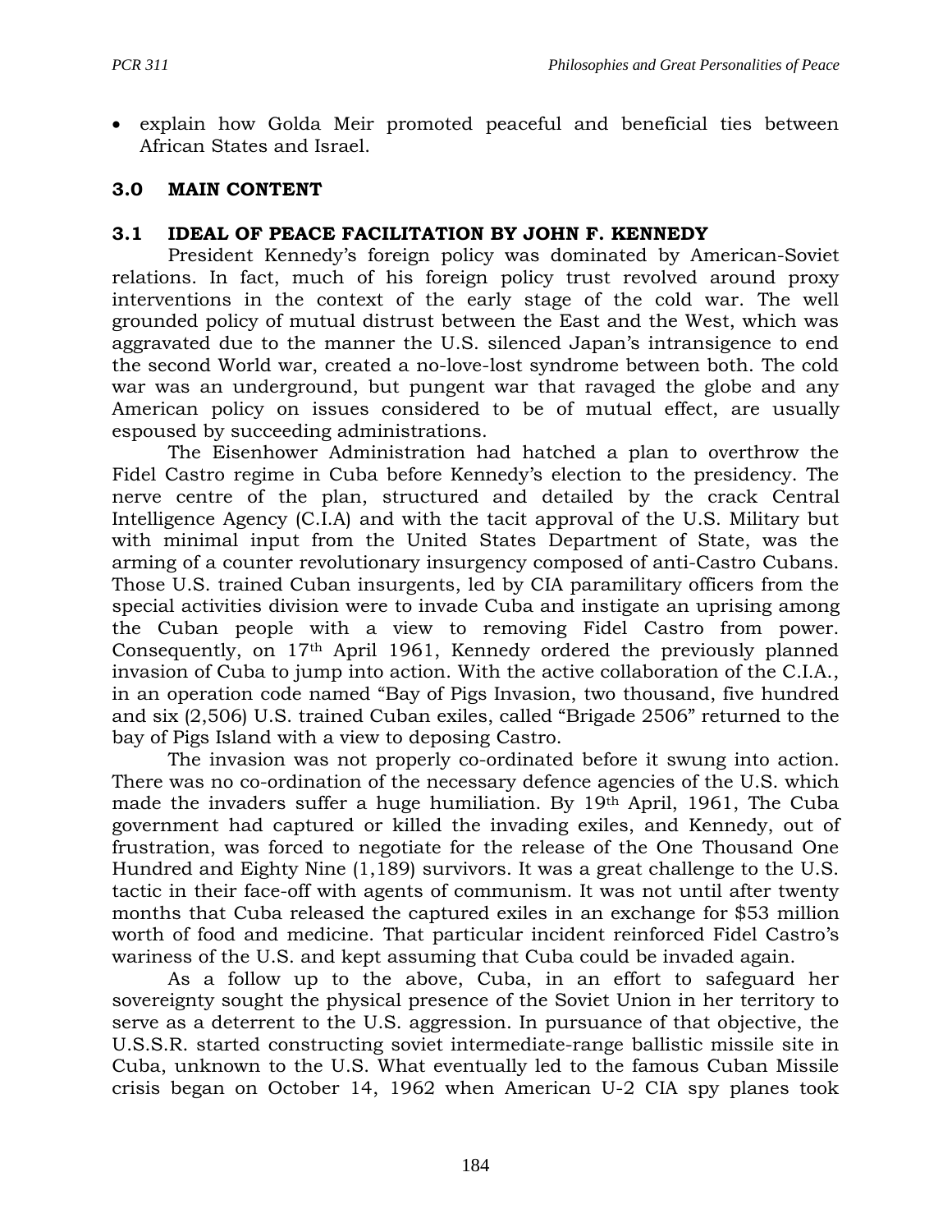- explain how Golda Meir promoted peaceful and beneficial ties between African States and Israel.

## 3.0 MAIN CONTENT

### 3.1 IDEAL OF PEACE FACILITATION BY JOHN F. KENNEDY

President Kennedy's foreign policy was dominated by American-Soviet relations. In fact, much of his foreign policy trust revolved around proxy interventions in the context of the early stage of the cold war. The well grounded policy of mutual distrust between the East and the West, which was aggravated due to the manner the U.S. silenced Japan's intransigence to end the second World war, created a no-love-lost syndrome between both. The cold war was an underground, but pungent war that ravaged the globe and any American policy on issues considered to be of mutual effect, are usually espoused by succeeding administrations.

The Eisenhower Administration had hatched a plan to overthrow the Fidel Castro regime in Cuba before Kennedy's election to the presidency. The nerve centre of the plan, structured and detailed by the crack Central Intelligence Agency (C.I.A) and with the tacit approval of the U.S. Military but with minimal input from the United States Department of State, was the arming of a counter revolutionary insurgency composed of anti-Castro Cubans. Those U.S. trained Cuban insurgents, led by CIA paramilitary officers from the special activities division were to invade Cuba and instigate an uprising among the Cuban people with a view to removing Fidel Castro from power. Consequently, on 17th April 1961, Kennedy ordered the previously planned invasion of Cuba to jump into action. With the active collaboration of the C.I.A., in an operation code named "Bay of Pigs Invasion, two thousand, five hundred and six (2,506) U.S. trained Cuban exiles, called "Brigade 2506" returned to the bay of Pigs Island with a view to deposing Castro.

The invasion was not properly co-ordinated before it swung into action. There was no co-ordination of the necessary defence agencies of the U.S. which made the invaders suffer a huge humiliation. By 19th April, 1961, The Cuba government had captured or killed the invading exiles, and Kennedy, out of frustration, was forced to negotiate for the release of the One Thousand One Hundred and Eighty Nine (1,189) survivors. It was a great challenge to the U.S. tactic in their face-off with agents of communism. It was not until after twenty months that Cuba released the captured exiles in an exchange for $53 million worth of food and medicine. That particular incident reinforced Fidel Castro's wariness of the U.S. and kept assuming that Cuba could be invaded again.

As a follow up to the above, Cuba, in an effort to safeguard her sovereignty sought the physical presence of the Soviet Union in her territory to serve as a deterrent to the U.S. aggression. In pursuance of that objective, the U.S.S.R. started constructing soviet intermediate-range ballistic missile site in Cuba, unknown to the U.S. What eventually led to the famous Cuban Missile crisis began on October 14, 1962 when American U-2 CIA spy planes took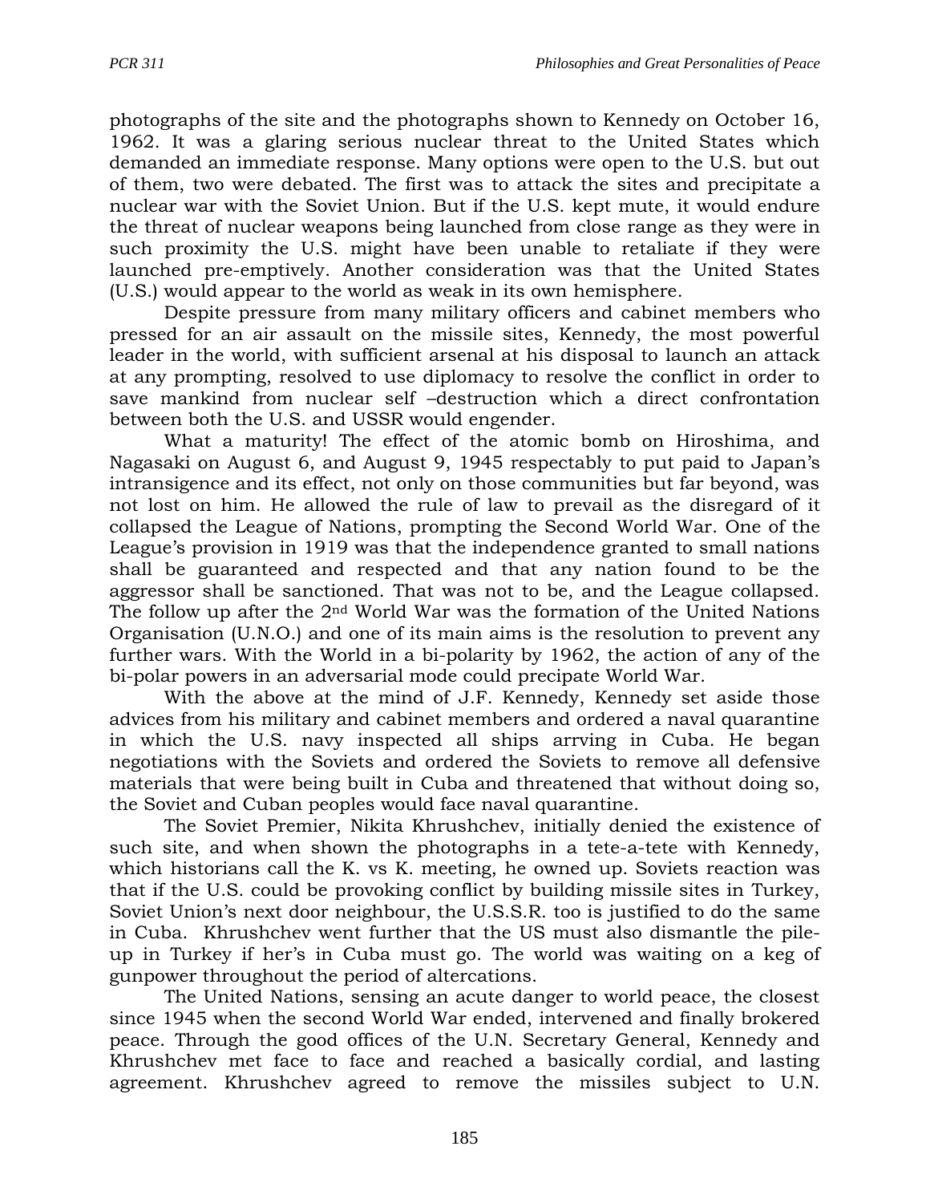photographs of the site and the photographs shown to Kennedy on October 16, 1962. It was a glaring serious nuclear threat to the United States which demanded an immediate response. Many options were open to the U.S. but out of them, two were debated. The first was to attack the sites and precipitate a nuclear war with the Soviet Union. But if the U.S. kept mute, it would endure the threat of nuclear weapons being launched from close range as they were in such proximity the U.S. might have been unable to retaliate if they were launched pre-emptively. Another consideration was that the United States (U.S.) would appear to the world as weak in its own hemisphere.

Despite pressure from many military officers and cabinet members who pressed for an air assault on the missile sites, Kennedy, the most powerful leader in the world, with sufficient arsenal at his disposal to launch an attack at any prompting, resolved to use diplomacy to resolve the conflict in order to save mankind from nuclear self –destruction which a direct confrontation between both the U.S. and USSR would engender.

What a maturity! The effect of the atomic bomb on Hiroshima, and Nagasaki on August 6, and August 9, 1945 respectably to put paid to Japan's intransigence and its effect, not only on those communities but far beyond, was not lost on him. He allowed the rule of law to prevail as the disregard of it collapsed the League of Nations, prompting the Second World War. One of the League's provision in 1919 was that the independence granted to small nations shall be guaranteed and respected and that any nation found to be the aggressor shall be sanctioned. That was not to be, and the League collapsed. The follow up after the 2nd World War was the formation of the United Nations Organisation (U.N.O.) and one of its main aims is the resolution to prevent any further wars. With the World in a bi-polarity by 1962, the action of any of the bi-polar powers in an adversarial mode could precipitate World War.

With the above at the mind of J.F. Kennedy, Kennedy set aside those advices from his military and cabinet members and ordered a naval quarantine in which the U.S. navy inspected all ships arrving in Cuba. He began negotiations with the Soviets and ordered the Soviets to remove all defensive materials that were being built in Cuba and threatened that without doing so, the Soviet and Cuban peoples would face naval quarantine.

The Soviet Premier, Nikita Khrushchev, initially denied the existence of such site, and when shown the photographs in a tete-a-tete with Kennedy, which historians call the K. vs K. meeting, he owned up. Soviets reaction was that if the U.S. could be provoking conflict by building missile sites in Turkey, Soviet Union's next door neighbour, the U.S.S.R. too is justified to do the same in Cuba. Khrushchev went further that the US must also dismantle the pile-up in Turkey if her's in Cuba must go. The world was waiting on a keg of gunpower throughout the period of altercations.

The United Nations, sensing an acute danger to world peace, the closest since 1945 when the second World War ended, intervened and finally brokered peace. Through the good offices of the U.N. Secretary General, Kennedy and Khrushchev met face to face and reached a basically cordial, and lasting agreement. Khrushchev agreed to remove the missiles subject to U.N.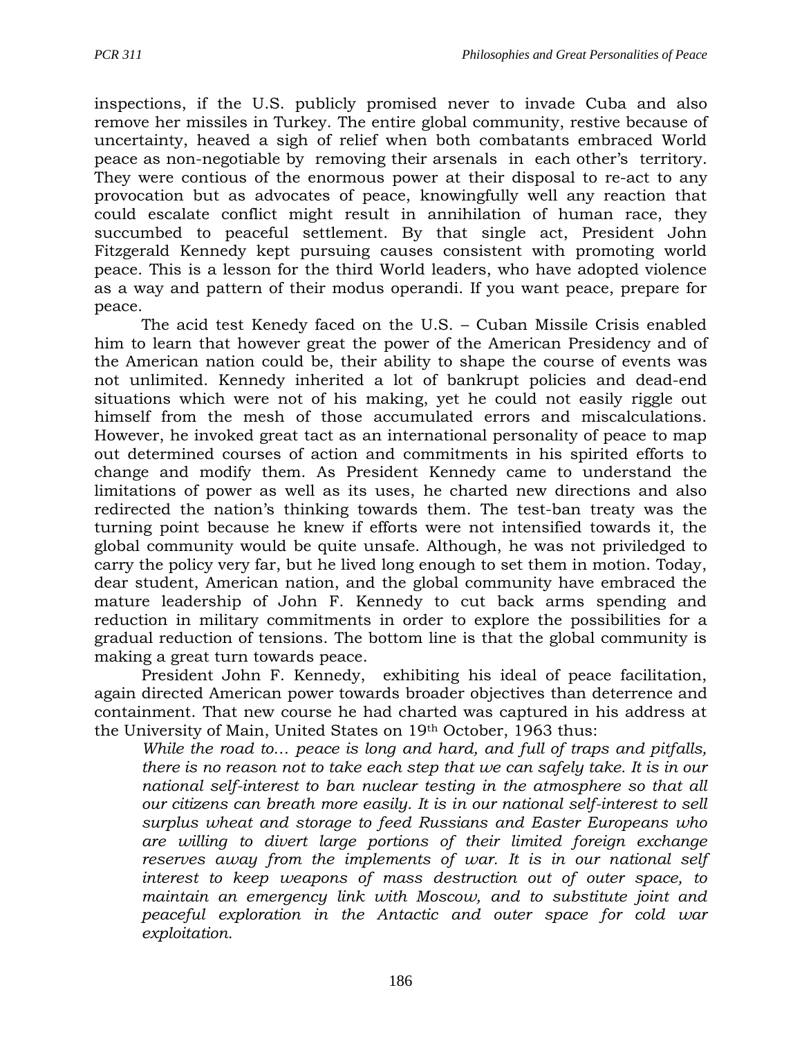inspections, if the U.S. publicly promised never to invade Cuba and also remove her missiles in Turkey. The entire global community, restive because of uncertainty, heaved a sigh of relief when both combatants embraced World peace as non-negotiable by removing their arsenals in each other's territory. They were contious of the enormous power at their disposal to re-act to any provocation but as advocates of peace, knowingfully well any reaction that could escalate conflict might result in annihilation of human race, they succumbed to peaceful settlement. By that single act, President John Fitzgerald Kennedy kept pursuing causes consistent with promoting world peace. This is a lesson for the third World leaders, who have adopted violence as a way and pattern of their modus operandi. If you want peace, prepare for peace.

The acid test Kenedy faced on the U.S. – Cuban Missile Crisis enabled him to learn that however great the power of the American Presidency and of the American nation could be, their ability to shape the course of events was not unlimited. Kennedy inherited a lot of bankrupt policies and dead-end situations which were not of his making, yet he could not easily riggle out himself from the mesh of those accumulated errors and miscalculations. However, he invoked great tact as an international personality of peace to map out determined courses of action and commitments in his spirited efforts to change and modify them. As President Kennedy came to understand the limitations of power as well as its uses, he charted new directions and also redirected the nation's thinking towards them. The test-ban treaty was the turning point because he knew if efforts were not intensified towards it, the global community would be quite unsafe. Although, he was not priviledged to carry the policy very far, but he lived long enough to set them in motion. Today, dear student, American nation, and the global community have embraced the mature leadership of John F. Kennedy to cut back arms spending and reduction in military commitments in order to explore the possibilities for a gradual reduction of tensions. The bottom line is that the global community is making a great turn towards peace.

President John F. Kennedy, exhibiting his ideal of peace facilitation, again directed American power towards broader objectives than deterrence and containment. That new course he had charted was captured in his address at the University of Main, United States on 19th October, 1963 thus:

> *While the road to… peace is long and hard, and full of traps and pitfalls, there is no reason not to take each step that we can safely take. It is in our national self-interest to ban nuclear testing in the atmosphere so that all our citizens can breath more easily. It is in our national self-interest to sell surplus wheat and storage to feed Russians and Easter Europeans who are willing to divert large portions of their limited foreign exchange reserves away from the implements of war. It is in our national self interest to keep weapons of mass destruction out of outer space, to maintain an emergency link with Moscow, and to substitute joint and peaceful exploration in the Antactic and outer space for cold war exploitation.*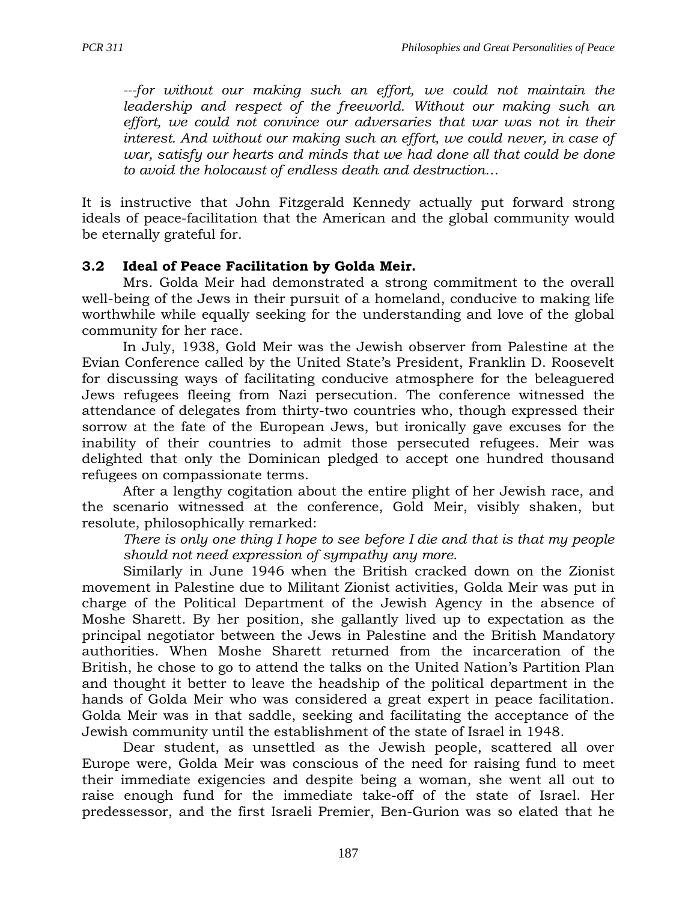*---for without our making such an effort, we could not maintain the leadership and respect of the freeworld. Without our making such an effort, we could not convince our adversaries that war was not in their interest. And without our making such an effort, we could never, in case of war, satisfy our hearts and minds that we had done all that could be done to avoid the holocaust of endless death and destruction…*

It is instructive that John Fitzgerald Kennedy actually put forward strong ideals of peace-facilitation that the American and the global community would be eternally grateful for.

### 3.2 Ideal of Peace Facilitation by Golda Meir.

Mrs. Golda Meir had demonstrated a strong commitment to the overall well-being of the Jews in their pursuit of a homeland, conducive to making life worthwhile while equally seeking for the understanding and love of the global community for her race.

In July, 1938, Gold Meir was the Jewish observer from Palestine at the Evian Conference called by the United State's President, Franklin D. Roosevelt for discussing ways of facilitating conducive atmosphere for the beleaguered Jews refugees fleeing from Nazi persecution. The conference witnessed the attendance of delegates from thirty-two countries who, though expressed their sorrow at the fate of the European Jews, but ironically gave excuses for the inability of their countries to admit those persecuted refugees. Meir was delighted that only the Dominican pledged to accept one hundred thousand refugees on compassionate terms.

After a lengthy cogitation about the entire plight of her Jewish race, and the scenario witnessed at the conference, Gold Meir, visibly shaken, but resolute, philosophically remarked:

*There is only one thing I hope to see before I die and that is that my people should not need expression of sympathy any more.*

Similarly in June 1946 when the British cracked down on the Zionist movement in Palestine due to Militant Zionist activities, Golda Meir was put in charge of the Political Department of the Jewish Agency in the absence of Moshe Sharett. By her position, she gallantly lived up to expectation as the principal negotiator between the Jews in Palestine and the British Mandatory authorities. When Moshe Sharett returned from the incarceration of the British, he chose to go to attend the talks on the United Nation's Partition Plan and thought it better to leave the headship of the political department in the hands of Golda Meir who was considered a great expert in peace facilitation. Golda Meir was in that saddle, seeking and facilitating the acceptance of the Jewish community until the establishment of the state of Israel in 1948.

Dear student, as unsettled as the Jewish people, scattered all over Europe were, Golda Meir was conscious of the need for raising fund to meet their immediate exigencies and despite being a woman, she went all out to raise enough fund for the immediate take-off of the state of Israel. Her predessessor, and the first Israeli Premier, Ben-Gurion was so elated that he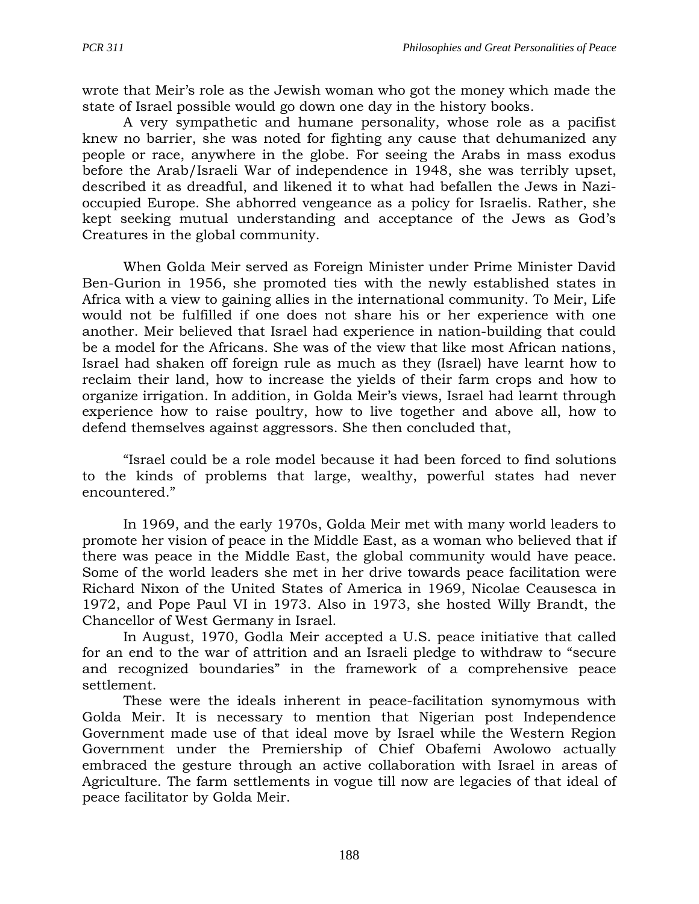wrote that Meir's role as the Jewish woman who got the money which made the state of Israel possible would go down one day in the history books.

A very sympathetic and humane personality, whose role as a pacifist knew no barrier, she was noted for fighting any cause that dehumanized any people or race, anywhere in the globe. For seeing the Arabs in mass exodus before the Arab/Israeli War of independence in 1948, she was terribly upset, described it as dreadful, and likened it to what had befallen the Jews in Nazi-occupied Europe. She abhorred vengeance as a policy for Israelis. Rather, she kept seeking mutual understanding and acceptance of the Jews as God's Creatures in the global community.

When Golda Meir served as Foreign Minister under Prime Minister David Ben-Gurion in 1956, she promoted ties with the newly established states in Africa with a view to gaining allies in the international community. To Meir, Life would not be fulfilled if one does not share his or her experience with one another. Meir believed that Israel had experience in nation-building that could be a model for the Africans. She was of the view that like most African nations, Israel had shaken off foreign rule as much as they (Israel) have learnt how to reclaim their land, how to increase the yields of their farm crops and how to organize irrigation. In addition, in Golda Meir's views, Israel had learnt through experience how to raise poultry, how to live together and above all, how to defend themselves against aggressors. She then concluded that,

"Israel could be a role model because it had been forced to find solutions to the kinds of problems that large, wealthy, powerful states had never encountered."

In 1969, and the early 1970s, Golda Meir met with many world leaders to promote her vision of peace in the Middle East, as a woman who believed that if there was peace in the Middle East, the global community would have peace. Some of the world leaders she met in her drive towards peace facilitation were Richard Nixon of the United States of America in 1969, Nicolae Ceausesca in 1972, and Pope Paul VI in 1973. Also in 1973, she hosted Willy Brandt, the Chancellor of West Germany in Israel.

In August, 1970, Godla Meir accepted a U.S. peace initiative that called for an end to the war of attrition and an Israeli pledge to withdraw to "secure and recognized boundaries" in the framework of a comprehensive peace settlement.

These were the ideals inherent in peace-facilitation synomymous with Golda Meir. It is necessary to mention that Nigerian post Independence Government made use of that ideal move by Israel while the Western Region Government under the Premiership of Chief Obafemi Awolowo actually embraced the gesture through an active collaboration with Israel in areas of Agriculture. The farm settlements in vogue till now are legacies of that ideal of peace facilitator by Golda Meir.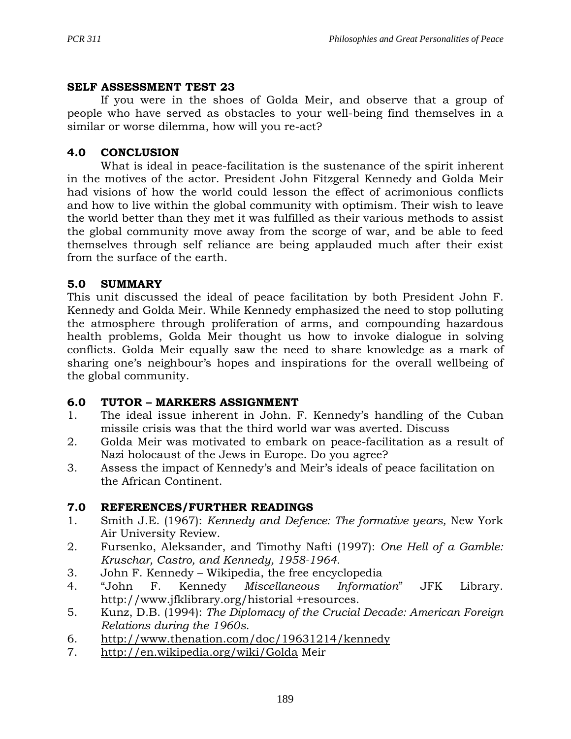**SELF ASSESSMENT TEST 23**

If you were in the shoes of Golda Meir, and observe that a group of people who have served as obstacles to your well-being find themselves in a similar or worse dilemma, how will you re-act?

## 4.0 CONCLUSION

What is ideal in peace-facilitation is the sustenance of the spirit inherent in the motives of the actor. President John Fitzgeral Kennedy and Golda Meir had visions of how the world could lesson the effect of acrimonious conflicts and how to live within the global community with optimism. Their wish to leave the world better than they met it was fulfilled as their various methods to assist the global community move away from the scorge of war, and be able to feed themselves through self reliance are being applauded much after their exist from the surface of the earth.

## 5.0 SUMMARY

This unit discussed the ideal of peace facilitation by both President John F. Kennedy and Golda Meir. While Kennedy emphasized the need to stop polluting the atmosphere through proliferation of arms, and compounding hazardous health problems, Golda Meir thought us how to invoke dialogue in solving conflicts. Golda Meir equally saw the need to share knowledge as a mark of sharing one's neighbour's hopes and inspirations for the overall wellbeing of the global community.

## 6.0 TUTOR – MARKERS ASSIGNMENT

1. The ideal issue inherent in John. F. Kennedy's handling of the Cuban missile crisis was that the third world war was averted. Discuss
2. Golda Meir was motivated to embark on peace-facilitation as a result of Nazi holocaust of the Jews in Europe. Do you agree?
3. Assess the impact of Kennedy's and Meir's ideals of peace facilitation on the African Continent.

## 7.0 REFERENCES/FURTHER READINGS

1. Smith J.E. (1967): *Kennedy and Defence: The formative years,* New York Air University Review.
2. Fursenko, Aleksander, and Timothy Nafti (1997): *One Hell of a Gamble: Kruschar, Castro, and Kennedy, 1958-1964.*
3. John F. Kennedy – Wikipedia, the free encyclopedia
4. "John F. Kennedy *Miscellaneous Information*" JFK Library. http://www.jfklibrary.org/historial +resources.
5. Kunz, D.B. (1994): *The Diplomacy of the Crucial Decade: American Foreign Relations during the 1960s.*
6. http://www.thenation.com/doc/19631214/kennedy
7. http://en.wikipedia.org/wiki/Golda Meir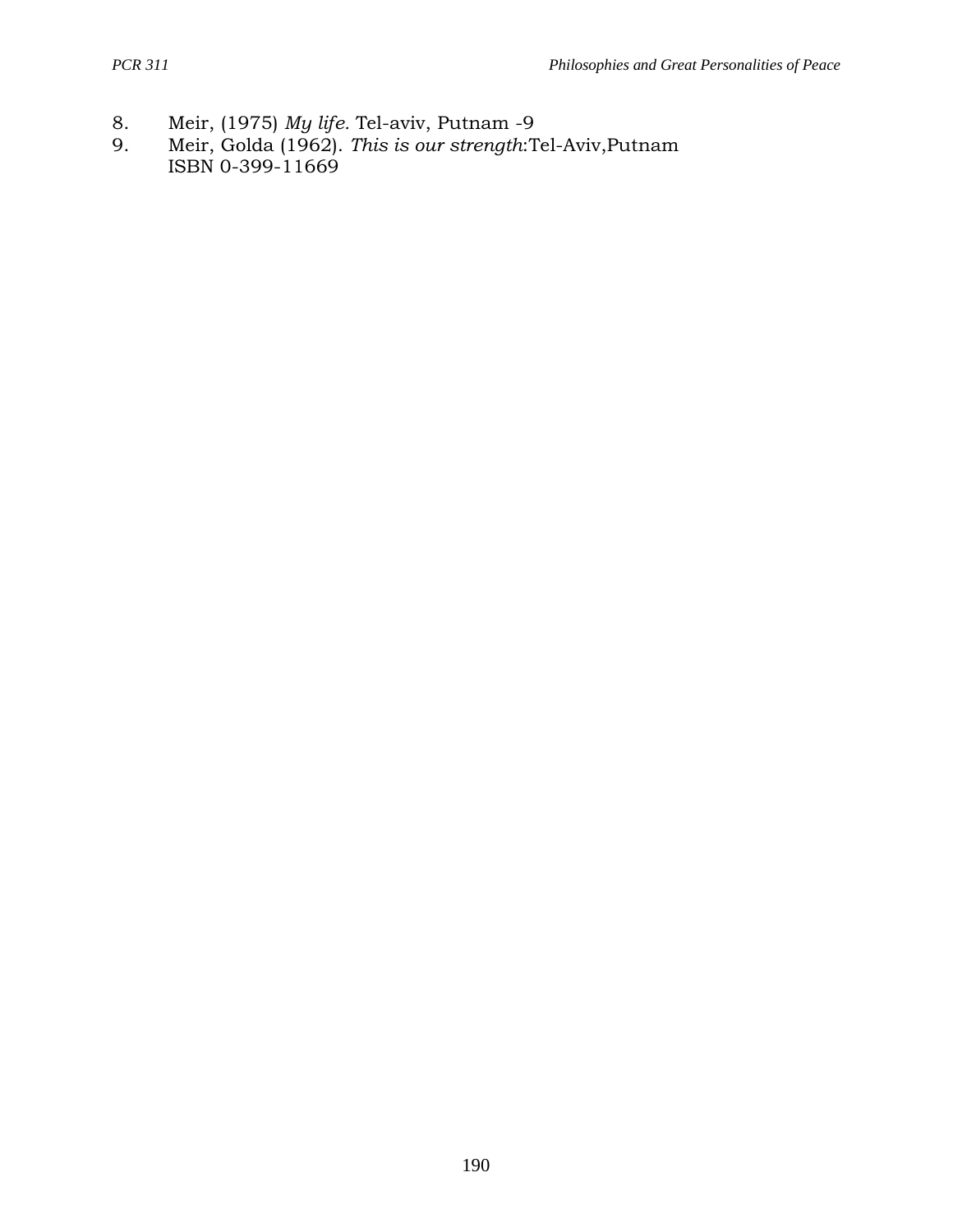8. Meir, (1975) *My life.* Tel-aviv, Putnam -9
9. Meir, Golda (1962). *This is our strength*:Tel-Aviv,Putnam
   ISBN 0-399-11669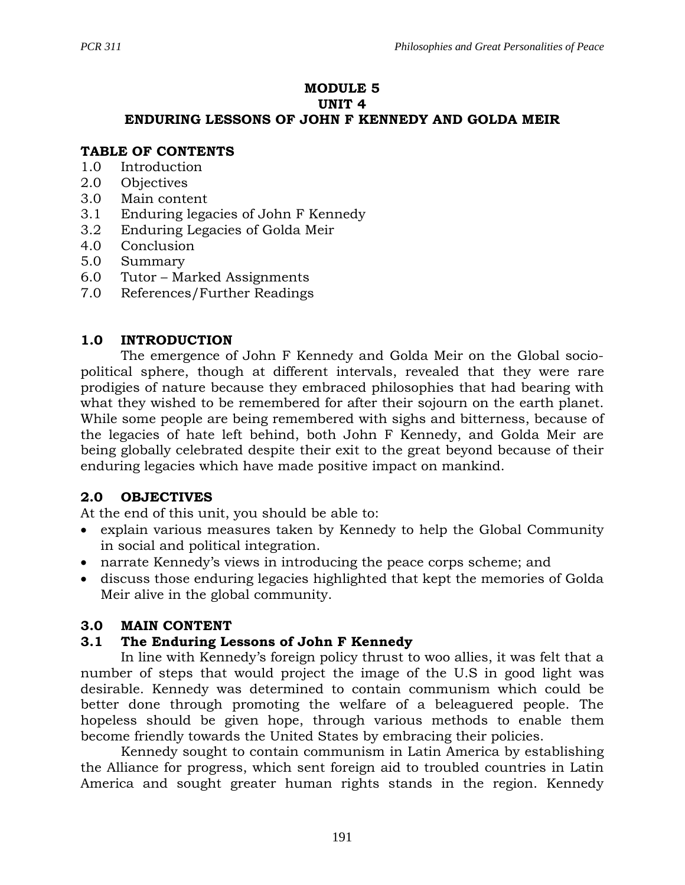# MODULE 5
## UNIT 4
## ENDURING LESSONS OF JOHN F KENNEDY AND GOLDA MEIR

**TABLE OF CONTENTS**

1.0 Introduction
2.0 Objectives
3.0 Main content
3.1 Enduring legacies of John F Kennedy
3.2 Enduring Legacies of Golda Meir
4.0 Conclusion
5.0 Summary
6.0 Tutor – Marked Assignments
7.0 References/Further Readings

## 1.0 INTRODUCTION

The emergence of John F Kennedy and Golda Meir on the Global socio-political sphere, though at different intervals, revealed that they were rare prodigies of nature because they embraced philosophies that had bearing with what they wished to be remembered for after their sojourn on the earth planet. While some people are being remembered with sighs and bitterness, because of the legacies of hate left behind, both John F Kennedy, and Golda Meir are being globally celebrated despite their exit to the great beyond because of their enduring legacies which have made positive impact on mankind.

## 2.0 OBJECTIVES

At the end of this unit, you should be able to:

- explain various measures taken by Kennedy to help the Global Community in social and political integration.
- narrate Kennedy's views in introducing the peace corps scheme; and
- discuss those enduring legacies highlighted that kept the memories of Golda Meir alive in the global community.

## 3.0 MAIN CONTENT

### 3.1 The Enduring Lessons of John F Kennedy

In line with Kennedy's foreign policy thrust to woo allies, it was felt that a number of steps that would project the image of the U.S in good light was desirable. Kennedy was determined to contain communism which could be better done through promoting the welfare of a beleaguered people. The hopeless should be given hope, through various methods to enable them become friendly towards the United States by embracing their policies.

Kennedy sought to contain communism in Latin America by establishing the Alliance for progress, which sent foreign aid to troubled countries in Latin America and sought greater human rights stands in the region. Kennedy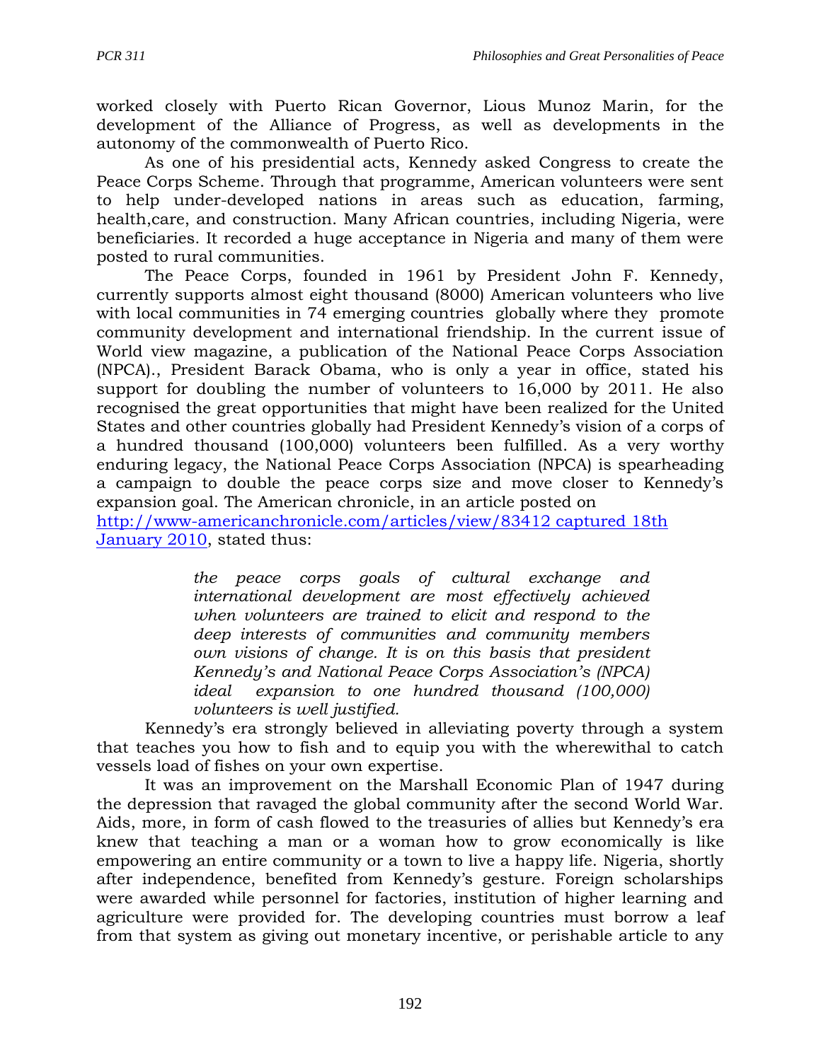worked closely with Puerto Rican Governor, Lious Munoz Marin, for the development of the Alliance of Progress, as well as developments in the autonomy of the commonwealth of Puerto Rico.

As one of his presidential acts, Kennedy asked Congress to create the Peace Corps Scheme. Through that programme, American volunteers were sent to help under-developed nations in areas such as education, farming, health,care, and construction. Many African countries, including Nigeria, were beneficiaries. It recorded a huge acceptance in Nigeria and many of them were posted to rural communities.

The Peace Corps, founded in 1961 by President John F. Kennedy, currently supports almost eight thousand (8000) American volunteers who live with local communities in 74 emerging countries globally where they promote community development and international friendship. In the current issue of World view magazine, a publication of the National Peace Corps Association (NPCA)., President Barack Obama, who is only a year in office, stated his support for doubling the number of volunteers to 16,000 by 2011. He also recognised the great opportunities that might have been realized for the United States and other countries globally had President Kennedy's vision of a corps of a hundred thousand (100,000) volunteers been fulfilled. As a very worthy enduring legacy, the National Peace Corps Association (NPCA) is spearheading a campaign to double the peace corps size and move closer to Kennedy's expansion goal. The American chronicle, in an article posted on http://www-americanchronicle.com/articles/view/83412 captured 18th January 2010, stated thus:

> *the peace corps goals of cultural exchange and international development are most effectively achieved when volunteers are trained to elicit and respond to the deep interests of communities and community members own visions of change. It is on this basis that president Kennedy's and National Peace Corps Association's (NPCA) ideal expansion to one hundred thousand (100,000) volunteers is well justified.*

Kennedy's era strongly believed in alleviating poverty through a system that teaches you how to fish and to equip you with the wherewithal to catch vessels load of fishes on your own expertise.

It was an improvement on the Marshall Economic Plan of 1947 during the depression that ravaged the global community after the second World War. Aids, more, in form of cash flowed to the treasuries of allies but Kennedy's era knew that teaching a man or a woman how to grow economically is like empowering an entire community or a town to live a happy life. Nigeria, shortly after independence, benefited from Kennedy's gesture. Foreign scholarships were awarded while personnel for factories, institution of higher learning and agriculture were provided for. The developing countries must borrow a leaf from that system as giving out monetary incentive, or perishable article to any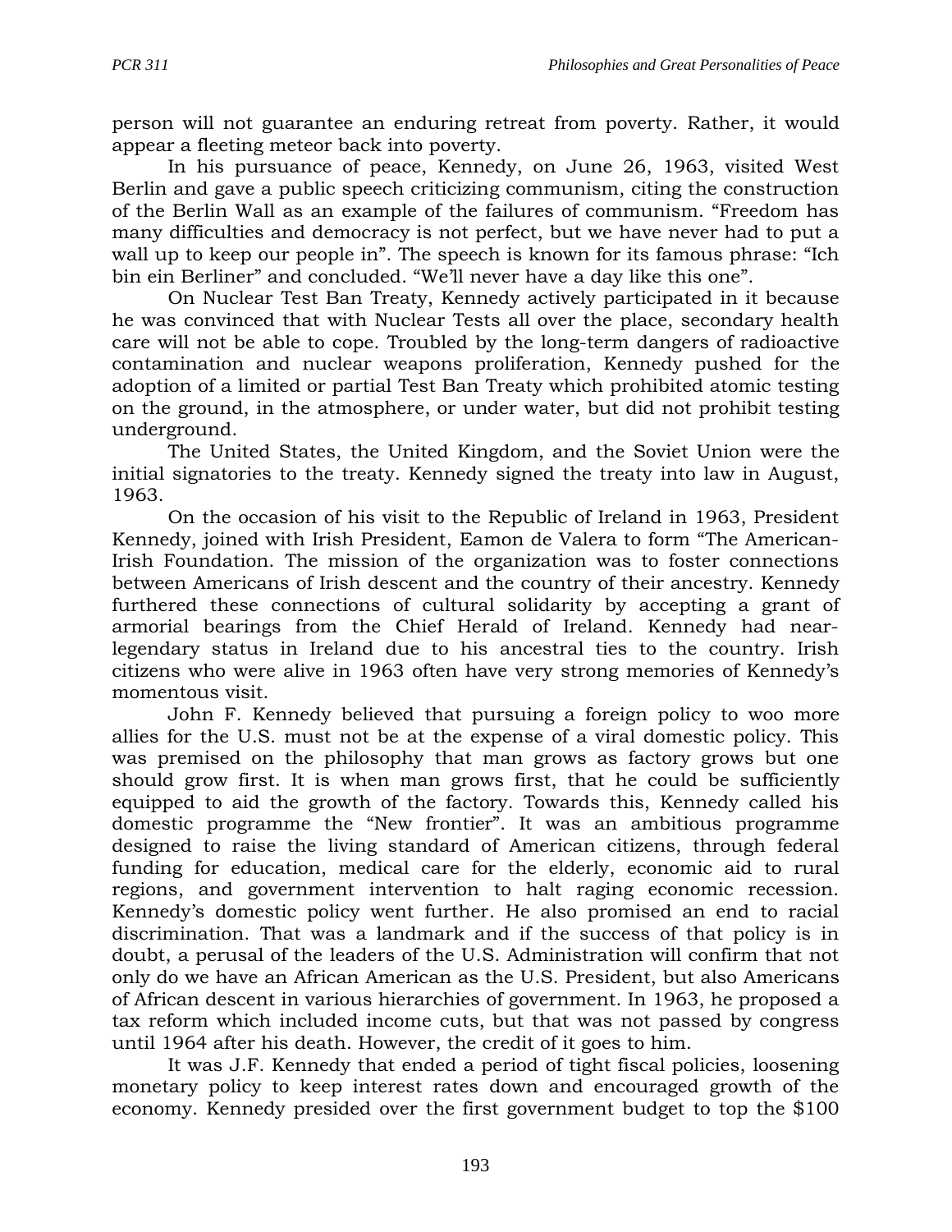person will not guarantee an enduring retreat from poverty. Rather, it would appear a fleeting meteor back into poverty.

In his pursuance of peace, Kennedy, on June 26, 1963, visited West Berlin and gave a public speech criticizing communism, citing the construction of the Berlin Wall as an example of the failures of communism. "Freedom has many difficulties and democracy is not perfect, but we have never had to put a wall up to keep our people in". The speech is known for its famous phrase: "Ich bin ein Berliner" and concluded. "We'll never have a day like this one".

On Nuclear Test Ban Treaty, Kennedy actively participated in it because he was convinced that with Nuclear Tests all over the place, secondary health care will not be able to cope. Troubled by the long-term dangers of radioactive contamination and nuclear weapons proliferation, Kennedy pushed for the adoption of a limited or partial Test Ban Treaty which prohibited atomic testing on the ground, in the atmosphere, or under water, but did not prohibit testing underground.

The United States, the United Kingdom, and the Soviet Union were the initial signatories to the treaty. Kennedy signed the treaty into law in August, 1963.

On the occasion of his visit to the Republic of Ireland in 1963, President Kennedy, joined with Irish President, Eamon de Valera to form "The American-Irish Foundation. The mission of the organization was to foster connections between Americans of Irish descent and the country of their ancestry. Kennedy furthered these connections of cultural solidarity by accepting a grant of armorial bearings from the Chief Herald of Ireland. Kennedy had near-legendary status in Ireland due to his ancestral ties to the country. Irish citizens who were alive in 1963 often have very strong memories of Kennedy's momentous visit.

John F. Kennedy believed that pursuing a foreign policy to woo more allies for the U.S. must not be at the expense of a viral domestic policy. This was premised on the philosophy that man grows as factory grows but one should grow first. It is when man grows first, that he could be sufficiently equipped to aid the growth of the factory. Towards this, Kennedy called his domestic programme the "New frontier". It was an ambitious programme designed to raise the living standard of American citizens, through federal funding for education, medical care for the elderly, economic aid to rural regions, and government intervention to halt raging economic recession. Kennedy's domestic policy went further. He also promised an end to racial discrimination. That was a landmark and if the success of that policy is in doubt, a perusal of the leaders of the U.S. Administration will confirm that not only do we have an African American as the U.S. President, but also Americans of African descent in various hierarchies of government. In 1963, he proposed a tax reform which included income cuts, but that was not passed by congress until 1964 after his death. However, the credit of it goes to him.

It was J.F. Kennedy that ended a period of tight fiscal policies, loosening monetary policy to keep interest rates down and encouraged growth of the economy. Kennedy presided over the first government budget to top the $100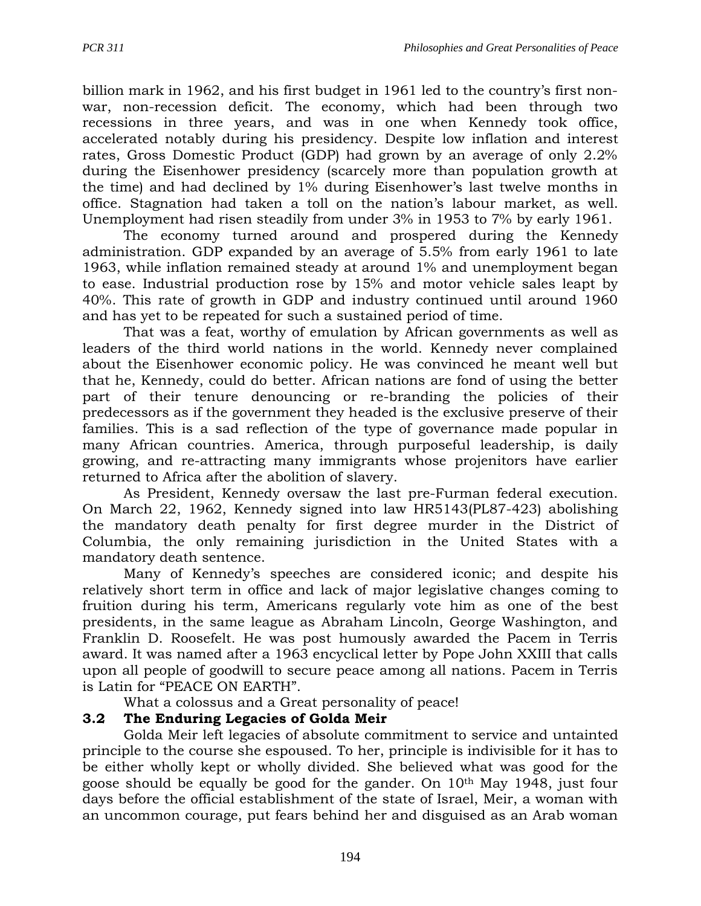billion mark in 1962, and his first budget in 1961 led to the country's first non-war, non-recession deficit. The economy, which had been through two recessions in three years, and was in one when Kennedy took office, accelerated notably during his presidency. Despite low inflation and interest rates, Gross Domestic Product (GDP) had grown by an average of only 2.2% during the Eisenhower presidency (scarcely more than population growth at the time) and had declined by 1% during Eisenhower's last twelve months in office. Stagnation had taken a toll on the nation's labour market, as well. Unemployment had risen steadily from under 3% in 1953 to 7% by early 1961.

The economy turned around and prospered during the Kennedy administration. GDP expanded by an average of 5.5% from early 1961 to late 1963, while inflation remained steady at around 1% and unemployment began to ease. Industrial production rose by 15% and motor vehicle sales leapt by 40%. This rate of growth in GDP and industry continued until around 1960 and has yet to be repeated for such a sustained period of time.

That was a feat, worthy of emulation by African governments as well as leaders of the third world nations in the world. Kennedy never complained about the Eisenhower economic policy. He was convinced he meant well but that he, Kennedy, could do better. African nations are fond of using the better part of their tenure denouncing or re-branding the policies of their predecessors as if the government they headed is the exclusive preserve of their families. This is a sad reflection of the type of governance made popular in many African countries. America, through purposeful leadership, is daily growing, and re-attracting many immigrants whose projenitors have earlier returned to Africa after the abolition of slavery.

As President, Kennedy oversaw the last pre-Furman federal execution. On March 22, 1962, Kennedy signed into law HR5143(PL87-423) abolishing the mandatory death penalty for first degree murder in the District of Columbia, the only remaining jurisdiction in the United States with a mandatory death sentence.

Many of Kennedy's speeches are considered iconic; and despite his relatively short term in office and lack of major legislative changes coming to fruition during his term, Americans regularly vote him as one of the best presidents, in the same league as Abraham Lincoln, George Washington, and Franklin D. Roosefelt. He was post humously awarded the Pacem in Terris award. It was named after a 1963 encyclical letter by Pope John XXIII that calls upon all people of goodwill to secure peace among all nations. Pacem in Terris is Latin for "PEACE ON EARTH".

What a colossus and a Great personality of peace!

### 3.2 The Enduring Legacies of Golda Meir

Golda Meir left legacies of absolute commitment to service and untainted principle to the course she espoused. To her, principle is indivisible for it has to be either wholly kept or wholly divided. She believed what was good for the goose should be equally be good for the gander. On 10th May 1948, just four days before the official establishment of the state of Israel, Meir, a woman with an uncommon courage, put fears behind her and disguised as an Arab woman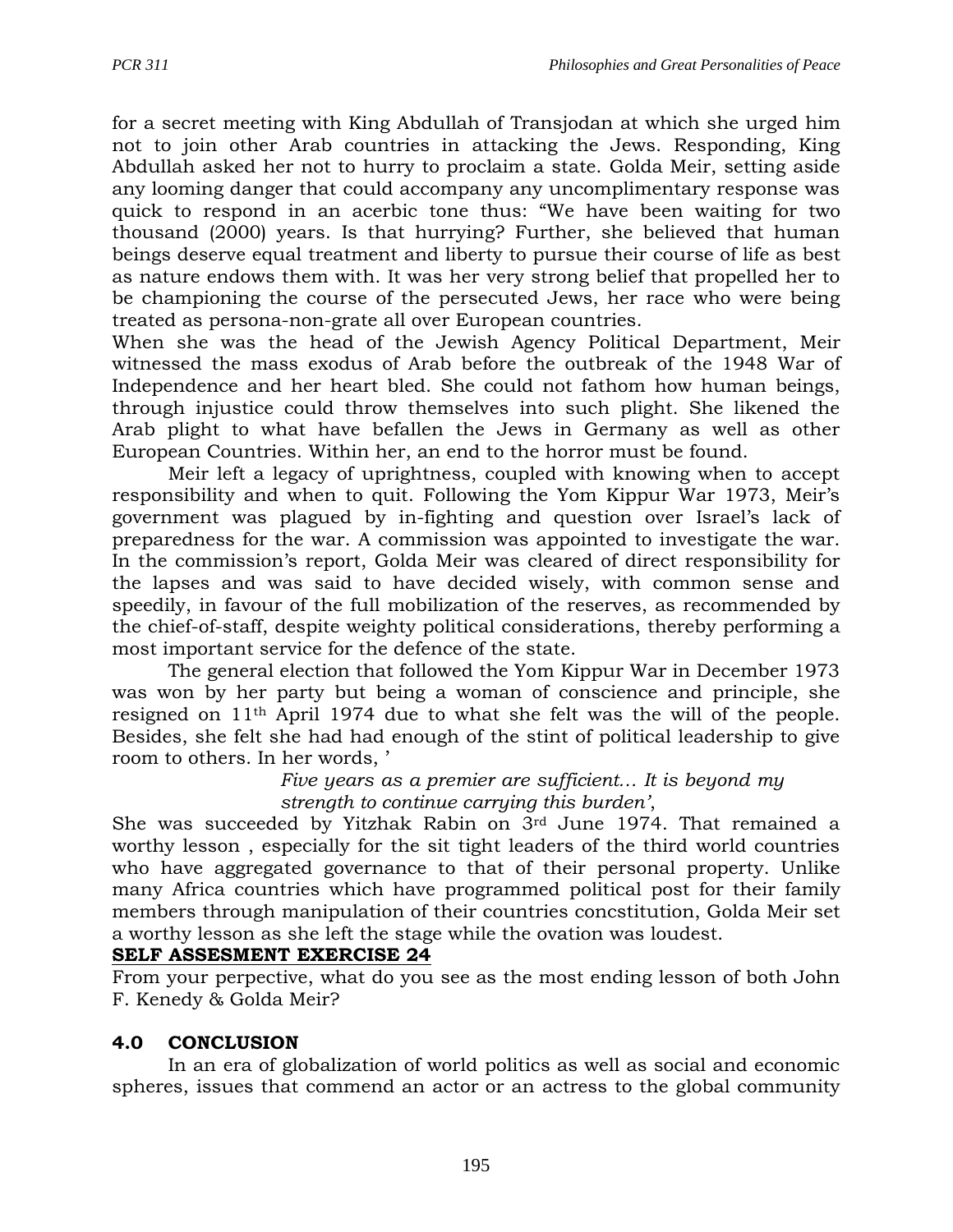for a secret meeting with King Abdullah of Transjodan at which she urged him not to join other Arab countries in attacking the Jews. Responding, King Abdullah asked her not to hurry to proclaim a state. Golda Meir, setting aside any looming danger that could accompany any uncomplimentary response was quick to respond in an acerbic tone thus: "We have been waiting for two thousand (2000) years. Is that hurrying? Further, she believed that human beings deserve equal treatment and liberty to pursue their course of life as best as nature endows them with. It was her very strong belief that propelled her to be championing the course of the persecuted Jews, her race who were being treated as persona-non-grate all over European countries.

When she was the head of the Jewish Agency Political Department, Meir witnessed the mass exodus of Arab before the outbreak of the 1948 War of Independence and her heart bled. She could not fathom how human beings, through injustice could throw themselves into such plight. She likened the Arab plight to what have befallen the Jews in Germany as well as other European Countries. Within her, an end to the horror must be found.

Meir left a legacy of uprightness, coupled with knowing when to accept responsibility and when to quit. Following the Yom Kippur War 1973, Meir's government was plagued by in-fighting and question over Israel's lack of preparedness for the war. A commission was appointed to investigate the war. In the commission's report, Golda Meir was cleared of direct responsibility for the lapses and was said to have decided wisely, with common sense and speedily, in favour of the full mobilization of the reserves, as recommended by the chief-of-staff, despite weighty political considerations, thereby performing a most important service for the defence of the state.

The general election that followed the Yom Kippur War in December 1973 was won by her party but being a woman of conscience and principle, she resigned on 11th April 1974 due to what she felt was the will of the people. Besides, she felt she had had enough of the stint of political leadership to give room to others. In her words, '

> *Five years as a premier are sufficient… It is beyond my strength to continue carrying this burden'*,

She was succeeded by Yitzhak Rabin on 3rd June 1974. That remained a worthy lesson , especially for the sit tight leaders of the third world countries who have aggregated governance to that of their personal property. Unlike many Africa countries which have programmed political post for their family members through manipulation of their countries concstitution, Golda Meir set a worthy lesson as she left the stage while the ovation was loudest.

**SELF ASSESMENT EXERCISE 24**

From your perpective, what do you see as the most ending lesson of both John F. Kenedy & Golda Meir?

## 4.0 CONCLUSION

In an era of globalization of world politics as well as social and economic spheres, issues that commend an actor or an actress to the global community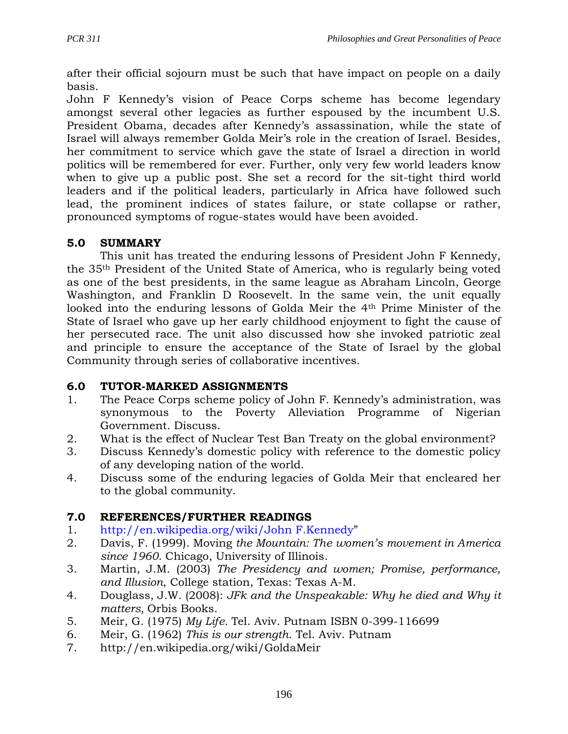after their official sojourn must be such that have impact on people on a daily basis.

John F Kennedy's vision of Peace Corps scheme has become legendary amongst several other legacies as further espoused by the incumbent U.S. President Obama, decades after Kennedy's assassination, while the state of Israel will always remember Golda Meir's role in the creation of Israel. Besides, her commitment to service which gave the state of Israel a direction in world politics will be remembered for ever. Further, only very few world leaders know when to give up a public post. She set a record for the sit-tight third world leaders and if the political leaders, particularly in Africa have followed such lead, the prominent indices of states failure, or state collapse or rather, pronounced symptoms of rogue-states would have been avoided.

## 5.0 SUMMARY

This unit has treated the enduring lessons of President John F Kennedy, the 35th President of the United State of America, who is regularly being voted as one of the best presidents, in the same league as Abraham Lincoln, George Washington, and Franklin D Roosevelt. In the same vein, the unit equally looked into the enduring lessons of Golda Meir the 4th Prime Minister of the State of Israel who gave up her early childhood enjoyment to fight the cause of her persecuted race. The unit also discussed how she invoked patriotic zeal and principle to ensure the acceptance of the State of Israel by the global Community through series of collaborative incentives.

## 6.0 TUTOR-MARKED ASSIGNMENTS

1. The Peace Corps scheme policy of John F. Kennedy's administration, was synonymous to the Poverty Alleviation Programme of Nigerian Government. Discuss.
2. What is the effect of Nuclear Test Ban Treaty on the global environment?
3. Discuss Kennedy's domestic policy with reference to the domestic policy of any developing nation of the world.
4. Discuss some of the enduring legacies of Golda Meir that encleared her to the global community.

## 7.0 REFERENCES/FURTHER READINGS

1. http://en.wikipedia.org/wiki/John F.Kennedy"
2. Davis, F. (1999). Moving *the Mountain: The women's movement in America since 1960.* Chicago, University of Illinois.
3. Martin, J.M. (2003) *The Presidency and women; Promise, performance, and Illusion*, College station, Texas: Texas A-M.
4. Douglass, J.W. (2008): *JFk and the Unspeakable: Why he died and Why it matters,* Orbis Books.
5. Meir, G. (1975) *My Life.* Tel. Aviv. Putnam ISBN 0-399-116699
6. Meir, G. (1962) *This is our strength.* Tel. Aviv. Putnam
7. http://en.wikipedia.org/wiki/GoldaMeir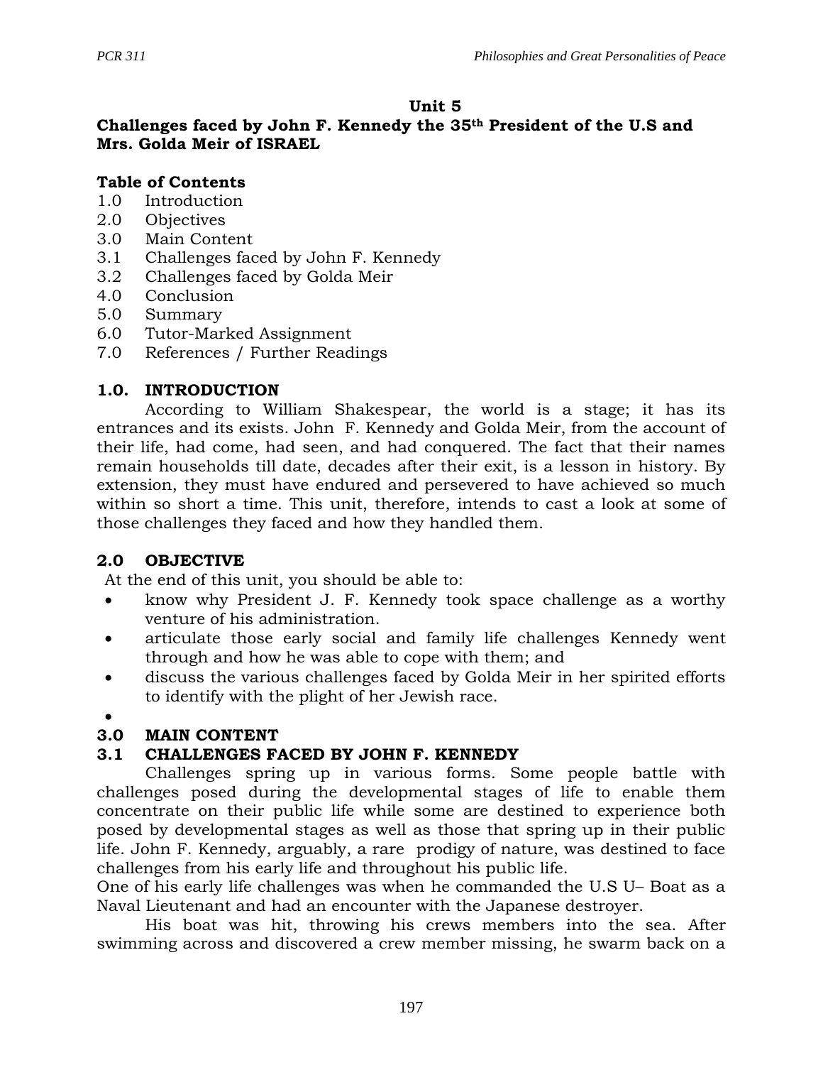## Unit 5

### Challenges faced by John F. Kennedy the 35th President of the U.S and Mrs. Golda Meir of ISRAEL

**Table of Contents**

1.0 Introduction
2.0 Objectives
3.0 Main Content
3.1 Challenges faced by John F. Kennedy
3.2 Challenges faced by Golda Meir
4.0 Conclusion
5.0 Summary
6.0 Tutor-Marked Assignment
7.0 References / Further Readings

### 1.0. INTRODUCTION

According to William Shakespear, the world is a stage; it has its entrances and its exists. John F. Kennedy and Golda Meir, from the account of their life, had come, had seen, and had conquered. The fact that their names remain households till date, decades after their exit, is a lesson in history. By extension, they must have endured and persevered to have achieved so much within so short a time. This unit, therefore, intends to cast a look at some of those challenges they faced and how they handled them.

### 2.0 OBJECTIVE

At the end of this unit, you should be able to:

- know why President J. F. Kennedy took space challenge as a worthy venture of his administration.
- articulate those early social and family life challenges Kennedy went through and how he was able to cope with them; and
- discuss the various challenges faced by Golda Meir in her spirited efforts to identify with the plight of her Jewish race.

### 3.0 MAIN CONTENT

### 3.1 CHALLENGES FACED BY JOHN F. KENNEDY

Challenges spring up in various forms. Some people battle with challenges posed during the developmental stages of life to enable them concentrate on their public life while some are destined to experience both posed by developmental stages as well as those that spring up in their public life. John F. Kennedy, arguably, a rare prodigy of nature, was destined to face challenges from his early life and throughout his public life.

One of his early life challenges was when he commanded the U.S U– Boat as a Naval Lieutenant and had an encounter with the Japanese destroyer.

His boat was hit, throwing his crews members into the sea. After swimming across and discovered a crew member missing, he swarm back on a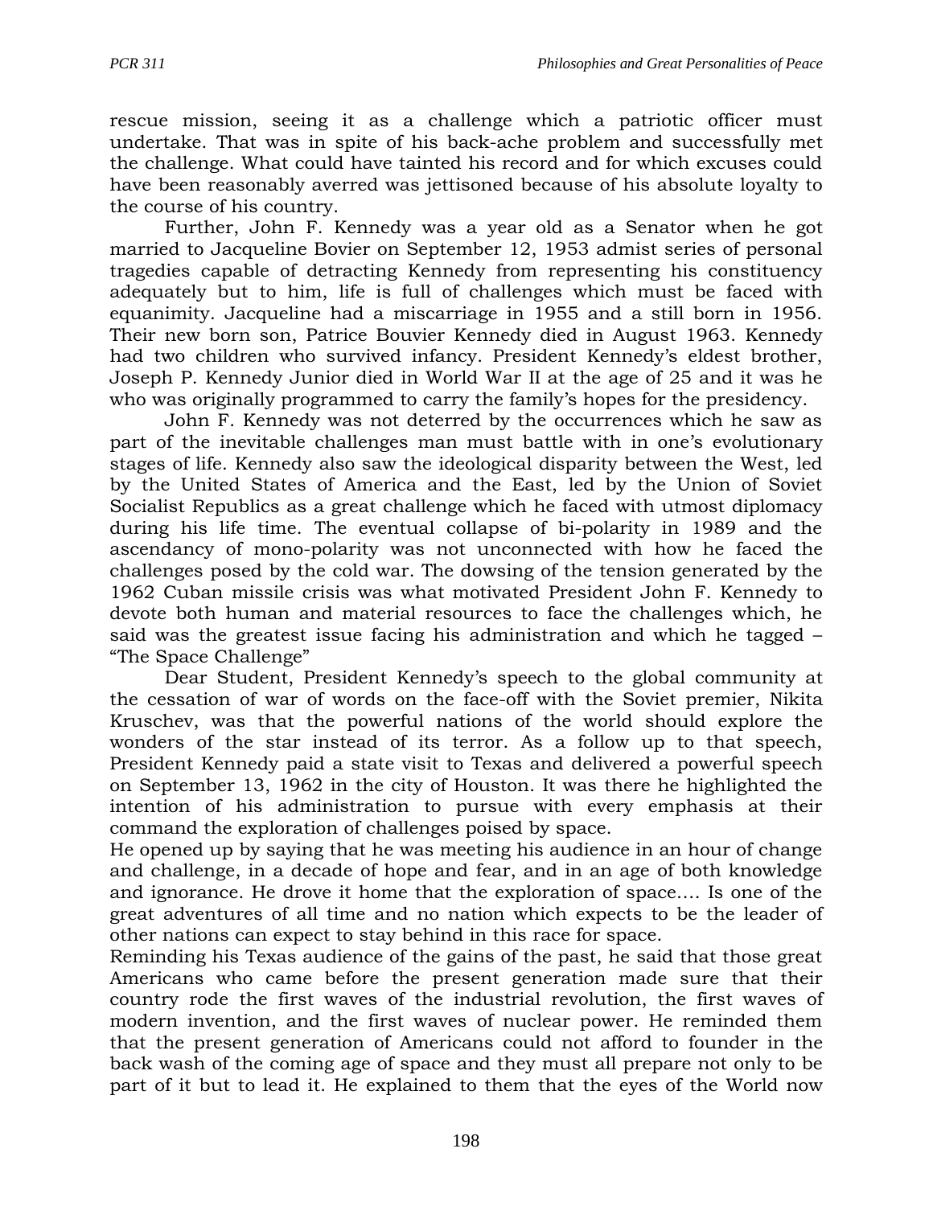rescue mission, seeing it as a challenge which a patriotic officer must undertake. That was in spite of his back-ache problem and successfully met the challenge. What could have tainted his record and for which excuses could have been reasonably averred was jettisoned because of his absolute loyalty to the course of his country.

Further, John F. Kennedy was a year old as a Senator when he got married to Jacqueline Bovier on September 12, 1953 admist series of personal tragedies capable of detracting Kennedy from representing his constituency adequately but to him, life is full of challenges which must be faced with equanimity. Jacqueline had a miscarriage in 1955 and a still born in 1956. Their new born son, Patrice Bouvier Kennedy died in August 1963. Kennedy had two children who survived infancy. President Kennedy's eldest brother, Joseph P. Kennedy Junior died in World War II at the age of 25 and it was he who was originally programmed to carry the family's hopes for the presidency.

John F. Kennedy was not deterred by the occurrences which he saw as part of the inevitable challenges man must battle with in one's evolutionary stages of life. Kennedy also saw the ideological disparity between the West, led by the United States of America and the East, led by the Union of Soviet Socialist Republics as a great challenge which he faced with utmost diplomacy during his life time. The eventual collapse of bi-polarity in 1989 and the ascendancy of mono-polarity was not unconnected with how he faced the challenges posed by the cold war. The dowsing of the tension generated by the 1962 Cuban missile crisis was what motivated President John F. Kennedy to devote both human and material resources to face the challenges which, he said was the greatest issue facing his administration and which he tagged – "The Space Challenge"

Dear Student, President Kennedy's speech to the global community at the cessation of war of words on the face-off with the Soviet premier, Nikita Kruschev, was that the powerful nations of the world should explore the wonders of the star instead of its terror. As a follow up to that speech, President Kennedy paid a state visit to Texas and delivered a powerful speech on September 13, 1962 in the city of Houston. It was there he highlighted the intention of his administration to pursue with every emphasis at their command the exploration of challenges poised by space.

He opened up by saying that he was meeting his audience in an hour of change and challenge, in a decade of hope and fear, and in an age of both knowledge and ignorance. He drove it home that the exploration of space…. Is one of the great adventures of all time and no nation which expects to be the leader of other nations can expect to stay behind in this race for space.

Reminding his Texas audience of the gains of the past, he said that those great Americans who came before the present generation made sure that their country rode the first waves of the industrial revolution, the first waves of modern invention, and the first waves of nuclear power. He reminded them that the present generation of Americans could not afford to founder in the back wash of the coming age of space and they must all prepare not only to be part of it but to lead it. He explained to them that the eyes of the World now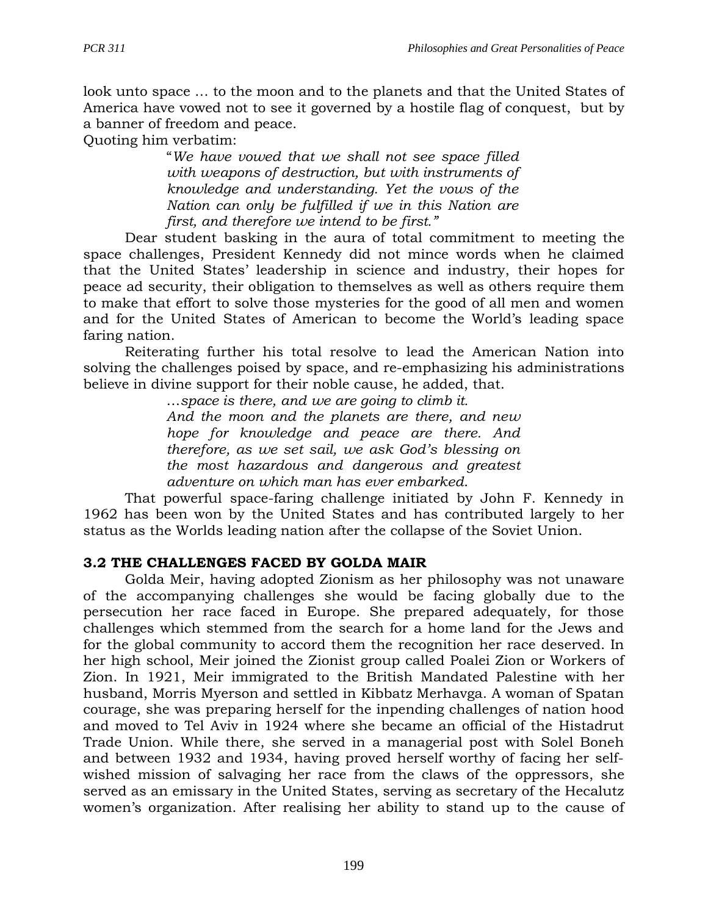look unto space … to the moon and to the planets and that the United States of America have vowed not to see it governed by a hostile flag of conquest, but by a banner of freedom and peace.

Quoting him verbatim:

> "*We have vowed that we shall not see space filled with weapons of destruction, but with instruments of knowledge and understanding. Yet the vows of the Nation can only be fulfilled if we in this Nation are first, and therefore we intend to be first.*"

Dear student basking in the aura of total commitment to meeting the space challenges, President Kennedy did not mince words when he claimed that the United States' leadership in science and industry, their hopes for peace ad security, their obligation to themselves as well as others require them to make that effort to solve those mysteries for the good of all men and women and for the United States of American to become the World's leading space faring nation.

Reiterating further his total resolve to lead the American Nation into solving the challenges poised by space, and re-emphasizing his administrations believe in divine support for their noble cause, he added, that.

> *…space is there, and we are going to climb it. And the moon and the planets are there, and new hope for knowledge and peace are there. And therefore, as we set sail, we ask God's blessing on the most hazardous and dangerous and greatest adventure on which man has ever embarked.*

That powerful space-faring challenge initiated by John F. Kennedy in 1962 has been won by the United States and has contributed largely to her status as the Worlds leading nation after the collapse of the Soviet Union.

### 3.2 THE CHALLENGES FACED BY GOLDA MAIR

Golda Meir, having adopted Zionism as her philosophy was not unaware of the accompanying challenges she would be facing globally due to the persecution her race faced in Europe. She prepared adequately, for those challenges which stemmed from the search for a home land for the Jews and for the global community to accord them the recognition her race deserved. In her high school, Meir joined the Zionist group called Poalei Zion or Workers of Zion. In 1921, Meir immigrated to the British Mandated Palestine with her husband, Morris Myerson and settled in Kibbatz Merhavga. A woman of Spatan courage, she was preparing herself for the inpending challenges of nation hood and moved to Tel Aviv in 1924 where she became an official of the Histadrut Trade Union. While there, she served in a managerial post with Solel Boneh and between 1932 and 1934, having proved herself worthy of facing her self-wished mission of salvaging her race from the claws of the oppressors, she served as an emissary in the United States, serving as secretary of the Hecalutz women's organization. After realising her ability to stand up to the cause of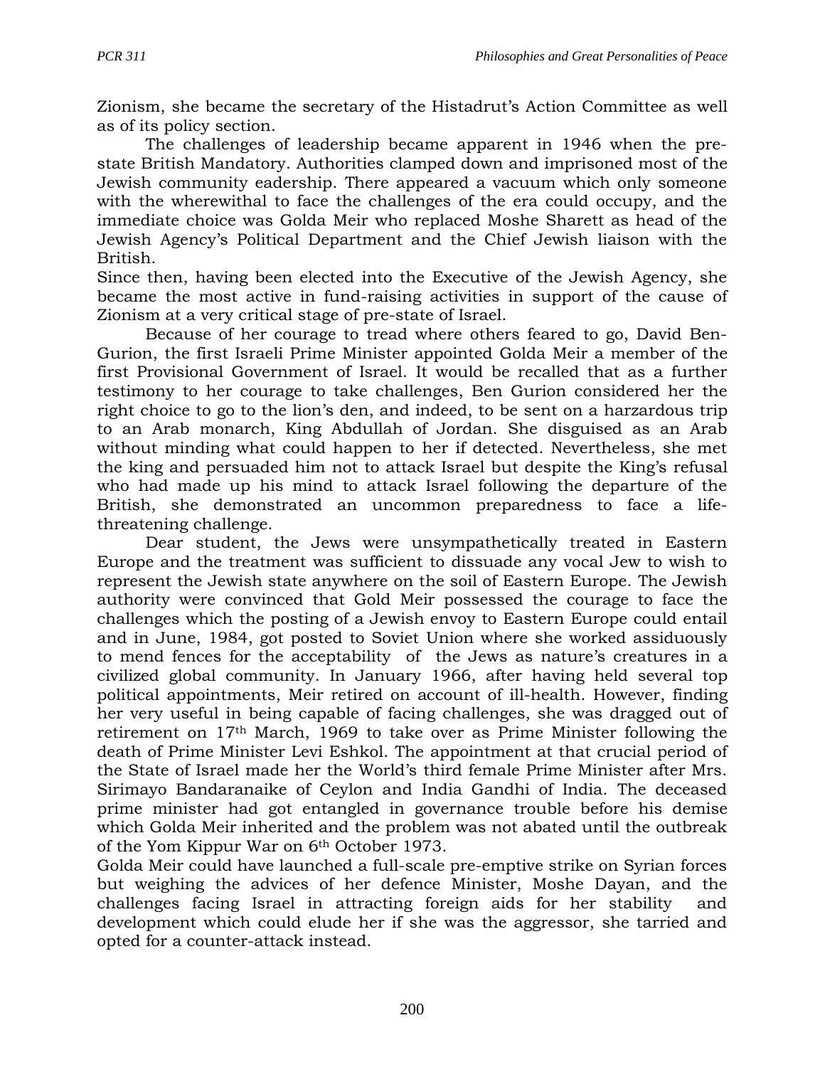Zionism, she became the secretary of the Histadrut's Action Committee as well as of its policy section.

The challenges of leadership became apparent in 1946 when the pre-state British Mandatory. Authorities clamped down and imprisoned most of the Jewish community eadership. There appeared a vacuum which only someone with the wherewithal to face the challenges of the era could occupy, and the immediate choice was Golda Meir who replaced Moshe Sharett as head of the Jewish Agency's Political Department and the Chief Jewish liaison with the British.

Since then, having been elected into the Executive of the Jewish Agency, she became the most active in fund-raising activities in support of the cause of Zionism at a very critical stage of pre-state of Israel.

Because of her courage to tread where others feared to go, David Ben-Gurion, the first Israeli Prime Minister appointed Golda Meir a member of the first Provisional Government of Israel. It would be recalled that as a further testimony to her courage to take challenges, Ben Gurion considered her the right choice to go to the lion's den, and indeed, to be sent on a harzardous trip to an Arab monarch, King Abdullah of Jordan. She disguised as an Arab without minding what could happen to her if detected. Nevertheless, she met the king and persuaded him not to attack Israel but despite the King's refusal who had made up his mind to attack Israel following the departure of the British, she demonstrated an uncommon preparedness to face a life-threatening challenge.

Dear student, the Jews were unsympathetically treated in Eastern Europe and the treatment was sufficient to dissuade any vocal Jew to wish to represent the Jewish state anywhere on the soil of Eastern Europe. The Jewish authority were convinced that Gold Meir possessed the courage to face the challenges which the posting of a Jewish envoy to Eastern Europe could entail and in June, 1984, got posted to Soviet Union where she worked assiduously to mend fences for the acceptability of the Jews as nature's creatures in a civilized global community. In January 1966, after having held several top political appointments, Meir retired on account of ill-health. However, finding her very useful in being capable of facing challenges, she was dragged out of retirement on 17th March, 1969 to take over as Prime Minister following the death of Prime Minister Levi Eshkol. The appointment at that crucial period of the State of Israel made her the World's third female Prime Minister after Mrs. Sirimayo Bandaranaike of Ceylon and India Gandhi of India. The deceased prime minister had got entangled in governance trouble before his demise which Golda Meir inherited and the problem was not abated until the outbreak of the Yom Kippur War on 6th October 1973.

Golda Meir could have launched a full-scale pre-emptive strike on Syrian forces but weighing the advices of her defence Minister, Moshe Dayan, and the challenges facing Israel in attracting foreign aids for her stability and development which could elude her if she was the aggressor, she tarried and opted for a counter-attack instead.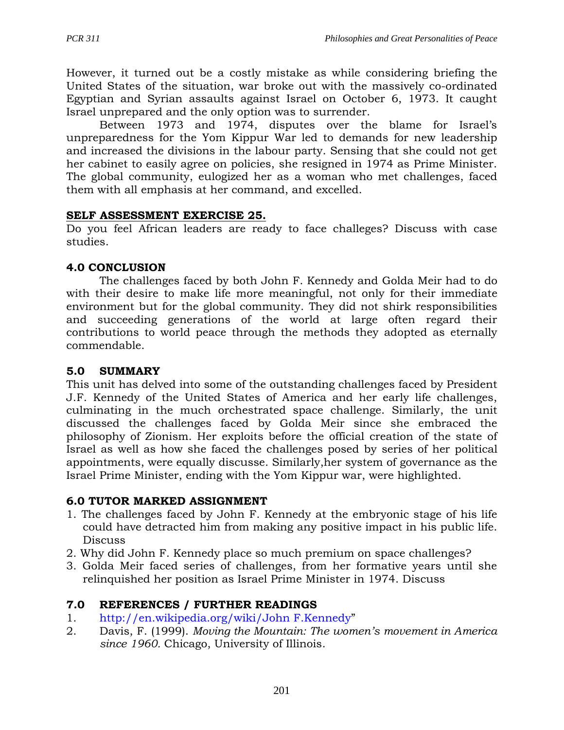However, it turned out be a costly mistake as while considering briefing the United States of the situation, war broke out with the massively co-ordinated Egyptian and Syrian assaults against Israel on October 6, 1973. It caught Israel unprepared and the only option was to surrender.

Between 1973 and 1974, disputes over the blame for Israel's unpreparedness for the Yom Kippur War led to demands for new leadership and increased the divisions in the labour party. Sensing that she could not get her cabinet to easily agree on policies, she resigned in 1974 as Prime Minister. The global community, eulogized her as a woman who met challenges, faced them with all emphasis at her command, and excelled.

**SELF ASSESSMENT EXERCISE 25.**

Do you feel African leaders are ready to face challeges? Discuss with case studies.

## 4.0 CONCLUSION

The challenges faced by both John F. Kennedy and Golda Meir had to do with their desire to make life more meaningful, not only for their immediate environment but for the global community. They did not shirk responsibilities and succeeding generations of the world at large often regard their contributions to world peace through the methods they adopted as eternally commendable.

## 5.0 SUMMARY

This unit has delved into some of the outstanding challenges faced by President J.F. Kennedy of the United States of America and her early life challenges, culminating in the much orchestrated space challenge. Similarly, the unit discussed the challenges faced by Golda Meir since she embraced the philosophy of Zionism. Her exploits before the official creation of the state of Israel as well as how she faced the challenges posed by series of her political appointments, were equally discusse. Similarly,her system of governance as the Israel Prime Minister, ending with the Yom Kippur war, were highlighted.

## 6.0 TUTOR MARKED ASSIGNMENT

1. The challenges faced by John F. Kennedy at the embryonic stage of his life could have detracted him from making any positive impact in his public life. Discuss
2. Why did John F. Kennedy place so much premium on space challenges?
3. Golda Meir faced series of challenges, from her formative years until she relinquished her position as Israel Prime Minister in 1974. Discuss

## 7.0 REFERENCES / FURTHER READINGS

1. http://en.wikipedia.org/wiki/John F.Kennedy"
2. Davis, F. (1999). *Moving the Mountain: The women's movement in America since 1960.* Chicago, University of Illinois.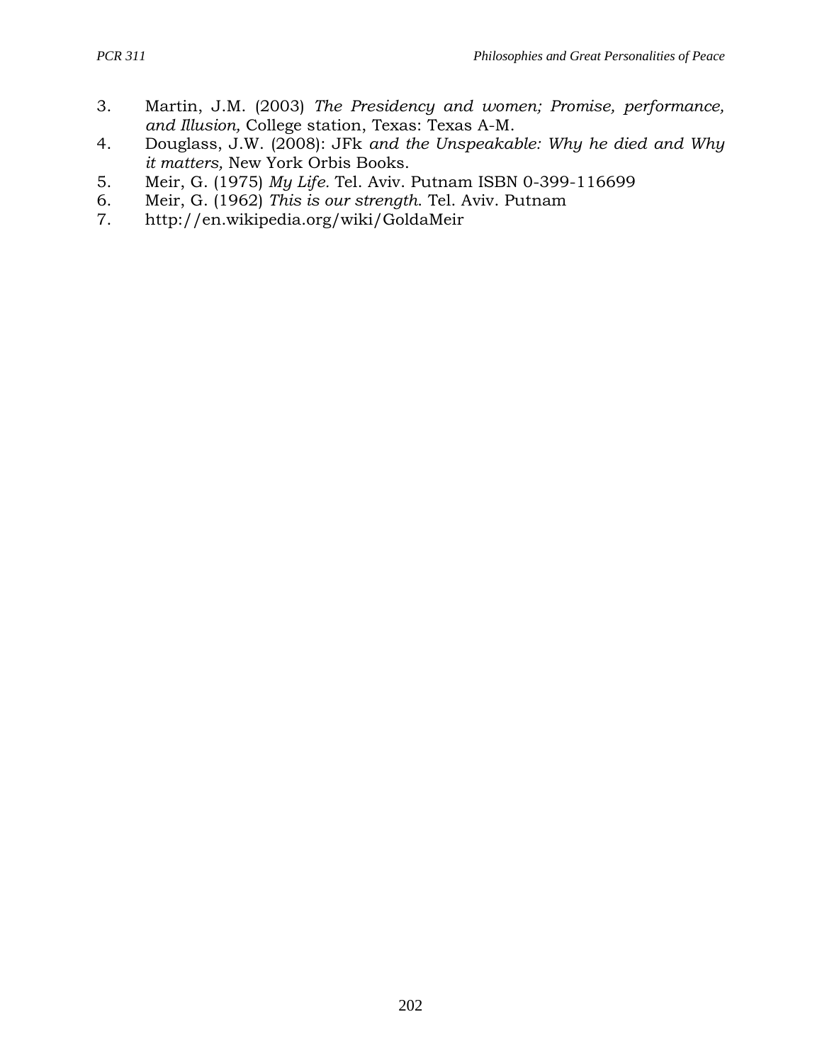3. Martin, J.M. (2003) *The Presidency and women; Promise, performance, and Illusion,* College station, Texas: Texas A-M.
4. Douglass, J.W. (2008): JFk *and the Unspeakable: Why he died and Why it matters,* New York Orbis Books.
5. Meir, G. (1975) *My Life.* Tel. Aviv. Putnam ISBN 0-399-116699
6. Meir, G. (1962) *This is our strength*. Tel. Aviv. Putnam
7. http://en.wikipedia.org/wiki/GoldaMeir